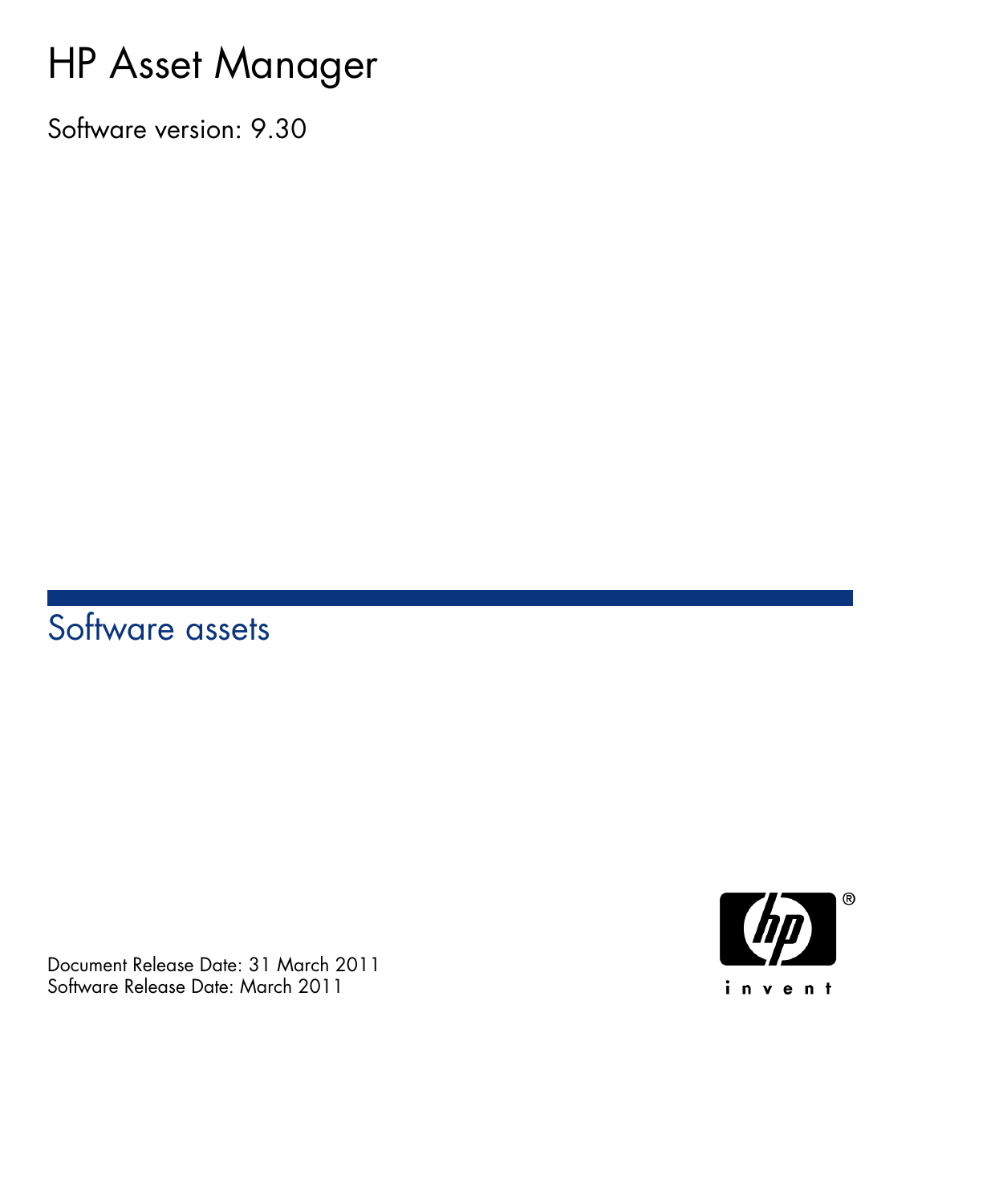# HP Asset Manager

Software version: 9.30

## Software assets

Document Release Date: 31 March 2011
Software Release Date: March 2011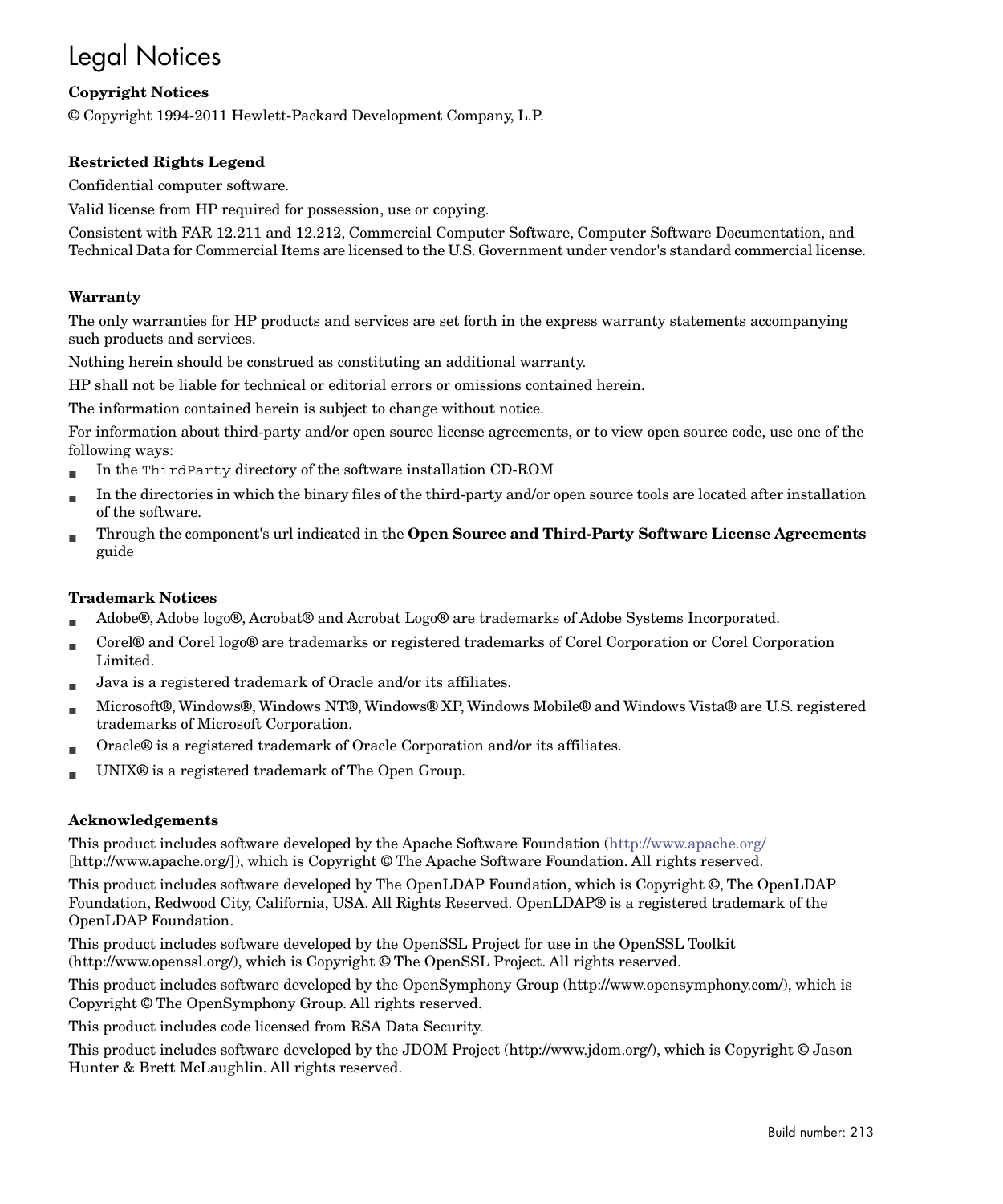# Legal Notices

**Copyright Notices**

© Copyright 1994-2011 Hewlett-Packard Development Company, L.P.

**Restricted Rights Legend**

Confidential computer software.

Valid license from HP required for possession, use or copying.

Consistent with FAR 12.211 and 12.212, Commercial Computer Software, Computer Software Documentation, and Technical Data for Commercial Items are licensed to the U.S. Government under vendor's standard commercial license.

**Warranty**

The only warranties for HP products and services are set forth in the express warranty statements accompanying such products and services.

Nothing herein should be construed as constituting an additional warranty.

HP shall not be liable for technical or editorial errors or omissions contained herein.

The information contained herein is subject to change without notice.

For information about third-party and/or open source license agreements, or to view open source code, use one of the following ways:

- In the `ThirdParty` directory of the software installation CD-ROM
- In the directories in which the binary files of the third-party and/or open source tools are located after installation of the software.
- Through the component's url indicated in the **Open Source and Third-Party Software License Agreements** guide

**Trademark Notices**

- Adobe®, Adobe logo®, Acrobat® and Acrobat Logo® are trademarks of Adobe Systems Incorporated.
- Corel® and Corel logo® are trademarks or registered trademarks of Corel Corporation or Corel Corporation Limited.
- Java is a registered trademark of Oracle and/or its affiliates.
- Microsoft®, Windows®, Windows NT®, Windows® XP, Windows Mobile® and Windows Vista® are U.S. registered trademarks of Microsoft Corporation.
- Oracle® is a registered trademark of Oracle Corporation and/or its affiliates.
- UNIX® is a registered trademark of The Open Group.

**Acknowledgements**

This product includes software developed by the Apache Software Foundation (http://www.apache.org/ [http://www.apache.org/]), which is Copyright © The Apache Software Foundation. All rights reserved.

This product includes software developed by The OpenLDAP Foundation, which is Copyright ©, The OpenLDAP Foundation, Redwood City, California, USA. All Rights Reserved. OpenLDAP® is a registered trademark of the OpenLDAP Foundation.

This product includes software developed by the OpenSSL Project for use in the OpenSSL Toolkit (http://www.openssl.org/), which is Copyright © The OpenSSL Project. All rights reserved.

This product includes software developed by the OpenSymphony Group (http://www.opensymphony.com/), which is Copyright © The OpenSymphony Group. All rights reserved.

This product includes code licensed from RSA Data Security.

This product includes software developed by the JDOM Project (http://www.jdom.org/), which is Copyright © Jason Hunter & Brett McLaughlin. All rights reserved.

Build number: 213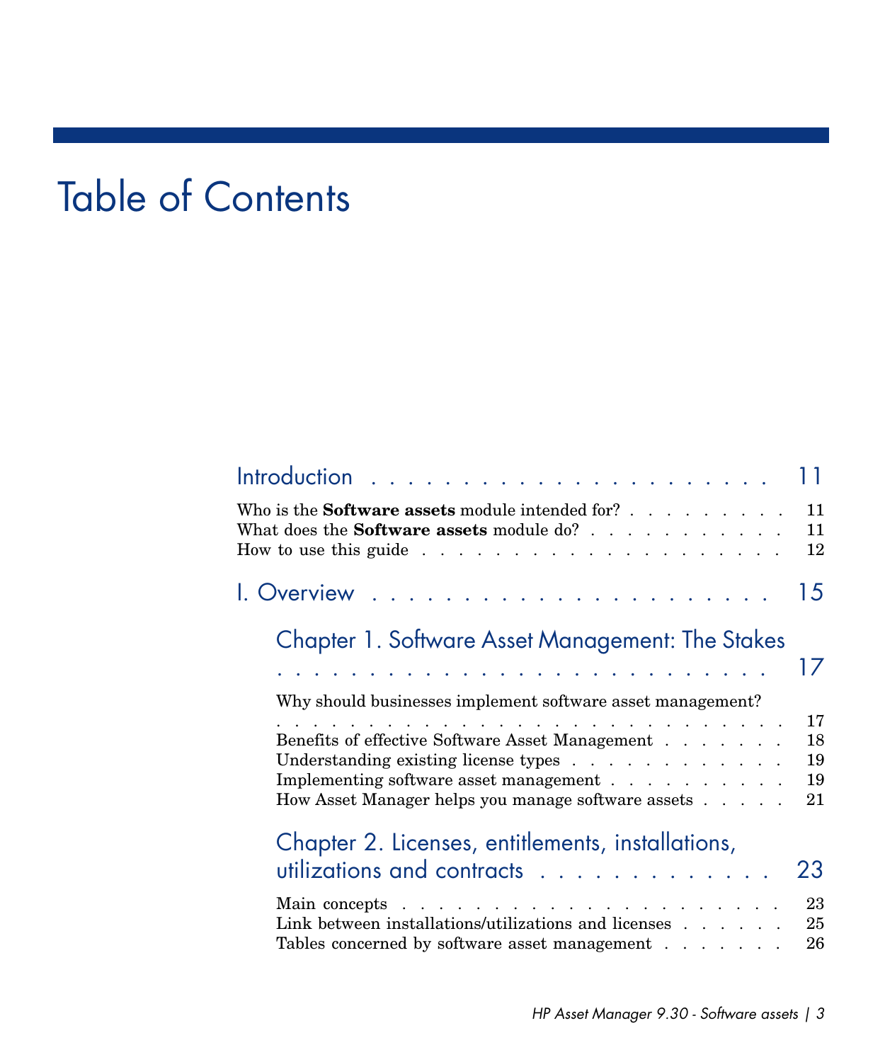# Table of Contents

Introduction . . . . . . . . . . . . . . . . . . . . . . 11

Who is the **Software assets** module intended for? . . . . . . . . . . 11
What does the **Software assets** module do? . . . . . . . . . . . . 11
How to use this guide . . . . . . . . . . . . . . . . . . . . 12

I. Overview . . . . . . . . . . . . . . . . . . . . . . . 15

Chapter 1. Software Asset Management: The Stakes . . . . . . . . . . . . . . . . . . . . . . . . . . . 17

Why should businesses implement software asset management? . . . . . . . . . . . . . . . . . . . . . . . . . . . 17
Benefits of effective Software Asset Management . . . . . . . 18
Understanding existing license types . . . . . . . . . . . . . 19
Implementing software asset management . . . . . . . . . . . 19
How Asset Manager helps you manage software assets . . . . . 21

Chapter 2. Licenses, entitlements, installations, utilizations and contracts . . . . . . . . . . . . . 23

Main concepts . . . . . . . . . . . . . . . . . . . . . . 23
Link between installations/utilizations and licenses . . . . . . 25
Tables concerned by software asset management . . . . . . . 26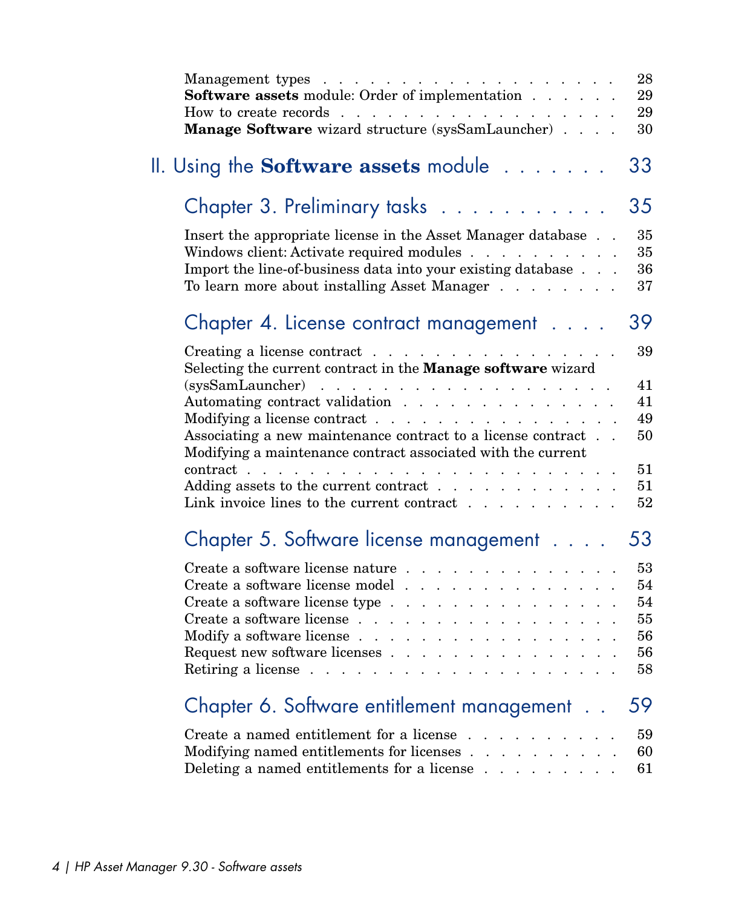Management types . . . . . . . . . . . . . . . . . . . . 28
**Software assets** module: Order of implementation . . . . . . 29
How to create records . . . . . . . . . . . . . . . . . . . 29
**Manage Software** wizard structure (sysSamLauncher) . . . . 30

# II. Using the **Software assets** module . . . . . . . 33

## Chapter 3. Preliminary tasks . . . . . . . . . . . 35

Insert the appropriate license in the Asset Manager database . . 35
Windows client: Activate required modules . . . . . . . . . . 35
Import the line-of-business data into your existing database . . . 36
To learn more about installing Asset Manager . . . . . . . . 37

## Chapter 4. License contract management . . . . 39

Creating a license contract . . . . . . . . . . . . . . . . . 39
Selecting the current contract in the **Manage software** wizard (sysSamLauncher) . . . . . . . . . . . . . . . . . . . 41
Automating contract validation . . . . . . . . . . . . . . . 41
Modifying a license contract . . . . . . . . . . . . . . . . 49
Associating a new maintenance contract to a license contract . . 50
Modifying a maintenance contract associated with the current contract . . . . . . . . . . . . . . . . . . . . . . . . 51
Adding assets to the current contract . . . . . . . . . . . . 51
Link invoice lines to the current contract . . . . . . . . . . 52

## Chapter 5. Software license management . . . . 53

Create a software license nature . . . . . . . . . . . . . . 53
Create a software license model . . . . . . . . . . . . . . 54
Create a software license type . . . . . . . . . . . . . . . 54
Create a software license . . . . . . . . . . . . . . . . . 55
Modify a software license . . . . . . . . . . . . . . . . . 56
Request new software licenses . . . . . . . . . . . . . . . 56
Retiring a license . . . . . . . . . . . . . . . . . . . . . 58

## Chapter 6. Software entitlement management . . 59

Create a named entitlement for a license . . . . . . . . . . 59
Modifying named entitlements for licenses . . . . . . . . . . 60
Deleting a named entitlements for a license . . . . . . . . . 61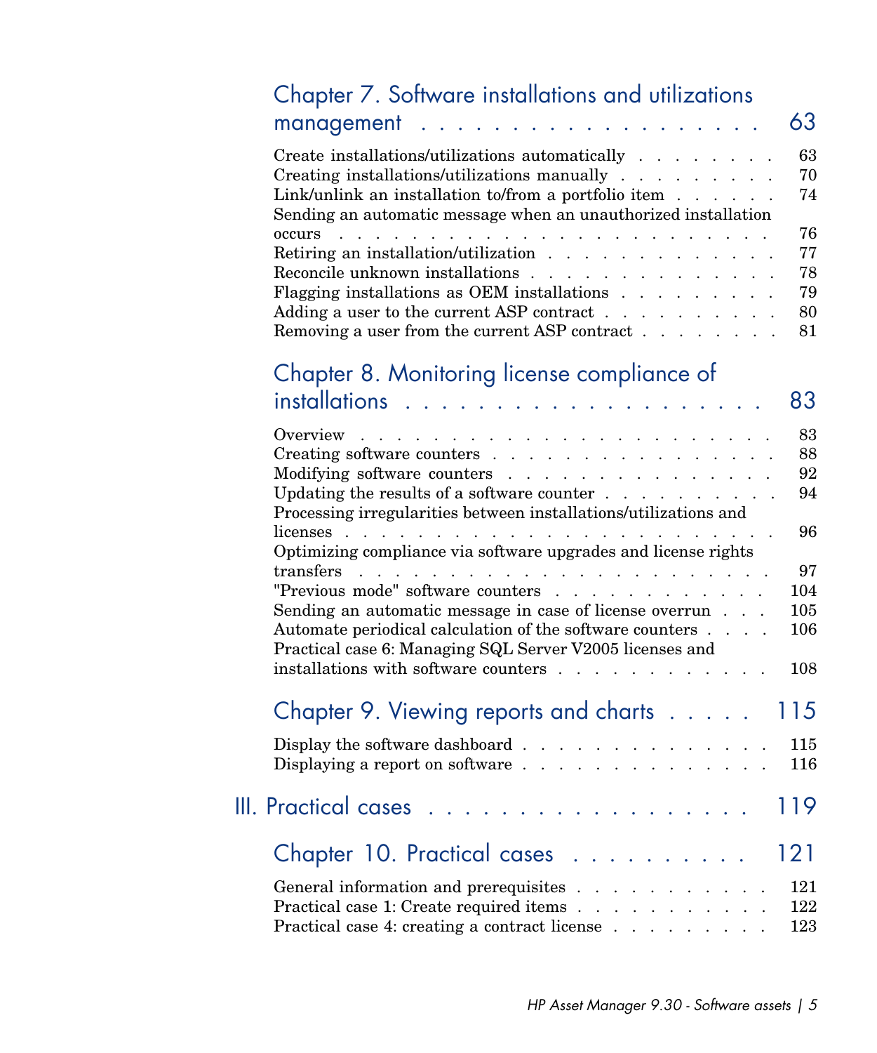## Chapter 7. Software installations and utilizations management . . . . . . . . . . . . . . . . . . . 63

Create installations/utilizations automatically . . . . . . . . 63
Creating installations/utilizations manually . . . . . . . . . 70
Link/unlink an installation to/from a portfolio item . . . . . . 74
Sending an automatic message when an unauthorized installation occurs . . . . . . . . . . . . . . . . . . . . . . . . . 76
Retiring an installation/utilization . . . . . . . . . . . . . 77
Reconcile unknown installations . . . . . . . . . . . . . . 78
Flagging installations as OEM installations . . . . . . . . . 79
Adding a user to the current ASP contract . . . . . . . . . . 80
Removing a user from the current ASP contract . . . . . . . . 81

## Chapter 8. Monitoring license compliance of installations . . . . . . . . . . . . . . . . . . . 83

Overview . . . . . . . . . . . . . . . . . . . . . . . . 83
Creating software counters . . . . . . . . . . . . . . . . 88
Modifying software counters . . . . . . . . . . . . . . . 92
Updating the results of a software counter . . . . . . . . . 94
Processing irregularities between installations/utilizations and licenses . . . . . . . . . . . . . . . . . . . . . . . . 96
Optimizing compliance via software upgrades and license rights transfers . . . . . . . . . . . . . . . . . . . . . . . . 97
"Previous mode" software counters . . . . . . . . . . . . 104
Sending an automatic message in case of license overrun . . . 105
Automate periodical calculation of the software counters . . . . 106
Practical case 6: Managing SQL Server V2005 licenses and installations with software counters . . . . . . . . . . . . 108

## Chapter 9. Viewing reports and charts . . . . . 115

Display the software dashboard . . . . . . . . . . . . . . 115
Displaying a report on software . . . . . . . . . . . . . . 116

# III. Practical cases . . . . . . . . . . . . . . . . . . 119

## Chapter 10. Practical cases . . . . . . . . . . 121

General information and prerequisites . . . . . . . . . . . 121
Practical case 1: Create required items . . . . . . . . . . . 122
Practical case 4: creating a contract license . . . . . . . . . 123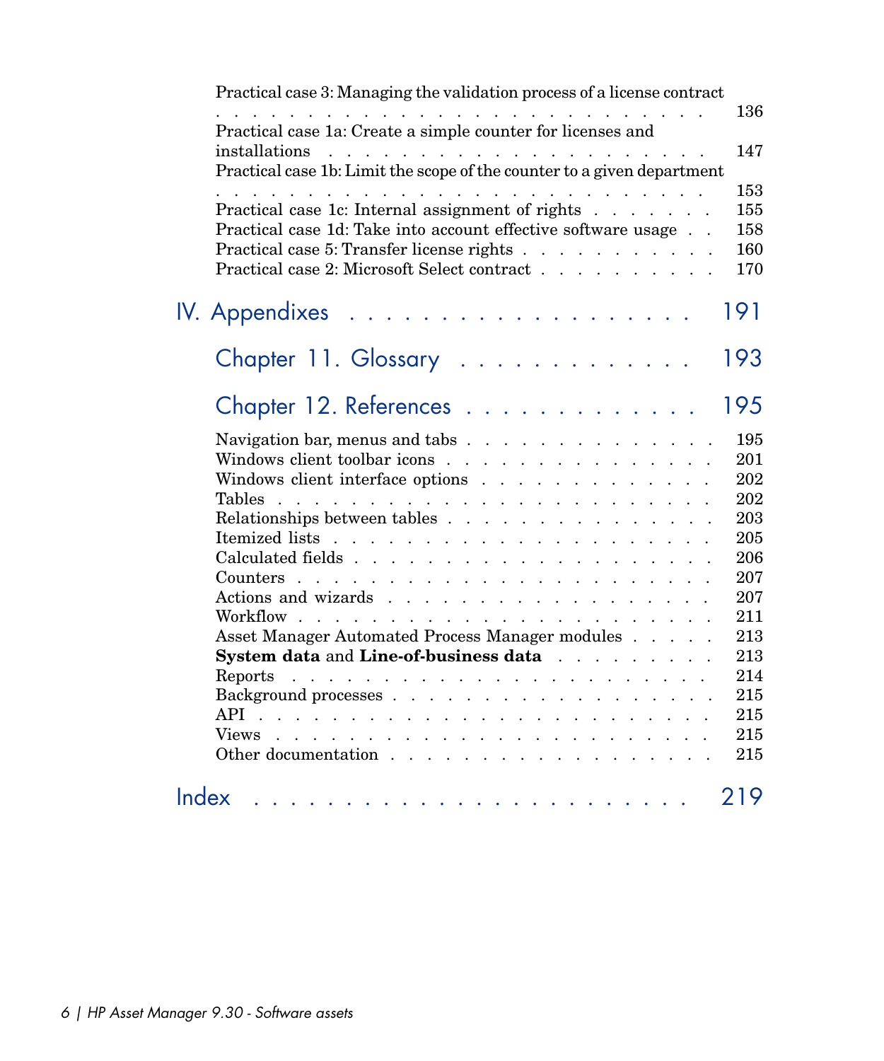Practical case 3: Managing the validation process of a license contract . . . 136
Practical case 1a: Create a simple counter for licenses and installations . . . 147
Practical case 1b: Limit the scope of the counter to a given department . . . 153
Practical case 1c: Internal assignment of rights . . . 155
Practical case 1d: Take into account effective software usage . . . 158
Practical case 5: Transfer license rights . . . 160
Practical case 2: Microsoft Select contract . . . 170

# IV. Appendixes . . . 191

## Chapter 11. Glossary . . . 193

## Chapter 12. References . . . 195

Navigation bar, menus and tabs . . . 195
Windows client toolbar icons . . . 201
Windows client interface options . . . 202
Tables . . . 202
Relationships between tables . . . 203
Itemized lists . . . 205
Calculated fields . . . 206
Counters . . . 207
Actions and wizards . . . 207
Workflow . . . 211
Asset Manager Automated Process Manager modules . . . 213
**System data** and **Line-of-business data** . . . 213
Reports . . . 214
Background processes . . . 215
API . . . 215
Views . . . 215
Other documentation . . . 215

# Index . . . 219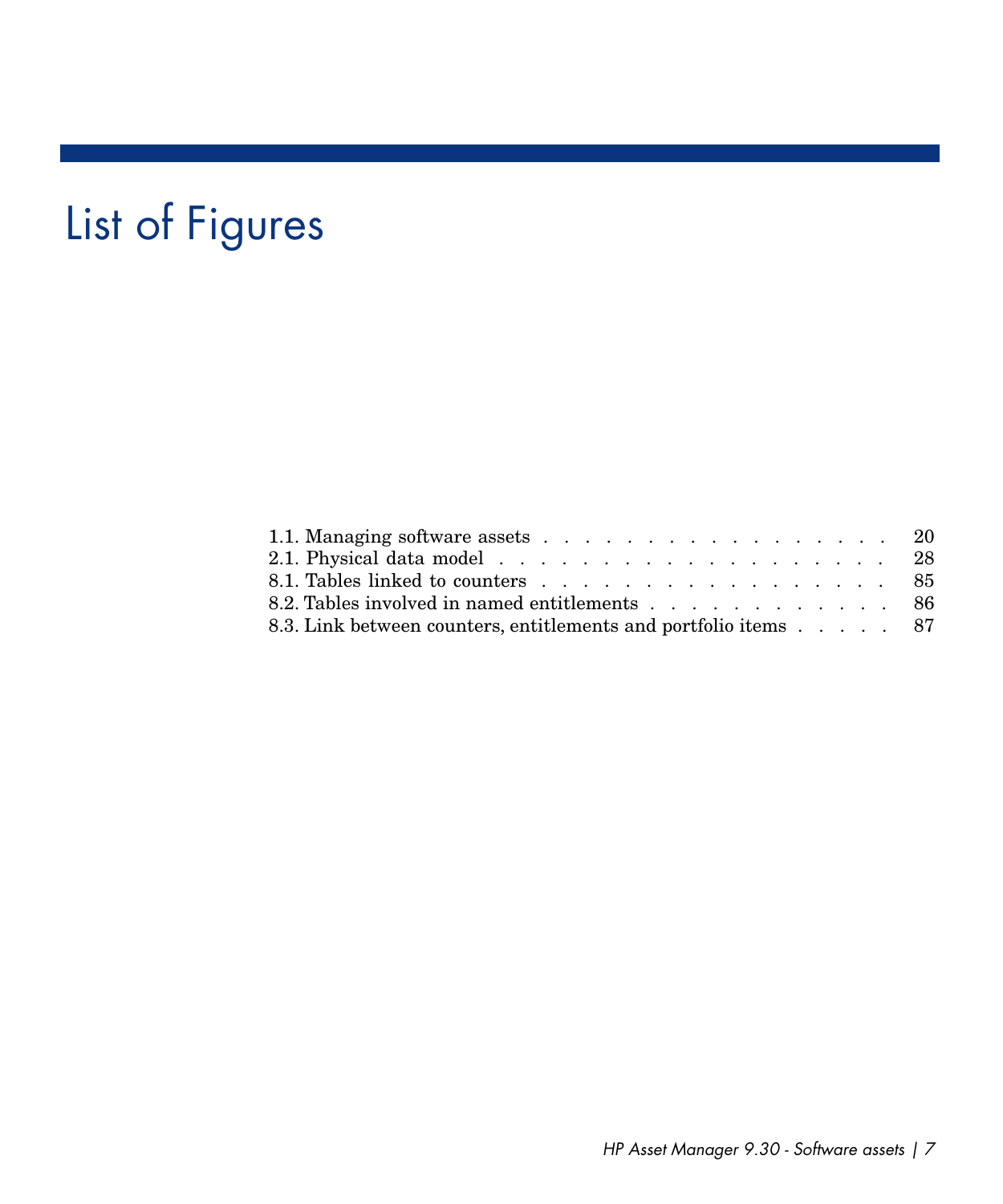# List of Figures

1.1. Managing software assets . . . . . . . . . . . . . . . . . . 20
2.1. Physical data model . . . . . . . . . . . . . . . . . . . . 28
8.1. Tables linked to counters . . . . . . . . . . . . . . . . . . 85
8.2. Tables involved in named entitlements . . . . . . . . . . . . 86
8.3. Link between counters, entitlements and portfolio items . . . . . 87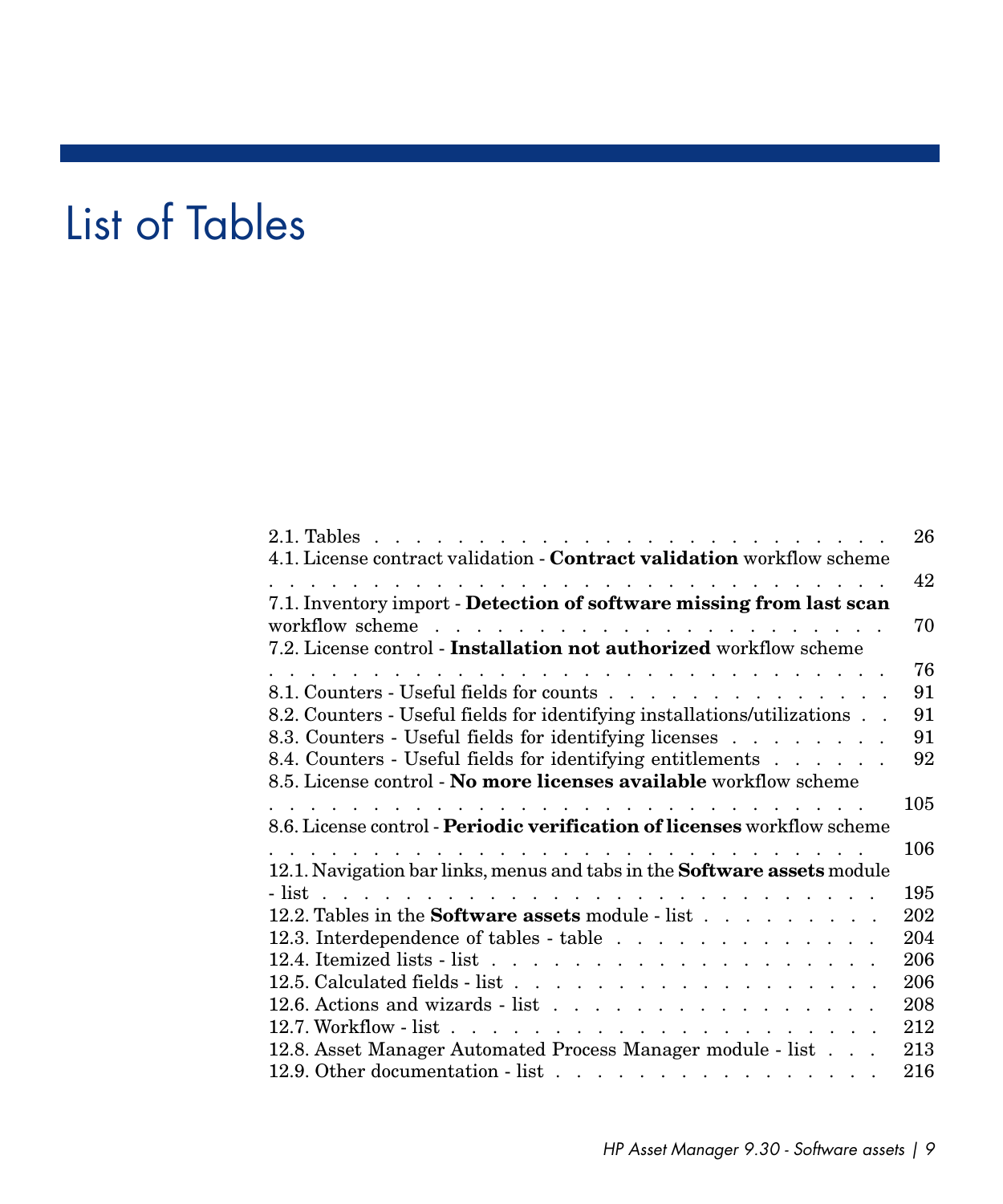# List of Tables

2.1. Tables . . . . . . . . . . . . . . . . . . . . . . . . . . . 26
4.1. License contract validation - **Contract validation** workflow scheme . . . . . . . . . . . . . . . . . . . . . . . . . . . . . 42
7.1. Inventory import - **Detection of software missing from last scan** workflow scheme . . . . . . . . . . . . . . . . . . . . . . . . 70
7.2. License control - **Installation not authorized** workflow scheme . . . . . . . . . . . . . . . . . . . . . . . . . . . . . 76
8.1. Counters - Useful fields for counts . . . . . . . . . . . . . . 91
8.2. Counters - Useful fields for identifying installations/utilizations . . 91
8.3. Counters - Useful fields for identifying licenses . . . . . . . . 91
8.4. Counters - Useful fields for identifying entitlements . . . . . . 92
8.5. License control - **No more licenses available** workflow scheme . . . . . . . . . . . . . . . . . . . . . . . . . . . . . 105
8.6. License control - **Periodic verification of licenses** workflow scheme . . . . . . . . . . . . . . . . . . . . . . . . . . . . . 106
12.1. Navigation bar links, menus and tabs in the **Software assets** module - list . . . . . . . . . . . . . . . . . . . . . . . . . . . 195
12.2. Tables in the **Software assets** module - list . . . . . . . . . . 202
12.3. Interdependence of tables - table . . . . . . . . . . . . . . . 204
12.4. Itemized lists - list . . . . . . . . . . . . . . . . . . . . . 206
12.5. Calculated fields - list . . . . . . . . . . . . . . . . . . . . 206
12.6. Actions and wizards - list . . . . . . . . . . . . . . . . . . 208
12.7. Workflow - list . . . . . . . . . . . . . . . . . . . . . . . 212
12.8. Asset Manager Automated Process Manager module - list . . . 213
12.9. Other documentation - list . . . . . . . . . . . . . . . . . . 216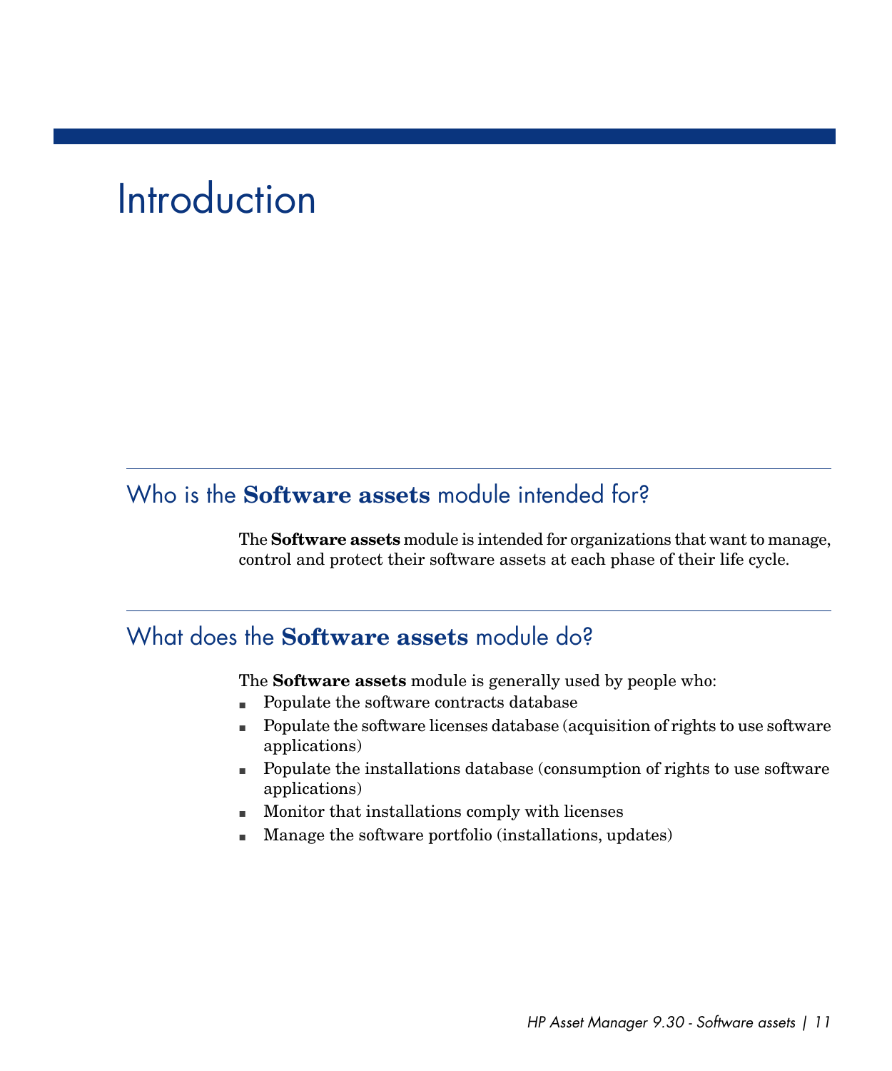# Introduction

## Who is the **Software assets** module intended for?

The **Software assets** module is intended for organizations that want to manage, control and protect their software assets at each phase of their life cycle.

## What does the **Software assets** module do?

The **Software assets** module is generally used by people who:

- Populate the software contracts database
- Populate the software licenses database (acquisition of rights to use software applications)
- Populate the installations database (consumption of rights to use software applications)
- Monitor that installations comply with licenses
- Manage the software portfolio (installations, updates)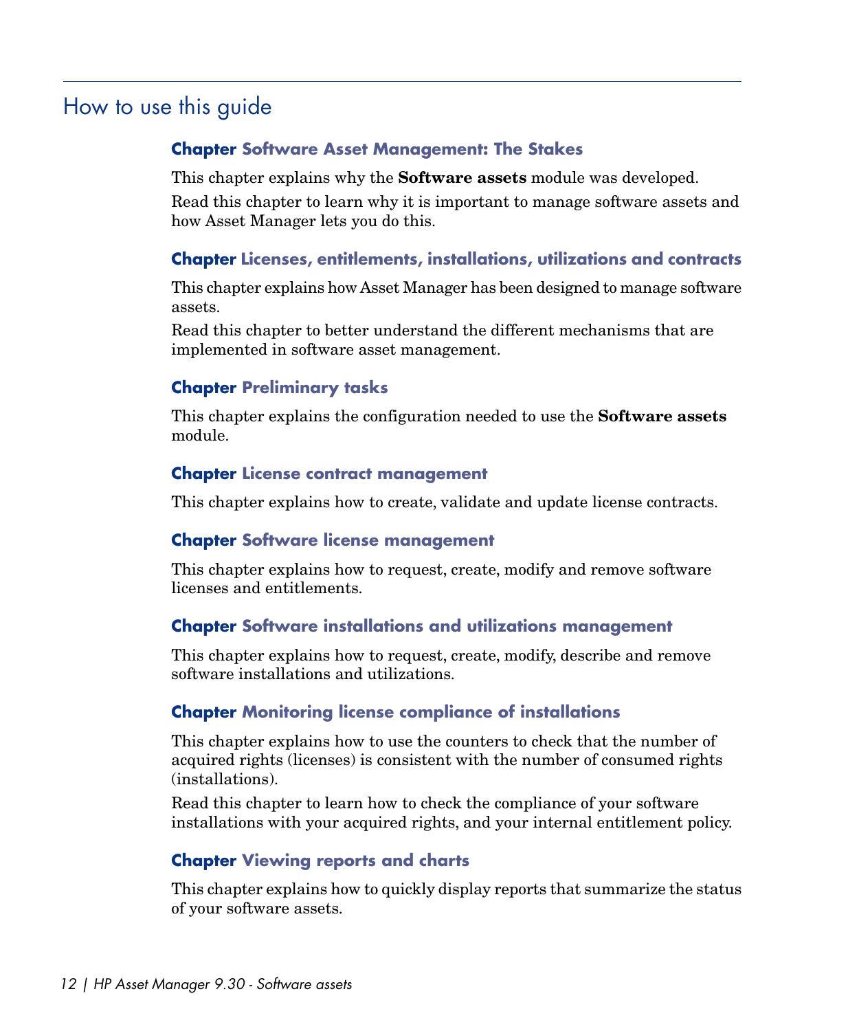## How to use this guide

### Chapter Software Asset Management: The Stakes

This chapter explains why the **Software assets** module was developed.

Read this chapter to learn why it is important to manage software assets and how Asset Manager lets you do this.

### Chapter Licenses, entitlements, installations, utilizations and contracts

This chapter explains how Asset Manager has been designed to manage software assets.

Read this chapter to better understand the different mechanisms that are implemented in software asset management.

### Chapter Preliminary tasks

This chapter explains the configuration needed to use the **Software assets** module.

### Chapter License contract management

This chapter explains how to create, validate and update license contracts.

### Chapter Software license management

This chapter explains how to request, create, modify and remove software licenses and entitlements.

### Chapter Software installations and utilizations management

This chapter explains how to request, create, modify, describe and remove software installations and utilizations.

### Chapter Monitoring license compliance of installations

This chapter explains how to use the counters to check that the number of acquired rights (licenses) is consistent with the number of consumed rights (installations).

Read this chapter to learn how to check the compliance of your software installations with your acquired rights, and your internal entitlement policy.

### Chapter Viewing reports and charts

This chapter explains how to quickly display reports that summarize the status of your software assets.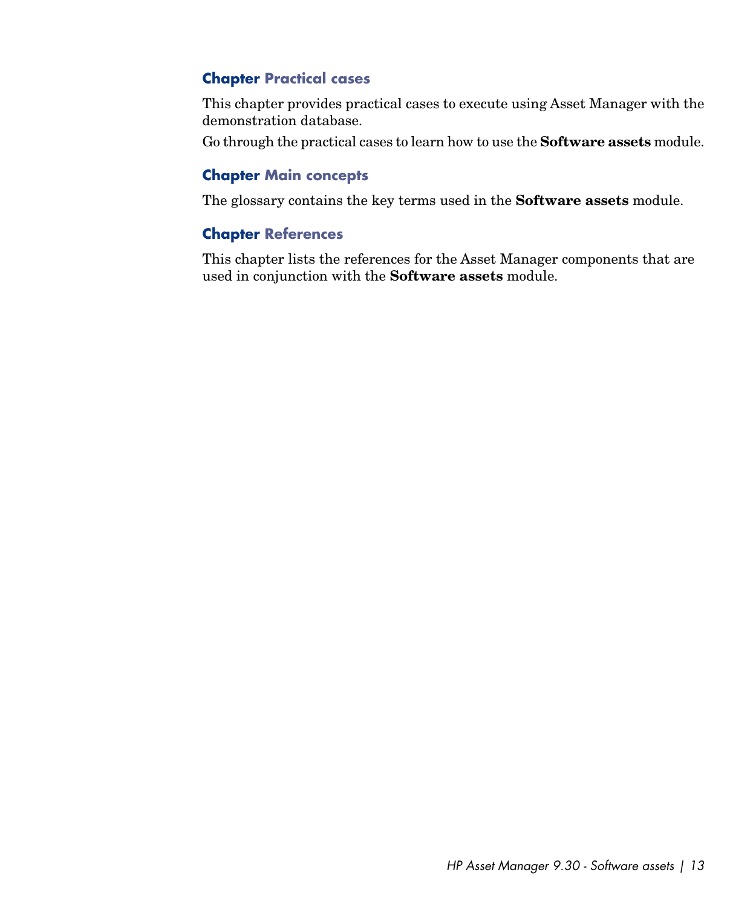### Chapter Practical cases

This chapter provides practical cases to execute using Asset Manager with the demonstration database.

Go through the practical cases to learn how to use the **Software assets** module.

### Chapter Main concepts

The glossary contains the key terms used in the **Software assets** module.

### Chapter References

This chapter lists the references for the Asset Manager components that are used in conjunction with the **Software assets** module.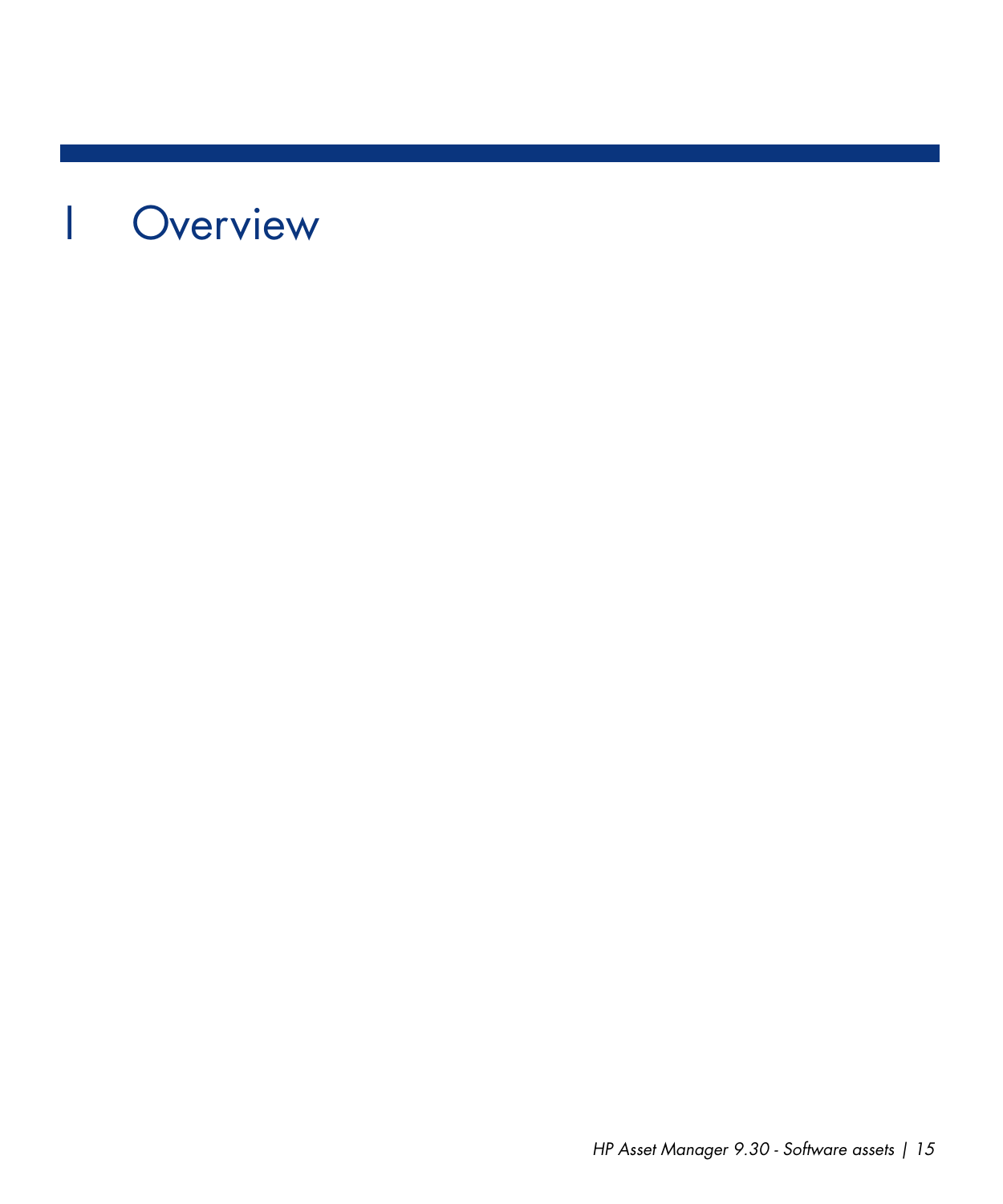# 1 Overview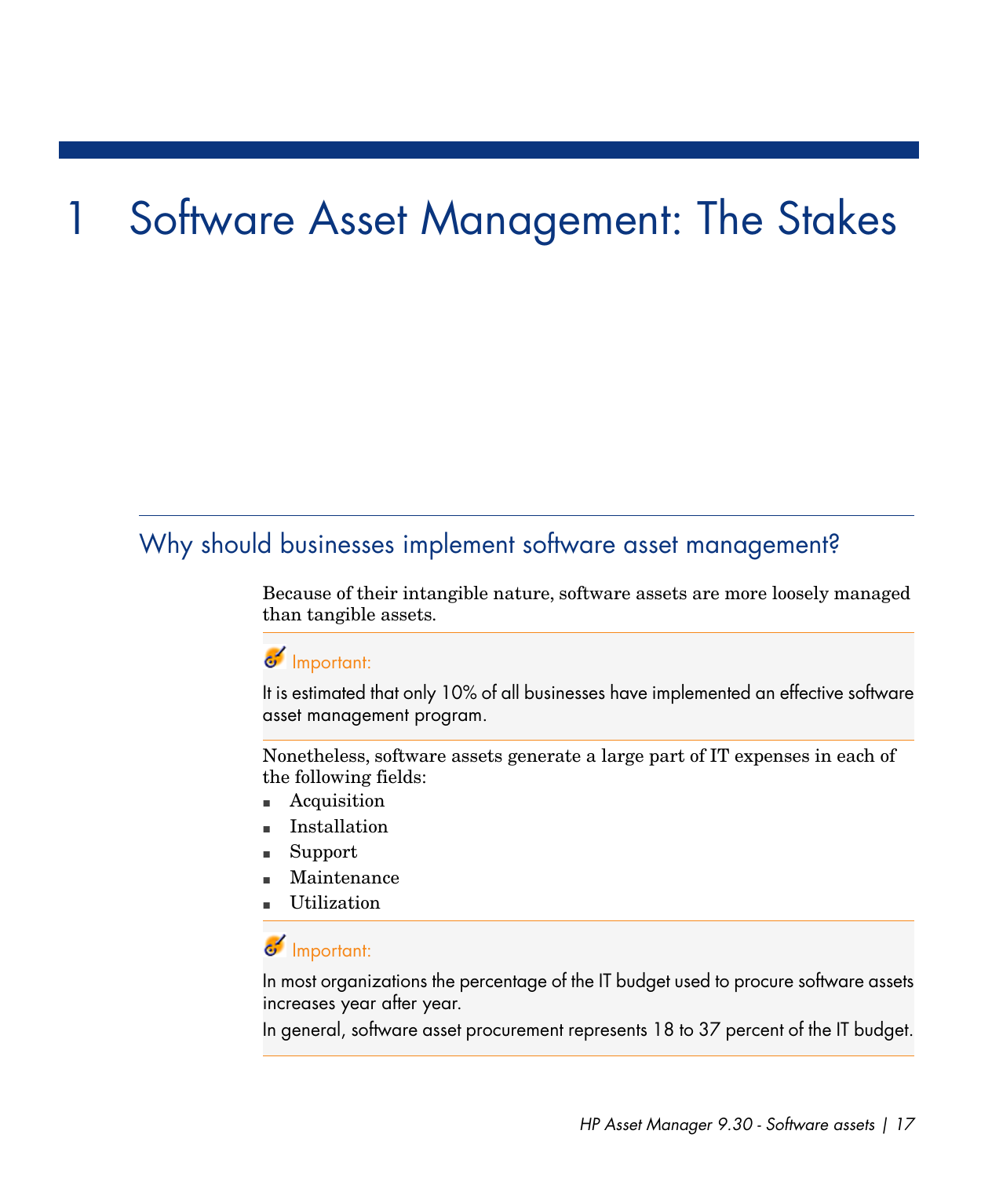# 1 Software Asset Management: The Stakes

## Why should businesses implement software asset management?

Because of their intangible nature, software assets are more loosely managed than tangible assets.

> **Important:**
>
> It is estimated that only 10% of all businesses have implemented an effective software asset management program.

Nonetheless, software assets generate a large part of IT expenses in each of the following fields:

- Acquisition
- Installation
- Support
- Maintenance
- Utilization

> **Important:**
>
> In most organizations the percentage of the IT budget used to procure software assets increases year after year.
>
> In general, software asset procurement represents 18 to 37 percent of the IT budget.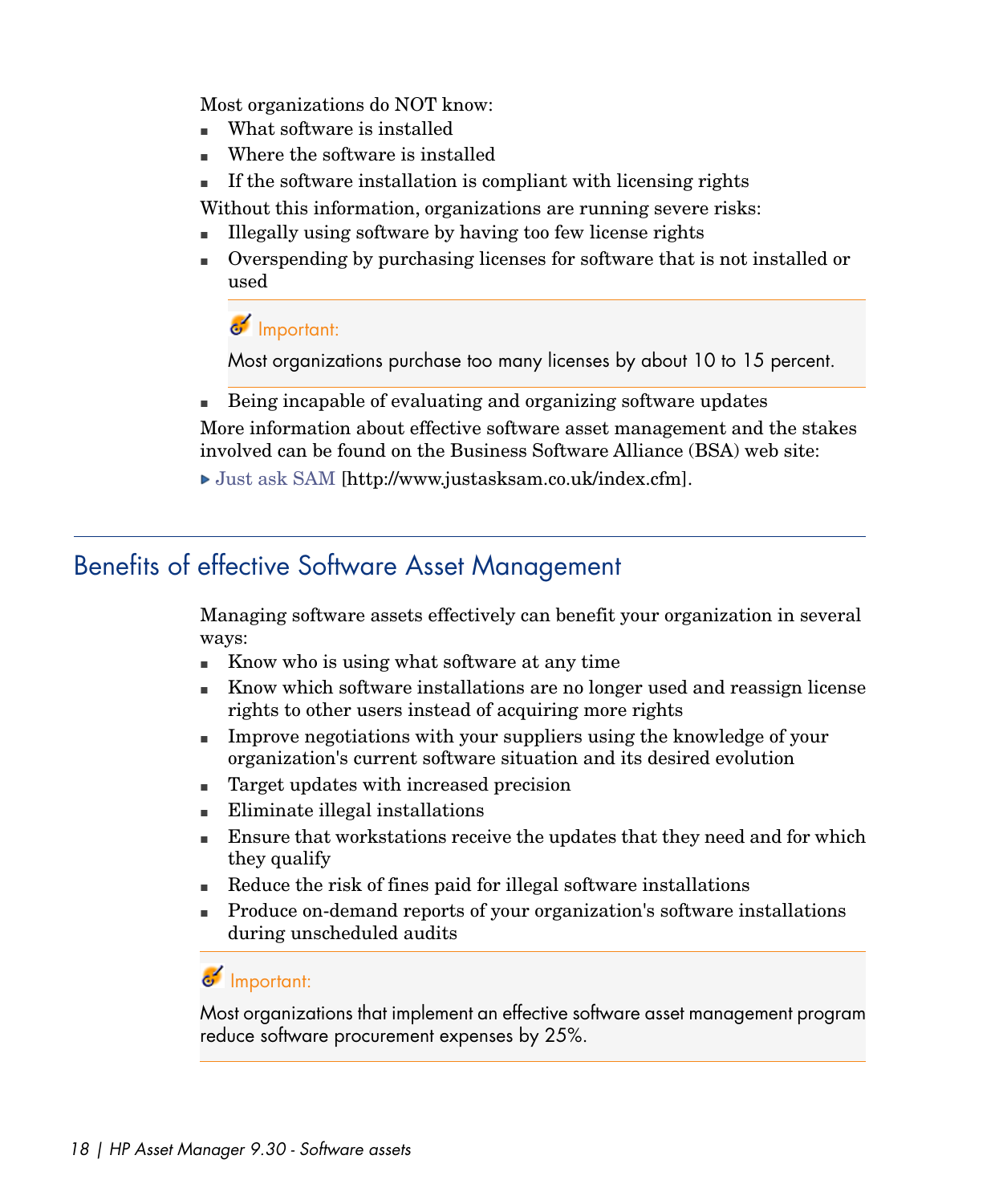Most organizations do NOT know:

- What software is installed
- Where the software is installed
- If the software installation is compliant with licensing rights

Without this information, organizations are running severe risks:

- Illegally using software by having too few license rights
- Overspending by purchasing licenses for software that is not installed or used

> **Important:**
>
> Most organizations purchase too many licenses by about 10 to 15 percent.

- Being incapable of evaluating and organizing software updates

More information about effective software asset management and the stakes involved can be found on the Business Software Alliance (BSA) web site:

▸ Just ask SAM [http://www.justasksam.co.uk/index.cfm].

## Benefits of effective Software Asset Management

Managing software assets effectively can benefit your organization in several ways:

- Know who is using what software at any time
- Know which software installations are no longer used and reassign license rights to other users instead of acquiring more rights
- Improve negotiations with your suppliers using the knowledge of your organization's current software situation and its desired evolution
- Target updates with increased precision
- Eliminate illegal installations
- Ensure that workstations receive the updates that they need and for which they qualify
- Reduce the risk of fines paid for illegal software installations
- Produce on-demand reports of your organization's software installations during unscheduled audits

> **Important:**
>
> Most organizations that implement an effective software asset management program reduce software procurement expenses by 25%.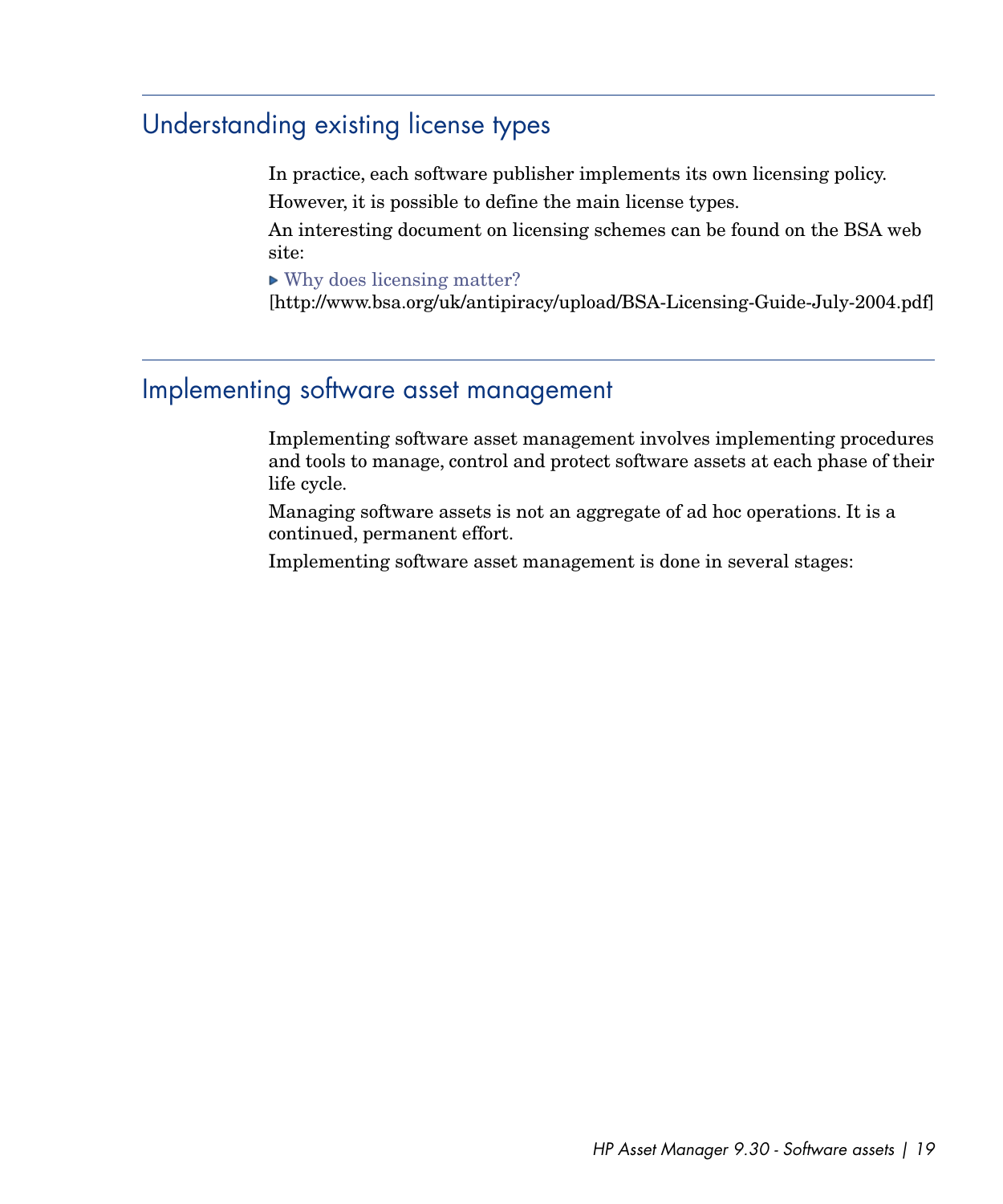## Understanding existing license types

In practice, each software publisher implements its own licensing policy.

However, it is possible to define the main license types.

An interesting document on licensing schemes can be found on the BSA web site:

- Why does licensing matter?
[http://www.bsa.org/uk/antipiracy/upload/BSA-Licensing-Guide-July-2004.pdf]

## Implementing software asset management

Implementing software asset management involves implementing procedures and tools to manage, control and protect software assets at each phase of their life cycle.

Managing software assets is not an aggregate of ad hoc operations. It is a continued, permanent effort.

Implementing software asset management is done in several stages: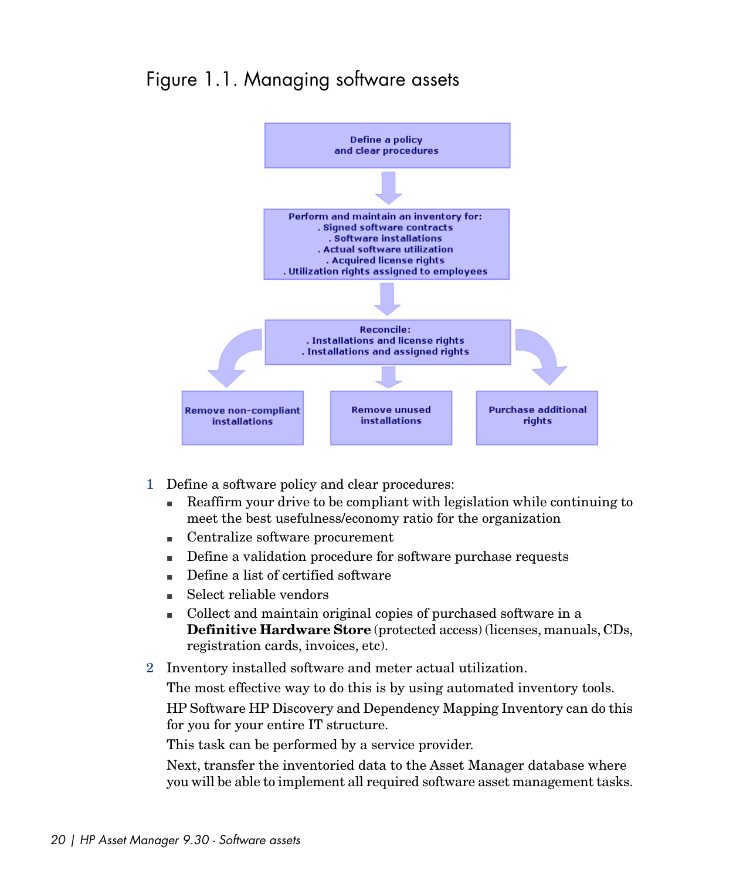Figure 1.1. Managing software assets

Define a policy and clear procedures

Perform and maintain an inventory for:
. Signed software contracts
. Software installations
. Actual software utilization
. Acquired license rights
. Utilization rights assigned to employees

Reconcile:
. Installations and license rights
. Installations and assigned rights

Remove non-compliant installations

Remove unused installations

Purchase additional rights

1 Define a software policy and clear procedures:
   - Reaffirm your drive to be compliant with legislation while continuing to meet the best usefulness/economy ratio for the organization
   - Centralize software procurement
   - Define a validation procedure for software purchase requests
   - Define a list of certified software
   - Select reliable vendors
   - Collect and maintain original copies of purchased software in a **Definitive Hardware Store** (protected access) (licenses, manuals, CDs, registration cards, invoices, etc).

2 Inventory installed software and meter actual utilization.

   The most effective way to do this is by using automated inventory tools.

   HP Software HP Discovery and Dependency Mapping Inventory can do this for you for your entire IT structure.

   This task can be performed by a service provider.

   Next, transfer the inventoried data to the Asset Manager database where you will be able to implement all required software asset management tasks.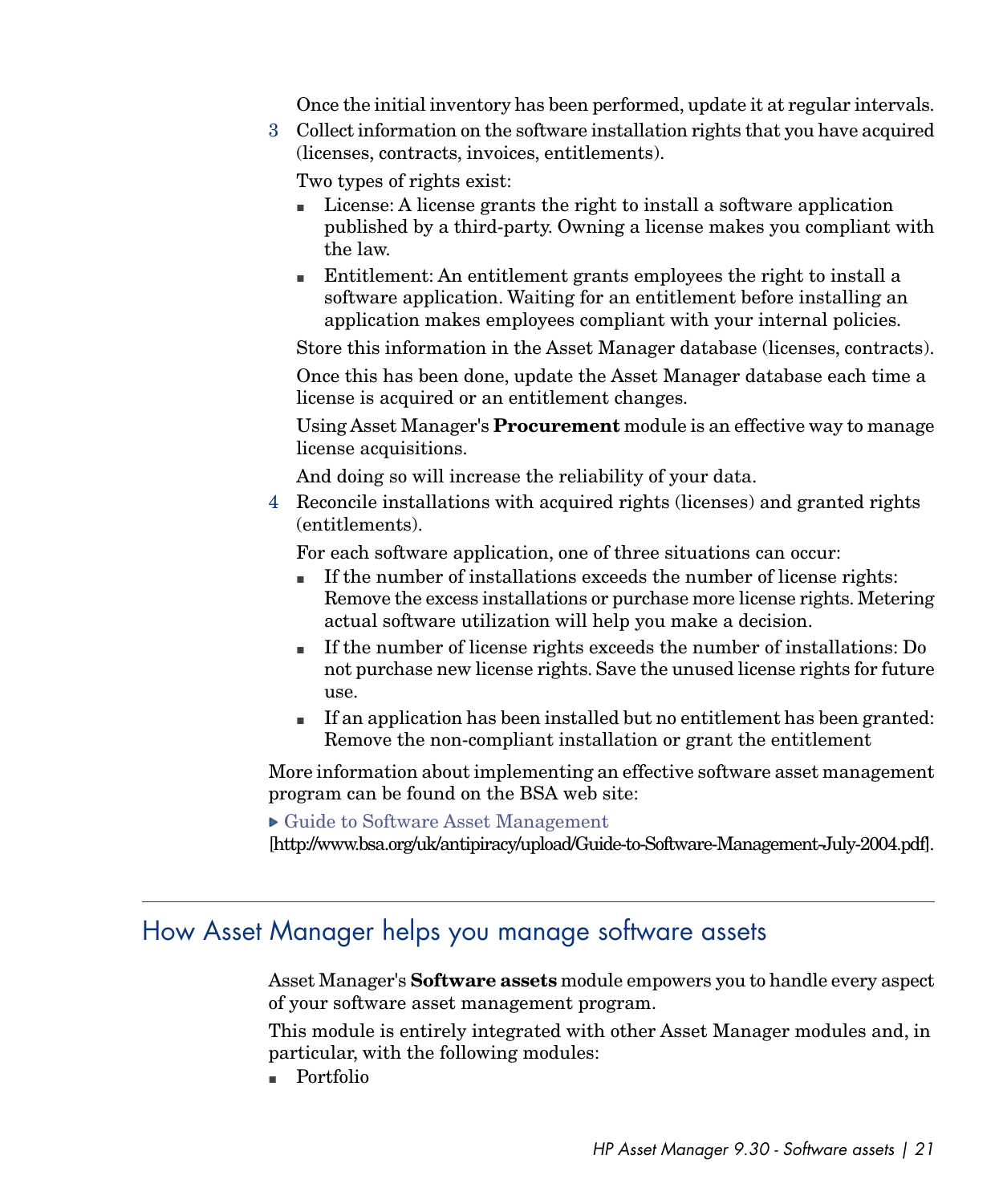Once the initial inventory has been performed, update it at regular intervals.

3. Collect information on the software installation rights that you have acquired (licenses, contracts, invoices, entitlements).

   Two types of rights exist:

   - License: A license grants the right to install a software application published by a third-party. Owning a license makes you compliant with the law.
   - Entitlement: An entitlement grants employees the right to install a software application. Waiting for an entitlement before installing an application makes employees compliant with your internal policies.

   Store this information in the Asset Manager database (licenses, contracts).

   Once this has been done, update the Asset Manager database each time a license is acquired or an entitlement changes.

   Using Asset Manager's **Procurement** module is an effective way to manage license acquisitions.

   And doing so will increase the reliability of your data.

4. Reconcile installations with acquired rights (licenses) and granted rights (entitlements).

   For each software application, one of three situations can occur:

   - If the number of installations exceeds the number of license rights: Remove the excess installations or purchase more license rights. Metering actual software utilization will help you make a decision.
   - If the number of license rights exceeds the number of installations: Do not purchase new license rights. Save the unused license rights for future use.
   - If an application has been installed but no entitlement has been granted: Remove the non-compliant installation or grant the entitlement

More information about implementing an effective software asset management program can be found on the BSA web site:

▶ Guide to Software Asset Management [http://www.bsa.org/uk/antipiracy/upload/Guide-to-Software-Management-July-2004.pdf].

## How Asset Manager helps you manage software assets

Asset Manager's **Software assets** module empowers you to handle every aspect of your software asset management program.

This module is entirely integrated with other Asset Manager modules and, in particular, with the following modules:

- Portfolio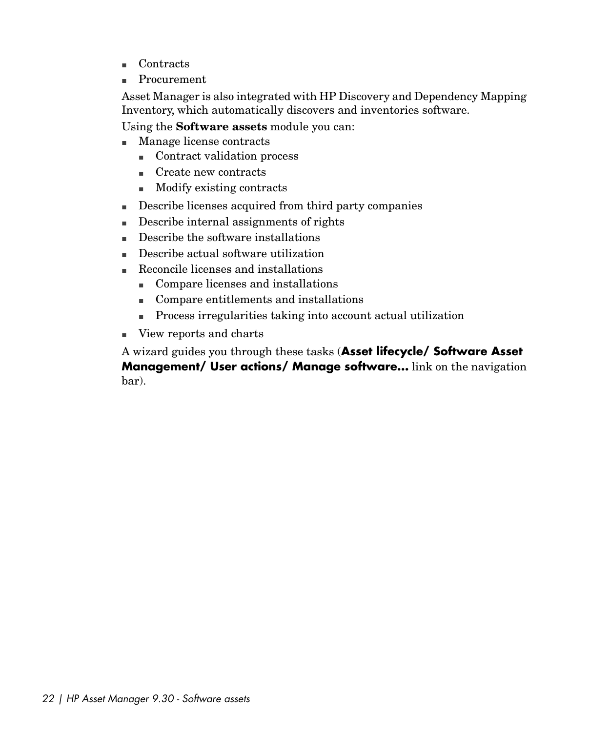- Contracts
- Procurement

Asset Manager is also integrated with HP Discovery and Dependency Mapping Inventory, which automatically discovers and inventories software.

Using the **Software assets** module you can:

- Manage license contracts
  - Contract validation process
  - Create new contracts
  - Modify existing contracts
- Describe licenses acquired from third party companies
- Describe internal assignments of rights
- Describe the software installations
- Describe actual software utilization
- Reconcile licenses and installations
  - Compare licenses and installations
  - Compare entitlements and installations
  - Process irregularities taking into account actual utilization
- View reports and charts

A wizard guides you through these tasks (**Asset lifecycle/ Software Asset Management/ User actions/ Manage software...** link on the navigation bar).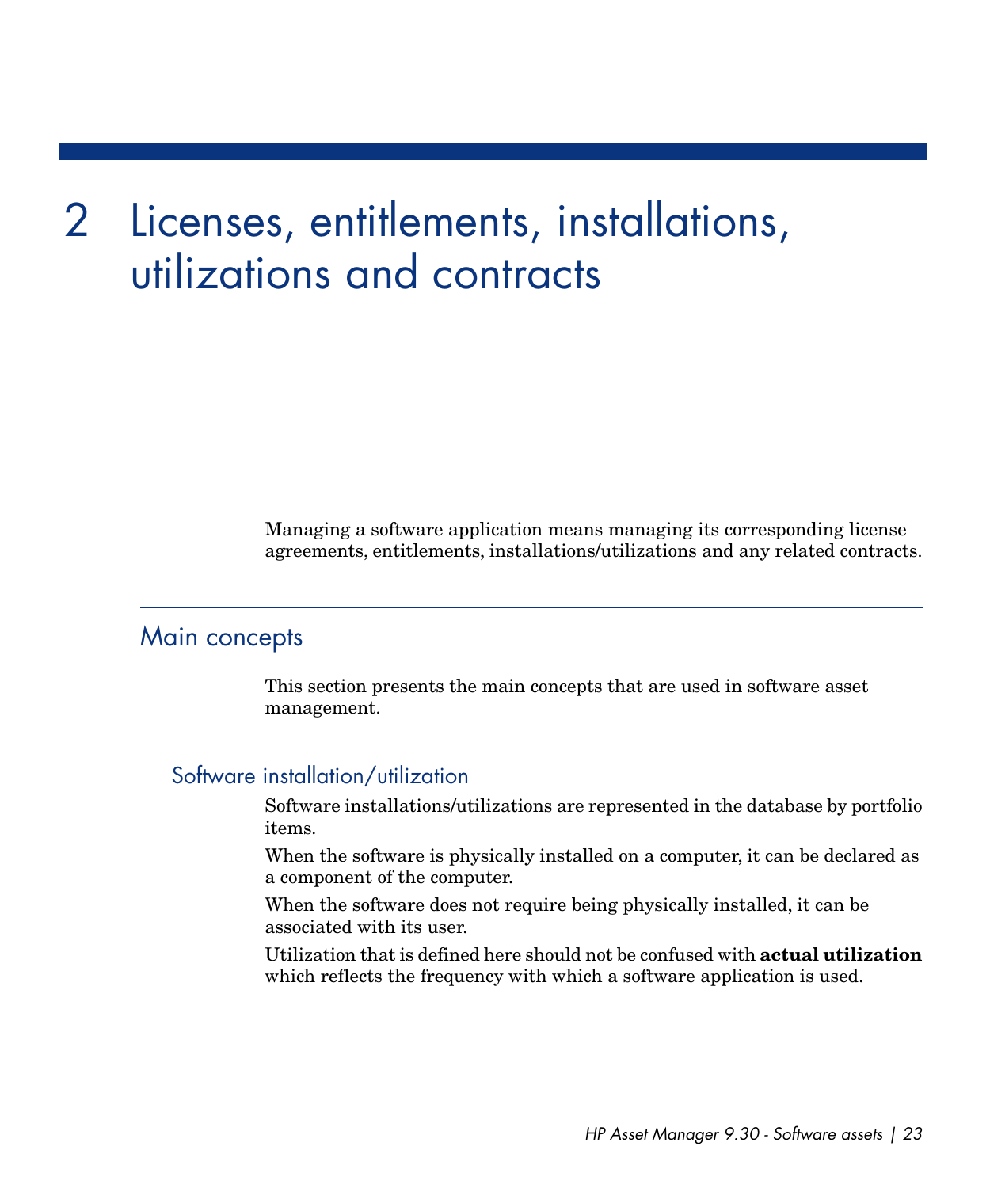# 2 Licenses, entitlements, installations, utilizations and contracts

Managing a software application means managing its corresponding license agreements, entitlements, installations/utilizations and any related contracts.

## Main concepts

This section presents the main concepts that are used in software asset management.

### Software installation/utilization

Software installations/utilizations are represented in the database by portfolio items.

When the software is physically installed on a computer, it can be declared as a component of the computer.

When the software does not require being physically installed, it can be associated with its user.

Utilization that is defined here should not be confused with **actual utilization** which reflects the frequency with which a software application is used.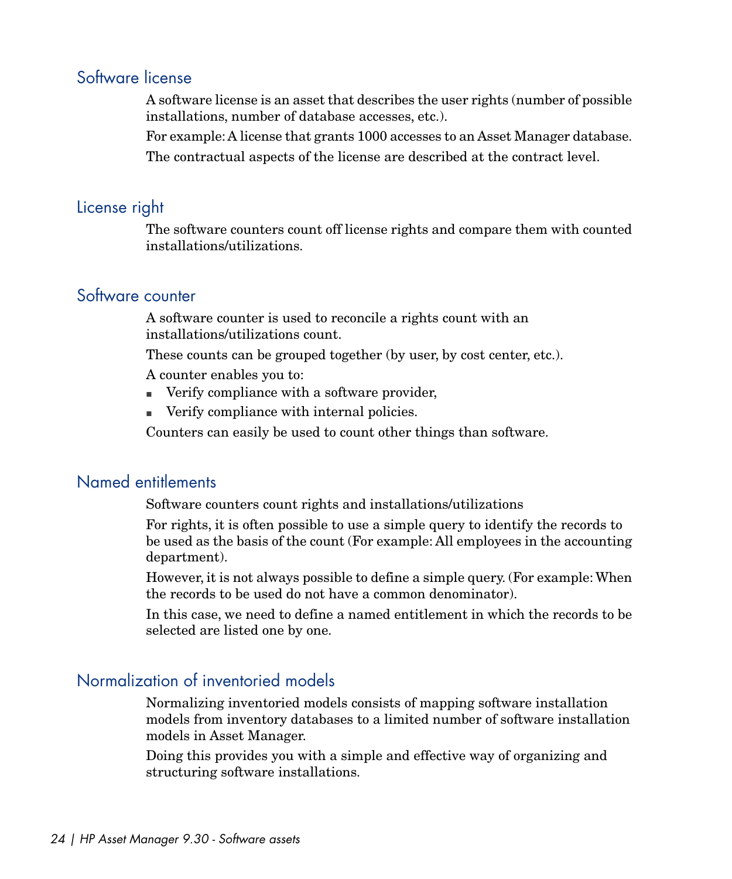## Software license

A software license is an asset that describes the user rights (number of possible installations, number of database accesses, etc.).

For example: A license that grants 1000 accesses to an Asset Manager database.

The contractual aspects of the license are described at the contract level.

## License right

The software counters count off license rights and compare them with counted installations/utilizations.

## Software counter

A software counter is used to reconcile a rights count with an installations/utilizations count.

These counts can be grouped together (by user, by cost center, etc.).

A counter enables you to:

- Verify compliance with a software provider,
- Verify compliance with internal policies.

Counters can easily be used to count other things than software.

## Named entitlements

Software counters count rights and installations/utilizations

For rights, it is often possible to use a simple query to identify the records to be used as the basis of the count (For example: All employees in the accounting department).

However, it is not always possible to define a simple query. (For example: When the records to be used do not have a common denominator).

In this case, we need to define a named entitlement in which the records to be selected are listed one by one.

## Normalization of inventoried models

Normalizing inventoried models consists of mapping software installation models from inventory databases to a limited number of software installation models in Asset Manager.

Doing this provides you with a simple and effective way of organizing and structuring software installations.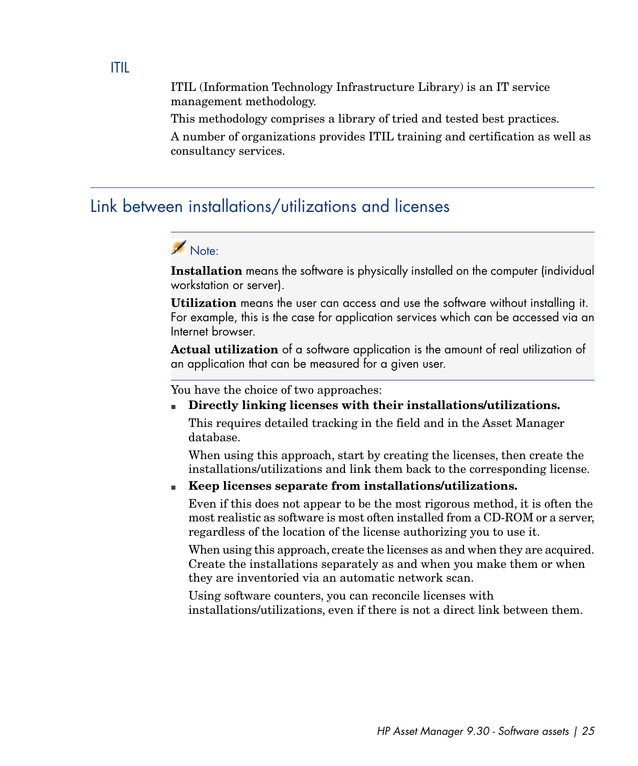### ITIL

ITIL (Information Technology Infrastructure Library) is an IT service management methodology.

This methodology comprises a library of tried and tested best practices.

A number of organizations provides ITIL training and certification as well as consultancy services.

## Link between installations/utilizations and licenses

> Note:
>
> **Installation** means the software is physically installed on the computer (individual workstation or server).
>
> **Utilization** means the user can access and use the software without installing it. For example, this is the case for application services which can be accessed via an Internet browser.
>
> **Actual utilization** of a software application is the amount of real utilization of an application that can be measured for a given user.

You have the choice of two approaches:

- **Directly linking licenses with their installations/utilizations.**

  This requires detailed tracking in the field and in the Asset Manager database.

  When using this approach, start by creating the licenses, then create the installations/utilizations and link them back to the corresponding license.

- **Keep licenses separate from installations/utilizations.**

  Even if this does not appear to be the most rigorous method, it is often the most realistic as software is most often installed from a CD-ROM or a server, regardless of the location of the license authorizing you to use it.

  When using this approach, create the licenses as and when they are acquired. Create the installations separately as and when you make them or when they are inventoried via an automatic network scan.

  Using software counters, you can reconcile licenses with installations/utilizations, even if there is not a direct link between them.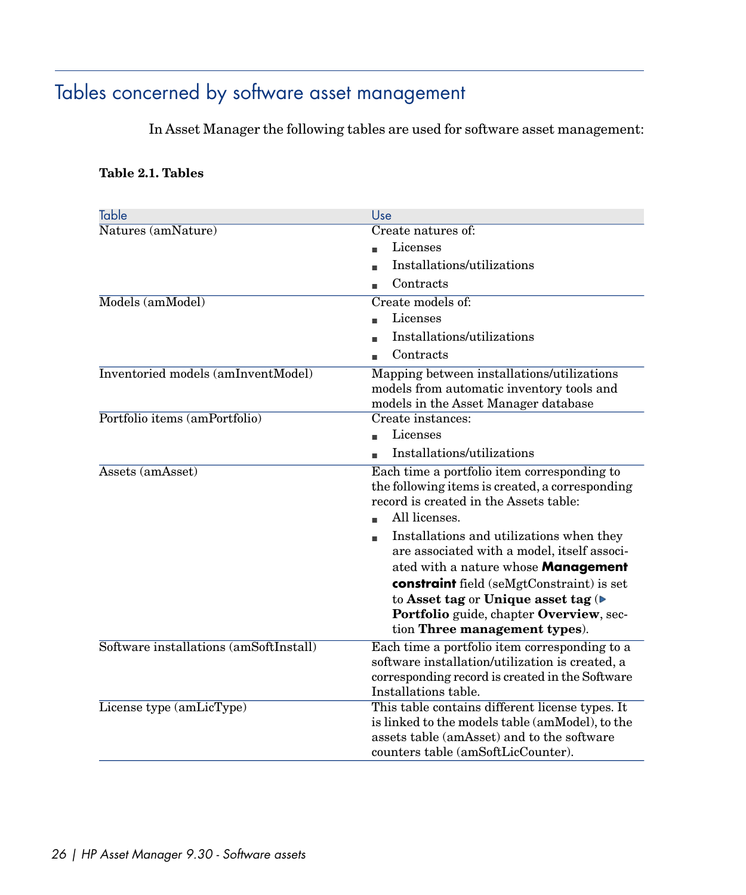## Tables concerned by software asset management

In Asset Manager the following tables are used for software asset management:

**Table 2.1. Tables**

| Table | Use |
| --- | --- |
| Natures (amNature) | Create natures of:<br>■ Licenses<br>■ Installations/utilizations<br>■ Contracts |
| Models (amModel) | Create models of:<br>■ Licenses<br>■ Installations/utilizations<br>■ Contracts |
| Inventoried models (amInventModel) | Mapping between installations/utilizations models from automatic inventory tools and models in the Asset Manager database |
| Portfolio items (amPortfolio) | Create instances:<br>■ Licenses<br>■ Installations/utilizations |
| Assets (amAsset) | Each time a portfolio item corresponding to the following items is created, a corresponding record is created in the Assets table:<br>■ All licenses.<br>■ Installations and utilizations when they are associated with a model, itself associated with a nature whose **Management constraint** field (seMgtConstraint) is set to **Asset tag** or **Unique asset tag** (▶ **Portfolio** guide, chapter **Overview**, section **Three management types**). |
| Software installations (amSoftInstall) | Each time a portfolio item corresponding to a software installation/utilization is created, a corresponding record is created in the Software Installations table. |
| License type (amLicType) | This table contains different license types. It is linked to the models table (amModel), to the assets table (amAsset) and to the software counters table (amSoftLicCounter). |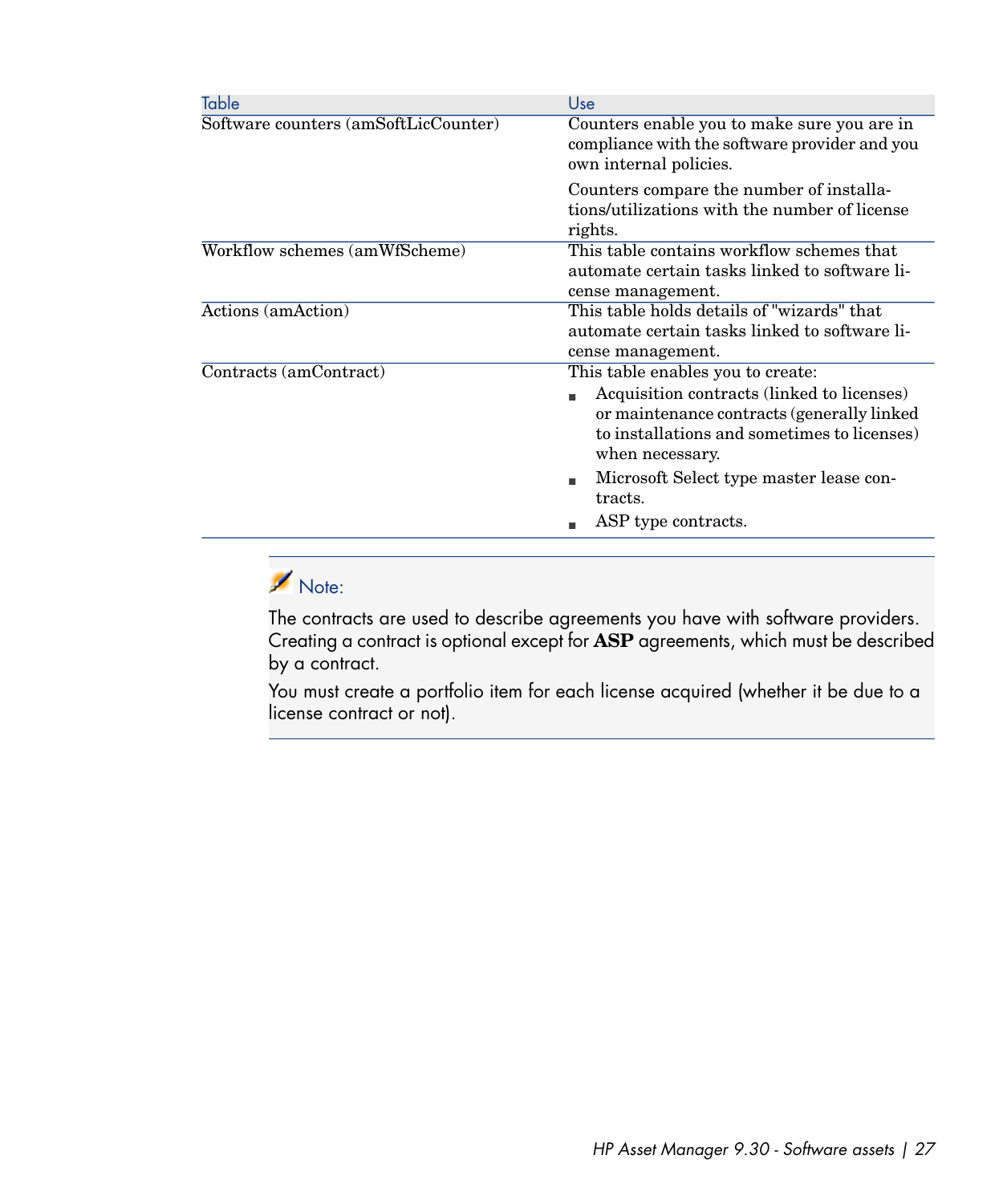| Table | Use |
| --- | --- |
| Software counters (amSoftLicCounter) | Counters enable you to make sure you are in compliance with the software provider and you own internal policies.<br><br>Counters compare the number of installations/utilizations with the number of license rights. |
| Workflow schemes (amWfScheme) | This table contains workflow schemes that automate certain tasks linked to software license management. |
| Actions (amAction) | This table holds details of "wizards" that automate certain tasks linked to software license management. |
| Contracts (amContract) | This table enables you to create:<br>▪ Acquisition contracts (linked to licenses) or maintenance contracts (generally linked to installations and sometimes to licenses) when necessary.<br>▪ Microsoft Select type master lease contracts.<br>▪ ASP type contracts. |

> **Note:**
>
> The contracts are used to describe agreements you have with software providers. Creating a contract is optional except for **ASP** agreements, which must be described by a contract.
>
> You must create a portfolio item for each license acquired (whether it be due to a license contract or not).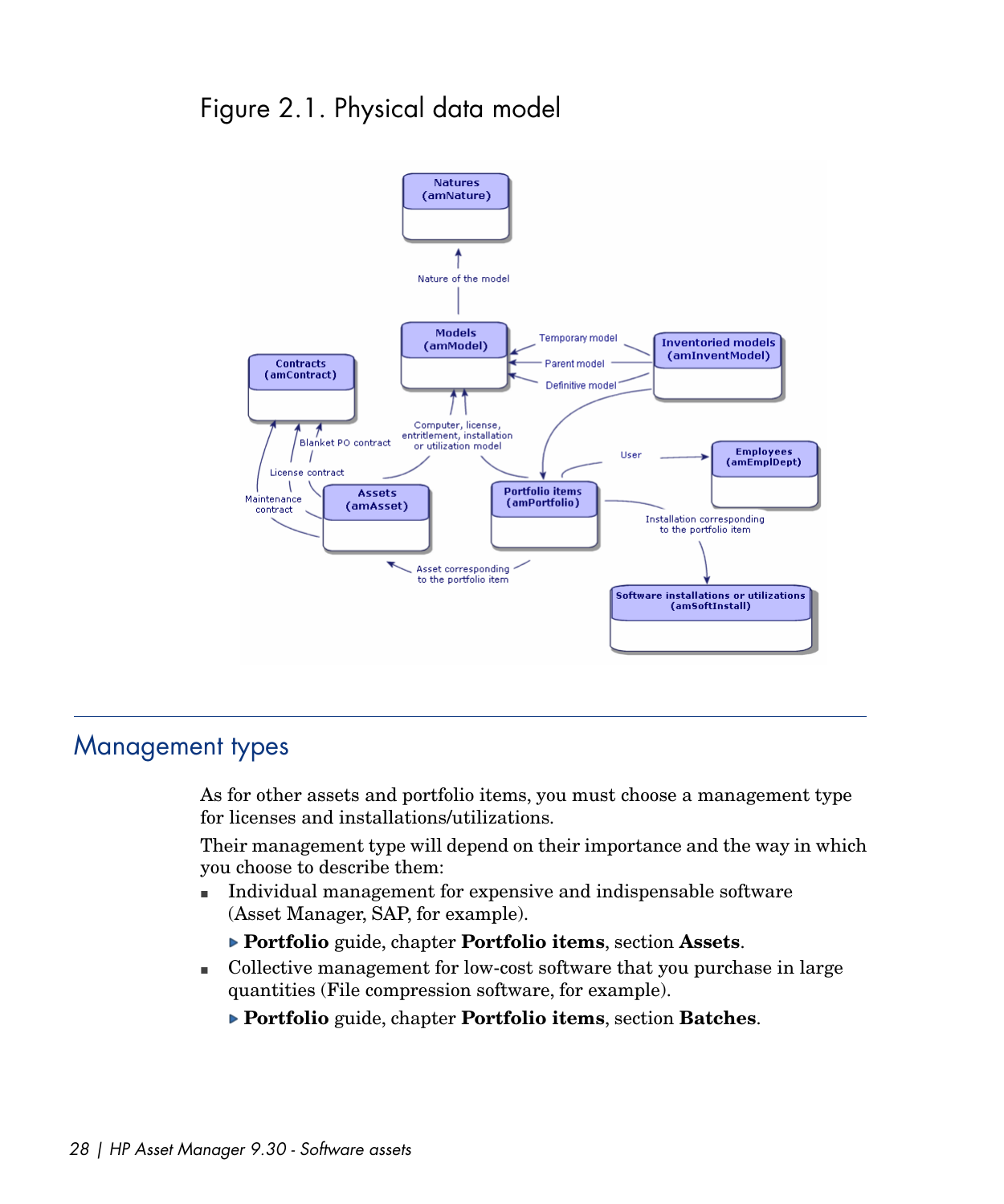Figure 2.1. Physical data model

## Management types

As for other assets and portfolio items, you must choose a management type for licenses and installations/utilizations.

Their management type will depend on their importance and the way in which you choose to describe them:

- Individual management for expensive and indispensable software (Asset Manager, SAP, for example).

  ▶ **Portfolio** guide, chapter **Portfolio items**, section **Assets**.

- Collective management for low-cost software that you purchase in large quantities (File compression software, for example).

  ▶ **Portfolio** guide, chapter **Portfolio items**, section **Batches**.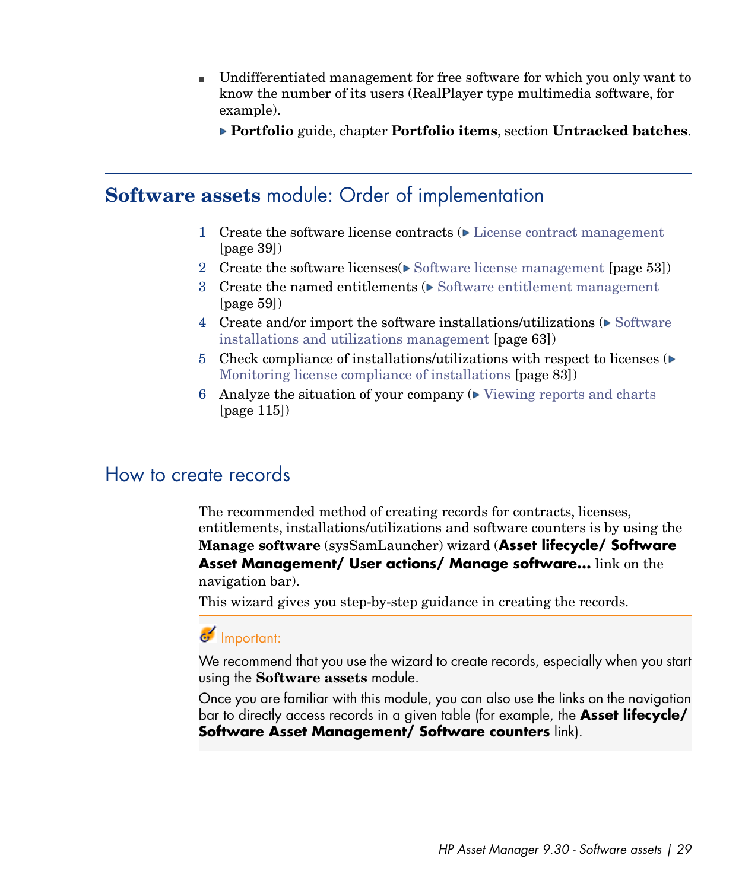- Undifferentiated management for free software for which you only want to know the number of its users (RealPlayer type multimedia software, for example).

  ▶ **Portfolio** guide, chapter **Portfolio items**, section **Untracked batches**.

## **Software assets** module: Order of implementation

1. Create the software license contracts (▶ License contract management [page 39])
2. Create the software licenses(▶ Software license management [page 53])
3. Create the named entitlements (▶ Software entitlement management [page 59])
4. Create and/or import the software installations/utilizations (▶ Software installations and utilizations management [page 63])
5. Check compliance of installations/utilizations with respect to licenses (▶ Monitoring license compliance of installations [page 83])
6. Analyze the situation of your company (▶ Viewing reports and charts [page 115])

## How to create records

The recommended method of creating records for contracts, licenses, entitlements, installations/utilizations and software counters is by using the **Manage software** (sysSamLauncher) wizard (**Asset lifecycle/ Software Asset Management/ User actions/ Manage software...** link on the navigation bar).

This wizard gives you step-by-step guidance in creating the records.

> Important:
>
> We recommend that you use the wizard to create records, especially when you start using the **Software assets** module.
>
> Once you are familiar with this module, you can also use the links on the navigation bar to directly access records in a given table (for example, the **Asset lifecycle/ Software Asset Management/ Software counters** link).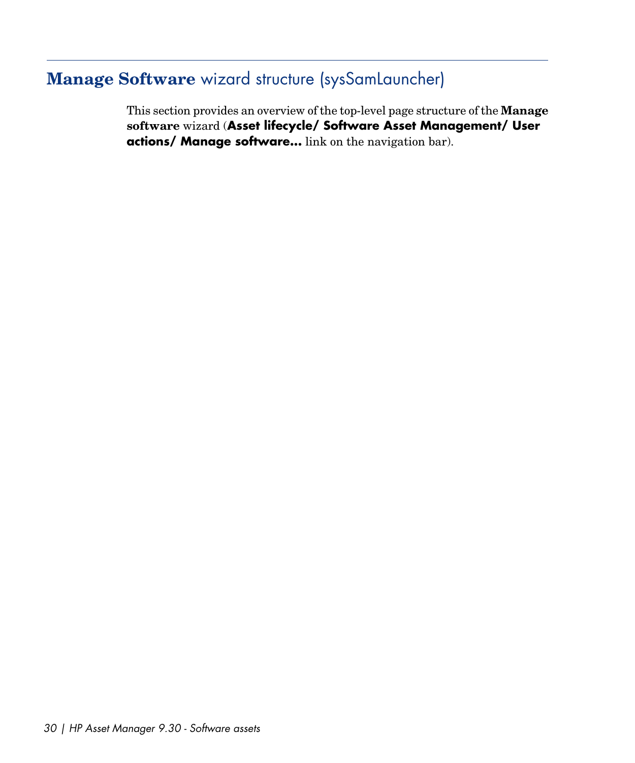## **Manage Software** wizard structure (sysSamLauncher)

This section provides an overview of the top-level page structure of the **Manage software** wizard (**Asset lifecycle/ Software Asset Management/ User actions/ Manage software...** link on the navigation bar).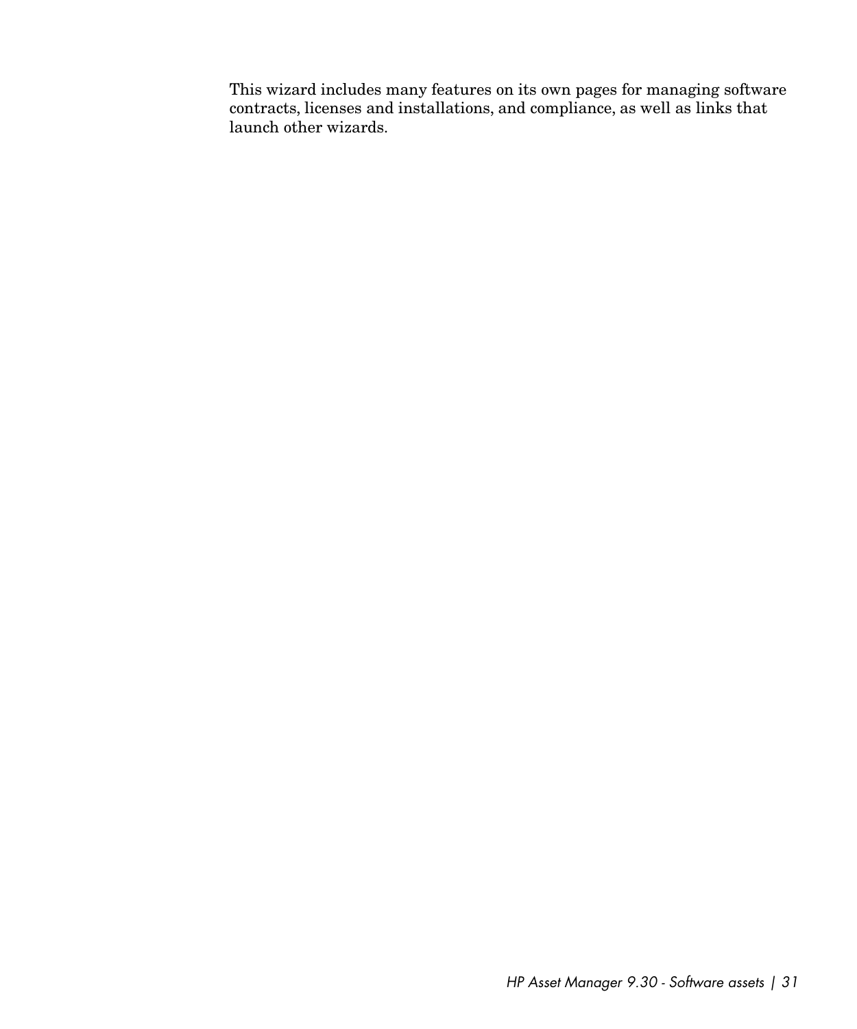This wizard includes many features on its own pages for managing software contracts, licenses and installations, and compliance, as well as links that launch other wizards.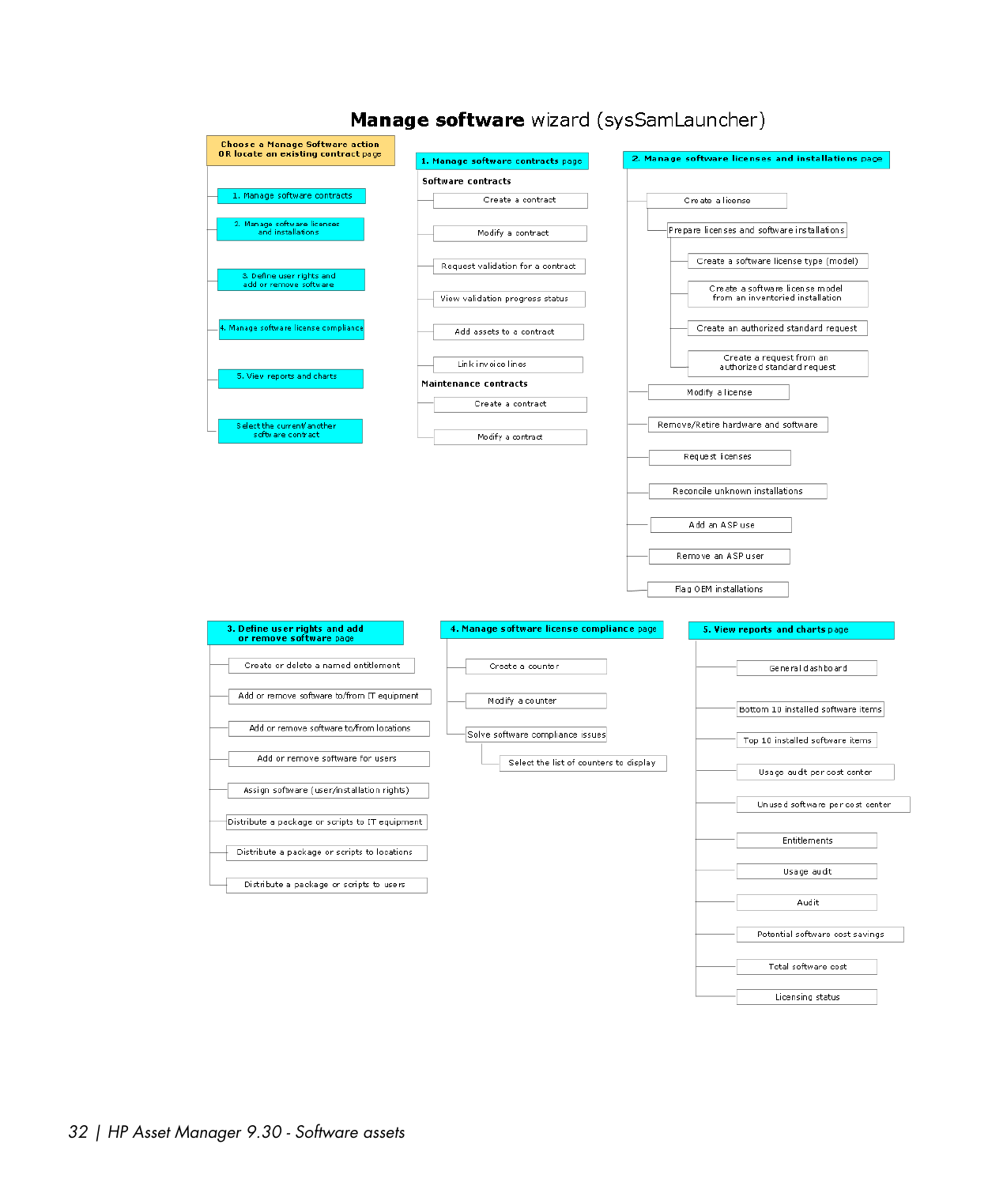# **Manage software** wizard (sysSamLauncher)

**Choose a Manage Software action OR locate an existing contract** page

- 1. Manage software contracts
- 2. Manage software licenses and installations
- 3. Define user rights and add or remove software
- 4. Manage software license compliance
- 5. View reports and charts
- Select the current/another software contract

**1. Manage software contracts** page

**Software contracts**

- Create a contract
- Modify a contract
- Request validation for a contract
- View validation progress status
- Add assets to a contract
- Link invoice lines

**Maintenance contracts**

- Create a contract
- Modify a contract

**2. Manage software licenses and installations** page

- Create a license
- Prepare licenses and software installations
  - Create a software license type (model)
  - Create a software license model from an inventoried installation
  - Create an authorized standard request
  - Create a request from an authorized standard request
- Modify a license
- Remove/Retire hardware and software
- Request licenses
- Reconcile unknown installations
- Add an ASP use
- Remove an ASP user
- Flag OEM installations

**3. Define user rights and add or remove software** page

- Create or delete a named entitlement
- Add or remove software to/from IT equipment
- Add or remove software to/from locations
- Add or remove software for users
- Assign software (user/installation rights)
- Distribute a package or scripts to IT equipment
- Distribute a package or scripts to locations
- Distribute a package or scripts to users

**4. Manage software license compliance** page

- Create a counter
- Modify a counter
- Solve software compliance issues
  - Select the list of counters to display

**5. View reports and charts** page

- General dashboard
- Bottom 10 installed software items
- Top 10 installed software items
- Usage audit per cost center
- Unused software per cost center
- Entitlements
- Usage audit
- Audit
- Potential software cost savings
- Total software cost
- Licensing status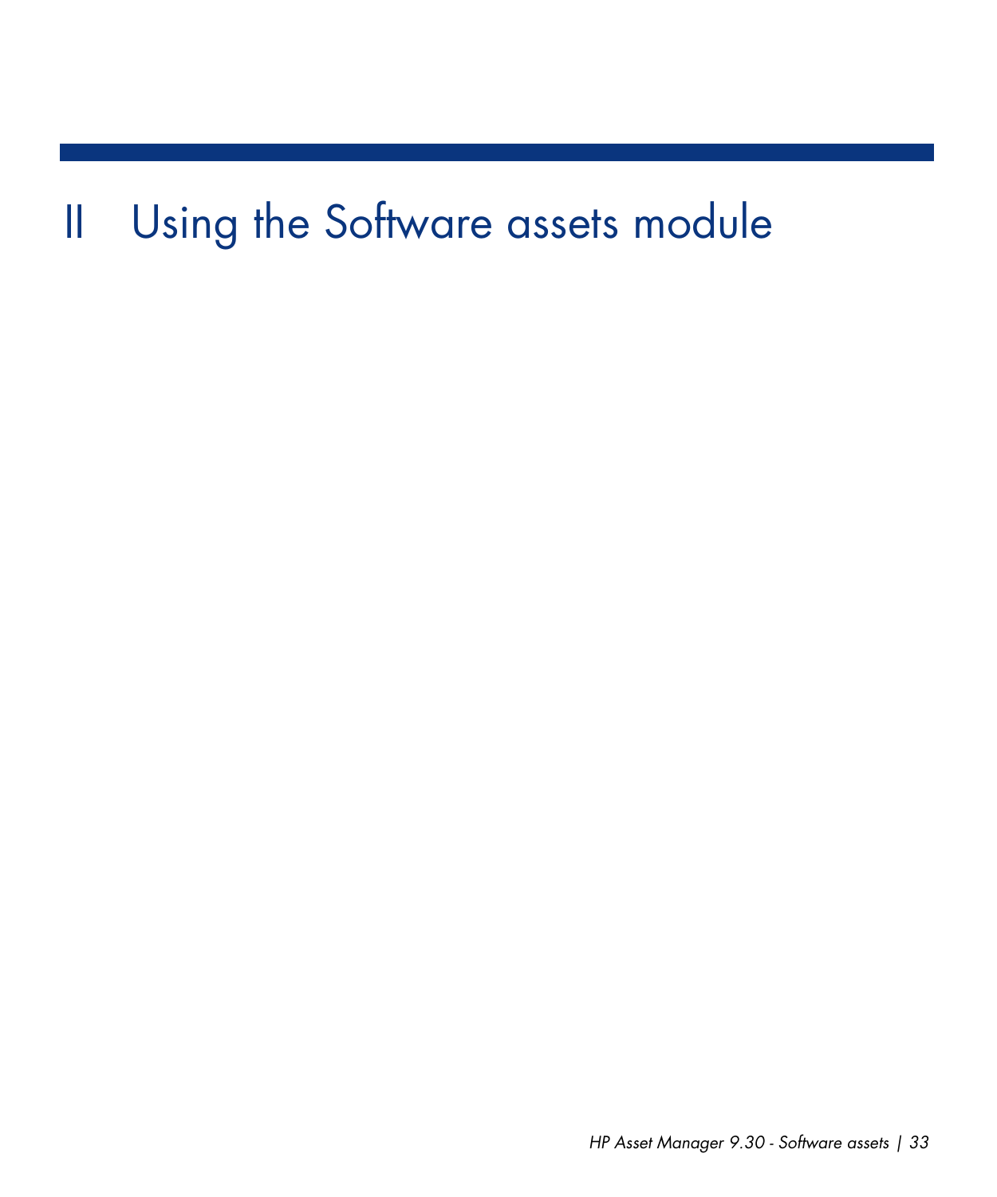# II Using the Software assets module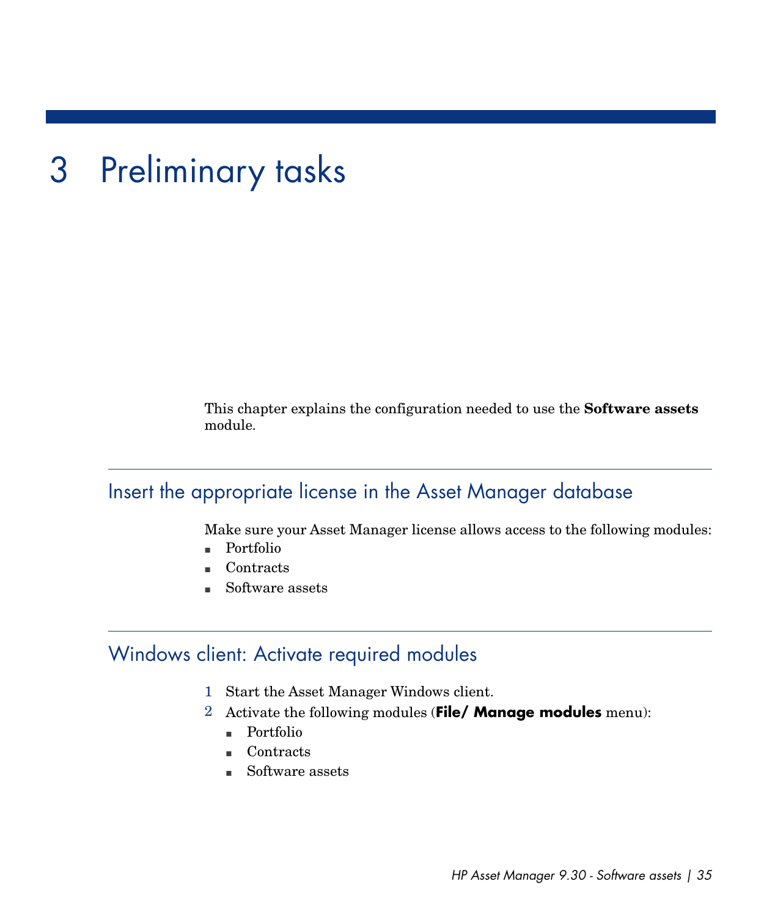# 3 Preliminary tasks

This chapter explains the configuration needed to use the **Software assets** module.

## Insert the appropriate license in the Asset Manager database

Make sure your Asset Manager license allows access to the following modules:

- Portfolio
- Contracts
- Software assets

## Windows client: Activate required modules

1. Start the Asset Manager Windows client.
2. Activate the following modules (**File/ Manage modules** menu):
   - Portfolio
   - Contracts
   - Software assets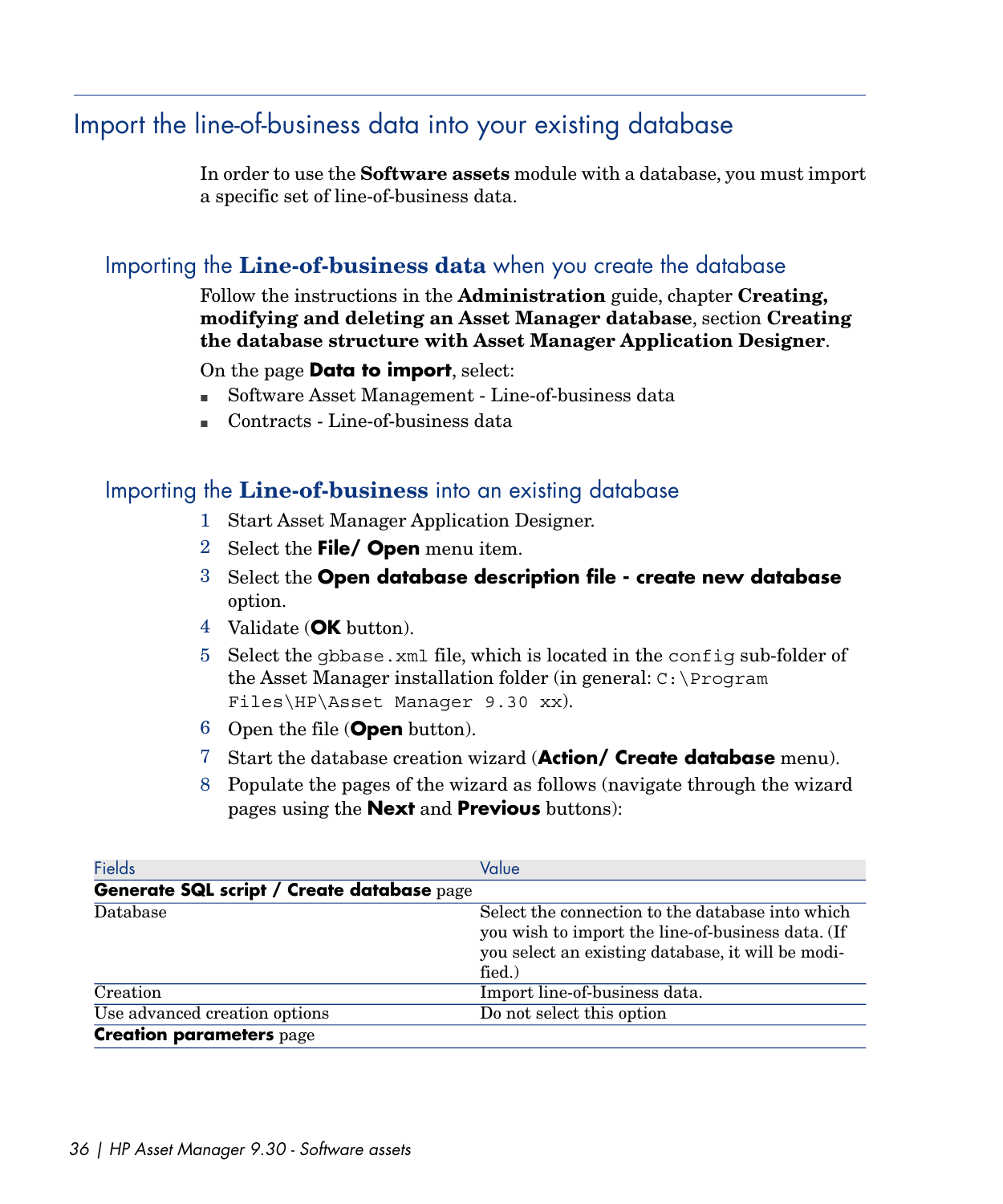## Import the line-of-business data into your existing database

In order to use the **Software assets** module with a database, you must import a specific set of line-of-business data.

### Importing the Line-of-business data when you create the database

Follow the instructions in the **Administration** guide, chapter **Creating, modifying and deleting an Asset Manager database**, section **Creating the database structure with Asset Manager Application Designer**.

On the page **Data to import**, select:

- Software Asset Management - Line-of-business data
- Contracts - Line-of-business data

### Importing the Line-of-business into an existing database

1. Start Asset Manager Application Designer.
2. Select the **File/ Open** menu item.
3. Select the **Open database description file - create new database** option.
4. Validate (**OK** button).
5. Select the `gbbase.xml` file, which is located in the `config` sub-folder of the Asset Manager installation folder (in general: `C:\Program Files\HP\Asset Manager 9.30 xx`).
6. Open the file (**Open** button).
7. Start the database creation wizard (**Action/ Create database** menu).
8. Populate the pages of the wizard as follows (navigate through the wizard pages using the **Next** and **Previous** buttons):

| Fields | Value |
|---|---|
| **Generate SQL script / Create database** page | |
| Database | Select the connection to the database into which you wish to import the line-of-business data. (If you select an existing database, it will be modified.) |
| Creation | Import line-of-business data. |
| Use advanced creation options | Do not select this option |
| **Creation parameters** page | |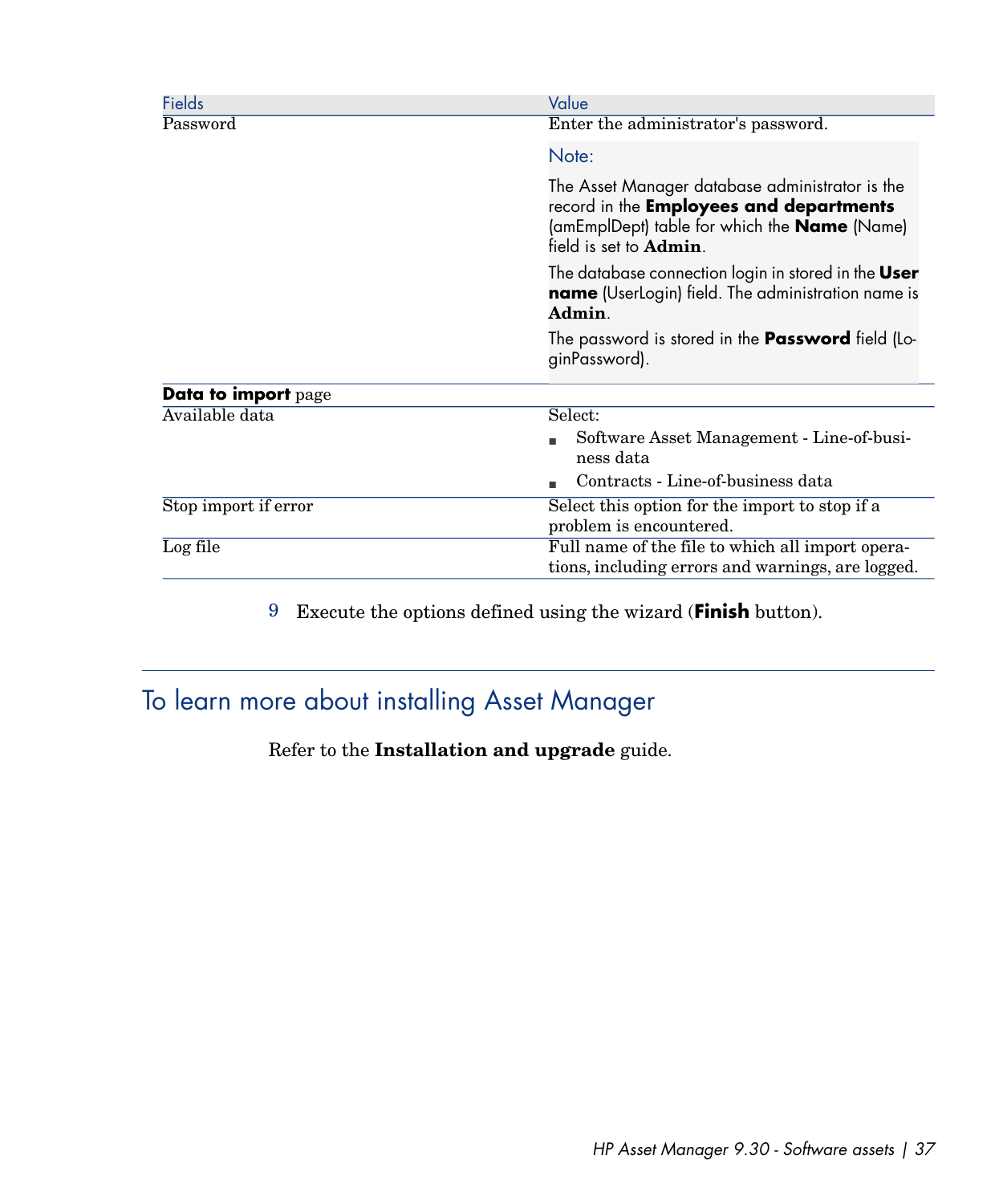| Fields | Value |
| --- | --- |
| Password | Enter the administrator's password.<br><br>Note:<br><br>The Asset Manager database administrator is the record in the **Employees and departments** (amEmplDept) table for which the **Name** (Name) field is set to **Admin**.<br><br>The database connection login in stored in the **User name** (UserLogin) field. The administration name is **Admin**.<br><br>The password is stored in the **Password** field (LoginPassword). |
| **Data to import** page | |
| Available data | Select:<br>■ Software Asset Management - Line-of-business data<br>■ Contracts - Line-of-business data |
| Stop import if error | Select this option for the import to stop if a problem is encountered. |
| Log file | Full name of the file to which all import operations, including errors and warnings, are logged. |

9 Execute the options defined using the wizard (**Finish** button).

## To learn more about installing Asset Manager

Refer to the **Installation and upgrade** guide.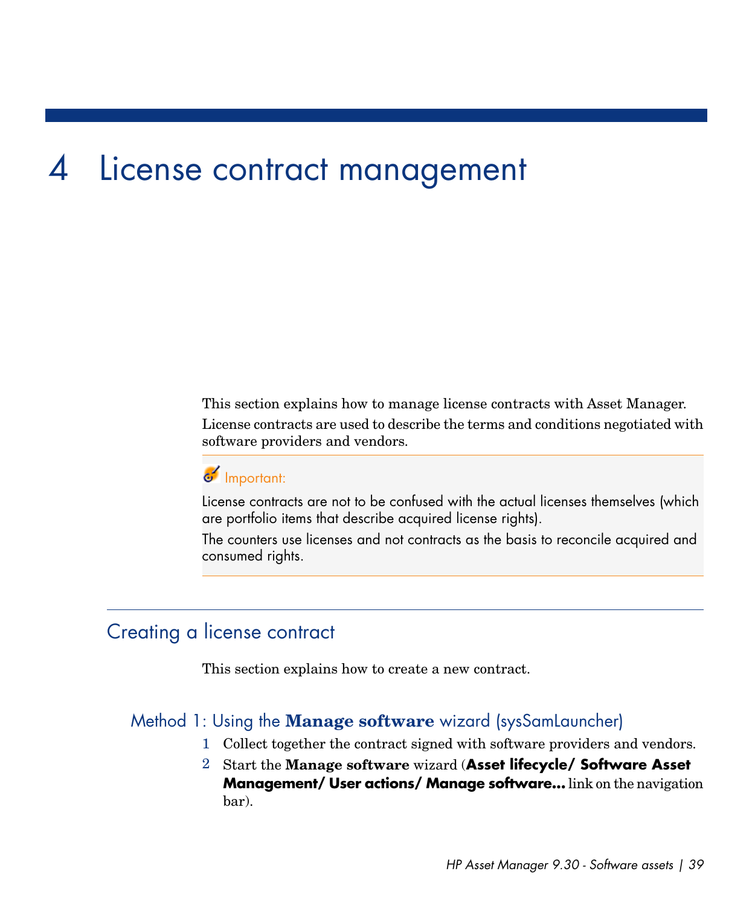# 4 License contract management

This section explains how to manage license contracts with Asset Manager.

License contracts are used to describe the terms and conditions negotiated with software providers and vendors.

> **Important:**
>
> License contracts are not to be confused with the actual licenses themselves (which are portfolio items that describe acquired license rights).
>
> The counters use licenses and not contracts as the basis to reconcile acquired and consumed rights.

## Creating a license contract

This section explains how to create a new contract.

### Method 1: Using the **Manage software** wizard (sysSamLauncher)

1 Collect together the contract signed with software providers and vendors.

2 Start the **Manage software** wizard (**Asset lifecycle/ Software Asset Management/ User actions/ Manage software...** link on the navigation bar).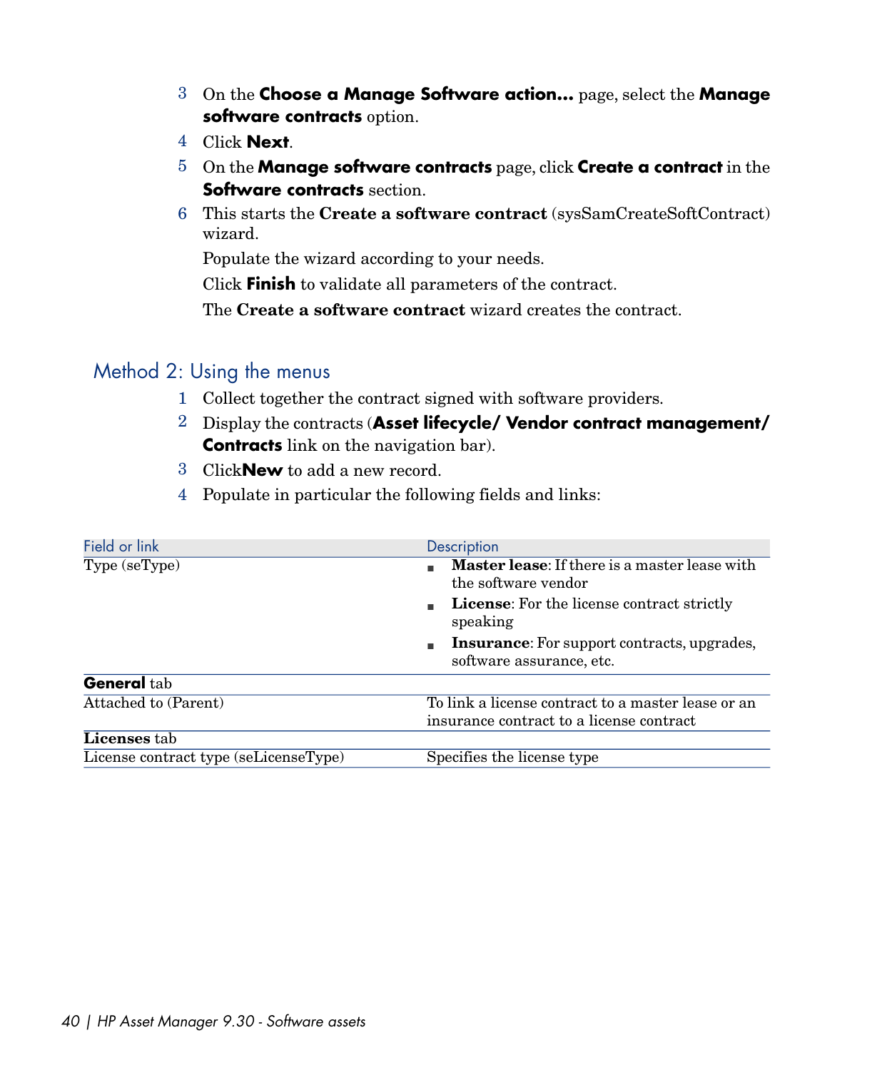3. On the **Choose a Manage Software action...** page, select the **Manage software contracts** option.
4. Click **Next**.
5. On the **Manage software contracts** page, click **Create a contract** in the **Software contracts** section.
6. This starts the **Create a software contract** (sysSamCreateSoftContract) wizard.

   Populate the wizard according to your needs.

   Click **Finish** to validate all parameters of the contract.

   The **Create a software contract** wizard creates the contract.

## Method 2: Using the menus

1. Collect together the contract signed with software providers.
2. Display the contracts (**Asset lifecycle/ Vendor contract management/ Contracts** link on the navigation bar).
3. Click**New** to add a new record.
4. Populate in particular the following fields and links:

| Field or link | Description |
| --- | --- |
| Type (seType) | ▪ **Master lease**: If there is a master lease with the software vendor<br>▪ **License**: For the license contract strictly speaking<br>▪ **Insurance**: For support contracts, upgrades, software assurance, etc. |
| **General** tab | |
| Attached to (Parent) | To link a license contract to a master lease or an insurance contract to a license contract |
| **Licenses** tab | |
| License contract type (seLicenseType) | Specifies the license type |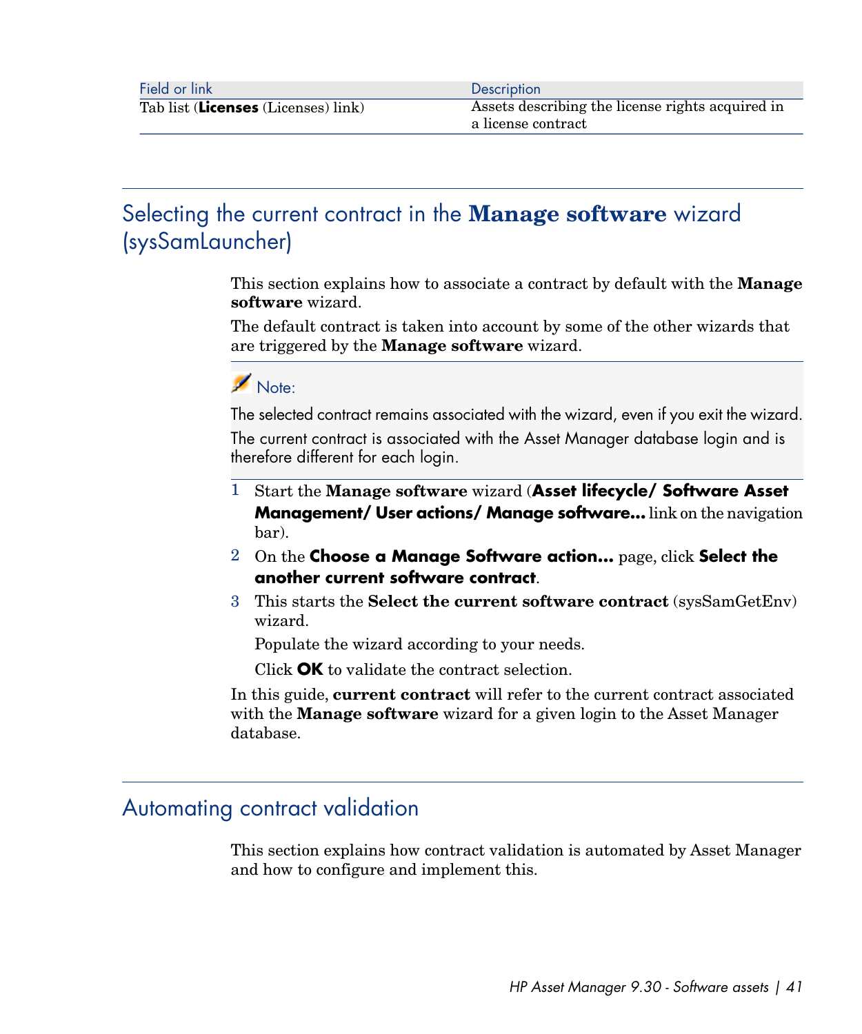| Field or link | Description |
| --- | --- |
| Tab list (**Licenses** (Licenses) link) | Assets describing the license rights acquired in a license contract |

## Selecting the current contract in the **Manage software** wizard (sysSamLauncher)

This section explains how to associate a contract by default with the **Manage software** wizard.

The default contract is taken into account by some of the other wizards that are triggered by the **Manage software** wizard.

> Note:
>
> The selected contract remains associated with the wizard, even if you exit the wizard.
>
> The current contract is associated with the Asset Manager database login and is therefore different for each login.

1 Start the **Manage software** wizard (**Asset lifecycle/ Software Asset Management/ User actions/ Manage software...** link on the navigation bar).

2 On the **Choose a Manage Software action...** page, click **Select the another current software contract**.

3 This starts the **Select the current software contract** (sysSamGetEnv) wizard.

   Populate the wizard according to your needs.

   Click **OK** to validate the contract selection.

In this guide, **current contract** will refer to the current contract associated with the **Manage software** wizard for a given login to the Asset Manager database.

## Automating contract validation

This section explains how contract validation is automated by Asset Manager and how to configure and implement this.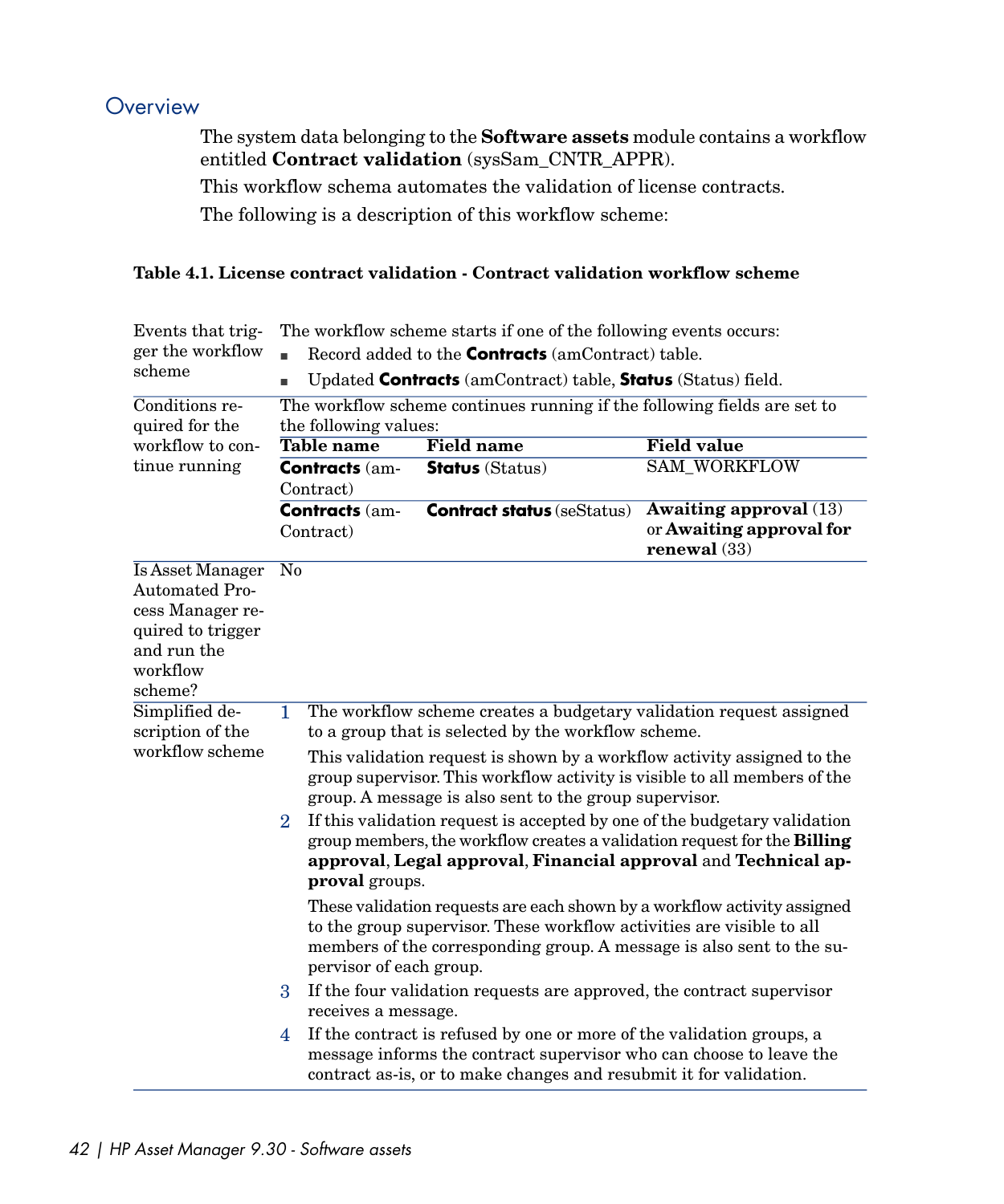## Overview

The system data belonging to the **Software assets** module contains a workflow entitled **Contract validation** (sysSam_CNTR_APPR).

This workflow schema automates the validation of license contracts.

The following is a description of this workflow scheme:

**Table 4.1. License contract validation - Contract validation workflow scheme**

| | |
|---|---|
| Events that trigger the workflow scheme | The workflow scheme starts if one of the following events occurs:<br>▪ Record added to the **Contracts** (amContract) table.<br>▪ Updated **Contracts** (amContract) table, **Status** (Status) field. |
| Conditions required for the workflow to continue running | The workflow scheme continues running if the following fields are set to the following values:<br>**Table name** / **Field name** / **Field value**:<br>**Contracts** (amContract) / **Status** (Status) / SAM_WORKFLOW<br>**Contracts** (amContract) / **Contract status** (seStatus) / **Awaiting approval** (13) or **Awaiting approval for renewal** (33) |
| Is Asset Manager Automated Process Manager required to trigger and run the workflow scheme? | No |
| Simplified description of the workflow scheme | 1. The workflow scheme creates a budgetary validation request assigned to a group that is selected by the workflow scheme.<br>This validation request is shown by a workflow activity assigned to the group supervisor. This workflow activity is visible to all members of the group. A message is also sent to the group supervisor.<br>2. If this validation request is accepted by one of the budgetary validation group members, the workflow creates a validation request for the **Billing approval**, **Legal approval**, **Financial approval** and **Technical approval** groups.<br>These validation requests are each shown by a workflow activity assigned to the group supervisor. These workflow activities are visible to all members of the corresponding group. A message is also sent to the supervisor of each group.<br>3. If the four validation requests are approved, the contract supervisor receives a message.<br>4. If the contract is refused by one or more of the validation groups, a message informs the contract supervisor who can choose to leave the contract as-is, or to make changes and resubmit it for validation. |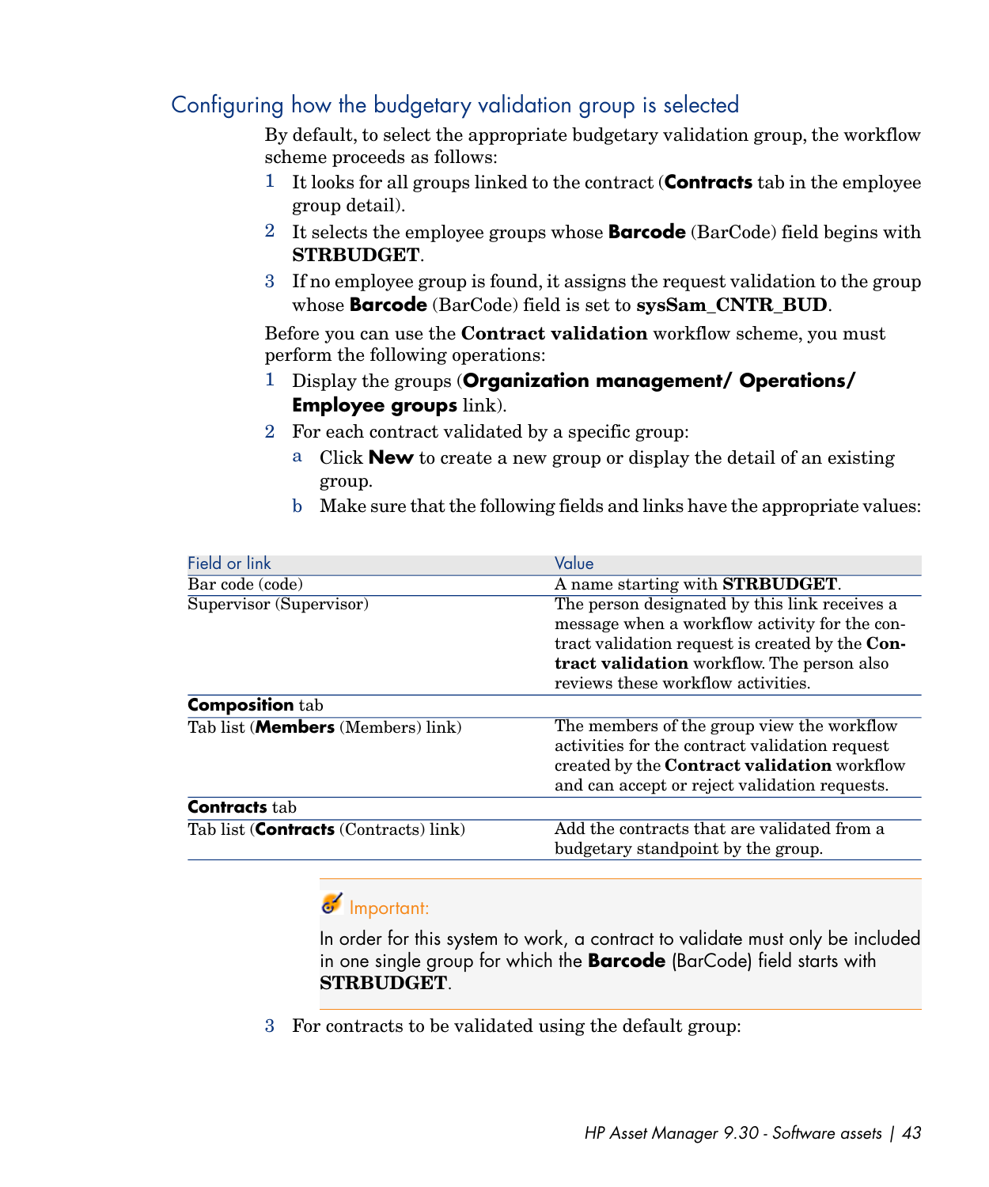## Configuring how the budgetary validation group is selected

By default, to select the appropriate budgetary validation group, the workflow scheme proceeds as follows:

1. It looks for all groups linked to the contract (**Contracts** tab in the employee group detail).
2. It selects the employee groups whose **Barcode** (BarCode) field begins with **STRBUDGET**.
3. If no employee group is found, it assigns the request validation to the group whose **Barcode** (BarCode) field is set to **sysSam_CNTR_BUD**.

Before you can use the **Contract validation** workflow scheme, you must perform the following operations:

1. Display the groups (**Organization management/ Operations/ Employee groups** link).
2. For each contract validated by a specific group:
   a. Click **New** to create a new group or display the detail of an existing group.
   b. Make sure that the following fields and links have the appropriate values:

| Field or link | Value |
|---|---|
| Bar code (code) | A name starting with **STRBUDGET**. |
| Supervisor (Supervisor) | The person designated by this link receives a message when a workflow activity for the contract validation request is created by the **Contract validation** workflow. The person also reviews these workflow activities. |
| **Composition** tab | |
| Tab list (**Members** (Members) link) | The members of the group view the workflow activities for the contract validation request created by the **Contract validation** workflow and can accept or reject validation requests. |
| **Contracts** tab | |
| Tab list (**Contracts** (Contracts) link) | Add the contracts that are validated from a budgetary standpoint by the group. |

> Important:
>
> In order for this system to work, a contract to validate must only be included in one single group for which the **Barcode** (BarCode) field starts with **STRBUDGET**.

3. For contracts to be validated using the default group: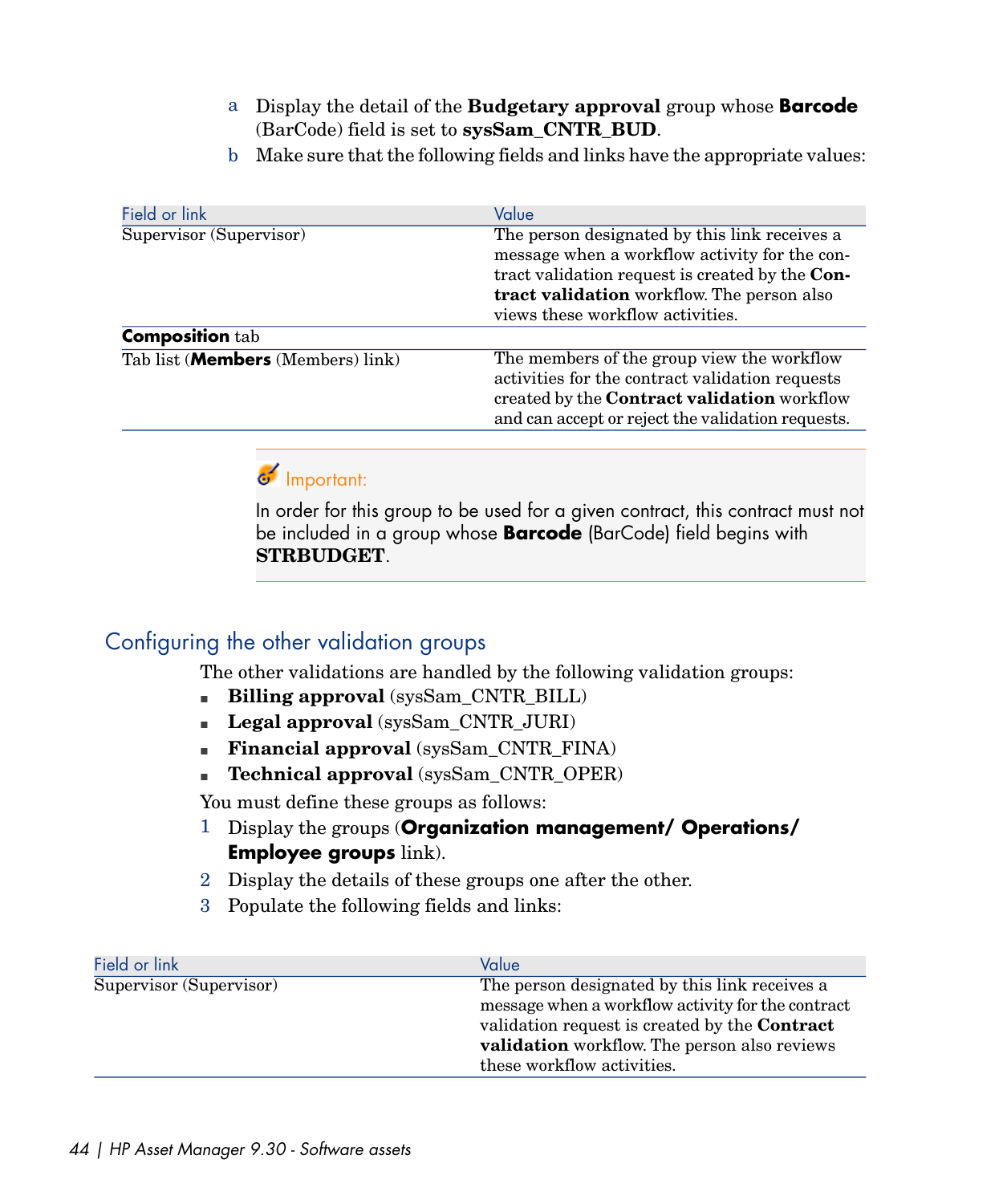a Display the detail of the **Budgetary approval** group whose **Barcode** (BarCode) field is set to **sysSam_CNTR_BUD**.

b Make sure that the following fields and links have the appropriate values:

| Field or link | Value |
| --- | --- |
| Supervisor (Supervisor) | The person designated by this link receives a message when a workflow activity for the contract validation request is created by the **Contract validation** workflow. The person also views these workflow activities. |
| **Composition** tab | |
| Tab list (**Members** (Members) link) | The members of the group view the workflow activities for the contract validation requests created by the **Contract validation** workflow and can accept or reject the validation requests. |

> Important:
>
> In order for this group to be used for a given contract, this contract must not be included in a group whose **Barcode** (BarCode) field begins with **STRBUDGET**.

## Configuring the other validation groups

The other validations are handled by the following validation groups:

- **Billing approval** (sysSam_CNTR_BILL)
- **Legal approval** (sysSam_CNTR_JURI)
- **Financial approval** (sysSam_CNTR_FINA)
- **Technical approval** (sysSam_CNTR_OPER)

You must define these groups as follows:

1. Display the groups (**Organization management/ Operations/ Employee groups** link).
2. Display the details of these groups one after the other.
3. Populate the following fields and links:

| Field or link | Value |
| --- | --- |
| Supervisor (Supervisor) | The person designated by this link receives a message when a workflow activity for the contract validation request is created by the **Contract validation** workflow. The person also reviews these workflow activities. |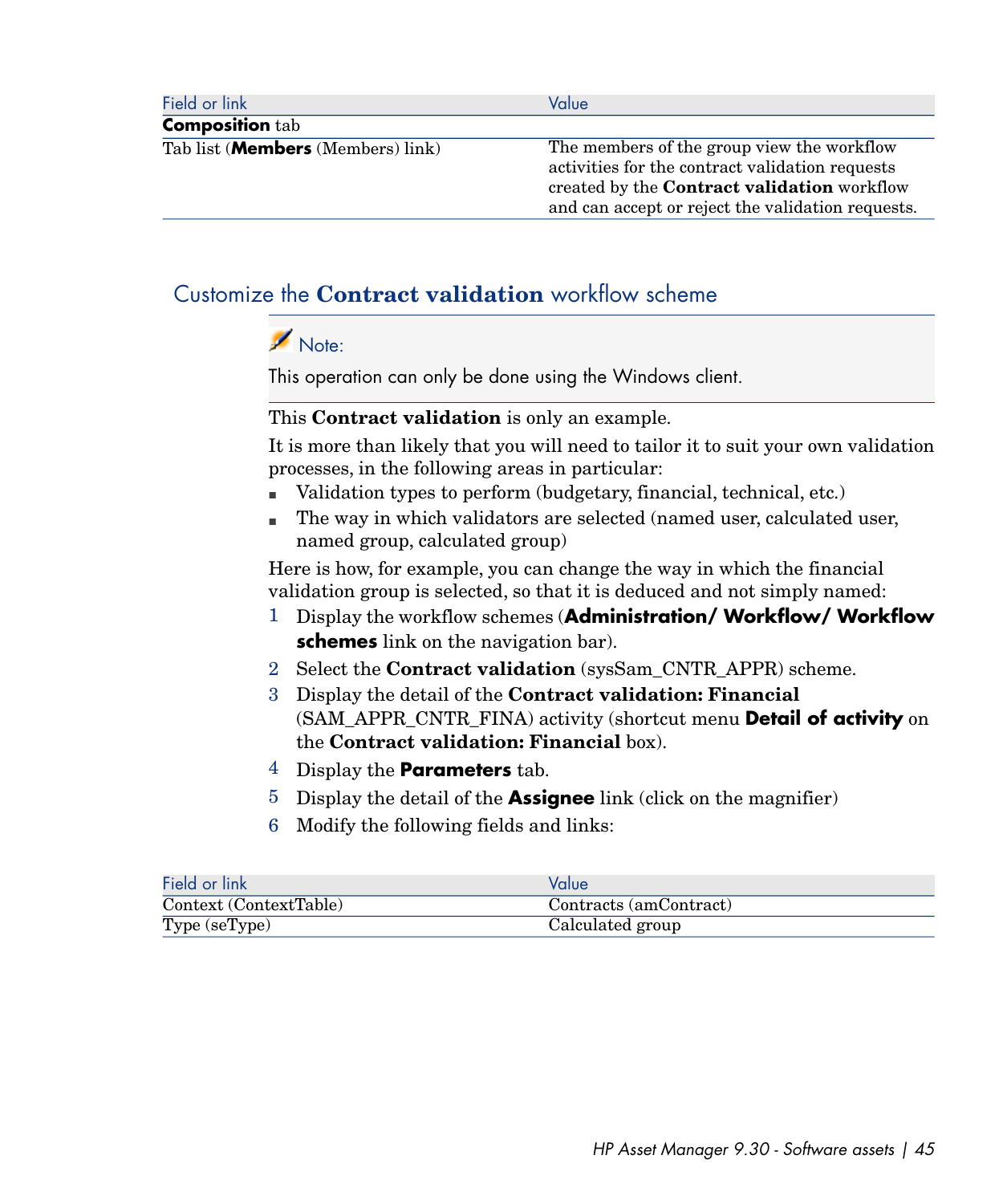| Field or link | Value |
| --- | --- |
| **Composition** tab | |
| Tab list (**Members** (Members) link) | The members of the group view the workflow activities for the contract validation requests created by the **Contract validation** workflow and can accept or reject the validation requests. |

## Customize the **Contract validation** workflow scheme

> **Note:**
>
> This operation can only be done using the Windows client.

This **Contract validation** is only an example.

It is more than likely that you will need to tailor it to suit your own validation processes, in the following areas in particular:

- Validation types to perform (budgetary, financial, technical, etc.)
- The way in which validators are selected (named user, calculated user, named group, calculated group)

Here is how, for example, you can change the way in which the financial validation group is selected, so that it is deduced and not simply named:

1. Display the workflow schemes (**Administration/ Workflow/ Workflow schemes** link on the navigation bar).
2. Select the **Contract validation** (sysSam_CNTR_APPR) scheme.
3. Display the detail of the **Contract validation: Financial** (SAM_APPR_CNTR_FINA) activity (shortcut menu **Detail of activity** on the **Contract validation: Financial** box).
4. Display the **Parameters** tab.
5. Display the detail of the **Assignee** link (click on the magnifier)
6. Modify the following fields and links:

| Field or link | Value |
| --- | --- |
| Context (ContextTable) | Contracts (amContract) |
| Type (seType) | Calculated group |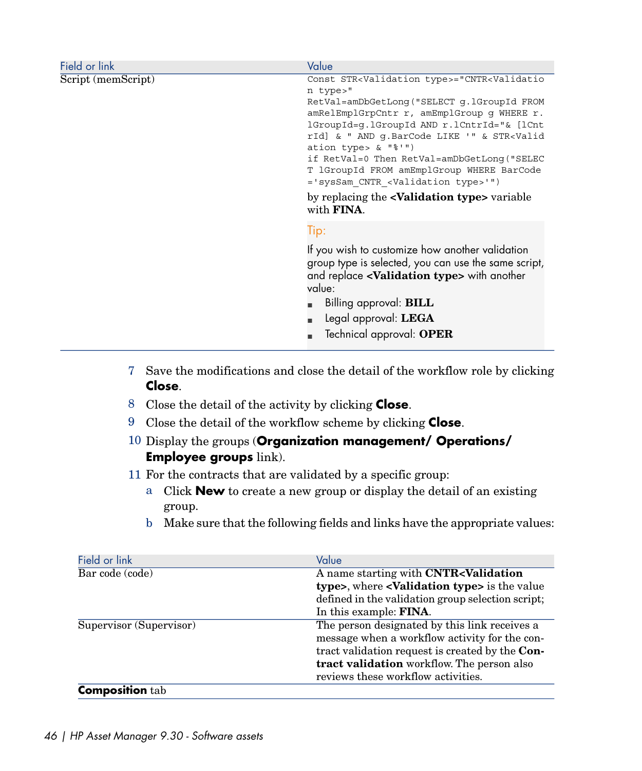| Field or link | Value |
| --- | --- |
| Script (memScript) | `Const STR<Validation type>="CNTR<Validation type>"`<br>`RetVal=amDbGetLong("SELECT g.lGroupId FROM amRelEmplGrpCntr r, amEmplGroup g WHERE r.lGroupId=g.lGroupId AND r.lCntrId="& [lCntrId] & " AND g.BarCode LIKE '" & STR<Validation type> & "%'")`<br>`if RetVal=0 Then RetVal=amDbGetLong("SELECT lGroupId FROM amEmplGroup WHERE BarCode='sysSam_CNTR_<Validation type>'")`<br>by replacing the **<Validation type>** variable with **FINA**.<br><br>Tip:<br>If you wish to customize how another validation group type is selected, you can use the same script, and replace **<Validation type>** with another value:<br>- Billing approval: **BILL**<br>- Legal approval: **LEGA**<br>- Technical approval: **OPER** |

7 Save the modifications and close the detail of the workflow role by clicking **Close**.

8 Close the detail of the activity by clicking **Close**.

9 Close the detail of the workflow scheme by clicking **Close**.

10 Display the groups (**Organization management/ Operations/ Employee groups** link).

11 For the contracts that are validated by a specific group:

a Click **New** to create a new group or display the detail of an existing group.

b Make sure that the following fields and links have the appropriate values:

| Field or link | Value |
| --- | --- |
| Bar code (code) | A name starting with **CNTR<Validation type>**, where **<Validation type>** is the value defined in the validation group selection script; In this example: **FINA**. |
| Supervisor (Supervisor) | The person designated by this link receives a message when a workflow activity for the contract validation request is created by the **Contract validation** workflow. The person also reviews these workflow activities. |
| **Composition** tab | |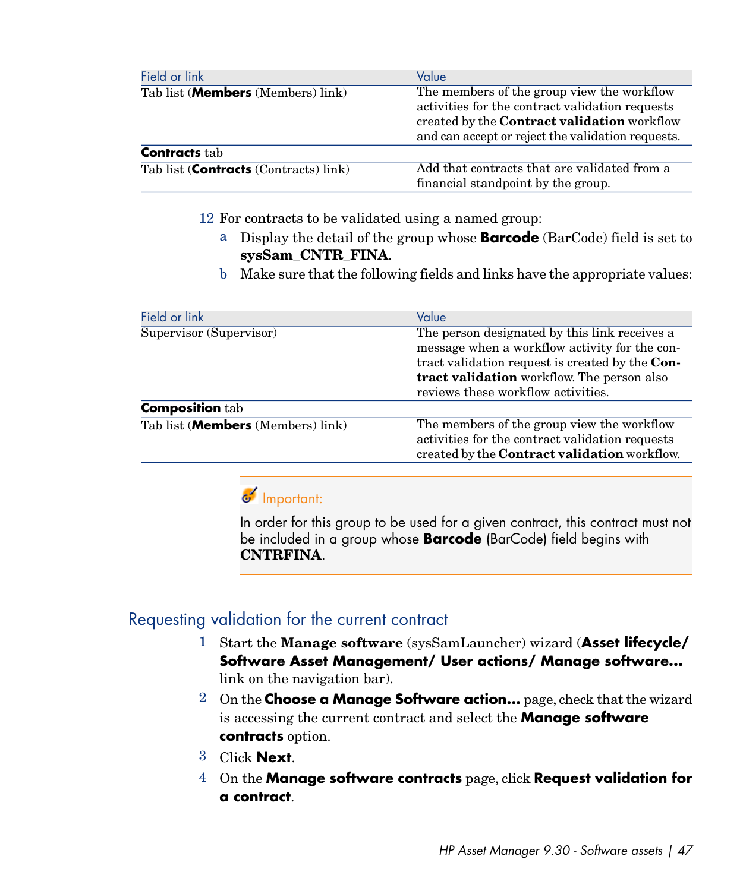| Field or link | Value |
|---|---|
| Tab list (**Members** (Members) link) | The members of the group view the workflow activities for the contract validation requests created by the **Contract validation** workflow and can accept or reject the validation requests. |
| **Contracts** tab | |
| Tab list (**Contracts** (Contracts) link) | Add that contracts that are validated from a financial standpoint by the group. |

12 For contracts to be validated using a named group:

a Display the detail of the group whose **Barcode** (BarCode) field is set to **sysSam_CNTR_FINA**.

b Make sure that the following fields and links have the appropriate values:

| Field or link | Value |
|---|---|
| Supervisor (Supervisor) | The person designated by this link receives a message when a workflow activity for the contract validation request is created by the **Contract validation** workflow. The person also reviews these workflow activities. |
| **Composition** tab | |
| Tab list (**Members** (Members) link) | The members of the group view the workflow activities for the contract validation requests created by the **Contract validation** workflow. |

> Important:
>
> In order for this group to be used for a given contract, this contract must not be included in a group whose **Barcode** (BarCode) field begins with **CNTRFINA**.

## Requesting validation for the current contract

1 Start the **Manage software** (sysSamLauncher) wizard (**Asset lifecycle/ Software Asset Management/ User actions/ Manage software...** link on the navigation bar).

2 On the **Choose a Manage Software action...** page, check that the wizard is accessing the current contract and select the **Manage software contracts** option.

3 Click **Next**.

4 On the **Manage software contracts** page, click **Request validation for a contract**.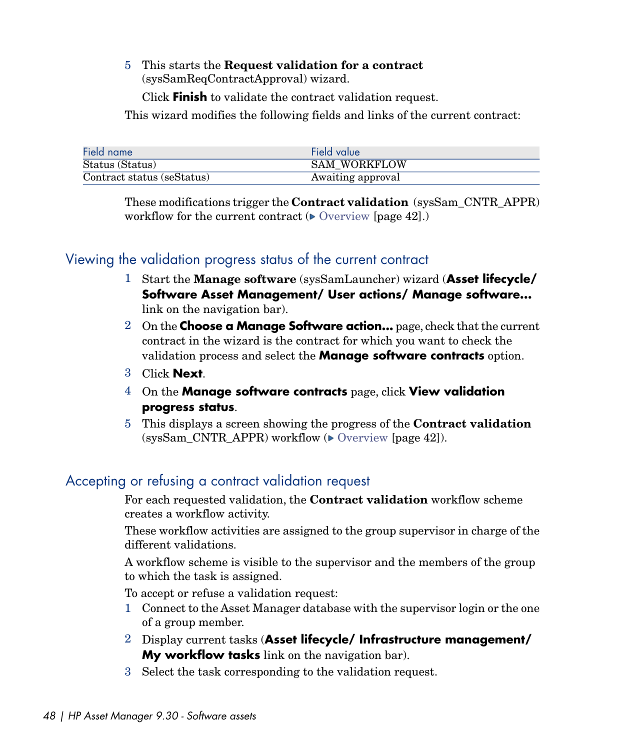5. This starts the **Request validation for a contract** (sysSamReqContractApproval) wizard.

   Click **Finish** to validate the contract validation request.

This wizard modifies the following fields and links of the current contract:

| Field name | Field value |
| --- | --- |
| Status (Status) | SAM_WORKFLOW |
| Contract status (seStatus) | Awaiting approval |

These modifications trigger the **Contract validation** (sysSam_CNTR_APPR) workflow for the current contract (▶ Overview [page 42].)

## Viewing the validation progress status of the current contract

1. Start the **Manage software** (sysSamLauncher) wizard (**Asset lifecycle/ Software Asset Management/ User actions/ Manage software...** link on the navigation bar).
2. On the **Choose a Manage Software action...** page, check that the current contract in the wizard is the contract for which you want to check the validation process and select the **Manage software contracts** option.
3. Click **Next**.
4. On the **Manage software contracts** page, click **View validation progress status**.
5. This displays a screen showing the progress of the **Contract validation** (sysSam_CNTR_APPR) workflow (▶ Overview [page 42]).

## Accepting or refusing a contract validation request

For each requested validation, the **Contract validation** workflow scheme creates a workflow activity.

These workflow activities are assigned to the group supervisor in charge of the different validations.

A workflow scheme is visible to the supervisor and the members of the group to which the task is assigned.

To accept or refuse a validation request:

1. Connect to the Asset Manager database with the supervisor login or the one of a group member.
2. Display current tasks (**Asset lifecycle/ Infrastructure management/ My workflow tasks** link on the navigation bar).
3. Select the task corresponding to the validation request.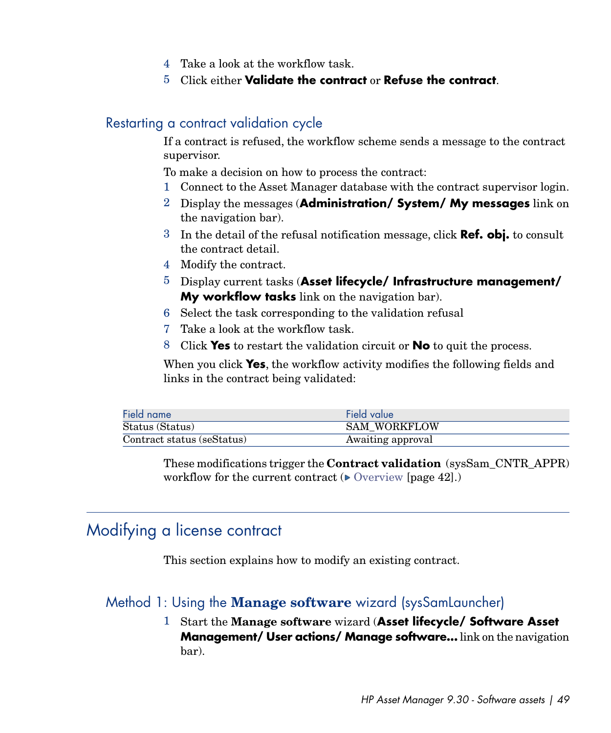4 Take a look at the workflow task.
5 Click either **Validate the contract** or **Refuse the contract**.

### Restarting a contract validation cycle

If a contract is refused, the workflow scheme sends a message to the contract supervisor.

To make a decision on how to process the contract:

1. Connect to the Asset Manager database with the contract supervisor login.
2. Display the messages (**Administration/ System/ My messages** link on the navigation bar).
3. In the detail of the refusal notification message, click **Ref. obj.** to consult the contract detail.
4. Modify the contract.
5. Display current tasks (**Asset lifecycle/ Infrastructure management/ My workflow tasks** link on the navigation bar).
6. Select the task corresponding to the validation refusal
7. Take a look at the workflow task.
8. Click **Yes** to restart the validation circuit or **No** to quit the process.

When you click **Yes**, the workflow activity modifies the following fields and links in the contract being validated:

| Field name | Field value |
| --- | --- |
| Status (Status) | SAM_WORKFLOW |
| Contract status (seStatus) | Awaiting approval |

These modifications trigger the **Contract validation** (sysSam_CNTR_APPR) workflow for the current contract (▶ Overview [page 42].)

## Modifying a license contract

This section explains how to modify an existing contract.

### Method 1: Using the **Manage software** wizard (sysSamLauncher)

1. Start the **Manage software** wizard (**Asset lifecycle/ Software Asset Management/ User actions/ Manage software...** link on the navigation bar).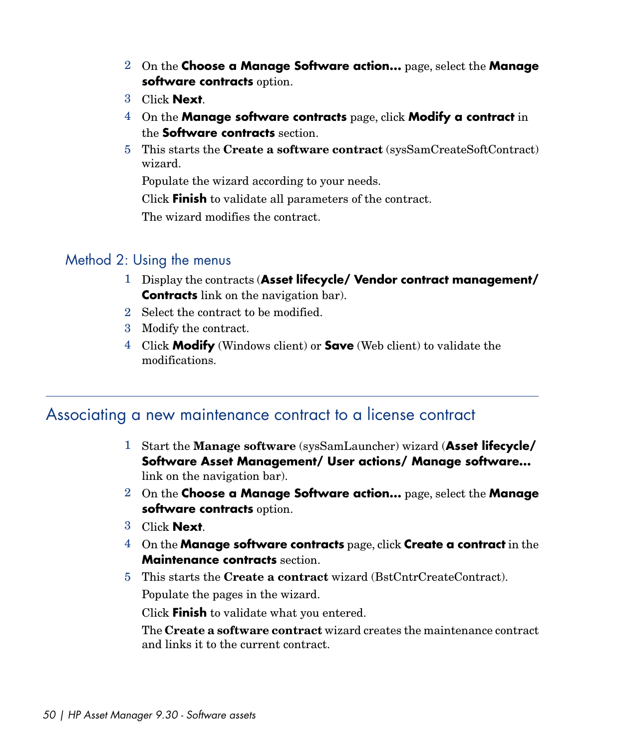2. On the **Choose a Manage Software action...** page, select the **Manage software contracts** option.
3. Click **Next**.
4. On the **Manage software contracts** page, click **Modify a contract** in the **Software contracts** section.
5. This starts the **Create a software contract** (sysSamCreateSoftContract) wizard.

   Populate the wizard according to your needs.

   Click **Finish** to validate all parameters of the contract.

   The wizard modifies the contract.

### Method 2: Using the menus

1. Display the contracts (**Asset lifecycle/ Vendor contract management/ Contracts** link on the navigation bar).
2. Select the contract to be modified.
3. Modify the contract.
4. Click **Modify** (Windows client) or **Save** (Web client) to validate the modifications.

## Associating a new maintenance contract to a license contract

1. Start the **Manage software** (sysSamLauncher) wizard (**Asset lifecycle/ Software Asset Management/ User actions/ Manage software...** link on the navigation bar).
2. On the **Choose a Manage Software action...** page, select the **Manage software contracts** option.
3. Click **Next**.
4. On the **Manage software contracts** page, click **Create a contract** in the **Maintenance contracts** section.
5. This starts the **Create a contract** wizard (BstCntrCreateContract).

   Populate the pages in the wizard.

   Click **Finish** to validate what you entered.

   The **Create a software contract** wizard creates the maintenance contract and links it to the current contract.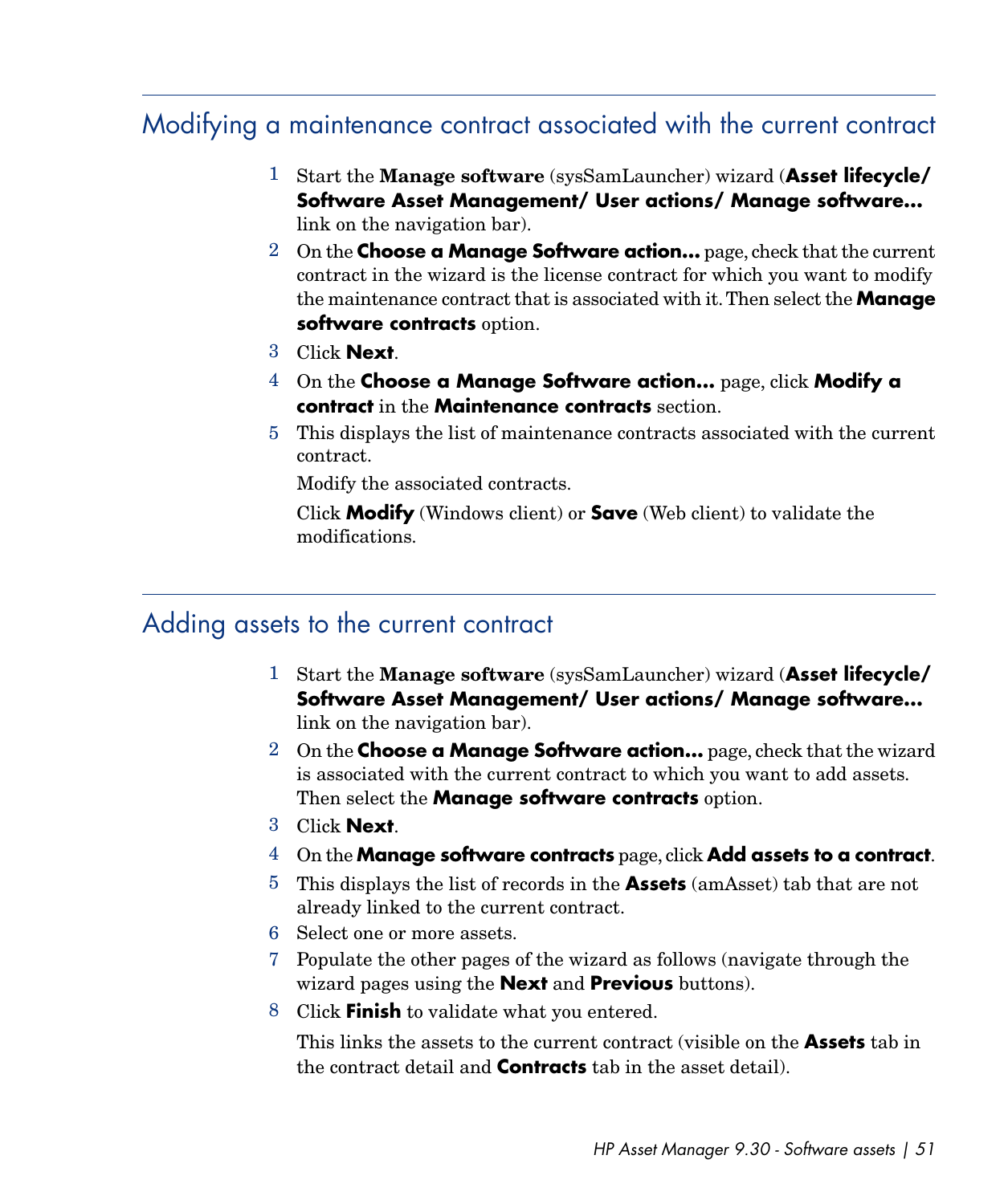## Modifying a maintenance contract associated with the current contract

1. Start the **Manage software** (sysSamLauncher) wizard (**Asset lifecycle/ Software Asset Management/ User actions/ Manage software...** link on the navigation bar).
2. On the **Choose a Manage Software action...** page, check that the current contract in the wizard is the license contract for which you want to modify the maintenance contract that is associated with it. Then select the **Manage software contracts** option.
3. Click **Next**.
4. On the **Choose a Manage Software action...** page, click **Modify a contract** in the **Maintenance contracts** section.
5. This displays the list of maintenance contracts associated with the current contract.

   Modify the associated contracts.

   Click **Modify** (Windows client) or **Save** (Web client) to validate the modifications.

## Adding assets to the current contract

1. Start the **Manage software** (sysSamLauncher) wizard (**Asset lifecycle/ Software Asset Management/ User actions/ Manage software...** link on the navigation bar).
2. On the **Choose a Manage Software action...** page, check that the wizard is associated with the current contract to which you want to add assets. Then select the **Manage software contracts** option.
3. Click **Next**.
4. On the **Manage software contracts** page, click **Add assets to a contract**.
5. This displays the list of records in the **Assets** (amAsset) tab that are not already linked to the current contract.
6. Select one or more assets.
7. Populate the other pages of the wizard as follows (navigate through the wizard pages using the **Next** and **Previous** buttons).
8. Click **Finish** to validate what you entered.

   This links the assets to the current contract (visible on the **Assets** tab in the contract detail and **Contracts** tab in the asset detail).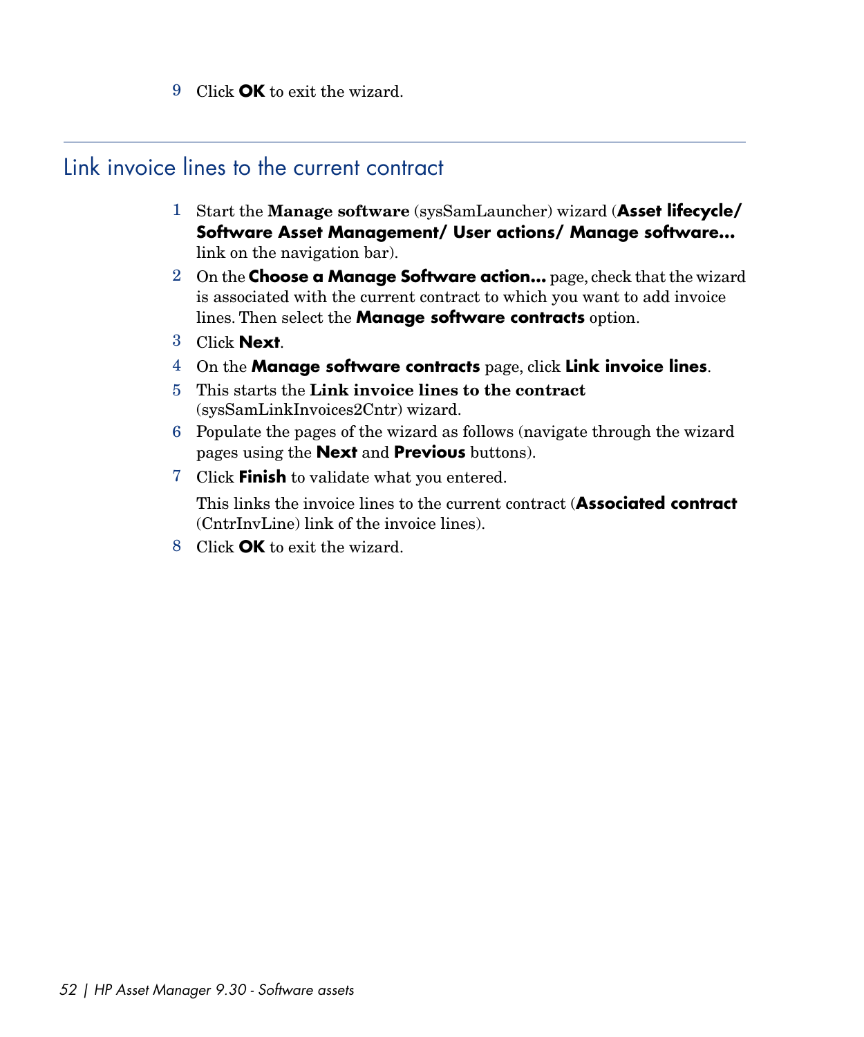9 Click **OK** to exit the wizard.

## Link invoice lines to the current contract

1. Start the **Manage software** (sysSamLauncher) wizard (**Asset lifecycle/ Software Asset Management/ User actions/ Manage software...** link on the navigation bar).
2. On the **Choose a Manage Software action...** page, check that the wizard is associated with the current contract to which you want to add invoice lines. Then select the **Manage software contracts** option.
3. Click **Next**.
4. On the **Manage software contracts** page, click **Link invoice lines**.
5. This starts the **Link invoice lines to the contract** (sysSamLinkInvoices2Cntr) wizard.
6. Populate the pages of the wizard as follows (navigate through the wizard pages using the **Next** and **Previous** buttons).
7. Click **Finish** to validate what you entered.

   This links the invoice lines to the current contract (**Associated contract** (CntrInvLine) link of the invoice lines).
8. Click **OK** to exit the wizard.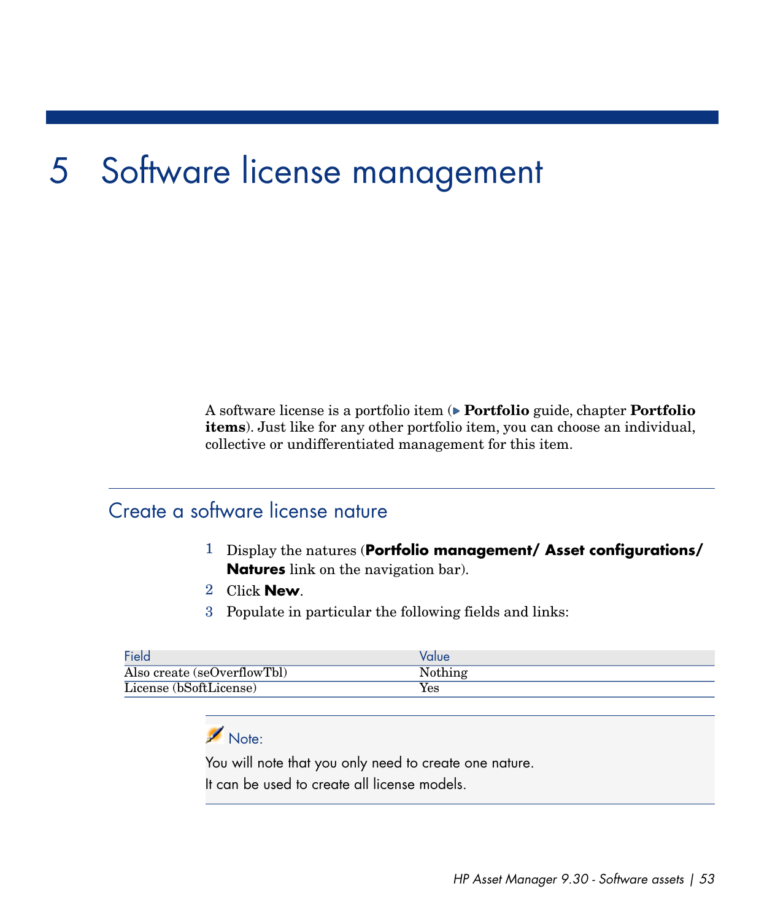# 5 Software license management

A software license is a portfolio item (▶ **Portfolio** guide, chapter **Portfolio items**). Just like for any other portfolio item, you can choose an individual, collective or undifferentiated management for this item.

## Create a software license nature

1. Display the natures (**Portfolio management/ Asset configurations/ Natures** link on the navigation bar).
2. Click **New**.
3. Populate in particular the following fields and links:

| Field | Value |
| --- | --- |
| Also create (seOverflowTbl) | Nothing |
| License (bSoftLicense) | Yes |

> **Note:**
>
> You will note that you only need to create one nature.
>
> It can be used to create all license models.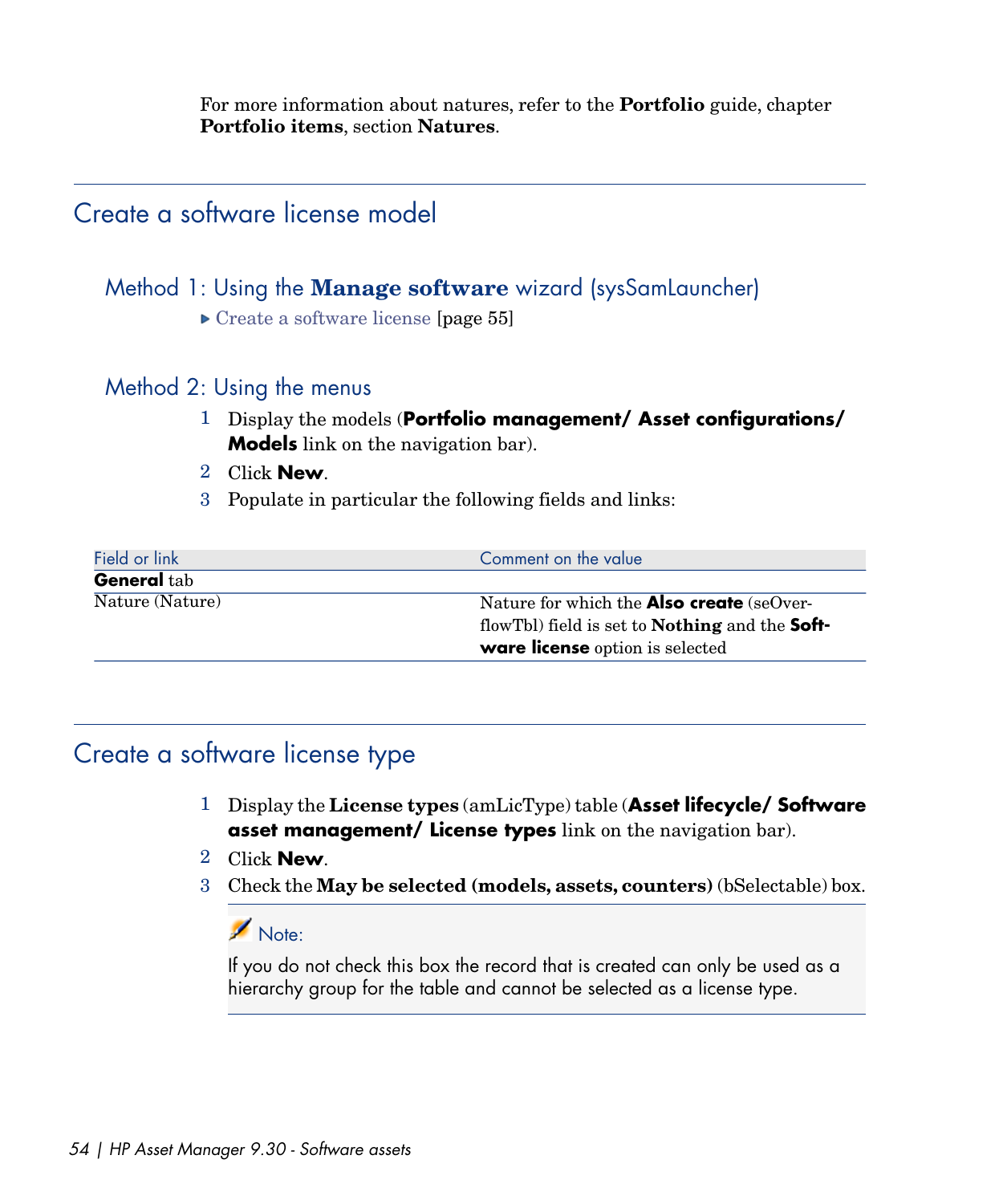For more information about natures, refer to the **Portfolio** guide, chapter **Portfolio items**, section **Natures**.

## Create a software license model

### Method 1: Using the **Manage software** wizard (sysSamLauncher)

- Create a software license [page 55]

### Method 2: Using the menus

1. Display the models (**Portfolio management/ Asset configurations/ Models** link on the navigation bar).
2. Click **New**.
3. Populate in particular the following fields and links:

| Field or link | Comment on the value |
| --- | --- |
| **General** tab | |
| Nature (Nature) | Nature for which the **Also create** (seOverflowTbl) field is set to **Nothing** and the **Software license** option is selected |

## Create a software license type

1. Display the **License types** (amLicType) table (**Asset lifecycle/ Software asset management/ License types** link on the navigation bar).
2. Click **New**.
3. Check the **May be selected (models, assets, counters)** (bSelectable) box.

> Note:
>
> If you do not check this box the record that is created can only be used as a hierarchy group for the table and cannot be selected as a license type.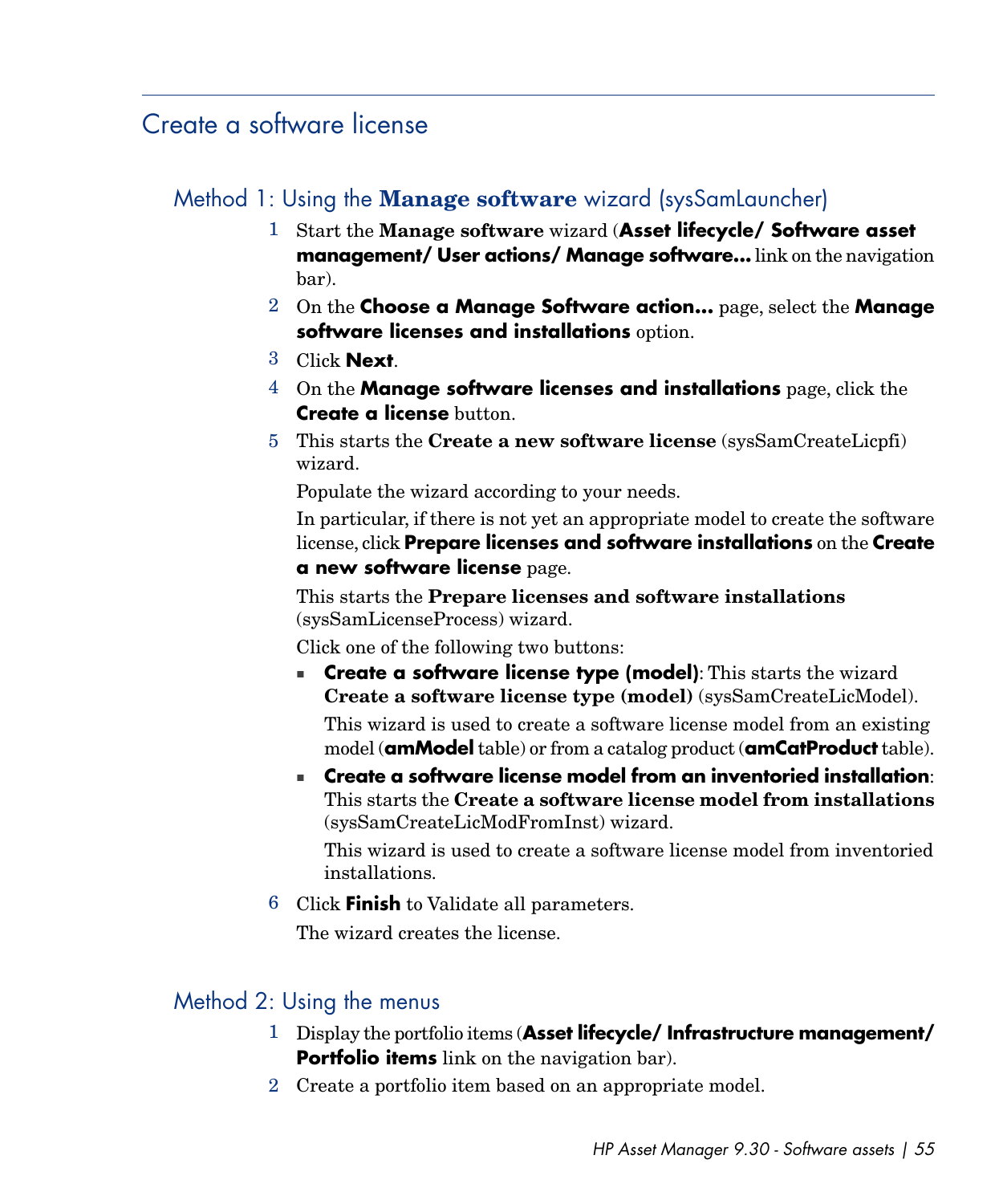## Create a software license

### Method 1: Using the **Manage software** wizard (sysSamLauncher)

1. Start the **Manage software** wizard (**Asset lifecycle/ Software asset management/ User actions/ Manage software...** link on the navigation bar).
2. On the **Choose a Manage Software action...** page, select the **Manage software licenses and installations** option.
3. Click **Next**.
4. On the **Manage software licenses and installations** page, click the **Create a license** button.
5. This starts the **Create a new software license** (sysSamCreateLicpfi) wizard.

   Populate the wizard according to your needs.

   In particular, if there is not yet an appropriate model to create the software license, click **Prepare licenses and software installations** on the **Create a new software license** page.

   This starts the **Prepare licenses and software installations** (sysSamLicenseProcess) wizard.

   Click one of the following two buttons:

   - **Create a software license type (model)**: This starts the wizard **Create a software license type (model)** (sysSamCreateLicModel).

     This wizard is used to create a software license model from an existing model (**amModel** table) or from a catalog product (**amCatProduct** table).

   - **Create a software license model from an inventoried installation**: This starts the **Create a software license model from installations** (sysSamCreateLicModFromInst) wizard.

     This wizard is used to create a software license model from inventoried installations.

6. Click **Finish** to Validate all parameters.

   The wizard creates the license.

### Method 2: Using the menus

1. Display the portfolio items (**Asset lifecycle/ Infrastructure management/ Portfolio items** link on the navigation bar).
2. Create a portfolio item based on an appropriate model.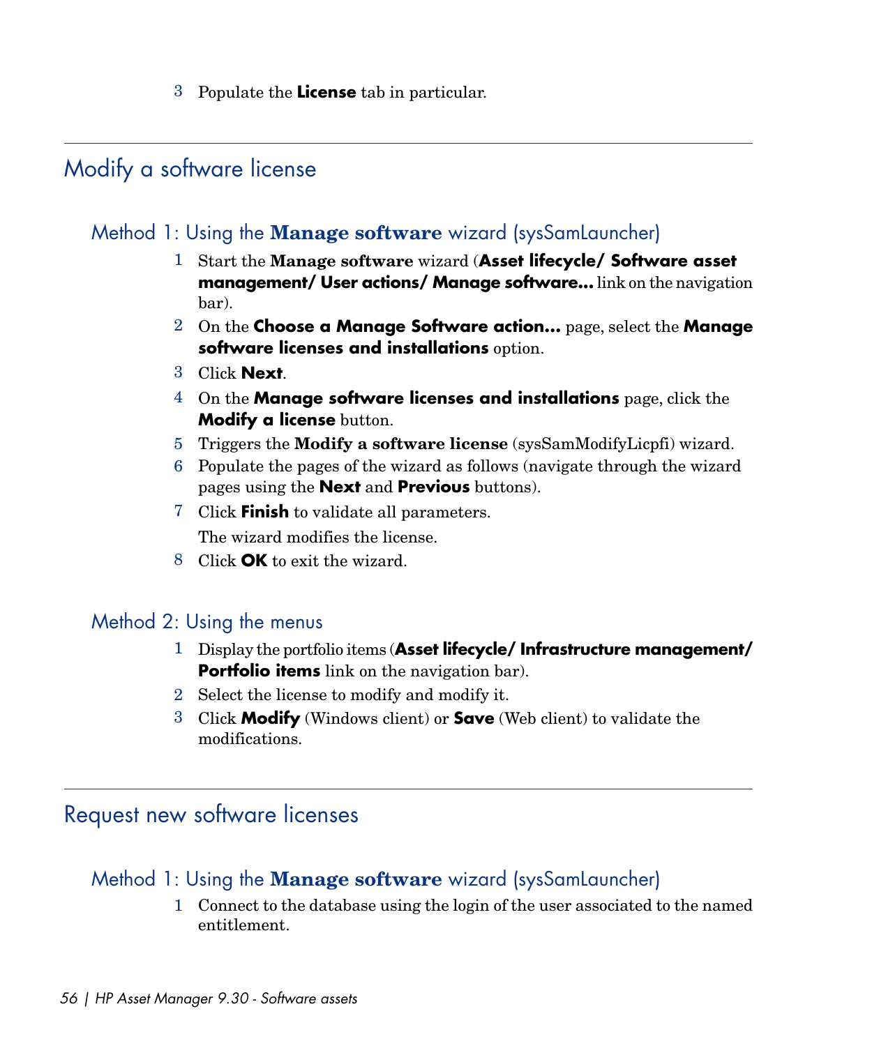3. Populate the **License** tab in particular.

## Modify a software license

### Method 1: Using the **Manage software** wizard (sysSamLauncher)

1. Start the **Manage software** wizard (**Asset lifecycle/ Software asset management/ User actions/ Manage software...** link on the navigation bar).
2. On the **Choose a Manage Software action...** page, select the **Manage software licenses and installations** option.
3. Click **Next**.
4. On the **Manage software licenses and installations** page, click the **Modify a license** button.
5. Triggers the **Modify a software license** (sysSamModifyLicpfi) wizard.
6. Populate the pages of the wizard as follows (navigate through the wizard pages using the **Next** and **Previous** buttons).
7. Click **Finish** to validate all parameters.

   The wizard modifies the license.
8. Click **OK** to exit the wizard.

### Method 2: Using the menus

1. Display the portfolio items (**Asset lifecycle/ Infrastructure management/ Portfolio items** link on the navigation bar).
2. Select the license to modify and modify it.
3. Click **Modify** (Windows client) or **Save** (Web client) to validate the modifications.

## Request new software licenses

### Method 1: Using the **Manage software** wizard (sysSamLauncher)

1. Connect to the database using the login of the user associated to the named entitlement.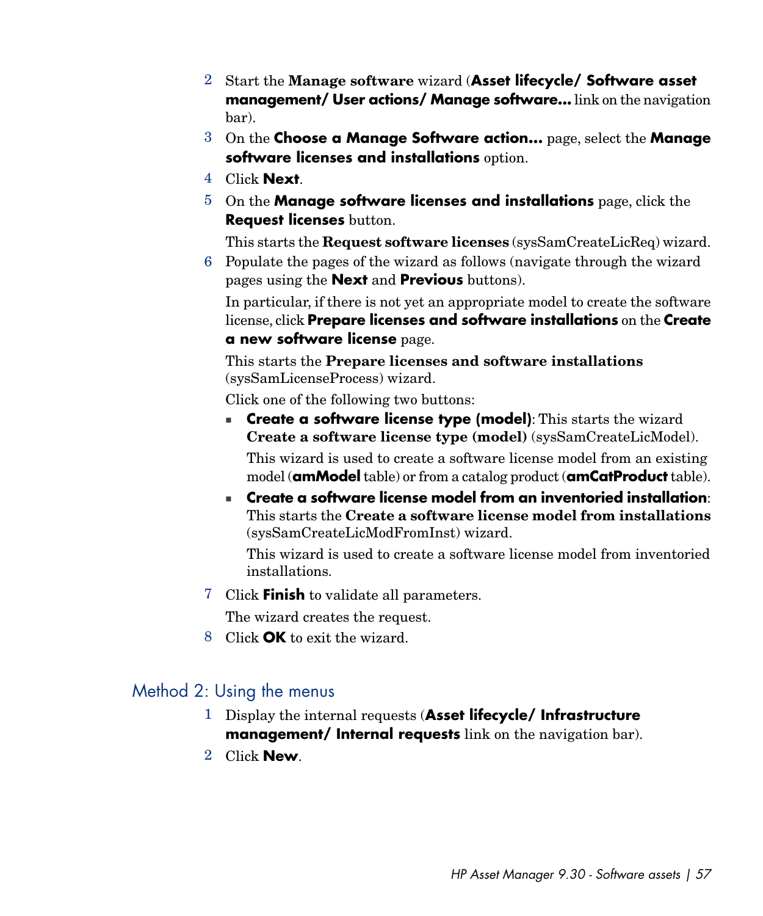2. Start the **Manage software** wizard (**Asset lifecycle/ Software asset management/ User actions/ Manage software...** link on the navigation bar).
3. On the **Choose a Manage Software action...** page, select the **Manage software licenses and installations** option.
4. Click **Next**.
5. On the **Manage software licenses and installations** page, click the **Request licenses** button.

   This starts the **Request software licenses** (sysSamCreateLicReq) wizard.
6. Populate the pages of the wizard as follows (navigate through the wizard pages using the **Next** and **Previous** buttons).

   In particular, if there is not yet an appropriate model to create the software license, click **Prepare licenses and software installations** on the **Create a new software license** page.

   This starts the **Prepare licenses and software installations** (sysSamLicenseProcess) wizard.

   Click one of the following two buttons:

   - **Create a software license type (model)**: This starts the wizard **Create a software license type (model)** (sysSamCreateLicModel).

     This wizard is used to create a software license model from an existing model (**amModel** table) or from a catalog product (**amCatProduct** table).
   - **Create a software license model from an inventoried installation**: This starts the **Create a software license model from installations** (sysSamCreateLicModFromInst) wizard.

     This wizard is used to create a software license model from inventoried installations.
7. Click **Finish** to validate all parameters.

   The wizard creates the request.
8. Click **OK** to exit the wizard.

## Method 2: Using the menus

1. Display the internal requests (**Asset lifecycle/ Infrastructure management/ Internal requests** link on the navigation bar).
2. Click **New**.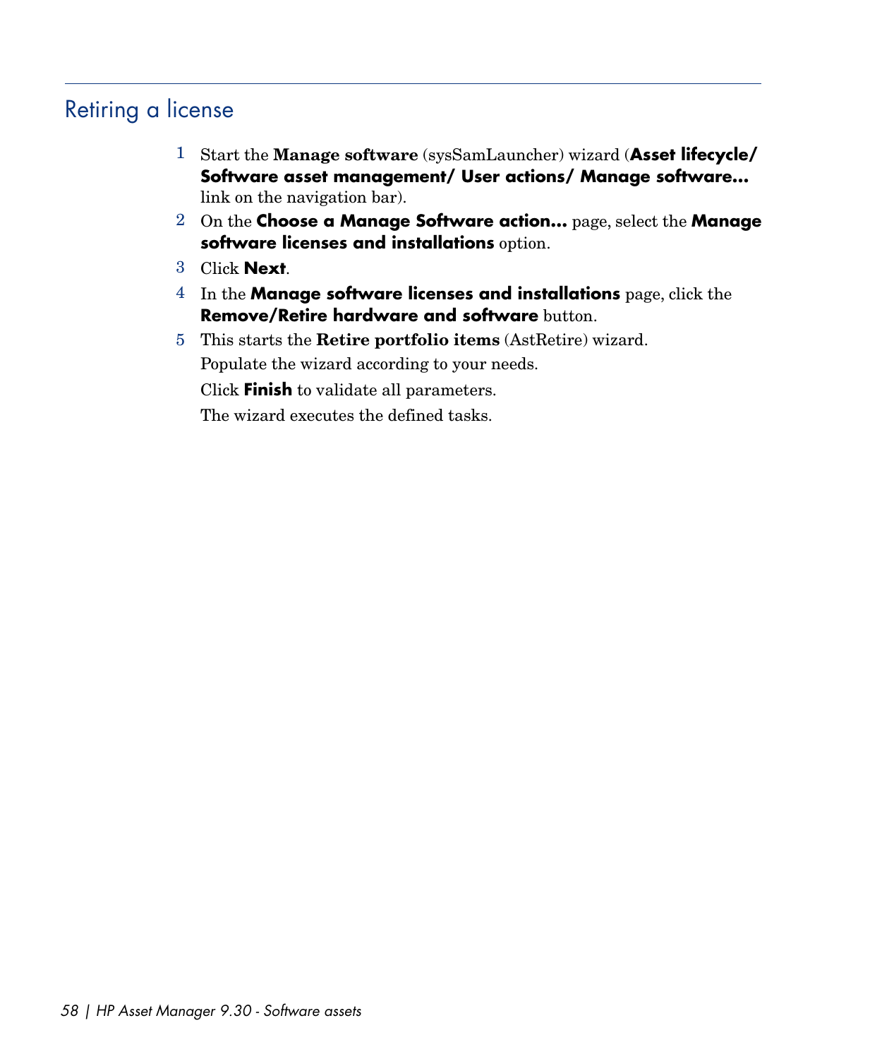## Retiring a license

1. Start the **Manage software** (sysSamLauncher) wizard (**Asset lifecycle/ Software asset management/ User actions/ Manage software...** link on the navigation bar).
2. On the **Choose a Manage Software action...** page, select the **Manage software licenses and installations** option.
3. Click **Next**.
4. In the **Manage software licenses and installations** page, click the **Remove/Retire hardware and software** button.
5. This starts the **Retire portfolio items** (AstRetire) wizard.

   Populate the wizard according to your needs.

   Click **Finish** to validate all parameters.

   The wizard executes the defined tasks.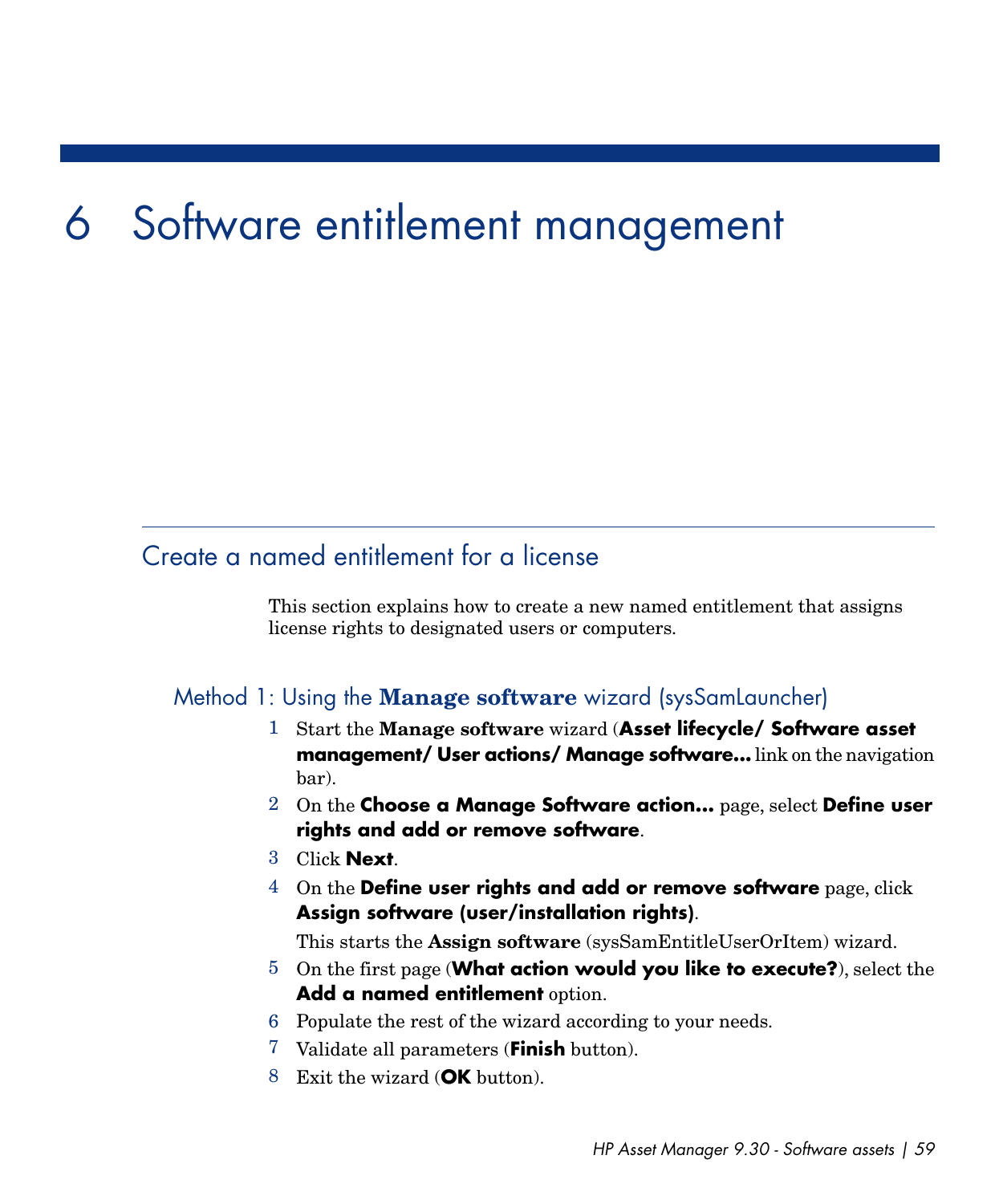# 6 Software entitlement management

## Create a named entitlement for a license

This section explains how to create a new named entitlement that assigns license rights to designated users or computers.

### Method 1: Using the **Manage software** wizard (sysSamLauncher)

1. Start the **Manage software** wizard (**Asset lifecycle/ Software asset management/ User actions/ Manage software...** link on the navigation bar).
2. On the **Choose a Manage Software action...** page, select **Define user rights and add or remove software**.
3. Click **Next**.
4. On the **Define user rights and add or remove software** page, click **Assign software (user/installation rights)**.

   This starts the **Assign software** (sysSamEntitleUserOrItem) wizard.
5. On the first page (**What action would you like to execute?**), select the **Add a named entitlement** option.
6. Populate the rest of the wizard according to your needs.
7. Validate all parameters (**Finish** button).
8. Exit the wizard (**OK** button).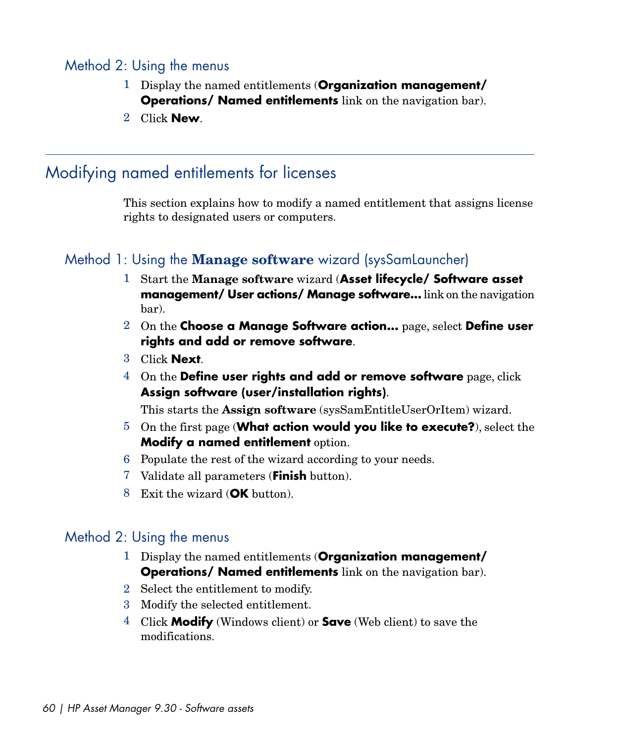### Method 2: Using the menus

1. Display the named entitlements (**Organization management/ Operations/ Named entitlements** link on the navigation bar).
2. Click **New**.

## Modifying named entitlements for licenses

This section explains how to modify a named entitlement that assigns license rights to designated users or computers.

### Method 1: Using the Manage software wizard (sysSamLauncher)

1. Start the **Manage software** wizard (**Asset lifecycle/ Software asset management/ User actions/ Manage software...** link on the navigation bar).
2. On the **Choose a Manage Software action...** page, select **Define user rights and add or remove software**.
3. Click **Next**.
4. On the **Define user rights and add or remove software** page, click **Assign software (user/installation rights)**.

   This starts the **Assign software** (sysSamEntitleUserOrItem) wizard.
5. On the first page (**What action would you like to execute?**), select the **Modify a named entitlement** option.
6. Populate the rest of the wizard according to your needs.
7. Validate all parameters (**Finish** button).
8. Exit the wizard (**OK** button).

### Method 2: Using the menus

1. Display the named entitlements (**Organization management/ Operations/ Named entitlements** link on the navigation bar).
2. Select the entitlement to modify.
3. Modify the selected entitlement.
4. Click **Modify** (Windows client) or **Save** (Web client) to save the modifications.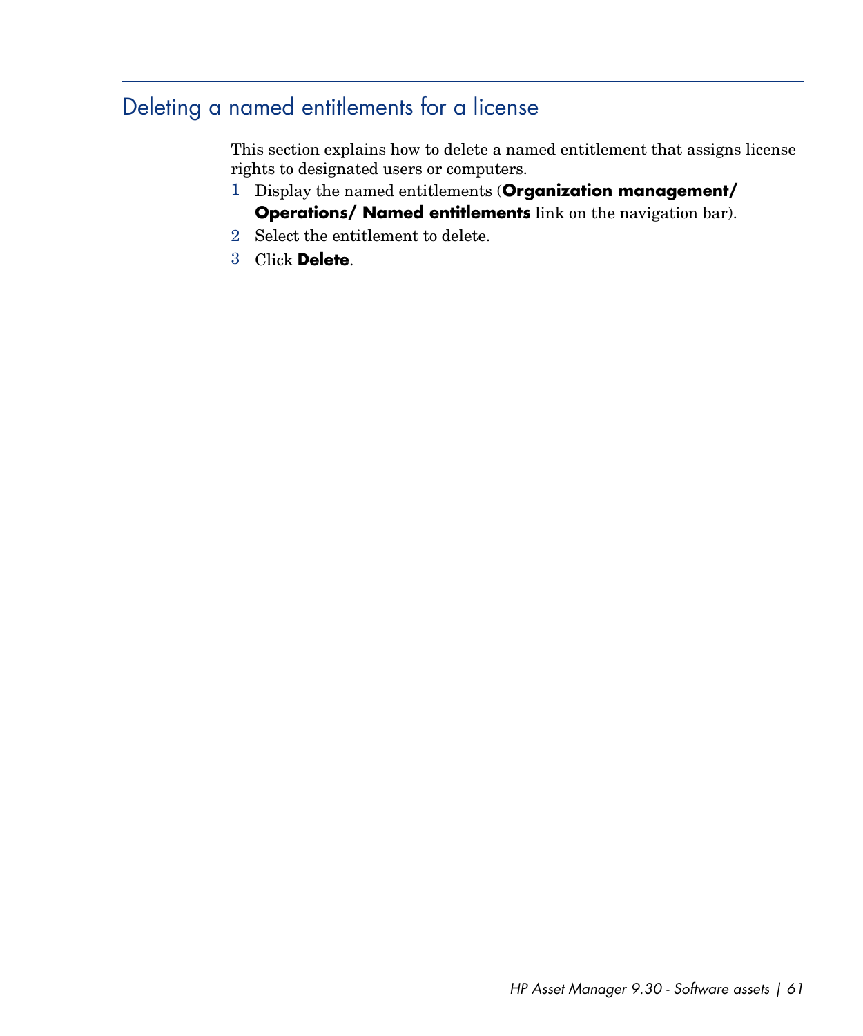## Deleting a named entitlements for a license

This section explains how to delete a named entitlement that assigns license rights to designated users or computers.

1. Display the named entitlements (**Organization management/ Operations/ Named entitlements** link on the navigation bar).
2. Select the entitlement to delete.
3. Click **Delete**.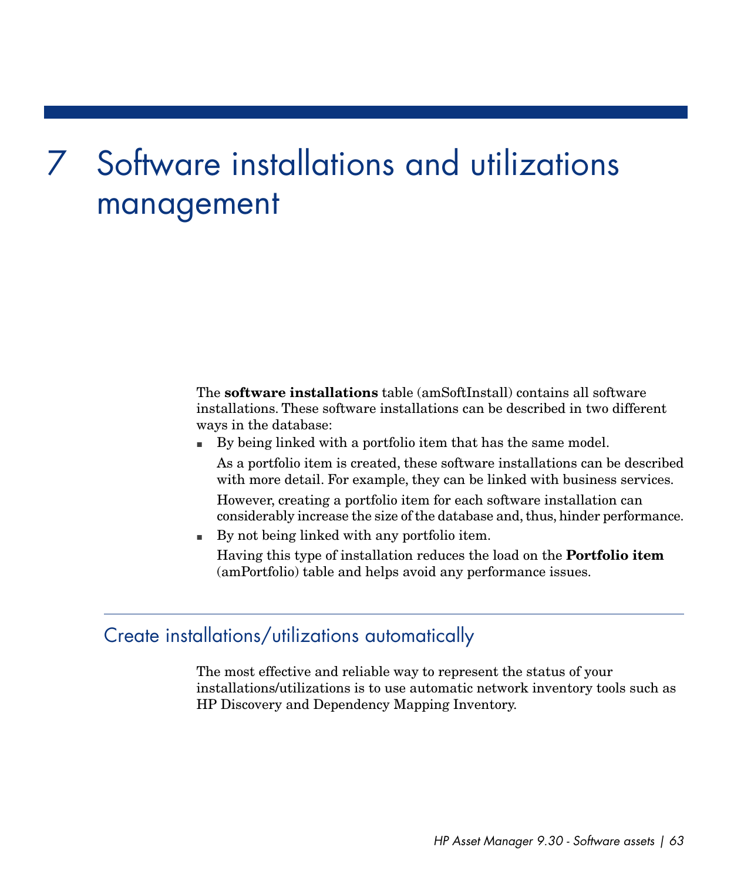# 7 Software installations and utilizations management

The **software installations** table (amSoftInstall) contains all software installations. These software installations can be described in two different ways in the database:

- By being linked with a portfolio item that has the same model.

  As a portfolio item is created, these software installations can be described with more detail. For example, they can be linked with business services.

  However, creating a portfolio item for each software installation can considerably increase the size of the database and, thus, hinder performance.

- By not being linked with any portfolio item.

  Having this type of installation reduces the load on the **Portfolio item** (amPortfolio) table and helps avoid any performance issues.

## Create installations/utilizations automatically

The most effective and reliable way to represent the status of your installations/utilizations is to use automatic network inventory tools such as HP Discovery and Dependency Mapping Inventory.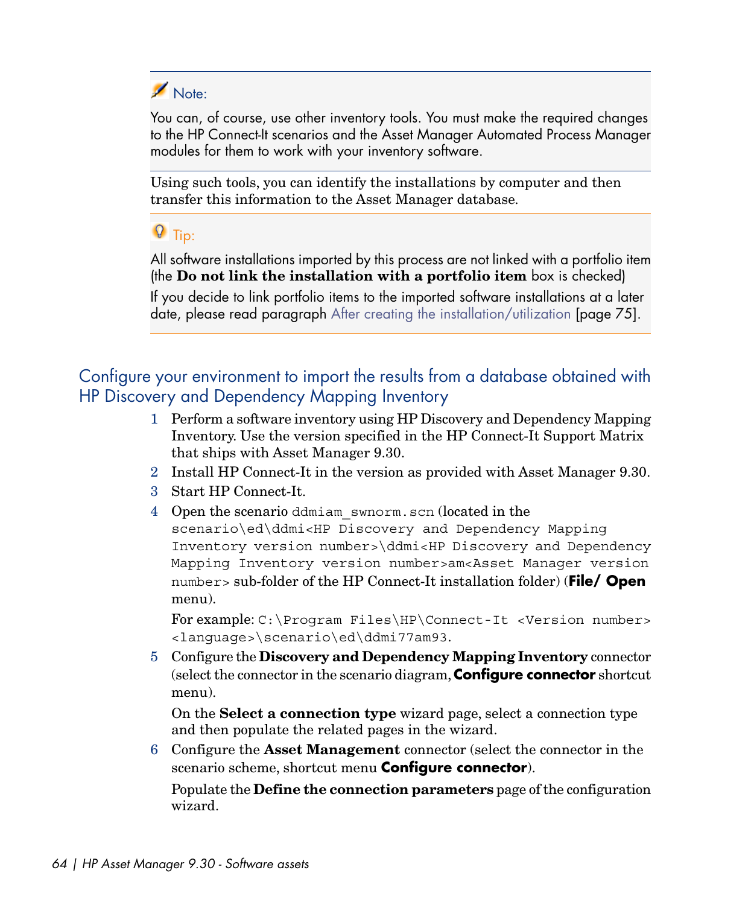> Note:
>
> You can, of course, use other inventory tools. You must make the required changes to the HP Connect-It scenarios and the Asset Manager Automated Process Manager modules for them to work with your inventory software.

Using such tools, you can identify the installations by computer and then transfer this information to the Asset Manager database.

> Tip:
>
> All software installations imported by this process are not linked with a portfolio item (the **Do not link the installation with a portfolio item** box is checked)
>
> If you decide to link portfolio items to the imported software installations at a later date, please read paragraph After creating the installation/utilization [page 75].

## Configure your environment to import the results from a database obtained with HP Discovery and Dependency Mapping Inventory

1. Perform a software inventory using HP Discovery and Dependency Mapping Inventory. Use the version specified in the HP Connect-It Support Matrix that ships with Asset Manager 9.30.
2. Install HP Connect-It in the version as provided with Asset Manager 9.30.
3. Start HP Connect-It.
4. Open the scenario `ddmiam_swnorm.scn` (located in the `scenario\ed\ddmi<HP Discovery and Dependency Mapping Inventory version number>\ddmi<HP Discovery and Dependency Mapping Inventory version number>am<Asset Manager version number>` sub-folder of the HP Connect-It installation folder) (**File/ Open** menu).

   For example: `C:\Program Files\HP\Connect-It <Version number> <language>\scenario\ed\ddmi77am93`.
5. Configure the **Discovery and Dependency Mapping Inventory** connector (select the connector in the scenario diagram, **Configure connector** shortcut menu).

   On the **Select a connection type** wizard page, select a connection type and then populate the related pages in the wizard.
6. Configure the **Asset Management** connector (select the connector in the scenario scheme, shortcut menu **Configure connector**).

   Populate the **Define the connection parameters** page of the configuration wizard.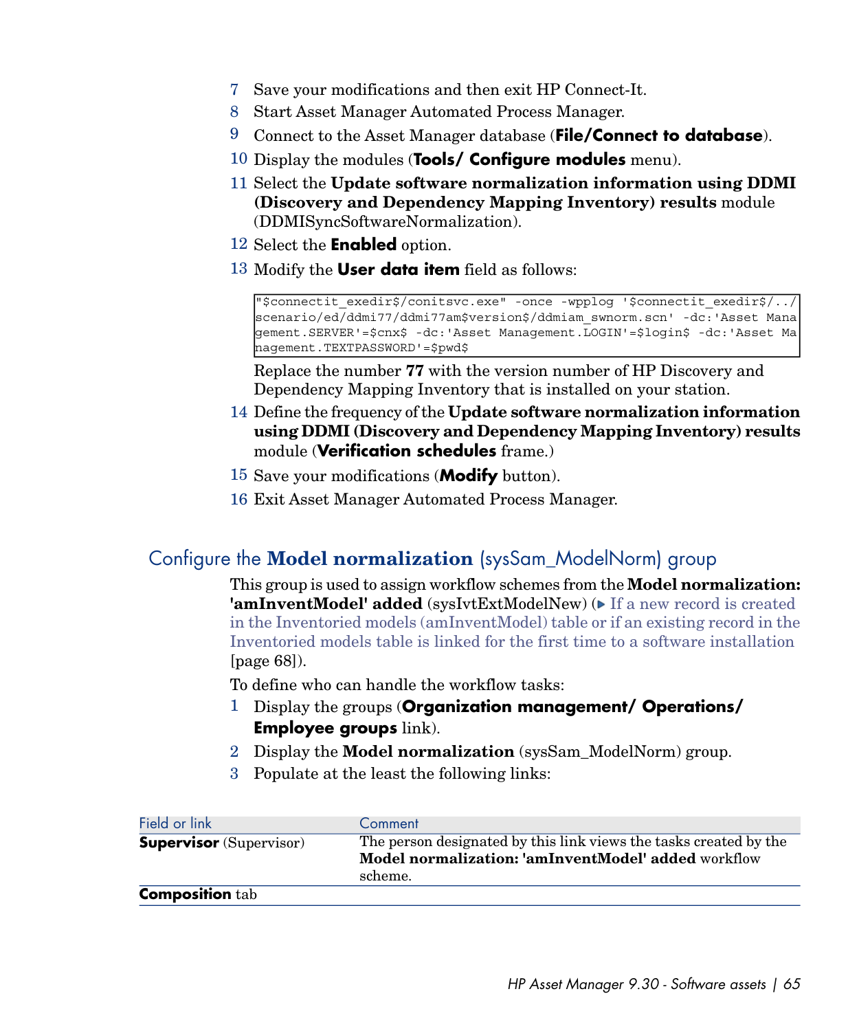7 Save your modifications and then exit HP Connect-It.
8 Start Asset Manager Automated Process Manager.
9 Connect to the Asset Manager database (**File/Connect to database**).
10 Display the modules (**Tools/ Configure modules** menu).
11 Select the **Update software normalization information using DDMI (Discovery and Dependency Mapping Inventory) results** module (DDMISyncSoftwareNormalization).
12 Select the **Enabled** option.
13 Modify the **User data item** field as follows:

```
"$connectit_exedir$/conitsvc.exe" -once -wpplog '$connectit_exedir$/../
scenario/ed/ddmi77/ddmi77am$version$/ddmiam_swnorm.scn' -dc:'Asset Mana
gement.SERVER'=$cnx$ -dc:'Asset Management.LOGIN'=$login$ -dc:'Asset Ma
nagement.TEXTPASSWORD'=$pwd$
```

Replace the number **77** with the version number of HP Discovery and Dependency Mapping Inventory that is installed on your station.

14 Define the frequency of the **Update software normalization information using DDMI (Discovery and Dependency Mapping Inventory) results** module (**Verification schedules** frame.)
15 Save your modifications (**Modify** button).
16 Exit Asset Manager Automated Process Manager.

## Configure the **Model normalization** (sysSam_ModelNorm) group

This group is used to assign workflow schemes from the **Model normalization: 'amInventModel' added** (sysIvtExtModelNew) (▶ If a new record is created in the Inventoried models (amInventModel) table or if an existing record in the Inventoried models table is linked for the first time to a software installation [page 68]).

To define who can handle the workflow tasks:

1 Display the groups (**Organization management/ Operations/ Employee groups** link).
2 Display the **Model normalization** (sysSam_ModelNorm) group.
3 Populate at the least the following links:

| Field or link | Comment |
| --- | --- |
| **Supervisor** (Supervisor) | The person designated by this link views the tasks created by the **Model normalization: 'amInventModel' added** workflow scheme. |
| **Composition** tab | |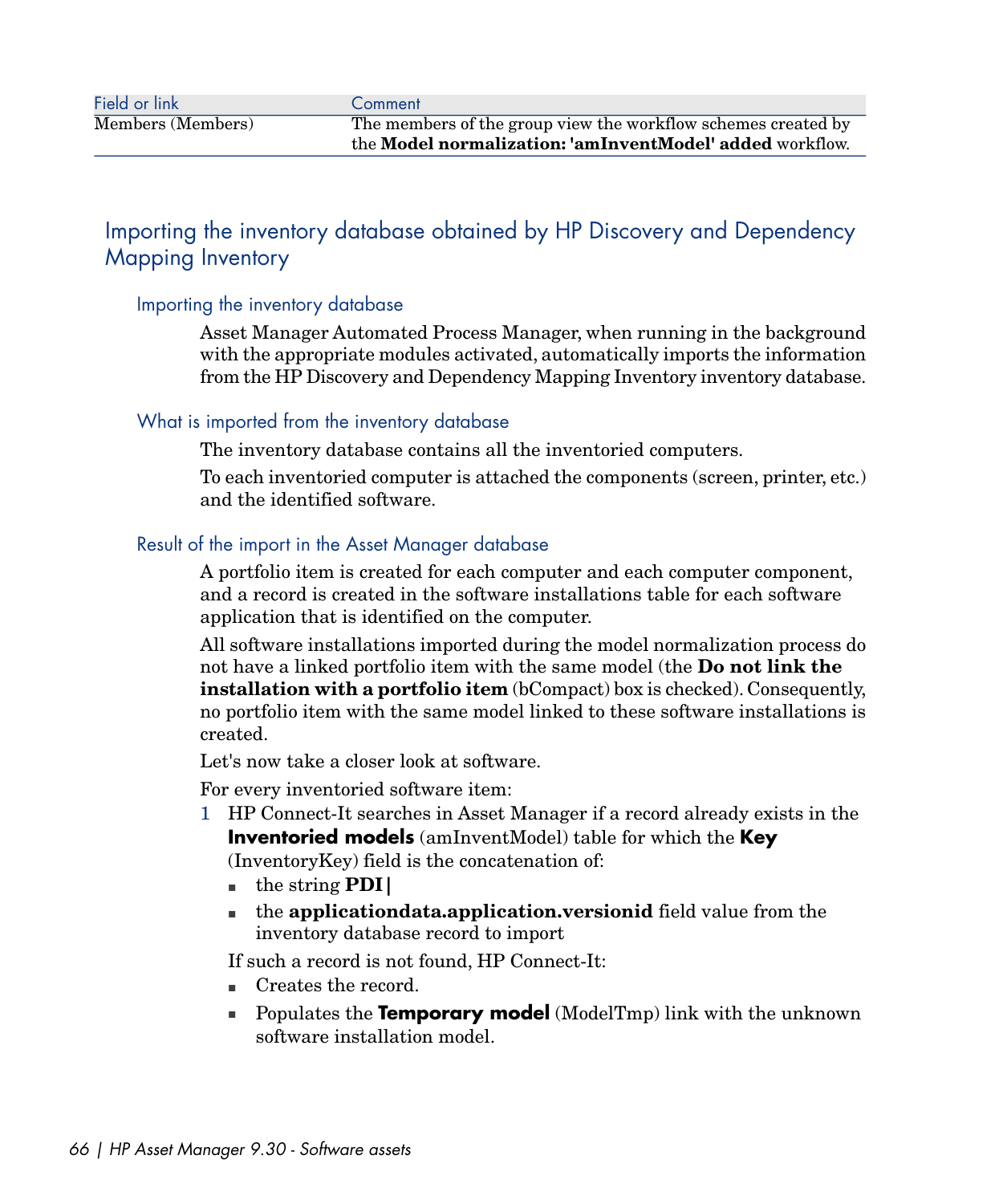| Field or link | Comment |
| --- | --- |
| Members (Members) | The members of the group view the workflow schemes created by the **Model normalization: 'amInventModel' added** workflow. |

## Importing the inventory database obtained by HP Discovery and Dependency Mapping Inventory

### Importing the inventory database

Asset Manager Automated Process Manager, when running in the background with the appropriate modules activated, automatically imports the information from the HP Discovery and Dependency Mapping Inventory inventory database.

### What is imported from the inventory database

The inventory database contains all the inventoried computers.

To each inventoried computer is attached the components (screen, printer, etc.) and the identified software.

### Result of the import in the Asset Manager database

A portfolio item is created for each computer and each computer component, and a record is created in the software installations table for each software application that is identified on the computer.

All software installations imported during the model normalization process do not have a linked portfolio item with the same model (the **Do not link the installation with a portfolio item** (bCompact) box is checked). Consequently, no portfolio item with the same model linked to these software installations is created.

Let's now take a closer look at software.

For every inventoried software item:

1. HP Connect-It searches in Asset Manager if a record already exists in the **Inventoried models** (amInventModel) table for which the **Key** (InventoryKey) field is the concatenation of:
   - the string **PDI|**
   - the **applicationdata.application.versionid** field value from the inventory database record to import

   If such a record is not found, HP Connect-It:
   - Creates the record.
   - Populates the **Temporary model** (ModelTmp) link with the unknown software installation model.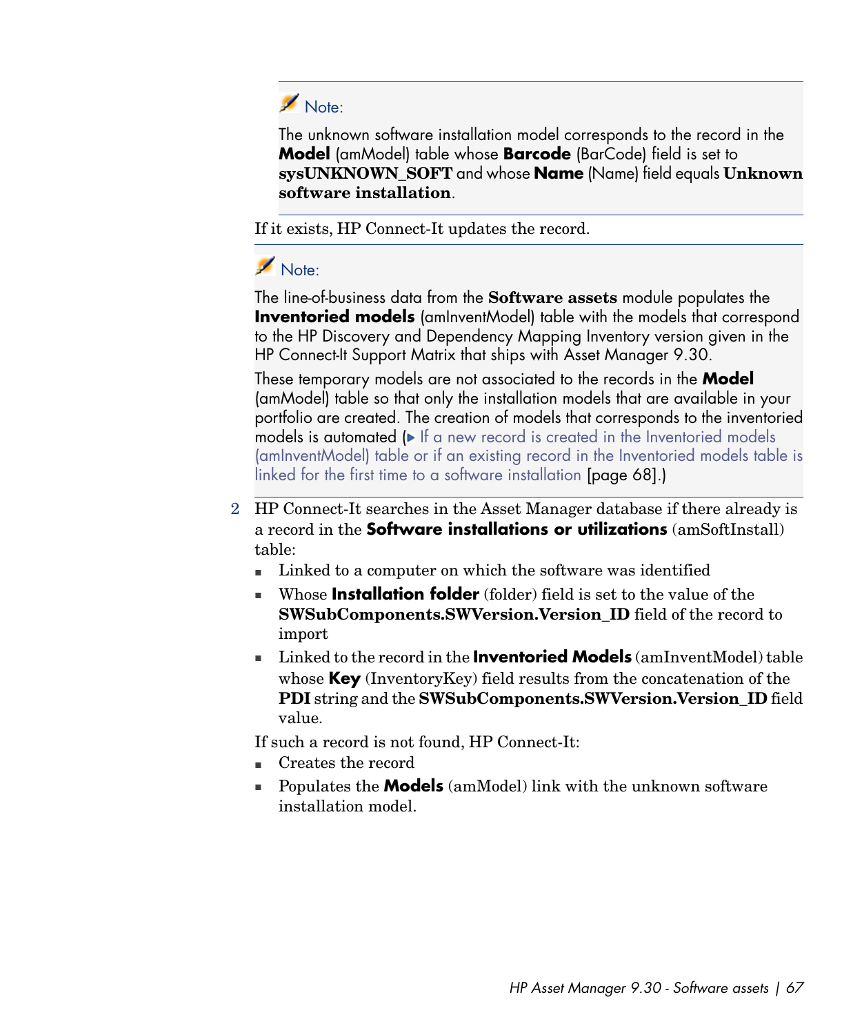> **Note:**
>
> The unknown software installation model corresponds to the record in the **Model** (amModel) table whose **Barcode** (BarCode) field is set to **sysUNKNOWN_SOFT** and whose **Name** (Name) field equals **Unknown software installation**.

If it exists, HP Connect-It updates the record.

> **Note:**
>
> The line-of-business data from the **Software assets** module populates the **Inventoried models** (amInventModel) table with the models that correspond to the HP Discovery and Dependency Mapping Inventory version given in the HP Connect-It Support Matrix that ships with Asset Manager 9.30.
>
> These temporary models are not associated to the records in the **Model** (amModel) table so that only the installation models that are available in your portfolio are created. The creation of models that corresponds to the inventoried models is automated (▶ If a new record is created in the Inventoried models (amInventModel) table or if an existing record in the Inventoried models table is linked for the first time to a software installation [page 68].)

2. HP Connect-It searches in the Asset Manager database if there already is a record in the **Software installations or utilizations** (amSoftInstall) table:
   - Linked to a computer on which the software was identified
   - Whose **Installation folder** (folder) field is set to the value of the **SWSubComponents.SWVersion.Version_ID** field of the record to import
   - Linked to the record in the **Inventoried Models** (amInventModel) table whose **Key** (InventoryKey) field results from the concatenation of the **PDI** string and the **SWSubComponents.SWVersion.Version_ID** field value.

   If such a record is not found, HP Connect-It:
   - Creates the record
   - Populates the **Models** (amModel) link with the unknown software installation model.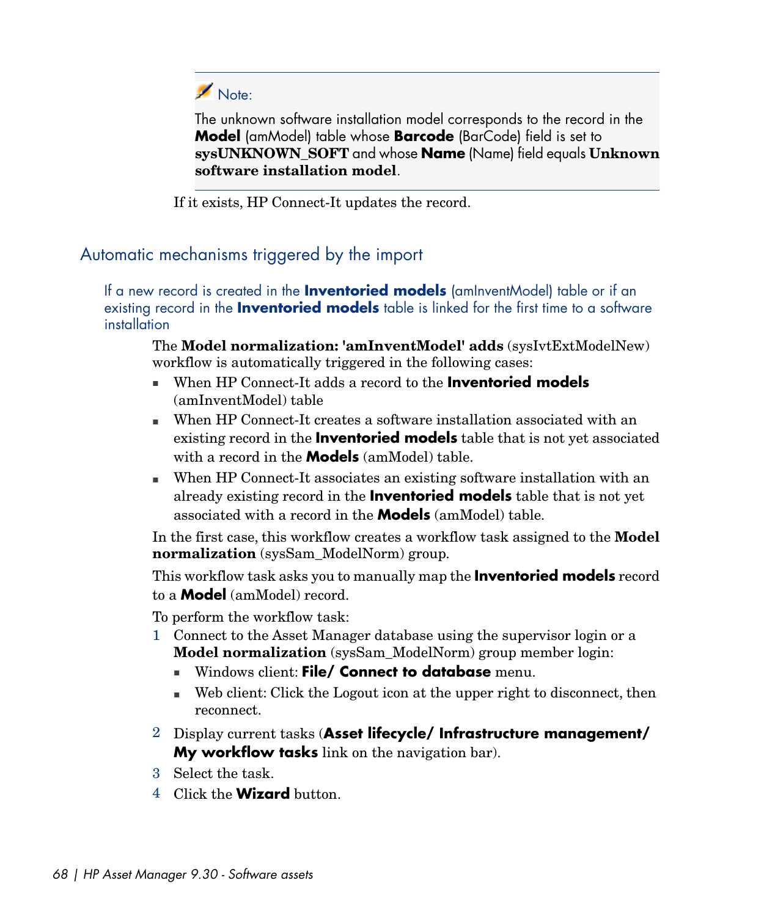> **Note:**
>
> The unknown software installation model corresponds to the record in the **Model** (amModel) table whose **Barcode** (BarCode) field is set to **sysUNKNOWN_SOFT** and whose **Name** (Name) field equals **Unknown software installation model**.

If it exists, HP Connect-It updates the record.

## Automatic mechanisms triggered by the import

### If a new record is created in the **Inventoried models** (amInventModel) table or if an existing record in the **Inventoried models** table is linked for the first time to a software installation

The **Model normalization: 'amInventModel' adds** (sysIvtExtModelNew) workflow is automatically triggered in the following cases:

- When HP Connect-It adds a record to the **Inventoried models** (amInventModel) table
- When HP Connect-It creates a software installation associated with an existing record in the **Inventoried models** table that is not yet associated with a record in the **Models** (amModel) table.
- When HP Connect-It associates an existing software installation with an already existing record in the **Inventoried models** table that is not yet associated with a record in the **Models** (amModel) table.

In the first case, this workflow creates a workflow task assigned to the **Model normalization** (sysSam_ModelNorm) group.

This workflow task asks you to manually map the **Inventoried models** record to a **Model** (amModel) record.

To perform the workflow task:

1. Connect to the Asset Manager database using the supervisor login or a **Model normalization** (sysSam_ModelNorm) group member login:
   - Windows client: **File/ Connect to database** menu.
   - Web client: Click the Logout icon at the upper right to disconnect, then reconnect.
2. Display current tasks (**Asset lifecycle/ Infrastructure management/ My workflow tasks** link on the navigation bar).
3. Select the task.
4. Click the **Wizard** button.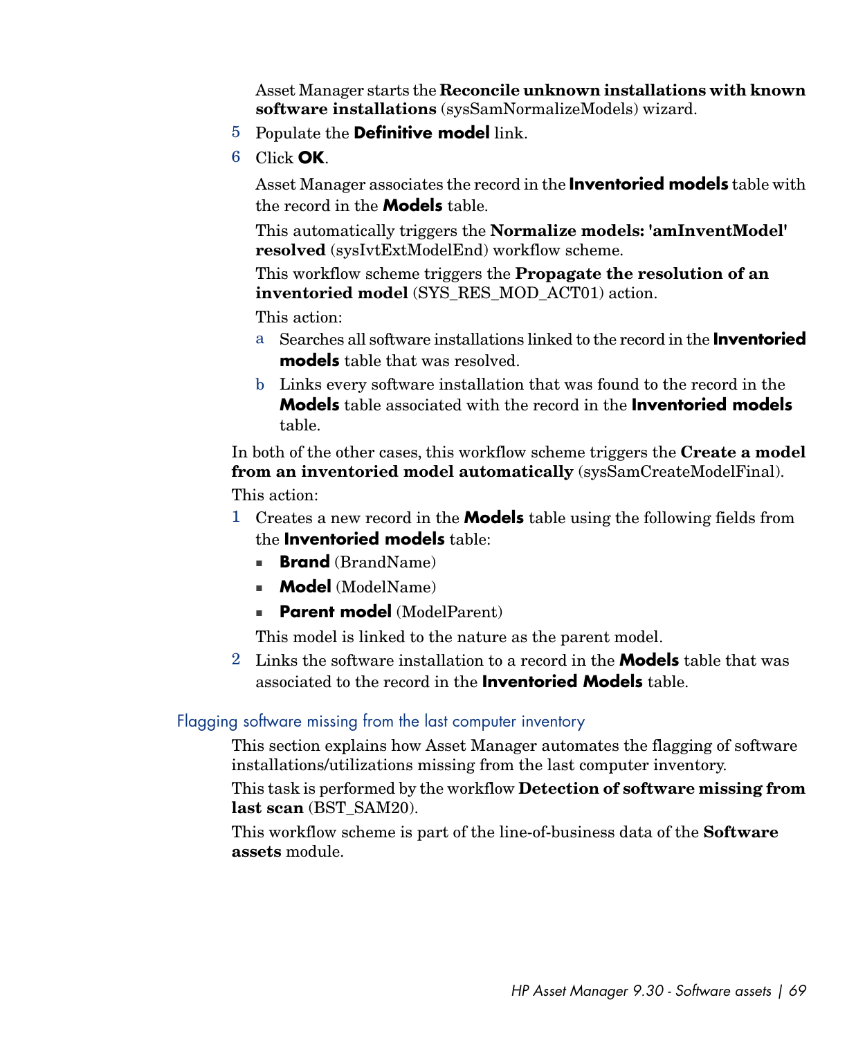Asset Manager starts the **Reconcile unknown installations with known software installations** (sysSamNormalizeModels) wizard.

5. Populate the **Definitive model** link.
6. Click **OK**.

   Asset Manager associates the record in the **Inventoried models** table with the record in the **Models** table.

   This automatically triggers the **Normalize models: 'amInventModel' resolved** (sysIvtExtModelEnd) workflow scheme.

   This workflow scheme triggers the **Propagate the resolution of an inventoried model** (SYS_RES_MOD_ACT01) action.

   This action:

   a. Searches all software installations linked to the record in the **Inventoried models** table that was resolved.
   b. Links every software installation that was found to the record in the **Models** table associated with the record in the **Inventoried models** table.

In both of the other cases, this workflow scheme triggers the **Create a model from an inventoried model automatically** (sysSamCreateModelFinal).

This action:

1. Creates a new record in the **Models** table using the following fields from the **Inventoried models** table:
   - **Brand** (BrandName)
   - **Model** (ModelName)
   - **Parent model** (ModelParent)

   This model is linked to the nature as the parent model.
2. Links the software installation to a record in the **Models** table that was associated to the record in the **Inventoried Models** table.

### Flagging software missing from the last computer inventory

This section explains how Asset Manager automates the flagging of software installations/utilizations missing from the last computer inventory.

This task is performed by the workflow **Detection of software missing from last scan** (BST_SAM20).

This workflow scheme is part of the line-of-business data of the **Software assets** module.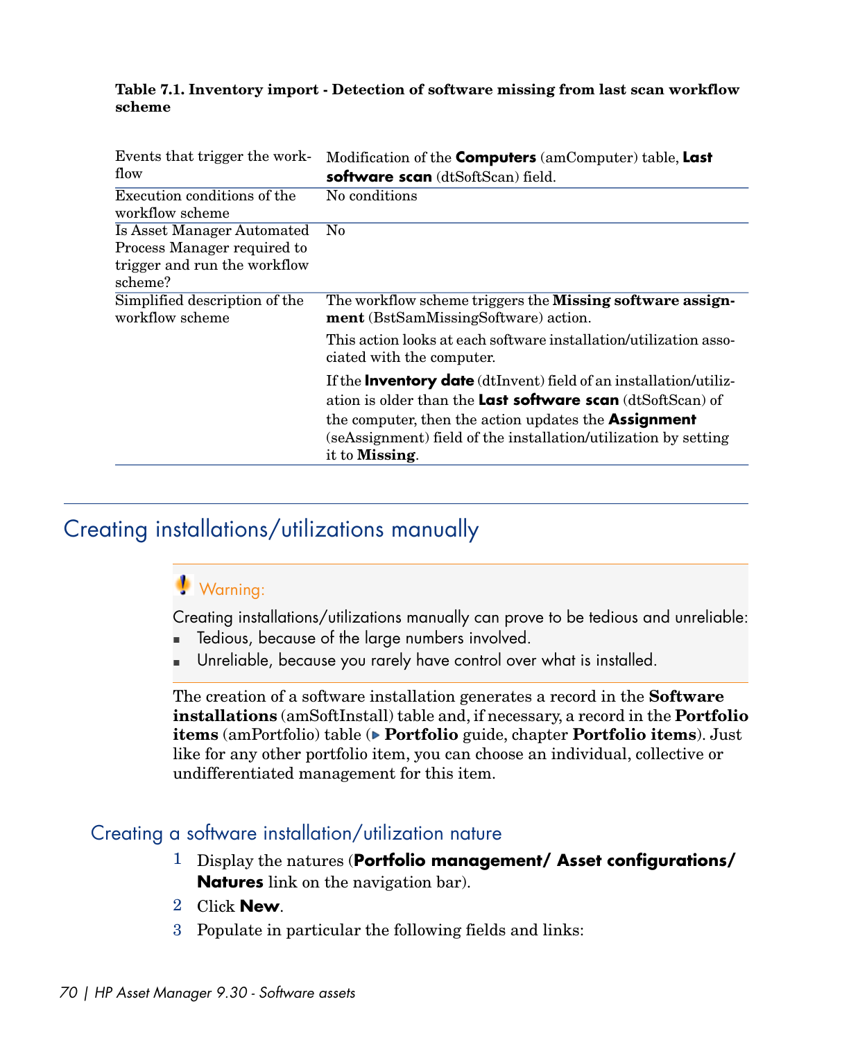**Table 7.1. Inventory import - Detection of software missing from last scan workflow scheme**

| | |
|---|---|
| Events that trigger the workflow | Modification of the **Computers** (amComputer) table, **Last software scan** (dtSoftScan) field. |
| Execution conditions of the workflow scheme | No conditions |
| Is Asset Manager Automated Process Manager required to trigger and run the workflow scheme? | No |
| Simplified description of the workflow scheme | The workflow scheme triggers the **Missing software assignment** (BstSamMissingSoftware) action.<br>This action looks at each software installation/utilization associated with the computer.<br>If the **Inventory date** (dtInvent) field of an installation/utilization is older than the **Last software scan** (dtSoftScan) of the computer, then the action updates the **Assignment** (seAssignment) field of the installation/utilization by setting it to **Missing**. |

## Creating installations/utilizations manually

> **Warning:**
>
> Creating installations/utilizations manually can prove to be tedious and unreliable:
>
> - Tedious, because of the large numbers involved.
> - Unreliable, because you rarely have control over what is installed.

The creation of a software installation generates a record in the **Software installations** (amSoftInstall) table and, if necessary, a record in the **Portfolio items** (amPortfolio) table (▶ **Portfolio** guide, chapter **Portfolio items**). Just like for any other portfolio item, you can choose an individual, collective or undifferentiated management for this item.

### Creating a software installation/utilization nature

1. Display the natures (**Portfolio management/ Asset configurations/ Natures** link on the navigation bar).
2. Click **New**.
3. Populate in particular the following fields and links: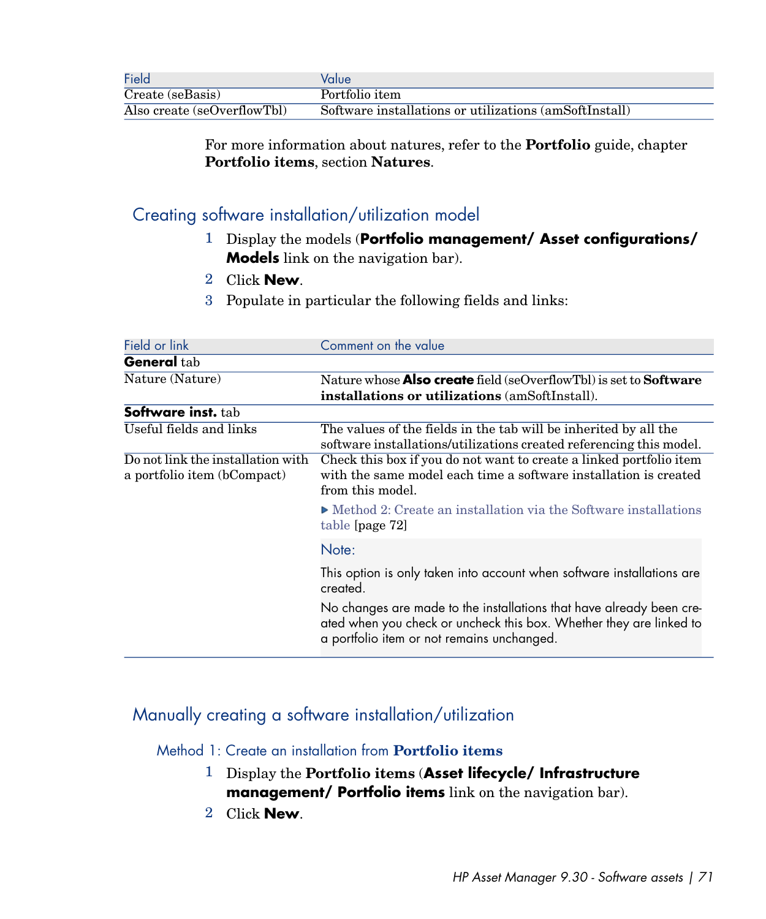| Field | Value |
| --- | --- |
| Create (seBasis) | Portfolio item |
| Also create (seOverflowTbl) | Software installations or utilizations (amSoftInstall) |

For more information about natures, refer to the **Portfolio** guide, chapter **Portfolio items**, section **Natures**.

## Creating software installation/utilization model

1. Display the models (**Portfolio management/ Asset configurations/ Models** link on the navigation bar).
2. Click **New**.
3. Populate in particular the following fields and links:

| Field or link | Comment on the value |
| --- | --- |
| **General** tab | |
| Nature (Nature) | Nature whose **Also create** field (seOverflowTbl) is set to **Software installations or utilizations** (amSoftInstall). |
| **Software inst.** tab | |
| Useful fields and links | The values of the fields in the tab will be inherited by all the software installations/utilizations created referencing this model. |
| Do not link the installation with a portfolio item (bCompact) | Check this box if you do not want to create a linked portfolio item with the same model each time a software installation is created from this model. ▶ Method 2: Create an installation via the Software installations table [page 72] Note: This option is only taken into account when software installations are created. No changes are made to the installations that have already been created when you check or uncheck this box. Whether they are linked to a portfolio item or not remains unchanged. |

## Manually creating a software installation/utilization

### Method 1: Create an installation from **Portfolio items**

1. Display the **Portfolio items** (**Asset lifecycle/ Infrastructure management/ Portfolio items** link on the navigation bar).
2. Click **New**.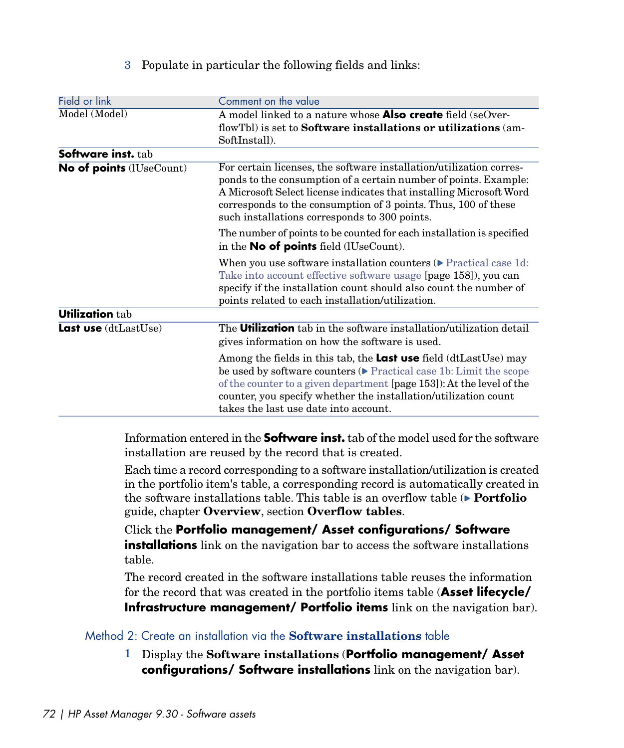3 Populate in particular the following fields and links:

| Field or link | Comment on the value |
|---|---|
| Model (Model) | A model linked to a nature whose **Also create** field (seOverflowTbl) is set to **Software installations or utilizations** (amSoftInstall). |
| **Software inst.** tab | |
| **No of points** (lUseCount) | For certain licenses, the software installation/utilization corresponds to the consumption of a certain number of points. Example: A Microsoft Select license indicates that installing Microsoft Word corresponds to the consumption of 3 points. Thus, 100 of these such installations corresponds to 300 points.<br><br>The number of points to be counted for each installation is specified in the **No of points** field (lUseCount).<br><br>When you use software installation counters (▶ Practical case 1d: Take into account effective software usage [page 158]), you can specify if the installation count should also count the number of points related to each installation/utilization. |
| **Utilization** tab | |
| **Last use** (dtLastUse) | The **Utilization** tab in the software installation/utilization detail gives information on how the software is used.<br><br>Among the fields in this tab, the **Last use** field (dtLastUse) may be used by software counters (▶ Practical case 1b: Limit the scope of the counter to a given department [page 153]): At the level of the counter, you specify whether the installation/utilization count takes the last use date into account. |

Information entered in the **Software inst.** tab of the model used for the software installation are reused by the record that is created.

Each time a record corresponding to a software installation/utilization is created in the portfolio item's table, a corresponding record is automatically created in the software installations table. This table is an overflow table (▶ **Portfolio** guide, chapter **Overview**, section **Overflow tables**.

Click the **Portfolio management/ Asset configurations/ Software installations** link on the navigation bar to access the software installations table.

The record created in the software installations table reuses the information for the record that was created in the portfolio items table (**Asset lifecycle/ Infrastructure management/ Portfolio items** link on the navigation bar).

### Method 2: Create an installation via the **Software installations** table

1 Display the **Software installations** (**Portfolio management/ Asset configurations/ Software installations** link on the navigation bar).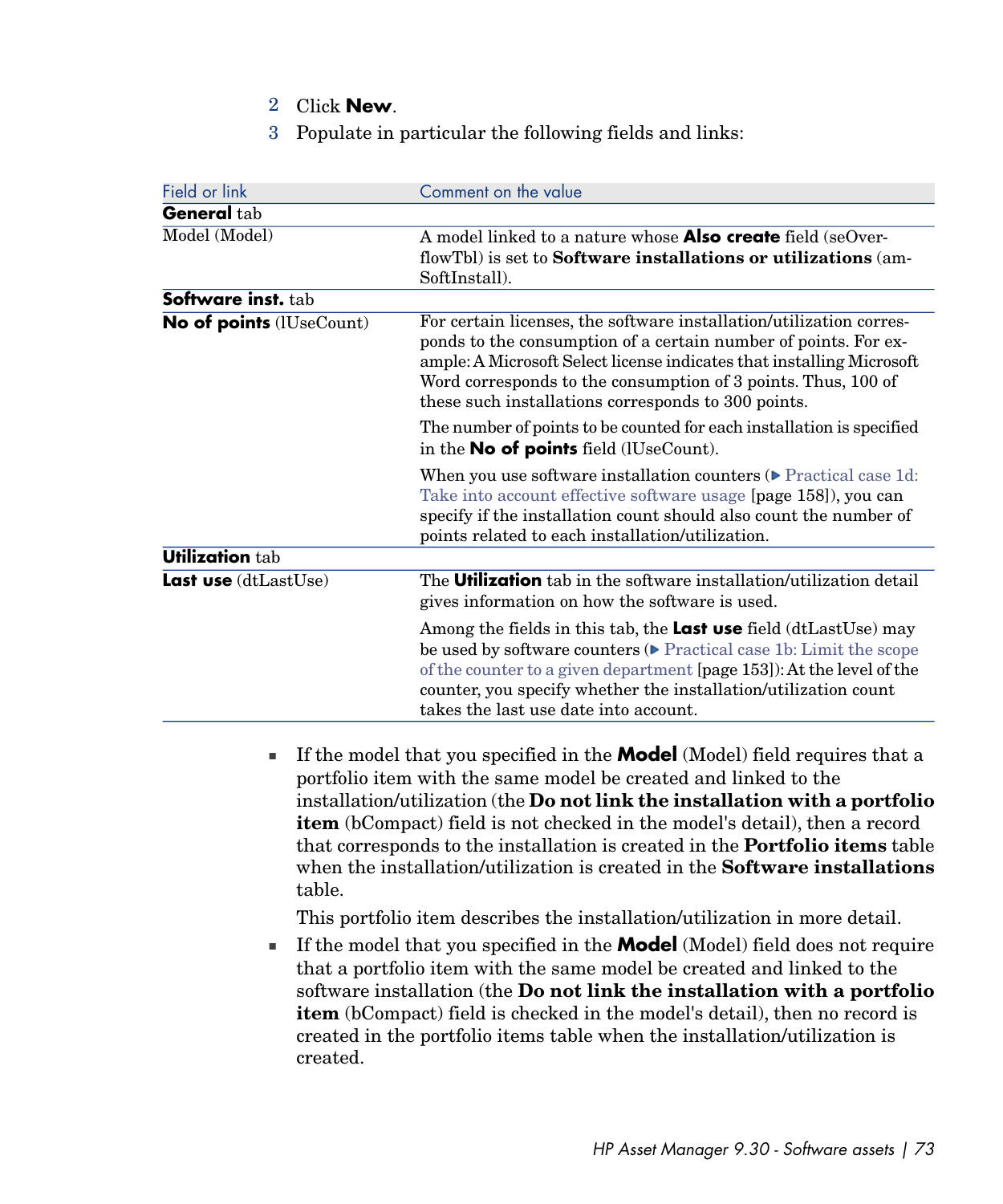2. Click **New**.
3. Populate in particular the following fields and links:

| Field or link | Comment on the value |
|---|---|
| **General** tab | |
| Model (Model) | A model linked to a nature whose **Also create** field (seOverflowTbl) is set to **Software installations or utilizations** (amSoftInstall). |
| **Software inst.** tab | |
| **No of points** (lUseCount) | For certain licenses, the software installation/utilization corresponds to the consumption of a certain number of points. For example: A Microsoft Select license indicates that installing Microsoft Word corresponds to the consumption of 3 points. Thus, 100 of these such installations corresponds to 300 points.<br><br>The number of points to be counted for each installation is specified in the **No of points** field (lUseCount).<br><br>When you use software installation counters (▶ Practical case 1d: Take into account effective software usage [page 158]), you can specify if the installation count should also count the number of points related to each installation/utilization. |
| **Utilization** tab | |
| **Last use** (dtLastUse) | The **Utilization** tab in the software installation/utilization detail gives information on how the software is used.<br><br>Among the fields in this tab, the **Last use** field (dtLastUse) may be used by software counters (▶ Practical case 1b: Limit the scope of the counter to a given department [page 153]): At the level of the counter, you specify whether the installation/utilization count takes the last use date into account. |

- If the model that you specified in the **Model** (Model) field requires that a portfolio item with the same model be created and linked to the installation/utilization (the **Do not link the installation with a portfolio item** (bCompact) field is not checked in the model's detail), then a record that corresponds to the installation is created in the **Portfolio items** table when the installation/utilization is created in the **Software installations** table.

  This portfolio item describes the installation/utilization in more detail.
- If the model that you specified in the **Model** (Model) field does not require that a portfolio item with the same model be created and linked to the software installation (the **Do not link the installation with a portfolio item** (bCompact) field is checked in the model's detail), then no record is created in the portfolio items table when the installation/utilization is created.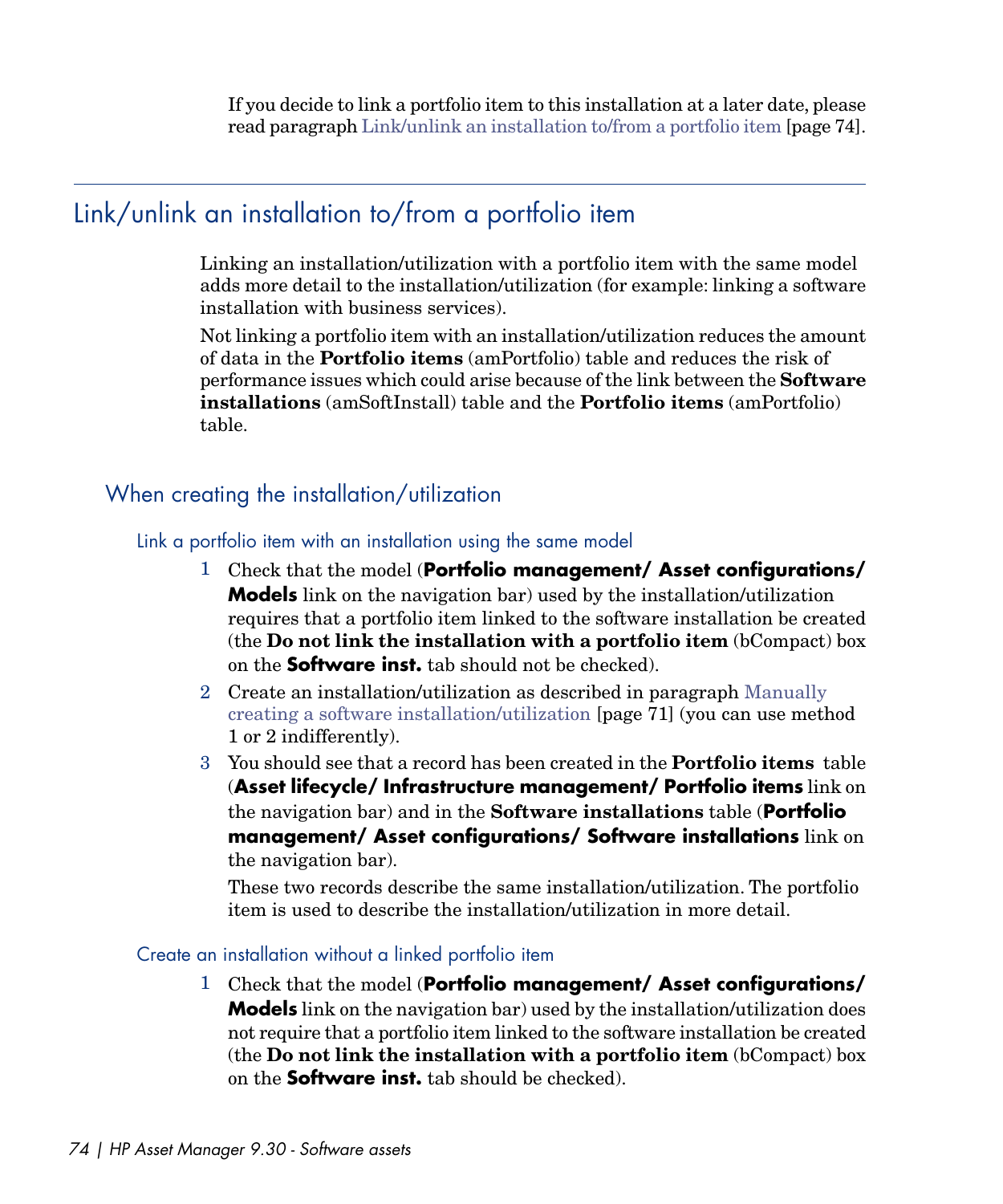If you decide to link a portfolio item to this installation at a later date, please read paragraph Link/unlink an installation to/from a portfolio item [page 74].

## Link/unlink an installation to/from a portfolio item

Linking an installation/utilization with a portfolio item with the same model adds more detail to the installation/utilization (for example: linking a software installation with business services).

Not linking a portfolio item with an installation/utilization reduces the amount of data in the **Portfolio items** (amPortfolio) table and reduces the risk of performance issues which could arise because of the link between the **Software installations** (amSoftInstall) table and the **Portfolio items** (amPortfolio) table.

### When creating the installation/utilization

#### Link a portfolio item with an installation using the same model

1. Check that the model (**Portfolio management/ Asset configurations/ Models** link on the navigation bar) used by the installation/utilization requires that a portfolio item linked to the software installation be created (the **Do not link the installation with a portfolio item** (bCompact) box on the **Software inst.** tab should not be checked).
2. Create an installation/utilization as described in paragraph Manually creating a software installation/utilization [page 71] (you can use method 1 or 2 indifferently).
3. You should see that a record has been created in the **Portfolio items** table (**Asset lifecycle/ Infrastructure management/ Portfolio items** link on the navigation bar) and in the **Software installations** table (**Portfolio management/ Asset configurations/ Software installations** link on the navigation bar).

   These two records describe the same installation/utilization. The portfolio item is used to describe the installation/utilization in more detail.

#### Create an installation without a linked portfolio item

1. Check that the model (**Portfolio management/ Asset configurations/ Models** link on the navigation bar) used by the installation/utilization does not require that a portfolio item linked to the software installation be created (the **Do not link the installation with a portfolio item** (bCompact) box on the **Software inst.** tab should be checked).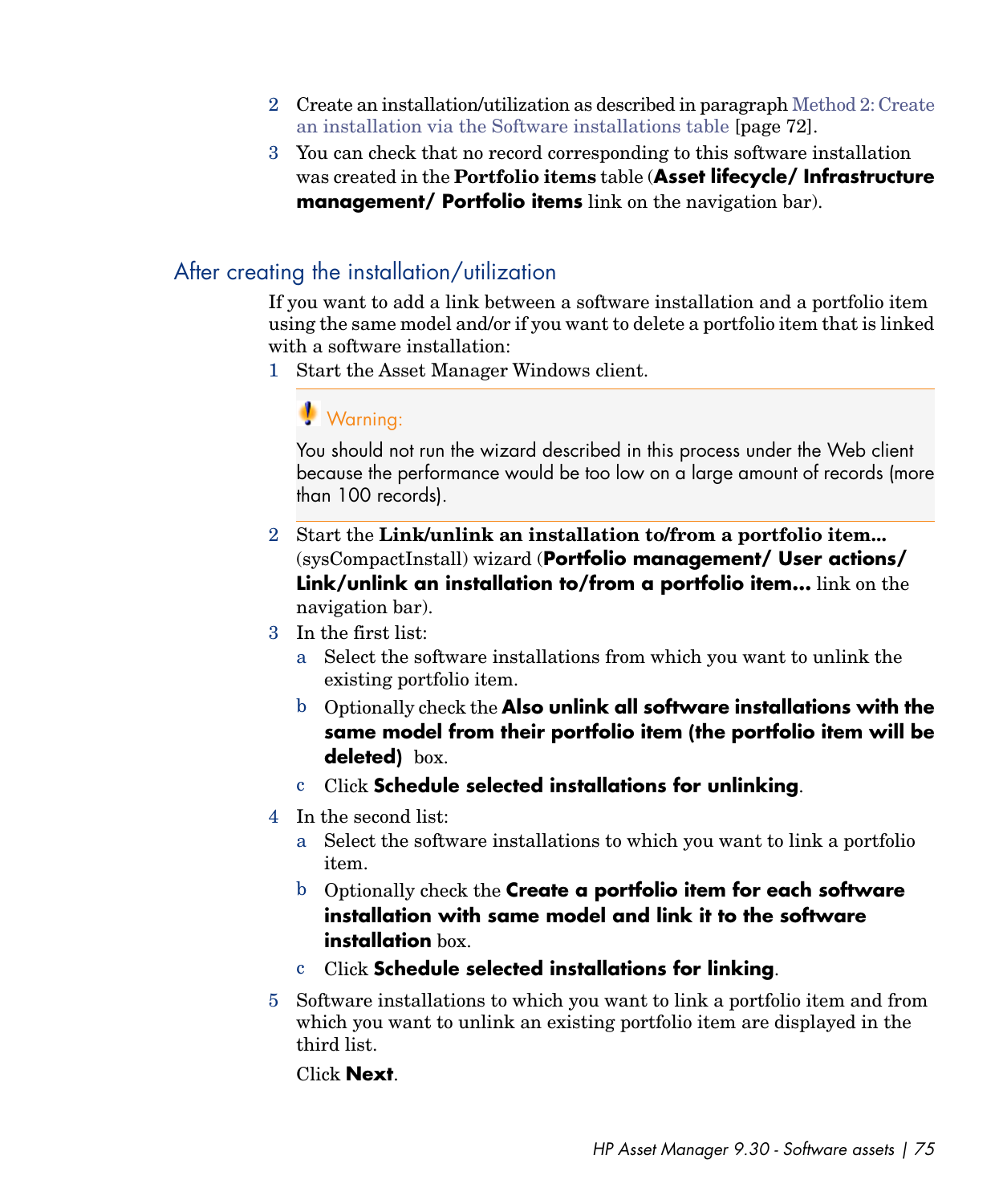2 Create an installation/utilization as described in paragraph Method 2: Create an installation via the Software installations table [page 72].

3 You can check that no record corresponding to this software installation was created in the **Portfolio items** table (**Asset lifecycle/ Infrastructure management/ Portfolio items** link on the navigation bar).

## After creating the installation/utilization

If you want to add a link between a software installation and a portfolio item using the same model and/or if you want to delete a portfolio item that is linked with a software installation:

1 Start the Asset Manager Windows client.

> **Warning:**
>
> You should not run the wizard described in this process under the Web client because the performance would be too low on a large amount of records (more than 100 records).

2 Start the **Link/unlink an installation to/from a portfolio item...** (sysCompactInstall) wizard (**Portfolio management/ User actions/ Link/unlink an installation to/from a portfolio item...** link on the navigation bar).

3 In the first list:

   a Select the software installations from which you want to unlink the existing portfolio item.

   b Optionally check the **Also unlink all software installations with the same model from their portfolio item (the portfolio item will be deleted)** box.

   c Click **Schedule selected installations for unlinking**.

4 In the second list:

   a Select the software installations to which you want to link a portfolio item.

   b Optionally check the **Create a portfolio item for each software installation with same model and link it to the software installation** box.

   c Click **Schedule selected installations for linking**.

5 Software installations to which you want to link a portfolio item and from which you want to unlink an existing portfolio item are displayed in the third list.

   Click **Next**.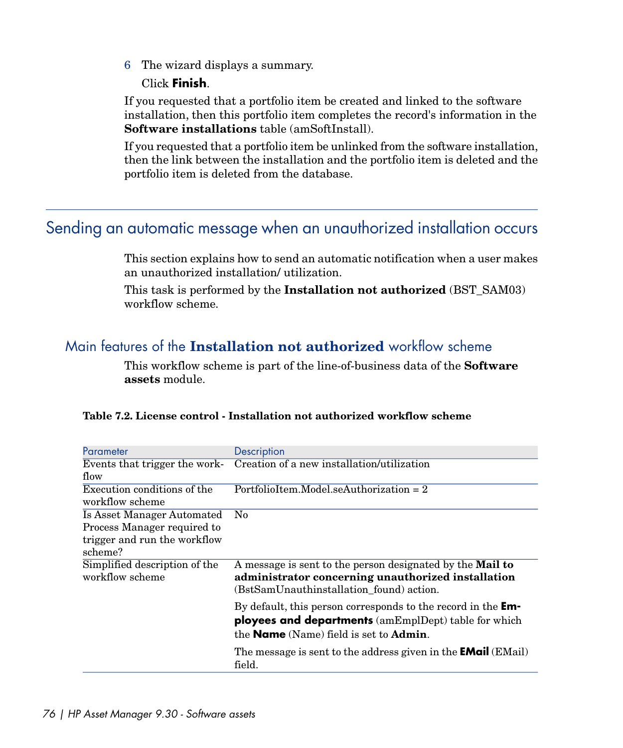6 The wizard displays a summary.

   Click **Finish**.

If you requested that a portfolio item be created and linked to the software installation, then this portfolio item completes the record's information in the **Software installations** table (amSoftInstall).

If you requested that a portfolio item be unlinked from the software installation, then the link between the installation and the portfolio item is deleted and the portfolio item is deleted from the database.

## Sending an automatic message when an unauthorized installation occurs

This section explains how to send an automatic notification when a user makes an unauthorized installation/ utilization.

This task is performed by the **Installation not authorized** (BST_SAM03) workflow scheme.

### Main features of the **Installation not authorized** workflow scheme

This workflow scheme is part of the line-of-business data of the **Software assets** module.

**Table 7.2. License control - Installation not authorized workflow scheme**

| Parameter | Description |
| --- | --- |
| Events that trigger the workflow | Creation of a new installation/utilization |
| Execution conditions of the workflow scheme | PortfolioItem.Model.seAuthorization = 2 |
| Is Asset Manager Automated Process Manager required to trigger and run the workflow scheme? | No |
| Simplified description of the workflow scheme | A message is sent to the person designated by the **Mail to administrator concerning unauthorized installation** (BstSamUnauthinstallation_found) action.<br><br>By default, this person corresponds to the record in the **Employees and departments** (amEmplDept) table for which the **Name** (Name) field is set to **Admin**.<br><br>The message is sent to the address given in the **EMail** (EMail) field. |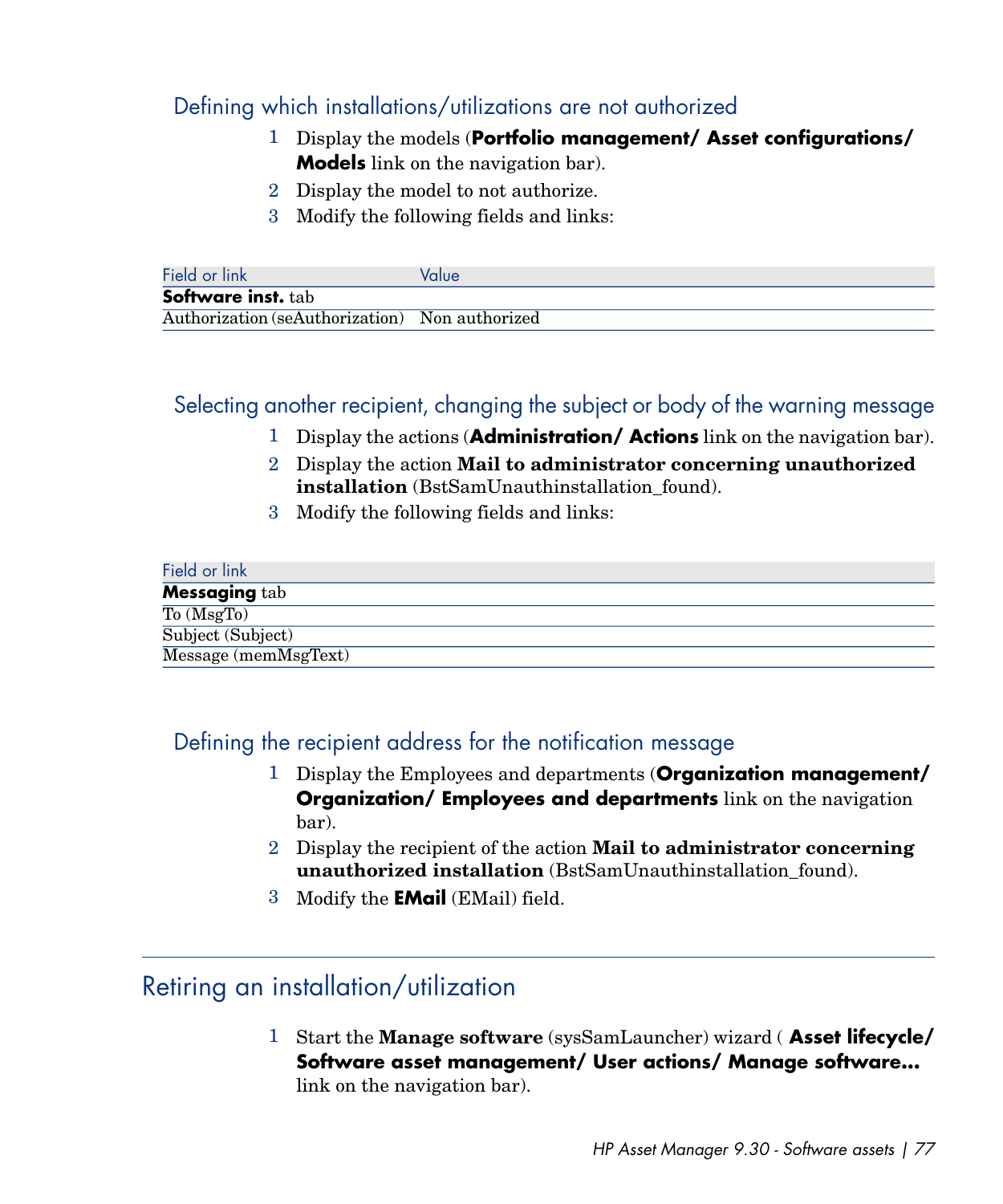### Defining which installations/utilizations are not authorized

1. Display the models (**Portfolio management/ Asset configurations/ Models** link on the navigation bar).
2. Display the model to not authorize.
3. Modify the following fields and links:

| Field or link | Value |
|---|---|
| **Software inst.** tab | |
| Authorization (seAuthorization) | Non authorized |

### Selecting another recipient, changing the subject or body of the warning message

1. Display the actions (**Administration/ Actions** link on the navigation bar).
2. Display the action **Mail to administrator concerning unauthorized installation** (BstSamUnauthinstallation_found).
3. Modify the following fields and links:

| Field or link |
|---|
| **Messaging** tab |
| To (MsgTo) |
| Subject (Subject) |
| Message (memMsgText) |

### Defining the recipient address for the notification message

1. Display the Employees and departments (**Organization management/ Organization/ Employees and departments** link on the navigation bar).
2. Display the recipient of the action **Mail to administrator concerning unauthorized installation** (BstSamUnauthinstallation_found).
3. Modify the **EMail** (EMail) field.

## Retiring an installation/utilization

1. Start the **Manage software** (sysSamLauncher) wizard ( **Asset lifecycle/ Software asset management/ User actions/ Manage software...** link on the navigation bar).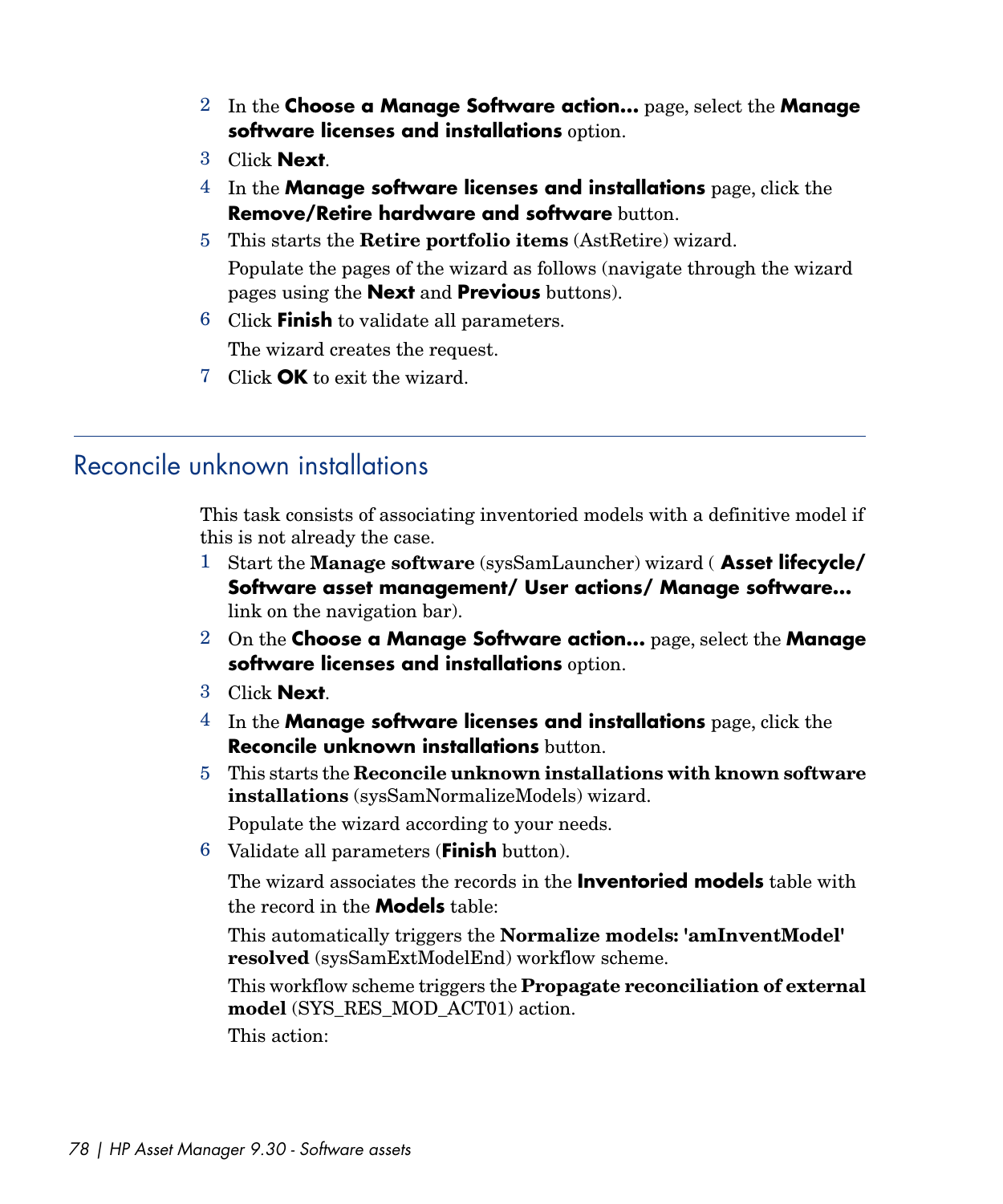2. In the **Choose a Manage Software action...** page, select the **Manage software licenses and installations** option.
3. Click **Next**.
4. In the **Manage software licenses and installations** page, click the **Remove/Retire hardware and software** button.
5. This starts the **Retire portfolio items** (AstRetire) wizard.

   Populate the pages of the wizard as follows (navigate through the wizard pages using the **Next** and **Previous** buttons).
6. Click **Finish** to validate all parameters.

   The wizard creates the request.
7. Click **OK** to exit the wizard.

---

## Reconcile unknown installations

This task consists of associating inventoried models with a definitive model if this is not already the case.

1. Start the **Manage software** (sysSamLauncher) wizard ( **Asset lifecycle/ Software asset management/ User actions/ Manage software...** link on the navigation bar).
2. On the **Choose a Manage Software action...** page, select the **Manage software licenses and installations** option.
3. Click **Next**.
4. In the **Manage software licenses and installations** page, click the **Reconcile unknown installations** button.
5. This starts the **Reconcile unknown installations with known software installations** (sysSamNormalizeModels) wizard.

   Populate the wizard according to your needs.
6. Validate all parameters (**Finish** button).

   The wizard associates the records in the **Inventoried models** table with the record in the **Models** table:

   This automatically triggers the **Normalize models: 'amInventModel' resolved** (sysSamExtModelEnd) workflow scheme.

   This workflow scheme triggers the **Propagate reconciliation of external model** (SYS_RES_MOD_ACT01) action.

   This action: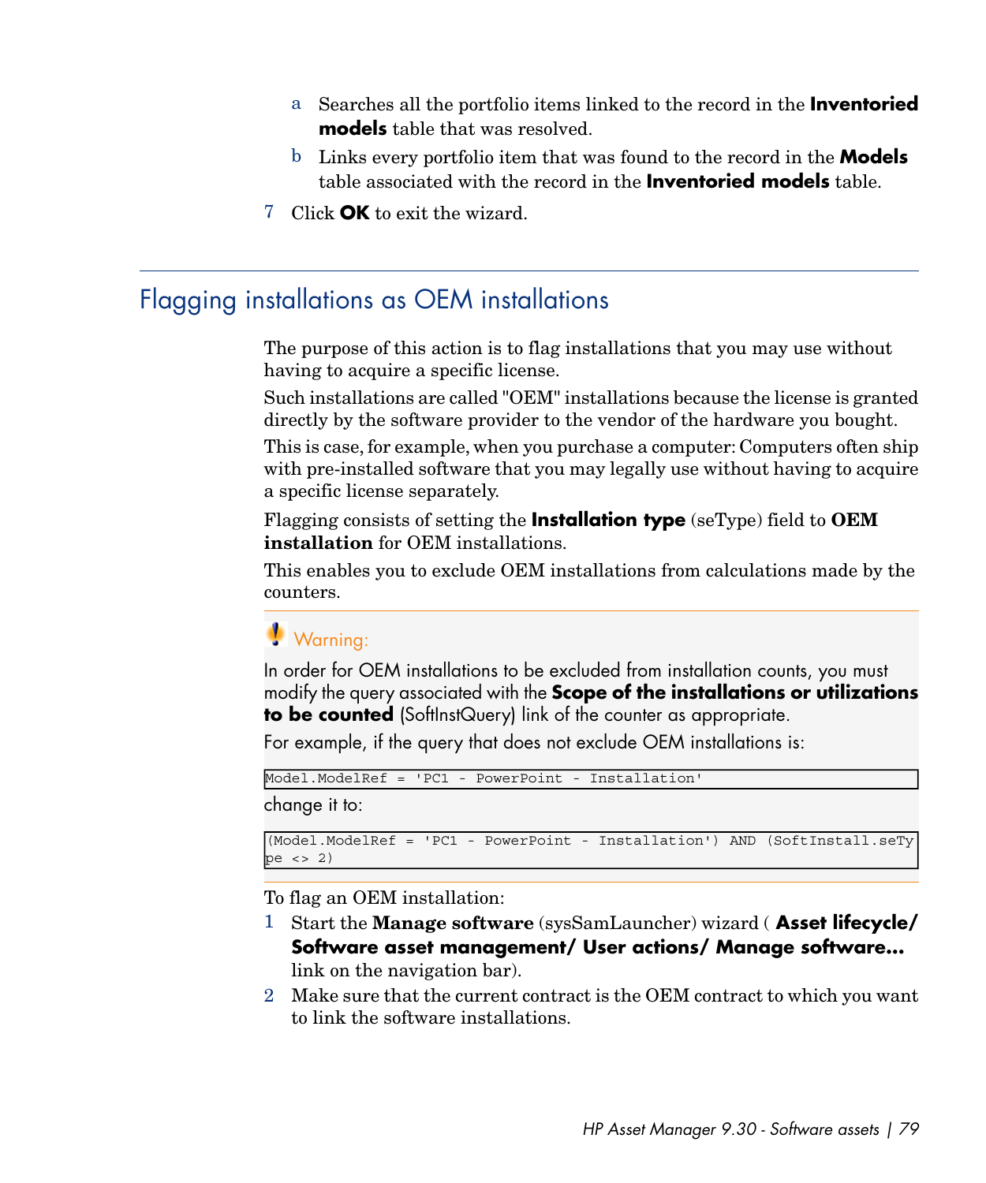a. Searches all the portfolio items linked to the record in the **Inventoried models** table that was resolved.
   b. Links every portfolio item that was found to the record in the **Models** table associated with the record in the **Inventoried models** table.
7. Click **OK** to exit the wizard.

## Flagging installations as OEM installations

The purpose of this action is to flag installations that you may use without having to acquire a specific license.

Such installations are called "OEM" installations because the license is granted directly by the software provider to the vendor of the hardware you bought.

This is case, for example, when you purchase a computer: Computers often ship with pre-installed software that you may legally use without having to acquire a specific license separately.

Flagging consists of setting the **Installation type** (seType) field to **OEM installation** for OEM installations.

This enables you to exclude OEM installations from calculations made by the counters.

> **Warning:**
>
> In order for OEM installations to be excluded from installation counts, you must modify the query associated with the **Scope of the installations or utilizations to be counted** (SoftInstQuery) link of the counter as appropriate.
>
> For example, if the query that does not exclude OEM installations is:
>
> ```
> Model.ModelRef = 'PC1 - PowerPoint - Installation'
> ```
>
> change it to:
>
> ```
> (Model.ModelRef = 'PC1 - PowerPoint - Installation') AND (SoftInstall.seType <> 2)
> ```

To flag an OEM installation:

1. Start the **Manage software** (sysSamLauncher) wizard ( **Asset lifecycle/ Software asset management/ User actions/ Manage software...** link on the navigation bar).
2. Make sure that the current contract is the OEM contract to which you want to link the software installations.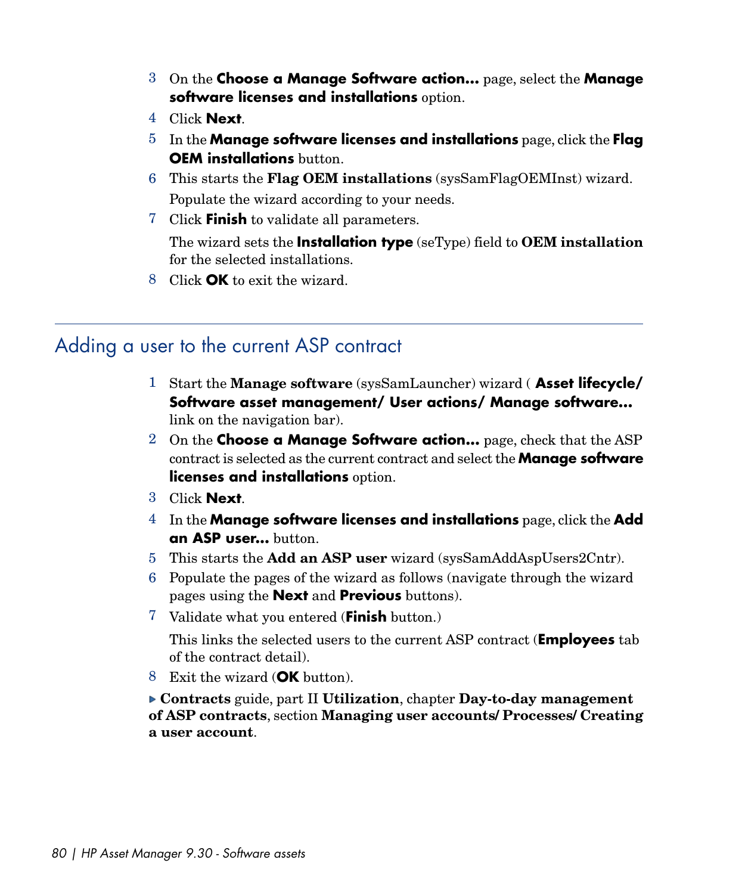3. On the **Choose a Manage Software action...** page, select the **Manage software licenses and installations** option.
4. Click **Next**.
5. In the **Manage software licenses and installations** page, click the **Flag OEM installations** button.
6. This starts the **Flag OEM installations** (sysSamFlagOEMInst) wizard.

   Populate the wizard according to your needs.
7. Click **Finish** to validate all parameters.

   The wizard sets the **Installation type** (seType) field to **OEM installation** for the selected installations.
8. Click **OK** to exit the wizard.

## Adding a user to the current ASP contract

1. Start the **Manage software** (sysSamLauncher) wizard ( **Asset lifecycle/ Software asset management/ User actions/ Manage software...** link on the navigation bar).
2. On the **Choose a Manage Software action...** page, check that the ASP contract is selected as the current contract and select the **Manage software licenses and installations** option.
3. Click **Next**.
4. In the **Manage software licenses and installations** page, click the **Add an ASP user...** button.
5. This starts the **Add an ASP user** wizard (sysSamAddAspUsers2Cntr).
6. Populate the pages of the wizard as follows (navigate through the wizard pages using the **Next** and **Previous** buttons).
7. Validate what you entered (**Finish** button.)

   This links the selected users to the current ASP contract (**Employees** tab of the contract detail).
8. Exit the wizard (**OK** button).

▶ **Contracts** guide, part II **Utilization**, chapter **Day-to-day management of ASP contracts**, section **Managing user accounts/ Processes/ Creating a user account**.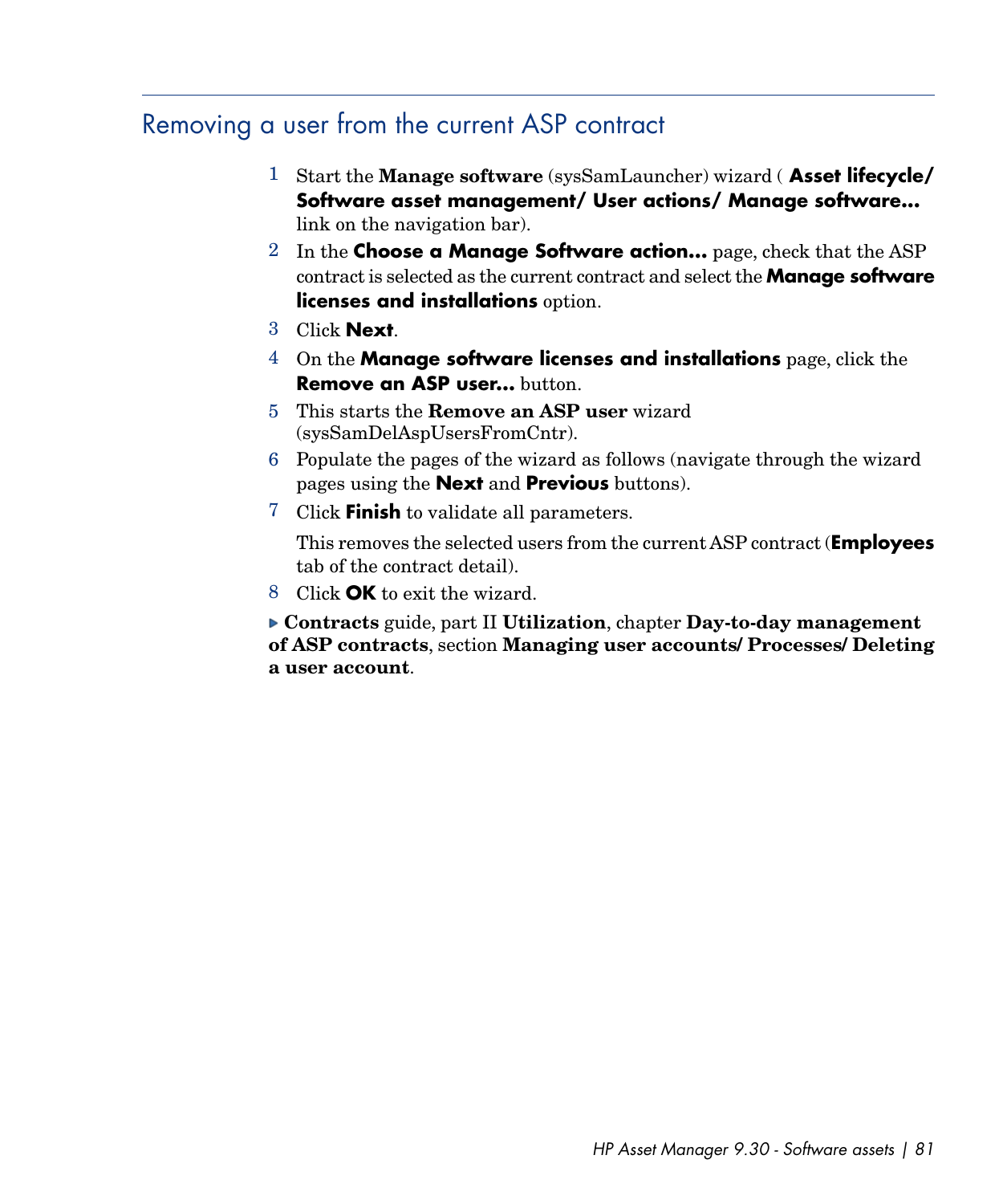## Removing a user from the current ASP contract

1. Start the **Manage software** (sysSamLauncher) wizard ( **Asset lifecycle/ Software asset management/ User actions/ Manage software...** link on the navigation bar).
2. In the **Choose a Manage Software action...** page, check that the ASP contract is selected as the current contract and select the **Manage software licenses and installations** option.
3. Click **Next**.
4. On the **Manage software licenses and installations** page, click the **Remove an ASP user...** button.
5. This starts the **Remove an ASP user** wizard (sysSamDelAspUsersFromCntr).
6. Populate the pages of the wizard as follows (navigate through the wizard pages using the **Next** and **Previous** buttons).
7. Click **Finish** to validate all parameters.

   This removes the selected users from the current ASP contract (**Employees** tab of the contract detail).
8. Click **OK** to exit the wizard.

▶ **Contracts** guide, part II **Utilization**, chapter **Day-to-day management of ASP contracts**, section **Managing user accounts/ Processes/ Deleting a user account**.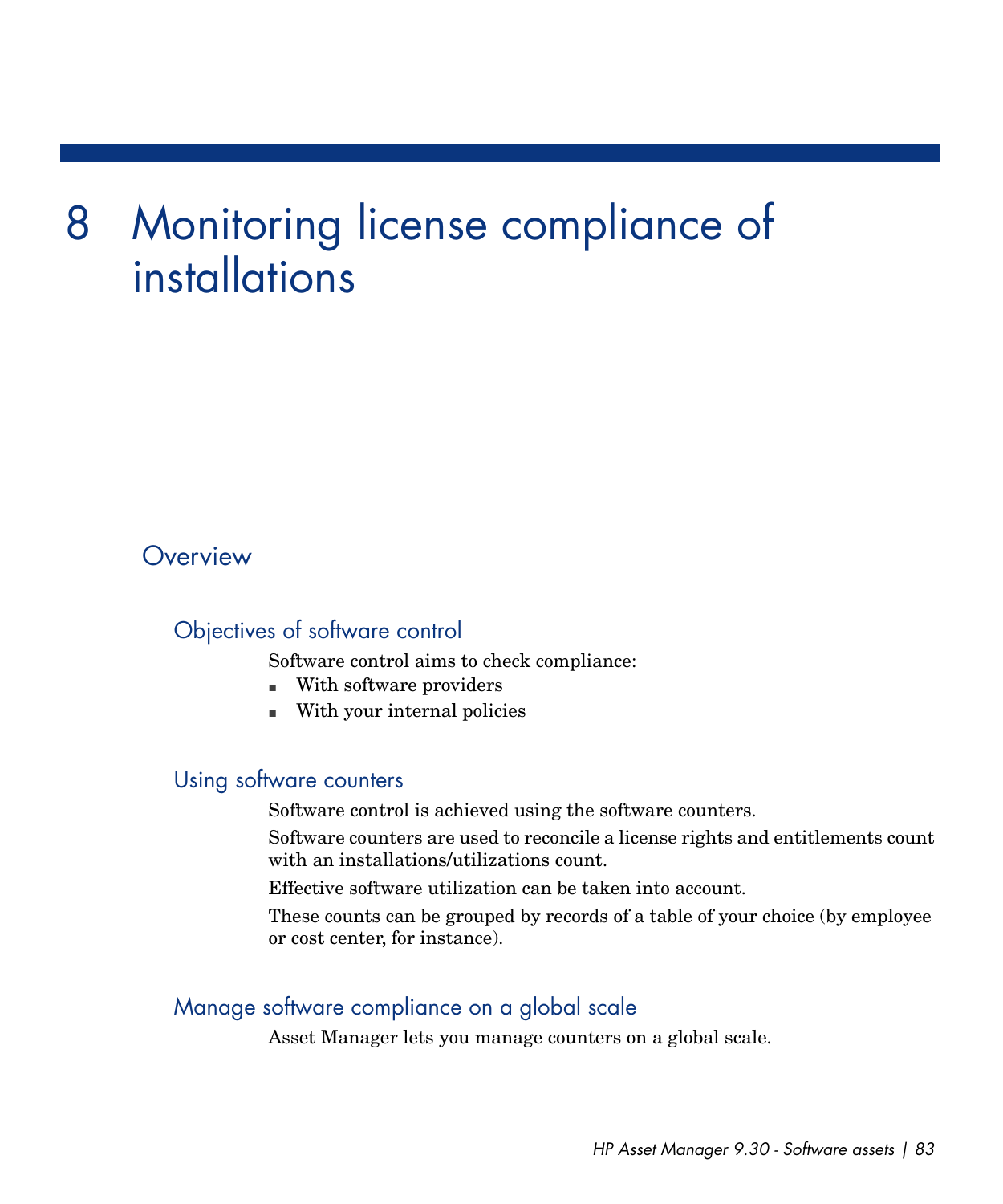# 8 Monitoring license compliance of installations

## Overview

### Objectives of software control

Software control aims to check compliance:

- With software providers
- With your internal policies

### Using software counters

Software control is achieved using the software counters.

Software counters are used to reconcile a license rights and entitlements count with an installations/utilizations count.

Effective software utilization can be taken into account.

These counts can be grouped by records of a table of your choice (by employee or cost center, for instance).

### Manage software compliance on a global scale

Asset Manager lets you manage counters on a global scale.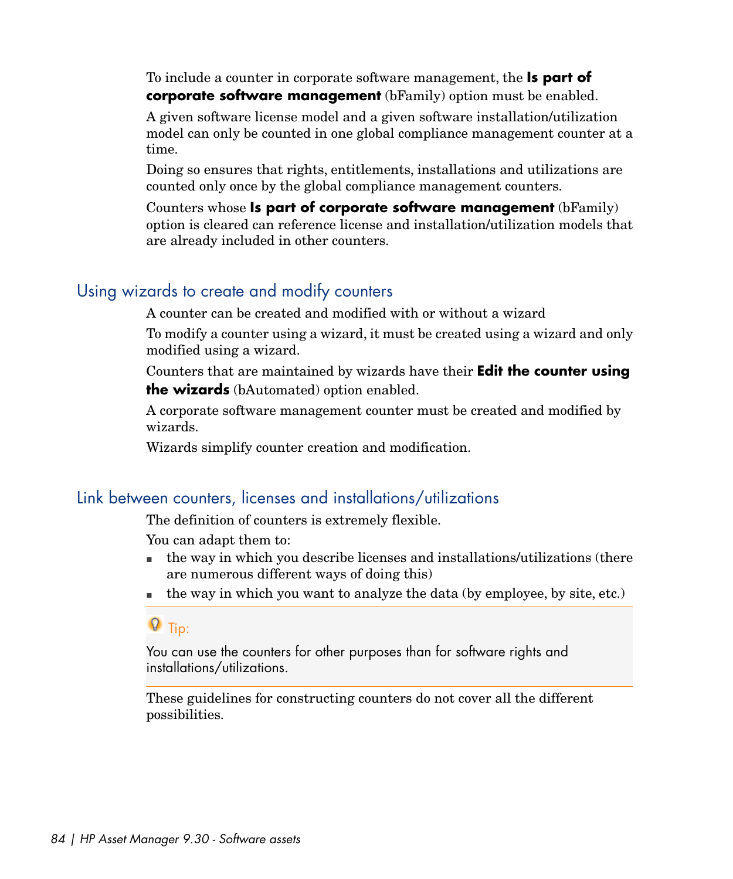To include a counter in corporate software management, the **Is part of corporate software management** (bFamily) option must be enabled.

A given software license model and a given software installation/utilization model can only be counted in one global compliance management counter at a time.

Doing so ensures that rights, entitlements, installations and utilizations are counted only once by the global compliance management counters.

Counters whose **Is part of corporate software management** (bFamily) option is cleared can reference license and installation/utilization models that are already included in other counters.

## Using wizards to create and modify counters

A counter can be created and modified with or without a wizard

To modify a counter using a wizard, it must be created using a wizard and only modified using a wizard.

Counters that are maintained by wizards have their **Edit the counter using the wizards** (bAutomated) option enabled.

A corporate software management counter must be created and modified by wizards.

Wizards simplify counter creation and modification.

## Link between counters, licenses and installations/utilizations

The definition of counters is extremely flexible.

You can adapt them to:

- the way in which you describe licenses and installations/utilizations (there are numerous different ways of doing this)
- the way in which you want to analyze the data (by employee, by site, etc.)

> **Tip:**
>
> You can use the counters for other purposes than for software rights and installations/utilizations.

These guidelines for constructing counters do not cover all the different possibilities.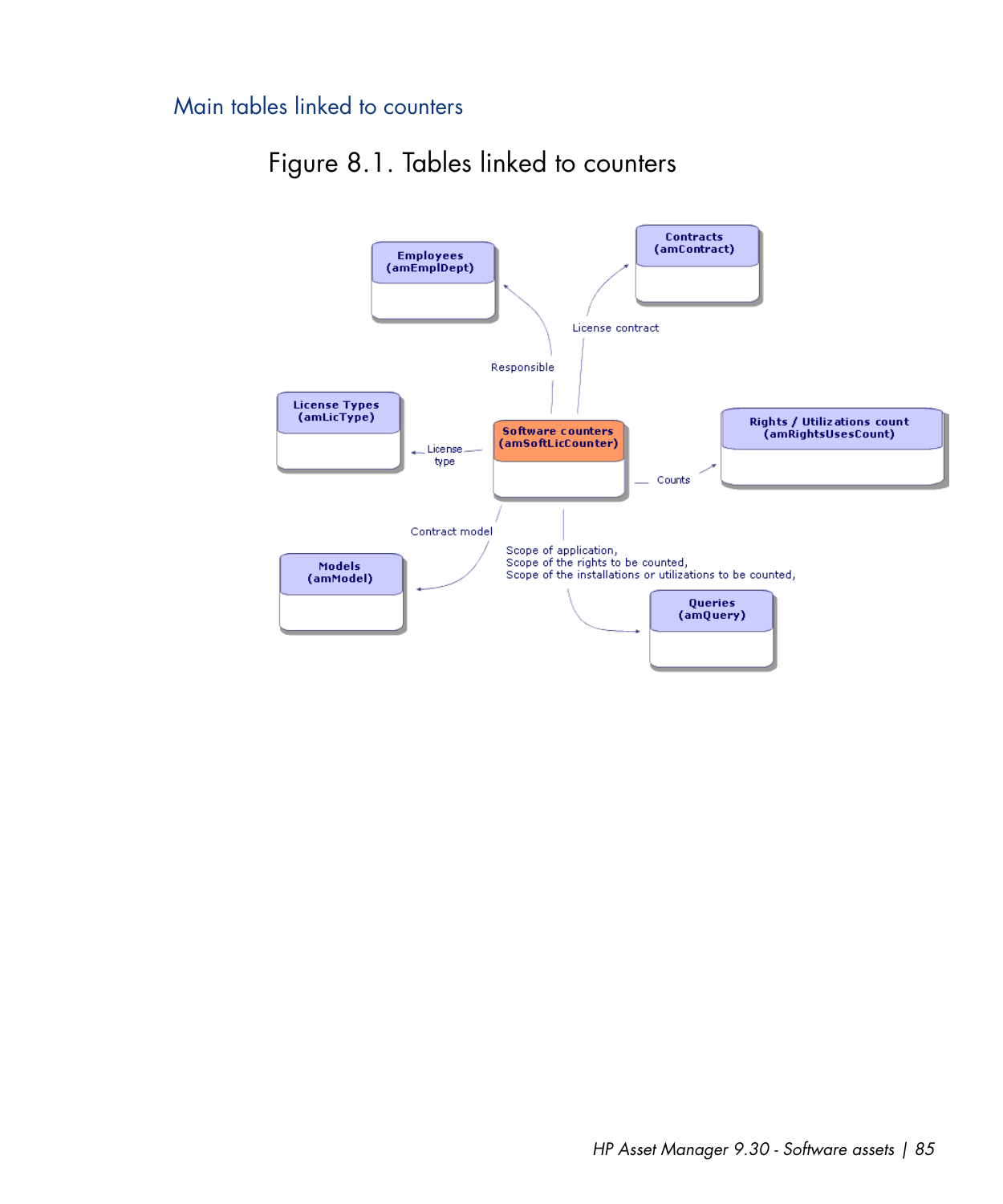## Main tables linked to counters

Figure 8.1. Tables linked to counters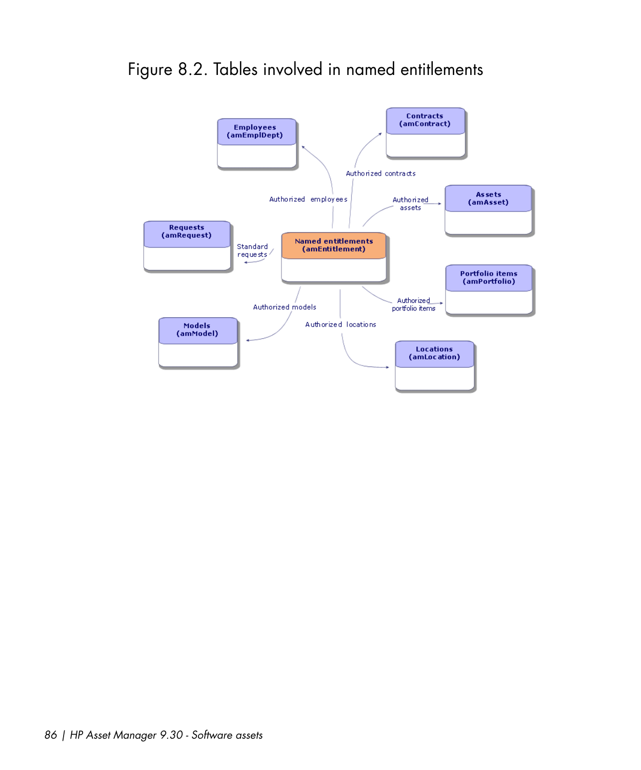Figure 8.2. Tables involved in named entitlements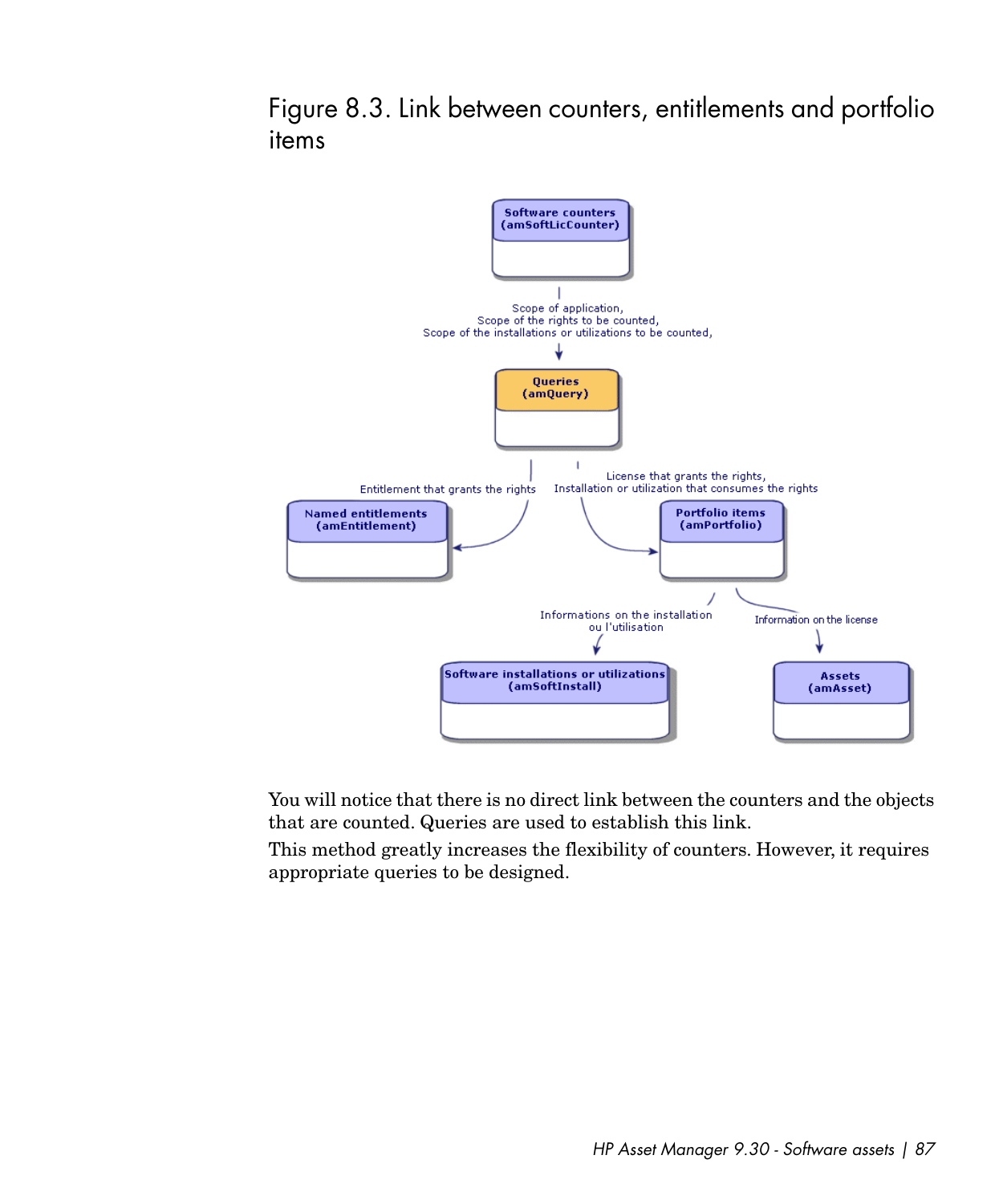Figure 8.3. Link between counters, entitlements and portfolio items

You will notice that there is no direct link between the counters and the objects that are counted. Queries are used to establish this link.

This method greatly increases the flexibility of counters. However, it requires appropriate queries to be designed.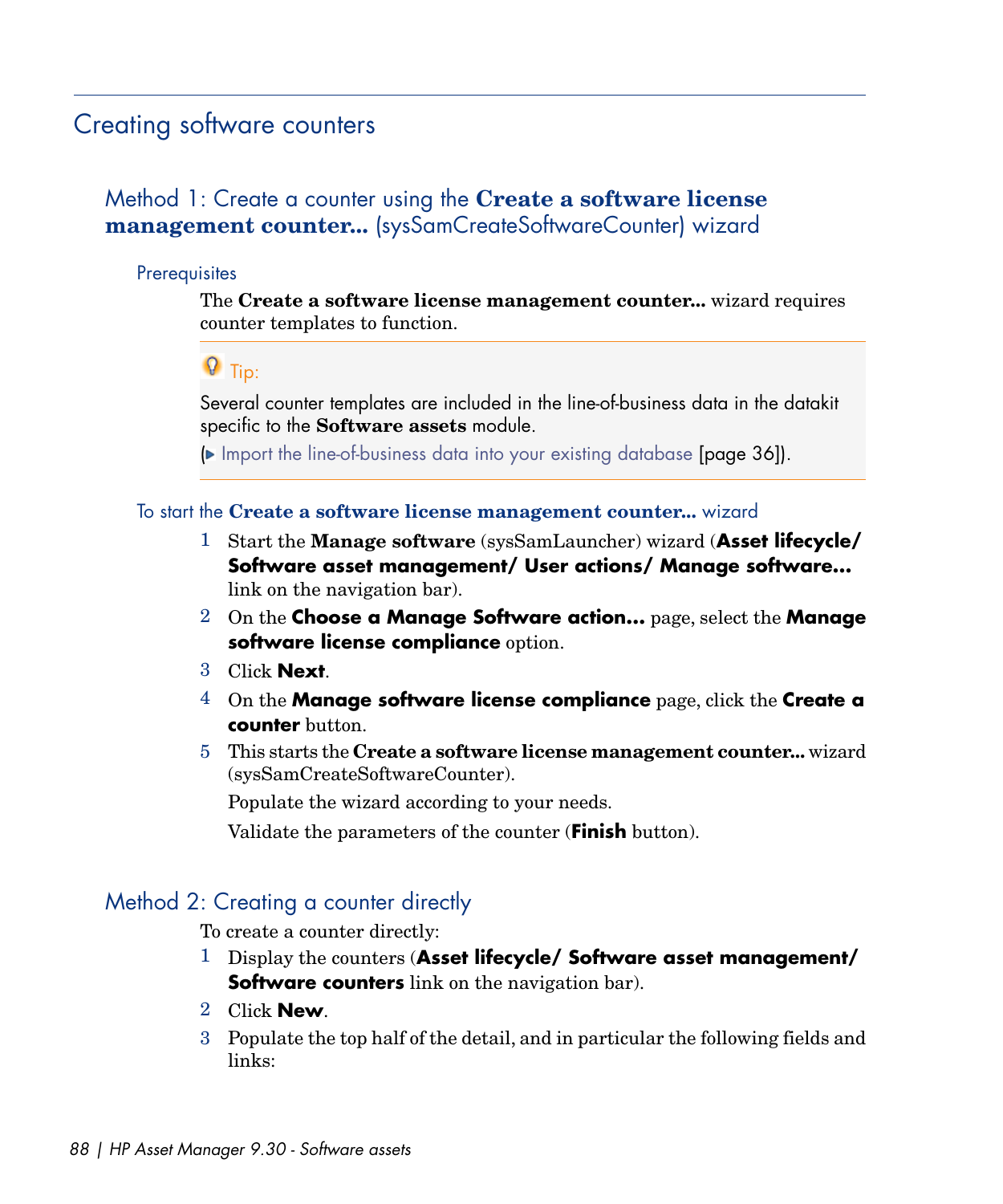# Creating software counters

## Method 1: Create a counter using the **Create a software license management counter...** (sysSamCreateSoftwareCounter) wizard

### Prerequisites

The **Create a software license management counter...** wizard requires counter templates to function.

> Tip:
>
> Several counter templates are included in the line-of-business data in the datakit specific to the **Software assets** module.
>
> (▶ Import the line-of-business data into your existing database [page 36]).

### To start the **Create a software license management counter...** wizard

1. Start the **Manage software** (sysSamLauncher) wizard (**Asset lifecycle/ Software asset management/ User actions/ Manage software...** link on the navigation bar).
2. On the **Choose a Manage Software action...** page, select the **Manage software license compliance** option.
3. Click **Next**.
4. On the **Manage software license compliance** page, click the **Create a counter** button.
5. This starts the **Create a software license management counter...** wizard (sysSamCreateSoftwareCounter).

   Populate the wizard according to your needs.

   Validate the parameters of the counter (**Finish** button).

## Method 2: Creating a counter directly

To create a counter directly:

1. Display the counters (**Asset lifecycle/ Software asset management/ Software counters** link on the navigation bar).
2. Click **New**.
3. Populate the top half of the detail, and in particular the following fields and links: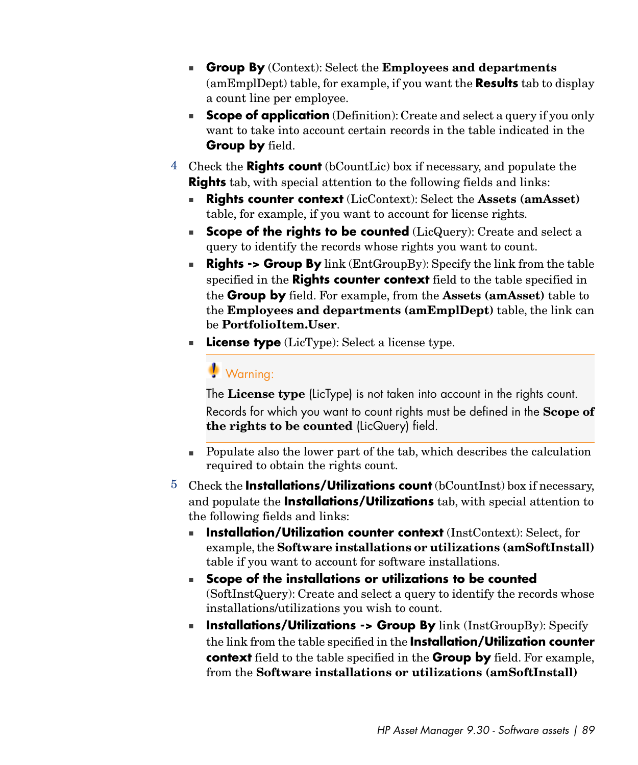- **Group By** (Context): Select the **Employees and departments** (amEmplDept) table, for example, if you want the **Results** tab to display a count line per employee.
- **Scope of application** (Definition): Create and select a query if you only want to take into account certain records in the table indicated in the **Group by** field.

4 Check the **Rights count** (bCountLic) box if necessary, and populate the **Rights** tab, with special attention to the following fields and links:

- **Rights counter context** (LicContext): Select the **Assets (amAsset)** table, for example, if you want to account for license rights.
- **Scope of the rights to be counted** (LicQuery): Create and select a query to identify the records whose rights you want to count.
- **Rights -> Group By** link (EntGroupBy): Specify the link from the table specified in the **Rights counter context** field to the table specified in the **Group by** field. For example, from the **Assets (amAsset)** table to the **Employees and departments (amEmplDept)** table, the link can be **PortfolioItem.User**.
- **License type** (LicType): Select a license type.

> **Warning:**
>
> The **License type** (LicType) is not taken into account in the rights count.
>
> Records for which you want to count rights must be defined in the **Scope of the rights to be counted** (LicQuery) field.

- Populate also the lower part of the tab, which describes the calculation required to obtain the rights count.

5 Check the **Installations/Utilizations count** (bCountInst) box if necessary, and populate the **Installations/Utilizations** tab, with special attention to the following fields and links:

- **Installation/Utilization counter context** (InstContext): Select, for example, the **Software installations or utilizations (amSoftInstall)** table if you want to account for software installations.
- **Scope of the installations or utilizations to be counted** (SoftInstQuery): Create and select a query to identify the records whose installations/utilizations you wish to count.
- **Installations/Utilizations -> Group By** link (InstGroupBy): Specify the link from the table specified in the **Installation/Utilization counter context** field to the table specified in the **Group by** field. For example, from the **Software installations or utilizations (amSoftInstall)**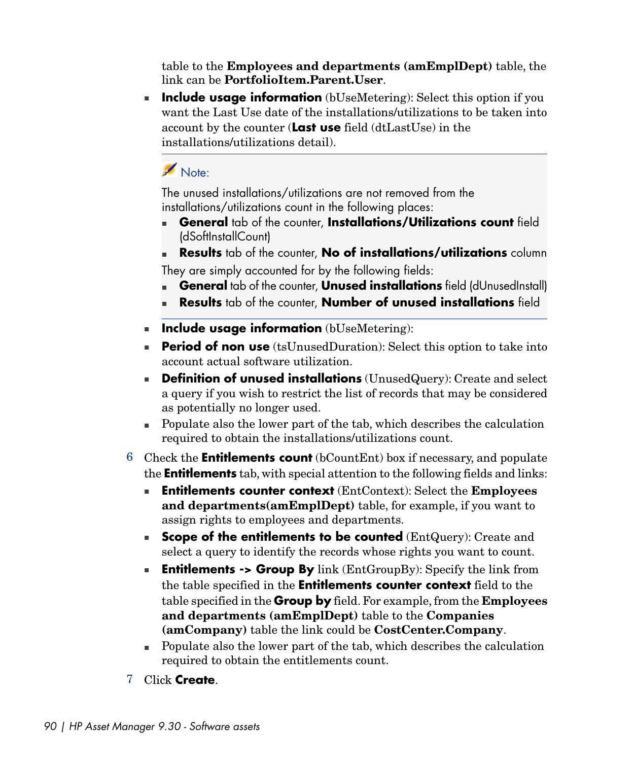table to the **Employees and departments (amEmplDept)** table, the link can be **PortfolioItem.Parent.User**.

- **Include usage information** (bUseMetering): Select this option if you want the Last Use date of the installations/utilizations to be taken into account by the counter (**Last use** field (dtLastUse) in the installations/utilizations detail).

> Note:
>
> The unused installations/utilizations are not removed from the installations/utilizations count in the following places:
>
> - **General** tab of the counter, **Installations/Utilizations count** field (dSoftInstallCount)
> - **Results** tab of the counter, **No of installations/utilizations** column
>
> They are simply accounted for by the following fields:
>
> - **General** tab of the counter, **Unused installations** field (dUnusedInstall)
> - **Results** tab of the counter, **Number of unused installations** field

- **Include usage information** (bUseMetering):
- **Period of non use** (tsUnusedDuration): Select this option to take into account actual software utilization.
- **Definition of unused installations** (UnusedQuery): Create and select a query if you wish to restrict the list of records that may be considered as potentially no longer used.
- Populate also the lower part of the tab, which describes the calculation required to obtain the installations/utilizations count.

6 Check the **Entitlements count** (bCountEnt) box if necessary, and populate the **Entitlements** tab, with special attention to the following fields and links:

- **Entitlements counter context** (EntContext): Select the **Employees and departments(amEmplDept)** table, for example, if you want to assign rights to employees and departments.
- **Scope of the entitlements to be counted** (EntQuery): Create and select a query to identify the records whose rights you want to count.
- **Entitlements -> Group By** link (EntGroupBy): Specify the link from the table specified in the **Entitlements counter context** field to the table specified in the **Group by** field. For example, from the **Employees and departments (amEmplDept)** table to the **Companies (amCompany)** table the link could be **CostCenter.Company**.
- Populate also the lower part of the tab, which describes the calculation required to obtain the entitlements count.

7 Click **Create**.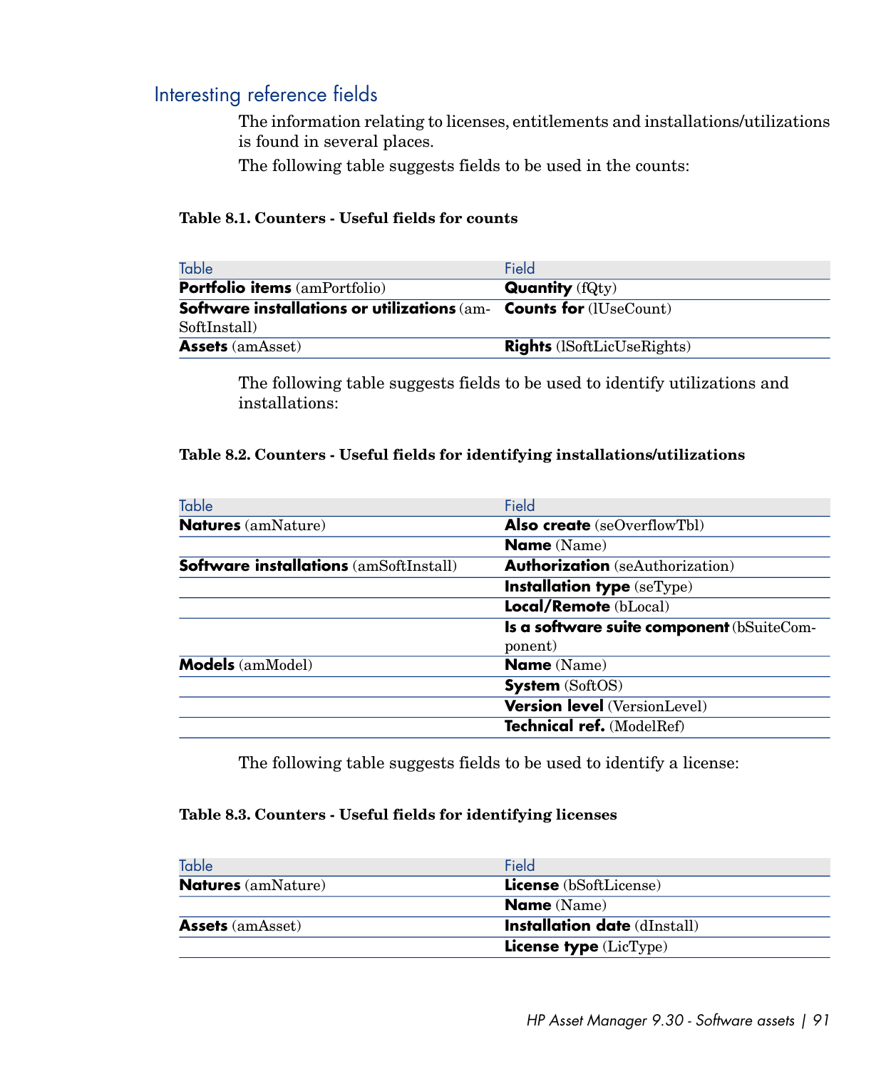## Interesting reference fields

The information relating to licenses, entitlements and installations/utilizations is found in several places.

The following table suggests fields to be used in the counts:

**Table 8.1. Counters - Useful fields for counts**

| Table | Field |
| --- | --- |
| **Portfolio items** (amPortfolio) | **Quantity** (fQty) |
| **Software installations or utilizations** (amSoftInstall) | **Counts for** (lUseCount) |
| **Assets** (amAsset) | **Rights** (lSoftLicUseRights) |

The following table suggests fields to be used to identify utilizations and installations:

**Table 8.2. Counters - Useful fields for identifying installations/utilizations**

| Table | Field |
| --- | --- |
| **Natures** (amNature) | **Also create** (seOverflowTbl) |
| | **Name** (Name) |
| **Software installations** (amSoftInstall) | **Authorization** (seAuthorization) |
| | **Installation type** (seType) |
| | **Local/Remote** (bLocal) |
| | **Is a software suite component** (bSuiteComponent) |
| **Models** (amModel) | **Name** (Name) |
| | **System** (SoftOS) |
| | **Version level** (VersionLevel) |
| | **Technical ref.** (ModelRef) |

The following table suggests fields to be used to identify a license:

**Table 8.3. Counters - Useful fields for identifying licenses**

| Table | Field |
| --- | --- |
| **Natures** (amNature) | **License** (bSoftLicense) |
| | **Name** (Name) |
| **Assets** (amAsset) | **Installation date** (dInstall) |
| | **License type** (LicType) |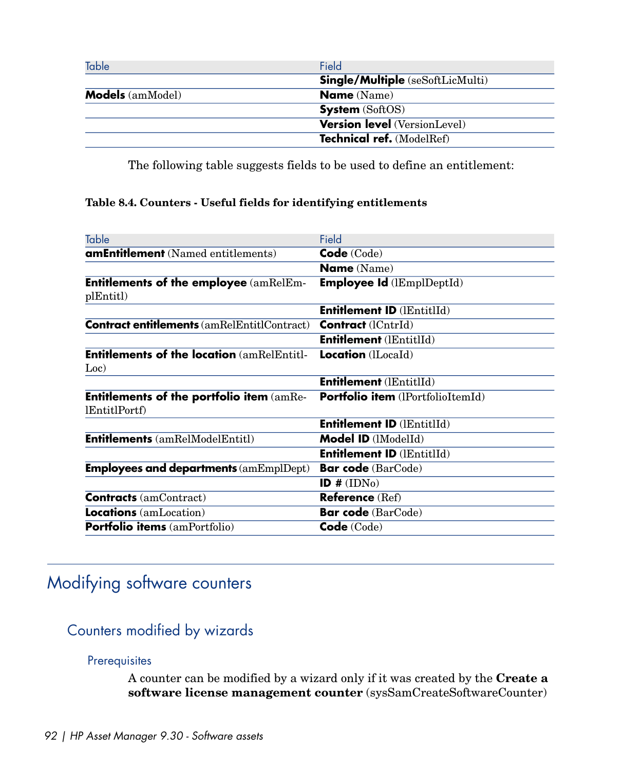| Table | Field |
|---|---|
| | **Single/Multiple** (seSoftLicMulti) |
| **Models** (amModel) | **Name** (Name) |
| | **System** (SoftOS) |
| | **Version level** (VersionLevel) |
| | **Technical ref.** (ModelRef) |

The following table suggests fields to be used to define an entitlement:

**Table 8.4. Counters - Useful fields for identifying entitlements**

| Table | Field |
|---|---|
| **amEntitlement** (Named entitlements) | **Code** (Code) |
| | **Name** (Name) |
| **Entitlements of the employee** (amRelEmplEntitl) | **Employee Id** (lEmplDeptId) |
| | **Entitlement ID** (lEntitlId) |
| **Contract entitlements** (amRelEntitlContract) | **Contract** (lCntrId) |
| | **Entitlement** (lEntitlId) |
| **Entitlements of the location** (amRelEntitlLoc) | **Location** (lLocaId) |
| | **Entitlement** (lEntitlId) |
| **Entitlements of the portfolio item** (amRelEntitlPortf) | **Portfolio item** (lPortfolioItemId) |
| | **Entitlement ID** (lEntitlId) |
| **Entitlements** (amRelModelEntitl) | **Model ID** (lModelId) |
| | **Entitlement ID** (lEntitlId) |
| **Employees and departments** (amEmplDept) | **Bar code** (BarCode) |
| | **ID #** (IDNo) |
| **Contracts** (amContract) | **Reference** (Ref) |
| **Locations** (amLocation) | **Bar code** (BarCode) |
| **Portfolio items** (amPortfolio) | **Code** (Code) |

# Modifying software counters

## Counters modified by wizards

### Prerequisites

A counter can be modified by a wizard only if it was created by the **Create a software license management counter** (sysSamCreateSoftwareCounter)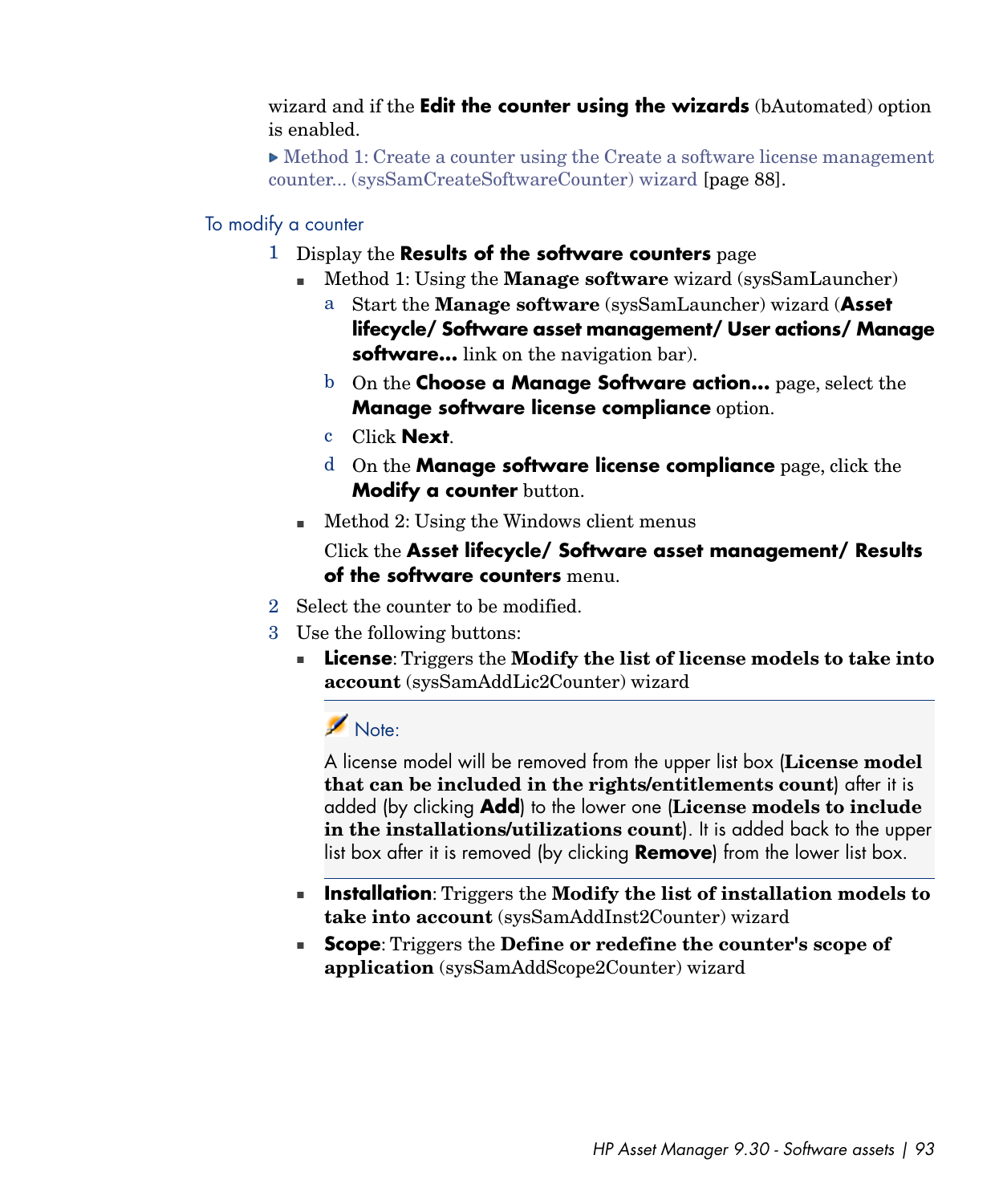wizard and if the **Edit the counter using the wizards** (bAutomated) option is enabled.

▶ Method 1: Create a counter using the Create a software license management counter... (sysSamCreateSoftwareCounter) wizard [page 88].

### To modify a counter

1 Display the **Results of the software counters** page

- Method 1: Using the **Manage software** wizard (sysSamLauncher)

  a Start the **Manage software** (sysSamLauncher) wizard (**Asset lifecycle/ Software asset management/ User actions/ Manage software...** link on the navigation bar).

  b On the **Choose a Manage Software action...** page, select the **Manage software license compliance** option.

  c Click **Next**.

  d On the **Manage software license compliance** page, click the **Modify a counter** button.

- Method 2: Using the Windows client menus

  Click the **Asset lifecycle/ Software asset management/ Results of the software counters** menu.

2 Select the counter to be modified.

3 Use the following buttons:

- **License**: Triggers the **Modify the list of license models to take into account** (sysSamAddLic2Counter) wizard

  > Note:
  >
  > A license model will be removed from the upper list box (**License model that can be included in the rights/entitlements count**) after it is added (by clicking **Add**) to the lower one (**License models to include in the installations/utilizations count**). It is added back to the upper list box after it is removed (by clicking **Remove**) from the lower list box.

- **Installation**: Triggers the **Modify the list of installation models to take into account** (sysSamAddInst2Counter) wizard
- **Scope**: Triggers the **Define or redefine the counter's scope of application** (sysSamAddScope2Counter) wizard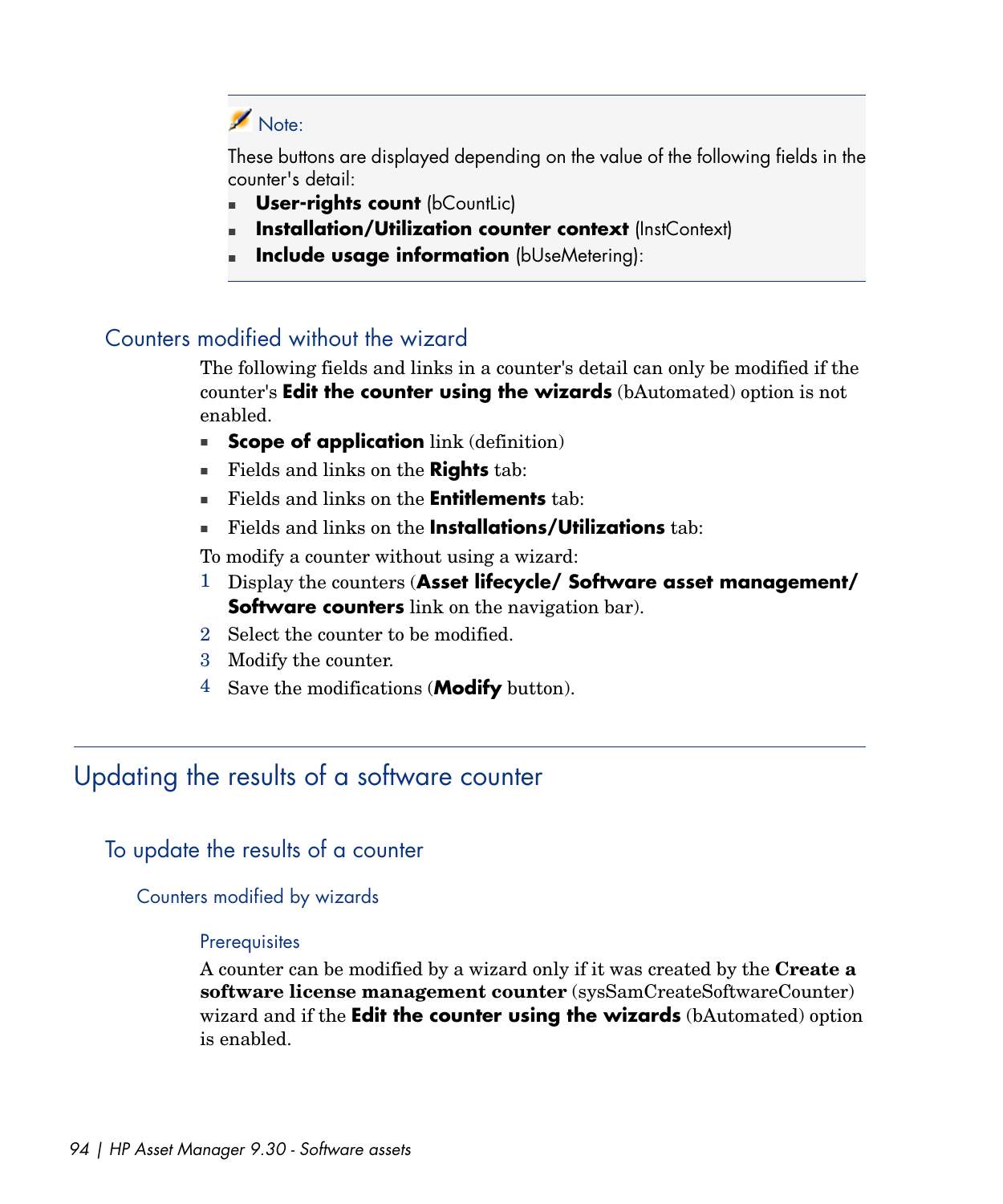> **Note:**
>
> These buttons are displayed depending on the value of the following fields in the counter's detail:
>
> - **User-rights count** (bCountLic)
> - **Installation/Utilization counter context** (InstContext)
> - **Include usage information** (bUseMetering):

### Counters modified without the wizard

The following fields and links in a counter's detail can only be modified if the counter's **Edit the counter using the wizards** (bAutomated) option is not enabled.

- **Scope of application** link (definition)
- Fields and links on the **Rights** tab:
- Fields and links on the **Entitlements** tab:
- Fields and links on the **Installations/Utilizations** tab:

To modify a counter without using a wizard:

1. Display the counters (**Asset lifecycle/ Software asset management/ Software counters** link on the navigation bar).
2. Select the counter to be modified.
3. Modify the counter.
4. Save the modifications (**Modify** button).

## Updating the results of a software counter

### To update the results of a counter

#### Counters modified by wizards

##### Prerequisites

A counter can be modified by a wizard only if it was created by the **Create a software license management counter** (sysSamCreateSoftwareCounter) wizard and if the **Edit the counter using the wizards** (bAutomated) option is enabled.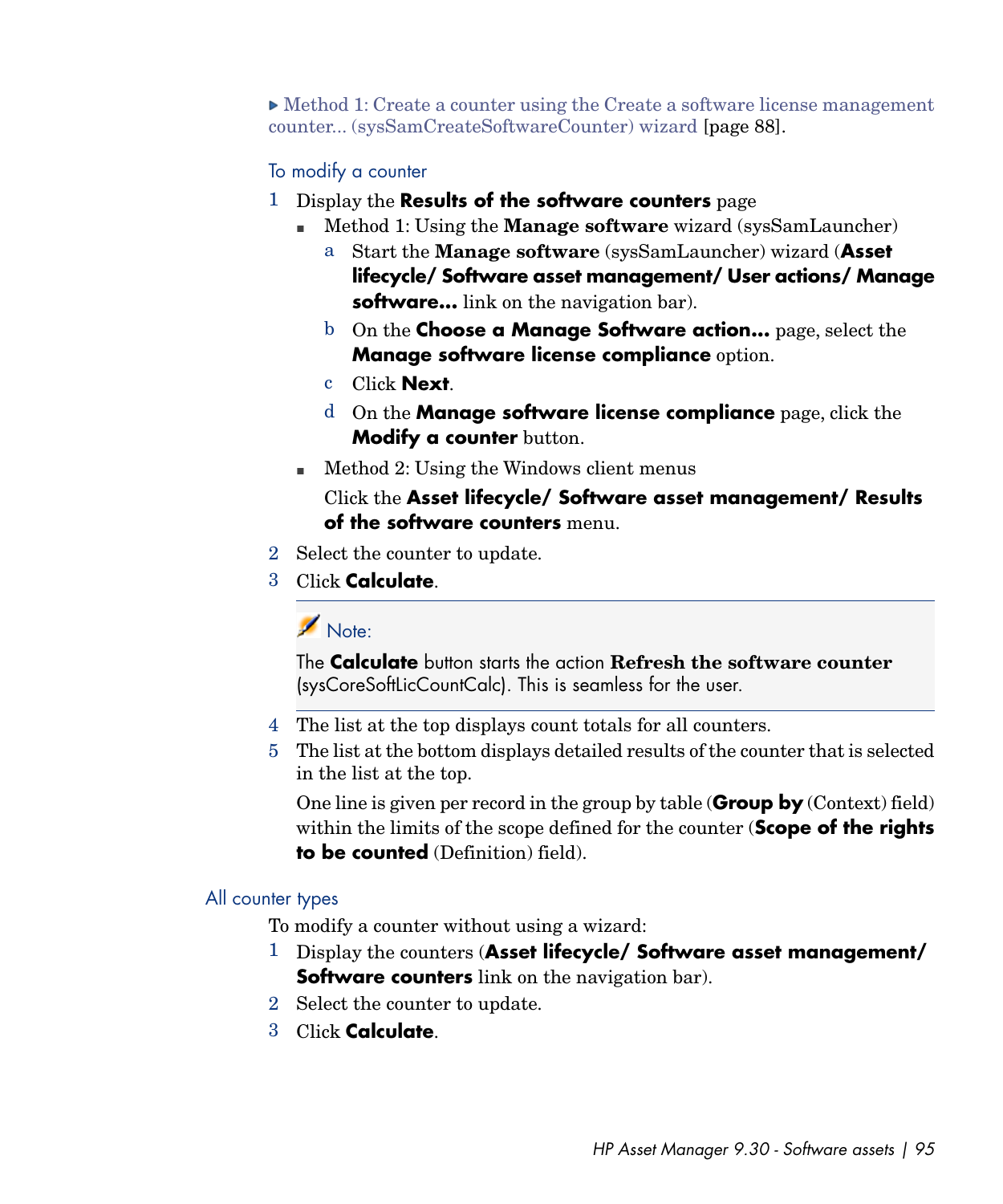▶ Method 1: Create a counter using the Create a software license management counter... (sysSamCreateSoftwareCounter) wizard [page 88].

#### To modify a counter

1. Display the **Results of the software counters** page
   - Method 1: Using the **Manage software** wizard (sysSamLauncher)
     a. Start the **Manage software** (sysSamLauncher) wizard (**Asset lifecycle/ Software asset management/ User actions/ Manage software...** link on the navigation bar).
     b. On the **Choose a Manage Software action...** page, select the **Manage software license compliance** option.
     c. Click **Next**.
     d. On the **Manage software license compliance** page, click the **Modify a counter** button.
   - Method 2: Using the Windows client menus

     Click the **Asset lifecycle/ Software asset management/ Results of the software counters** menu.
2. Select the counter to update.
3. Click **Calculate**.

> **Note:**
>
> The **Calculate** button starts the action **Refresh the software counter** (sysCoreSoftLicCountCalc). This is seamless for the user.

4. The list at the top displays count totals for all counters.
5. The list at the bottom displays detailed results of the counter that is selected in the list at the top.

   One line is given per record in the group by table (**Group by** (Context) field) within the limits of the scope defined for the counter (**Scope of the rights to be counted** (Definition) field).

### All counter types

To modify a counter without using a wizard:

1. Display the counters (**Asset lifecycle/ Software asset management/ Software counters** link on the navigation bar).
2. Select the counter to update.
3. Click **Calculate**.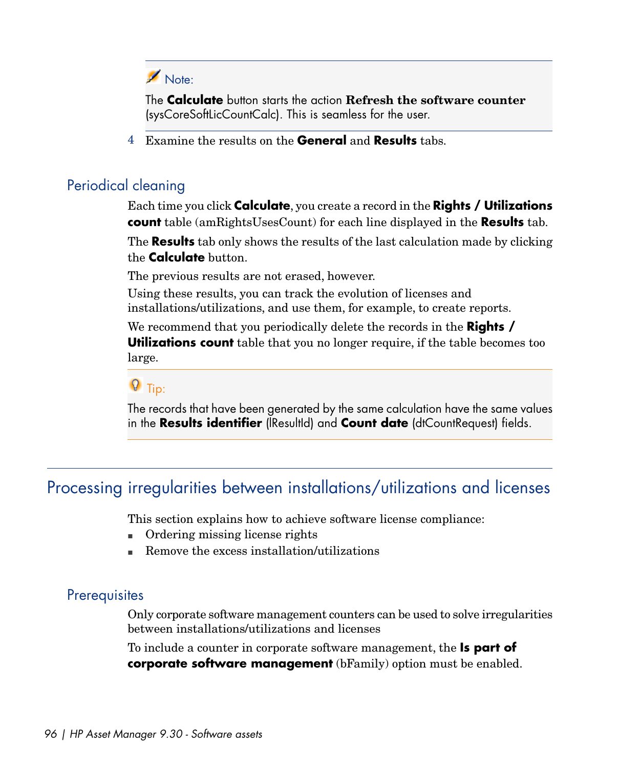> **Note:**
>
> The **Calculate** button starts the action **Refresh the software counter** (sysCoreSoftLicCountCalc). This is seamless for the user.

4 Examine the results on the **General** and **Results** tabs.

### Periodical cleaning

Each time you click **Calculate**, you create a record in the **Rights / Utilizations count** table (amRightsUsesCount) for each line displayed in the **Results** tab.

The **Results** tab only shows the results of the last calculation made by clicking the **Calculate** button.

The previous results are not erased, however.

Using these results, you can track the evolution of licenses and installations/utilizations, and use them, for example, to create reports.

We recommend that you periodically delete the records in the **Rights / Utilizations count** table that you no longer require, if the table becomes too large.

> **Tip:**
>
> The records that have been generated by the same calculation have the same values in the **Results identifier** (lResultId) and **Count date** (dtCountRequest) fields.

## Processing irregularities between installations/utilizations and licenses

This section explains how to achieve software license compliance:

- Ordering missing license rights
- Remove the excess installation/utilizations

### Prerequisites

Only corporate software management counters can be used to solve irregularities between installations/utilizations and licenses

To include a counter in corporate software management, the **Is part of corporate software management** (bFamily) option must be enabled.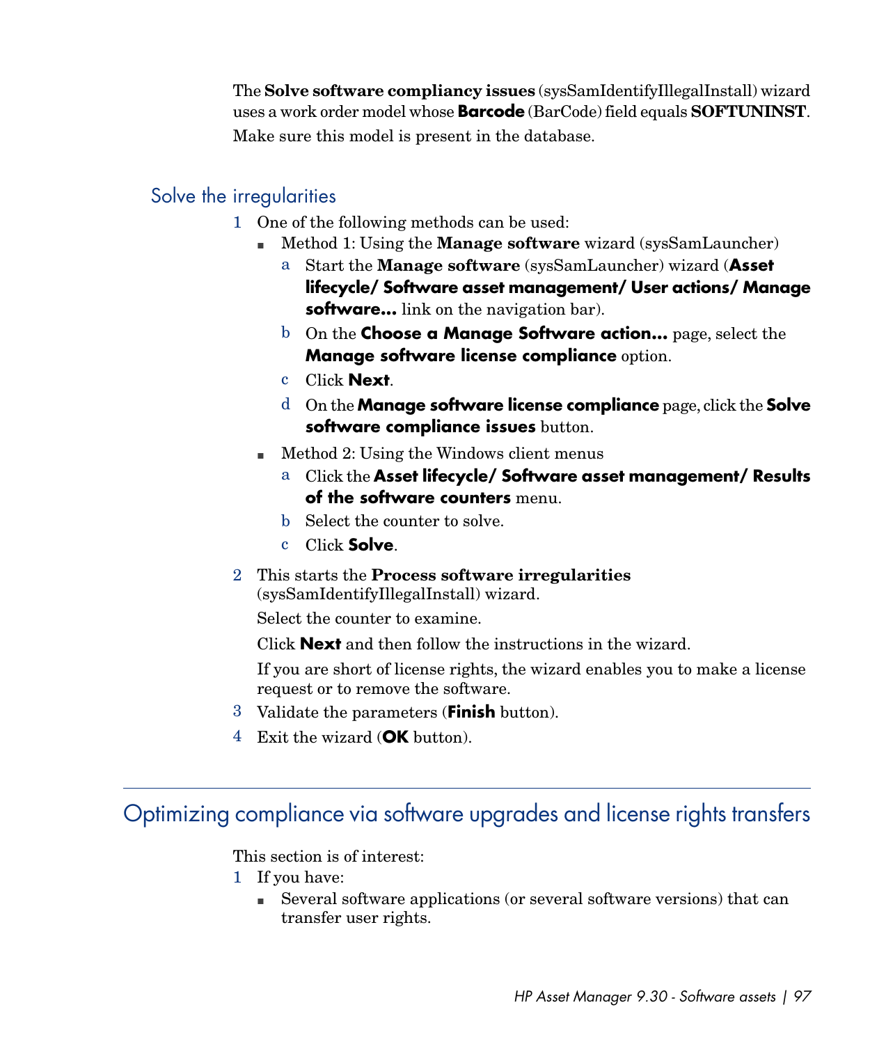The **Solve software compliancy issues** (sysSamIdentifyIllegalInstall) wizard uses a work order model whose **Barcode** (BarCode) field equals **SOFTUNINST**. Make sure this model is present in the database.

### Solve the irregularities

1 One of the following methods can be used:

- Method 1: Using the **Manage software** wizard (sysSamLauncher)
  - a Start the **Manage software** (sysSamLauncher) wizard (**Asset lifecycle/ Software asset management/ User actions/ Manage software...** link on the navigation bar).
  - b On the **Choose a Manage Software action...** page, select the **Manage software license compliance** option.
  - c Click **Next**.
  - d On the **Manage software license compliance** page, click the **Solve software compliance issues** button.
- Method 2: Using the Windows client menus
  - a Click the **Asset lifecycle/ Software asset management/ Results of the software counters** menu.
  - b Select the counter to solve.
  - c Click **Solve**.

2 This starts the **Process software irregularities** (sysSamIdentifyIllegalInstall) wizard.

Select the counter to examine.

Click **Next** and then follow the instructions in the wizard.

If you are short of license rights, the wizard enables you to make a license request or to remove the software.

3 Validate the parameters (**Finish** button).

4 Exit the wizard (**OK** button).

## Optimizing compliance via software upgrades and license rights transfers

This section is of interest:

1 If you have:

- Several software applications (or several software versions) that can transfer user rights.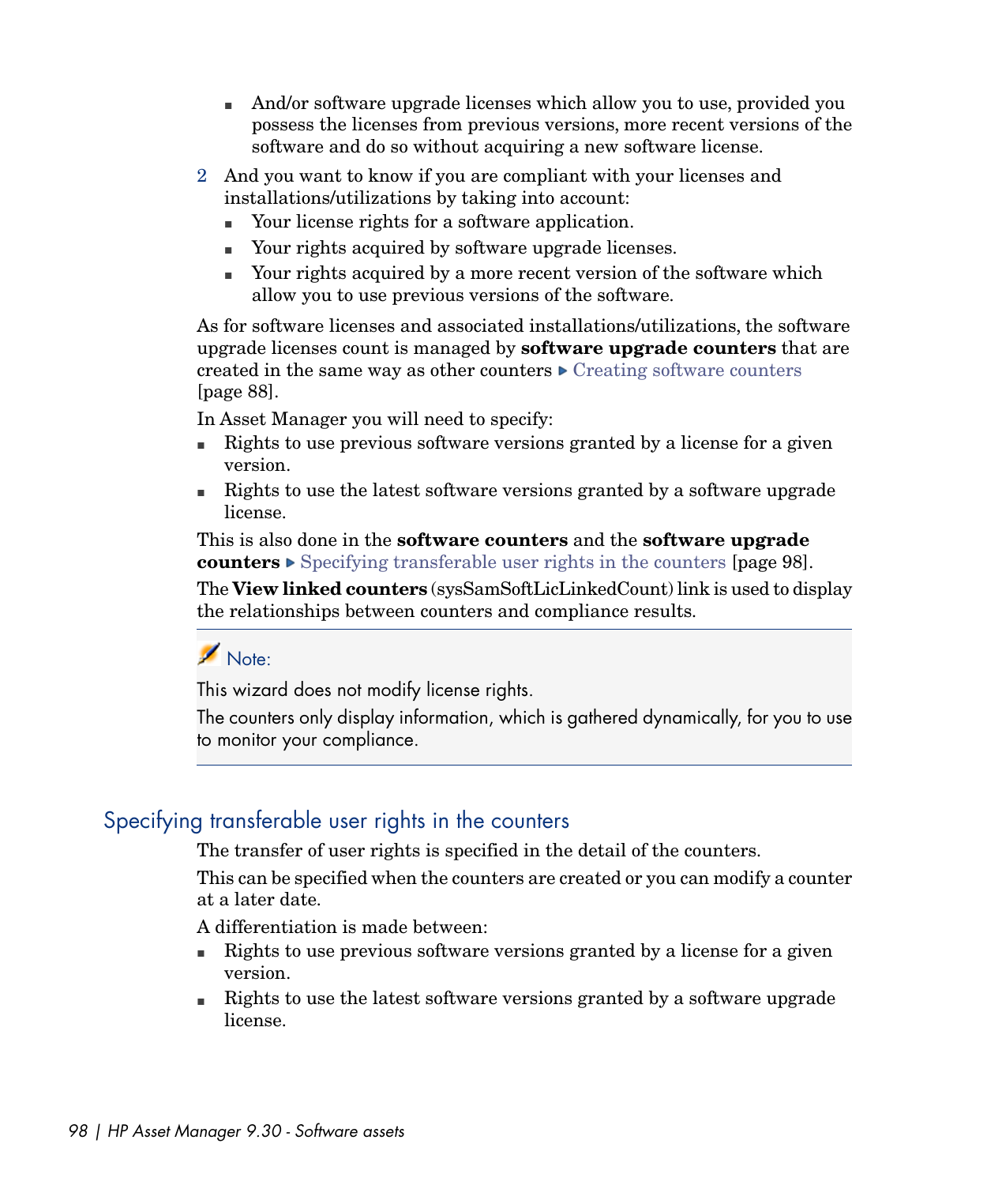- And/or software upgrade licenses which allow you to use, provided you possess the licenses from previous versions, more recent versions of the software and do so without acquiring a new software license.

2 And you want to know if you are compliant with your licenses and installations/utilizations by taking into account:
   - Your license rights for a software application.
   - Your rights acquired by software upgrade licenses.
   - Your rights acquired by a more recent version of the software which allow you to use previous versions of the software.

As for software licenses and associated installations/utilizations, the software upgrade licenses count is managed by **software upgrade counters** that are created in the same way as other counters ▶ Creating software counters [page 88].

In Asset Manager you will need to specify:

- Rights to use previous software versions granted by a license for a given version.
- Rights to use the latest software versions granted by a software upgrade license.

This is also done in the **software counters** and the **software upgrade counters** ▶ Specifying transferable user rights in the counters [page 98].

The **View linked counters** (sysSamSoftLicLinkedCount) link is used to display the relationships between counters and compliance results.

> **Note:**
>
> This wizard does not modify license rights.
>
> The counters only display information, which is gathered dynamically, for you to use to monitor your compliance.

## Specifying transferable user rights in the counters

The transfer of user rights is specified in the detail of the counters.

This can be specified when the counters are created or you can modify a counter at a later date.

A differentiation is made between:

- Rights to use previous software versions granted by a license for a given version.
- Rights to use the latest software versions granted by a software upgrade license.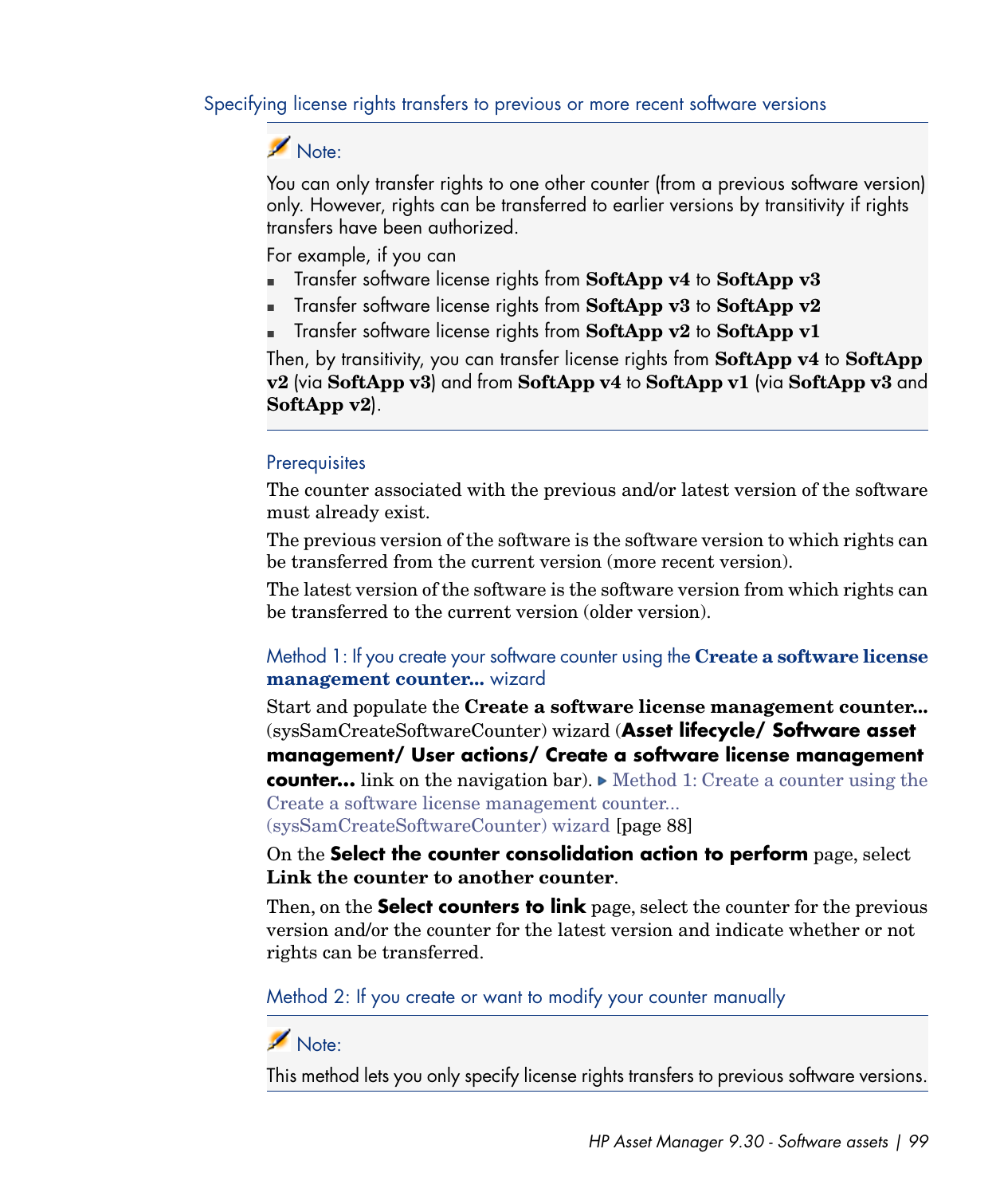### Specifying license rights transfers to previous or more recent software versions

> **Note:**
>
> You can only transfer rights to one other counter (from a previous software version) only. However, rights can be transferred to earlier versions by transitivity if rights transfers have been authorized.
>
> For example, if you can
>
> - Transfer software license rights from **SoftApp v4** to **SoftApp v3**
> - Transfer software license rights from **SoftApp v3** to **SoftApp v2**
> - Transfer software license rights from **SoftApp v2** to **SoftApp v1**
>
> Then, by transitivity, you can transfer license rights from **SoftApp v4** to **SoftApp v2** (via **SoftApp v3**) and from **SoftApp v4** to **SoftApp v1** (via **SoftApp v3** and **SoftApp v2**).

#### Prerequisites

The counter associated with the previous and/or latest version of the software must already exist.

The previous version of the software is the software version to which rights can be transferred from the current version (more recent version).

The latest version of the software is the software version from which rights can be transferred to the current version (older version).

#### Method 1: If you create your software counter using the **Create a software license management counter...** wizard

Start and populate the **Create a software license management counter...** (sysSamCreateSoftwareCounter) wizard (**Asset lifecycle/ Software asset management/ User actions/ Create a software license management counter...** link on the navigation bar). ▶ Method 1: Create a counter using the Create a software license management counter... (sysSamCreateSoftwareCounter) wizard [page 88]

On the **Select the counter consolidation action to perform** page, select **Link the counter to another counter**.

Then, on the **Select counters to link** page, select the counter for the previous version and/or the counter for the latest version and indicate whether or not rights can be transferred.

#### Method 2: If you create or want to modify your counter manually

> **Note:**
>
> This method lets you only specify license rights transfers to previous software versions.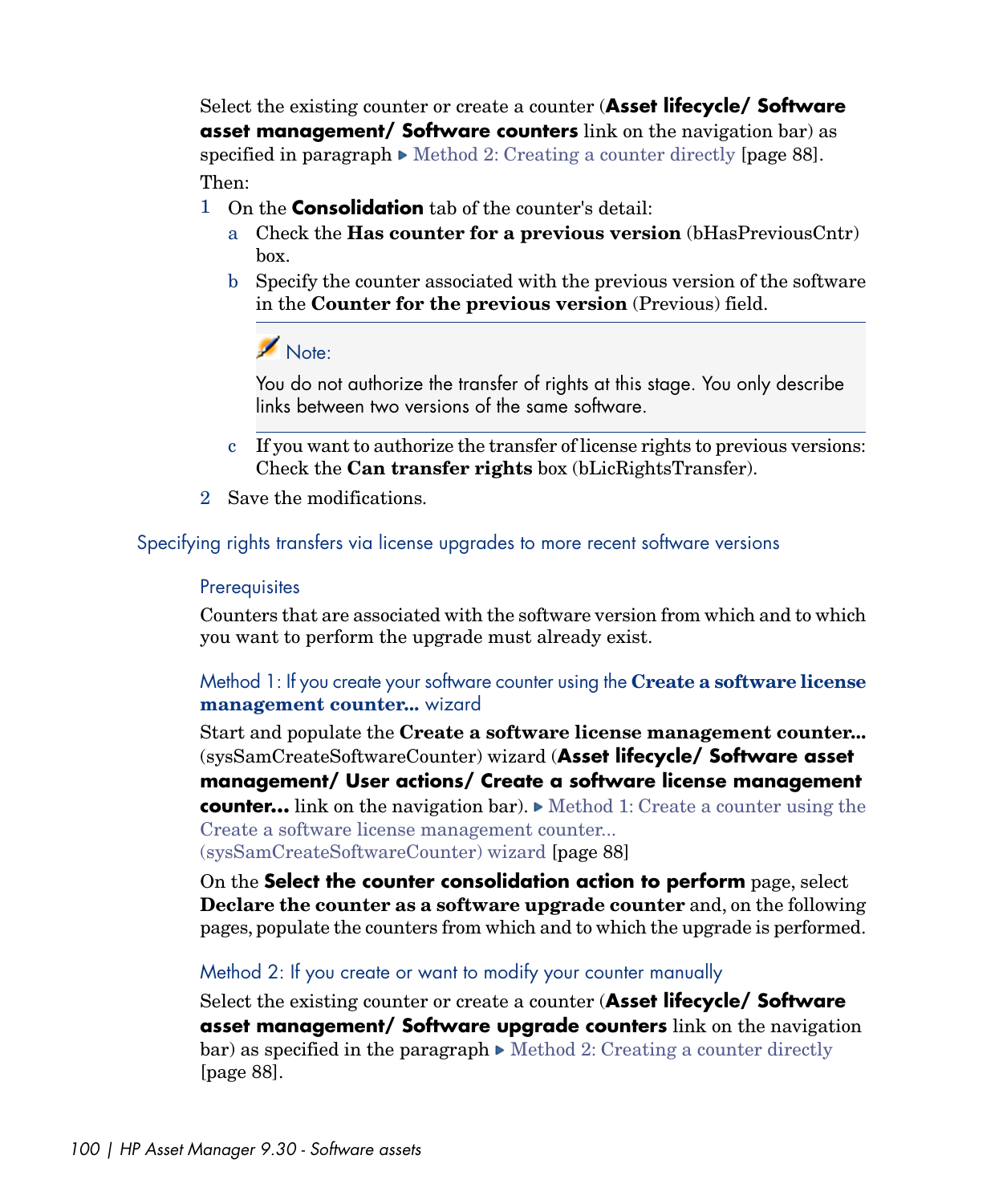Select the existing counter or create a counter (**Asset lifecycle/ Software asset management/ Software counters** link on the navigation bar) as specified in paragraph ▶ Method 2: Creating a counter directly [page 88].

Then:

1. On the **Consolidation** tab of the counter's detail:
   a. Check the **Has counter for a previous version** (bHasPreviousCntr) box.
   b. Specify the counter associated with the previous version of the software in the **Counter for the previous version** (Previous) field.

      > **Note:**
      >
      > You do not authorize the transfer of rights at this stage. You only describe links between two versions of the same software.

   c. If you want to authorize the transfer of license rights to previous versions: Check the **Can transfer rights** box (bLicRightsTransfer).
2. Save the modifications.

## Specifying rights transfers via license upgrades to more recent software versions

### Prerequisites

Counters that are associated with the software version from which and to which you want to perform the upgrade must already exist.

### Method 1: If you create your software counter using the **Create a software license management counter...** wizard

Start and populate the **Create a software license management counter...** (sysSamCreateSoftwareCounter) wizard (**Asset lifecycle/ Software asset management/ User actions/ Create a software license management counter...** link on the navigation bar). ▶ Method 1: Create a counter using the Create a software license management counter... (sysSamCreateSoftwareCounter) wizard [page 88]

On the **Select the counter consolidation action to perform** page, select **Declare the counter as a software upgrade counter** and, on the following pages, populate the counters from which and to which the upgrade is performed.

### Method 2: If you create or want to modify your counter manually

Select the existing counter or create a counter (**Asset lifecycle/ Software asset management/ Software upgrade counters** link on the navigation bar) as specified in the paragraph ▶ Method 2: Creating a counter directly [page 88].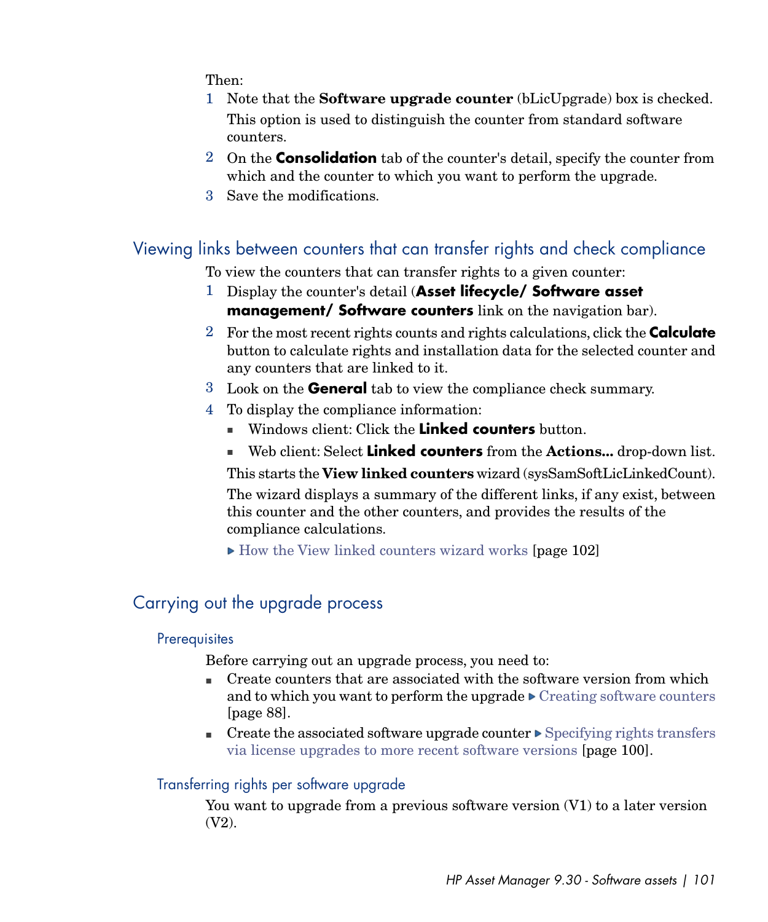Then:

1. Note that the **Software upgrade counter** (bLicUpgrade) box is checked.

   This option is used to distinguish the counter from standard software counters.
2. On the **Consolidation** tab of the counter's detail, specify the counter from which and the counter to which you want to perform the upgrade.
3. Save the modifications.

## Viewing links between counters that can transfer rights and check compliance

To view the counters that can transfer rights to a given counter:

1. Display the counter's detail (**Asset lifecycle/ Software asset management/ Software counters** link on the navigation bar).
2. For the most recent rights counts and rights calculations, click the **Calculate** button to calculate rights and installation data for the selected counter and any counters that are linked to it.
3. Look on the **General** tab to view the compliance check summary.
4. To display the compliance information:
   - Windows client: Click the **Linked counters** button.
   - Web client: Select **Linked counters** from the **Actions...** drop-down list.

   This starts the **View linked counters** wizard (sysSamSoftLicLinkedCount).

   The wizard displays a summary of the different links, if any exist, between this counter and the other counters, and provides the results of the compliance calculations.

   ▶ How the View linked counters wizard works [page 102]

## Carrying out the upgrade process

### Prerequisites

Before carrying out an upgrade process, you need to:

- Create counters that are associated with the software version from which and to which you want to perform the upgrade ▶ Creating software counters [page 88].
- Create the associated software upgrade counter ▶ Specifying rights transfers via license upgrades to more recent software versions [page 100].

### Transferring rights per software upgrade

You want to upgrade from a previous software version (V1) to a later version (V2).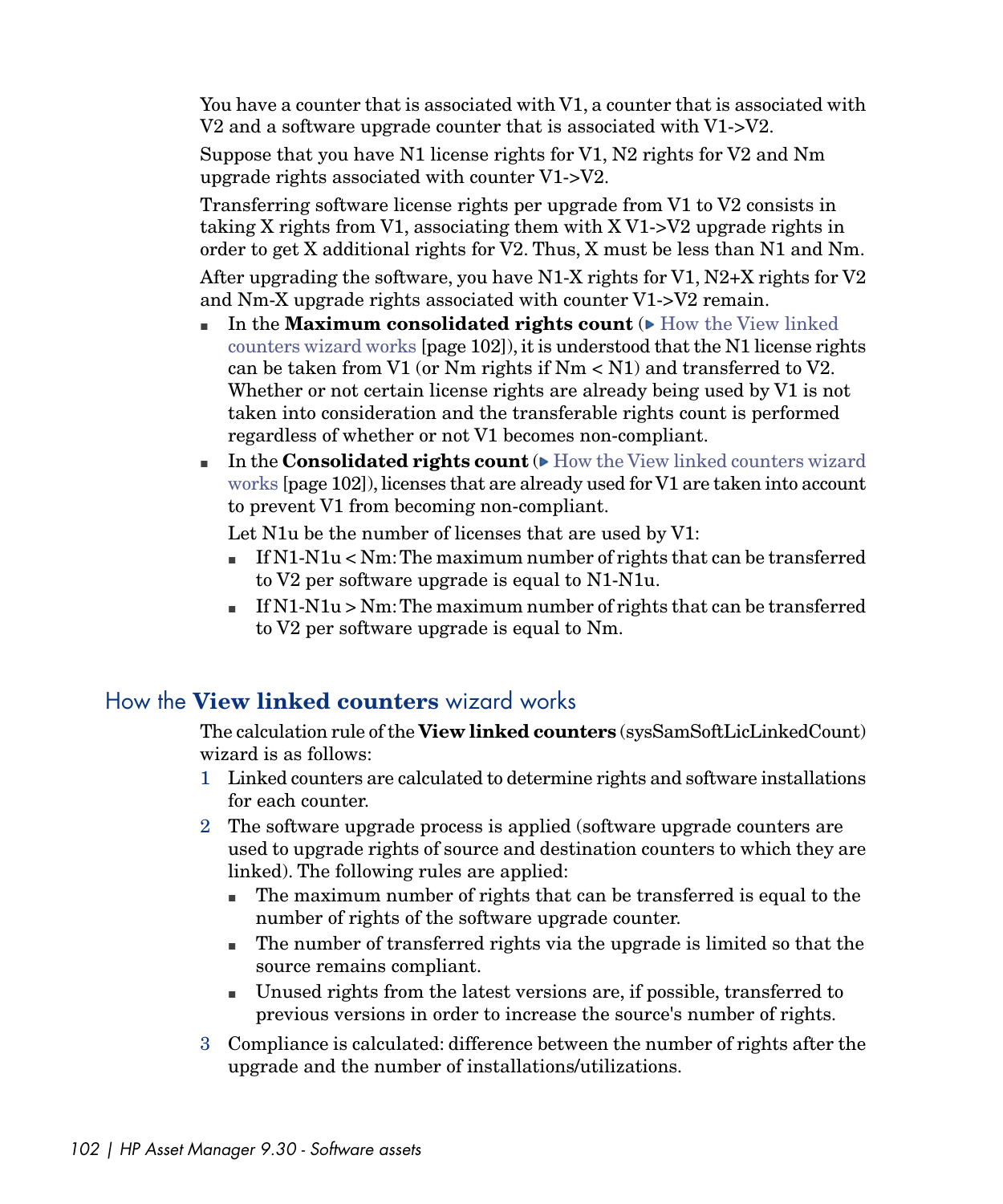You have a counter that is associated with V1, a counter that is associated with V2 and a software upgrade counter that is associated with V1->V2.

Suppose that you have N1 license rights for V1, N2 rights for V2 and Nm upgrade rights associated with counter V1->V2.

Transferring software license rights per upgrade from V1 to V2 consists in taking X rights from V1, associating them with X V1->V2 upgrade rights in order to get X additional rights for V2. Thus, X must be less than N1 and Nm.

After upgrading the software, you have N1-X rights for V1, N2+X rights for V2 and Nm-X upgrade rights associated with counter V1->V2 remain.

- In the **Maximum consolidated rights count** (▶ How the View linked counters wizard works [page 102]), it is understood that the N1 license rights can be taken from V1 (or Nm rights if Nm < N1) and transferred to V2. Whether or not certain license rights are already being used by V1 is not taken into consideration and the transferable rights count is performed regardless of whether or not V1 becomes non-compliant.
- In the **Consolidated rights count** (▶ How the View linked counters wizard works [page 102]), licenses that are already used for V1 are taken into account to prevent V1 from becoming non-compliant.

  Let N1u be the number of licenses that are used by V1:

  - If N1-N1u < Nm: The maximum number of rights that can be transferred to V2 per software upgrade is equal to N1-N1u.
  - If N1-N1u > Nm: The maximum number of rights that can be transferred to V2 per software upgrade is equal to Nm.

## How the **View linked counters** wizard works

The calculation rule of the **View linked counters** (sysSamSoftLicLinkedCount) wizard is as follows:

1. Linked counters are calculated to determine rights and software installations for each counter.
2. The software upgrade process is applied (software upgrade counters are used to upgrade rights of source and destination counters to which they are linked). The following rules are applied:
   - The maximum number of rights that can be transferred is equal to the number of rights of the software upgrade counter.
   - The number of transferred rights via the upgrade is limited so that the source remains compliant.
   - Unused rights from the latest versions are, if possible, transferred to previous versions in order to increase the source's number of rights.
3. Compliance is calculated: difference between the number of rights after the upgrade and the number of installations/utilizations.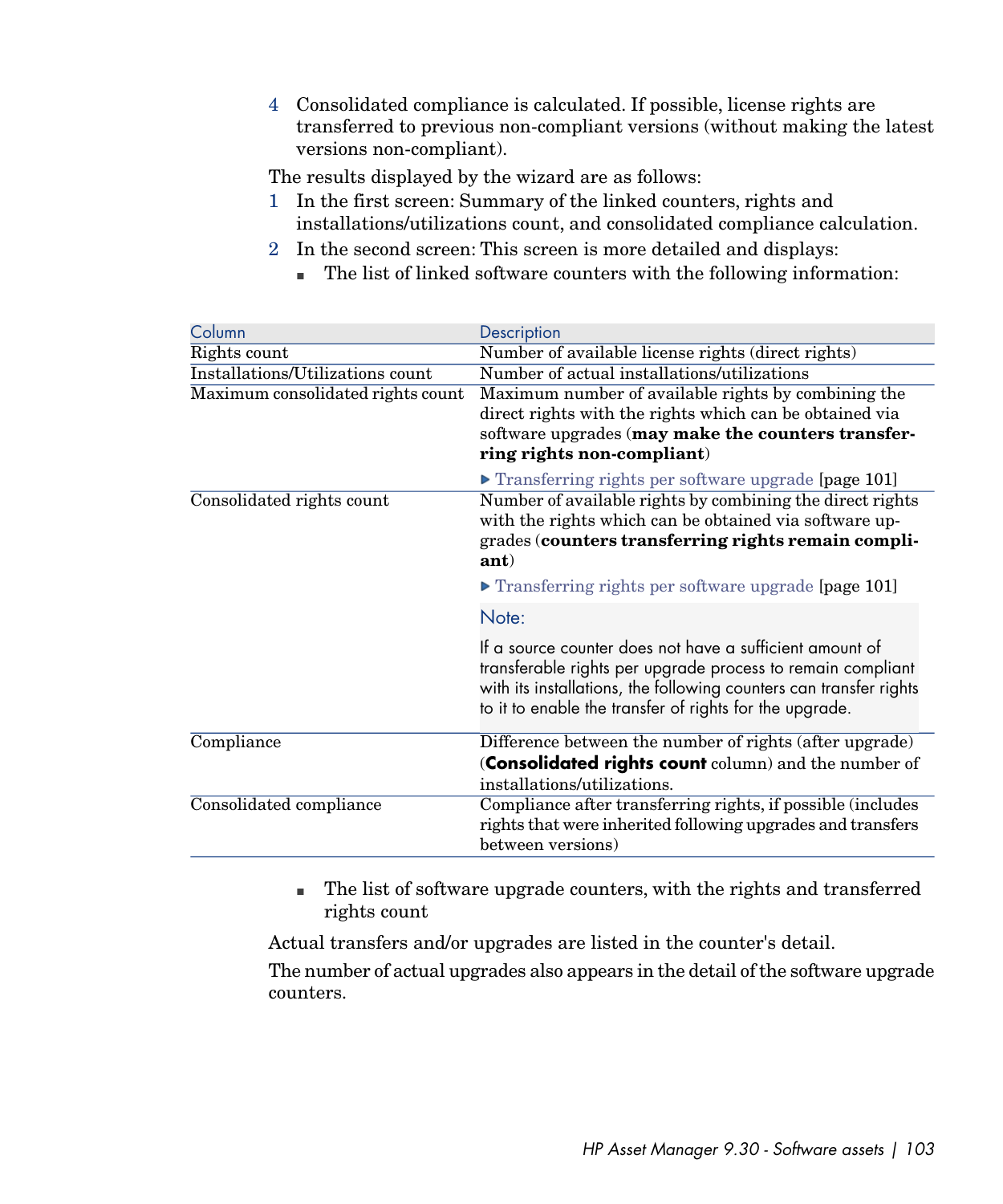4 Consolidated compliance is calculated. If possible, license rights are transferred to previous non-compliant versions (without making the latest versions non-compliant).

The results displayed by the wizard are as follows:

1 In the first screen: Summary of the linked counters, rights and installations/utilizations count, and consolidated compliance calculation.
2 In the second screen: This screen is more detailed and displays:
   - The list of linked software counters with the following information:

| Column | Description |
| --- | --- |
| Rights count | Number of available license rights (direct rights) |
| Installations/Utilizations count | Number of actual installations/utilizations |
| Maximum consolidated rights count | Maximum number of available rights by combining the direct rights with the rights which can be obtained via software upgrades (**may make the counters transferring rights non-compliant**)<br>▶ Transferring rights per software upgrade [page 101] |
| Consolidated rights count | Number of available rights by combining the direct rights with the rights which can be obtained via software upgrades (**counters transferring rights remain compliant**)<br>▶ Transferring rights per software upgrade [page 101]<br>Note:<br>If a source counter does not have a sufficient amount of transferable rights per upgrade process to remain compliant with its installations, the following counters can transfer rights to it to enable the transfer of rights for the upgrade. |
| Compliance | Difference between the number of rights (after upgrade) (**Consolidated rights count** column) and the number of installations/utilizations. |
| Consolidated compliance | Compliance after transferring rights, if possible (includes rights that were inherited following upgrades and transfers between versions) |

   - The list of software upgrade counters, with the rights and transferred rights count

Actual transfers and/or upgrades are listed in the counter's detail.

The number of actual upgrades also appears in the detail of the software upgrade counters.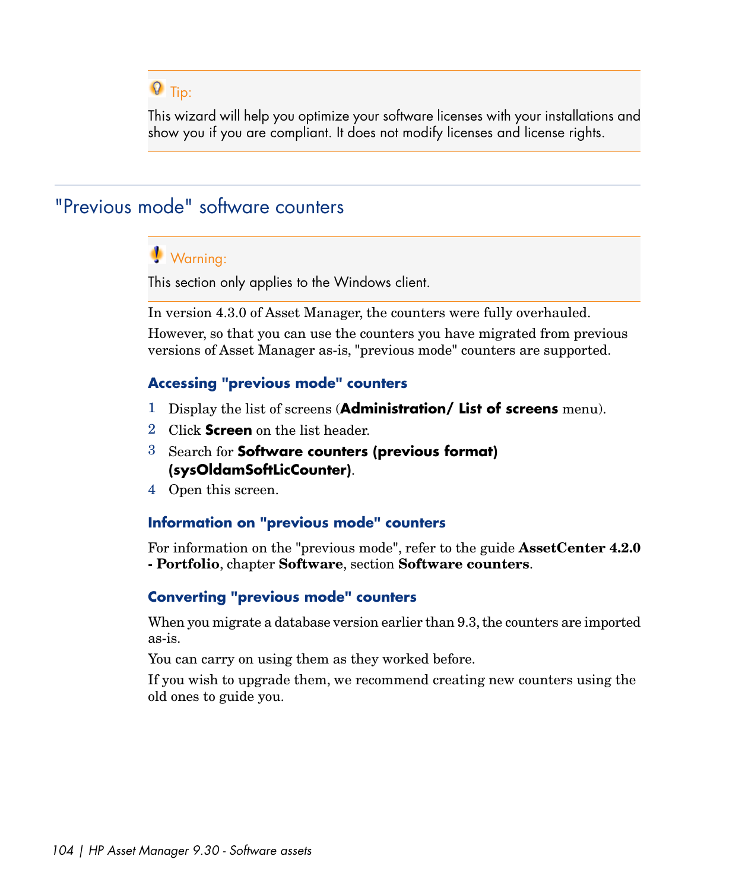> **Tip:**
>
> This wizard will help you optimize your software licenses with your installations and show you if you are compliant. It does not modify licenses and license rights.

## "Previous mode" software counters

> **Warning:**
>
> This section only applies to the Windows client.

In version 4.3.0 of Asset Manager, the counters were fully overhauled.

However, so that you can use the counters you have migrated from previous versions of Asset Manager as-is, "previous mode" counters are supported.

### Accessing "previous mode" counters

1. Display the list of screens (**Administration/ List of screens** menu).
2. Click **Screen** on the list header.
3. Search for **Software counters (previous format) (sysOldamSoftLicCounter)**.
4. Open this screen.

### Information on "previous mode" counters

For information on the "previous mode", refer to the guide **AssetCenter 4.2.0 - Portfolio**, chapter **Software**, section **Software counters**.

### Converting "previous mode" counters

When you migrate a database version earlier than 9.3, the counters are imported as-is.

You can carry on using them as they worked before.

If you wish to upgrade them, we recommend creating new counters using the old ones to guide you.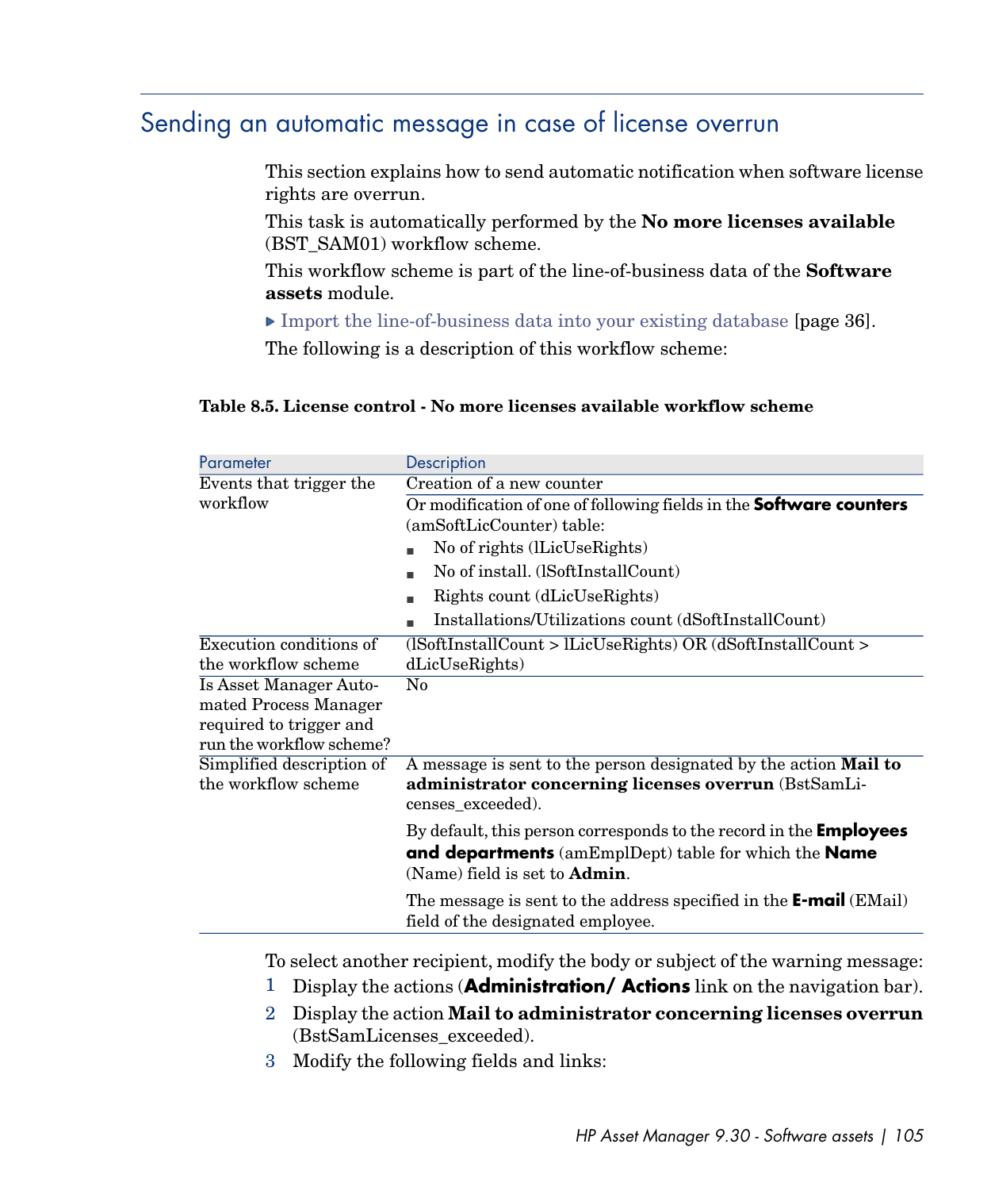## Sending an automatic message in case of license overrun

This section explains how to send automatic notification when software license rights are overrun.

This task is automatically performed by the **No more licenses available** (BST_SAM01) workflow scheme.

This workflow scheme is part of the line-of-business data of the **Software assets** module.

▶ Import the line-of-business data into your existing database [page 36].

The following is a description of this workflow scheme:

**Table 8.5. License control - No more licenses available workflow scheme**

| Parameter | Description |
| --- | --- |
| Events that trigger the workflow | Creation of a new counter<br><br>Or modification of one of following fields in the **Software counters** (amSoftLicCounter) table:<br>■ No of rights (lLicUseRights)<br>■ No of install. (lSoftInstallCount)<br>■ Rights count (dLicUseRights)<br>■ Installations/Utilizations count (dSoftInstallCount) |
| Execution conditions of the workflow scheme | (lSoftInstallCount > lLicUseRights) OR (dSoftInstallCount > dLicUseRights) |
| Is Asset Manager Automated Process Manager required to trigger and run the workflow scheme? | No |
| Simplified description of the workflow scheme | A message is sent to the person designated by the action **Mail to administrator concerning licenses overrun** (BstSamLicenses_exceeded).<br><br>By default, this person corresponds to the record in the **Employees and departments** (amEmplDept) table for which the **Name** (Name) field is set to **Admin**.<br><br>The message is sent to the address specified in the **E-mail** (EMail) field of the designated employee. |

To select another recipient, modify the body or subject of the warning message:

1. Display the actions (**Administration/ Actions** link on the navigation bar).
2. Display the action **Mail to administrator concerning licenses overrun** (BstSamLicenses_exceeded).
3. Modify the following fields and links: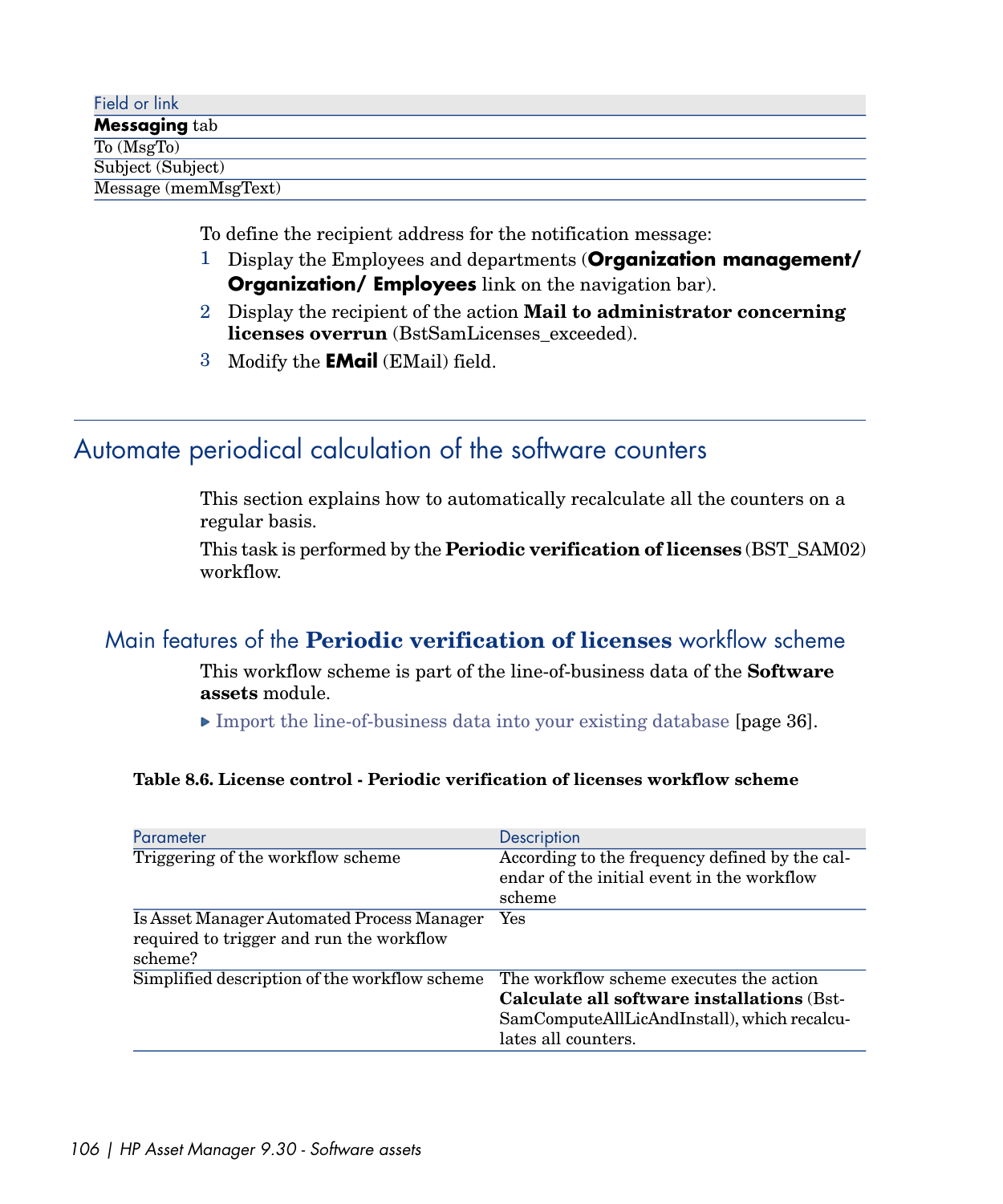| Field or link |
| --- |
| **Messaging** tab |
| To (MsgTo) |
| Subject (Subject) |
| Message (memMsgText) |

To define the recipient address for the notification message:

1. Display the Employees and departments (**Organization management/ Organization/ Employees** link on the navigation bar).
2. Display the recipient of the action **Mail to administrator concerning licenses overrun** (BstSamLicenses_exceeded).
3. Modify the **EMail** (EMail) field.

## Automate periodical calculation of the software counters

This section explains how to automatically recalculate all the counters on a regular basis.

This task is performed by the **Periodic verification of licenses** (BST_SAM02) workflow.

### Main features of the **Periodic verification of licenses** workflow scheme

This workflow scheme is part of the line-of-business data of the **Software assets** module.

▶ Import the line-of-business data into your existing database [page 36].

**Table 8.6. License control - Periodic verification of licenses workflow scheme**

| Parameter | Description |
| --- | --- |
| Triggering of the workflow scheme | According to the frequency defined by the calendar of the initial event in the workflow scheme |
| Is Asset Manager Automated Process Manager required to trigger and run the workflow scheme? | Yes |
| Simplified description of the workflow scheme | The workflow scheme executes the action **Calculate all software installations** (BstSamComputeAllLicAndInstall), which recalculates all counters. |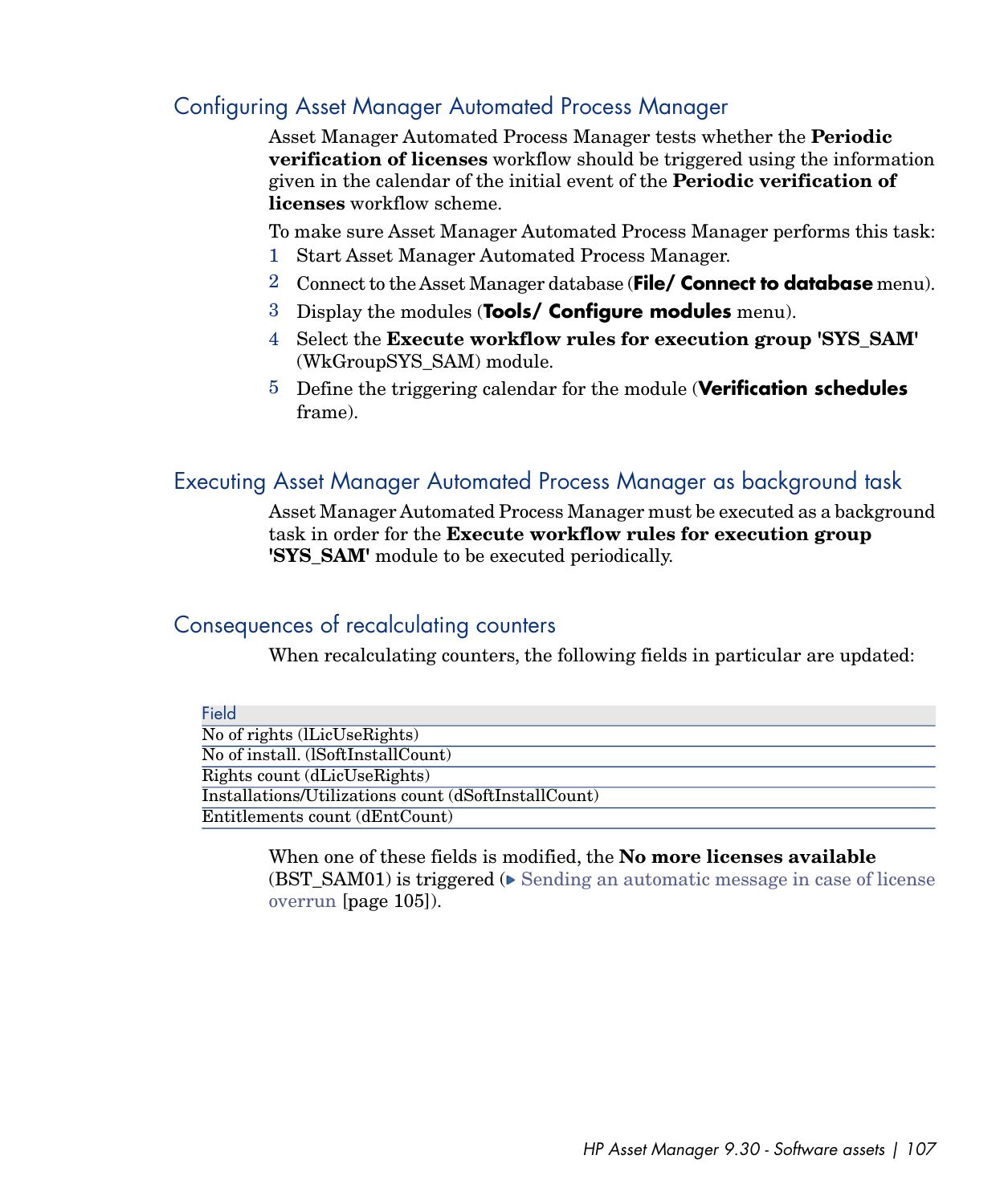## Configuring Asset Manager Automated Process Manager

Asset Manager Automated Process Manager tests whether the **Periodic verification of licenses** workflow should be triggered using the information given in the calendar of the initial event of the **Periodic verification of licenses** workflow scheme.

To make sure Asset Manager Automated Process Manager performs this task:

1. Start Asset Manager Automated Process Manager.
2. Connect to the Asset Manager database (**File/ Connect to database** menu).
3. Display the modules (**Tools/ Configure modules** menu).
4. Select the **Execute workflow rules for execution group 'SYS_SAM'** (WkGroupSYS_SAM) module.
5. Define the triggering calendar for the module (**Verification schedules** frame).

## Executing Asset Manager Automated Process Manager as background task

Asset Manager Automated Process Manager must be executed as a background task in order for the **Execute workflow rules for execution group 'SYS_SAM'** module to be executed periodically.

## Consequences of recalculating counters

When recalculating counters, the following fields in particular are updated:

| Field |
| --- |
| No of rights (lLicUseRights) |
| No of install. (lSoftInstallCount) |
| Rights count (dLicUseRights) |
| Installations/Utilizations count (dSoftInstallCount) |
| Entitlements count (dEntCount) |

When one of these fields is modified, the **No more licenses available** (BST_SAM01) is triggered (▶ Sending an automatic message in case of license overrun [page 105]).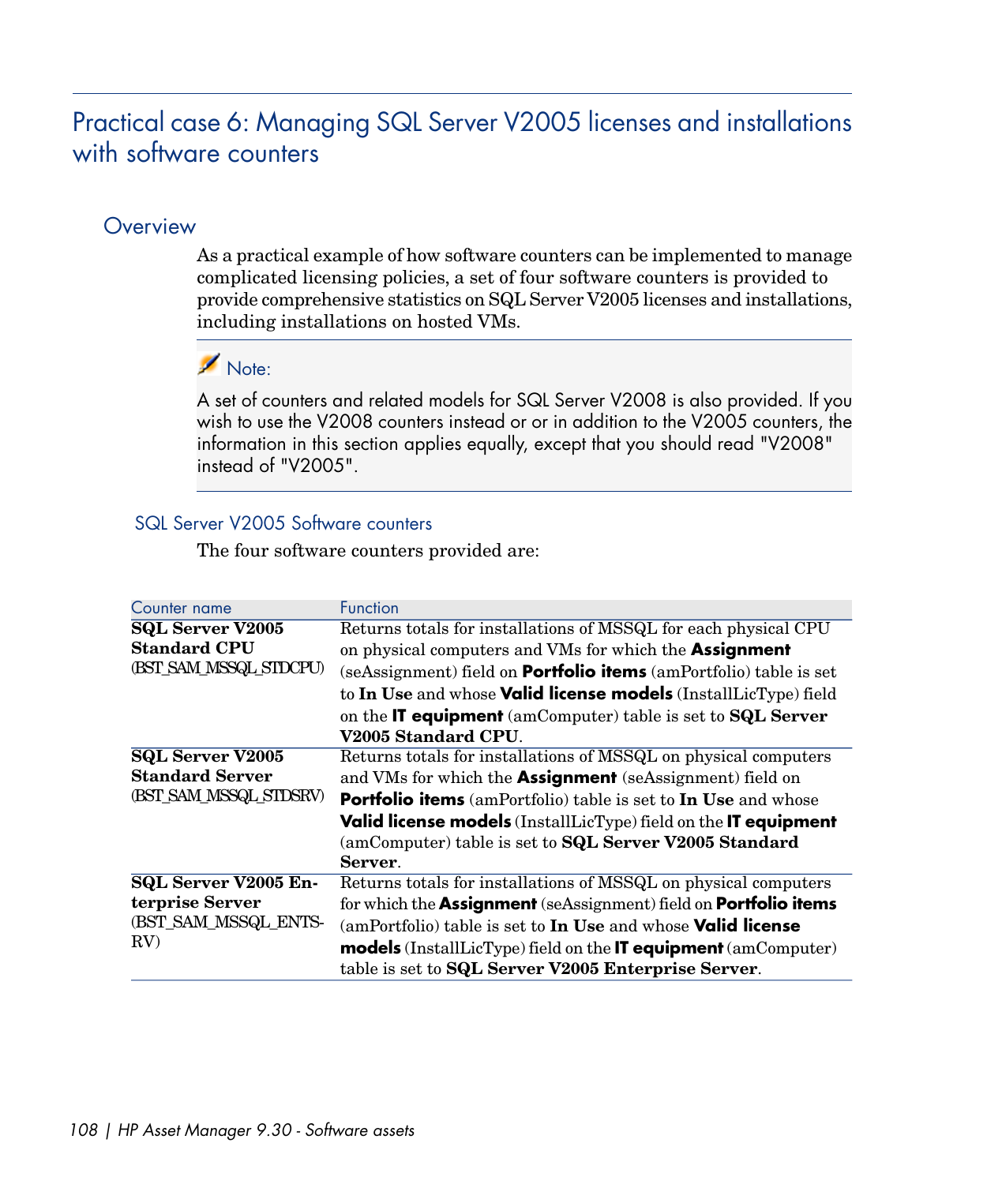# Practical case 6: Managing SQL Server V2005 licenses and installations with software counters

## Overview

As a practical example of how software counters can be implemented to manage complicated licensing policies, a set of four software counters is provided to provide comprehensive statistics on SQL Server V2005 licenses and installations, including installations on hosted VMs.

> Note:
>
> A set of counters and related models for SQL Server V2008 is also provided. If you wish to use the V2008 counters instead or or in addition to the V2005 counters, the information in this section applies equally, except that you should read "V2008" instead of "V2005".

### SQL Server V2005 Software counters

The four software counters provided are:

| Counter name | Function |
| --- | --- |
| **SQL Server V2005 Standard CPU** (BST_SAM_MSSQL_STDCPU) | Returns totals for installations of MSSQL for each physical CPU on physical computers and VMs for which the **Assignment** (seAssignment) field on **Portfolio items** (amPortfolio) table is set to **In Use** and whose **Valid license models** (InstallLicType) field on the **IT equipment** (amComputer) table is set to **SQL Server V2005 Standard CPU**. |
| **SQL Server V2005 Standard Server** (BST_SAM_MSSQL_STDSRV) | Returns totals for installations of MSSQL on physical computers and VMs for which the **Assignment** (seAssignment) field on **Portfolio items** (amPortfolio) table is set to **In Use** and whose **Valid license models** (InstallLicType) field on the **IT equipment** (amComputer) table is set to **SQL Server V2005 Standard Server**. |
| **SQL Server V2005 Enterprise Server** (BST_SAM_MSSQL_ENTSRV) | Returns totals for installations of MSSQL on physical computers for which the **Assignment** (seAssignment) field on **Portfolio items** (amPortfolio) table is set to **In Use** and whose **Valid license models** (InstallLicType) field on the **IT equipment** (amComputer) table is set to **SQL Server V2005 Enterprise Server**. |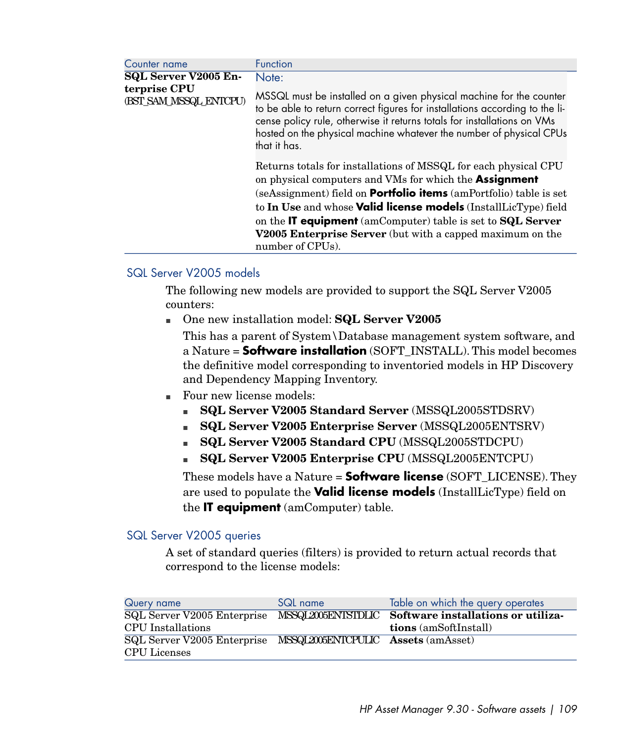| Counter name | Function |
| --- | --- |
| **SQL Server V2005 Enterprise CPU** (BST_SAM_MSSQL_ENTCPU) | Note:<br><br>MSSQL must be installed on a given physical machine for the counter to be able to return correct figures for installations according to the license policy rule, otherwise it returns totals for installations on VMs hosted on the physical machine whatever the number of physical CPUs that it has.<br><br>Returns totals for installations of MSSQL for each physical CPU on physical computers and VMs for which the **Assignment** (seAssignment) field on **Portfolio items** (amPortfolio) table is set to **In Use** and whose **Valid license models** (InstallLicType) field on the **IT equipment** (amComputer) table is set to **SQL Server V2005 Enterprise Server** (but with a capped maximum on the number of CPUs). |

### SQL Server V2005 models

The following new models are provided to support the SQL Server V2005 counters:

- One new installation model: **SQL Server V2005**

  This has a parent of System\Database management system software, and a Nature = **Software installation** (SOFT_INSTALL). This model becomes the definitive model corresponding to inventoried models in HP Discovery and Dependency Mapping Inventory.

- Four new license models:
  - **SQL Server V2005 Standard Server** (MSSQL2005STDSRV)
  - **SQL Server V2005 Enterprise Server** (MSSQL2005ENTSRV)
  - **SQL Server V2005 Standard CPU** (MSSQL2005STDCPU)
  - **SQL Server V2005 Enterprise CPU** (MSSQL2005ENTCPU)

  These models have a Nature = **Software license** (SOFT_LICENSE). They are used to populate the **Valid license models** (InstallLicType) field on the **IT equipment** (amComputer) table.

### SQL Server V2005 queries

A set of standard queries (filters) is provided to return actual records that correspond to the license models:

| Query name | SQL name | Table on which the query operates |
| --- | --- | --- |
| SQL Server V2005 Enterprise CPU Installations | MSSQL2005ENTSTDLIC | **Software installations or utilizations** (amSoftInstall) |
| SQL Server V2005 Enterprise CPU Licenses | MSSQL2005ENTCPULIC | **Assets** (amAsset) |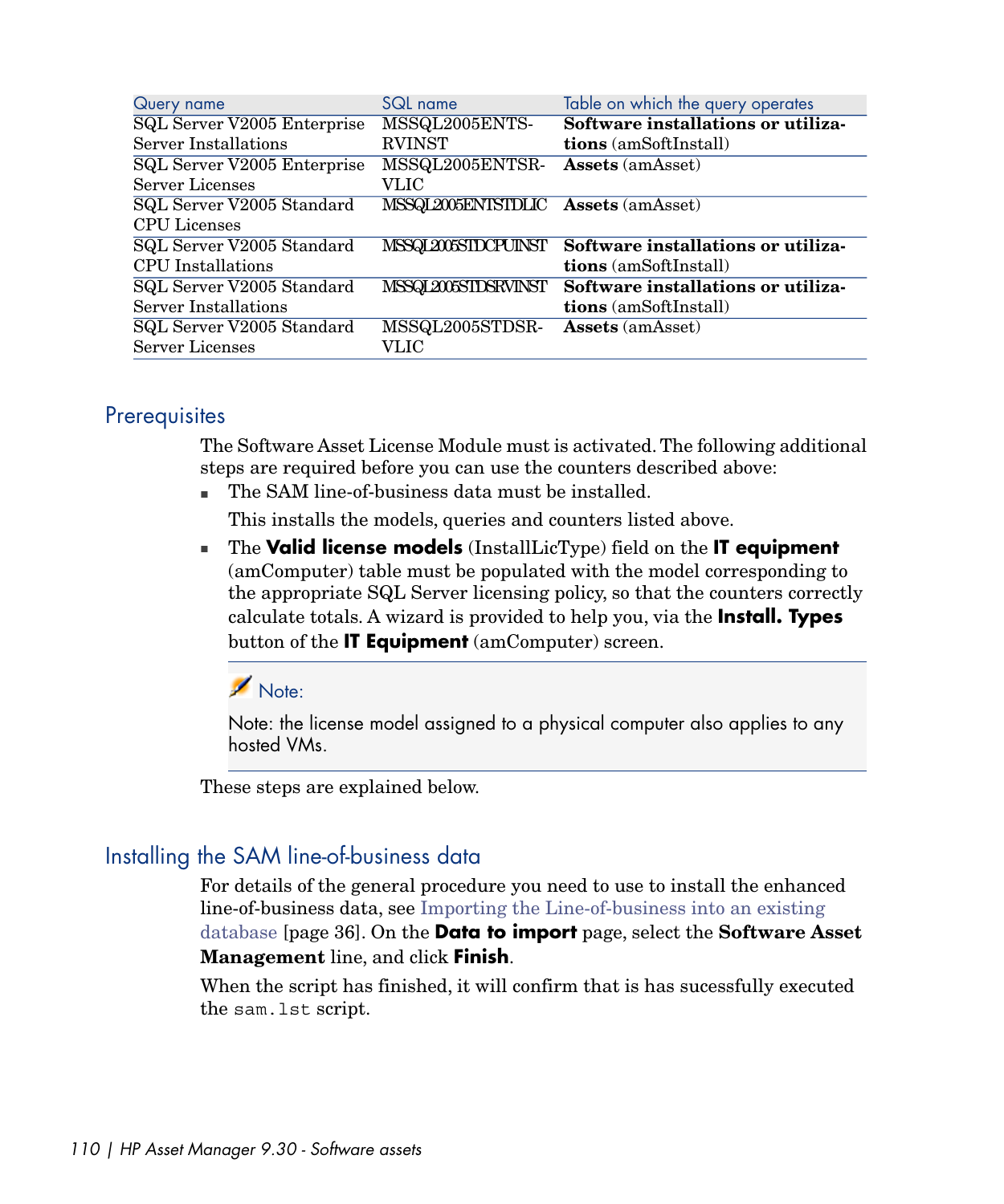| Query name | SQL name | Table on which the query operates |
| --- | --- | --- |
| SQL Server V2005 Enterprise Server Installations | MSSQL2005ENTS-RVINST | **Software installations or utilizations** (amSoftInstall) |
| SQL Server V2005 Enterprise Server Licenses | MSSQL2005ENTSR-VLIC | **Assets** (amAsset) |
| SQL Server V2005 Standard CPU Licenses | MSSQL2005ENTSTDLIC | **Assets** (amAsset) |
| SQL Server V2005 Standard CPU Installations | MSSQL2005STDCPUINST | **Software installations or utilizations** (amSoftInstall) |
| SQL Server V2005 Standard Server Installations | MSSQL2005STDSRVINST | **Software installations or utilizations** (amSoftInstall) |
| SQL Server V2005 Standard Server Licenses | MSSQL2005STDSR-VLIC | **Assets** (amAsset) |

## Prerequisites

The Software Asset License Module must is activated. The following additional steps are required before you can use the counters described above:

- The SAM line-of-business data must be installed.

  This installs the models, queries and counters listed above.

- The **Valid license models** (InstallLicType) field on the **IT equipment** (amComputer) table must be populated with the model corresponding to the appropriate SQL Server licensing policy, so that the counters correctly calculate totals. A wizard is provided to help you, via the **Install. Types** button of the **IT Equipment** (amComputer) screen.

> Note:
>
> Note: the license model assigned to a physical computer also applies to any hosted VMs.

These steps are explained below.

## Installing the SAM line-of-business data

For details of the general procedure you need to use to install the enhanced line-of-business data, see Importing the Line-of-business into an existing database [page 36]. On the **Data to import** page, select the **Software Asset Management** line, and click **Finish**.

When the script has finished, it will confirm that is has sucessfully executed the `sam.lst` script.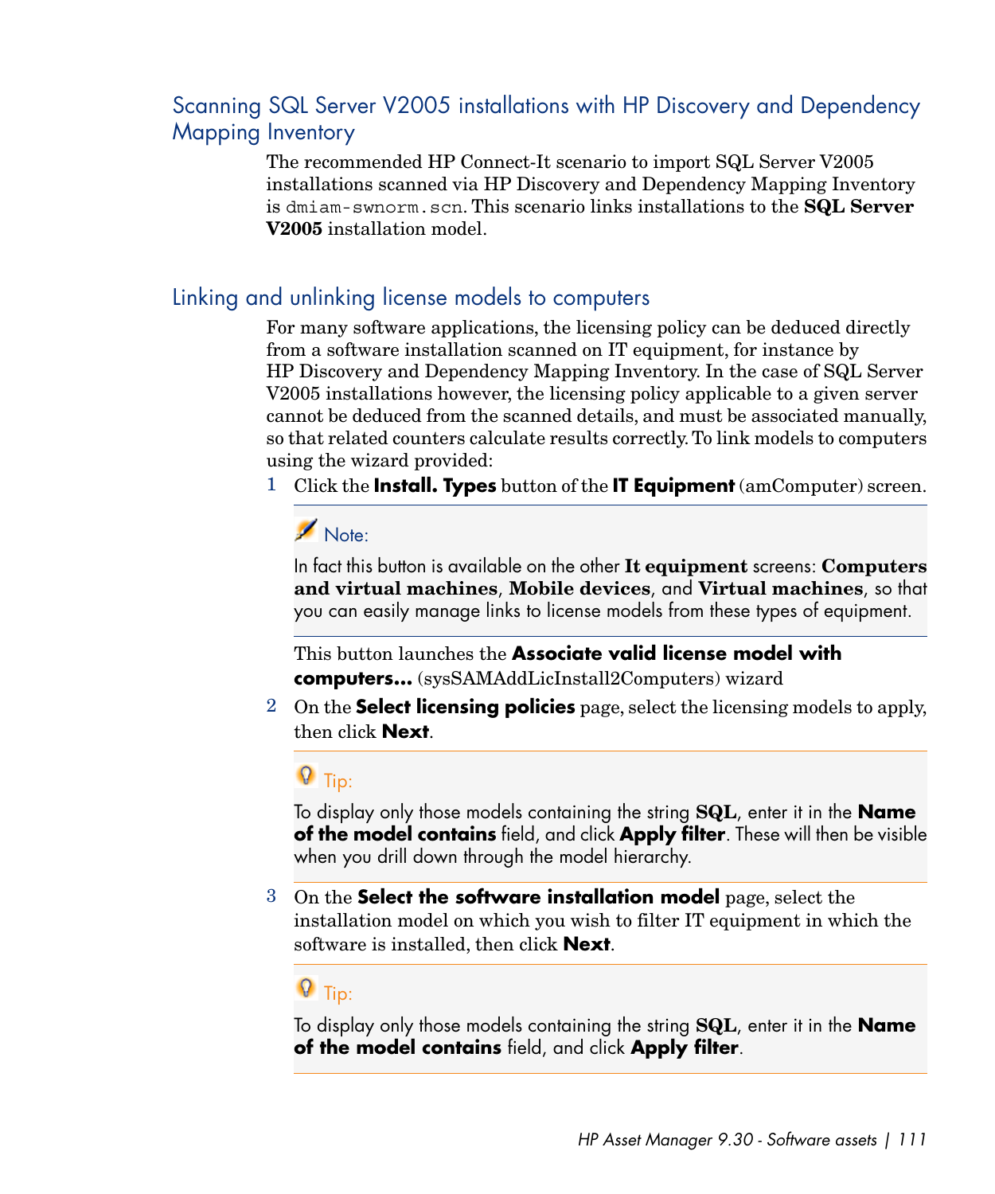## Scanning SQL Server V2005 installations with HP Discovery and Dependency Mapping Inventory

The recommended HP Connect-It scenario to import SQL Server V2005 installations scanned via HP Discovery and Dependency Mapping Inventory is `dmiam-swnorm.scn`. This scenario links installations to the **SQL Server V2005** installation model.

## Linking and unlinking license models to computers

For many software applications, the licensing policy can be deduced directly from a software installation scanned on IT equipment, for instance by HP Discovery and Dependency Mapping Inventory. In the case of SQL Server V2005 installations however, the licensing policy applicable to a given server cannot be deduced from the scanned details, and must be associated manually, so that related counters calculate results correctly. To link models to computers using the wizard provided:

1 Click the **Install. Types** button of the **IT Equipment** (amComputer) screen.

> Note:
>
> In fact this button is available on the other **It equipment** screens: **Computers and virtual machines**, **Mobile devices**, and **Virtual machines**, so that you can easily manage links to license models from these types of equipment.

This button launches the **Associate valid license model with computers...** (sysSAMAddLicInstall2Computers) wizard

2 On the **Select licensing policies** page, select the licensing models to apply, then click **Next**.

> Tip:
>
> To display only those models containing the string **SQL**, enter it in the **Name of the model contains** field, and click **Apply filter**. These will then be visible when you drill down through the model hierarchy.

3 On the **Select the software installation model** page, select the installation model on which you wish to filter IT equipment in which the software is installed, then click **Next**.

> Tip:
>
> To display only those models containing the string **SQL**, enter it in the **Name of the model contains** field, and click **Apply filter**.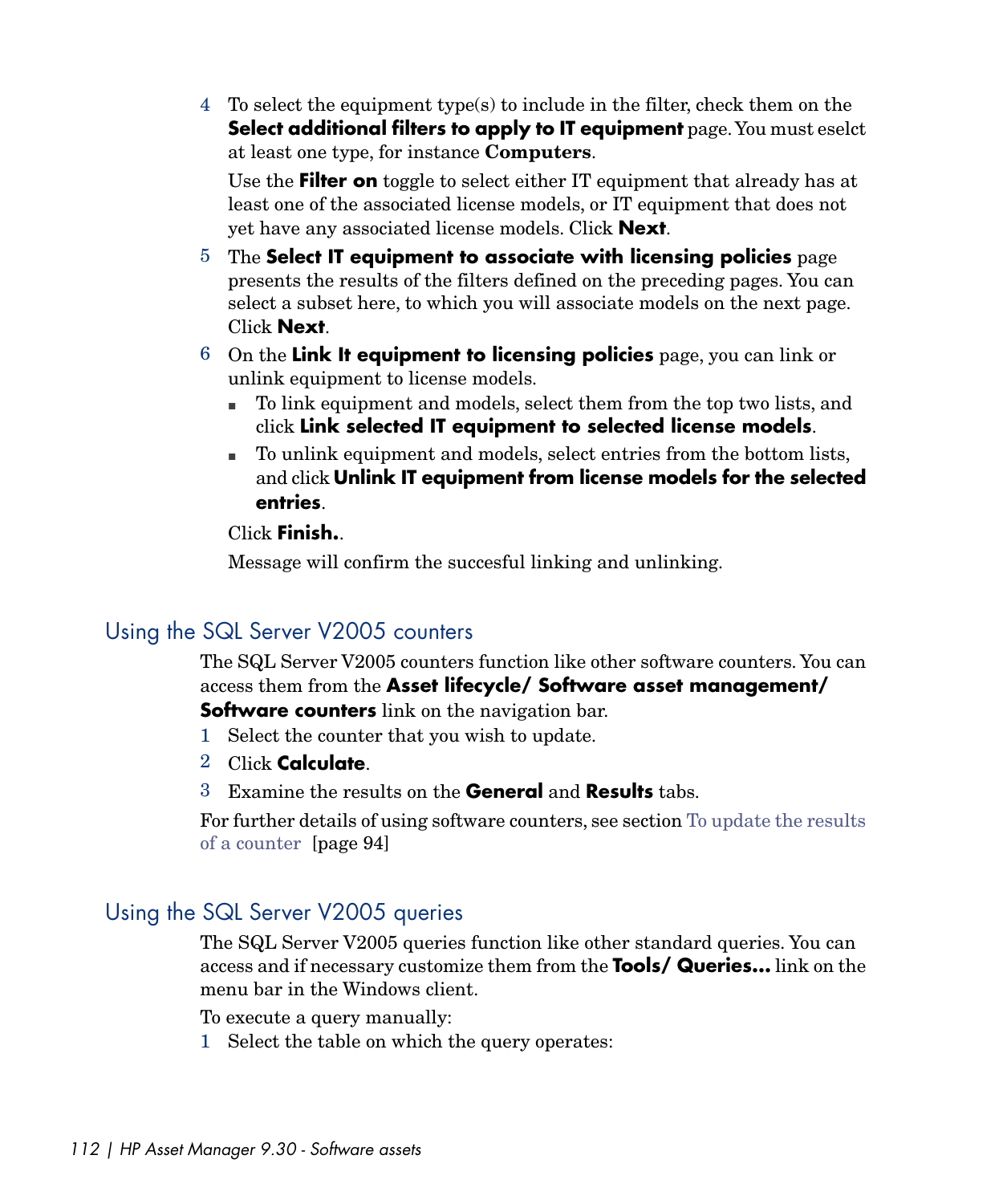4 To select the equipment type(s) to include in the filter, check them on the **Select additional filters to apply to IT equipment** page. You must eselct at least one type, for instance **Computers**.

   Use the **Filter on** toggle to select either IT equipment that already has at least one of the associated license models, or IT equipment that does not yet have any associated license models. Click **Next**.

5 The **Select IT equipment to associate with licensing policies** page presents the results of the filters defined on the preceding pages. You can select a subset here, to which you will associate models on the next page. Click **Next**.

6 On the **Link It equipment to licensing policies** page, you can link or unlink equipment to license models.

   - To link equipment and models, select them from the top two lists, and click **Link selected IT equipment to selected license models**.
   - To unlink equipment and models, select entries from the bottom lists, and click **Unlink IT equipment from license models for the selected entries**.

   Click **Finish.**.

   Message will confirm the succesful linking and unlinking.

## Using the SQL Server V2005 counters

The SQL Server V2005 counters function like other software counters. You can access them from the **Asset lifecycle/ Software asset management/ Software counters** link on the navigation bar.

1 Select the counter that you wish to update.

2 Click **Calculate**.

3 Examine the results on the **General** and **Results** tabs.

For further details of using software counters, see section To update the results of a counter [page 94]

## Using the SQL Server V2005 queries

The SQL Server V2005 queries function like other standard queries. You can access and if necessary customize them from the **Tools/ Queries...** link on the menu bar in the Windows client.

To execute a query manually:

1 Select the table on which the query operates: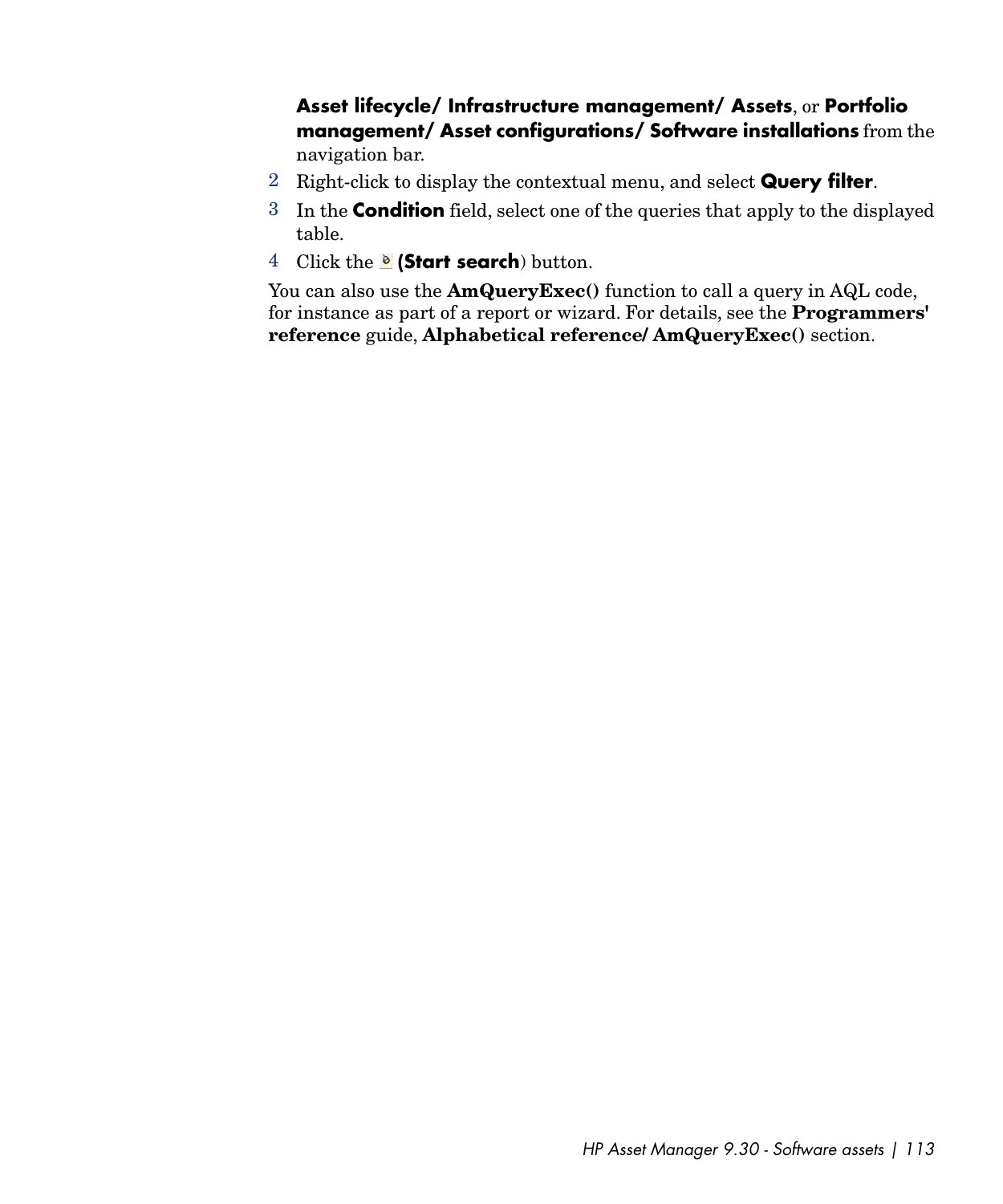**Asset lifecycle/ Infrastructure management/ Assets**, or **Portfolio management/ Asset configurations/ Software installations** from the navigation bar.

2. Right-click to display the contextual menu, and select **Query filter**.
3. In the **Condition** field, select one of the queries that apply to the displayed table.
4. Click the **(Start search**) button.

You can also use the **AmQueryExec()** function to call a query in AQL code, for instance as part of a report or wizard. For details, see the **Programmers' reference** guide, **Alphabetical reference/ AmQueryExec()** section.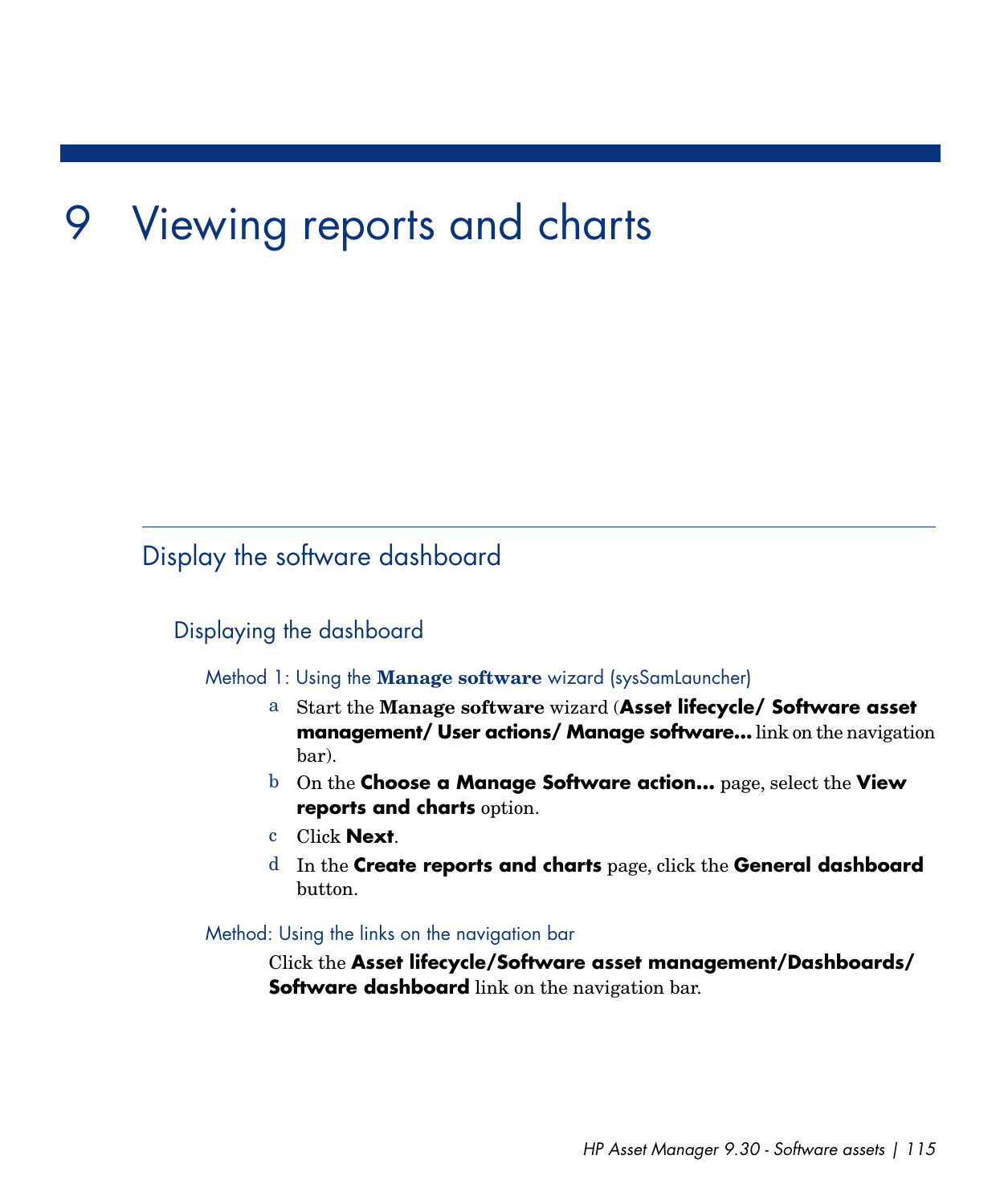# 9 Viewing reports and charts

## Display the software dashboard

### Displaying the dashboard

#### Method 1: Using the **Manage software** wizard (sysSamLauncher)

a Start the **Manage software** wizard (**Asset lifecycle/ Software asset management/ User actions/ Manage software...** link on the navigation bar).

b On the **Choose a Manage Software action...** page, select the **View reports and charts** option.

c Click **Next**.

d In the **Create reports and charts** page, click the **General dashboard** button.

#### Method: Using the links on the navigation bar

Click the **Asset lifecycle/Software asset management/Dashboards/ Software dashboard** link on the navigation bar.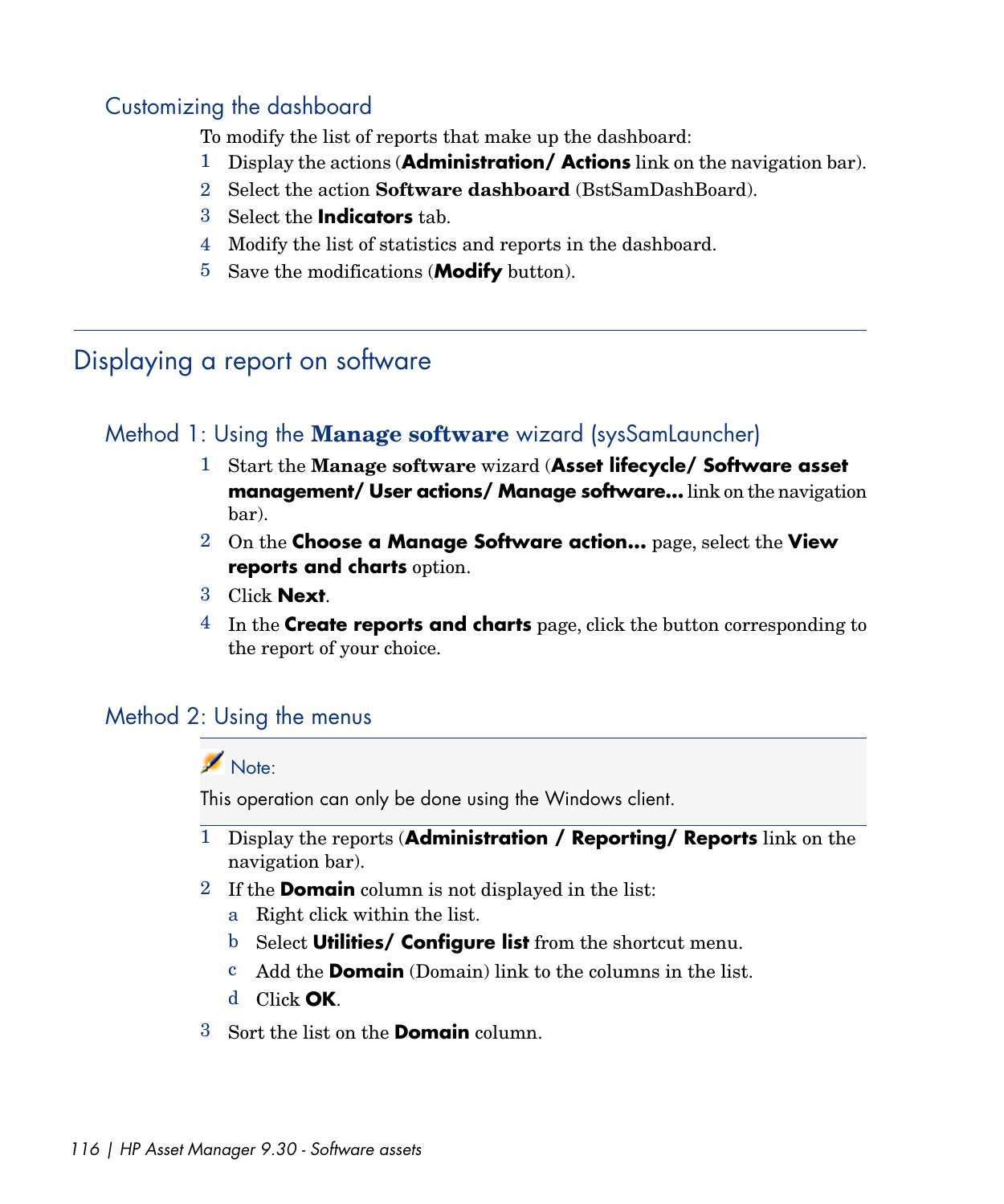### Customizing the dashboard

To modify the list of reports that make up the dashboard:

1. Display the actions (**Administration/ Actions** link on the navigation bar).
2. Select the action **Software dashboard** (BstSamDashBoard).
3. Select the **Indicators** tab.
4. Modify the list of statistics and reports in the dashboard.
5. Save the modifications (**Modify** button).

---

## Displaying a report on software

### Method 1: Using the **Manage software** wizard (sysSamLauncher)

1. Start the **Manage software** wizard (**Asset lifecycle/ Software asset management/ User actions/ Manage software...** link on the navigation bar).
2. On the **Choose a Manage Software action...** page, select the **View reports and charts** option.
3. Click **Next**.
4. In the **Create reports and charts** page, click the button corresponding to the report of your choice.

### Method 2: Using the menus

> Note:
>
> This operation can only be done using the Windows client.

1. Display the reports (**Administration / Reporting/ Reports** link on the navigation bar).
2. If the **Domain** column is not displayed in the list:
   a. Right click within the list.
   b. Select **Utilities/ Configure list** from the shortcut menu.
   c. Add the **Domain** (Domain) link to the columns in the list.
   d. Click **OK**.
3. Sort the list on the **Domain** column.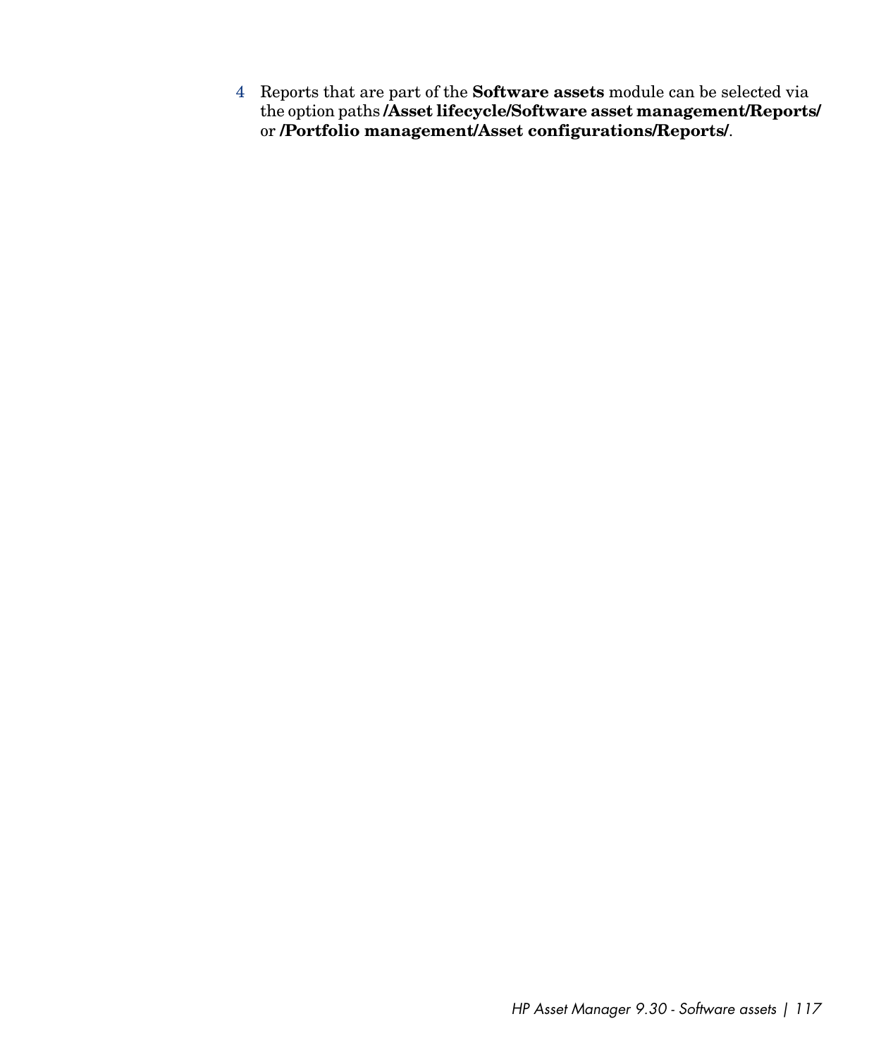4. Reports that are part of the **Software assets** module can be selected via the option paths **/Asset lifecycle/Software asset management/Reports/** or **/Portfolio management/Asset configurations/Reports/**.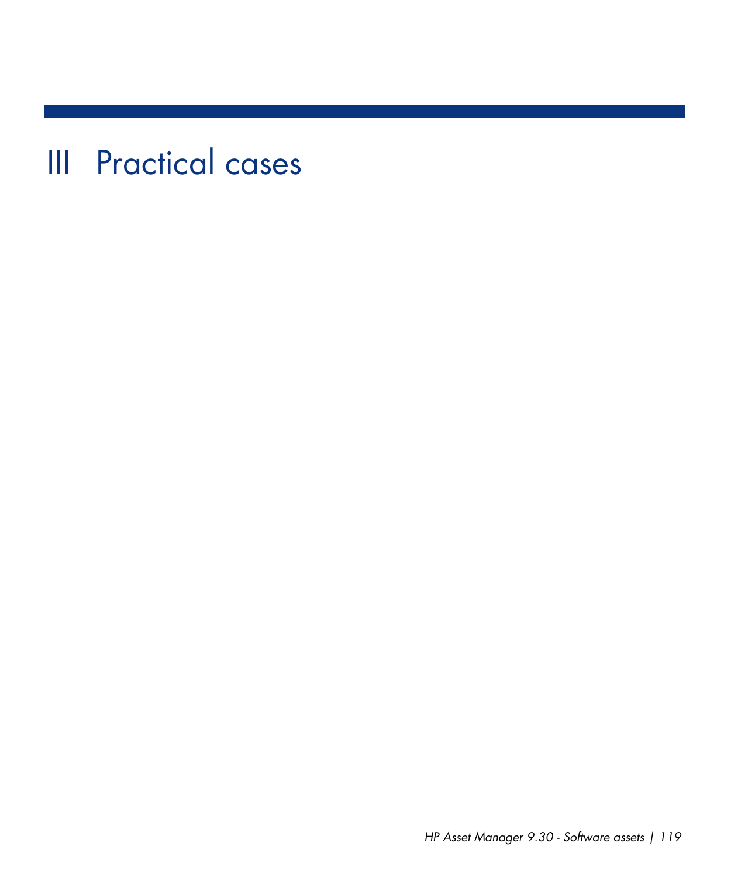# III Practical cases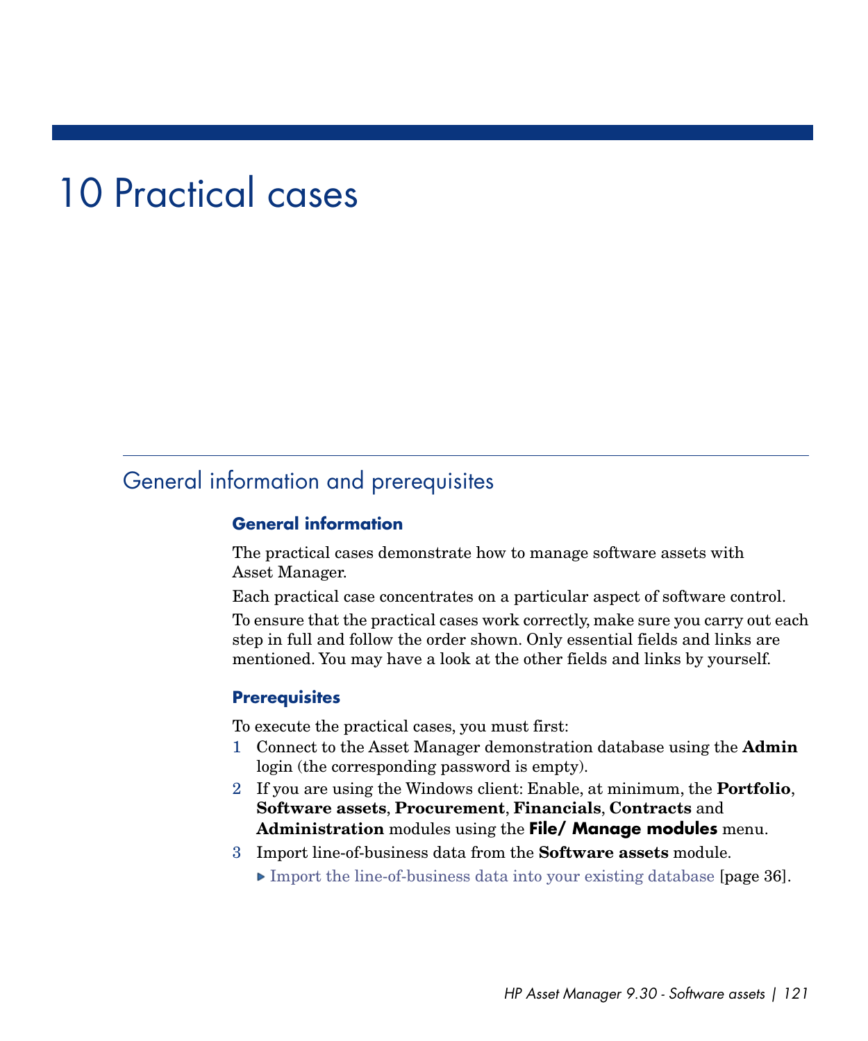# 10 Practical cases

## General information and prerequisites

### General information

The practical cases demonstrate how to manage software assets with Asset Manager.

Each practical case concentrates on a particular aspect of software control.

To ensure that the practical cases work correctly, make sure you carry out each step in full and follow the order shown. Only essential fields and links are mentioned. You may have a look at the other fields and links by yourself.

### Prerequisites

To execute the practical cases, you must first:

1. Connect to the Asset Manager demonstration database using the **Admin** login (the corresponding password is empty).
2. If you are using the Windows client: Enable, at minimum, the **Portfolio**, **Software assets**, **Procurement**, **Financials**, **Contracts** and **Administration** modules using the **File/ Manage modules** menu.
3. Import line-of-business data from the **Software assets** module.
   - ▶ Import the line-of-business data into your existing database [page 36].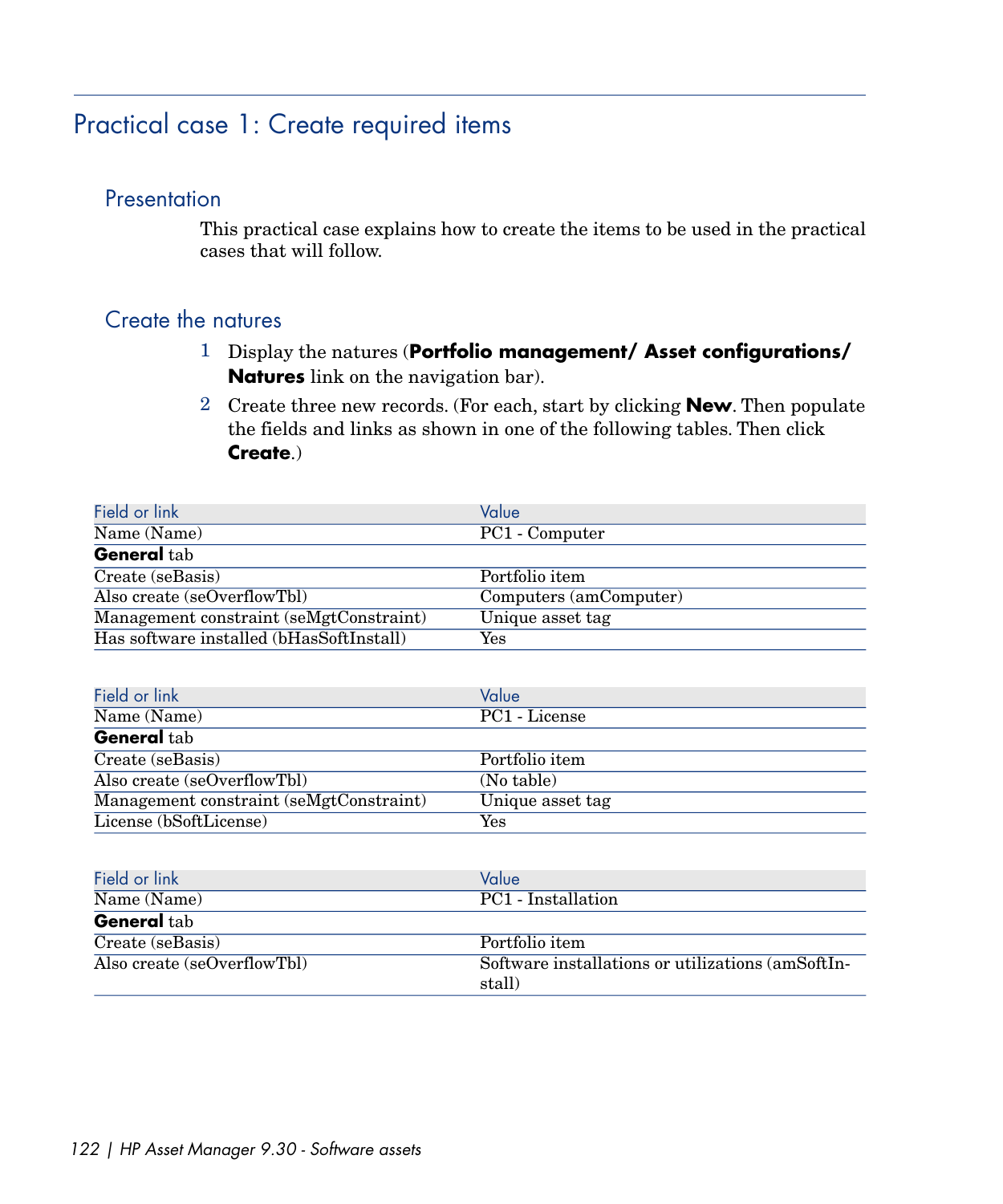## Practical case 1: Create required items

### Presentation

This practical case explains how to create the items to be used in the practical cases that will follow.

### Create the natures

1. Display the natures (**Portfolio management/ Asset configurations/ Natures** link on the navigation bar).
2. Create three new records. (For each, start by clicking **New**. Then populate the fields and links as shown in one of the following tables. Then click **Create**.)

| Field or link | Value |
| --- | --- |
| Name (Name) | PC1 - Computer |
| **General** tab | |
| Create (seBasis) | Portfolio item |
| Also create (seOverflowTbl) | Computers (amComputer) |
| Management constraint (seMgtConstraint) | Unique asset tag |
| Has software installed (bHasSoftInstall) | Yes |

| Field or link | Value |
| --- | --- |
| Name (Name) | PC1 - License |
| **General** tab | |
| Create (seBasis) | Portfolio item |
| Also create (seOverflowTbl) | (No table) |
| Management constraint (seMgtConstraint) | Unique asset tag |
| License (bSoftLicense) | Yes |

| Field or link | Value |
| --- | --- |
| Name (Name) | PC1 - Installation |
| **General** tab | |
| Create (seBasis) | Portfolio item |
| Also create (seOverflowTbl) | Software installations or utilizations (amSoftInstall) |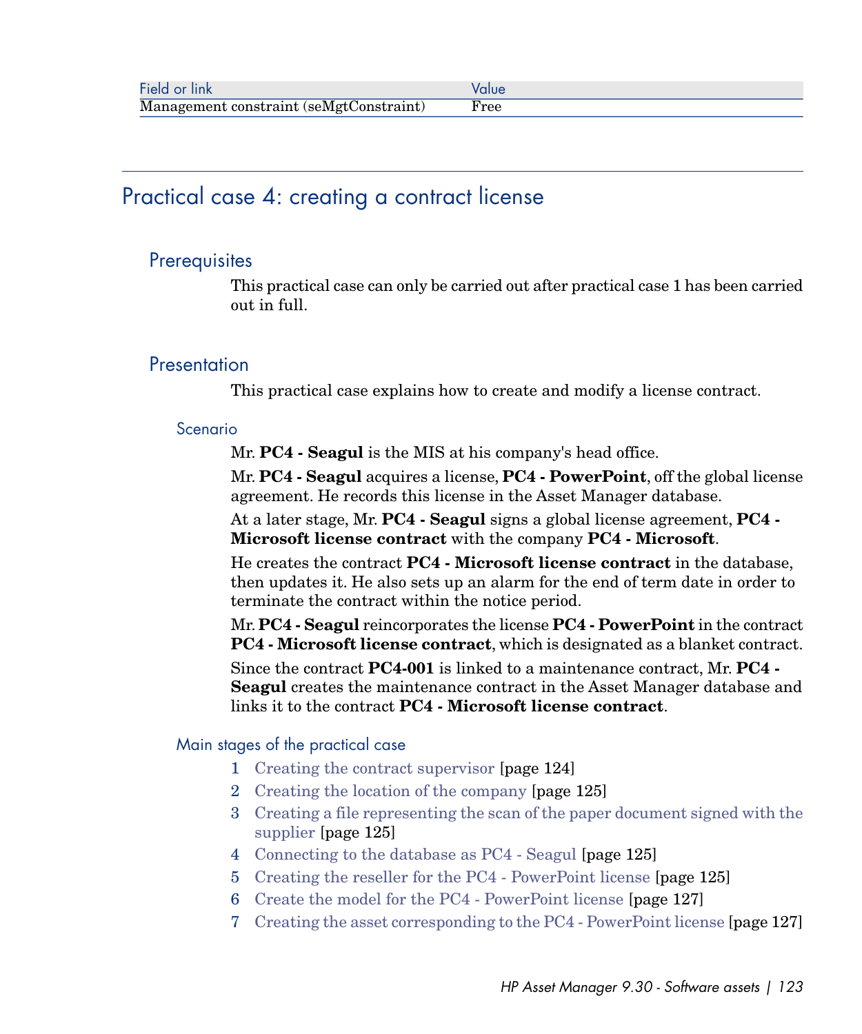| Field or link | Value |
| --- | --- |
| Management constraint (seMgtConstraint) | Free |

## Practical case 4: creating a contract license

### Prerequisites

This practical case can only be carried out after practical case 1 has been carried out in full.

### Presentation

This practical case explains how to create and modify a license contract.

#### Scenario

Mr. **PC4 - Seagul** is the MIS at his company's head office.

Mr. **PC4 - Seagul** acquires a license, **PC4 - PowerPoint**, off the global license agreement. He records this license in the Asset Manager database.

At a later stage, Mr. **PC4 - Seagul** signs a global license agreement, **PC4 - Microsoft license contract** with the company **PC4 - Microsoft**.

He creates the contract **PC4 - Microsoft license contract** in the database, then updates it. He also sets up an alarm for the end of term date in order to terminate the contract within the notice period.

Mr. **PC4 - Seagul** reincorporates the license **PC4 - PowerPoint** in the contract **PC4 - Microsoft license contract**, which is designated as a blanket contract.

Since the contract **PC4-001** is linked to a maintenance contract, Mr. **PC4 - Seagul** creates the maintenance contract in the Asset Manager database and links it to the contract **PC4 - Microsoft license contract**.

#### Main stages of the practical case

1. Creating the contract supervisor [page 124]
2. Creating the location of the company [page 125]
3. Creating a file representing the scan of the paper document signed with the supplier [page 125]
4. Connecting to the database as PC4 - Seagul [page 125]
5. Creating the reseller for the PC4 - PowerPoint license [page 125]
6. Create the model for the PC4 - PowerPoint license [page 127]
7. Creating the asset corresponding to the PC4 - PowerPoint license [page 127]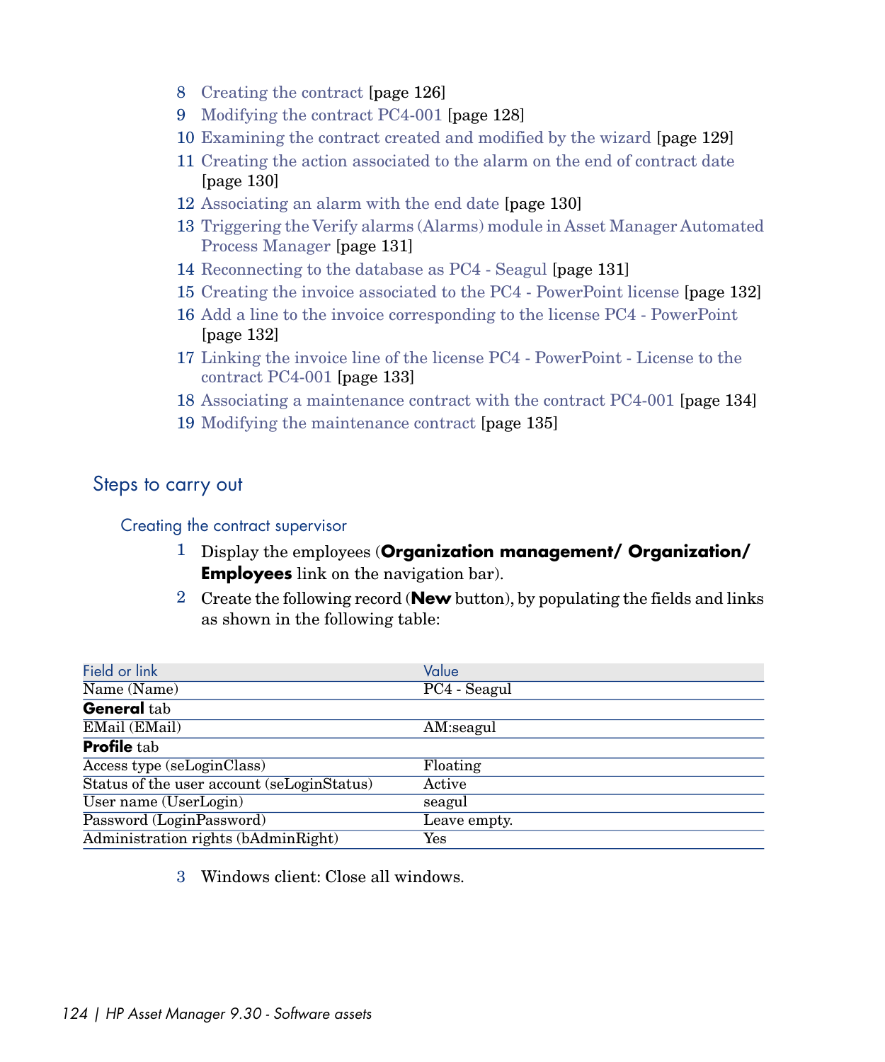8 Creating the contract [page 126]
9 Modifying the contract PC4-001 [page 128]
10 Examining the contract created and modified by the wizard [page 129]
11 Creating the action associated to the alarm on the end of contract date [page 130]
12 Associating an alarm with the end date [page 130]
13 Triggering the Verify alarms (Alarms) module in Asset Manager Automated Process Manager [page 131]
14 Reconnecting to the database as PC4 - Seagul [page 131]
15 Creating the invoice associated to the PC4 - PowerPoint license [page 132]
16 Add a line to the invoice corresponding to the license PC4 - PowerPoint [page 132]
17 Linking the invoice line of the license PC4 - PowerPoint - License to the contract PC4-001 [page 133]
18 Associating a maintenance contract with the contract PC4-001 [page 134]
19 Modifying the maintenance contract [page 135]

## Steps to carry out

### Creating the contract supervisor

1 Display the employees (**Organization management/ Organization/ Employees** link on the navigation bar).

2 Create the following record (**New** button), by populating the fields and links as shown in the following table:

| Field or link | Value |
|---|---|
| Name (Name) | PC4 - Seagul |
| **General** tab | |
| EMail (EMail) | AM:seagul |
| **Profile** tab | |
| Access type (seLoginClass) | Floating |
| Status of the user account (seLoginStatus) | Active |
| User name (UserLogin) | seagul |
| Password (LoginPassword) | Leave empty. |
| Administration rights (bAdminRight) | Yes |

3 Windows client: Close all windows.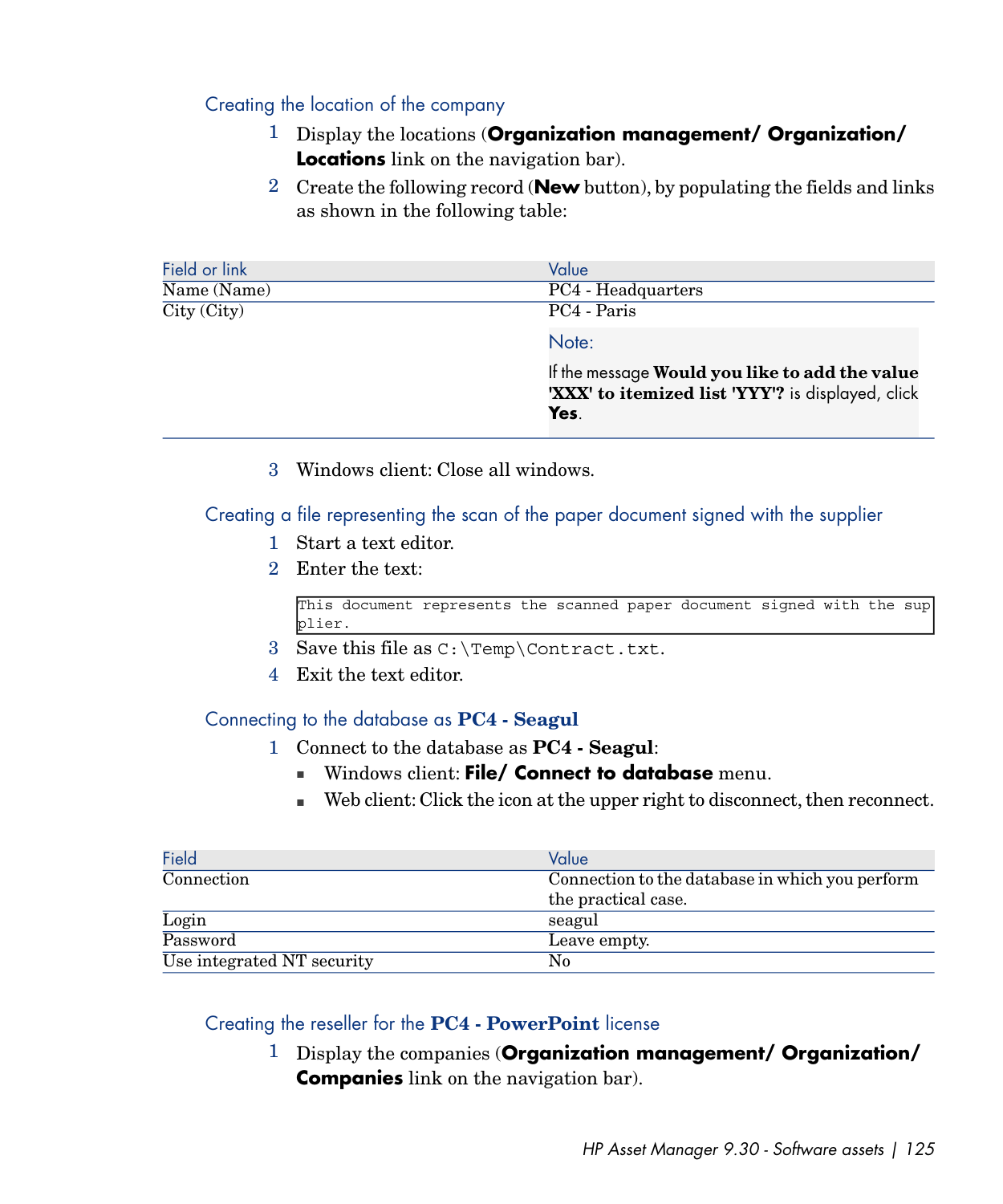#### Creating the location of the company

1. Display the locations (**Organization management/ Organization/ Locations** link on the navigation bar).
2. Create the following record (**New** button), by populating the fields and links as shown in the following table:

| Field or link | Value |
|---|---|
| Name (Name) | PC4 - Headquarters |
| City (City) | PC4 - Paris<br><br>Note:<br><br>If the message **Would you like to add the value 'XXX' to itemized list 'YYY'?** is displayed, click **Yes**. |

3. Windows client: Close all windows.

#### Creating a file representing the scan of the paper document signed with the supplier

1. Start a text editor.
2. Enter the text:

```
This document represents the scanned paper document signed with the supplier.
```

3. Save this file as `C:\Temp\Contract.txt`.
4. Exit the text editor.

#### Connecting to the database as **PC4 - Seagul**

1. Connect to the database as **PC4 - Seagul**:
   - Windows client: **File/ Connect to database** menu.
   - Web client: Click the icon at the upper right to disconnect, then reconnect.

| Field | Value |
|---|---|
| Connection | Connection to the database in which you perform the practical case. |
| Login | seagul |
| Password | Leave empty. |
| Use integrated NT security | No |

#### Creating the reseller for the **PC4 - PowerPoint** license

1. Display the companies (**Organization management/ Organization/ Companies** link on the navigation bar).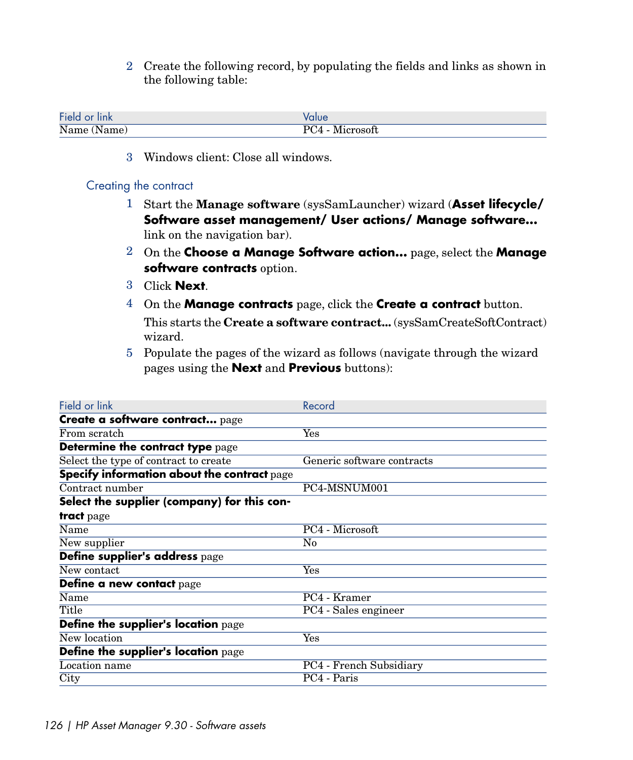2 Create the following record, by populating the fields and links as shown in the following table:

| Field or link | Value |
| --- | --- |
| Name (Name) | PC4 - Microsoft |

3 Windows client: Close all windows.

### Creating the contract

1 Start the **Manage software** (sysSamLauncher) wizard (**Asset lifecycle/ Software asset management/ User actions/ Manage software...** link on the navigation bar).

2 On the **Choose a Manage Software action...** page, select the **Manage software contracts** option.

3 Click **Next**.

4 On the **Manage contracts** page, click the **Create a contract** button.

This starts the **Create a software contract...** (sysSamCreateSoftContract) wizard.

5 Populate the pages of the wizard as follows (navigate through the wizard pages using the **Next** and **Previous** buttons):

| Field or link | Record |
| --- | --- |
| **Create a software contract...** page | |
| From scratch | Yes |
| **Determine the contract type** page | |
| Select the type of contract to create | Generic software contracts |
| **Specify information about the contract** page | |
| Contract number | PC4-MSNUM001 |
| **Select the supplier (company) for this contract** page | |
| Name | PC4 - Microsoft |
| New supplier | No |
| **Define supplier's address** page | |
| New contact | Yes |
| **Define a new contact** page | |
| Name | PC4 - Kramer |
| Title | PC4 - Sales engineer |
| **Define the supplier's location** page | |
| New location | Yes |
| **Define the supplier's location** page | |
| Location name | PC4 - French Subsidiary |
| City | PC4 - Paris |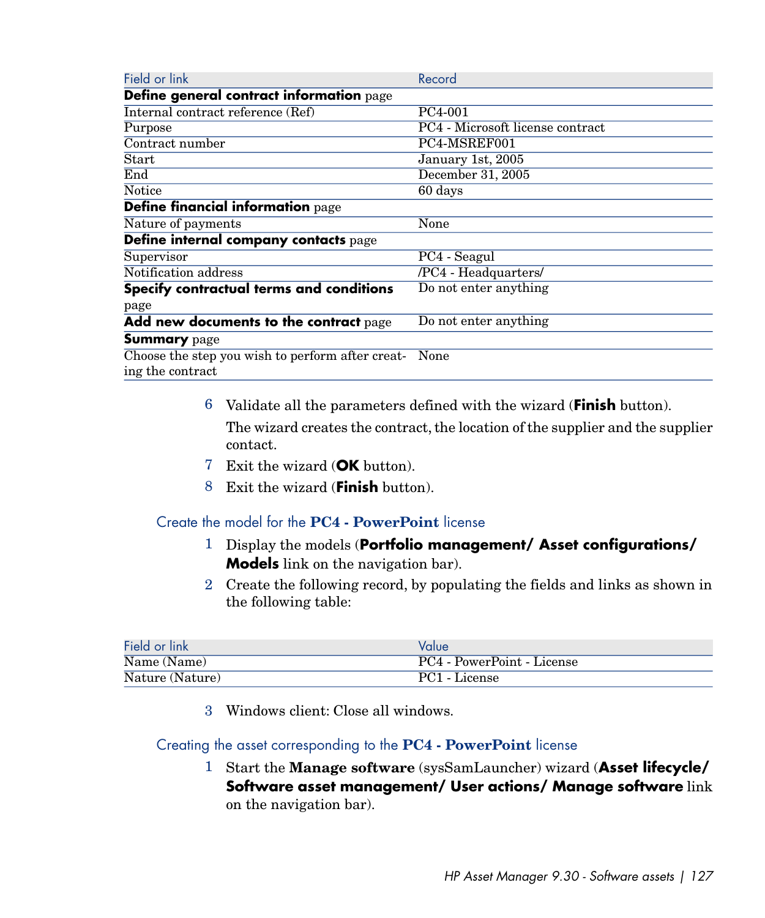| Field or link | Record |
| --- | --- |
| **Define general contract information** page | |
| Internal contract reference (Ref) | PC4-001 |
| Purpose | PC4 - Microsoft license contract |
| Contract number | PC4-MSREF001 |
| Start | January 1st, 2005 |
| End | December 31, 2005 |
| Notice | 60 days |
| **Define financial information** page | |
| Nature of payments | None |
| **Define internal company contacts** page | |
| Supervisor | PC4 - Seagul |
| Notification address | /PC4 - Headquarters/ |
| **Specify contractual terms and conditions** page | Do not enter anything |
| **Add new documents to the contract** page | Do not enter anything |
| **Summary** page | |
| Choose the step you wish to perform after creating the contract | None |

6 Validate all the parameters defined with the wizard (**Finish** button).

The wizard creates the contract, the location of the supplier and the supplier contact.

7 Exit the wizard (**OK** button).

8 Exit the wizard (**Finish** button).

### Create the model for the **PC4 - PowerPoint** license

1 Display the models (**Portfolio management/ Asset configurations/ Models** link on the navigation bar).

2 Create the following record, by populating the fields and links as shown in the following table:

| Field or link | Value |
| --- | --- |
| Name (Name) | PC4 - PowerPoint - License |
| Nature (Nature) | PC1 - License |

3 Windows client: Close all windows.

### Creating the asset corresponding to the **PC4 - PowerPoint** license

1 Start the **Manage software** (sysSamLauncher) wizard (**Asset lifecycle/ Software asset management/ User actions/ Manage software** link on the navigation bar).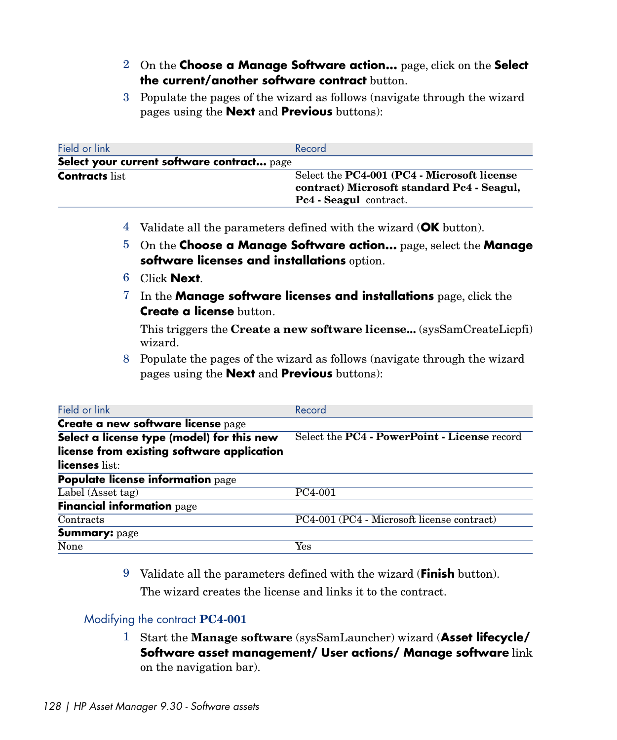2. On the **Choose a Manage Software action...** page, click on the **Select the current/another software contract** button.
3. Populate the pages of the wizard as follows (navigate through the wizard pages using the **Next** and **Previous** buttons):

| Field or link | Record |
| --- | --- |
| **Select your current software contract...** page | |
| **Contracts** list | Select the **PC4-001 (PC4 - Microsoft license contract) Microsoft standard Pc4 - Seagul, Pc4 - Seagul** contract. |

4. Validate all the parameters defined with the wizard (**OK** button).
5. On the **Choose a Manage Software action...** page, select the **Manage software licenses and installations** option.
6. Click **Next**.
7. In the **Manage software licenses and installations** page, click the **Create a license** button.

   This triggers the **Create a new software license...** (sysSamCreateLicpfi) wizard.
8. Populate the pages of the wizard as follows (navigate through the wizard pages using the **Next** and **Previous** buttons):

| Field or link | Record |
| --- | --- |
| **Create a new software license** page | |
| **Select a license type (model) for this new license from existing software application licenses** list: | Select the **PC4 - PowerPoint - License** record |
| **Populate license information** page | |
| Label (Asset tag) | PC4-001 |
| **Financial information** page | |
| Contracts | PC4-001 (PC4 - Microsoft license contract) |
| **Summary:** page | |
| None | Yes |

9. Validate all the parameters defined with the wizard (**Finish** button).

   The wizard creates the license and links it to the contract.

### Modifying the contract PC4-001

1. Start the **Manage software** (sysSamLauncher) wizard (**Asset lifecycle/ Software asset management/ User actions/ Manage software** link on the navigation bar).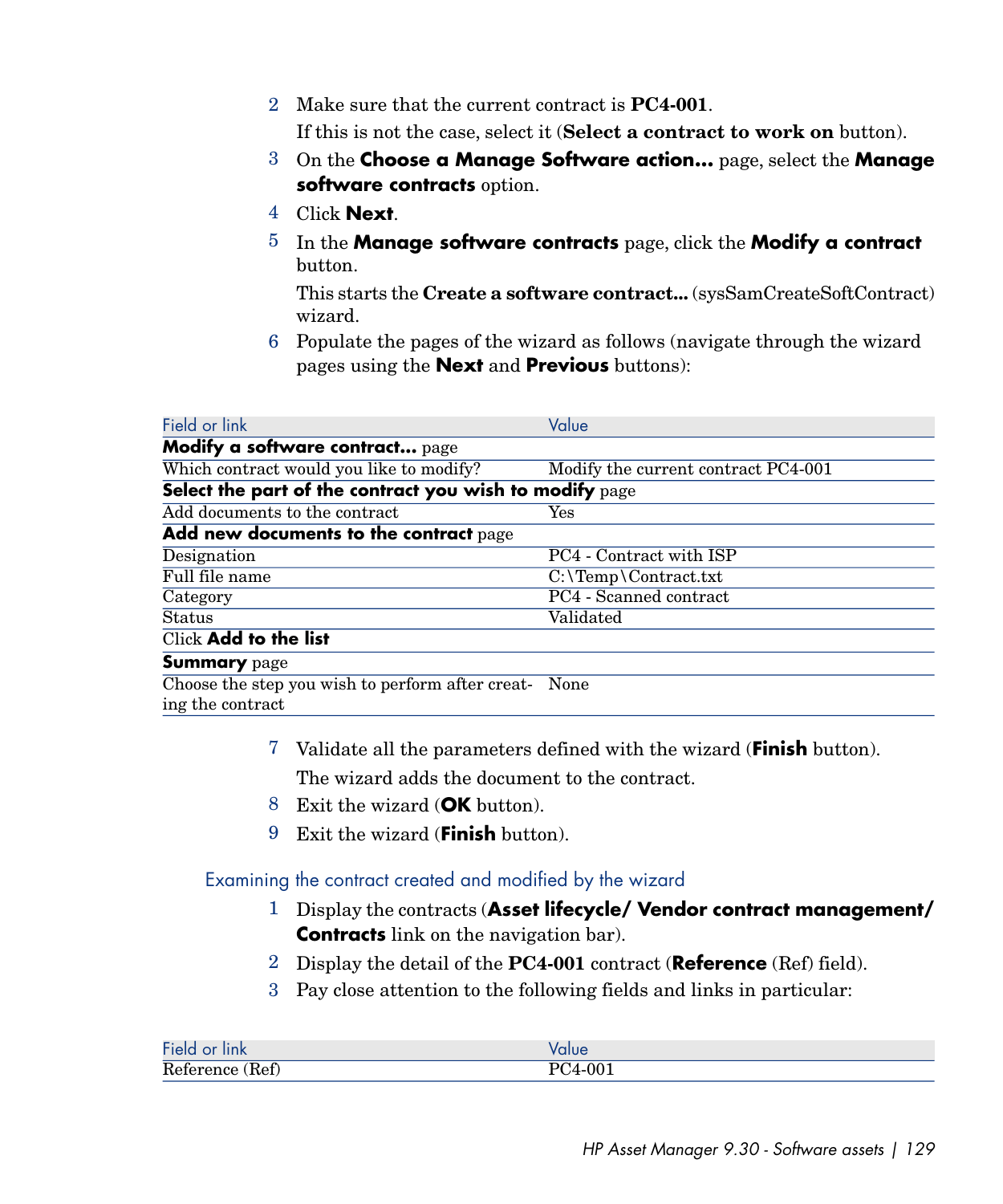2. Make sure that the current contract is **PC4-001**.

   If this is not the case, select it (**Select a contract to work on** button).
3. On the **Choose a Manage Software action...** page, select the **Manage software contracts** option.
4. Click **Next**.
5. In the **Manage software contracts** page, click the **Modify a contract** button.

   This starts the **Create a software contract...** (sysSamCreateSoftContract) wizard.
6. Populate the pages of the wizard as follows (navigate through the wizard pages using the **Next** and **Previous** buttons):

| Field or link | Value |
|---|---|
| **Modify a software contract...** page | |
| Which contract would you like to modify? | Modify the current contract PC4-001 |
| **Select the part of the contract you wish to modify** page | |
| Add documents to the contract | Yes |
| **Add new documents to the contract** page | |
| Designation | PC4 - Contract with ISP |
| Full file name | C:\Temp\Contract.txt |
| Category | PC4 - Scanned contract |
| Status | Validated |
| Click **Add to the list** | |
| **Summary** page | |
| Choose the step you wish to perform after creating the contract | None |

7. Validate all the parameters defined with the wizard (**Finish** button).

   The wizard adds the document to the contract.
8. Exit the wizard (**OK** button).
9. Exit the wizard (**Finish** button).

### Examining the contract created and modified by the wizard

1. Display the contracts (**Asset lifecycle/ Vendor contract management/ Contracts** link on the navigation bar).
2. Display the detail of the **PC4-001** contract (**Reference** (Ref) field).
3. Pay close attention to the following fields and links in particular:

| Field or link | Value |
|---|---|
| Reference (Ref) | PC4-001 |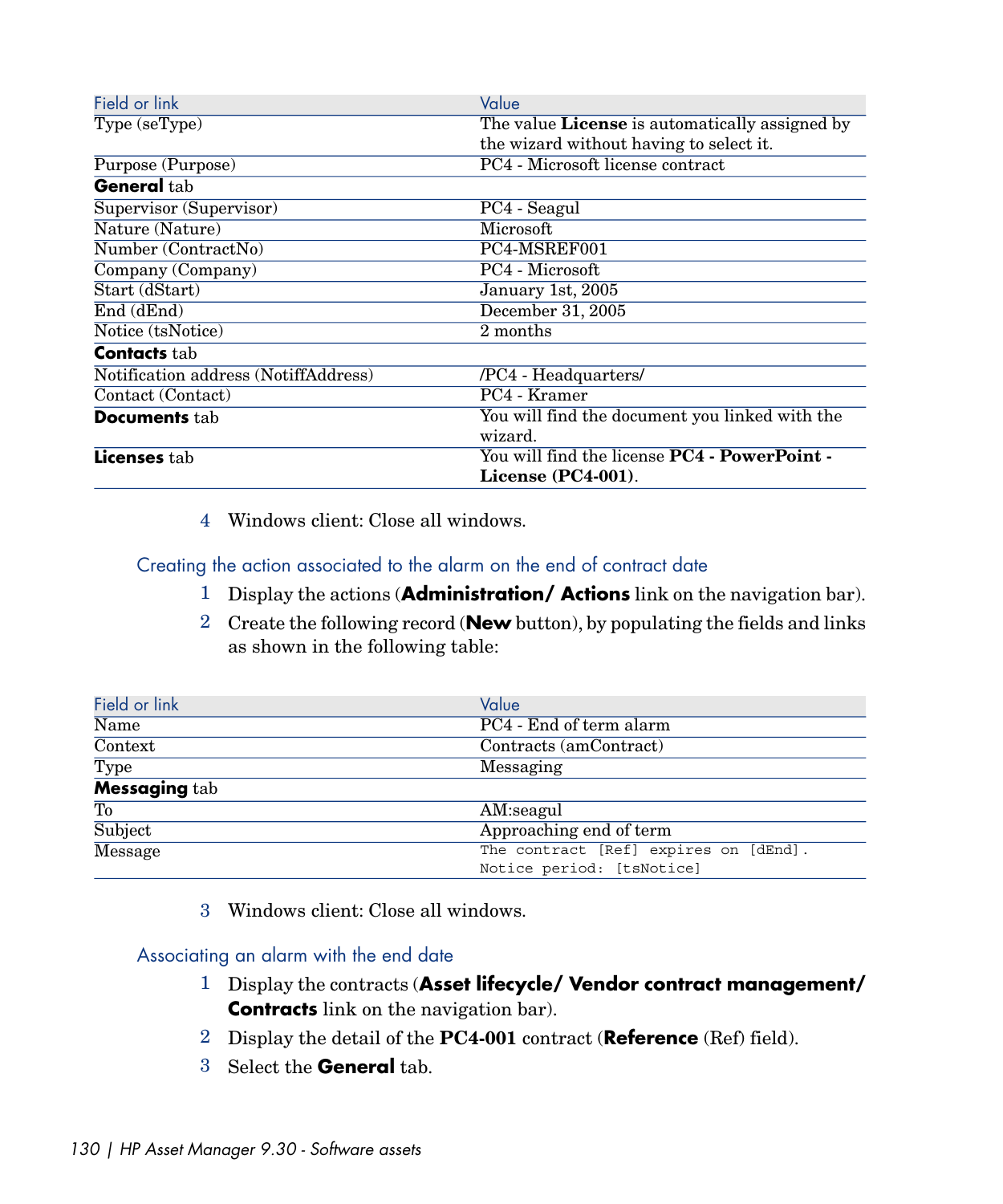| Field or link | Value |
| --- | --- |
| Type (seType) | The value **License** is automatically assigned by the wizard without having to select it. |
| Purpose (Purpose) | PC4 - Microsoft license contract |
| **General** tab | |
| Supervisor (Supervisor) | PC4 - Seagul |
| Nature (Nature) | Microsoft |
| Number (ContractNo) | PC4-MSREF001 |
| Company (Company) | PC4 - Microsoft |
| Start (dStart) | January 1st, 2005 |
| End (dEnd) | December 31, 2005 |
| Notice (tsNotice) | 2 months |
| **Contacts** tab | |
| Notification address (NotiffAddress) | /PC4 - Headquarters/ |
| Contact (Contact) | PC4 - Kramer |
| **Documents** tab | You will find the document you linked with the wizard. |
| **Licenses** tab | You will find the license **PC4 - PowerPoint - License (PC4-001)**. |

4 Windows client: Close all windows.

### Creating the action associated to the alarm on the end of contract date

1 Display the actions (**Administration/ Actions** link on the navigation bar).

2 Create the following record (**New** button), by populating the fields and links as shown in the following table:

| Field or link | Value |
| --- | --- |
| Name | PC4 - End of term alarm |
| Context | Contracts (amContract) |
| Type | Messaging |
| **Messaging** tab | |
| To | AM:seagul |
| Subject | Approaching end of term |
| Message | `The contract [Ref] expires on [dEnd]. Notice period: [tsNotice]` |

3 Windows client: Close all windows.

### Associating an alarm with the end date

1 Display the contracts (**Asset lifecycle/ Vendor contract management/ Contracts** link on the navigation bar).

2 Display the detail of the **PC4-001** contract (**Reference** (Ref) field).

3 Select the **General** tab.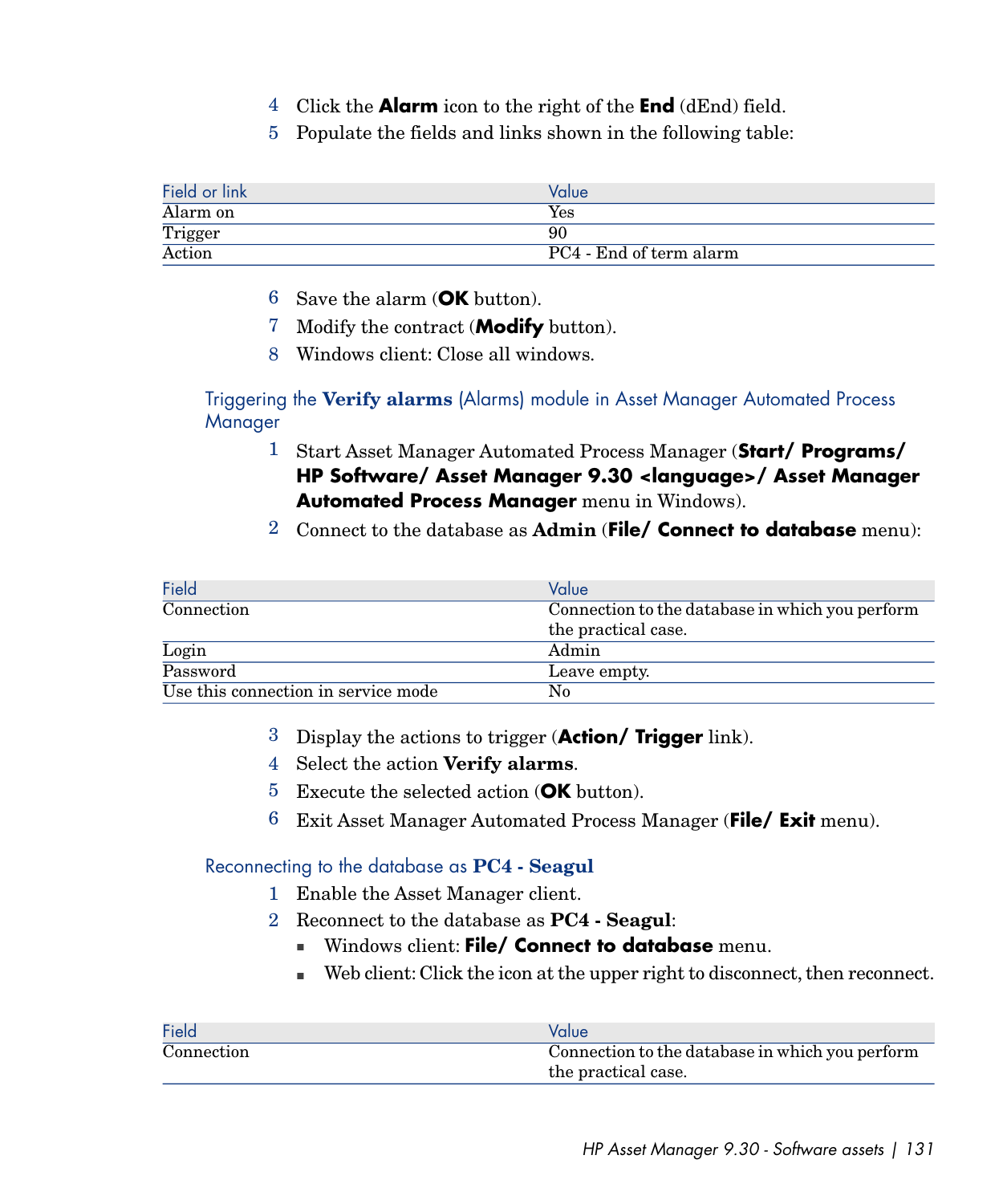4 Click the **Alarm** icon to the right of the **End** (dEnd) field.
5 Populate the fields and links shown in the following table:

| Field or link | Value |
| --- | --- |
| Alarm on | Yes |
| Trigger | 90 |
| Action | PC4 - End of term alarm |

6 Save the alarm (**OK** button).
7 Modify the contract (**Modify** button).
8 Windows client: Close all windows.

#### Triggering the **Verify alarms** (Alarms) module in Asset Manager Automated Process Manager

1 Start Asset Manager Automated Process Manager (**Start/ Programs/ HP Software/ Asset Manager 9.30 <language>/ Asset Manager Automated Process Manager** menu in Windows).
2 Connect to the database as **Admin** (**File/ Connect to database** menu):

| Field | Value |
| --- | --- |
| Connection | Connection to the database in which you perform the practical case. |
| Login | Admin |
| Password | Leave empty. |
| Use this connection in service mode | No |

3 Display the actions to trigger (**Action/ Trigger** link).
4 Select the action **Verify alarms**.
5 Execute the selected action (**OK** button).
6 Exit Asset Manager Automated Process Manager (**File/ Exit** menu).

#### Reconnecting to the database as **PC4 - Seagul**

1 Enable the Asset Manager client.
2 Reconnect to the database as **PC4 - Seagul**:
   - Windows client: **File/ Connect to database** menu.
   - Web client: Click the icon at the upper right to disconnect, then reconnect.

| Field | Value |
| --- | --- |
| Connection | Connection to the database in which you perform the practical case. |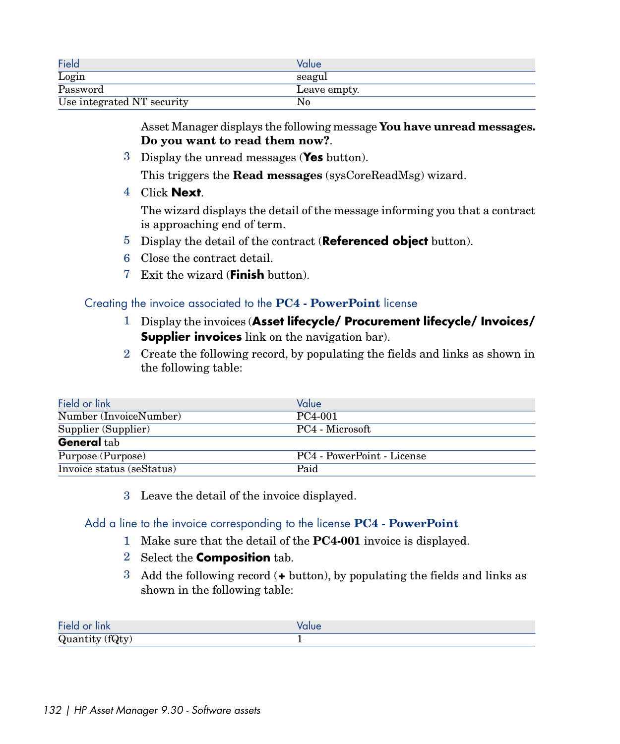| Field | Value |
| --- | --- |
| Login | seagul |
| Password | Leave empty. |
| Use integrated NT security | No |

Asset Manager displays the following message **You have unread messages. Do you want to read them now?**.

3 Display the unread messages (**Yes** button).

This triggers the **Read messages** (sysCoreReadMsg) wizard.

4 Click **Next**.

The wizard displays the detail of the message informing you that a contract is approaching end of term.

5 Display the detail of the contract (**Referenced object** button).

6 Close the contract detail.

7 Exit the wizard (**Finish** button).

### Creating the invoice associated to the **PC4 - PowerPoint** license

1 Display the invoices (**Asset lifecycle/ Procurement lifecycle/ Invoices/ Supplier invoices** link on the navigation bar).

2 Create the following record, by populating the fields and links as shown in the following table:

| Field or link | Value |
| --- | --- |
| Number (InvoiceNumber) | PC4-001 |
| Supplier (Supplier) | PC4 - Microsoft |
| **General** tab | |
| Purpose (Purpose) | PC4 - PowerPoint - License |
| Invoice status (seStatus) | Paid |

3 Leave the detail of the invoice displayed.

### Add a line to the invoice corresponding to the license **PC4 - PowerPoint**

1 Make sure that the detail of the **PC4-001** invoice is displayed.

2 Select the **Composition** tab.

3 Add the following record (**+** button), by populating the fields and links as shown in the following table:

| Field or link | Value |
| --- | --- |
| Quantity (fQty) | 1 |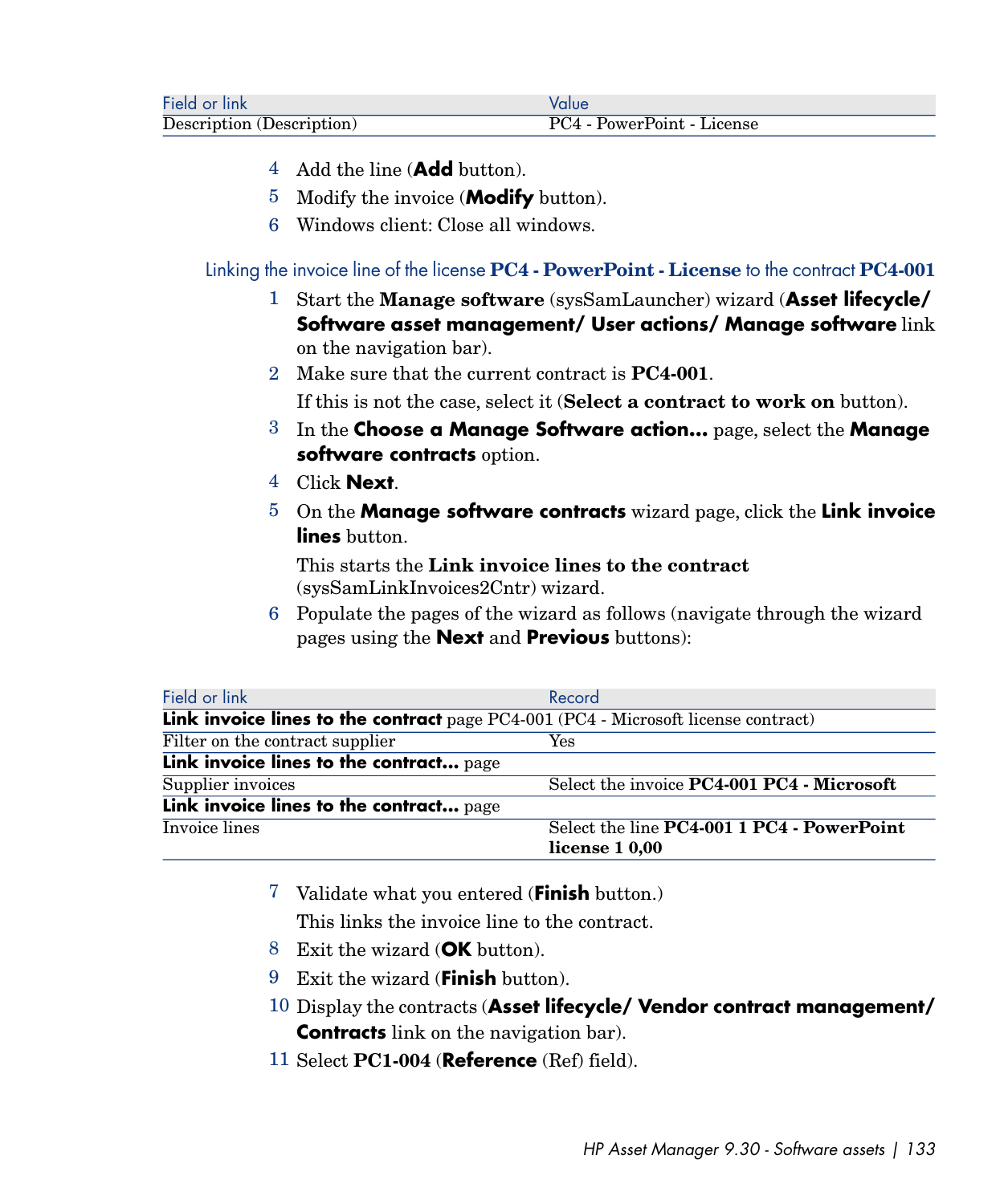| Field or link | Value |
| --- | --- |
| Description (Description) | PC4 - PowerPoint - License |

4 Add the line (**Add** button).

5 Modify the invoice (**Modify** button).

6 Windows client: Close all windows.

### Linking the invoice line of the license **PC4 - PowerPoint - License** to the contract **PC4-001**

1 Start the **Manage software** (sysSamLauncher) wizard (**Asset lifecycle/ Software asset management/ User actions/ Manage software** link on the navigation bar).

2 Make sure that the current contract is **PC4-001**.

If this is not the case, select it (**Select a contract to work on** button).

3 In the **Choose a Manage Software action...** page, select the **Manage software contracts** option.

4 Click **Next**.

5 On the **Manage software contracts** wizard page, click the **Link invoice lines** button.

This starts the **Link invoice lines to the contract** (sysSamLinkInvoices2Cntr) wizard.

6 Populate the pages of the wizard as follows (navigate through the wizard pages using the **Next** and **Previous** buttons):

| Field or link | Record |
| --- | --- |
| **Link invoice lines to the contract** page PC4-001 (PC4 - Microsoft license contract) | |
| Filter on the contract supplier | Yes |
| **Link invoice lines to the contract...** page | |
| Supplier invoices | Select the invoice **PC4-001 PC4 - Microsoft** |
| **Link invoice lines to the contract...** page | |
| Invoice lines | Select the line **PC4-001 1 PC4 - PowerPoint license 1 0,00** |

7 Validate what you entered (**Finish** button.)

This links the invoice line to the contract.

8 Exit the wizard (**OK** button).

9 Exit the wizard (**Finish** button).

10 Display the contracts (**Asset lifecycle/ Vendor contract management/ Contracts** link on the navigation bar).

11 Select **PC1-004** (**Reference** (Ref) field).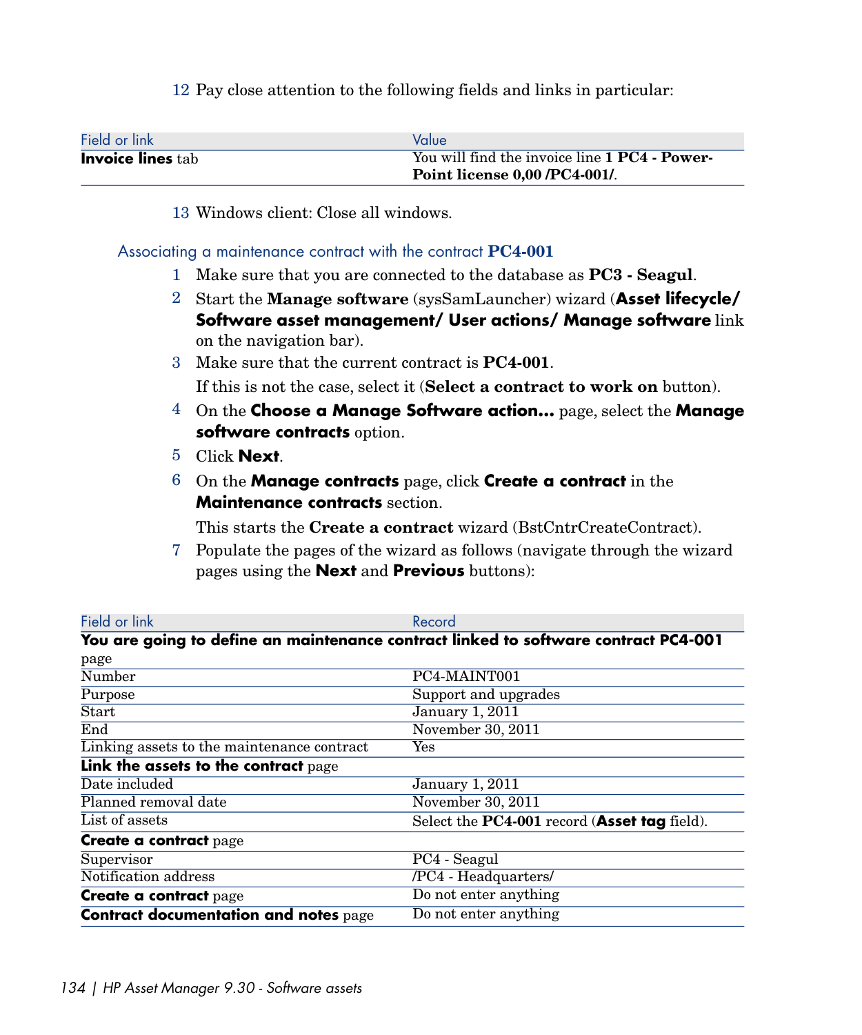12 Pay close attention to the following fields and links in particular:

| Field or link | Value |
| --- | --- |
| **Invoice lines** tab | You will find the invoice line **1 PC4 - PowerPoint license 0,00 /PC4-001/**. |

13 Windows client: Close all windows.

### Associating a maintenance contract with the contract **PC4-001**

1 Make sure that you are connected to the database as **PC3 - Seagul**.

2 Start the **Manage software** (sysSamLauncher) wizard (**Asset lifecycle/ Software asset management/ User actions/ Manage software** link on the navigation bar).

3 Make sure that the current contract is **PC4-001**.

If this is not the case, select it (**Select a contract to work on** button).

4 On the **Choose a Manage Software action...** page, select the **Manage software contracts** option.

5 Click **Next**.

6 On the **Manage contracts** page, click **Create a contract** in the **Maintenance contracts** section.

This starts the **Create a contract** wizard (BstCntrCreateContract).

7 Populate the pages of the wizard as follows (navigate through the wizard pages using the **Next** and **Previous** buttons):

| Field or link | Record |
| --- | --- |
| **You are going to define an maintenance contract linked to software contract PC4-001** page | |
| Number | PC4-MAINT001 |
| Purpose | Support and upgrades |
| Start | January 1, 2011 |
| End | November 30, 2011 |
| Linking assets to the maintenance contract | Yes |
| **Link the assets to the contract** page | |
| Date included | January 1, 2011 |
| Planned removal date | November 30, 2011 |
| List of assets | Select the **PC4-001** record (**Asset tag** field). |
| **Create a contract** page | |
| Supervisor | PC4 - Seagul |
| Notification address | /PC4 - Headquarters/ |
| **Create a contract** page | Do not enter anything |
| **Contract documentation and notes** page | Do not enter anything |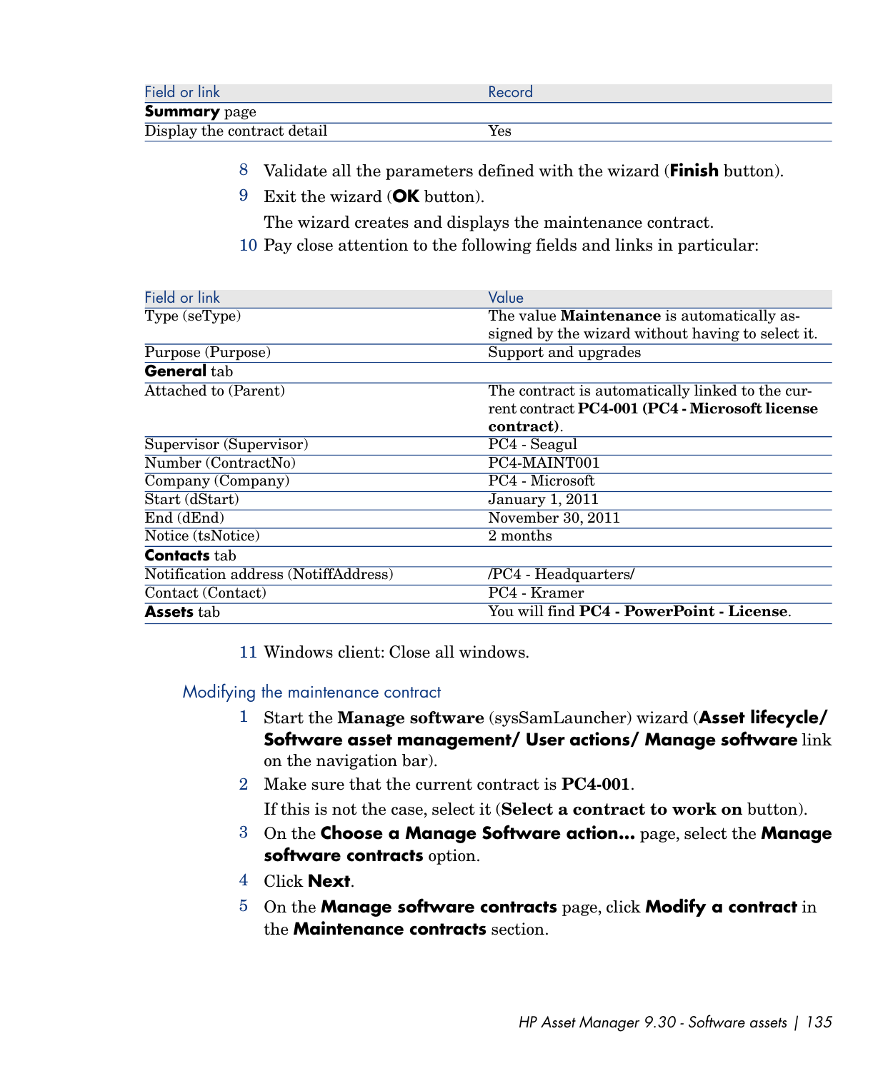| Field or link | Record |
|---|---|
| **Summary** page | |
| Display the contract detail | Yes |

8 Validate all the parameters defined with the wizard (**Finish** button).

9 Exit the wizard (**OK** button).

The wizard creates and displays the maintenance contract.

10 Pay close attention to the following fields and links in particular:

| Field or link | Value |
|---|---|
| Type (seType) | The value **Maintenance** is automatically assigned by the wizard without having to select it. |
| Purpose (Purpose) | Support and upgrades |
| **General** tab | |
| Attached to (Parent) | The contract is automatically linked to the current contract **PC4-001 (PC4 - Microsoft license contract)**. |
| Supervisor (Supervisor) | PC4 - Seagul |
| Number (ContractNo) | PC4-MAINT001 |
| Company (Company) | PC4 - Microsoft |
| Start (dStart) | January 1, 2011 |
| End (dEnd) | November 30, 2011 |
| Notice (tsNotice) | 2 months |
| **Contacts** tab | |
| Notification address (NotiffAddress) | /PC4 - Headquarters/ |
| Contact (Contact) | PC4 - Kramer |
| **Assets** tab | You will find **PC4 - PowerPoint - License**. |

11 Windows client: Close all windows.

### Modifying the maintenance contract

1 Start the **Manage software** (sysSamLauncher) wizard (**Asset lifecycle/ Software asset management/ User actions/ Manage software** link on the navigation bar).

2 Make sure that the current contract is **PC4-001**.

If this is not the case, select it (**Select a contract to work on** button).

3 On the **Choose a Manage Software action...** page, select the **Manage software contracts** option.

4 Click **Next**.

5 On the **Manage software contracts** page, click **Modify a contract** in the **Maintenance contracts** section.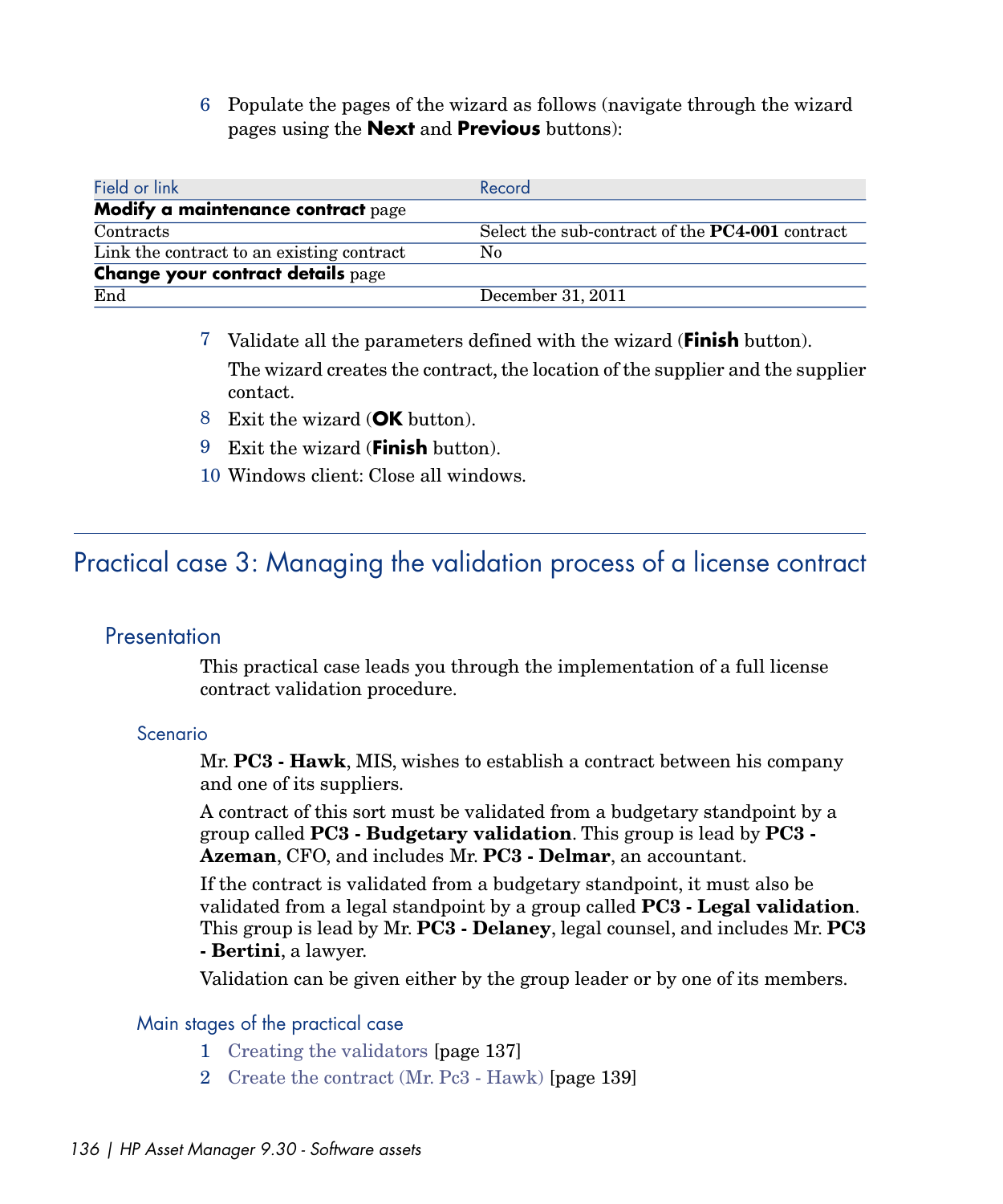6 Populate the pages of the wizard as follows (navigate through the wizard pages using the **Next** and **Previous** buttons):

| Field or link | Record |
| --- | --- |
| **Modify a maintenance contract** page | |
| Contracts | Select the sub-contract of the **PC4-001** contract |
| Link the contract to an existing contract | No |
| **Change your contract details** page | |
| End | December 31, 2011 |

7 Validate all the parameters defined with the wizard (**Finish** button).

   The wizard creates the contract, the location of the supplier and the supplier contact.

8 Exit the wizard (**OK** button).

9 Exit the wizard (**Finish** button).

10 Windows client: Close all windows.

# Practical case 3: Managing the validation process of a license contract

## Presentation

This practical case leads you through the implementation of a full license contract validation procedure.

### Scenario

Mr. **PC3 - Hawk**, MIS, wishes to establish a contract between his company and one of its suppliers.

A contract of this sort must be validated from a budgetary standpoint by a group called **PC3 - Budgetary validation**. This group is lead by **PC3 - Azeman**, CFO, and includes Mr. **PC3 - Delmar**, an accountant.

If the contract is validated from a budgetary standpoint, it must also be validated from a legal standpoint by a group called **PC3 - Legal validation**. This group is lead by Mr. **PC3 - Delaney**, legal counsel, and includes Mr. **PC3 - Bertini**, a lawyer.

Validation can be given either by the group leader or by one of its members.

### Main stages of the practical case

1 Creating the validators [page 137]

2 Create the contract (Mr. Pc3 - Hawk) [page 139]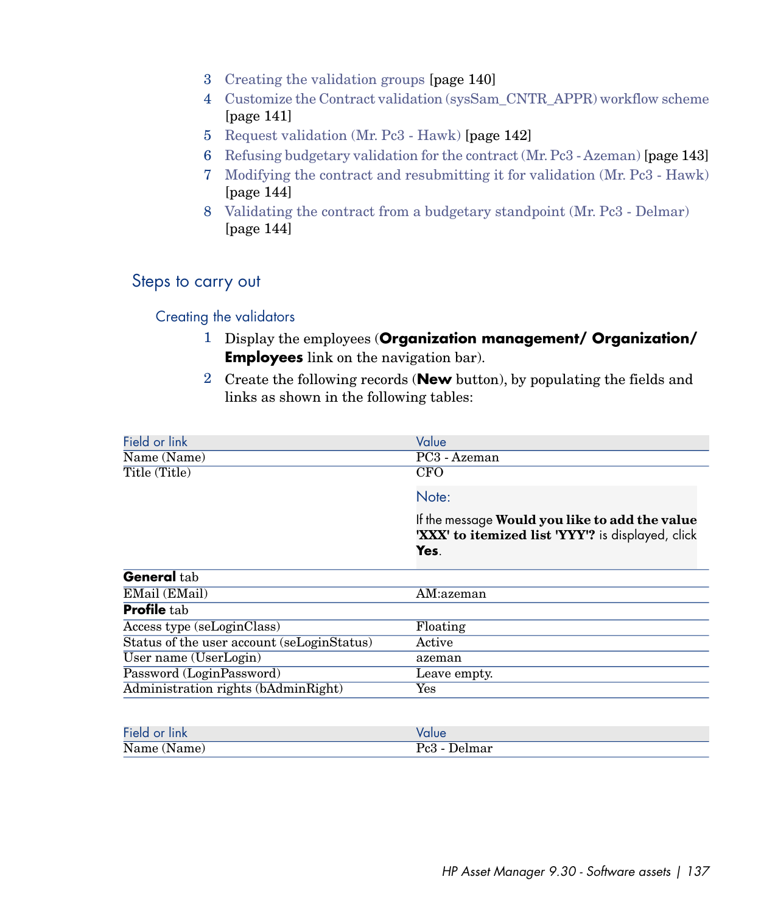3 Creating the validation groups [page 140]
4 Customize the Contract validation (sysSam_CNTR_APPR) workflow scheme [page 141]
5 Request validation (Mr. Pc3 - Hawk) [page 142]
6 Refusing budgetary validation for the contract (Mr. Pc3 - Azeman) [page 143]
7 Modifying the contract and resubmitting it for validation (Mr. Pc3 - Hawk) [page 144]
8 Validating the contract from a budgetary standpoint (Mr. Pc3 - Delmar) [page 144]

## Steps to carry out

### Creating the validators

1 Display the employees (**Organization management/ Organization/ Employees** link on the navigation bar).

2 Create the following records (**New** button), by populating the fields and links as shown in the following tables:

| Field or link | Value |
|---|---|
| Name (Name) | PC3 - Azeman |
| Title (Title) | CFO<br>Note:<br>If the message **Would you like to add the value 'XXX' to itemized list 'YYY'?** is displayed, click **Yes**. |
| **General** tab | |
| EMail (EMail) | AM:azeman |
| **Profile** tab | |
| Access type (seLoginClass) | Floating |
| Status of the user account (seLoginStatus) | Active |
| User name (UserLogin) | azeman |
| Password (LoginPassword) | Leave empty. |
| Administration rights (bAdminRight) | Yes |

| Field or link | Value |
|---|---|
| Name (Name) | Pc3 - Delmar |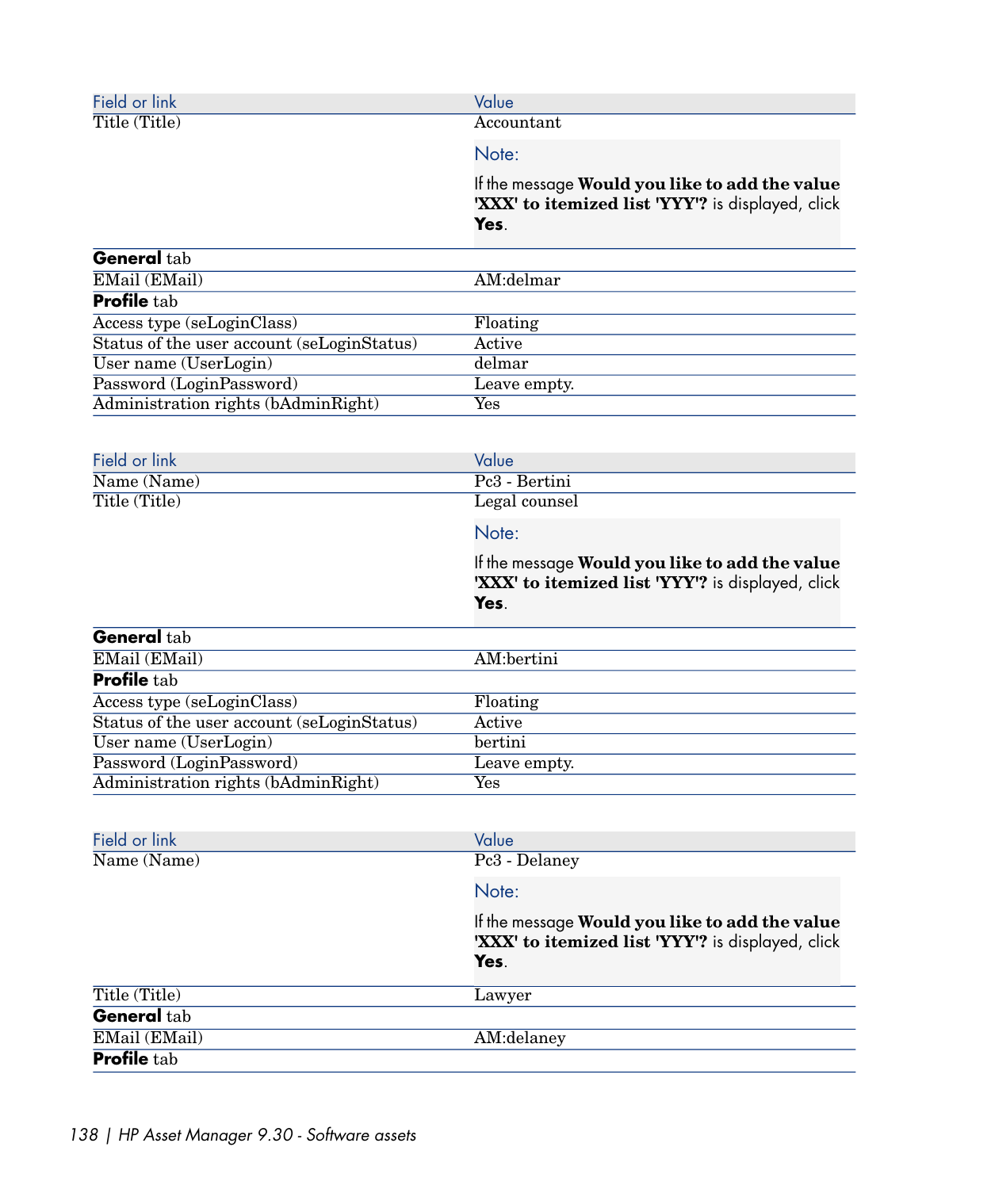| Field or link | Value |
| --- | --- |
| Title (Title) | Accountant<br><br>Note:<br><br>If the message **Would you like to add the value 'XXX' to itemized list 'YYY'?** is displayed, click **Yes**. |
| **General** tab | |
| EMail (EMail) | AM:delmar |
| **Profile** tab | |
| Access type (seLoginClass) | Floating |
| Status of the user account (seLoginStatus) | Active |
| User name (UserLogin) | delmar |
| Password (LoginPassword) | Leave empty. |
| Administration rights (bAdminRight) | Yes |

| Field or link | Value |
| --- | --- |
| Name (Name) | Pc3 - Bertini |
| Title (Title) | Legal counsel<br><br>Note:<br><br>If the message **Would you like to add the value 'XXX' to itemized list 'YYY'?** is displayed, click **Yes**. |
| **General** tab | |
| EMail (EMail) | AM:bertini |
| **Profile** tab | |
| Access type (seLoginClass) | Floating |
| Status of the user account (seLoginStatus) | Active |
| User name (UserLogin) | bertini |
| Password (LoginPassword) | Leave empty. |
| Administration rights (bAdminRight) | Yes |

| Field or link | Value |
| --- | --- |
| Name (Name) | Pc3 - Delaney<br><br>Note:<br><br>If the message **Would you like to add the value 'XXX' to itemized list 'YYY'?** is displayed, click **Yes**. |
| Title (Title) | Lawyer |
| **General** tab | |
| EMail (EMail) | AM:delaney |
| **Profile** tab | |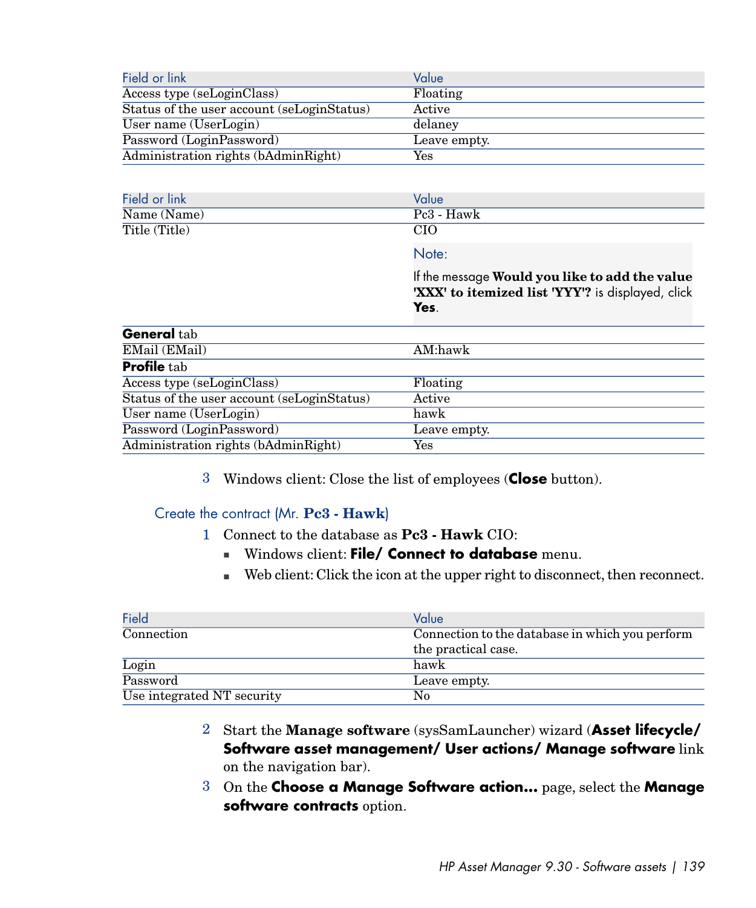| Field or link | Value |
| --- | --- |
| Access type (seLoginClass) | Floating |
| Status of the user account (seLoginStatus) | Active |
| User name (UserLogin) | delaney |
| Password (LoginPassword) | Leave empty. |
| Administration rights (bAdminRight) | Yes |

| Field or link | Value |
| --- | --- |
| Name (Name) | Pc3 - Hawk |
| Title (Title) | CIO<br><br>Note:<br><br>If the message **Would you like to add the value 'XXX' to itemized list 'YYY'?** is displayed, click **Yes**. |
| **General** tab | |
| EMail (EMail) | AM:hawk |
| **Profile** tab | |
| Access type (seLoginClass) | Floating |
| Status of the user account (seLoginStatus) | Active |
| User name (UserLogin) | hawk |
| Password (LoginPassword) | Leave empty. |
| Administration rights (bAdminRight) | Yes |

3 Windows client: Close the list of employees (**Close** button).

### Create the contract (Mr. **Pc3 - Hawk**)

1 Connect to the database as **Pc3 - Hawk** CIO:

- Windows client: **File/ Connect to database** menu.
- Web client: Click the icon at the upper right to disconnect, then reconnect.

| Field | Value |
| --- | --- |
| Connection | Connection to the database in which you perform the practical case. |
| Login | hawk |
| Password | Leave empty. |
| Use integrated NT security | No |

2 Start the **Manage software** (sysSamLauncher) wizard (**Asset lifecycle/ Software asset management/ User actions/ Manage software** link on the navigation bar).

3 On the **Choose a Manage Software action...** page, select the **Manage software contracts** option.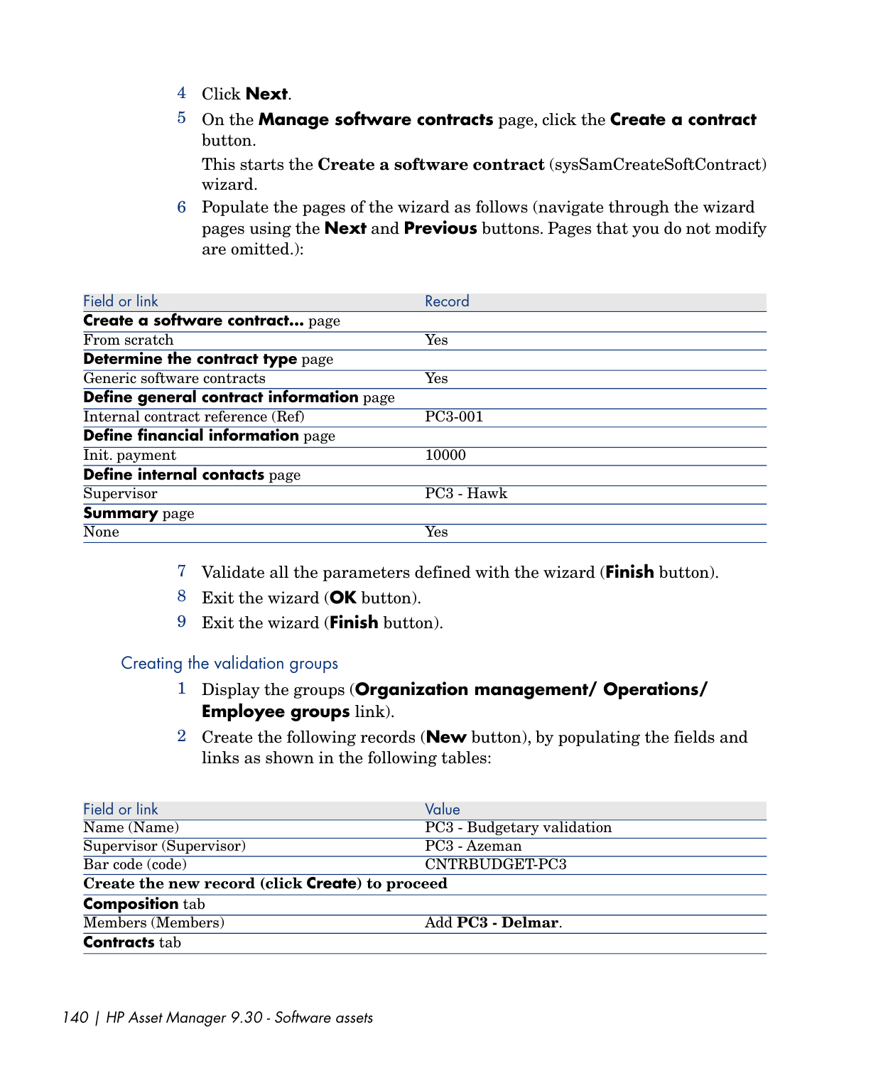4 Click **Next**.

5 On the **Manage software contracts** page, click the **Create a contract** button.

   This starts the **Create a software contract** (sysSamCreateSoftContract) wizard.

6 Populate the pages of the wizard as follows (navigate through the wizard pages using the **Next** and **Previous** buttons. Pages that you do not modify are omitted.):

| Field or link | Record |
|---|---|
| **Create a software contract...** page | |
| From scratch | Yes |
| **Determine the contract type** page | |
| Generic software contracts | Yes |
| **Define general contract information** page | |
| Internal contract reference (Ref) | PC3-001 |
| **Define financial information** page | |
| Init. payment | 10000 |
| **Define internal contacts** page | |
| Supervisor | PC3 - Hawk |
| **Summary** page | |
| None | Yes |

7 Validate all the parameters defined with the wizard (**Finish** button).

8 Exit the wizard (**OK** button).

9 Exit the wizard (**Finish** button).

### Creating the validation groups

1 Display the groups (**Organization management/ Operations/ Employee groups** link).

2 Create the following records (**New** button), by populating the fields and links as shown in the following tables:

| Field or link | Value |
|---|---|
| Name (Name) | PC3 - Budgetary validation |
| Supervisor (Supervisor) | PC3 - Azeman |
| Bar code (code) | CNTRBUDGET-PC3 |
| **Create the new record (click Create) to proceed** | |
| **Composition** tab | |
| Members (Members) | Add **PC3 - Delmar**. |
| **Contracts** tab | |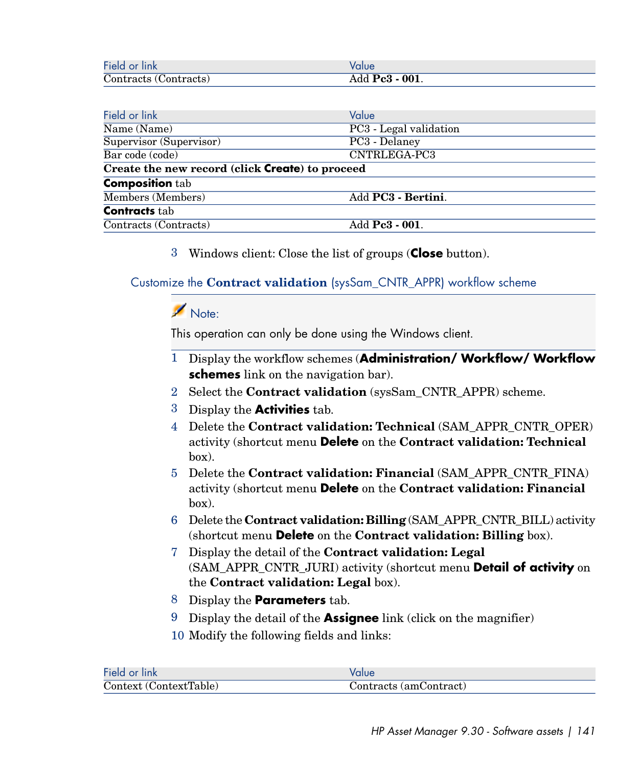| Field or link | Value |
|---|---|
| Contracts (Contracts) | Add **Pc3 - 001**. |

| Field or link | Value |
|---|---|
| Name (Name) | PC3 - Legal validation |
| Supervisor (Supervisor) | PC3 - Delaney |
| Bar code (code) | CNTRLEGA-PC3 |
| **Create the new record (click Create) to proceed** | |
| **Composition** tab | |
| Members (Members) | Add **PC3 - Bertini**. |
| **Contracts** tab | |
| Contracts (Contracts) | Add **Pc3 - 001**. |

3 Windows client: Close the list of groups (**Close** button).

### Customize the **Contract validation** (sysSam_CNTR_APPR) workflow scheme

> **Note:**
>
> This operation can only be done using the Windows client.

1 Display the workflow schemes (**Administration/ Workflow/ Workflow schemes** link on the navigation bar).

2 Select the **Contract validation** (sysSam_CNTR_APPR) scheme.

3 Display the **Activities** tab.

4 Delete the **Contract validation: Technical** (SAM_APPR_CNTR_OPER) activity (shortcut menu **Delete** on the **Contract validation: Technical** box).

5 Delete the **Contract validation: Financial** (SAM_APPR_CNTR_FINA) activity (shortcut menu **Delete** on the **Contract validation: Financial** box).

6 Delete the **Contract validation: Billing** (SAM_APPR_CNTR_BILL) activity (shortcut menu **Delete** on the **Contract validation: Billing** box).

7 Display the detail of the **Contract validation: Legal** (SAM_APPR_CNTR_JURI) activity (shortcut menu **Detail of activity** on the **Contract validation: Legal** box).

8 Display the **Parameters** tab.

9 Display the detail of the **Assignee** link (click on the magnifier)

10 Modify the following fields and links:

| Field or link | Value |
|---|---|
| Context (ContextTable) | Contracts (amContract) |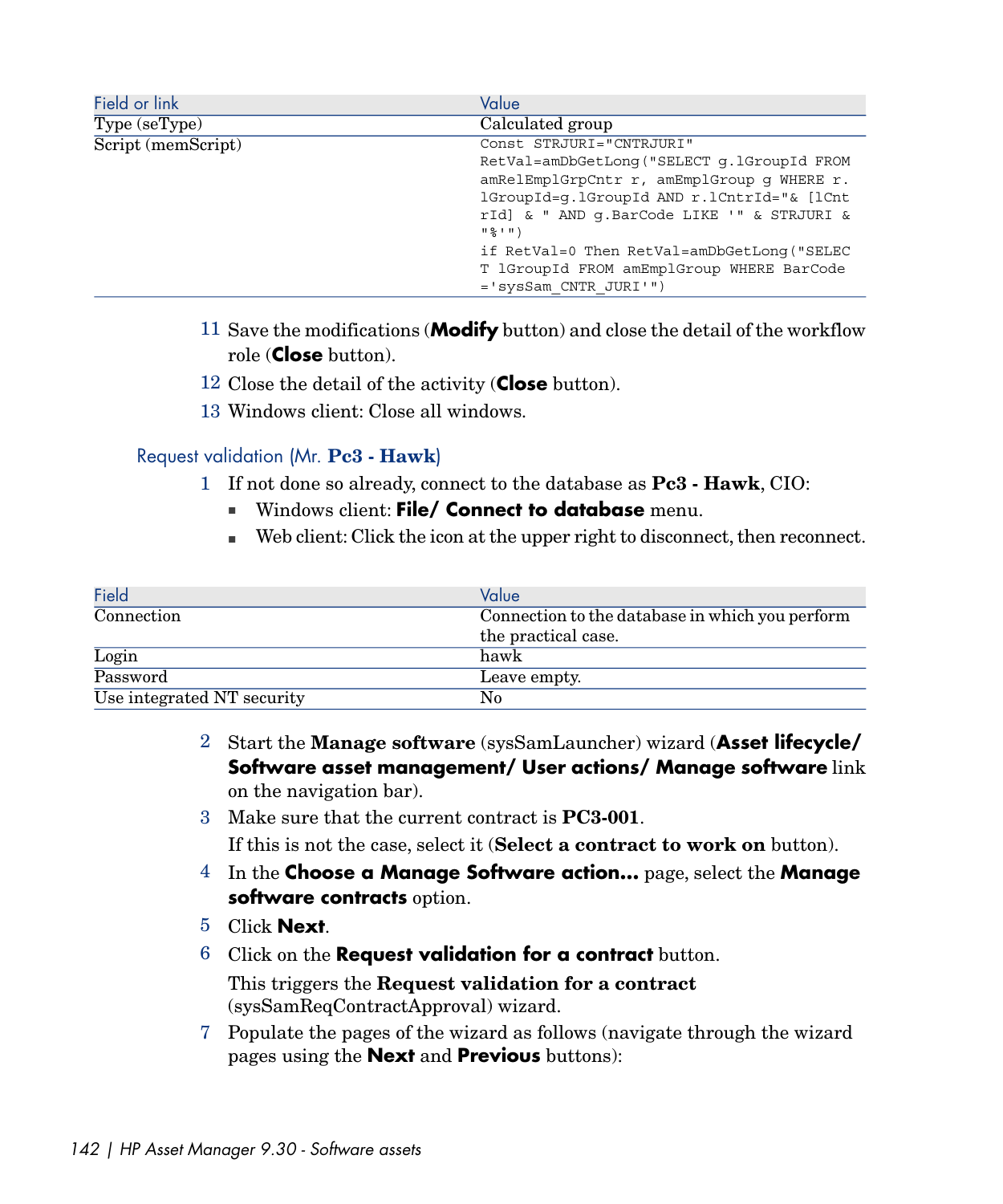| Field or link | Value |
| --- | --- |
| Type (seType) | Calculated group |
| Script (memScript) | `Const STRJURI="CNTRJURI" RetVal=amDbGetLong("SELECT g.lGroupId FROM amRelEmplGrpCntr r, amEmplGroup g WHERE r.lGroupId=g.lGroupId AND r.lCntrId="& [lCntrId] & " AND g.BarCode LIKE '" & STRJURI & "%'") if RetVal=0 Then RetVal=amDbGetLong("SELECT lGroupId FROM amEmplGroup WHERE BarCode='sysSam_CNTR_JURI'")` |

11 Save the modifications (**Modify** button) and close the detail of the workflow role (**Close** button).

12 Close the detail of the activity (**Close** button).

13 Windows client: Close all windows.

### Request validation (Mr. **Pc3 - Hawk**)

1 If not done so already, connect to the database as **Pc3 - Hawk**, CIO:

- Windows client: **File/ Connect to database** menu.
- Web client: Click the icon at the upper right to disconnect, then reconnect.

| Field | Value |
| --- | --- |
| Connection | Connection to the database in which you perform the practical case. |
| Login | hawk |
| Password | Leave empty. |
| Use integrated NT security | No |

2 Start the **Manage software** (sysSamLauncher) wizard (**Asset lifecycle/ Software asset management/ User actions/ Manage software** link on the navigation bar).

3 Make sure that the current contract is **PC3-001**.

If this is not the case, select it (**Select a contract to work on** button).

4 In the **Choose a Manage Software action...** page, select the **Manage software contracts** option.

5 Click **Next**.

6 Click on the **Request validation for a contract** button.

This triggers the **Request validation for a contract** (sysSamReqContractApproval) wizard.

7 Populate the pages of the wizard as follows (navigate through the wizard pages using the **Next** and **Previous** buttons):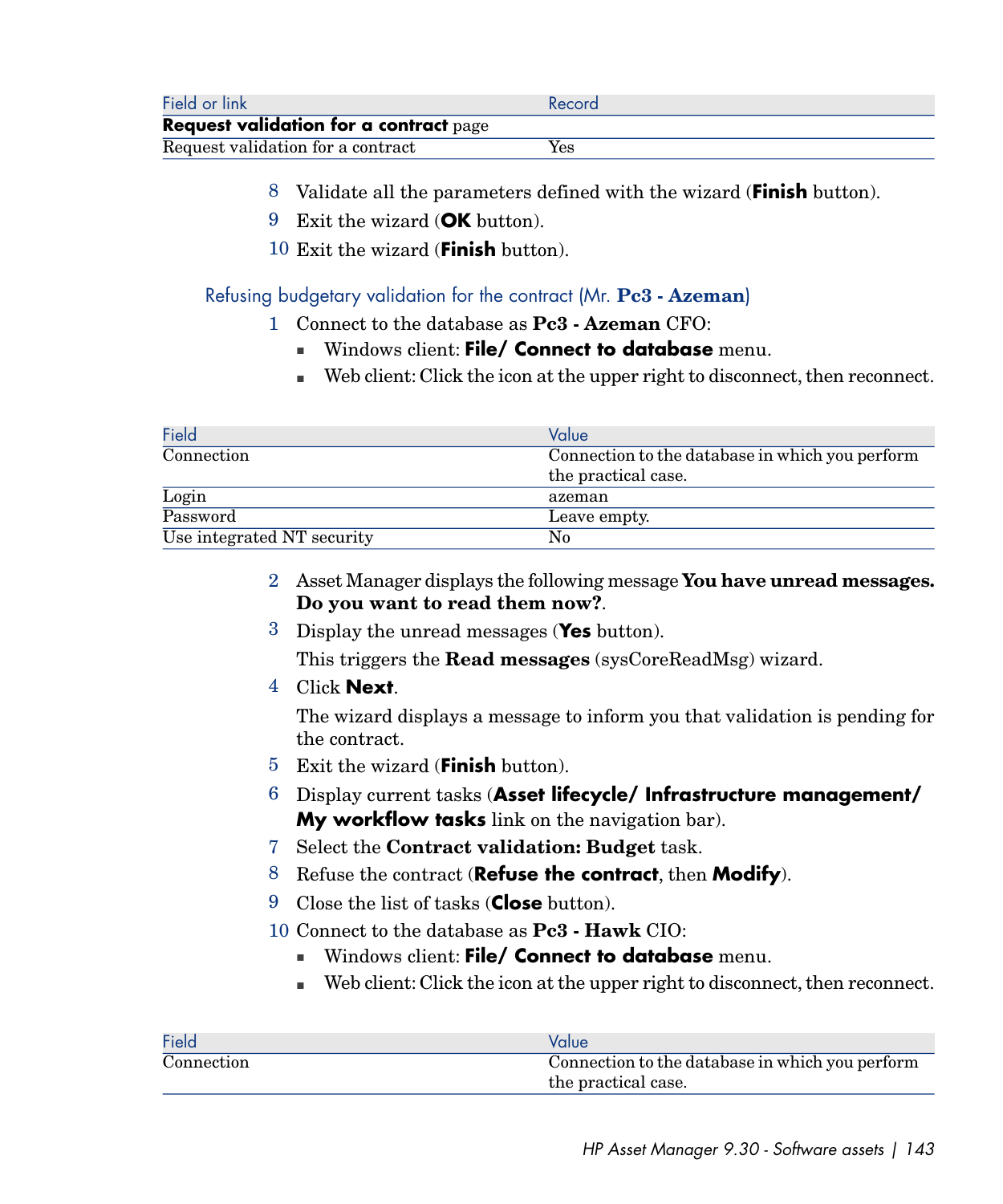| Field or link | Record |
| --- | --- |
| **Request validation for a contract** page | |
| Request validation for a contract | Yes |

8. Validate all the parameters defined with the wizard (**Finish** button).
9. Exit the wizard (**OK** button).
10. Exit the wizard (**Finish** button).

### Refusing budgetary validation for the contract (Mr. **Pc3 - Azeman**)

1. Connect to the database as **Pc3 - Azeman** CFO:
   - Windows client: **File/ Connect to database** menu.
   - Web client: Click the icon at the upper right to disconnect, then reconnect.

| Field | Value |
| --- | --- |
| Connection | Connection to the database in which you perform the practical case. |
| Login | azeman |
| Password | Leave empty. |
| Use integrated NT security | No |

2. Asset Manager displays the following message **You have unread messages. Do you want to read them now?**.
3. Display the unread messages (**Yes** button).

   This triggers the **Read messages** (sysCoreReadMsg) wizard.
4. Click **Next**.

   The wizard displays a message to inform you that validation is pending for the contract.
5. Exit the wizard (**Finish** button).
6. Display current tasks (**Asset lifecycle/ Infrastructure management/ My workflow tasks** link on the navigation bar).
7. Select the **Contract validation: Budget** task.
8. Refuse the contract (**Refuse the contract**, then **Modify**).
9. Close the list of tasks (**Close** button).
10. Connect to the database as **Pc3 - Hawk** CIO:
    - Windows client: **File/ Connect to database** menu.
    - Web client: Click the icon at the upper right to disconnect, then reconnect.

| Field | Value |
| --- | --- |
| Connection | Connection to the database in which you perform the practical case. |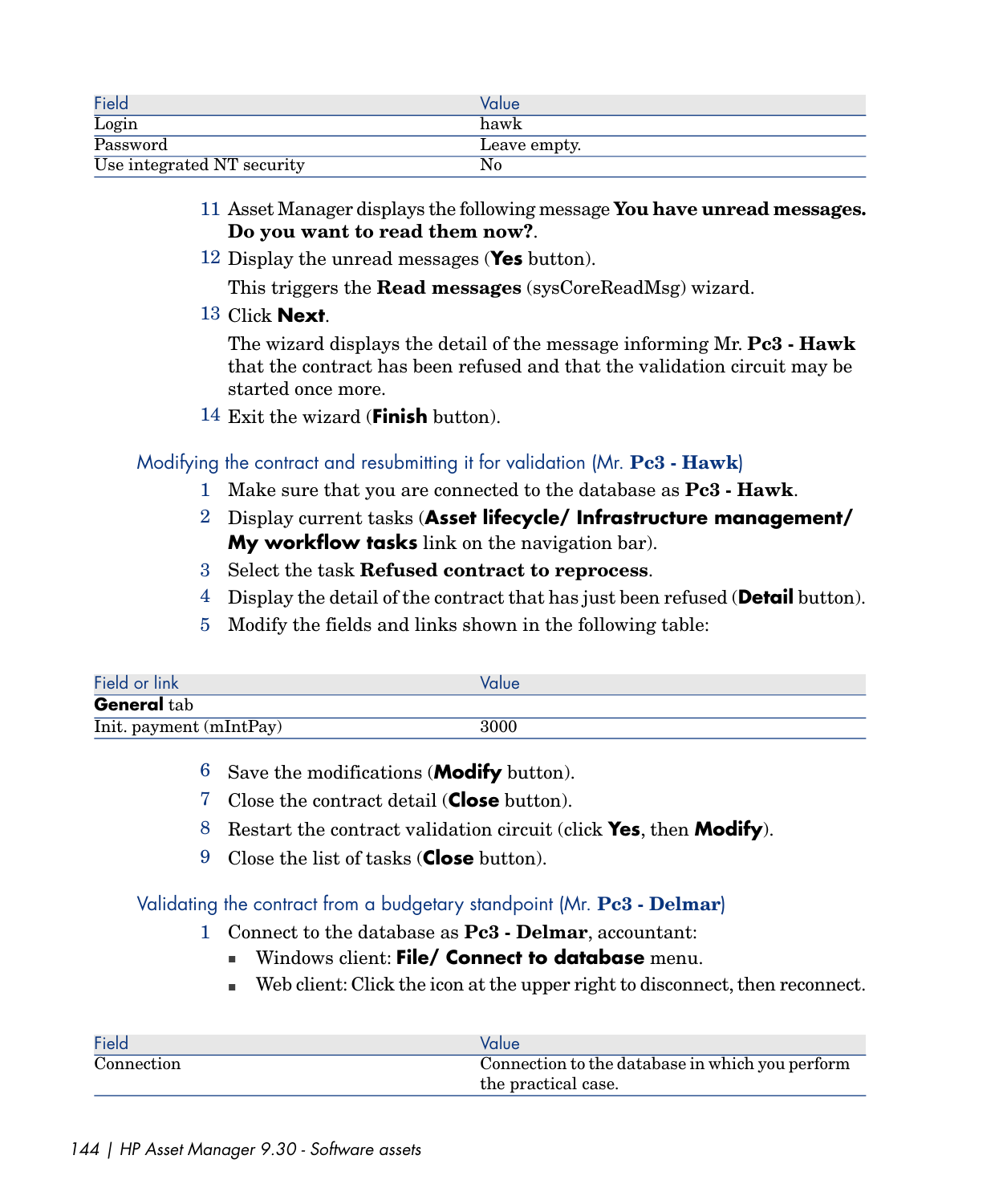| Field | Value |
| --- | --- |
| Login | hawk |
| Password | Leave empty. |
| Use integrated NT security | No |

11 Asset Manager displays the following message **You have unread messages. Do you want to read them now?**.

12 Display the unread messages (**Yes** button).

   This triggers the **Read messages** (sysCoreReadMsg) wizard.

13 Click **Next**.

   The wizard displays the detail of the message informing Mr. **Pc3 - Hawk** that the contract has been refused and that the validation circuit may be started once more.

14 Exit the wizard (**Finish** button).

### Modifying the contract and resubmitting it for validation (Mr. **Pc3 - Hawk**)

1 Make sure that you are connected to the database as **Pc3 - Hawk**.

2 Display current tasks (**Asset lifecycle/ Infrastructure management/ My workflow tasks** link on the navigation bar).

3 Select the task **Refused contract to reprocess**.

4 Display the detail of the contract that has just been refused (**Detail** button).

5 Modify the fields and links shown in the following table:

| Field or link | Value |
| --- | --- |
| **General** tab | |
| Init. payment (mIntPay) | 3000 |

6 Save the modifications (**Modify** button).

7 Close the contract detail (**Close** button).

8 Restart the contract validation circuit (click **Yes**, then **Modify**).

9 Close the list of tasks (**Close** button).

### Validating the contract from a budgetary standpoint (Mr. **Pc3 - Delmar**)

1 Connect to the database as **Pc3 - Delmar**, accountant:

   - Windows client: **File/ Connect to database** menu.
   - Web client: Click the icon at the upper right to disconnect, then reconnect.

| Field | Value |
| --- | --- |
| Connection | Connection to the database in which you perform the practical case. |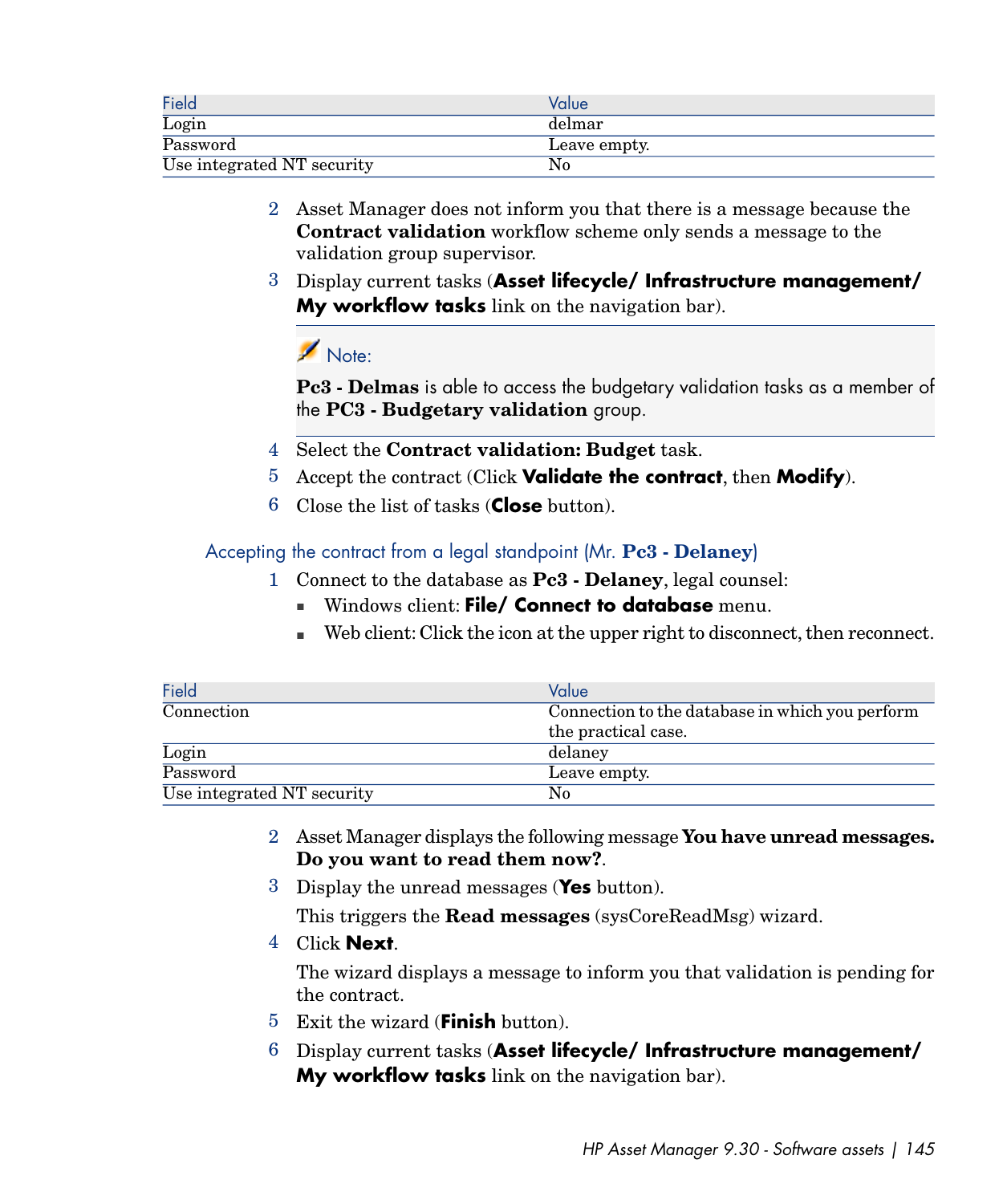| Field | Value |
| --- | --- |
| Login | delmar |
| Password | Leave empty. |
| Use integrated NT security | No |

2 Asset Manager does not inform you that there is a message because the **Contract validation** workflow scheme only sends a message to the validation group supervisor.

3 Display current tasks (**Asset lifecycle/ Infrastructure management/ My workflow tasks** link on the navigation bar).

> Note:
>
> **Pc3 - Delmas** is able to access the budgetary validation tasks as a member of the **PC3 - Budgetary validation** group.

4 Select the **Contract validation: Budget** task.

5 Accept the contract (Click **Validate the contract**, then **Modify**).

6 Close the list of tasks (**Close** button).

### Accepting the contract from a legal standpoint (Mr. **Pc3 - Delaney**)

1 Connect to the database as **Pc3 - Delaney**, legal counsel:

- Windows client: **File/ Connect to database** menu.
- Web client: Click the icon at the upper right to disconnect, then reconnect.

| Field | Value |
| --- | --- |
| Connection | Connection to the database in which you perform the practical case. |
| Login | delaney |
| Password | Leave empty. |
| Use integrated NT security | No |

2 Asset Manager displays the following message **You have unread messages. Do you want to read them now?**.

3 Display the unread messages (**Yes** button).

This triggers the **Read messages** (sysCoreReadMsg) wizard.

4 Click **Next**.

The wizard displays a message to inform you that validation is pending for the contract.

5 Exit the wizard (**Finish** button).

6 Display current tasks (**Asset lifecycle/ Infrastructure management/ My workflow tasks** link on the navigation bar).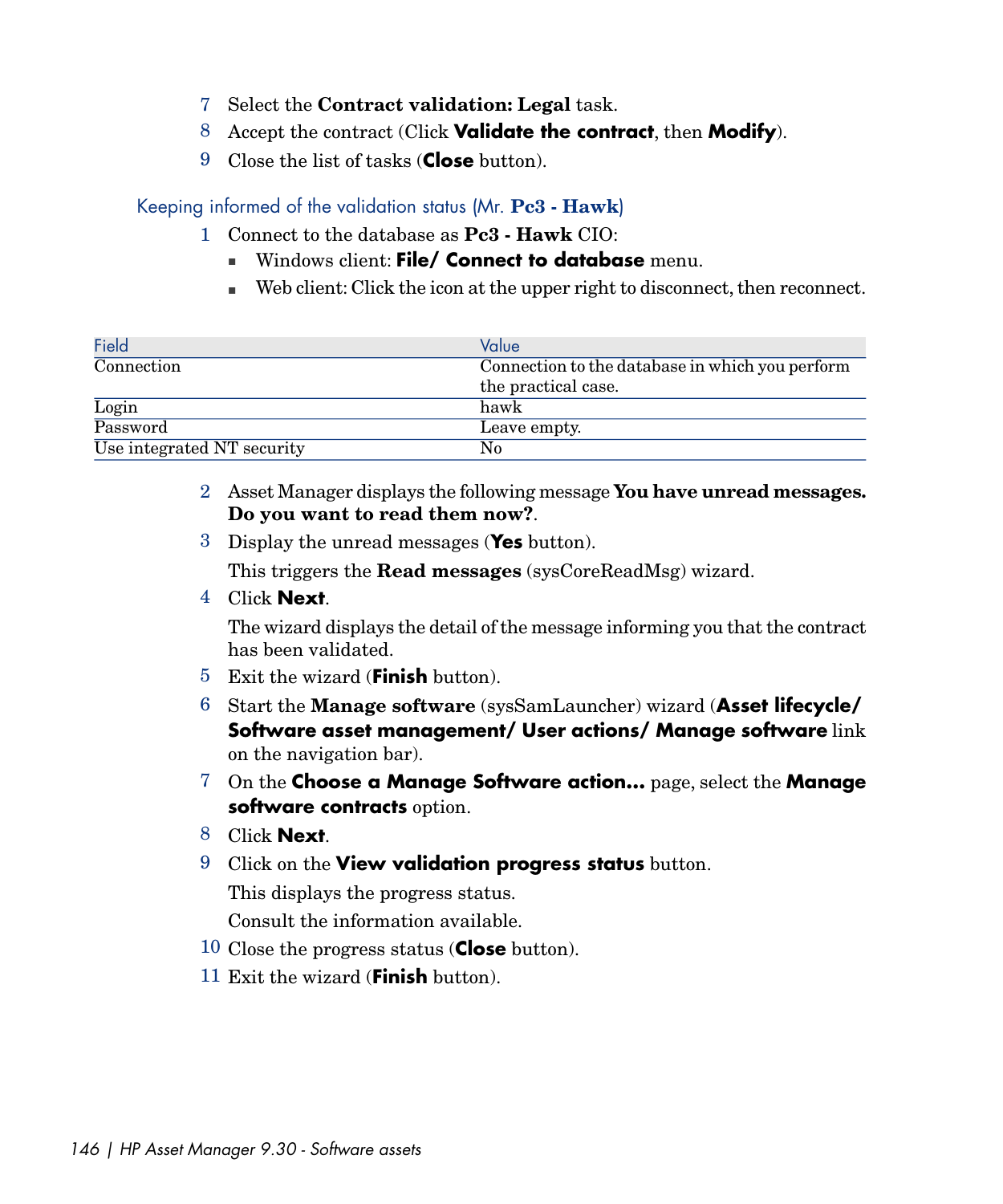7 Select the **Contract validation: Legal** task.
8 Accept the contract (Click **Validate the contract**, then **Modify**).
9 Close the list of tasks (**Close** button).

### Keeping informed of the validation status (Mr. **Pc3 - Hawk**)

1 Connect to the database as **Pc3 - Hawk** CIO:
- Windows client: **File/ Connect to database** menu.
- Web client: Click the icon at the upper right to disconnect, then reconnect.

| Field | Value |
| --- | --- |
| Connection | Connection to the database in which you perform the practical case. |
| Login | hawk |
| Password | Leave empty. |
| Use integrated NT security | No |

2 Asset Manager displays the following message **You have unread messages. Do you want to read them now?**.

3 Display the unread messages (**Yes** button).

This triggers the **Read messages** (sysCoreReadMsg) wizard.

4 Click **Next**.

The wizard displays the detail of the message informing you that the contract has been validated.

5 Exit the wizard (**Finish** button).

6 Start the **Manage software** (sysSamLauncher) wizard (**Asset lifecycle/ Software asset management/ User actions/ Manage software** link on the navigation bar).

7 On the **Choose a Manage Software action...** page, select the **Manage software contracts** option.

8 Click **Next**.

9 Click on the **View validation progress status** button.

This displays the progress status.

Consult the information available.

10 Close the progress status (**Close** button).

11 Exit the wizard (**Finish** button).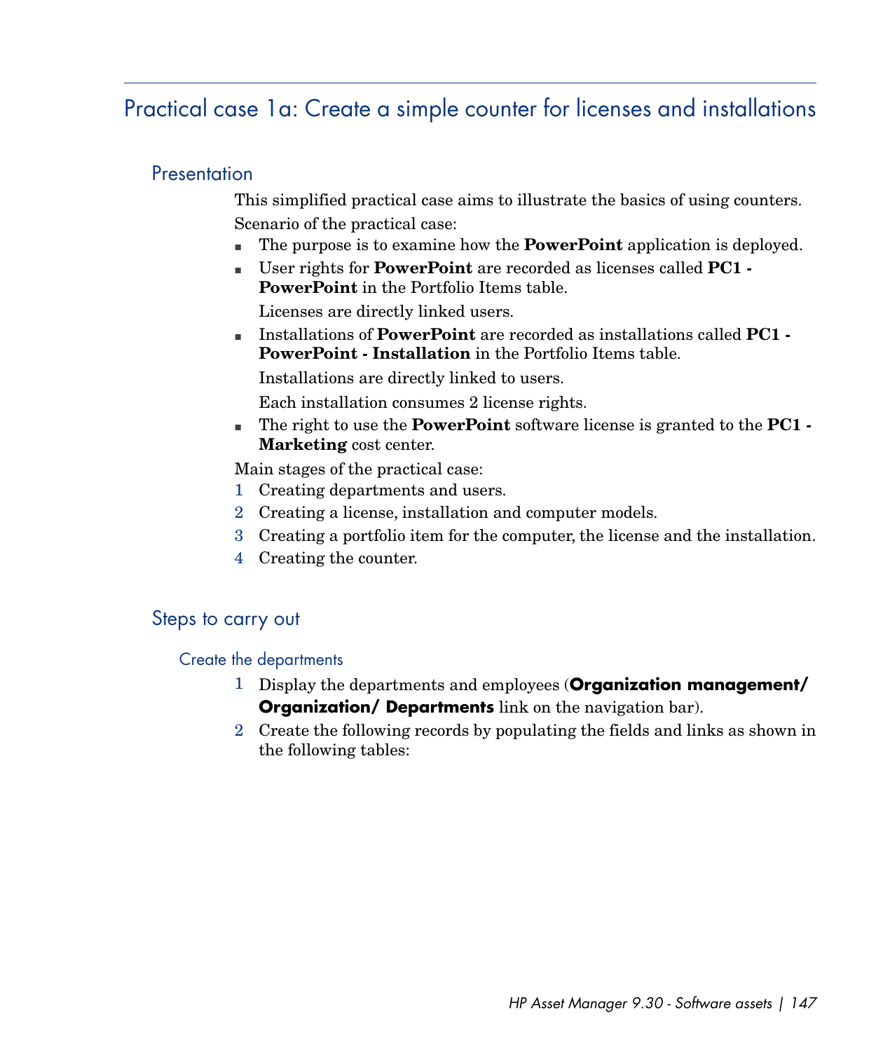## Practical case 1a: Create a simple counter for licenses and installations

### Presentation

This simplified practical case aims to illustrate the basics of using counters.

Scenario of the practical case:

- The purpose is to examine how the **PowerPoint** application is deployed.
- User rights for **PowerPoint** are recorded as licenses called **PC1 - PowerPoint** in the Portfolio Items table.

  Licenses are directly linked users.
- Installations of **PowerPoint** are recorded as installations called **PC1 - PowerPoint - Installation** in the Portfolio Items table.

  Installations are directly linked to users.

  Each installation consumes 2 license rights.
- The right to use the **PowerPoint** software license is granted to the **PC1 - Marketing** cost center.

Main stages of the practical case:

1. Creating departments and users.
2. Creating a license, installation and computer models.
3. Creating a portfolio item for the computer, the license and the installation.
4. Creating the counter.

### Steps to carry out

#### Create the departments

1. Display the departments and employees (**Organization management/ Organization/ Departments** link on the navigation bar).
2. Create the following records by populating the fields and links as shown in the following tables: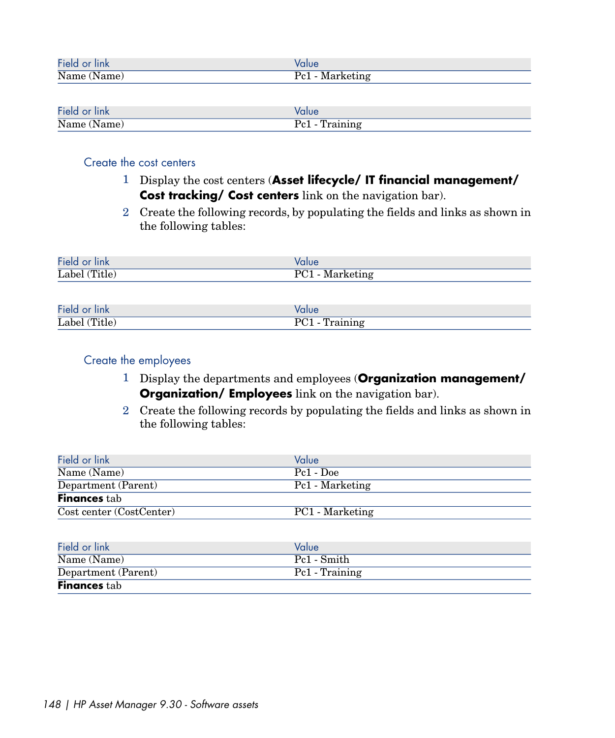| Field or link | Value |
| --- | --- |
| Name (Name) | Pc1 - Marketing |

| Field or link | Value |
| --- | --- |
| Name (Name) | Pc1 - Training |

### Create the cost centers

1 Display the cost centers (**Asset lifecycle/ IT financial management/ Cost tracking/ Cost centers** link on the navigation bar).

2 Create the following records, by populating the fields and links as shown in the following tables:

| Field or link | Value |
| --- | --- |
| Label (Title) | PC1 - Marketing |

| Field or link | Value |
| --- | --- |
| Label (Title) | PC1 - Training |

### Create the employees

1 Display the departments and employees (**Organization management/ Organization/ Employees** link on the navigation bar).

2 Create the following records by populating the fields and links as shown in the following tables:

| Field or link | Value |
| --- | --- |
| Name (Name) | Pc1 - Doe |
| Department (Parent) | Pc1 - Marketing |
| **Finances** tab | |
| Cost center (CostCenter) | PC1 - Marketing |

| Field or link | Value |
| --- | --- |
| Name (Name) | Pc1 - Smith |
| Department (Parent) | Pc1 - Training |
| **Finances** tab | |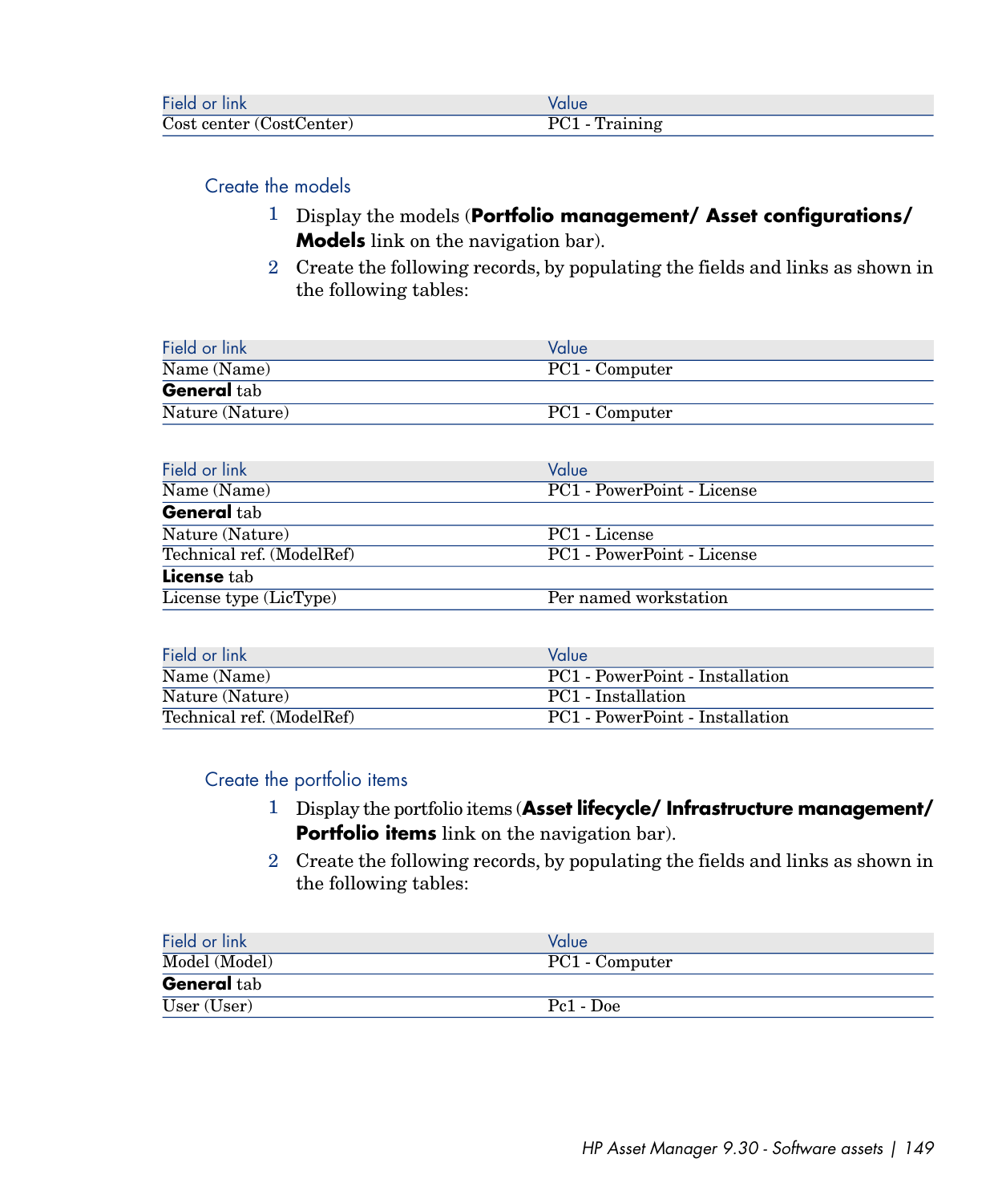| Field or link | Value |
| --- | --- |
| Cost center (CostCenter) | PC1 - Training |

### Create the models

1. Display the models (**Portfolio management/ Asset configurations/ Models** link on the navigation bar).
2. Create the following records, by populating the fields and links as shown in the following tables:

| Field or link | Value |
| --- | --- |
| Name (Name) | PC1 - Computer |
| **General** tab | |
| Nature (Nature) | PC1 - Computer |

| Field or link | Value |
| --- | --- |
| Name (Name) | PC1 - PowerPoint - License |
| **General** tab | |
| Nature (Nature) | PC1 - License |
| Technical ref. (ModelRef) | PC1 - PowerPoint - License |
| **License** tab | |
| License type (LicType) | Per named workstation |

| Field or link | Value |
| --- | --- |
| Name (Name) | PC1 - PowerPoint - Installation |
| Nature (Nature) | PC1 - Installation |
| Technical ref. (ModelRef) | PC1 - PowerPoint - Installation |

### Create the portfolio items

1. Display the portfolio items (**Asset lifecycle/ Infrastructure management/ Portfolio items** link on the navigation bar).
2. Create the following records, by populating the fields and links as shown in the following tables:

| Field or link | Value |
| --- | --- |
| Model (Model) | PC1 - Computer |
| **General** tab | |
| User (User) | Pc1 - Doe |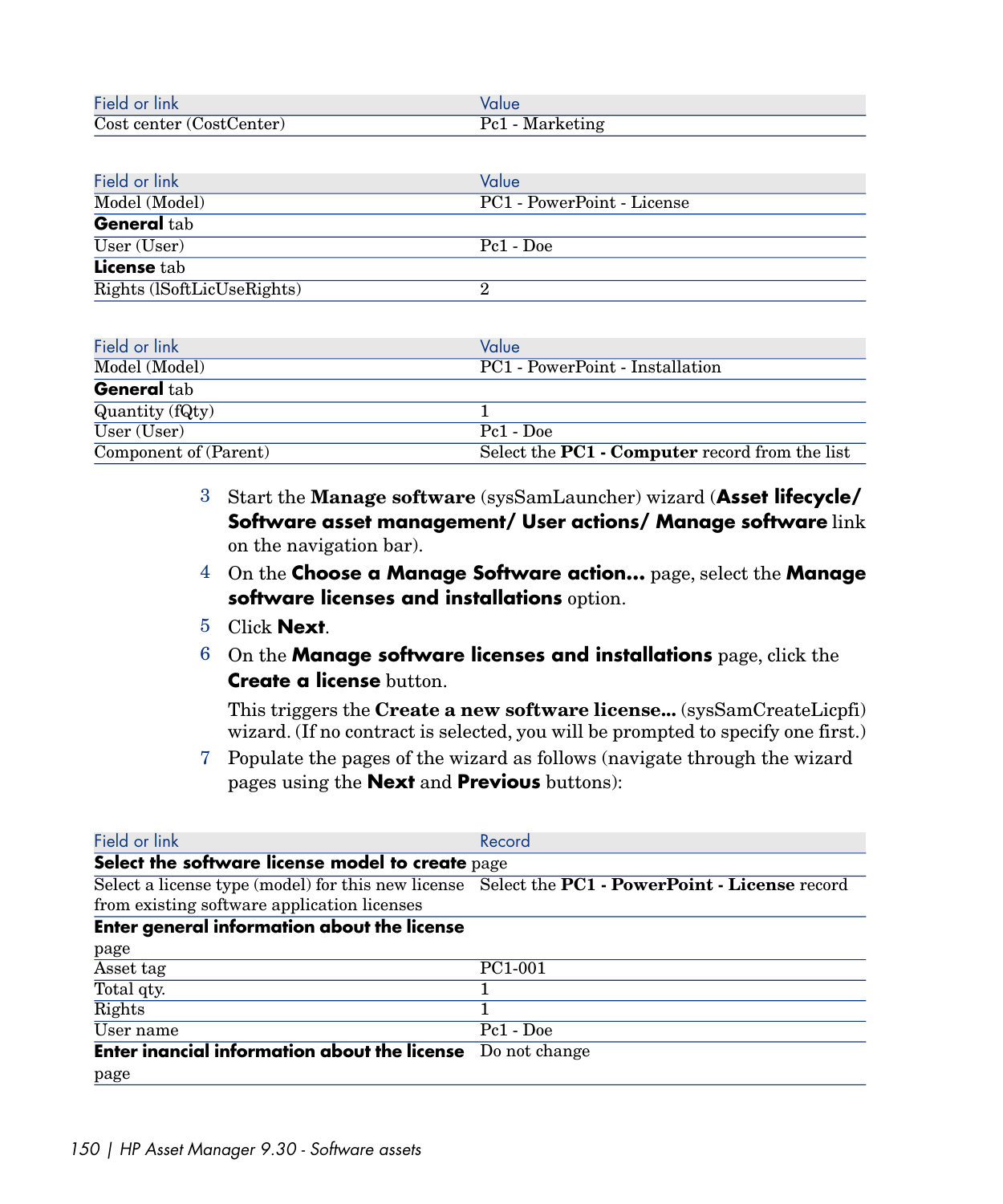| Field or link | Value |
|---|---|
| Cost center (CostCenter) | Pc1 - Marketing |

| Field or link | Value |
|---|---|
| Model (Model) | PC1 - PowerPoint - License |
| **General** tab | |
| User (User) | Pc1 - Doe |
| **License** tab | |
| Rights (lSoftLicUseRights) | 2 |

| Field or link | Value |
|---|---|
| Model (Model) | PC1 - PowerPoint - Installation |
| **General** tab | |
| Quantity (fQty) | 1 |
| User (User) | Pc1 - Doe |
| Component of (Parent) | Select the **PC1 - Computer** record from the list |

3 Start the **Manage software** (sysSamLauncher) wizard (**Asset lifecycle/ Software asset management/ User actions/ Manage software** link on the navigation bar).

4 On the **Choose a Manage Software action...** page, select the **Manage software licenses and installations** option.

5 Click **Next**.

6 On the **Manage software licenses and installations** page, click the **Create a license** button.

This triggers the **Create a new software license...** (sysSamCreateLicpfi) wizard. (If no contract is selected, you will be prompted to specify one first.)

7 Populate the pages of the wizard as follows (navigate through the wizard pages using the **Next** and **Previous** buttons):

| Field or link | Record |
|---|---|
| **Select the software license model to create** page | |
| Select a license type (model) for this new license from existing software application licenses | Select the **PC1 - PowerPoint - License** record |
| **Enter general information about the license** page | |
| Asset tag | PC1-001 |
| Total qty. | 1 |
| Rights | 1 |
| User name | Pc1 - Doe |
| **Enter inancial information about the license** page | Do not change |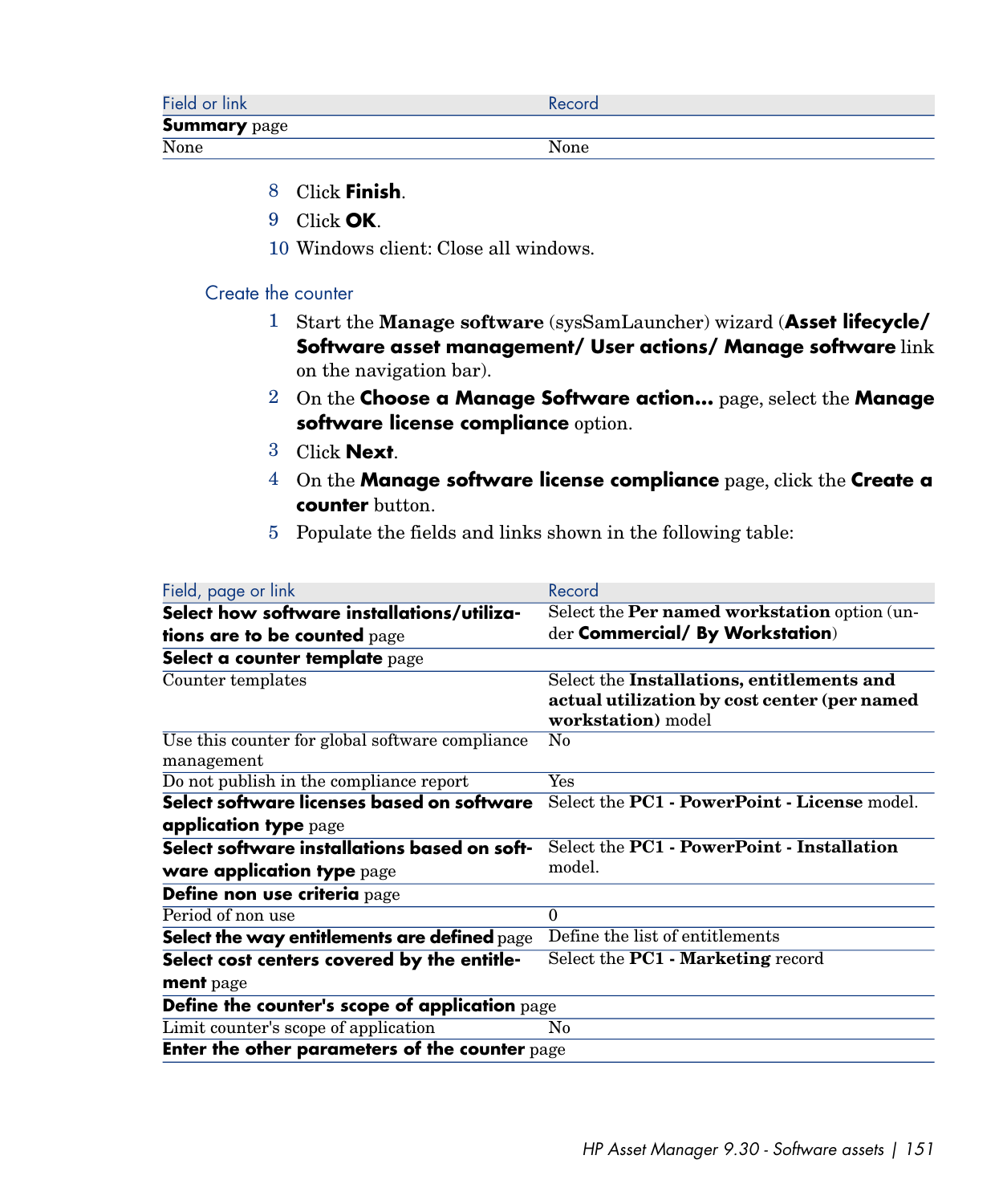| Field or link | Record |
| --- | --- |
| **Summary** page | |
| None | None |

8 Click **Finish**.

9 Click **OK**.

10 Windows client: Close all windows.

### Create the counter

1 Start the **Manage software** (sysSamLauncher) wizard (**Asset lifecycle/ Software asset management/ User actions/ Manage software** link on the navigation bar).

2 On the **Choose a Manage Software action...** page, select the **Manage software license compliance** option.

3 Click **Next**.

4 On the **Manage software license compliance** page, click the **Create a counter** button.

5 Populate the fields and links shown in the following table:

| Field, page or link | Record |
| --- | --- |
| **Select how software installations/utilizations are to be counted** page | Select the **Per named workstation** option (under **Commercial/ By Workstation**) |
| **Select a counter template** page | |
| Counter templates | Select the **Installations, entitlements and actual utilization by cost center (per named workstation)** model |
| Use this counter for global software compliance management | No |
| Do not publish in the compliance report | Yes |
| **Select software licenses based on software application type** page | Select the **PC1 - PowerPoint - License** model. |
| **Select software installations based on software application type** page | Select the **PC1 - PowerPoint - Installation** model. |
| **Define non use criteria** page | |
| Period of non use | 0 |
| **Select the way entitlements are defined** page | Define the list of entitlements |
| **Select cost centers covered by the entitlement** page | Select the **PC1 - Marketing** record |
| **Define the counter's scope of application** page | |
| Limit counter's scope of application | No |
| **Enter the other parameters of the counter** page | |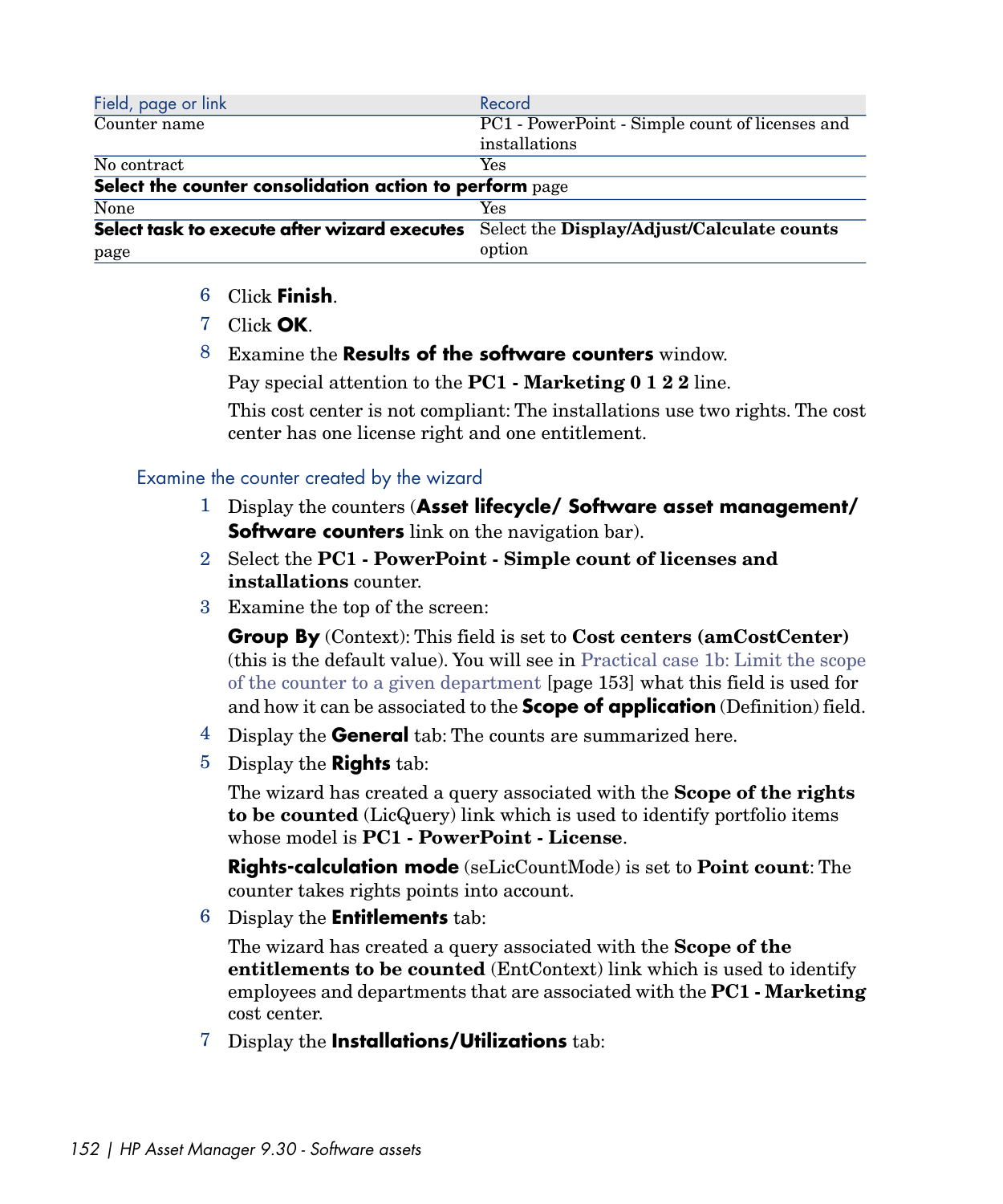| Field, page or link | Record |
| --- | --- |
| Counter name | PC1 - PowerPoint - Simple count of licenses and installations |
| No contract | Yes |
| **Select the counter consolidation action to perform** page | |
| None | Yes |
| **Select task to execute after wizard executes** page | Select the **Display/Adjust/Calculate counts** option |

6 Click **Finish**.

7 Click **OK**.

8 Examine the **Results of the software counters** window.

Pay special attention to the **PC1 - Marketing 0 1 2 2** line.

This cost center is not compliant: The installations use two rights. The cost center has one license right and one entitlement.

### Examine the counter created by the wizard

1 Display the counters (**Asset lifecycle/ Software asset management/ Software counters** link on the navigation bar).

2 Select the **PC1 - PowerPoint - Simple count of licenses and installations** counter.

3 Examine the top of the screen:

**Group By** (Context): This field is set to **Cost centers (amCostCenter)** (this is the default value). You will see in Practical case 1b: Limit the scope of the counter to a given department [page 153] what this field is used for and how it can be associated to the **Scope of application** (Definition) field.

4 Display the **General** tab: The counts are summarized here.

5 Display the **Rights** tab:

The wizard has created a query associated with the **Scope of the rights to be counted** (LicQuery) link which is used to identify portfolio items whose model is **PC1 - PowerPoint - License**.

**Rights-calculation mode** (seLicCountMode) is set to **Point count**: The counter takes rights points into account.

6 Display the **Entitlements** tab:

The wizard has created a query associated with the **Scope of the entitlements to be counted** (EntContext) link which is used to identify employees and departments that are associated with the **PC1 - Marketing** cost center.

7 Display the **Installations/Utilizations** tab: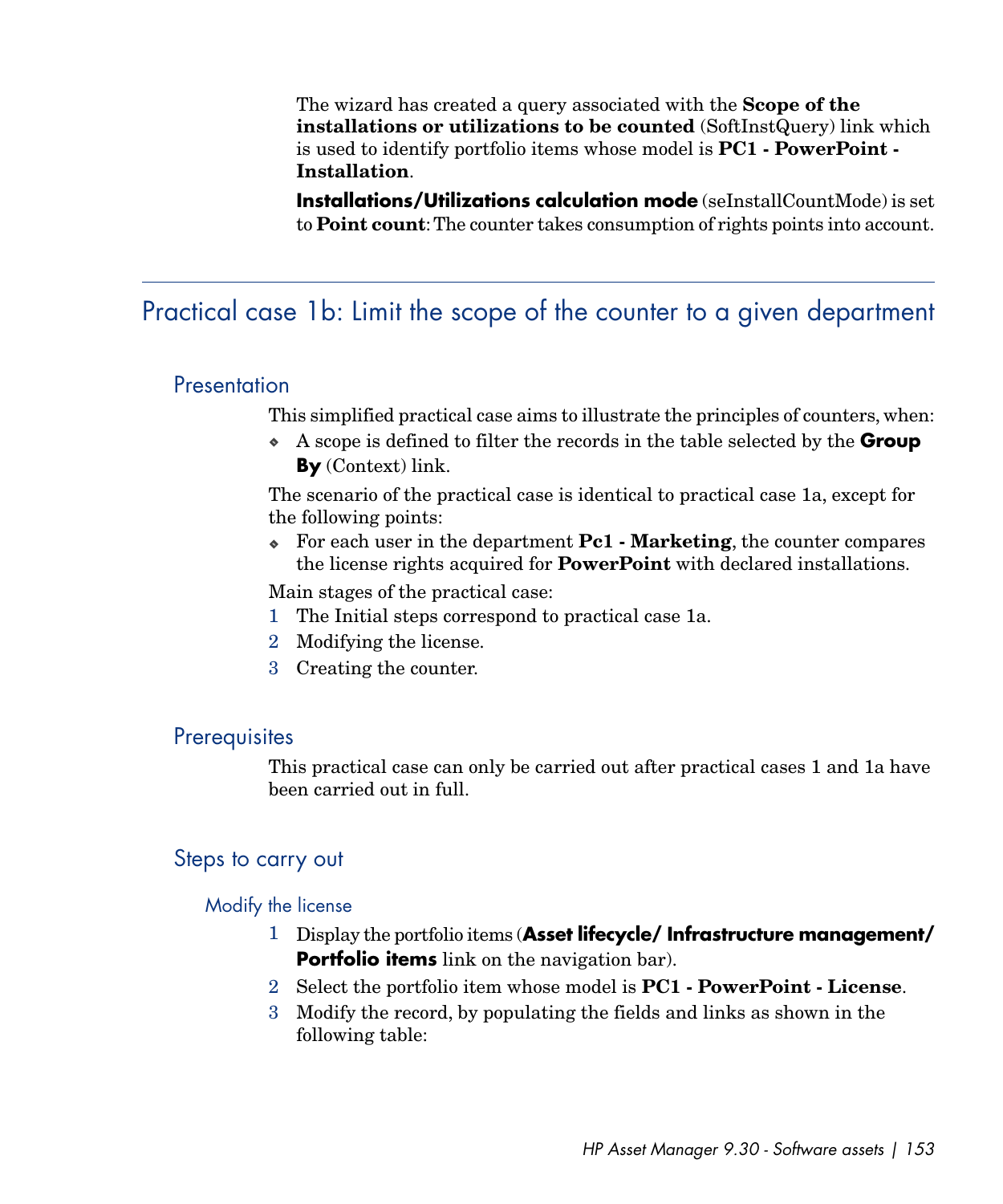The wizard has created a query associated with the **Scope of the installations or utilizations to be counted** (SoftInstQuery) link which is used to identify portfolio items whose model is **PC1 - PowerPoint - Installation**.

**Installations/Utilizations calculation mode** (seInstallCountMode) is set to **Point count**: The counter takes consumption of rights points into account.

---

## Practical case 1b: Limit the scope of the counter to a given department

### Presentation

This simplified practical case aims to illustrate the principles of counters, when:

- A scope is defined to filter the records in the table selected by the **Group By** (Context) link.

The scenario of the practical case is identical to practical case 1a, except for the following points:

- For each user in the department **Pc1 - Marketing**, the counter compares the license rights acquired for **PowerPoint** with declared installations.

Main stages of the practical case:

1. The Initial steps correspond to practical case 1a.
2. Modifying the license.
3. Creating the counter.

### Prerequisites

This practical case can only be carried out after practical cases 1 and 1a have been carried out in full.

### Steps to carry out

#### Modify the license

1. Display the portfolio items (**Asset lifecycle/ Infrastructure management/ Portfolio items** link on the navigation bar).
2. Select the portfolio item whose model is **PC1 - PowerPoint - License**.
3. Modify the record, by populating the fields and links as shown in the following table: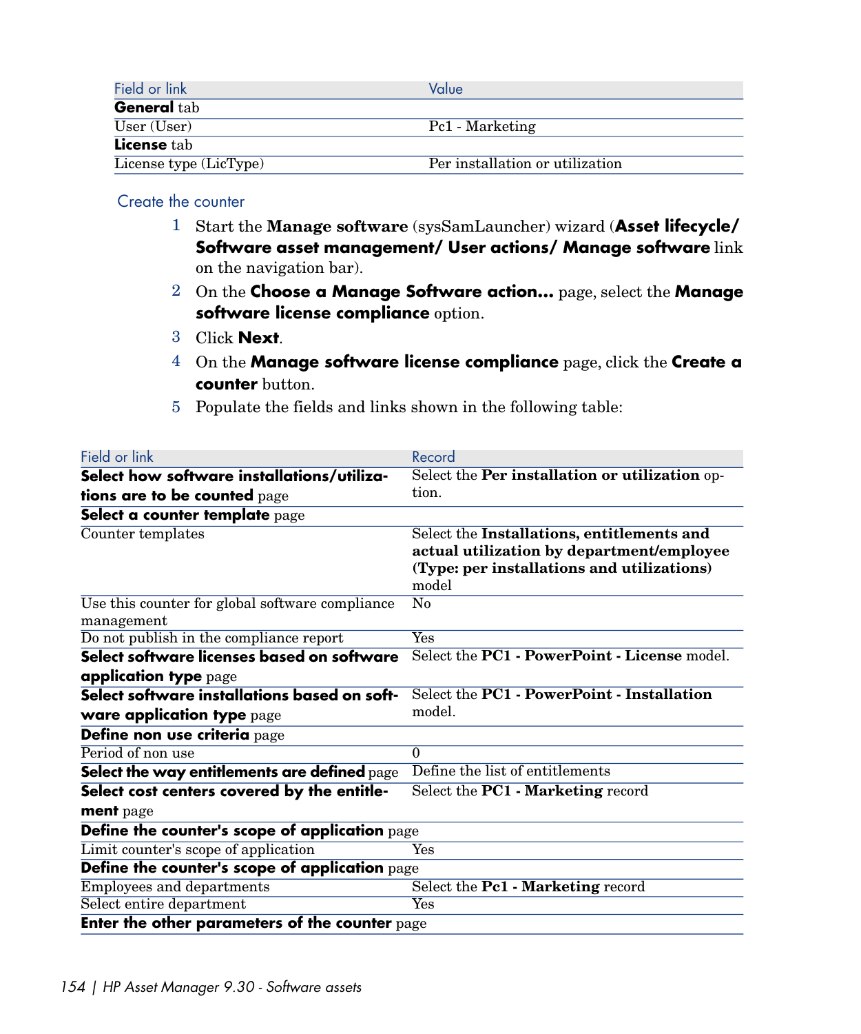| Field or link | Value |
| --- | --- |
| **General** tab | |
| User (User) | Pc1 - Marketing |
| **License** tab | |
| License type (LicType) | Per installation or utilization |

### Create the counter

1. Start the **Manage software** (sysSamLauncher) wizard (**Asset lifecycle/ Software asset management/ User actions/ Manage software** link on the navigation bar).
2. On the **Choose a Manage Software action...** page, select the **Manage software license compliance** option.
3. Click **Next**.
4. On the **Manage software license compliance** page, click the **Create a counter** button.
5. Populate the fields and links shown in the following table:

| Field or link | Record |
| --- | --- |
| **Select how software installations/utilizations are to be counted** page | Select the **Per installation or utilization** option. |
| **Select a counter template** page | |
| Counter templates | Select the **Installations, entitlements and actual utilization by department/employee (Type: per installations and utilizations)** model |
| Use this counter for global software compliance management | No |
| Do not publish in the compliance report | Yes |
| **Select software licenses based on software application type** page | Select the **PC1 - PowerPoint - License** model. |
| **Select software installations based on software application type** page | Select the **PC1 - PowerPoint - Installation** model. |
| **Define non use criteria** page | |
| Period of non use | 0 |
| **Select the way entitlements are defined** page | Define the list of entitlements |
| **Select cost centers covered by the entitlement** page | Select the **PC1 - Marketing** record |
| **Define the counter's scope of application** page | |
| Limit counter's scope of application | Yes |
| **Define the counter's scope of application** page | |
| Employees and departments | Select the **Pc1 - Marketing** record |
| Select entire department | Yes |
| **Enter the other parameters of the counter** page | |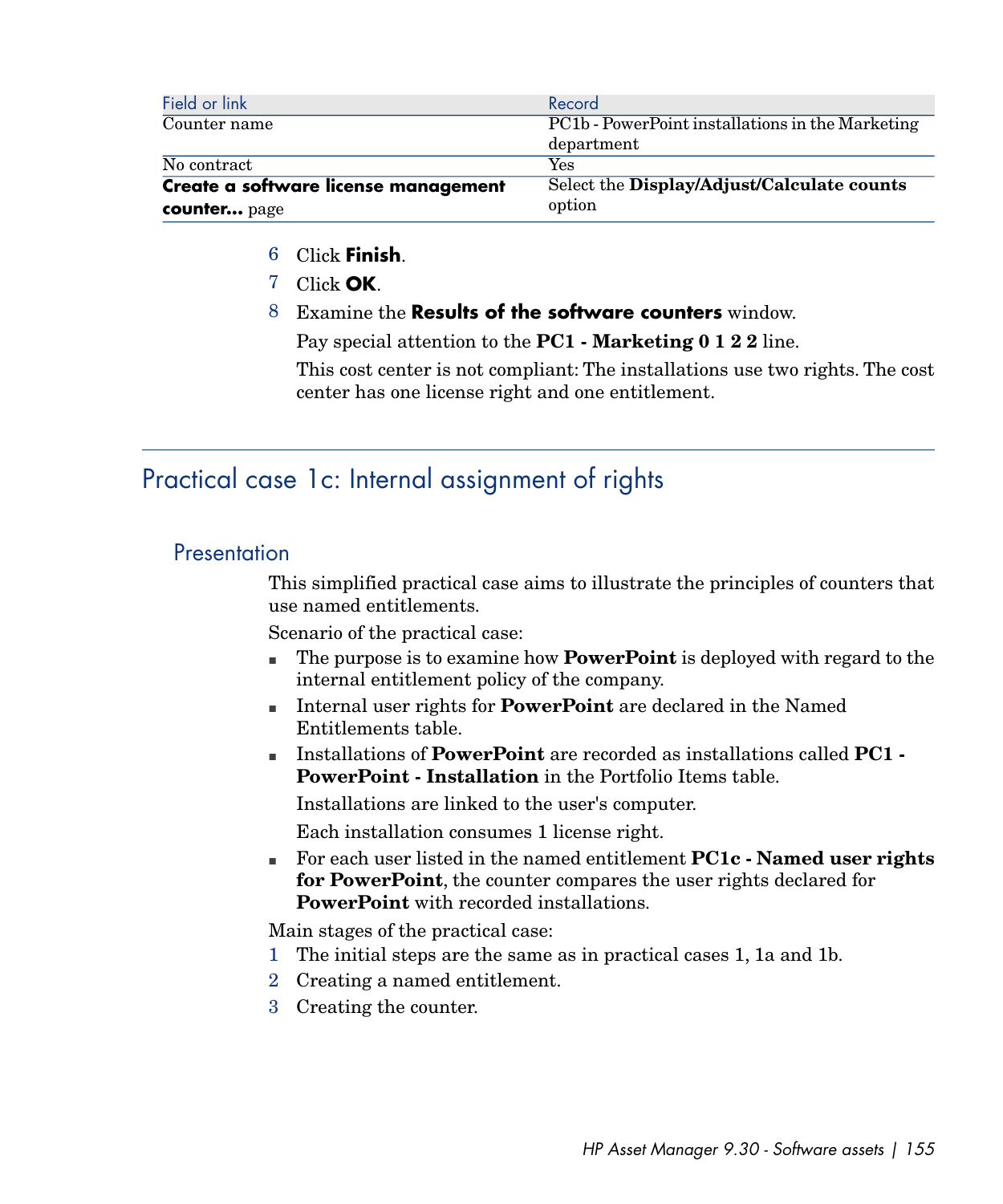| Field or link | Record |
| --- | --- |
| Counter name | PC1b - PowerPoint installations in the Marketing department |
| No contract | Yes |
| **Create a software license management counter...** page | Select the **Display/Adjust/Calculate counts** option |

6. Click **Finish**.
7. Click **OK**.
8. Examine the **Results of the software counters** window.

   Pay special attention to the **PC1 - Marketing 0 1 2 2** line.

   This cost center is not compliant: The installations use two rights. The cost center has one license right and one entitlement.

## Practical case 1c: Internal assignment of rights

### Presentation

This simplified practical case aims to illustrate the principles of counters that use named entitlements.

Scenario of the practical case:

- The purpose is to examine how **PowerPoint** is deployed with regard to the internal entitlement policy of the company.
- Internal user rights for **PowerPoint** are declared in the Named Entitlements table.
- Installations of **PowerPoint** are recorded as installations called **PC1 - PowerPoint - Installation** in the Portfolio Items table.

  Installations are linked to the user's computer.

  Each installation consumes 1 license right.
- For each user listed in the named entitlement **PC1c - Named user rights for PowerPoint**, the counter compares the user rights declared for **PowerPoint** with recorded installations.

Main stages of the practical case:

1. The initial steps are the same as in practical cases 1, 1a and 1b.
2. Creating a named entitlement.
3. Creating the counter.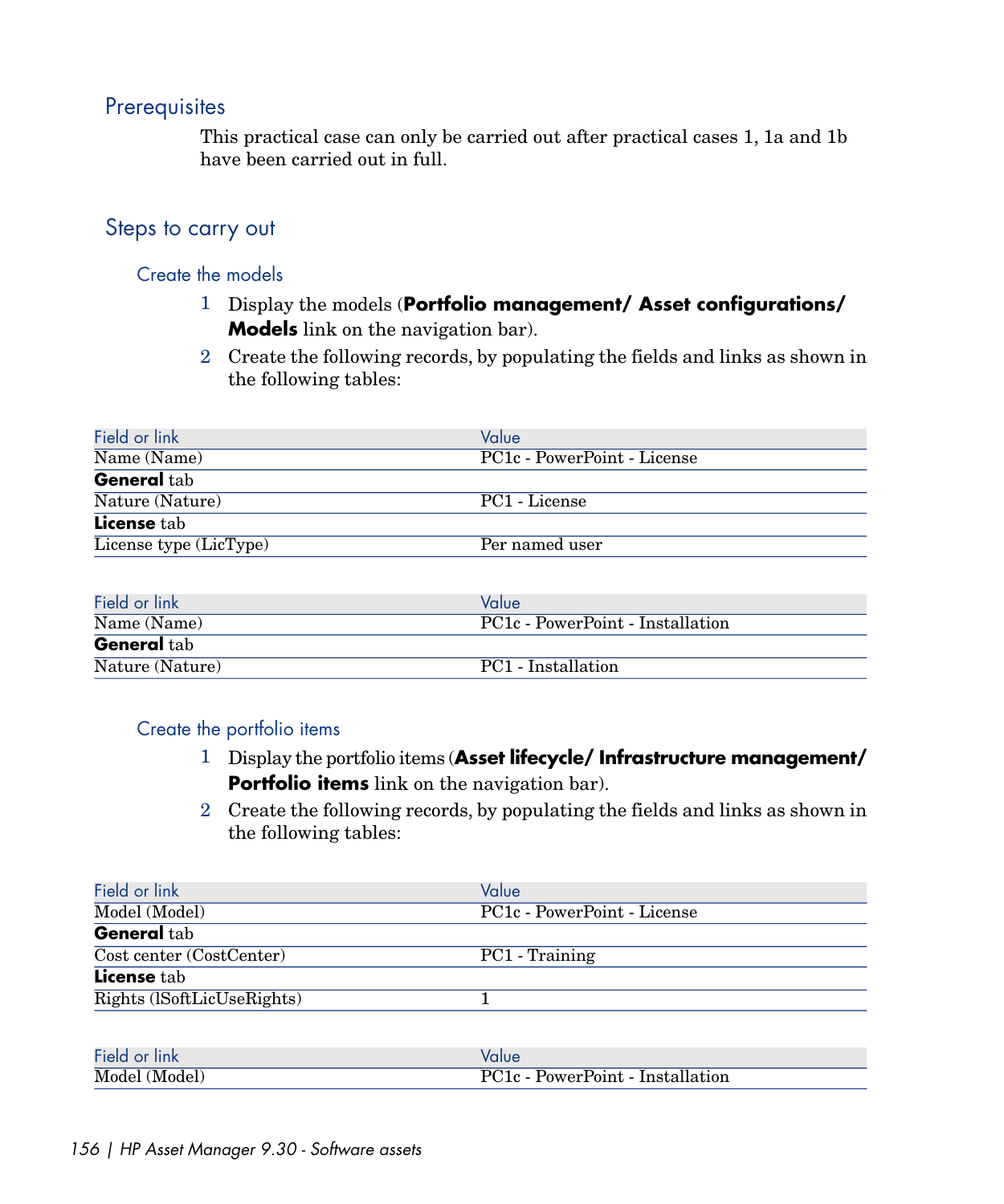## Prerequisites

This practical case can only be carried out after practical cases 1, 1a and 1b have been carried out in full.

## Steps to carry out

### Create the models

1 Display the models (**Portfolio management/ Asset configurations/ Models** link on the navigation bar).

2 Create the following records, by populating the fields and links as shown in the following tables:

| Field or link | Value |
| --- | --- |
| Name (Name) | PC1c - PowerPoint - License |
| **General** tab | |
| Nature (Nature) | PC1 - License |
| **License** tab | |
| License type (LicType) | Per named user |

| Field or link | Value |
| --- | --- |
| Name (Name) | PC1c - PowerPoint - Installation |
| **General** tab | |
| Nature (Nature) | PC1 - Installation |

### Create the portfolio items

1 Display the portfolio items (**Asset lifecycle/ Infrastructure management/ Portfolio items** link on the navigation bar).

2 Create the following records, by populating the fields and links as shown in the following tables:

| Field or link | Value |
| --- | --- |
| Model (Model) | PC1c - PowerPoint - License |
| **General** tab | |
| Cost center (CostCenter) | PC1 - Training |
| **License** tab | |
| Rights (lSoftLicUseRights) | 1 |

| Field or link | Value |
| --- | --- |
| Model (Model) | PC1c - PowerPoint - Installation |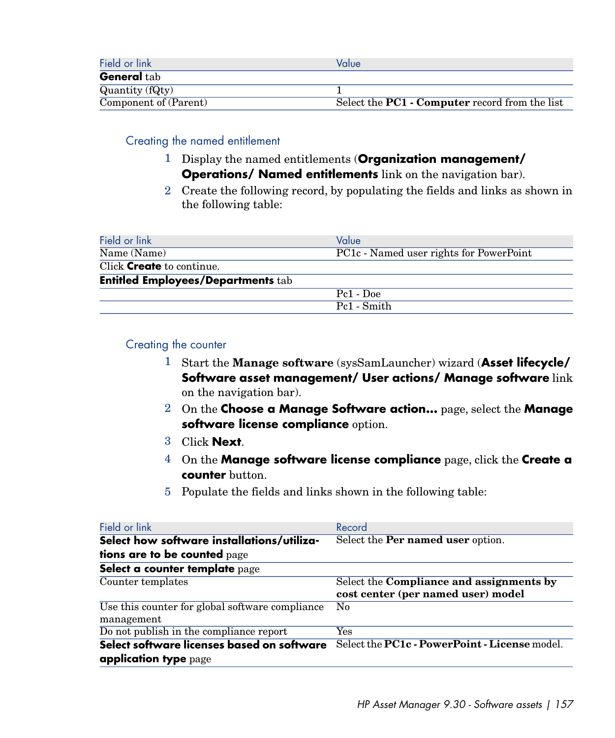| Field or link | Value |
| --- | --- |
| **General** tab | |
| Quantity (fQty) | 1 |
| Component of (Parent) | Select the **PC1 - Computer** record from the list |

### Creating the named entitlement

1 Display the named entitlements (**Organization management/ Operations/ Named entitlements** link on the navigation bar).

2 Create the following record, by populating the fields and links as shown in the following table:

| Field or link | Value |
| --- | --- |
| Name (Name) | PC1c - Named user rights for PowerPoint |
| Click **Create** to continue. | |
| **Entitled Employees/Departments** tab | |
| | Pc1 - Doe |
| | Pc1 - Smith |

### Creating the counter

1 Start the **Manage software** (sysSamLauncher) wizard (**Asset lifecycle/ Software asset management/ User actions/ Manage software** link on the navigation bar).

2 On the **Choose a Manage Software action...** page, select the **Manage software license compliance** option.

3 Click **Next**.

4 On the **Manage software license compliance** page, click the **Create a counter** button.

5 Populate the fields and links shown in the following table:

| Field or link | Record |
| --- | --- |
| **Select how software installations/utilizations are to be counted** page | Select the **Per named user** option. |
| **Select a counter template** page | |
| Counter templates | Select the **Compliance and assignments by cost center (per named user) model** |
| Use this counter for global software compliance management | No |
| Do not publish in the compliance report | Yes |
| **Select software licenses based on software application type** page | Select the **PC1c - PowerPoint - License** model. |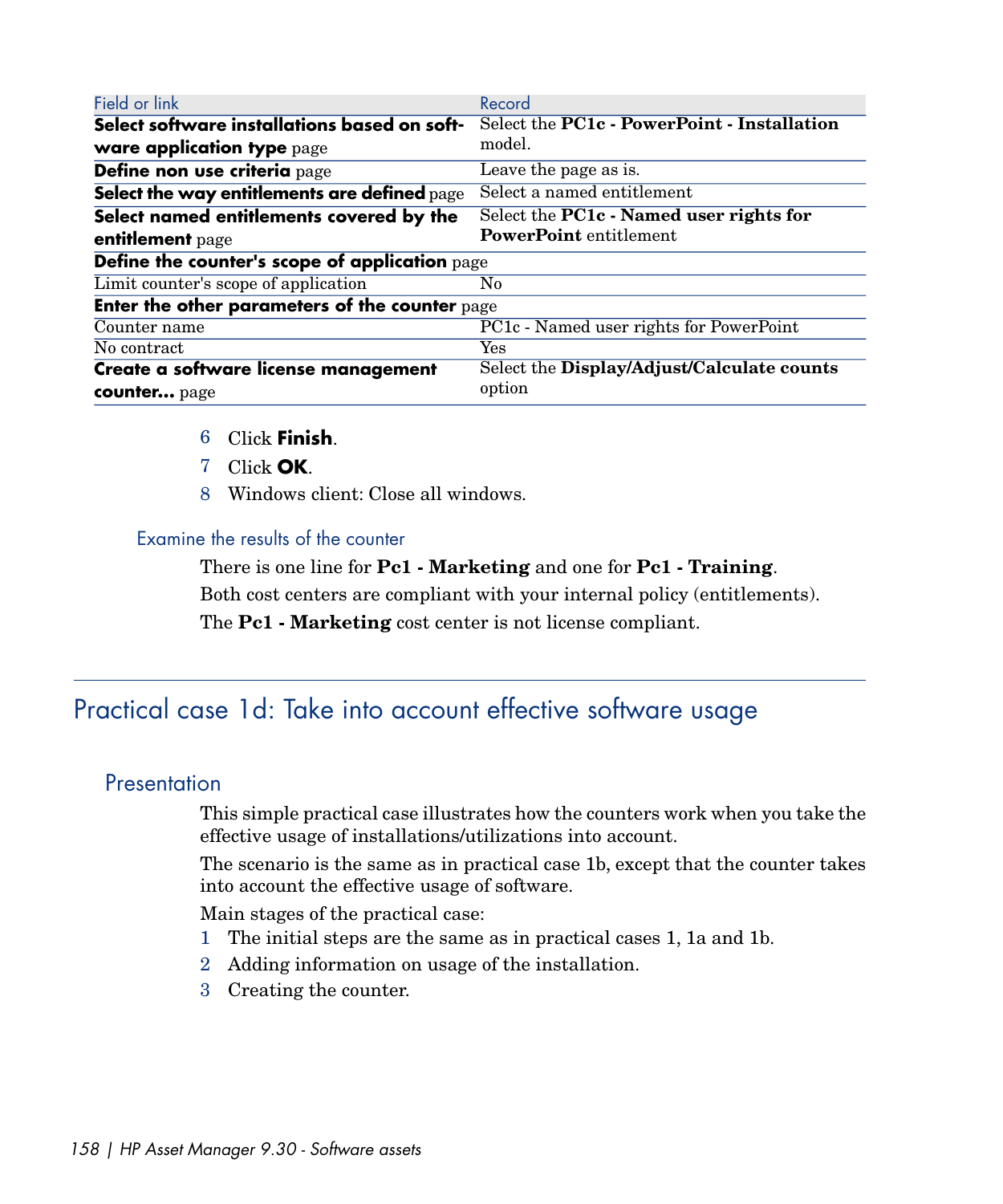| Field or link | Record |
| --- | --- |
| **Select software installations based on software application type** page | Select the **PC1c - PowerPoint - Installation** model. |
| **Define non use criteria** page | Leave the page as is. |
| **Select the way entitlements are defined** page | Select a named entitlement |
| **Select named entitlements covered by the entitlement** page | Select the **PC1c - Named user rights for PowerPoint** entitlement |
| **Define the counter's scope of application** page | |
| Limit counter's scope of application | No |
| **Enter the other parameters of the counter** page | |
| Counter name | PC1c - Named user rights for PowerPoint |
| No contract | Yes |
| **Create a software license management counter...** page | Select the **Display/Adjust/Calculate counts** option |

6 Click **Finish**.
7 Click **OK**.
8 Windows client: Close all windows.

### Examine the results of the counter

There is one line for **Pc1 - Marketing** and one for **Pc1 - Training**.

Both cost centers are compliant with your internal policy (entitlements).

The **Pc1 - Marketing** cost center is not license compliant.

# Practical case 1d: Take into account effective software usage

## Presentation

This simple practical case illustrates how the counters work when you take the effective usage of installations/utilizations into account.

The scenario is the same as in practical case 1b, except that the counter takes into account the effective usage of software.

Main stages of the practical case:

1 The initial steps are the same as in practical cases 1, 1a and 1b.
2 Adding information on usage of the installation.
3 Creating the counter.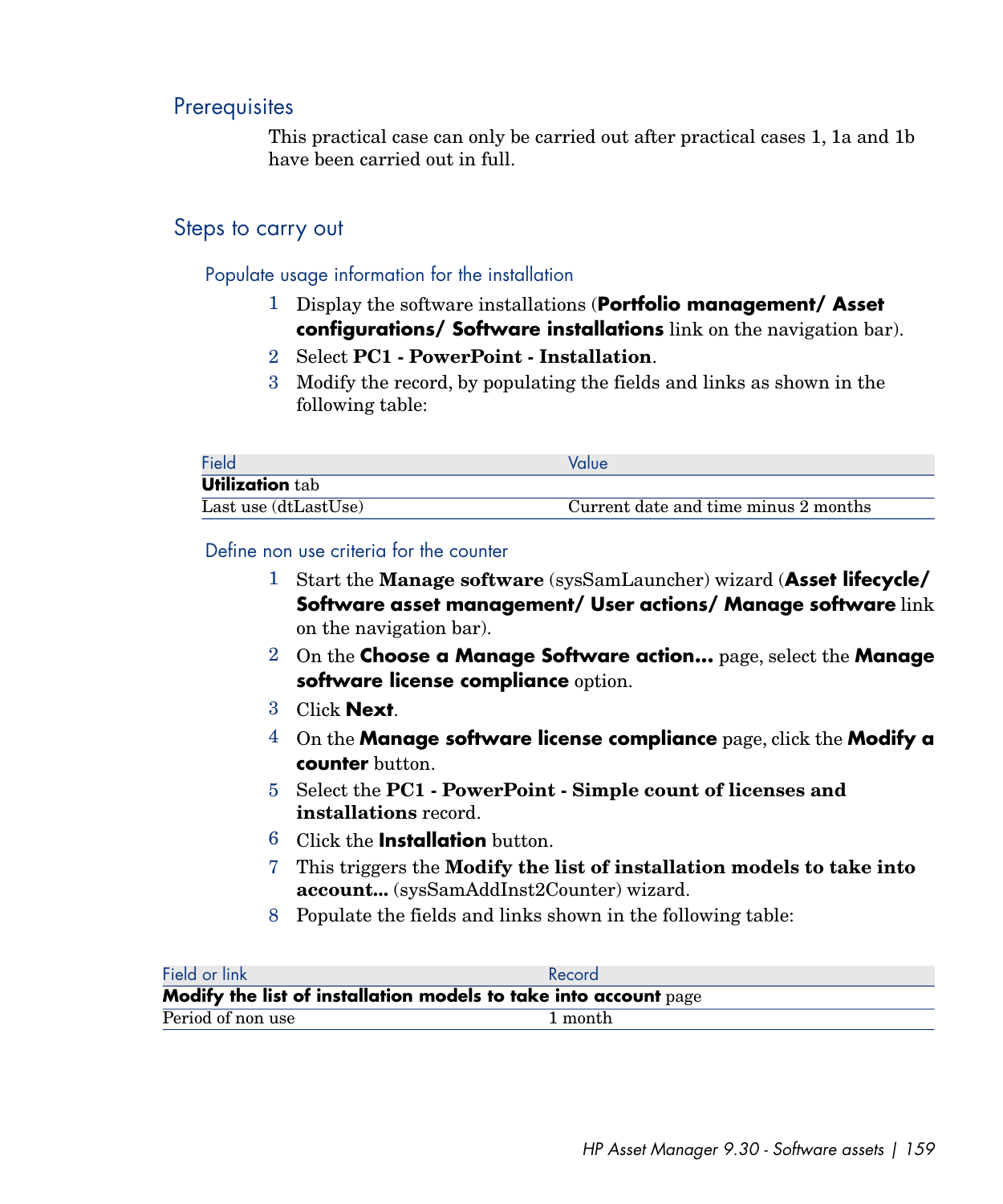## Prerequisites

This practical case can only be carried out after practical cases 1, 1a and 1b have been carried out in full.

## Steps to carry out

### Populate usage information for the installation

1. Display the software installations (**Portfolio management/ Asset configurations/ Software installations** link on the navigation bar).
2. Select **PC1 - PowerPoint - Installation**.
3. Modify the record, by populating the fields and links as shown in the following table:

| Field | Value |
|---|---|
| **Utilization** tab | |
| Last use (dtLastUse) | Current date and time minus 2 months |

### Define non use criteria for the counter

1. Start the **Manage software** (sysSamLauncher) wizard (**Asset lifecycle/ Software asset management/ User actions/ Manage software** link on the navigation bar).
2. On the **Choose a Manage Software action...** page, select the **Manage software license compliance** option.
3. Click **Next**.
4. On the **Manage software license compliance** page, click the **Modify a counter** button.
5. Select the **PC1 - PowerPoint - Simple count of licenses and installations** record.
6. Click the **Installation** button.
7. This triggers the **Modify the list of installation models to take into account...** (sysSamAddInst2Counter) wizard.
8. Populate the fields and links shown in the following table:

| Field or link | Record |
|---|---|
| **Modify the list of installation models to take into account** page | |
| Period of non use | 1 month |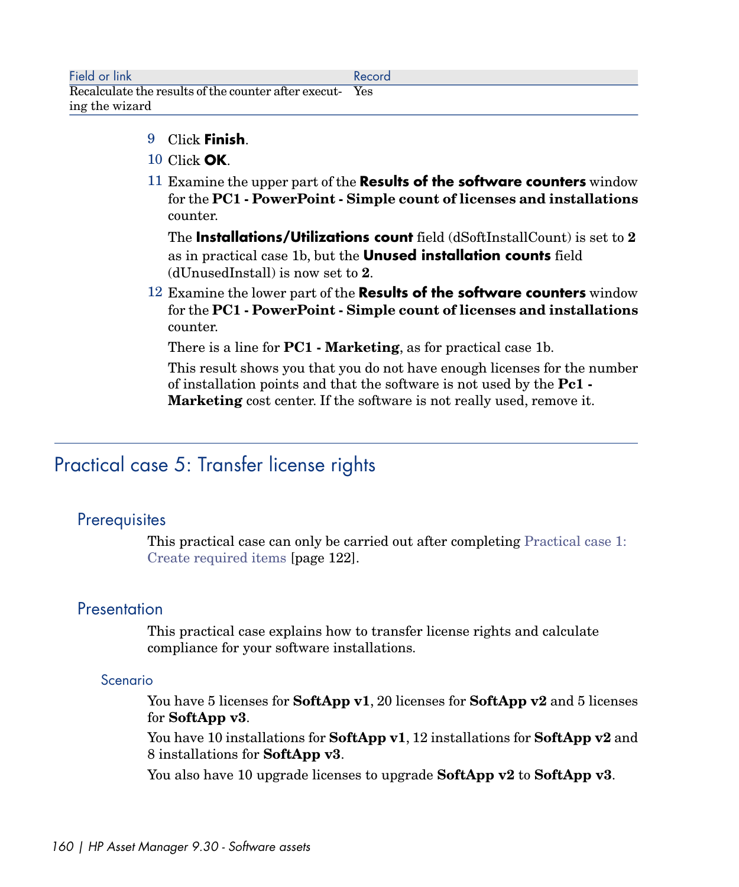| Field or link | Record |
|---|---|
| Recalculate the results of the counter after executing the wizard | Yes |

9 Click **Finish**.

10 Click **OK**.

11 Examine the upper part of the **Results of the software counters** window for the **PC1 - PowerPoint - Simple count of licenses and installations** counter.

The **Installations/Utilizations count** field (dSoftInstallCount) is set to **2** as in practical case 1b, but the **Unused installation counts** field (dUnusedInstall) is now set to **2**.

12 Examine the lower part of the **Results of the software counters** window for the **PC1 - PowerPoint - Simple count of licenses and installations** counter.

There is a line for **PC1 - Marketing**, as for practical case 1b.

This result shows you that you do not have enough licenses for the number of installation points and that the software is not used by the **Pc1 - Marketing** cost center. If the software is not really used, remove it.

## Practical case 5: Transfer license rights

### Prerequisites

This practical case can only be carried out after completing Practical case 1: Create required items [page 122].

### Presentation

This practical case explains how to transfer license rights and calculate compliance for your software installations.

#### Scenario

You have 5 licenses for **SoftApp v1**, 20 licenses for **SoftApp v2** and 5 licenses for **SoftApp v3**.

You have 10 installations for **SoftApp v1**, 12 installations for **SoftApp v2** and 8 installations for **SoftApp v3**.

You also have 10 upgrade licenses to upgrade **SoftApp v2** to **SoftApp v3**.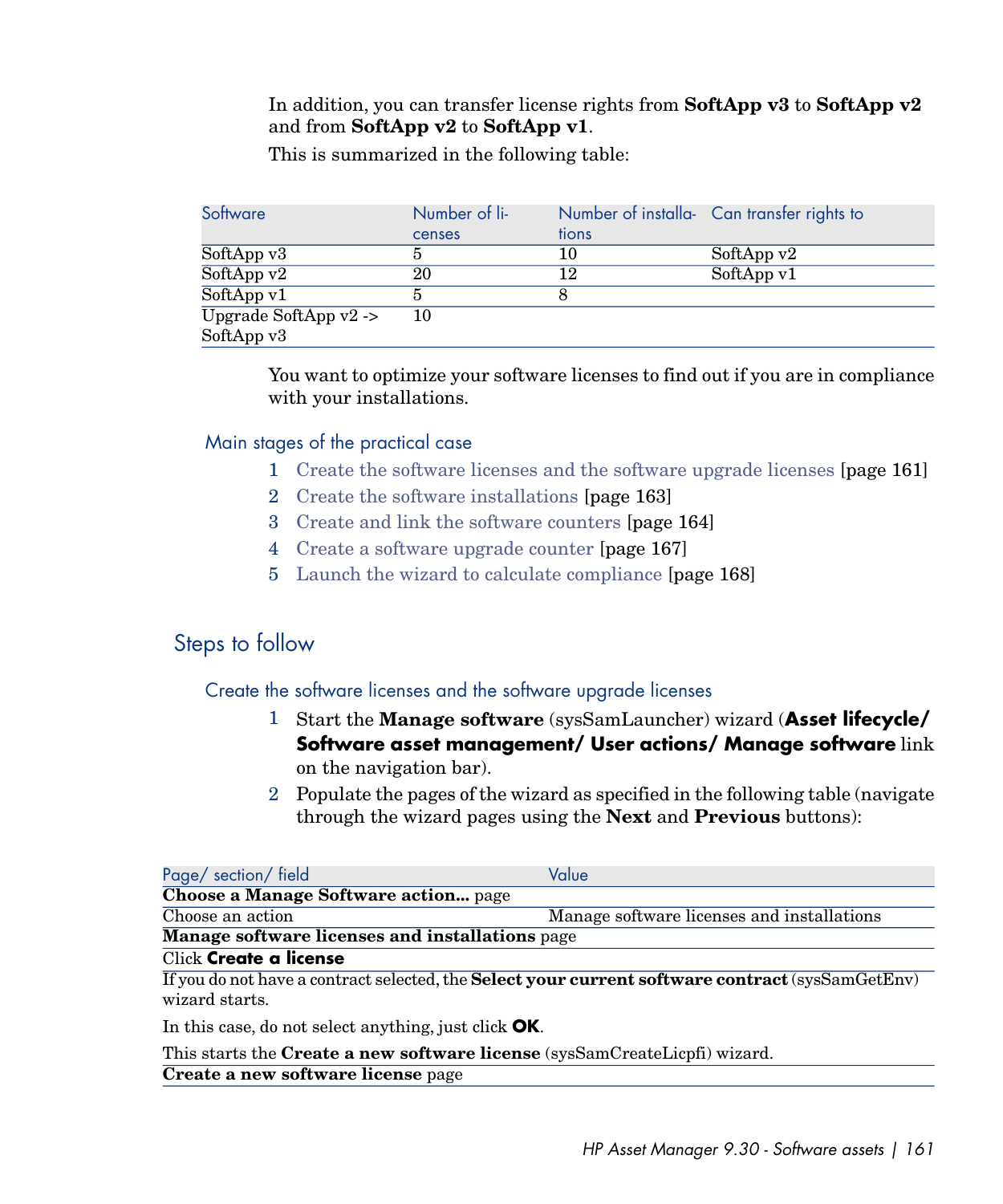In addition, you can transfer license rights from **SoftApp v3** to **SoftApp v2** and from **SoftApp v2** to **SoftApp v1**.

This is summarized in the following table:

| Software | Number of licenses | Number of installations | Can transfer rights to |
|---|---|---|---|
| SoftApp v3 | 5 | 10 | SoftApp v2 |
| SoftApp v2 | 20 | 12 | SoftApp v1 |
| SoftApp v1 | 5 | 8 | |
| Upgrade SoftApp v2 -> SoftApp v3 | 10 | | |

You want to optimize your software licenses to find out if you are in compliance with your installations.

### Main stages of the practical case

1. Create the software licenses and the software upgrade licenses [page 161]
2. Create the software installations [page 163]
3. Create and link the software counters [page 164]
4. Create a software upgrade counter [page 167]
5. Launch the wizard to calculate compliance [page 168]

## Steps to follow

### Create the software licenses and the software upgrade licenses

1. Start the **Manage software** (sysSamLauncher) wizard (**Asset lifecycle/ Software asset management/ User actions/ Manage software** link on the navigation bar).
2. Populate the pages of the wizard as specified in the following table (navigate through the wizard pages using the **Next** and **Previous** buttons):

| Page/ section/ field | Value |
|---|---|
| **Choose a Manage Software action...** page | |
| Choose an action | Manage software licenses and installations |
| **Manage software licenses and installations** page | |
| Click **Create a license** | |
| If you do not have a contract selected, the **Select your current software contract** (sysSamGetEnv) wizard starts.<br><br>In this case, do not select anything, just click **OK**.<br><br>This starts the **Create a new software license** (sysSamCreateLicpfi) wizard. | |
| **Create a new software license** page | |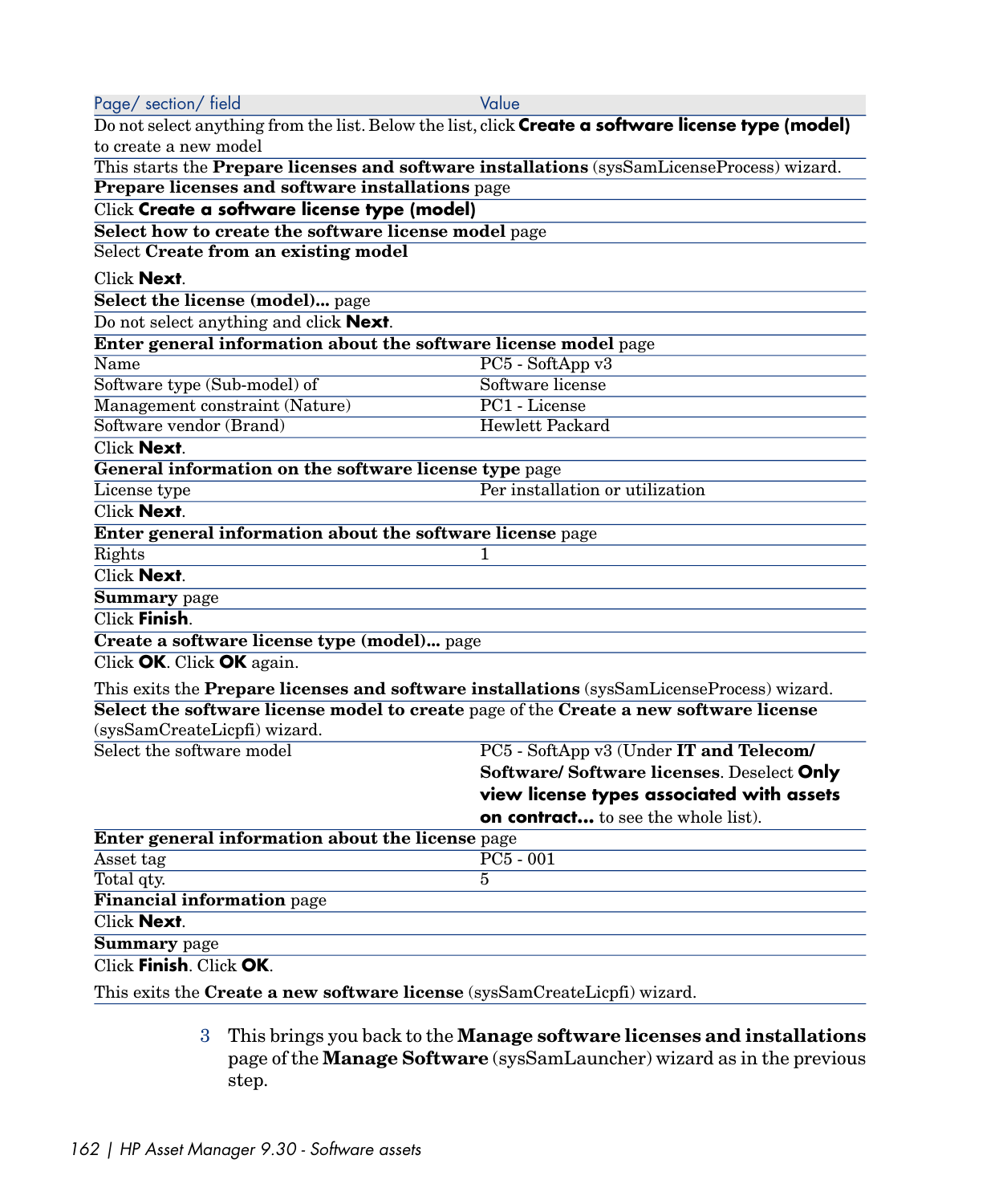| Page/ section/ field | Value |
|---|---|
| Do not select anything from the list. Below the list, click **Create a software license type (model)** to create a new model | |
| This starts the **Prepare licenses and software installations** (sysSamLicenseProcess) wizard. | |
| **Prepare licenses and software installations** page | |
| Click **Create a software license type (model)** | |
| **Select how to create the software license model** page | |
| Select **Create from an existing model**<br><br>Click **Next**. | |
| **Select the license (model)...** page | |
| Do not select anything and click **Next**. | |
| **Enter general information about the software license model** page | |
| Name | PC5 - SoftApp v3 |
| Software type (Sub-model) of | Software license |
| Management constraint (Nature) | PC1 - License |
| Software vendor (Brand) | Hewlett Packard |
| Click **Next**. | |
| **General information on the software license type** page | |
| License type | Per installation or utilization |
| Click **Next**. | |
| **Enter general information about the software license** page | |
| Rights | 1 |
| Click **Next**. | |
| **Summary** page | |
| Click **Finish**. | |
| **Create a software license type (model)...** page | |
| Click **OK**. Click **OK** again.<br><br>This exits the **Prepare licenses and software installations** (sysSamLicenseProcess) wizard. | |
| **Select the software license model to create** page of the **Create a new software license** (sysSamCreateLicpfi) wizard. | |
| Select the software model | PC5 - SoftApp v3 (Under **IT and Telecom/ Software/ Software licenses**. Deselect **Only view license types associated with assets on contract...** to see the whole list). |
| **Enter general information about the license** page | |
| Asset tag | PC5 - 001 |
| Total qty. | 5 |
| **Financial information** page | |
| Click **Next**. | |
| **Summary** page | |
| Click **Finish**. Click **OK**.<br><br>This exits the **Create a new software license** (sysSamCreateLicpfi) wizard. | |

3 This brings you back to the **Manage software licenses and installations** page of the **Manage Software** (sysSamLauncher) wizard as in the previous step.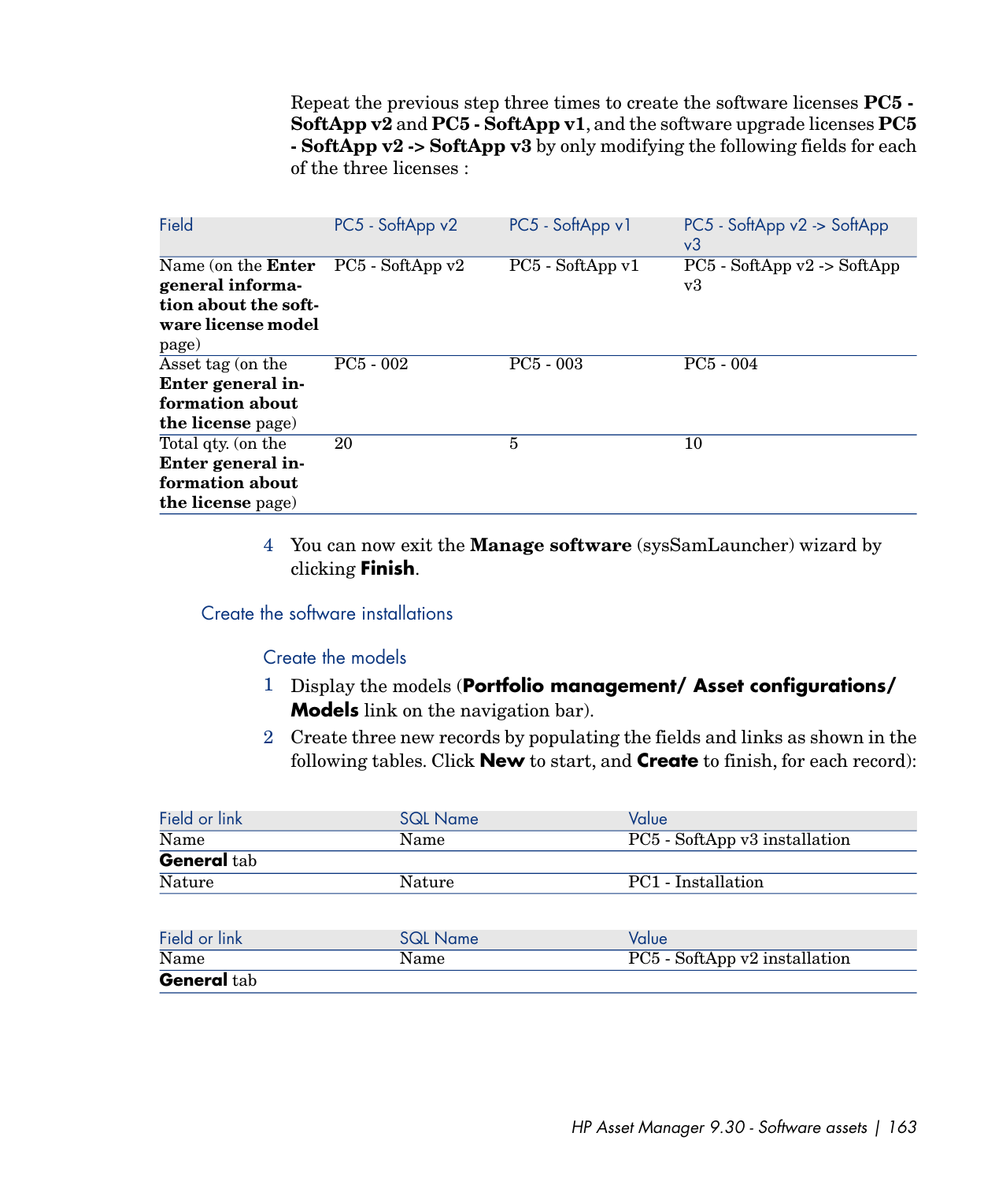Repeat the previous step three times to create the software licenses **PC5 - SoftApp v2** and **PC5 - SoftApp v1**, and the software upgrade licenses **PC5 - SoftApp v2 -> SoftApp v3** by only modifying the following fields for each of the three licenses :

| Field | PC5 - SoftApp v2 | PC5 - SoftApp v1 | PC5 - SoftApp v2 -> SoftApp v3 |
|---|---|---|---|
| Name (on the **Enter general information about the software license model** page) | PC5 - SoftApp v2 | PC5 - SoftApp v1 | PC5 - SoftApp v2 -> SoftApp v3 |
| Asset tag (on the **Enter general information about the license** page) | PC5 - 002 | PC5 - 003 | PC5 - 004 |
| Total qty. (on the **Enter general information about the license** page) | 20 | 5 | 10 |

4 You can now exit the **Manage software** (sysSamLauncher) wizard by clicking **Finish**.

### Create the software installations

#### Create the models

1 Display the models (**Portfolio management/ Asset configurations/ Models** link on the navigation bar).

2 Create three new records by populating the fields and links as shown in the following tables. Click **New** to start, and **Create** to finish, for each record):

| Field or link | SQL Name | Value |
|---|---|---|
| Name | Name | PC5 - SoftApp v3 installation |
| **General** tab | | |
| Nature | Nature | PC1 - Installation |

| Field or link | SQL Name | Value |
|---|---|---|
| Name | Name | PC5 - SoftApp v2 installation |
| **General** tab | | |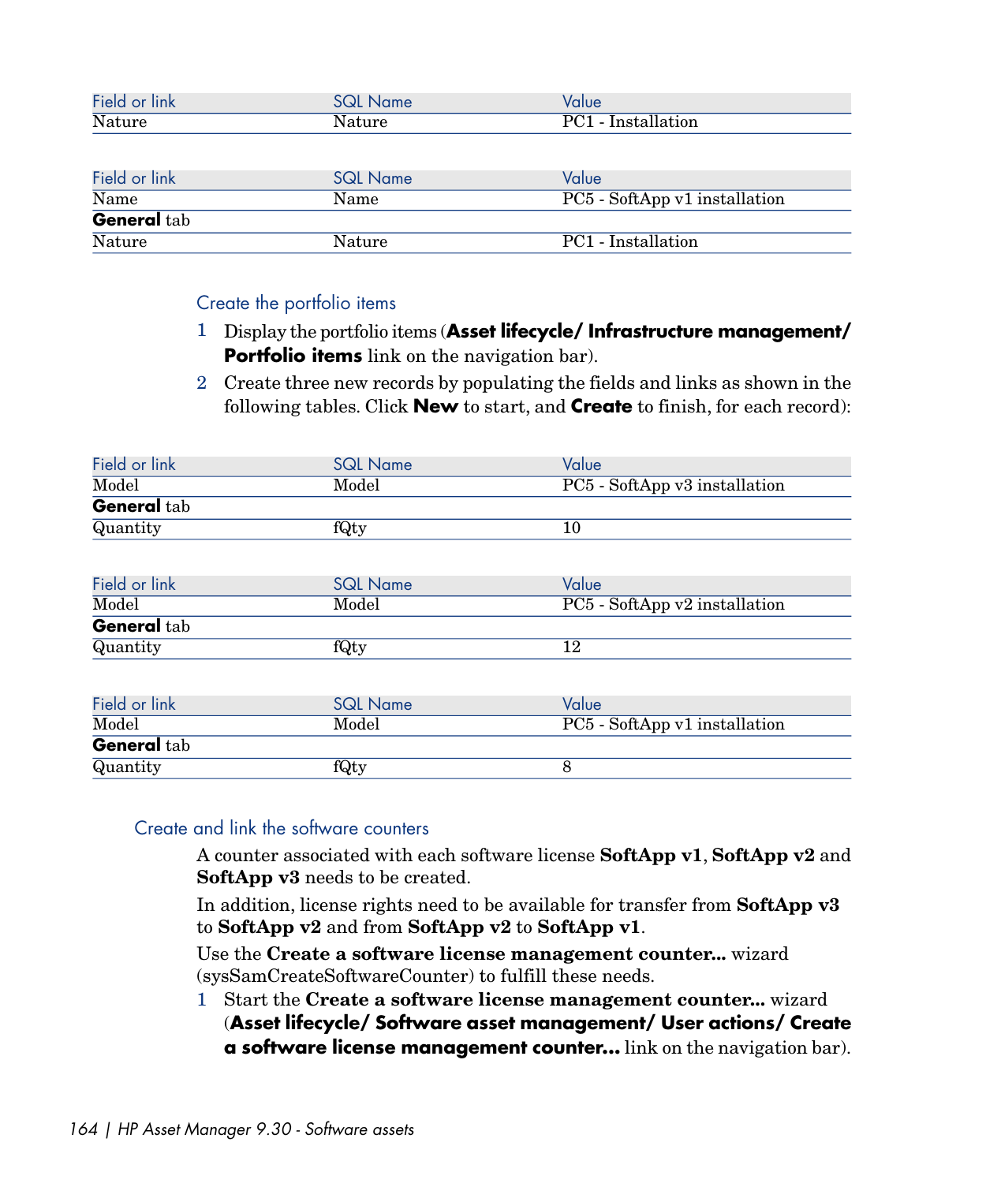| Field or link | SQL Name | Value |
|---|---|---|
| Nature | Nature | PC1 - Installation |

| Field or link | SQL Name | Value |
|---|---|---|
| Name | Name | PC5 - SoftApp v1 installation |
| **General** tab | | |
| Nature | Nature | PC1 - Installation |

### Create the portfolio items

1 Display the portfolio items (**Asset lifecycle/ Infrastructure management/ Portfolio items** link on the navigation bar).

2 Create three new records by populating the fields and links as shown in the following tables. Click **New** to start, and **Create** to finish, for each record):

| Field or link | SQL Name | Value |
|---|---|---|
| Model | Model | PC5 - SoftApp v3 installation |
| **General** tab | | |
| Quantity | fQty | 10 |

| Field or link | SQL Name | Value |
|---|---|---|
| Model | Model | PC5 - SoftApp v2 installation |
| **General** tab | | |
| Quantity | fQty | 12 |

| Field or link | SQL Name | Value |
|---|---|---|
| Model | Model | PC5 - SoftApp v1 installation |
| **General** tab | | |
| Quantity | fQty | 8 |

### Create and link the software counters

A counter associated with each software license **SoftApp v1**, **SoftApp v2** and **SoftApp v3** needs to be created.

In addition, license rights need to be available for transfer from **SoftApp v3** to **SoftApp v2** and from **SoftApp v2** to **SoftApp v1**.

Use the **Create a software license management counter...** wizard (sysSamCreateSoftwareCounter) to fulfill these needs.

1 Start the **Create a software license management counter...** wizard (**Asset lifecycle/ Software asset management/ User actions/ Create a software license management counter...** link on the navigation bar).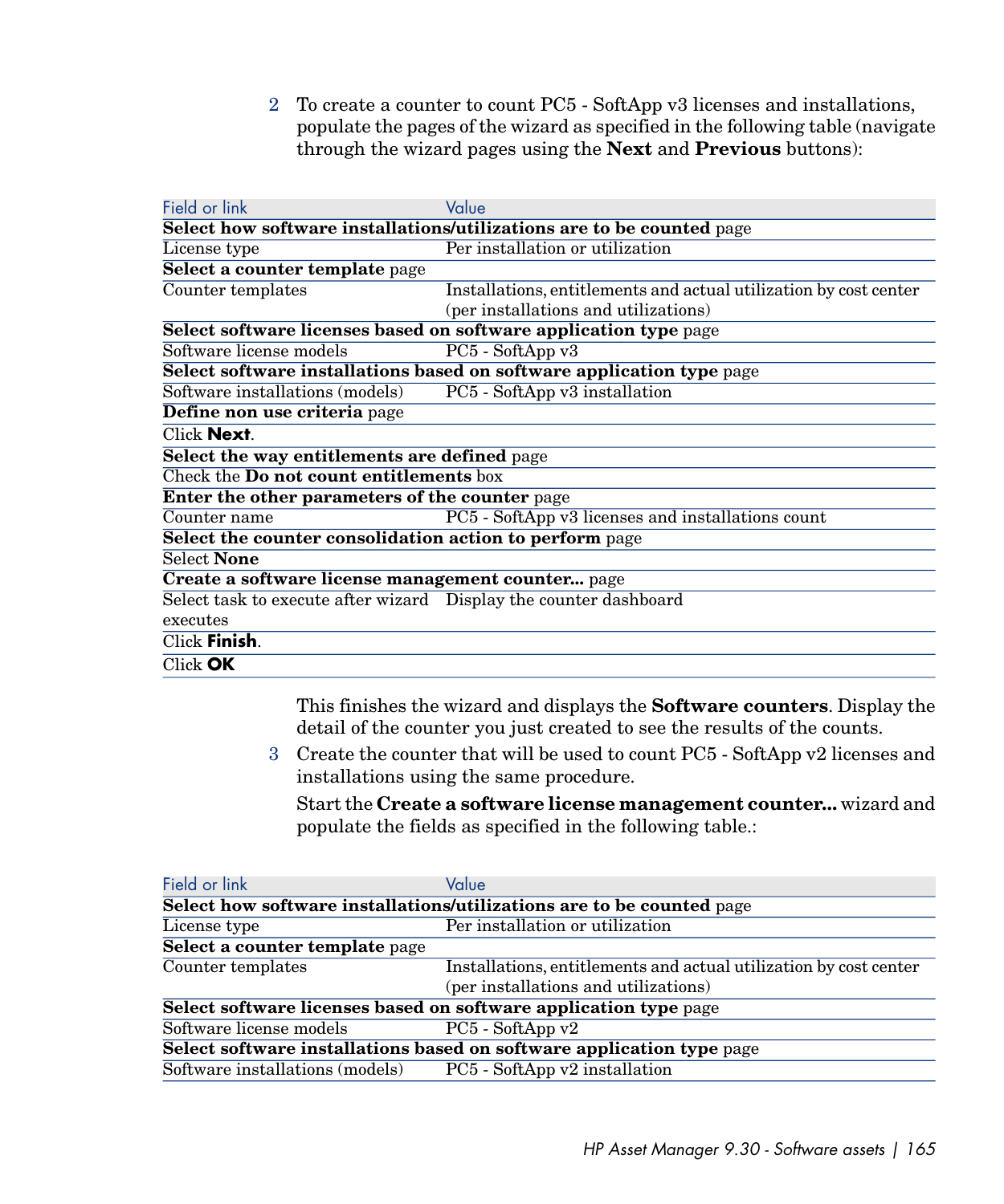2 To create a counter to count PC5 - SoftApp v3 licenses and installations, populate the pages of the wizard as specified in the following table (navigate through the wizard pages using the **Next** and **Previous** buttons):

| Field or link | Value |
|---|---|
| **Select how software installations/utilizations are to be counted** page | |
| License type | Per installation or utilization |
| **Select a counter template** page | |
| Counter templates | Installations, entitlements and actual utilization by cost center (per installations and utilizations) |
| **Select software licenses based on software application type** page | |
| Software license models | PC5 - SoftApp v3 |
| **Select software installations based on software application type** page | |
| Software installations (models) | PC5 - SoftApp v3 installation |
| **Define non use criteria** page | |
| Click **Next**. | |
| **Select the way entitlements are defined** page | |
| Check the **Do not count entitlements** box | |
| **Enter the other parameters of the counter** page | |
| Counter name | PC5 - SoftApp v3 licenses and installations count |
| **Select the counter consolidation action to perform** page | |
| Select **None** | |
| **Create a software license management counter...** page | |
| Select task to execute after wizard executes | Display the counter dashboard |
| Click **Finish**. | |
| Click **OK** | |

This finishes the wizard and displays the **Software counters**. Display the detail of the counter you just created to see the results of the counts.

3 Create the counter that will be used to count PC5 - SoftApp v2 licenses and installations using the same procedure.

Start the **Create a software license management counter...** wizard and populate the fields as specified in the following table.:

| Field or link | Value |
|---|---|
| **Select how software installations/utilizations are to be counted** page | |
| License type | Per installation or utilization |
| **Select a counter template** page | |
| Counter templates | Installations, entitlements and actual utilization by cost center (per installations and utilizations) |
| **Select software licenses based on software application type** page | |
| Software license models | PC5 - SoftApp v2 |
| **Select software installations based on software application type** page | |
| Software installations (models) | PC5 - SoftApp v2 installation |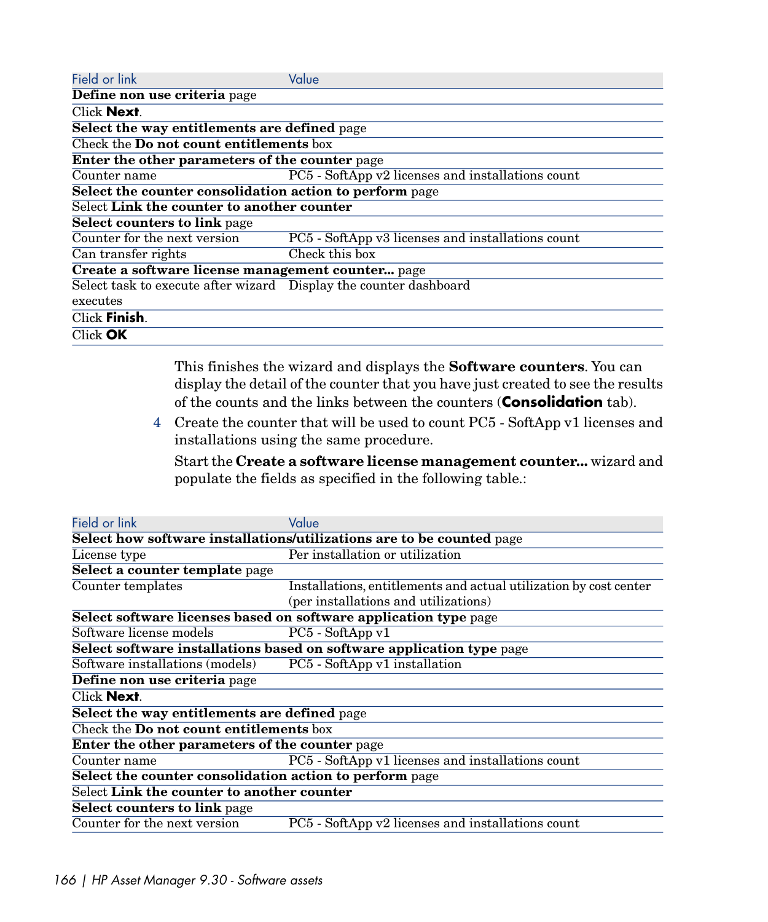| Field or link | Value |
|---|---|
| **Define non use criteria** page | |
| Click **Next**. | |
| **Select the way entitlements are defined** page | |
| Check the **Do not count entitlements** box | |
| **Enter the other parameters of the counter** page | |
| Counter name | PC5 - SoftApp v2 licenses and installations count |
| **Select the counter consolidation action to perform** page | |
| Select **Link the counter to another counter** | |
| **Select counters to link** page | |
| Counter for the next version | PC5 - SoftApp v3 licenses and installations count |
| Can transfer rights | Check this box |
| **Create a software license management counter...** page | |
| Select task to execute after wizard executes | Display the counter dashboard |
| Click **Finish**. | |
| Click **OK** | |

This finishes the wizard and displays the **Software counters**. You can display the detail of the counter that you have just created to see the results of the counts and the links between the counters (**Consolidation** tab).

4 Create the counter that will be used to count PC5 - SoftApp v1 licenses and installations using the same procedure.

Start the **Create a software license management counter...** wizard and populate the fields as specified in the following table.:

| Field or link | Value |
|---|---|
| **Select how software installations/utilizations are to be counted** page | |
| License type | Per installation or utilization |
| **Select a counter template** page | |
| Counter templates | Installations, entitlements and actual utilization by cost center (per installations and utilizations) |
| **Select software licenses based on software application type** page | |
| Software license models | PC5 - SoftApp v1 |
| **Select software installations based on software application type** page | |
| Software installations (models) | PC5 - SoftApp v1 installation |
| **Define non use criteria** page | |
| Click **Next**. | |
| **Select the way entitlements are defined** page | |
| Check the **Do not count entitlements** box | |
| **Enter the other parameters of the counter** page | |
| Counter name | PC5 - SoftApp v1 licenses and installations count |
| **Select the counter consolidation action to perform** page | |
| Select **Link the counter to another counter** | |
| **Select counters to link** page | |
| Counter for the next version | PC5 - SoftApp v2 licenses and installations count |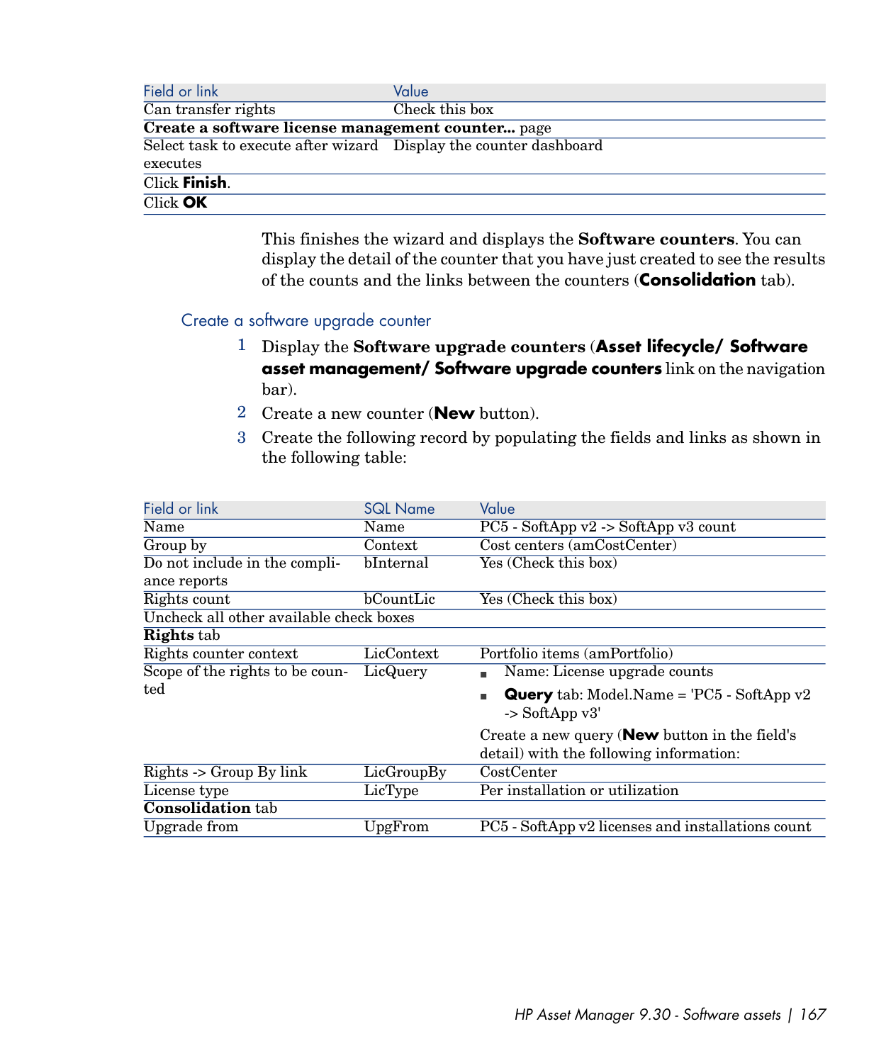| Field or link | Value |
|---|---|
| Can transfer rights | Check this box |
| **Create a software license management counter...** page | |
| Select task to execute after wizard executes | Display the counter dashboard |
| Click **Finish**. | |
| Click **OK** | |

This finishes the wizard and displays the **Software counters**. You can display the detail of the counter that you have just created to see the results of the counts and the links between the counters (**Consolidation** tab).

### Create a software upgrade counter

1 Display the **Software upgrade counters** (**Asset lifecycle/ Software asset management/ Software upgrade counters** link on the navigation bar).

2 Create a new counter (**New** button).

3 Create the following record by populating the fields and links as shown in the following table:

| Field or link | SQL Name | Value |
|---|---|---|
| Name | Name | PC5 - SoftApp v2 -> SoftApp v3 count |
| Group by | Context | Cost centers (amCostCenter) |
| Do not include in the compliance reports | bInternal | Yes (Check this box) |
| Rights count | bCountLic | Yes (Check this box) |
| Uncheck all other available check boxes | | |
| **Rights** tab | | |
| Rights counter context | LicContext | Portfolio items (amPortfolio) |
| Scope of the rights to be counted | LicQuery | <ul><li>Name: License upgrade counts</li><li>**Query** tab: Model.Name = 'PC5 - SoftApp v2 -> SoftApp v3'</li></ul>Create a new query (**New** button in the field's detail) with the following information: |
| Rights -> Group By link | LicGroupBy | CostCenter |
| License type | LicType | Per installation or utilization |
| **Consolidation** tab | | |
| Upgrade from | UpgFrom | PC5 - SoftApp v2 licenses and installations count |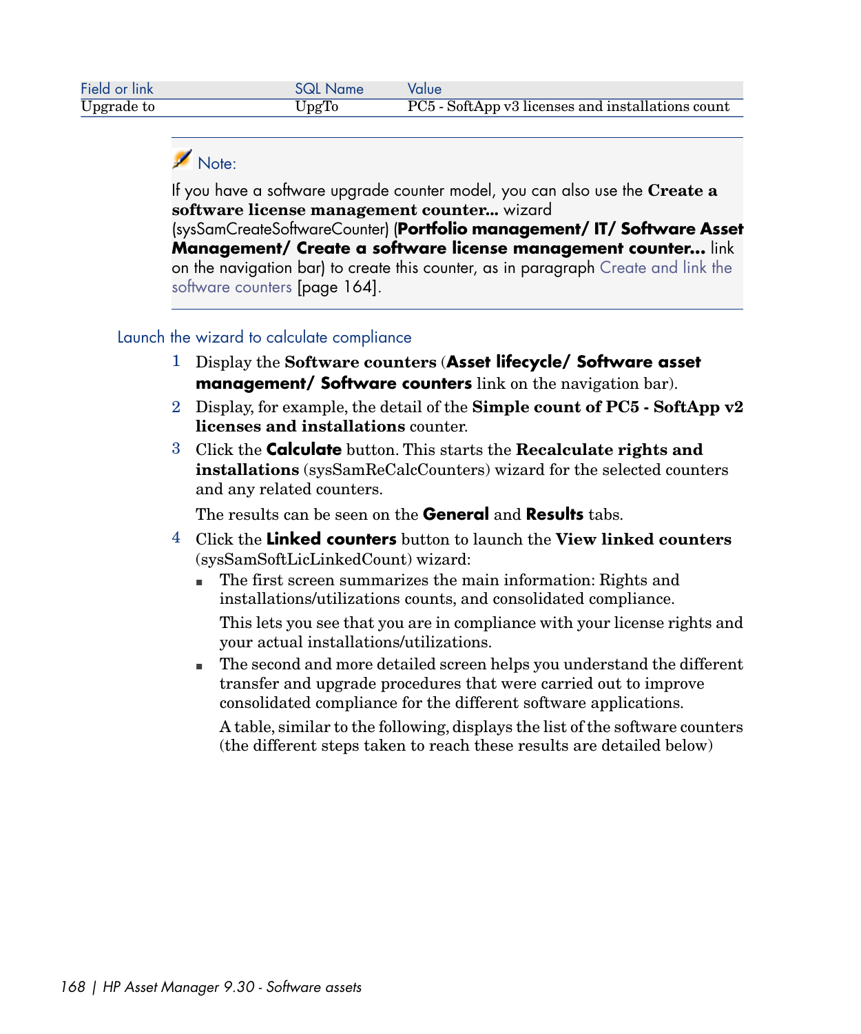| Field or link | SQL Name | Value |
|---|---|---|
| Upgrade to | UpgTo | PC5 - SoftApp v3 licenses and installations count |

> **Note:**
>
> If you have a software upgrade counter model, you can also use the **Create a software license management counter...** wizard (sysSamCreateSoftwareCounter) (**Portfolio management/ IT/ Software Asset Management/ Create a software license management counter...** link on the navigation bar) to create this counter, as in paragraph Create and link the software counters [page 164].

### Launch the wizard to calculate compliance

1. Display the **Software counters** (**Asset lifecycle/ Software asset management/ Software counters** link on the navigation bar).
2. Display, for example, the detail of the **Simple count of PC5 - SoftApp v2 licenses and installations** counter.
3. Click the **Calculate** button. This starts the **Recalculate rights and installations** (sysSamReCalcCounters) wizard for the selected counters and any related counters.

   The results can be seen on the **General** and **Results** tabs.
4. Click the **Linked counters** button to launch the **View linked counters** (sysSamSoftLicLinkedCount) wizard:
   - The first screen summarizes the main information: Rights and installations/utilizations counts, and consolidated compliance.

     This lets you see that you are in compliance with your license rights and your actual installations/utilizations.
   - The second and more detailed screen helps you understand the different transfer and upgrade procedures that were carried out to improve consolidated compliance for the different software applications.

     A table, similar to the following, displays the list of the software counters (the different steps taken to reach these results are detailed below)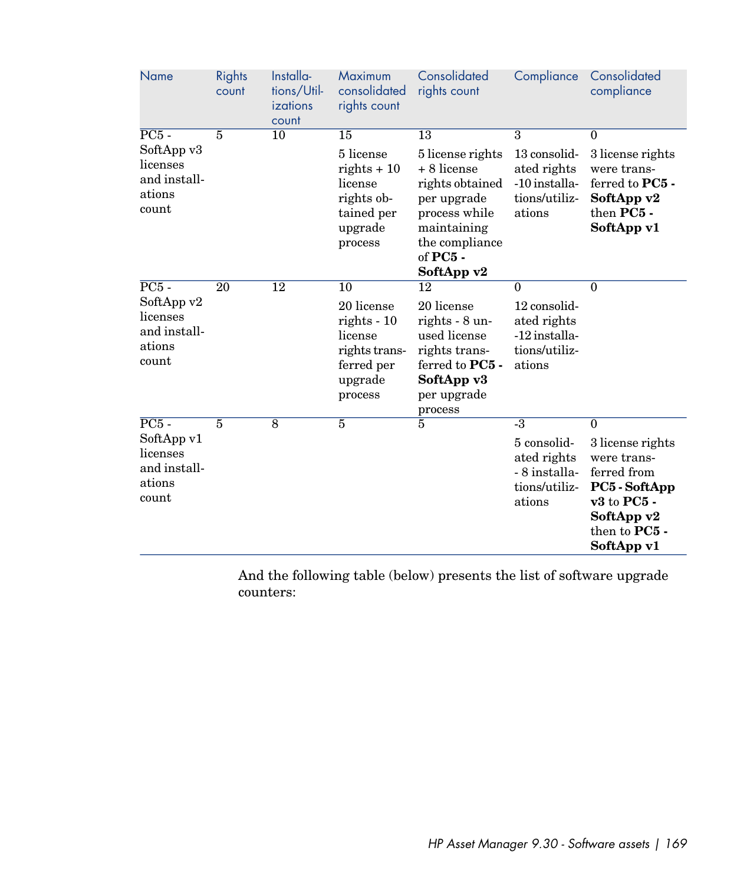| Name | Rights count | Installations/Utilizations count | Maximum consolidated rights count | Consolidated rights count | Compliance | Consolidated compliance |
|---|---|---|---|---|---|---|
| PC5 - SoftApp v3 licenses and installations count | 5 | 10 | 15<br>5 license rights + 10 license rights obtained per upgrade process | 13<br>5 license rights + 8 license rights obtained per upgrade process while maintaining the compliance of **PC5 - SoftApp v2** | 3<br>13 consolidated rights -10 installations/utilizations | 0<br>3 license rights were transferred to **PC5 - SoftApp v2** then **PC5 - SoftApp v1** |
| PC5 - SoftApp v2 licenses and installations count | 20 | 12 | 10<br>20 license rights - 10 license rights transferred per upgrade process | 12<br>20 license rights - 8 unused license rights transferred to **PC5 - SoftApp v3** per upgrade process | 0<br>12 consolidated rights -12 installations/utilizations | 0 |
| PC5 - SoftApp v1 licenses and installations count | 5 | 8 | 5 | 5 | -3<br>5 consolidated rights - 8 installations/utilizations | 0<br>3 license rights were transferred from **PC5 - SoftApp v3** to **PC5 - SoftApp v2** then to **PC5 - SoftApp v1** |

And the following table (below) presents the list of software upgrade counters: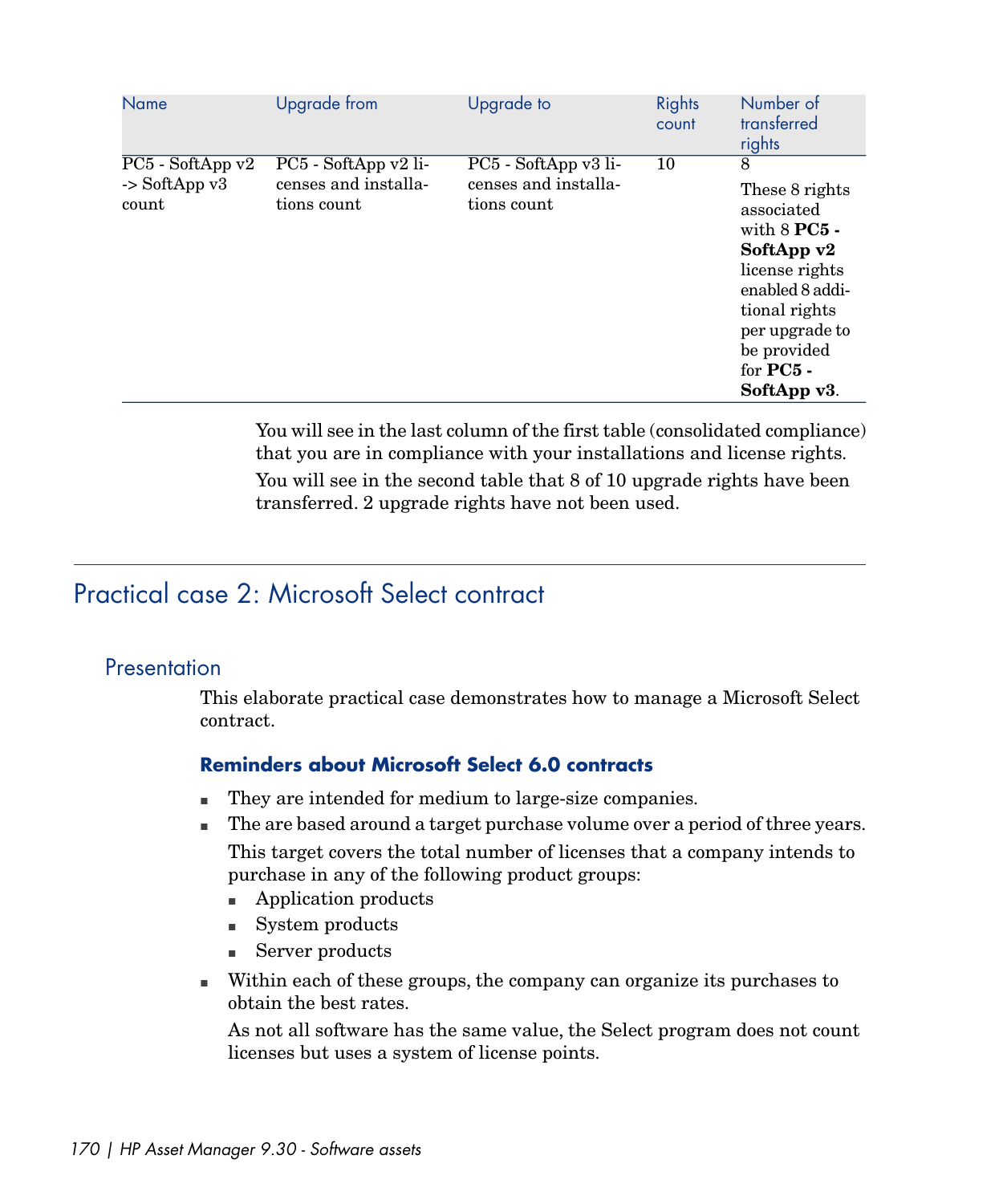| Name | Upgrade from | Upgrade to | Rights count | Number of transferred rights |
|---|---|---|---|---|
| PC5 - SoftApp v2 -> SoftApp v3 count | PC5 - SoftApp v2 licenses and installations count | PC5 - SoftApp v3 licenses and installations count | 10 | 8<br>These 8 rights associated with 8 **PC5 - SoftApp v2** license rights enabled 8 additional rights per upgrade to be provided for **PC5 - SoftApp v3**. |

You will see in the last column of the first table (consolidated compliance) that you are in compliance with your installations and license rights.

You will see in the second table that 8 of 10 upgrade rights have been transferred. 2 upgrade rights have not been used.

# Practical case 2: Microsoft Select contract

## Presentation

This elaborate practical case demonstrates how to manage a Microsoft Select contract.

### Reminders about Microsoft Select 6.0 contracts

- They are intended for medium to large-size companies.
- The are based around a target purchase volume over a period of three years.

  This target covers the total number of licenses that a company intends to purchase in any of the following product groups:
  - Application products
  - System products
  - Server products
- Within each of these groups, the company can organize its purchases to obtain the best rates.

  As not all software has the same value, the Select program does not count licenses but uses a system of license points.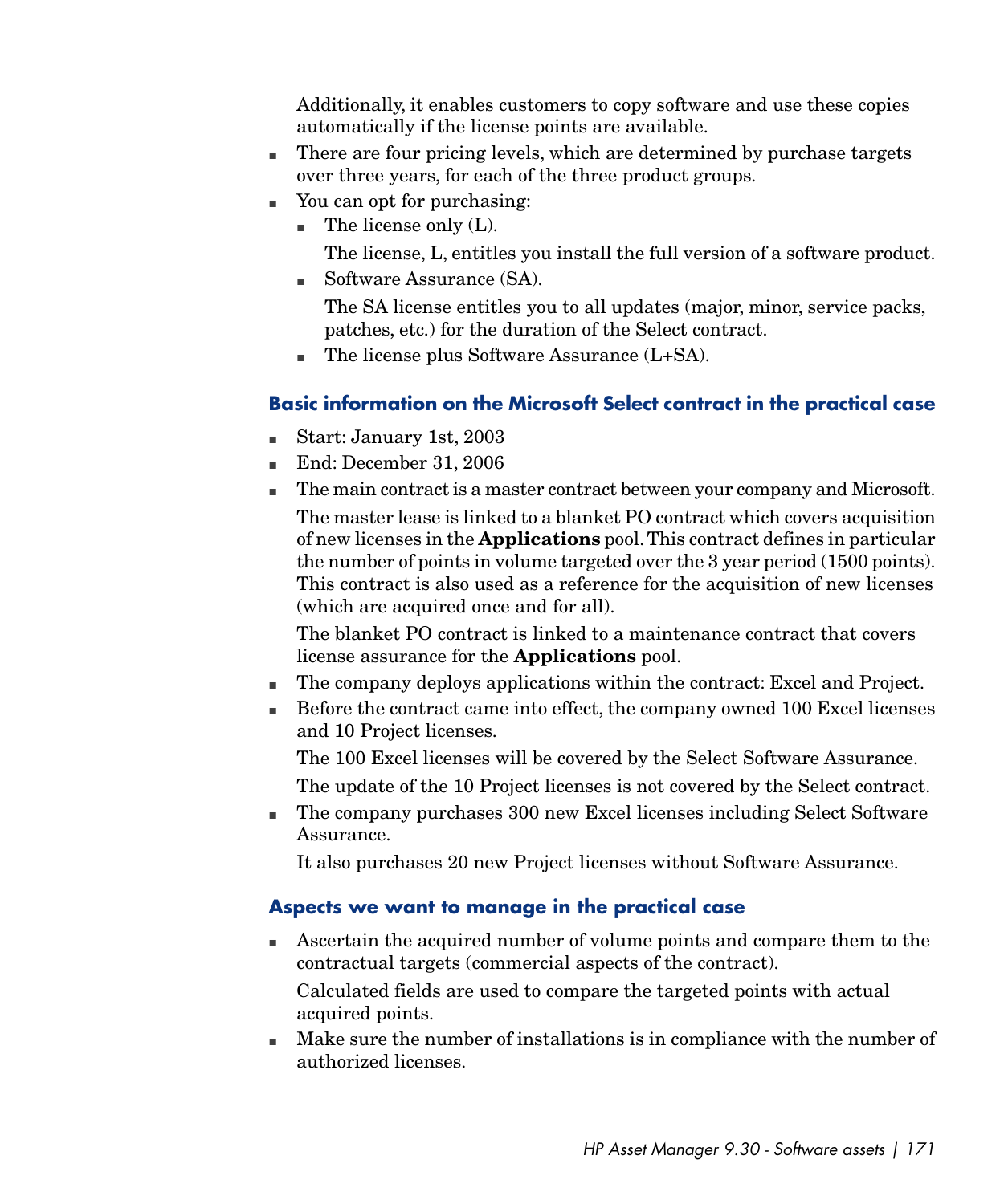Additionally, it enables customers to copy software and use these copies automatically if the license points are available.

- There are four pricing levels, which are determined by purchase targets over three years, for each of the three product groups.
- You can opt for purchasing:
  - The license only (L).

    The license, L, entitles you install the full version of a software product.
  - Software Assurance (SA).

    The SA license entitles you to all updates (major, minor, service packs, patches, etc.) for the duration of the Select contract.
  - The license plus Software Assurance (L+SA).

### Basic information on the Microsoft Select contract in the practical case

- Start: January 1st, 2003
- End: December 31, 2006
- The main contract is a master contract between your company and Microsoft.

  The master lease is linked to a blanket PO contract which covers acquisition of new licenses in the **Applications** pool. This contract defines in particular the number of points in volume targeted over the 3 year period (1500 points). This contract is also used as a reference for the acquisition of new licenses (which are acquired once and for all).

  The blanket PO contract is linked to a maintenance contract that covers license assurance for the **Applications** pool.
- The company deploys applications within the contract: Excel and Project.
- Before the contract came into effect, the company owned 100 Excel licenses and 10 Project licenses.

  The 100 Excel licenses will be covered by the Select Software Assurance.

  The update of the 10 Project licenses is not covered by the Select contract.
- The company purchases 300 new Excel licenses including Select Software Assurance.

  It also purchases 20 new Project licenses without Software Assurance.

### Aspects we want to manage in the practical case

- Ascertain the acquired number of volume points and compare them to the contractual targets (commercial aspects of the contract).

  Calculated fields are used to compare the targeted points with actual acquired points.
- Make sure the number of installations is in compliance with the number of authorized licenses.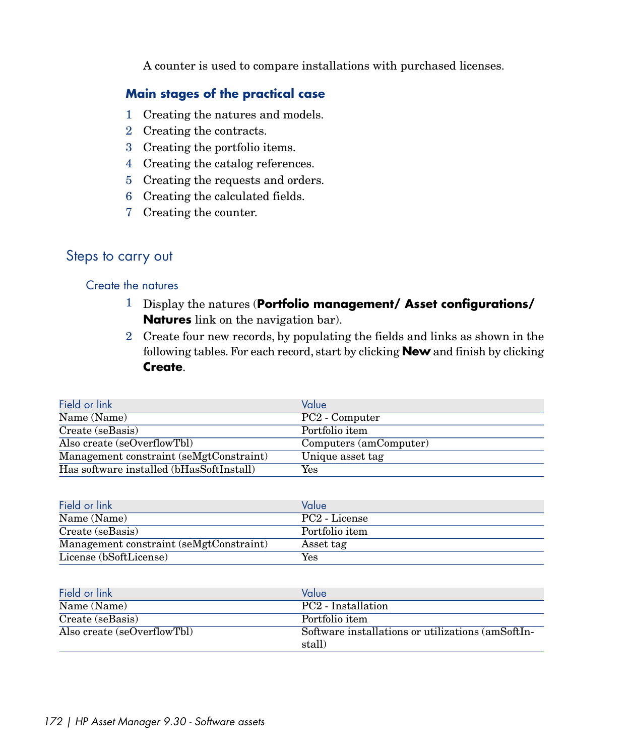A counter is used to compare installations with purchased licenses.

### Main stages of the practical case

1. Creating the natures and models.
2. Creating the contracts.
3. Creating the portfolio items.
4. Creating the catalog references.
5. Creating the requests and orders.
6. Creating the calculated fields.
7. Creating the counter.

## Steps to carry out

### Create the natures

1. Display the natures (**Portfolio management/ Asset configurations/ Natures** link on the navigation bar).
2. Create four new records, by populating the fields and links as shown in the following tables. For each record, start by clicking **New** and finish by clicking **Create**.

| Field or link | Value |
| --- | --- |
| Name (Name) | PC2 - Computer |
| Create (seBasis) | Portfolio item |
| Also create (seOverflowTbl) | Computers (amComputer) |
| Management constraint (seMgtConstraint) | Unique asset tag |
| Has software installed (bHasSoftInstall) | Yes |

| Field or link | Value |
| --- | --- |
| Name (Name) | PC2 - License |
| Create (seBasis) | Portfolio item |
| Management constraint (seMgtConstraint) | Asset tag |
| License (bSoftLicense) | Yes |

| Field or link | Value |
| --- | --- |
| Name (Name) | PC2 - Installation |
| Create (seBasis) | Portfolio item |
| Also create (seOverflowTbl) | Software installations or utilizations (amSoftInstall) |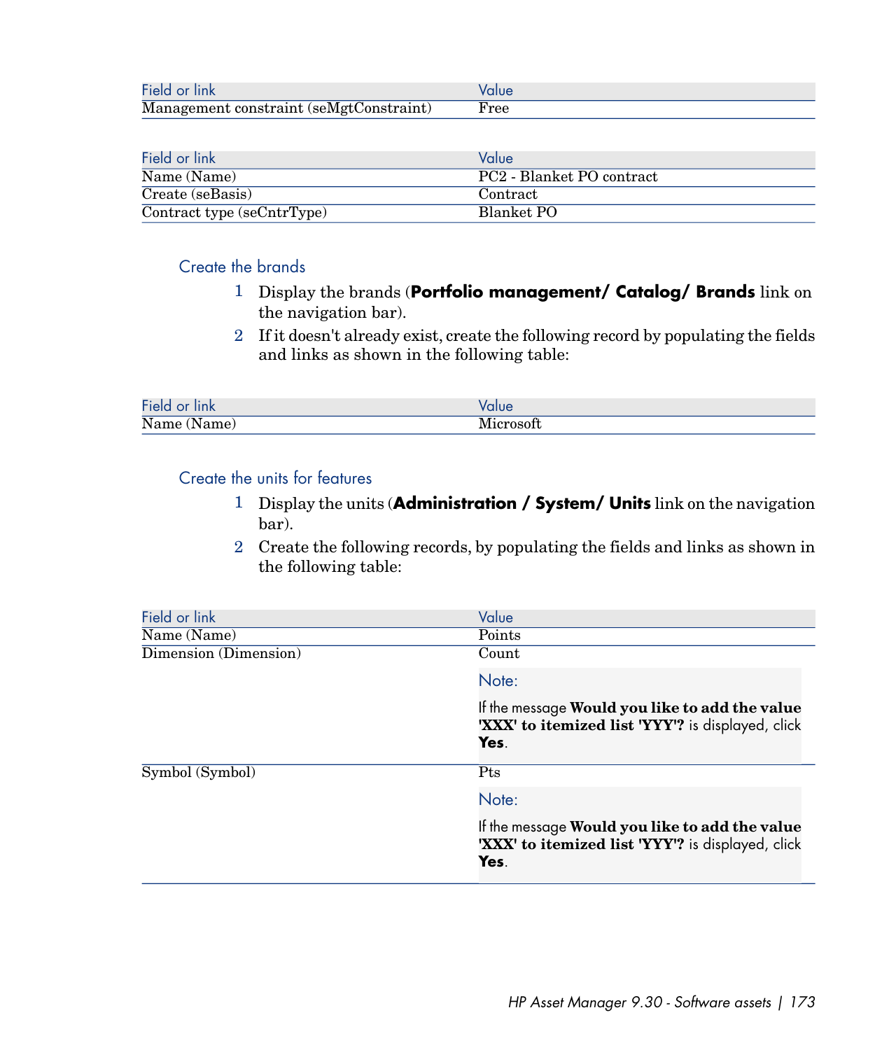| Field or link | Value |
| --- | --- |
| Management constraint (seMgtConstraint) | Free |

| Field or link | Value |
| --- | --- |
| Name (Name) | PC2 - Blanket PO contract |
| Create (seBasis) | Contract |
| Contract type (seCntrType) | Blanket PO |

### Create the brands

1. Display the brands (**Portfolio management/ Catalog/ Brands** link on the navigation bar).
2. If it doesn't already exist, create the following record by populating the fields and links as shown in the following table:

| Field or link | Value |
| --- | --- |
| Name (Name) | Microsoft |

### Create the units for features

1. Display the units (**Administration / System/ Units** link on the navigation bar).
2. Create the following records, by populating the fields and links as shown in the following table:

| Field or link | Value |
| --- | --- |
| Name (Name) | Points |
| Dimension (Dimension) | Count<br><br>Note:<br><br>If the message **Would you like to add the value 'XXX' to itemized list 'YYY'?** is displayed, click **Yes**. |
| Symbol (Symbol) | Pts<br><br>Note:<br><br>If the message **Would you like to add the value 'XXX' to itemized list 'YYY'?** is displayed, click **Yes**. |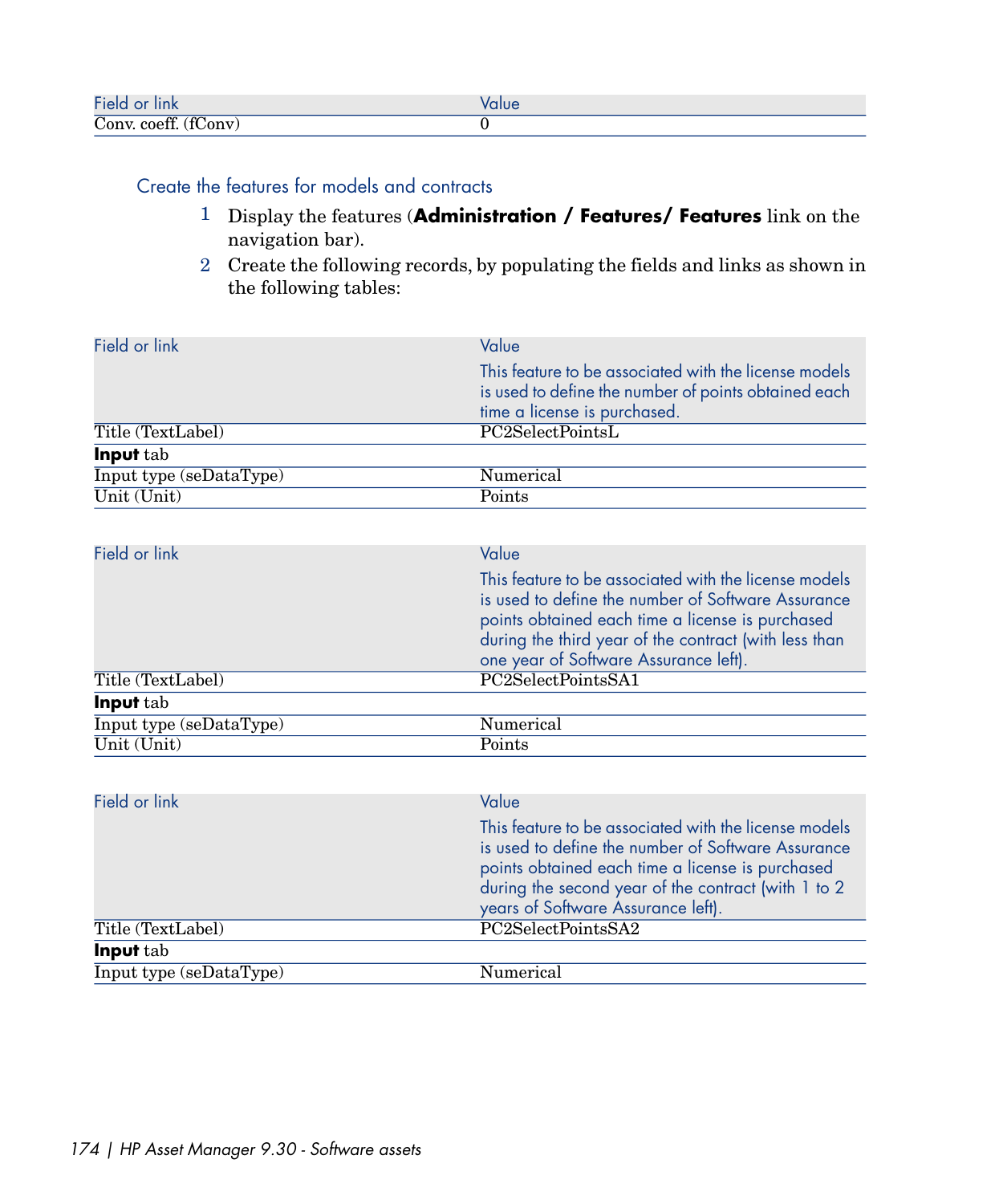| Field or link | Value |
| --- | --- |
| Conv. coeff. (fConv) | 0 |

### Create the features for models and contracts

1 Display the features (**Administration / Features/ Features** link on the navigation bar).

2 Create the following records, by populating the fields and links as shown in the following tables:

| Field or link | Value<br>This feature to be associated with the license models is used to define the number of points obtained each time a license is purchased. |
| --- | --- |
| Title (TextLabel) | PC2SelectPointsL |
| **Input** tab | |
| Input type (seDataType) | Numerical |
| Unit (Unit) | Points |

| Field or link | Value<br>This feature to be associated with the license models is used to define the number of Software Assurance points obtained each time a license is purchased during the third year of the contract (with less than one year of Software Assurance left). |
| --- | --- |
| Title (TextLabel) | PC2SelectPointsSA1 |
| **Input** tab | |
| Input type (seDataType) | Numerical |
| Unit (Unit) | Points |

| Field or link | Value<br>This feature to be associated with the license models is used to define the number of Software Assurance points obtained each time a license is purchased during the second year of the contract (with 1 to 2 years of Software Assurance left). |
| --- | --- |
| Title (TextLabel) | PC2SelectPointsSA2 |
| **Input** tab | |
| Input type (seDataType) | Numerical |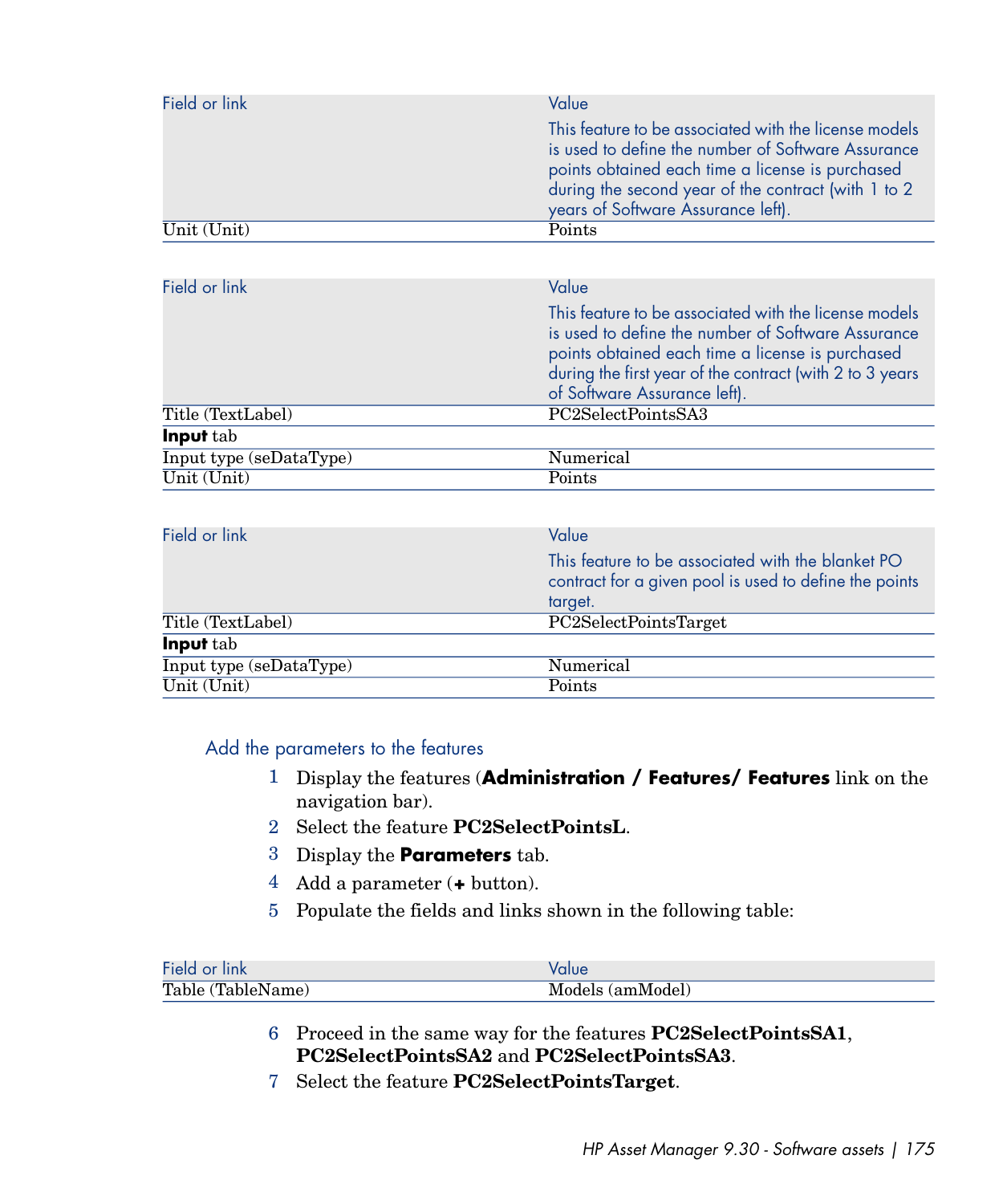| Field or link | Value |
|---|---|
| | This feature to be associated with the license models is used to define the number of Software Assurance points obtained each time a license is purchased during the second year of the contract (with 1 to 2 years of Software Assurance left). |
| Unit (Unit) | Points |

| Field or link | Value |
|---|---|
| | This feature to be associated with the license models is used to define the number of Software Assurance points obtained each time a license is purchased during the first year of the contract (with 2 to 3 years of Software Assurance left). |
| Title (TextLabel) | PC2SelectPointsSA3 |
| **Input** tab | |
| Input type (seDataType) | Numerical |
| Unit (Unit) | Points |

| Field or link | Value |
|---|---|
| | This feature to be associated with the blanket PO contract for a given pool is used to define the points target. |
| Title (TextLabel) | PC2SelectPointsTarget |
| **Input** tab | |
| Input type (seDataType) | Numerical |
| Unit (Unit) | Points |

### Add the parameters to the features

1. Display the features (**Administration / Features/ Features** link on the navigation bar).
2. Select the feature **PC2SelectPointsL**.
3. Display the **Parameters** tab.
4. Add a parameter (**+** button).
5. Populate the fields and links shown in the following table:

| Field or link | Value |
|---|---|
| Table (TableName) | Models (amModel) |

6. Proceed in the same way for the features **PC2SelectPointsSA1**, **PC2SelectPointsSA2** and **PC2SelectPointsSA3**.
7. Select the feature **PC2SelectPointsTarget**.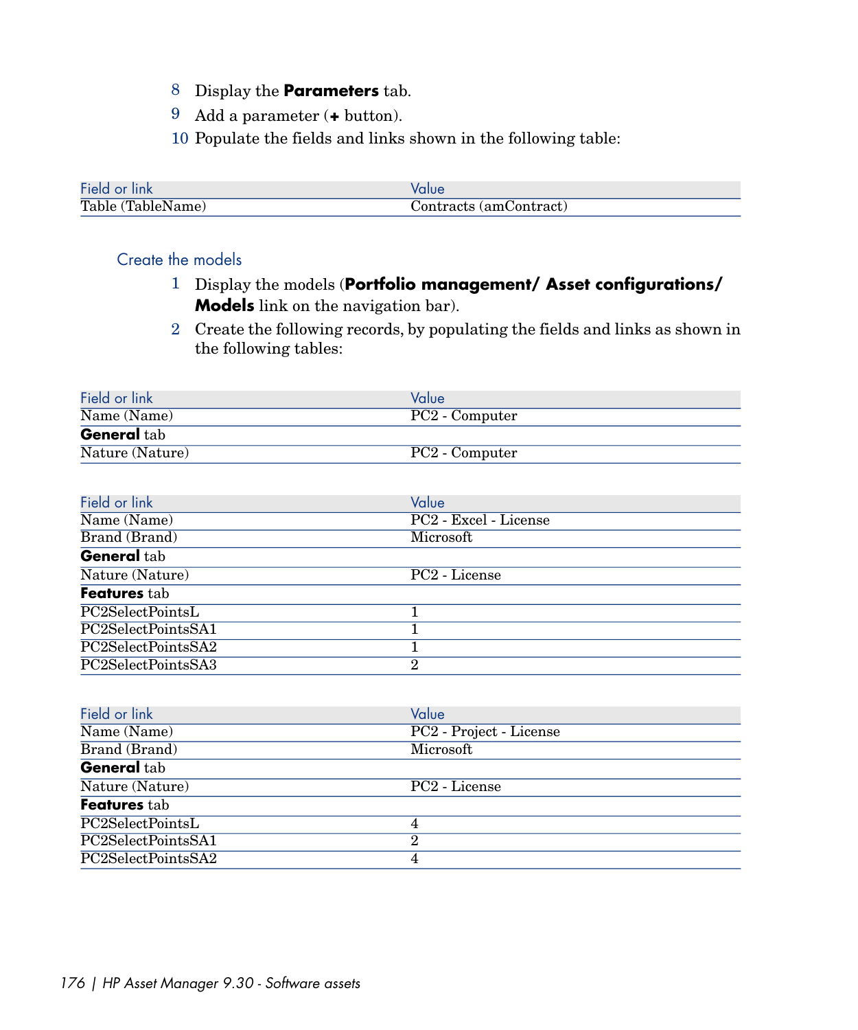8 Display the **Parameters** tab.
9 Add a parameter (**+** button).
10 Populate the fields and links shown in the following table:

| Field or link | Value |
|---|---|
| Table (TableName) | Contracts (amContract) |

### Create the models

1 Display the models (**Portfolio management/ Asset configurations/ Models** link on the navigation bar).
2 Create the following records, by populating the fields and links as shown in the following tables:

| Field or link | Value |
|---|---|
| Name (Name) | PC2 - Computer |
| **General** tab | |
| Nature (Nature) | PC2 - Computer |

| Field or link | Value |
|---|---|
| Name (Name) | PC2 - Excel - License |
| Brand (Brand) | Microsoft |
| **General** tab | |
| Nature (Nature) | PC2 - License |
| **Features** tab | |
| PC2SelectPointsL | 1 |
| PC2SelectPointsSA1 | 1 |
| PC2SelectPointsSA2 | 1 |
| PC2SelectPointsSA3 | 2 |

| Field or link | Value |
|---|---|
| Name (Name) | PC2 - Project - License |
| Brand (Brand) | Microsoft |
| **General** tab | |
| Nature (Nature) | PC2 - License |
| **Features** tab | |
| PC2SelectPointsL | 4 |
| PC2SelectPointsSA1 | 2 |
| PC2SelectPointsSA2 | 4 |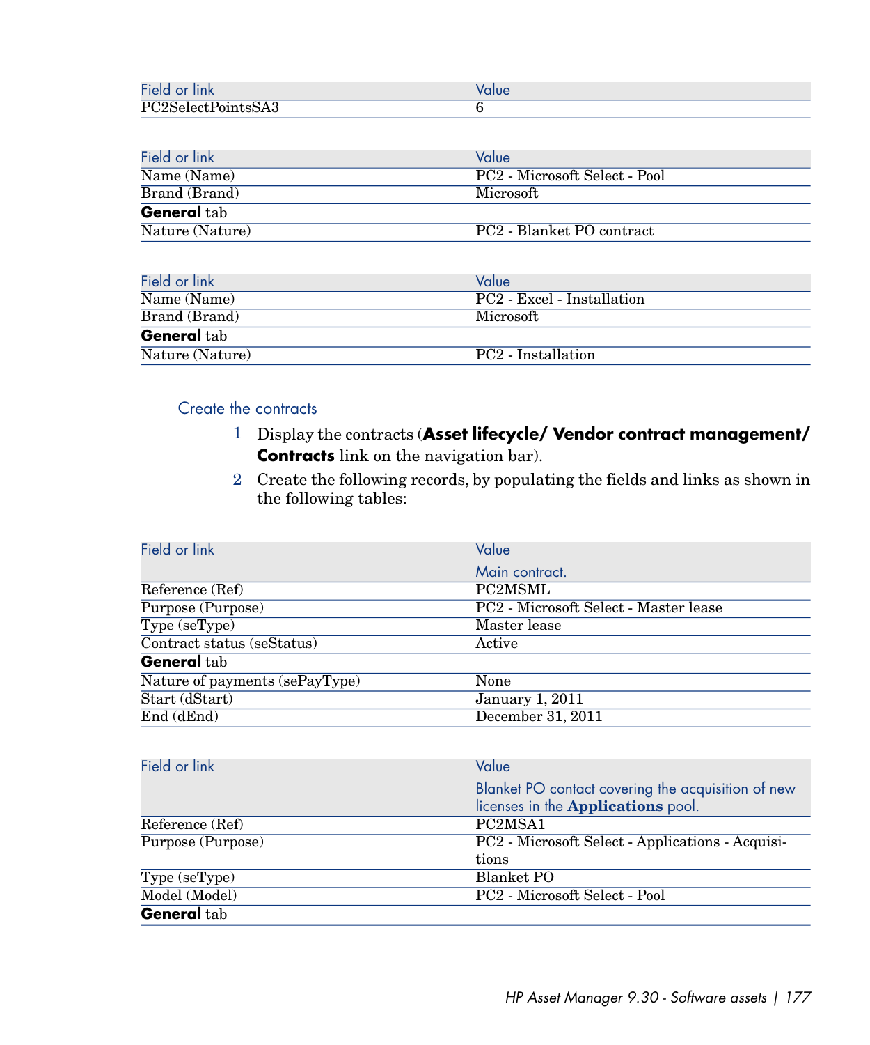| Field or link | Value |
| --- | --- |
| PC2SelectPointsSA3 | 6 |

| Field or link | Value |
| --- | --- |
| Name (Name) | PC2 - Microsoft Select - Pool |
| Brand (Brand) | Microsoft |
| **General** tab | |
| Nature (Nature) | PC2 - Blanket PO contract |

| Field or link | Value |
| --- | --- |
| Name (Name) | PC2 - Excel - Installation |
| Brand (Brand) | Microsoft |
| **General** tab | |
| Nature (Nature) | PC2 - Installation |

### Create the contracts

1. Display the contracts (**Asset lifecycle/ Vendor contract management/ Contracts** link on the navigation bar).
2. Create the following records, by populating the fields and links as shown in the following tables:

| Field or link | Value<br>Main contract. |
| --- | --- |
| Reference (Ref) | PC2MSML |
| Purpose (Purpose) | PC2 - Microsoft Select - Master lease |
| Type (seType) | Master lease |
| Contract status (seStatus) | Active |
| **General** tab | |
| Nature of payments (sePayType) | None |
| Start (dStart) | January 1, 2011 |
| End (dEnd) | December 31, 2011 |

| Field or link | Value<br>Blanket PO contact covering the acquisition of new licenses in the **Applications** pool. |
| --- | --- |
| Reference (Ref) | PC2MSA1 |
| Purpose (Purpose) | PC2 - Microsoft Select - Applications - Acquisitions |
| Type (seType) | Blanket PO |
| Model (Model) | PC2 - Microsoft Select - Pool |
| **General** tab | |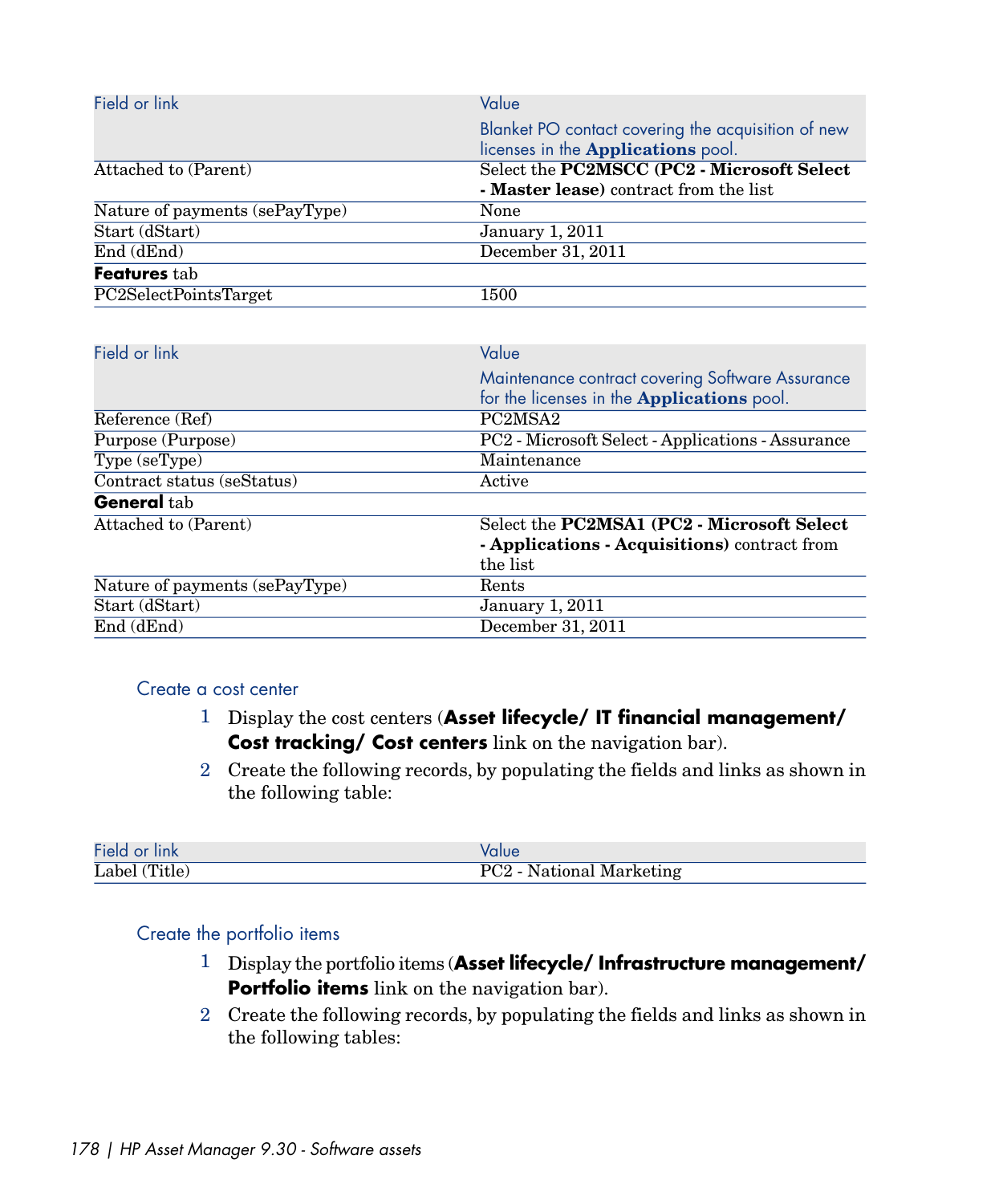| Field or link | Value |
| --- | --- |
| | Blanket PO contact covering the acquisition of new licenses in the **Applications** pool. |
| Attached to (Parent) | Select the **PC2MSCC (PC2 - Microsoft Select - Master lease)** contract from the list |
| Nature of payments (sePayType) | None |
| Start (dStart) | January 1, 2011 |
| End (dEnd) | December 31, 2011 |
| **Features** tab | |
| PC2SelectPointsTarget | 1500 |

| Field or link | Value |
| --- | --- |
| | Maintenance contract covering Software Assurance for the licenses in the **Applications** pool. |
| Reference (Ref) | PC2MSA2 |
| Purpose (Purpose) | PC2 - Microsoft Select - Applications - Assurance |
| Type (seType) | Maintenance |
| Contract status (seStatus) | Active |
| **General** tab | |
| Attached to (Parent) | Select the **PC2MSA1 (PC2 - Microsoft Select - Applications - Acquisitions)** contract from the list |
| Nature of payments (sePayType) | Rents |
| Start (dStart) | January 1, 2011 |
| End (dEnd) | December 31, 2011 |

### Create a cost center

1. Display the cost centers (**Asset lifecycle/ IT financial management/ Cost tracking/ Cost centers** link on the navigation bar).
2. Create the following records, by populating the fields and links as shown in the following table:

| Field or link | Value |
| --- | --- |
| Label (Title) | PC2 - National Marketing |

### Create the portfolio items

1. Display the portfolio items (**Asset lifecycle/ Infrastructure management/ Portfolio items** link on the navigation bar).
2. Create the following records, by populating the fields and links as shown in the following tables: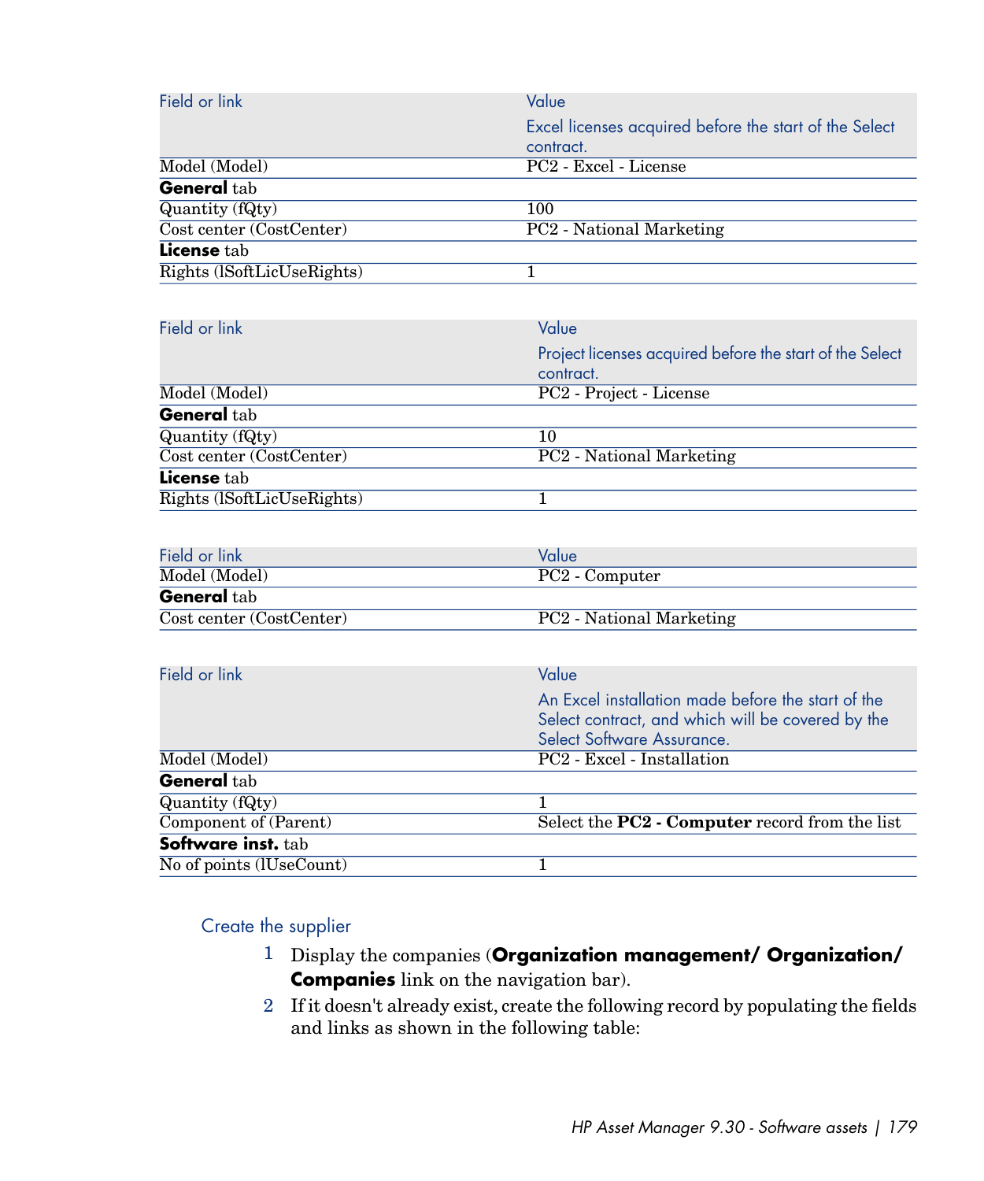| Field or link | Value<br>Excel licenses acquired before the start of the Select contract. |
|---|---|
| Model (Model) | PC2 - Excel - License |
| **General** tab | |
| Quantity (fQty) | 100 |
| Cost center (CostCenter) | PC2 - National Marketing |
| **License** tab | |
| Rights (lSoftLicUseRights) | 1 |

| Field or link | Value<br>Project licenses acquired before the start of the Select contract. |
|---|---|
| Model (Model) | PC2 - Project - License |
| **General** tab | |
| Quantity (fQty) | 10 |
| Cost center (CostCenter) | PC2 - National Marketing |
| **License** tab | |
| Rights (lSoftLicUseRights) | 1 |

| Field or link | Value |
|---|---|
| Model (Model) | PC2 - Computer |
| **General** tab | |
| Cost center (CostCenter) | PC2 - National Marketing |

| Field or link | Value<br>An Excel installation made before the start of the Select contract, and which will be covered by the Select Software Assurance. |
|---|---|
| Model (Model) | PC2 - Excel - Installation |
| **General** tab | |
| Quantity (fQty) | 1 |
| Component of (Parent) | Select the **PC2 - Computer** record from the list |
| **Software inst.** tab | |
| No of points (lUseCount) | 1 |

### Create the supplier

1. Display the companies (**Organization management/ Organization/ Companies** link on the navigation bar).
2. If it doesn't already exist, create the following record by populating the fields and links as shown in the following table: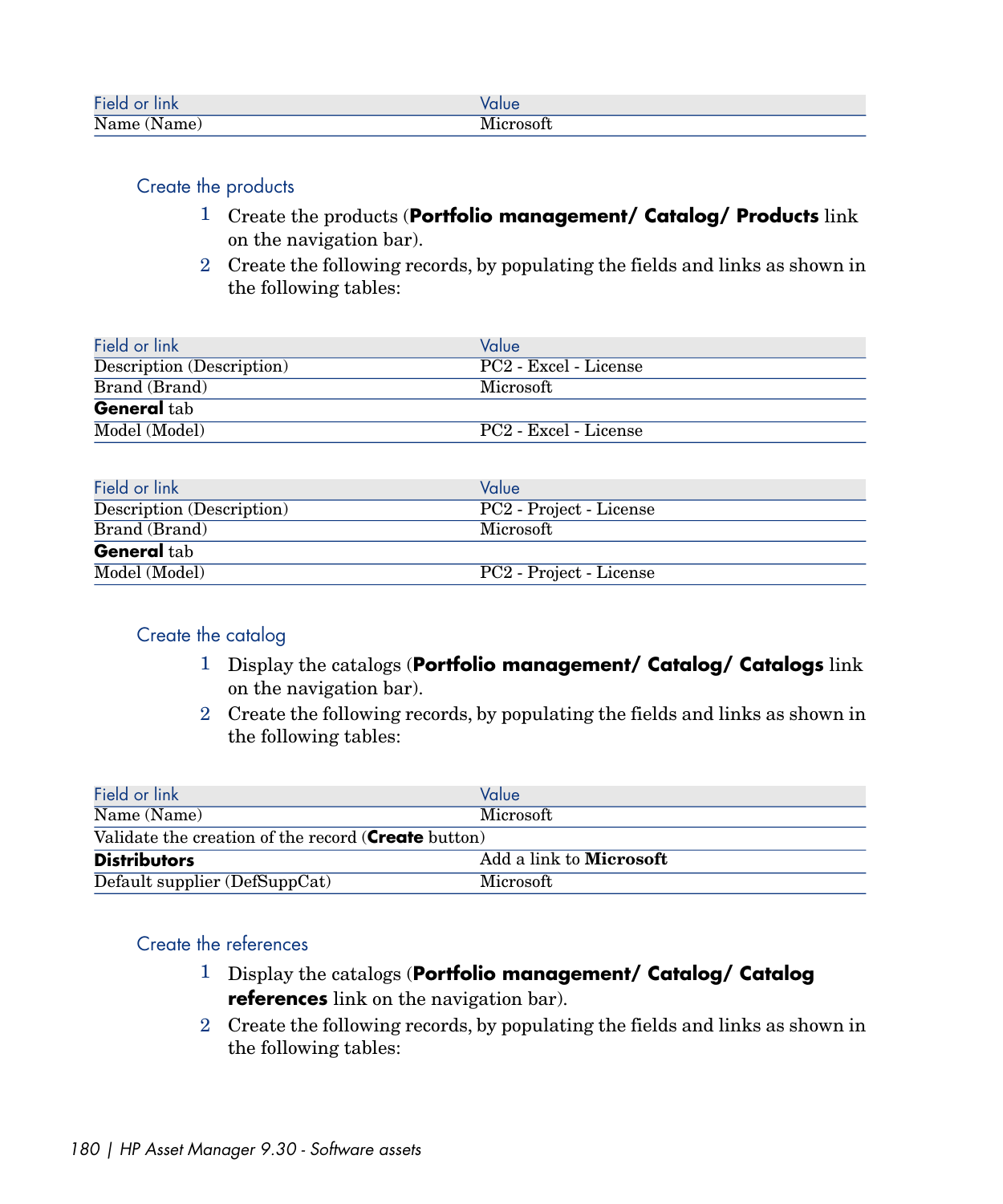| Field or link | Value |
| --- | --- |
| Name (Name) | Microsoft |

### Create the products

1 Create the products (**Portfolio management/ Catalog/ Products** link on the navigation bar).

2 Create the following records, by populating the fields and links as shown in the following tables:

| Field or link | Value |
| --- | --- |
| Description (Description) | PC2 - Excel - License |
| Brand (Brand) | Microsoft |
| **General** tab | |
| Model (Model) | PC2 - Excel - License |

| Field or link | Value |
| --- | --- |
| Description (Description) | PC2 - Project - License |
| Brand (Brand) | Microsoft |
| **General** tab | |
| Model (Model) | PC2 - Project - License |

### Create the catalog

1 Display the catalogs (**Portfolio management/ Catalog/ Catalogs** link on the navigation bar).

2 Create the following records, by populating the fields and links as shown in the following tables:

| Field or link | Value |
| --- | --- |
| Name (Name) | Microsoft |
| Validate the creation of the record (**Create** button) | |
| **Distributors** | Add a link to **Microsoft** |
| Default supplier (DefSuppCat) | Microsoft |

### Create the references

1 Display the catalogs (**Portfolio management/ Catalog/ Catalog references** link on the navigation bar).

2 Create the following records, by populating the fields and links as shown in the following tables: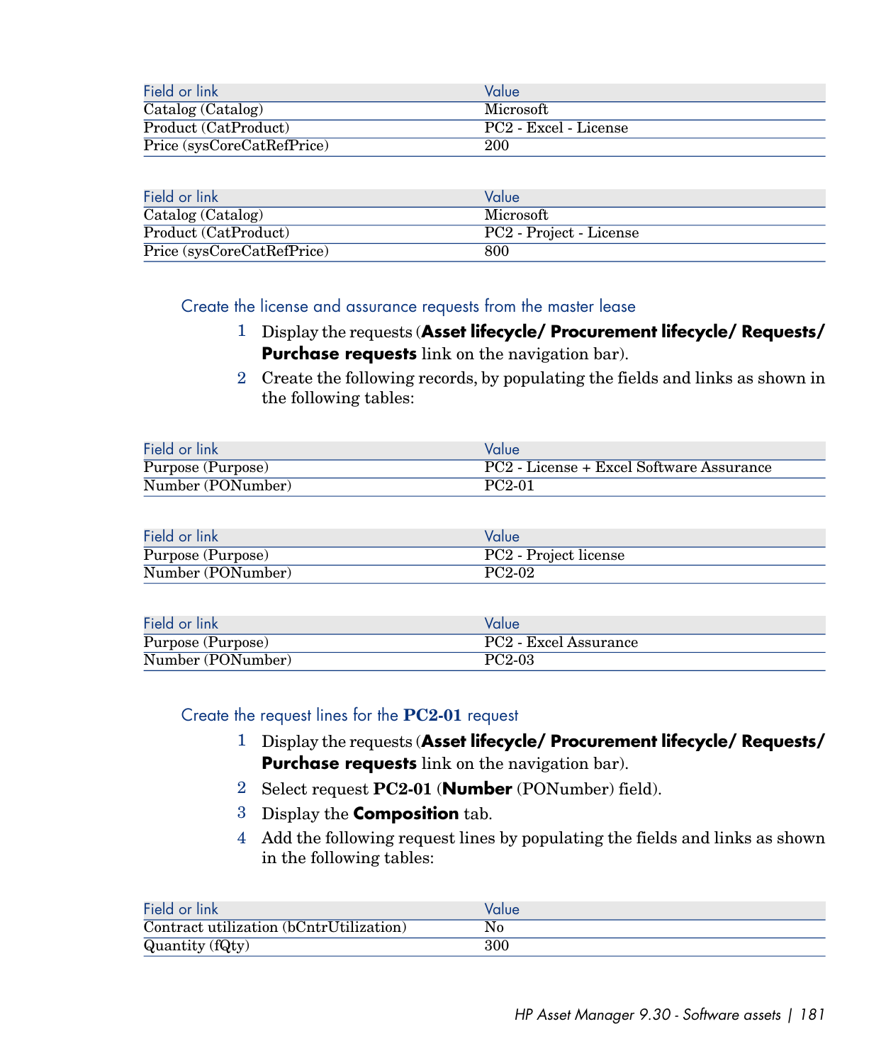| Field or link | Value |
| --- | --- |
| Catalog (Catalog) | Microsoft |
| Product (CatProduct) | PC2 - Excel - License |
| Price (sysCoreCatRefPrice) | 200 |

| Field or link | Value |
| --- | --- |
| Catalog (Catalog) | Microsoft |
| Product (CatProduct) | PC2 - Project - License |
| Price (sysCoreCatRefPrice) | 800 |

### Create the license and assurance requests from the master lease

1. Display the requests (**Asset lifecycle/ Procurement lifecycle/ Requests/ Purchase requests** link on the navigation bar).
2. Create the following records, by populating the fields and links as shown in the following tables:

| Field or link | Value |
| --- | --- |
| Purpose (Purpose) | PC2 - License + Excel Software Assurance |
| Number (PONumber) | PC2-01 |

| Field or link | Value |
| --- | --- |
| Purpose (Purpose) | PC2 - Project license |
| Number (PONumber) | PC2-02 |

| Field or link | Value |
| --- | --- |
| Purpose (Purpose) | PC2 - Excel Assurance |
| Number (PONumber) | PC2-03 |

### Create the request lines for the **PC2-01** request

1. Display the requests (**Asset lifecycle/ Procurement lifecycle/ Requests/ Purchase requests** link on the navigation bar).
2. Select request **PC2-01** (**Number** (PONumber) field).
3. Display the **Composition** tab.
4. Add the following request lines by populating the fields and links as shown in the following tables:

| Field or link | Value |
| --- | --- |
| Contract utilization (bCntrUtilization) | No |
| Quantity (fQty) | 300 |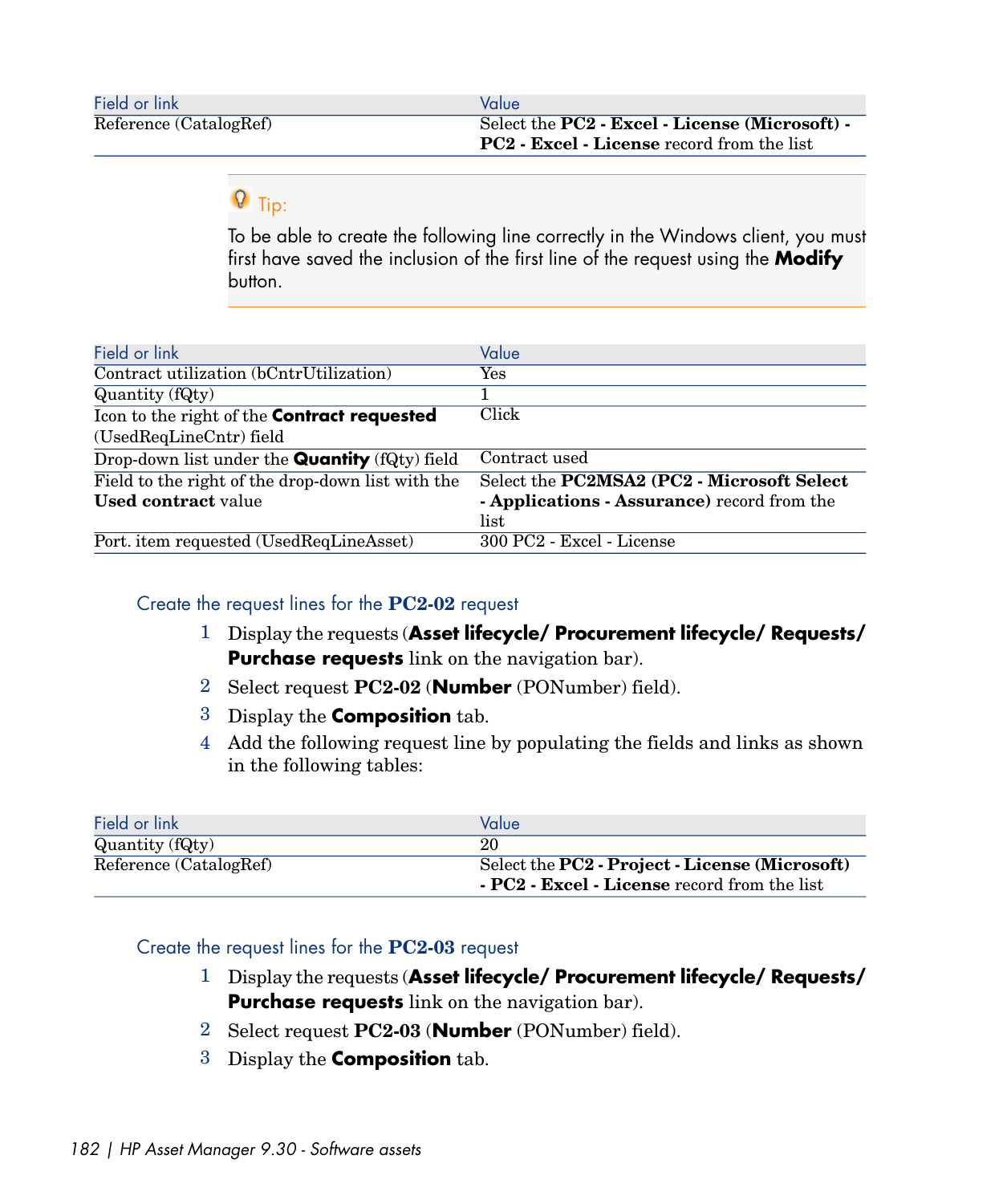| Field or link | Value |
| --- | --- |
| Reference (CatalogRef) | Select the **PC2 - Excel - License (Microsoft) - PC2 - Excel - License** record from the list |

> **Tip:**
>
> To be able to create the following line correctly in the Windows client, you must first have saved the inclusion of the first line of the request using the **Modify** button.

| Field or link | Value |
| --- | --- |
| Contract utilization (bCntrUtilization) | Yes |
| Quantity (fQty) | 1 |
| Icon to the right of the **Contract requested** (UsedReqLineCntr) field | Click |
| Drop-down list under the **Quantity** (fQty) field | Contract used |
| Field to the right of the drop-down list with the **Used contract** value | Select the **PC2MSA2 (PC2 - Microsoft Select - Applications - Assurance)** record from the list |
| Port. item requested (UsedReqLineAsset) | 300 PC2 - Excel - License |

### Create the request lines for the PC2-02 request

1. Display the requests (**Asset lifecycle/ Procurement lifecycle/ Requests/ Purchase requests** link on the navigation bar).
2. Select request **PC2-02** (**Number** (PONumber) field).
3. Display the **Composition** tab.
4. Add the following request line by populating the fields and links as shown in the following tables:

| Field or link | Value |
| --- | --- |
| Quantity (fQty) | 20 |
| Reference (CatalogRef) | Select the **PC2 - Project - License (Microsoft) - PC2 - Excel - License** record from the list |

### Create the request lines for the PC2-03 request

1. Display the requests (**Asset lifecycle/ Procurement lifecycle/ Requests/ Purchase requests** link on the navigation bar).
2. Select request **PC2-03** (**Number** (PONumber) field).
3. Display the **Composition** tab.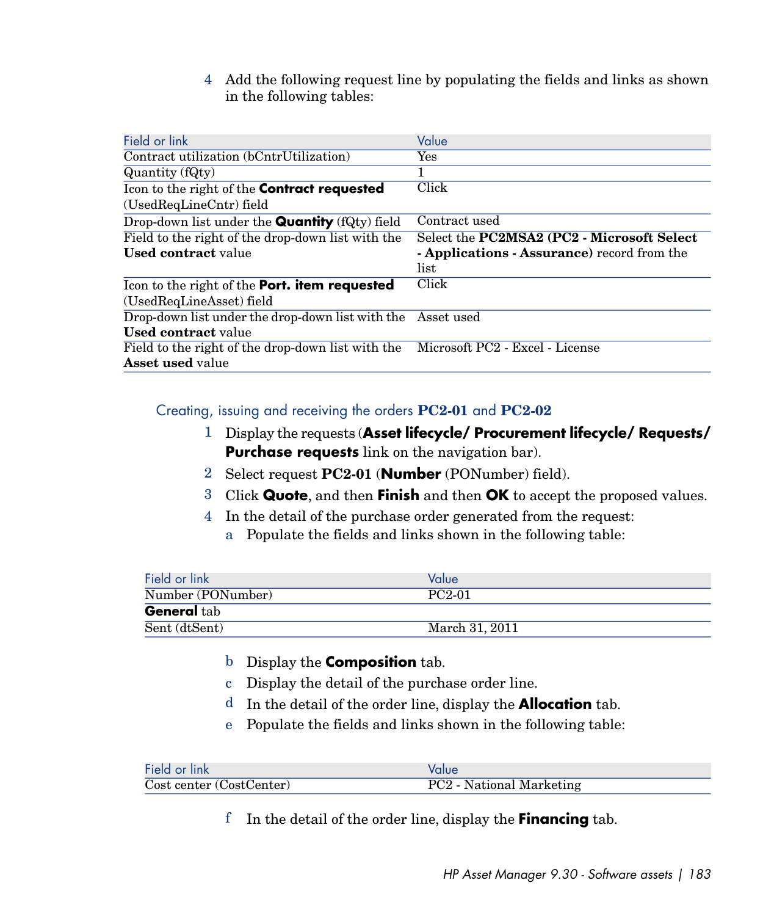4 Add the following request line by populating the fields and links as shown in the following tables:

| Field or link | Value |
| --- | --- |
| Contract utilization (bCntrUtilization) | Yes |
| Quantity (fQty) | 1 |
| Icon to the right of the **Contract requested** (UsedReqLineCntr) field | Click |
| Drop-down list under the **Quantity** (fQty) field | Contract used |
| Field to the right of the drop-down list with the **Used contract** value | Select the **PC2MSA2 (PC2 - Microsoft Select - Applications - Assurance)** record from the list |
| Icon to the right of the **Port. item requested** (UsedReqLineAsset) field | Click |
| Drop-down list under the drop-down list with the **Used contract** value | Asset used |
| Field to the right of the drop-down list with the **Asset used** value | Microsoft PC2 - Excel - License |

### Creating, issuing and receiving the orders **PC2-01** and **PC2-02**

1 Display the requests (**Asset lifecycle/ Procurement lifecycle/ Requests/ Purchase requests** link on the navigation bar).

2 Select request **PC2-01** (**Number** (PONumber) field).

3 Click **Quote**, and then **Finish** and then **OK** to accept the proposed values.

4 In the detail of the purchase order generated from the request:

a Populate the fields and links shown in the following table:

| Field or link | Value |
| --- | --- |
| Number (PONumber) | PC2-01 |
| **General** tab | |
| Sent (dtSent) | March 31, 2011 |

b Display the **Composition** tab.

c Display the detail of the purchase order line.

d In the detail of the order line, display the **Allocation** tab.

e Populate the fields and links shown in the following table:

| Field or link | Value |
| --- | --- |
| Cost center (CostCenter) | PC2 - National Marketing |

f In the detail of the order line, display the **Financing** tab.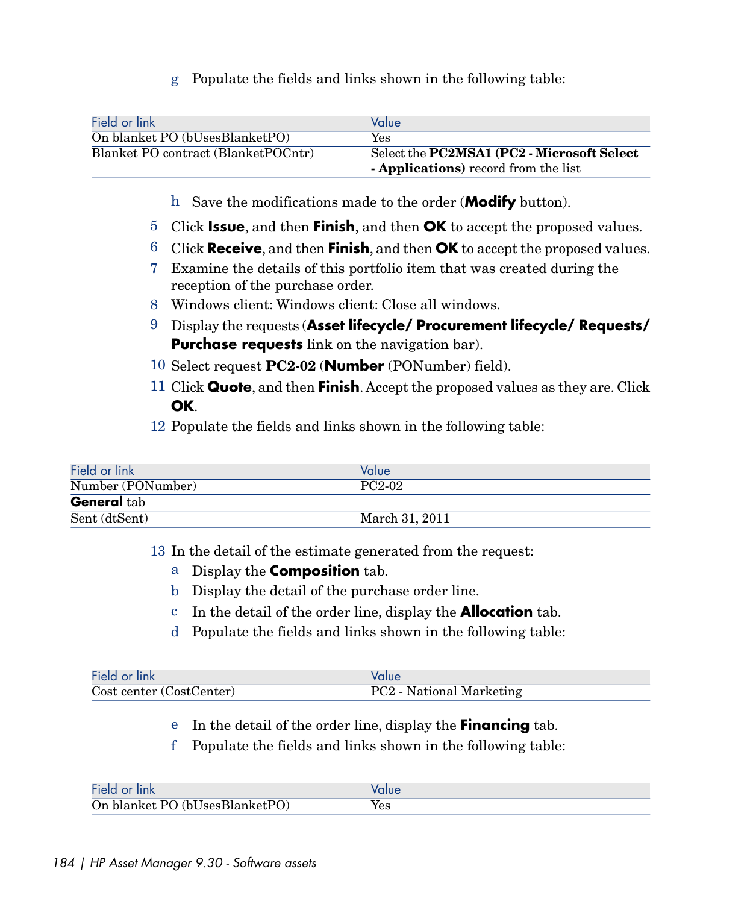g Populate the fields and links shown in the following table:

| Field or link | Value |
| --- | --- |
| On blanket PO (bUsesBlanketPO) | Yes |
| Blanket PO contract (BlanketPOCntr) | Select the **PC2MSA1 (PC2 - Microsoft Select - Applications)** record from the list |

h Save the modifications made to the order (**Modify** button).

5 Click **Issue**, and then **Finish**, and then **OK** to accept the proposed values.

6 Click **Receive**, and then **Finish**, and then **OK** to accept the proposed values.

7 Examine the details of this portfolio item that was created during the reception of the purchase order.

8 Windows client: Windows client: Close all windows.

9 Display the requests (**Asset lifecycle/ Procurement lifecycle/ Requests/ Purchase requests** link on the navigation bar).

10 Select request **PC2-02** (**Number** (PONumber) field).

11 Click **Quote**, and then **Finish**. Accept the proposed values as they are. Click **OK**.

12 Populate the fields and links shown in the following table:

| Field or link | Value |
| --- | --- |
| Number (PONumber) | PC2-02 |
| **General** tab | |
| Sent (dtSent) | March 31, 2011 |

13 In the detail of the estimate generated from the request:

a Display the **Composition** tab.

b Display the detail of the purchase order line.

c In the detail of the order line, display the **Allocation** tab.

d Populate the fields and links shown in the following table:

| Field or link | Value |
| --- | --- |
| Cost center (CostCenter) | PC2 - National Marketing |

e In the detail of the order line, display the **Financing** tab.

f Populate the fields and links shown in the following table:

| Field or link | Value |
| --- | --- |
| On blanket PO (bUsesBlanketPO) | Yes |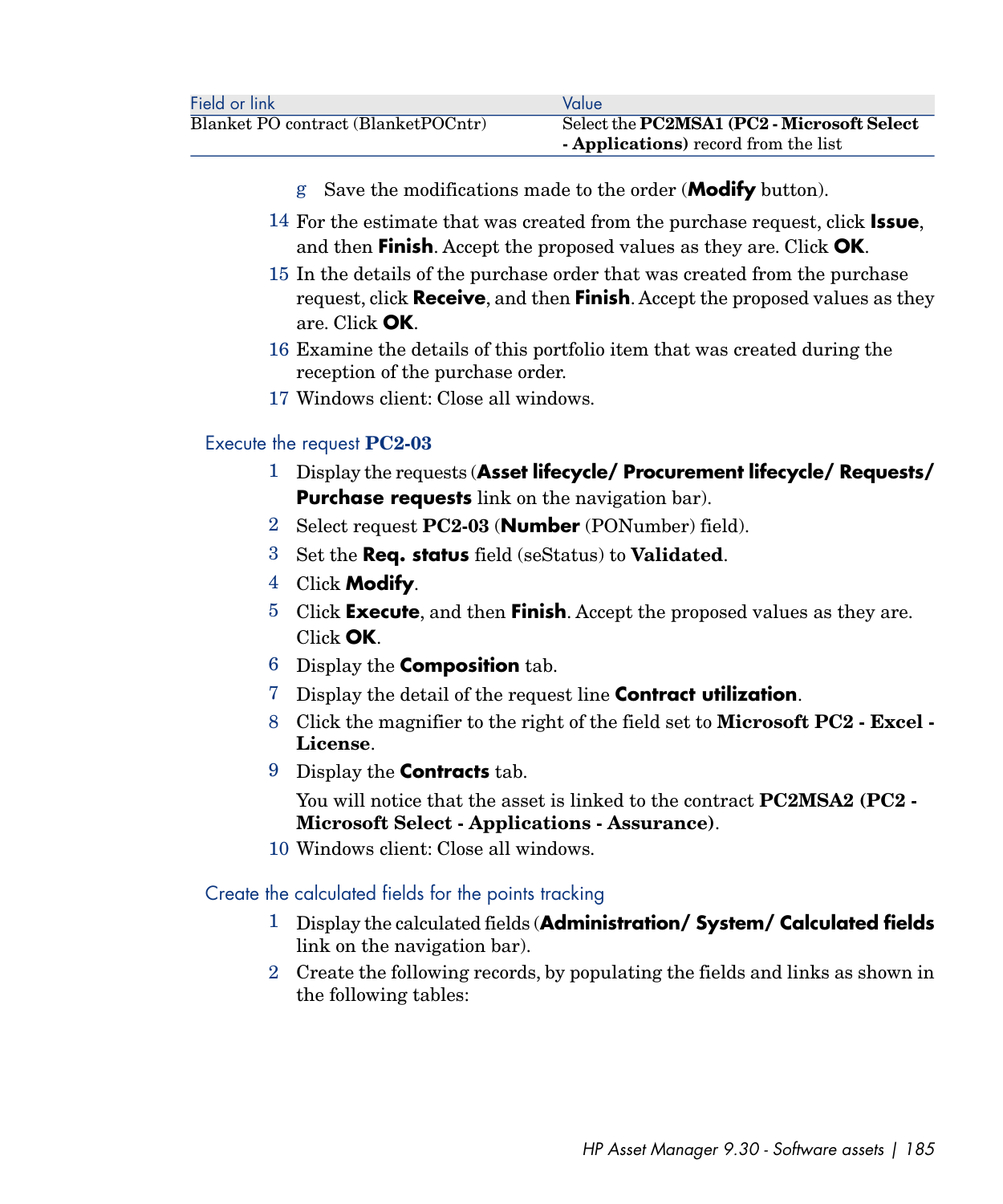| Field or link | Value |
| --- | --- |
| Blanket PO contract (BlanketPOCntr) | Select the **PC2MSA1 (PC2 - Microsoft Select - Applications)** record from the list |

g Save the modifications made to the order (**Modify** button).

14 For the estimate that was created from the purchase request, click **Issue**, and then **Finish**. Accept the proposed values as they are. Click **OK**.

15 In the details of the purchase order that was created from the purchase request, click **Receive**, and then **Finish**. Accept the proposed values as they are. Click **OK**.

16 Examine the details of this portfolio item that was created during the reception of the purchase order.

17 Windows client: Close all windows.

### Execute the request PC2-03

1 Display the requests (**Asset lifecycle/ Procurement lifecycle/ Requests/ Purchase requests** link on the navigation bar).

2 Select request **PC2-03** (**Number** (PONumber) field).

3 Set the **Req. status** field (seStatus) to **Validated**.

4 Click **Modify**.

5 Click **Execute**, and then **Finish**. Accept the proposed values as they are. Click **OK**.

6 Display the **Composition** tab.

7 Display the detail of the request line **Contract utilization**.

8 Click the magnifier to the right of the field set to **Microsoft PC2 - Excel - License**.

9 Display the **Contracts** tab.

You will notice that the asset is linked to the contract **PC2MSA2 (PC2 - Microsoft Select - Applications - Assurance)**.

10 Windows client: Close all windows.

### Create the calculated fields for the points tracking

1 Display the calculated fields (**Administration/ System/ Calculated fields** link on the navigation bar).

2 Create the following records, by populating the fields and links as shown in the following tables: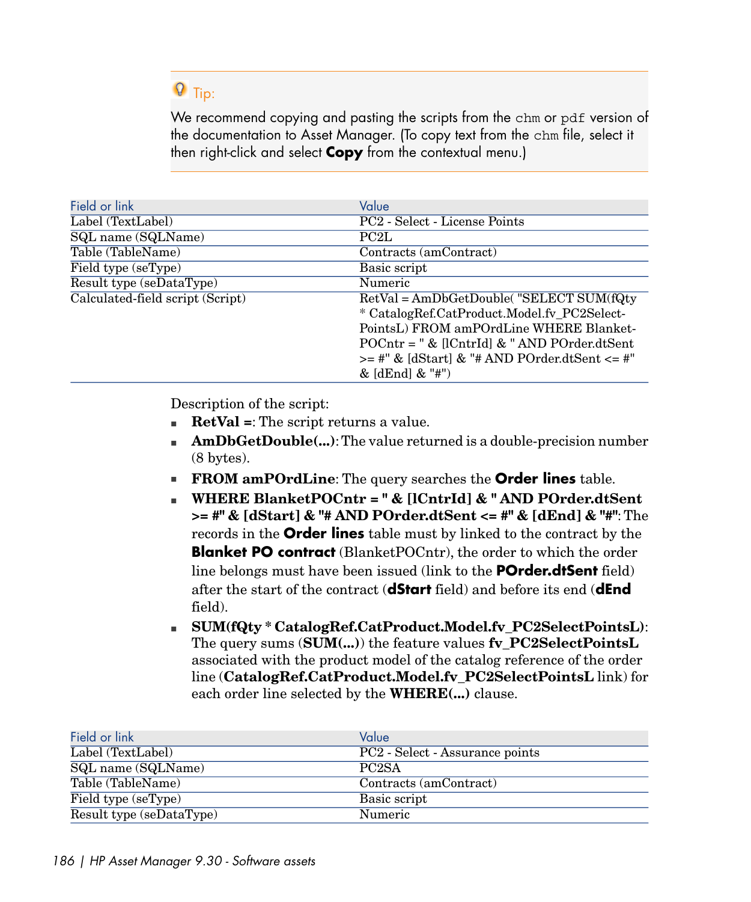> **Tip:**
>
> We recommend copying and pasting the scripts from the `chm` or `pdf` version of the documentation to Asset Manager. (To copy text from the `chm` file, select it then right-click and select **Copy** from the contextual menu.)

| Field or link | Value |
| --- | --- |
| Label (TextLabel) | PC2 - Select - License Points |
| SQL name (SQLName) | PC2L |
| Table (TableName) | Contracts (amContract) |
| Field type (seType) | Basic script |
| Result type (seDataType) | Numeric |
| Calculated-field script (Script) | RetVal = AmDbGetDouble( "SELECT SUM(fQty * CatalogRef.CatProduct.Model.fv_PC2SelectPointsL) FROM amPOrdLine WHERE BlanketPOCntr = " & [lCntrId] & " AND POrder.dtSent >= #" & [dStart] & "# AND POrder.dtSent <= #" & [dEnd] & "#") |

Description of the script:

- **RetVal =**: The script returns a value.
- **AmDbGetDouble(...)**: The value returned is a double-precision number (8 bytes).
- **FROM amPOrdLine**: The query searches the **Order lines** table.
- **WHERE BlanketPOCntr = " & [lCntrId] & " AND POrder.dtSent >= #" & [dStart] & "# AND POrder.dtSent <= #" & [dEnd] & "#"**: The records in the **Order lines** table must by linked to the contract by the **Blanket PO contract** (BlanketPOCntr), the order to which the order line belongs must have been issued (link to the **POrder.dtSent** field) after the start of the contract (**dStart** field) and before its end (**dEnd** field).
- **SUM(fQty * CatalogRef.CatProduct.Model.fv_PC2SelectPointsL)**: The query sums (**SUM(...)**) the feature values **fv_PC2SelectPointsL** associated with the product model of the catalog reference of the order line (**CatalogRef.CatProduct.Model.fv_PC2SelectPointsL** link) for each order line selected by the **WHERE(...)** clause.

| Field or link | Value |
| --- | --- |
| Label (TextLabel) | PC2 - Select - Assurance points |
| SQL name (SQLName) | PC2SA |
| Table (TableName) | Contracts (amContract) |
| Field type (seType) | Basic script |
| Result type (seDataType) | Numeric |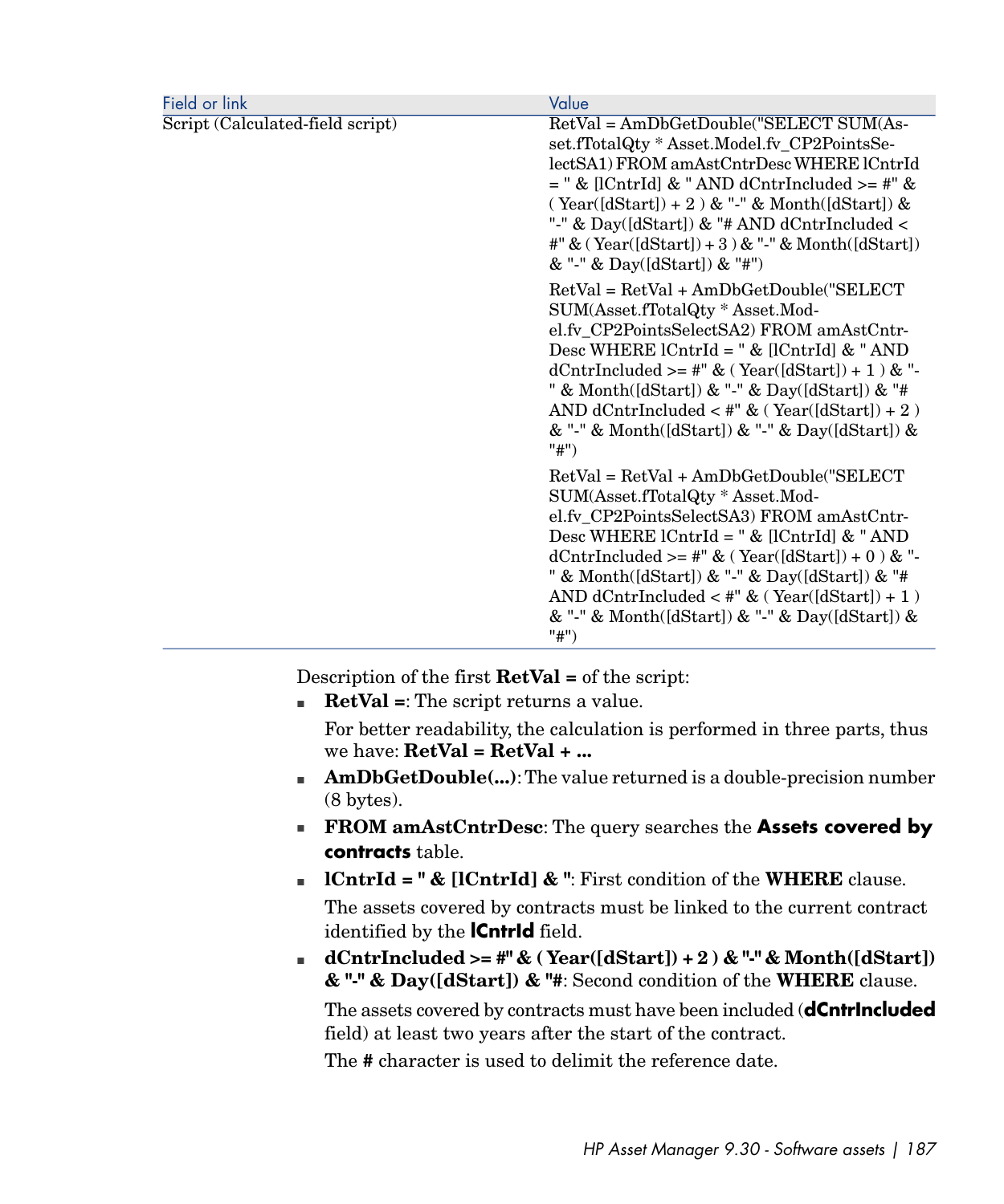| Field or link | Value |
| --- | --- |
| Script (Calculated-field script) | RetVal = AmDbGetDouble("SELECT SUM(Asset.fTotalQty * Asset.Model.fv_CP2PointsSelectSA1) FROM amAstCntrDesc WHERE lCntrId = " & [lCntrId] & " AND dCntrIncluded >= #" & ( Year([dStart]) + 2 ) & "-" & Month([dStart]) & "-" & Day([dStart]) & "# AND dCntrIncluded < #" & ( Year([dStart]) + 3 ) & "-" & Month([dStart]) & "-" & Day([dStart]) & "#")<br><br>RetVal = RetVal + AmDbGetDouble("SELECT SUM(Asset.fTotalQty * Asset.Model.fv_CP2PointsSelectSA2) FROM amAstCntrDesc WHERE lCntrId = " & [lCntrId] & " AND dCntrIncluded >= #" & ( Year([dStart]) + 1 ) & "-" & Month([dStart]) & "-" & Day([dStart]) & "# AND dCntrIncluded < #" & ( Year([dStart]) + 2 ) & "-" & Month([dStart]) & "-" & Day([dStart]) & "#")<br><br>RetVal = RetVal + AmDbGetDouble("SELECT SUM(Asset.fTotalQty * Asset.Model.fv_CP2PointsSelectSA3) FROM amAstCntrDesc WHERE lCntrId = " & [lCntrId] & " AND dCntrIncluded >= #" & ( Year([dStart]) + 0 ) & "-" & Month([dStart]) & "-" & Day([dStart]) & "# AND dCntrIncluded < #" & ( Year([dStart]) + 1 ) & "-" & Month([dStart]) & "-" & Day([dStart]) & "#") |

Description of the first **RetVal =** of the script:

- **RetVal =**: The script returns a value.

  For better readability, the calculation is performed in three parts, thus we have: **RetVal = RetVal + ...**
- **AmDbGetDouble(...)**: The value returned is a double-precision number (8 bytes).
- **FROM amAstCntrDesc**: The query searches the **Assets covered by contracts** table.
- **lCntrId = " & [lCntrId] & "**: First condition of the **WHERE** clause.

  The assets covered by contracts must be linked to the current contract identified by the **lCntrId** field.
- **dCntrIncluded >= #" & ( Year([dStart]) + 2 ) & "-" & Month([dStart]) & "-" & Day([dStart]) & "#**: Second condition of the **WHERE** clause.

  The assets covered by contracts must have been included (**dCntrIncluded** field) at least two years after the start of the contract.

  The **#** character is used to delimit the reference date.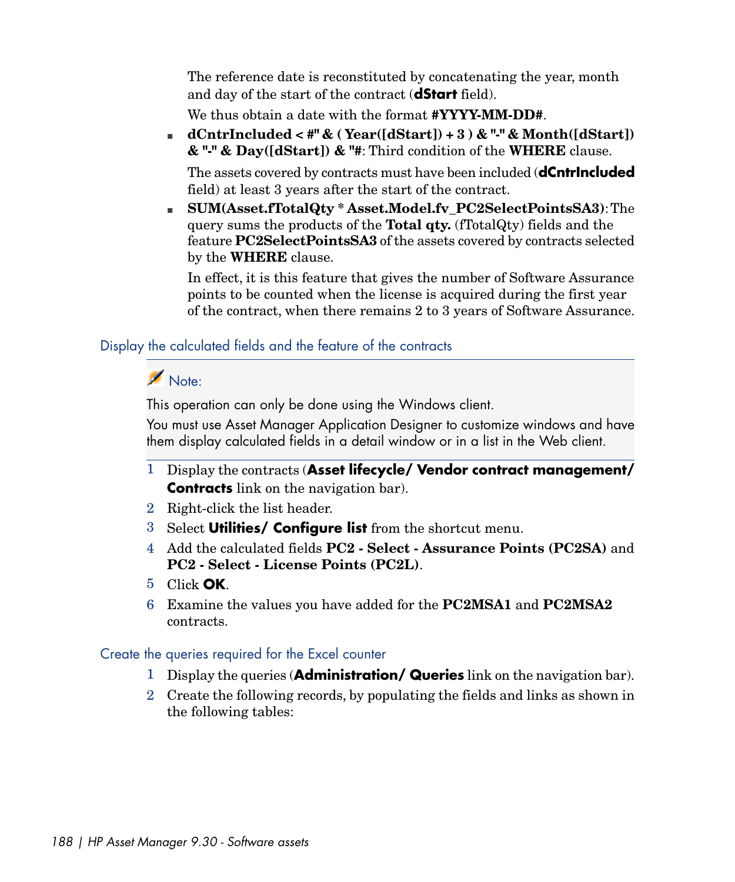The reference date is reconstituted by concatenating the year, month and day of the start of the contract (**dStart** field).

We thus obtain a date with the format **#YYYY-MM-DD#**.

- **dCntrIncluded < #" & ( Year([dStart]) + 3 ) & "-" & Month([dStart]) & "-" & Day([dStart]) & "#**: Third condition of the **WHERE** clause.

  The assets covered by contracts must have been included (**dCntrIncluded** field) at least 3 years after the start of the contract.

- **SUM(Asset.fTotalQty * Asset.Model.fv_PC2SelectPointsSA3)**: The query sums the products of the **Total qty.** (fTotalQty) fields and the feature **PC2SelectPointsSA3** of the assets covered by contracts selected by the **WHERE** clause.

  In effect, it is this feature that gives the number of Software Assurance points to be counted when the license is acquired during the first year of the contract, when there remains 2 to 3 years of Software Assurance.

### Display the calculated fields and the feature of the contracts

> Note:
>
> This operation can only be done using the Windows client.
>
> You must use Asset Manager Application Designer to customize windows and have them display calculated fields in a detail window or in a list in the Web client.

1. Display the contracts (**Asset lifecycle/ Vendor contract management/ Contracts** link on the navigation bar).
2. Right-click the list header.
3. Select **Utilities/ Configure list** from the shortcut menu.
4. Add the calculated fields **PC2 - Select - Assurance Points (PC2SA)** and **PC2 - Select - License Points (PC2L)**.
5. Click **OK**.
6. Examine the values you have added for the **PC2MSA1** and **PC2MSA2** contracts.

### Create the queries required for the Excel counter

1. Display the queries (**Administration/ Queries** link on the navigation bar).
2. Create the following records, by populating the fields and links as shown in the following tables: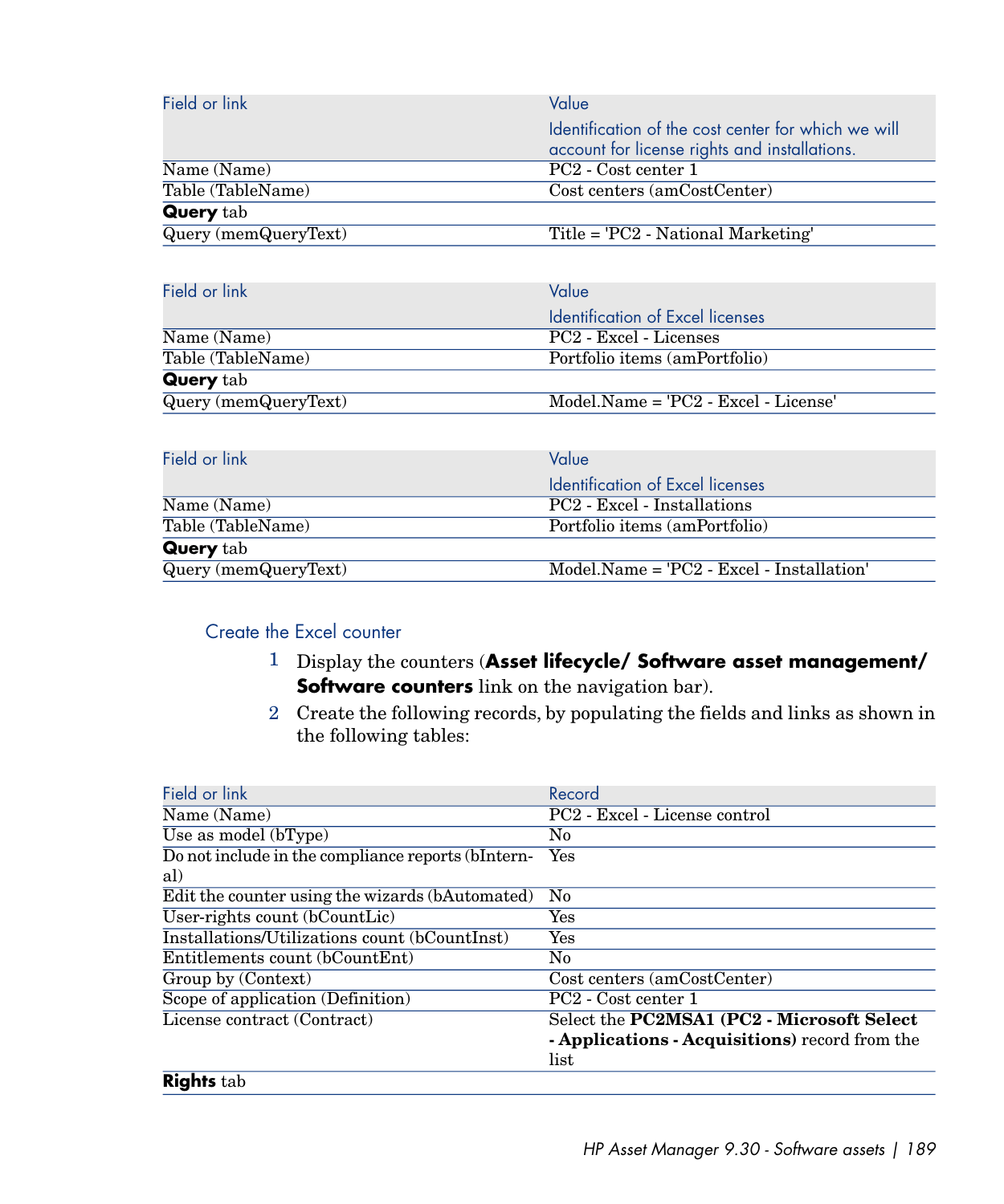| Field or link | Value<br>Identification of the cost center for which we will account for license rights and installations. |
|---|---|
| Name (Name) | PC2 - Cost center 1 |
| Table (TableName) | Cost centers (amCostCenter) |
| **Query** tab | |
| Query (memQueryText) | Title = 'PC2 - National Marketing' |

| Field or link | Value<br>Identification of Excel licenses |
|---|---|
| Name (Name) | PC2 - Excel - Licenses |
| Table (TableName) | Portfolio items (amPortfolio) |
| **Query** tab | |
| Query (memQueryText) | Model.Name = 'PC2 - Excel - License' |

| Field or link | Value<br>Identification of Excel licenses |
|---|---|
| Name (Name) | PC2 - Excel - Installations |
| Table (TableName) | Portfolio items (amPortfolio) |
| **Query** tab | |
| Query (memQueryText) | Model.Name = 'PC2 - Excel - Installation' |

### Create the Excel counter

1 Display the counters (**Asset lifecycle/ Software asset management/ Software counters** link on the navigation bar).

2 Create the following records, by populating the fields and links as shown in the following tables:

| Field or link | Record |
|---|---|
| Name (Name) | PC2 - Excel - License control |
| Use as model (bType) | No |
| Do not include in the compliance reports (bInternal) | Yes |
| Edit the counter using the wizards (bAutomated) | No |
| User-rights count (bCountLic) | Yes |
| Installations/Utilizations count (bCountInst) | Yes |
| Entitlements count (bCountEnt) | No |
| Group by (Context) | Cost centers (amCostCenter) |
| Scope of application (Definition) | PC2 - Cost center 1 |
| License contract (Contract) | Select the **PC2MSA1 (PC2 - Microsoft Select - Applications - Acquisitions)** record from the list |
| **Rights** tab | |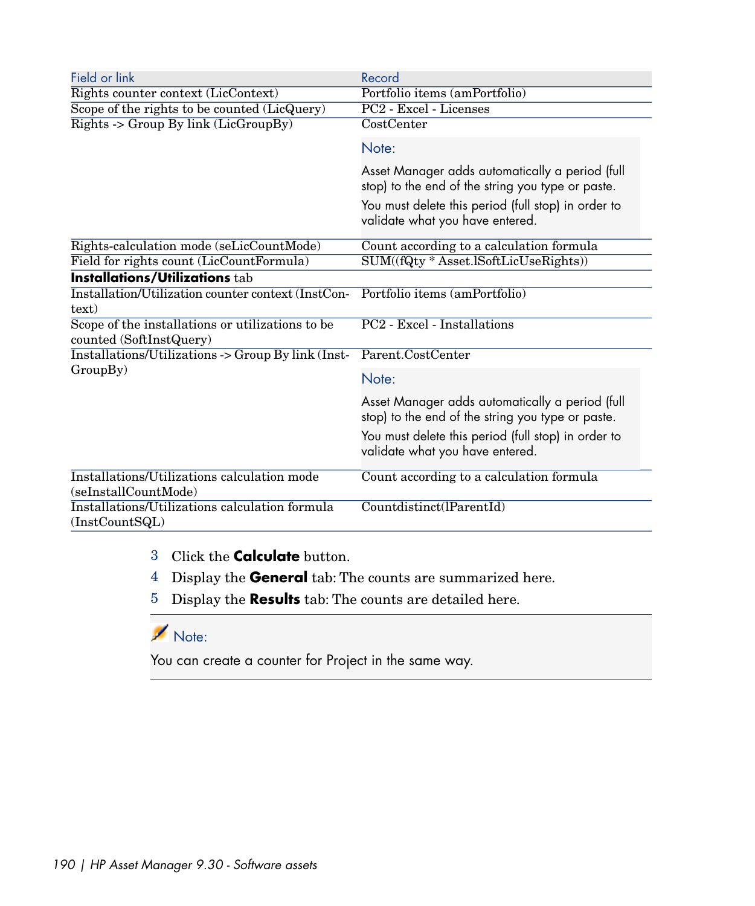| Field or link | Record |
| --- | --- |
| Rights counter context (LicContext) | Portfolio items (amPortfolio) |
| Scope of the rights to be counted (LicQuery) | PC2 - Excel - Licenses |
| Rights -> Group By link (LicGroupBy) | CostCenter<br><br>Note:<br><br>Asset Manager adds automatically a period (full stop) to the end of the string you type or paste.<br><br>You must delete this period (full stop) in order to validate what you have entered. |
| Rights-calculation mode (seLicCountMode) | Count according to a calculation formula |
| Field for rights count (LicCountFormula) | SUM((fQty * Asset.lSoftLicUseRights)) |
| **Installations/Utilizations** tab | |
| Installation/Utilization counter context (InstContext) | Portfolio items (amPortfolio) |
| Scope of the installations or utilizations to be counted (SoftInstQuery) | PC2 - Excel - Installations |
| Installations/Utilizations -> Group By link (InstGroupBy) | Parent.CostCenter<br><br>Note:<br><br>Asset Manager adds automatically a period (full stop) to the end of the string you type or paste.<br><br>You must delete this period (full stop) in order to validate what you have entered. |
| Installations/Utilizations calculation mode (seInstallCountMode) | Count according to a calculation formula |
| Installations/Utilizations calculation formula (InstCountSQL) | Countdistinct(lParentId) |

3 Click the **Calculate** button.

4 Display the **General** tab: The counts are summarized here.

5 Display the **Results** tab: The counts are detailed here.

> Note:
>
> You can create a counter for Project in the same way.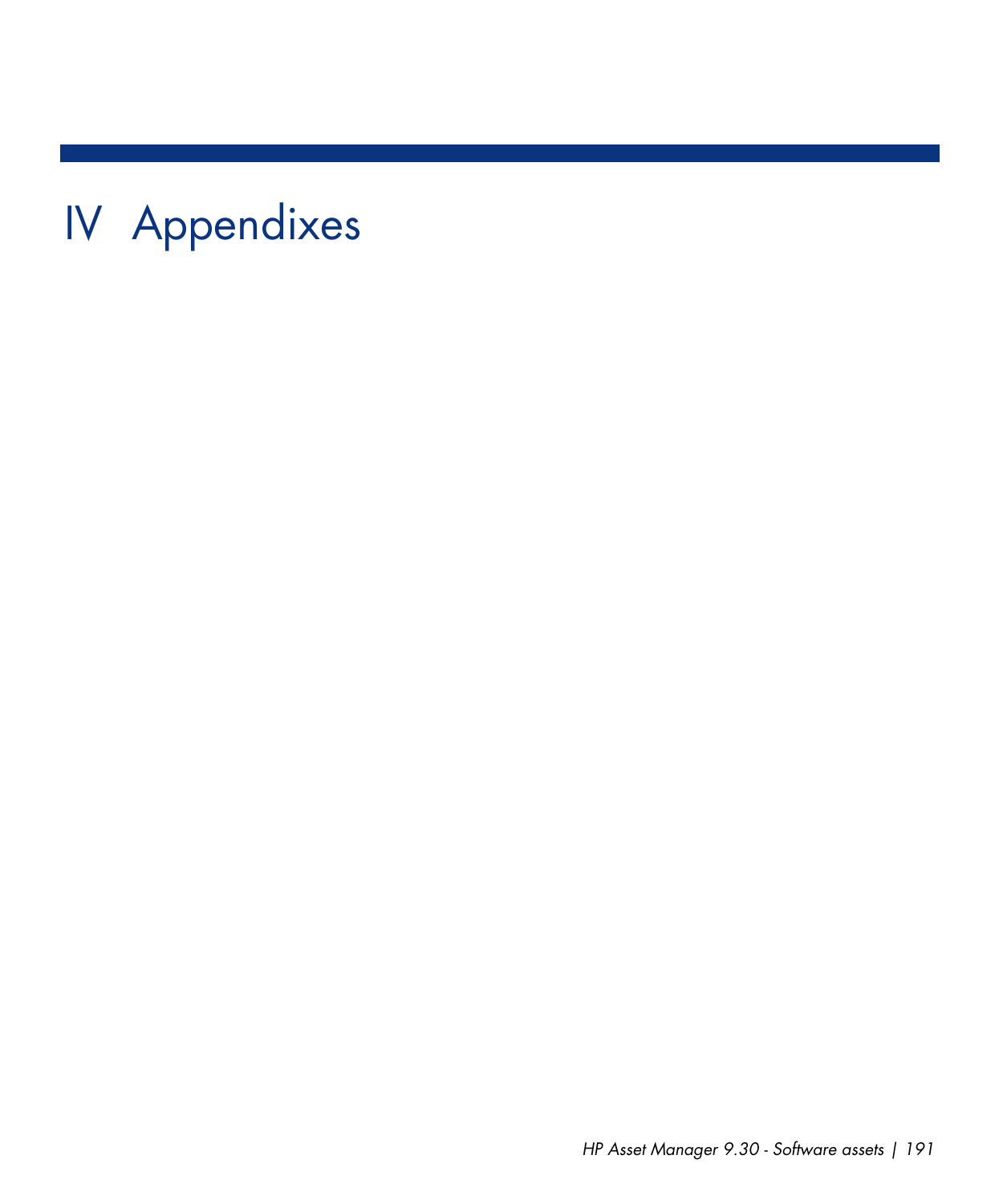# IV Appendixes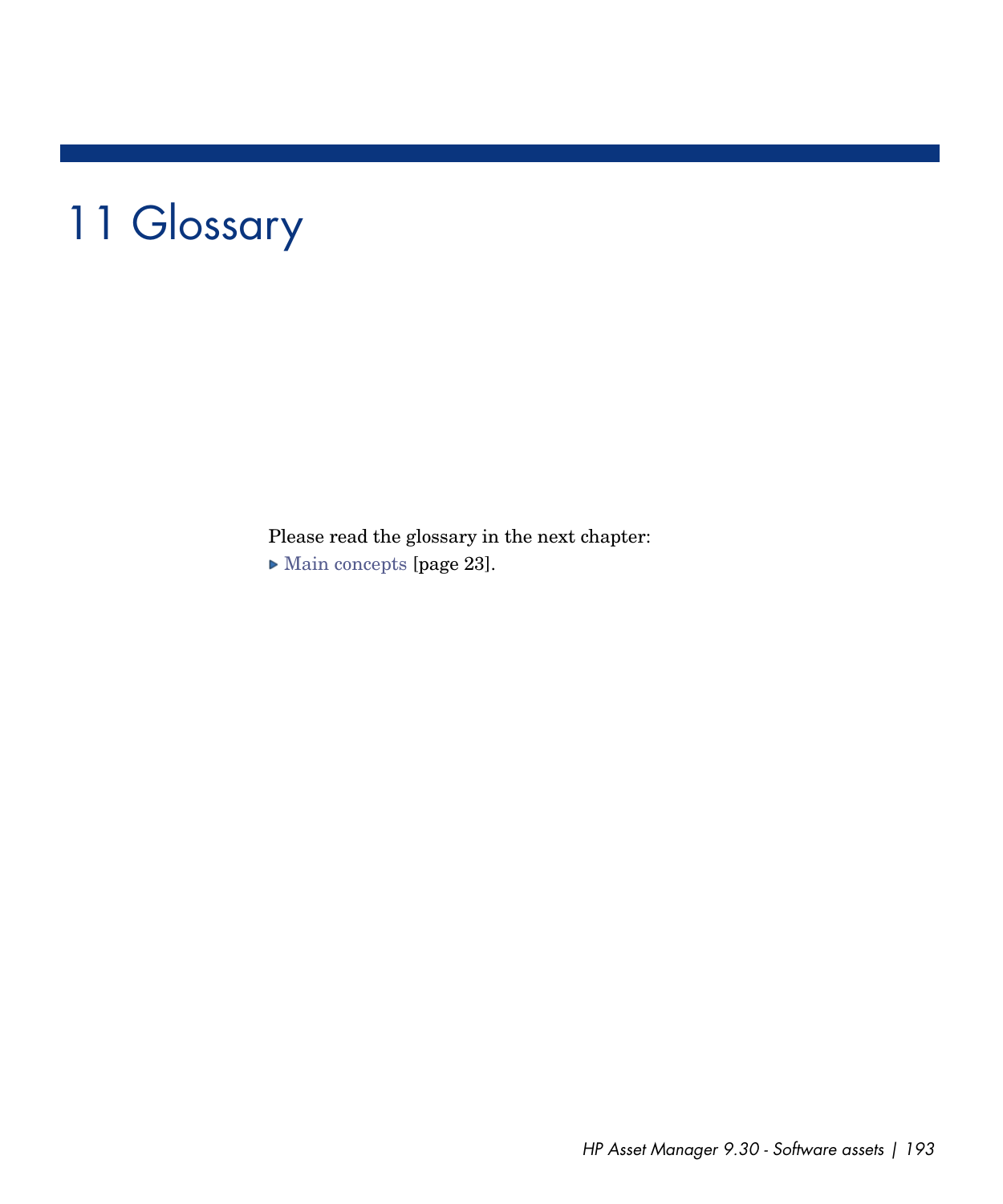# 11 Glossary

Please read the glossary in the next chapter:

- Main concepts [page 23].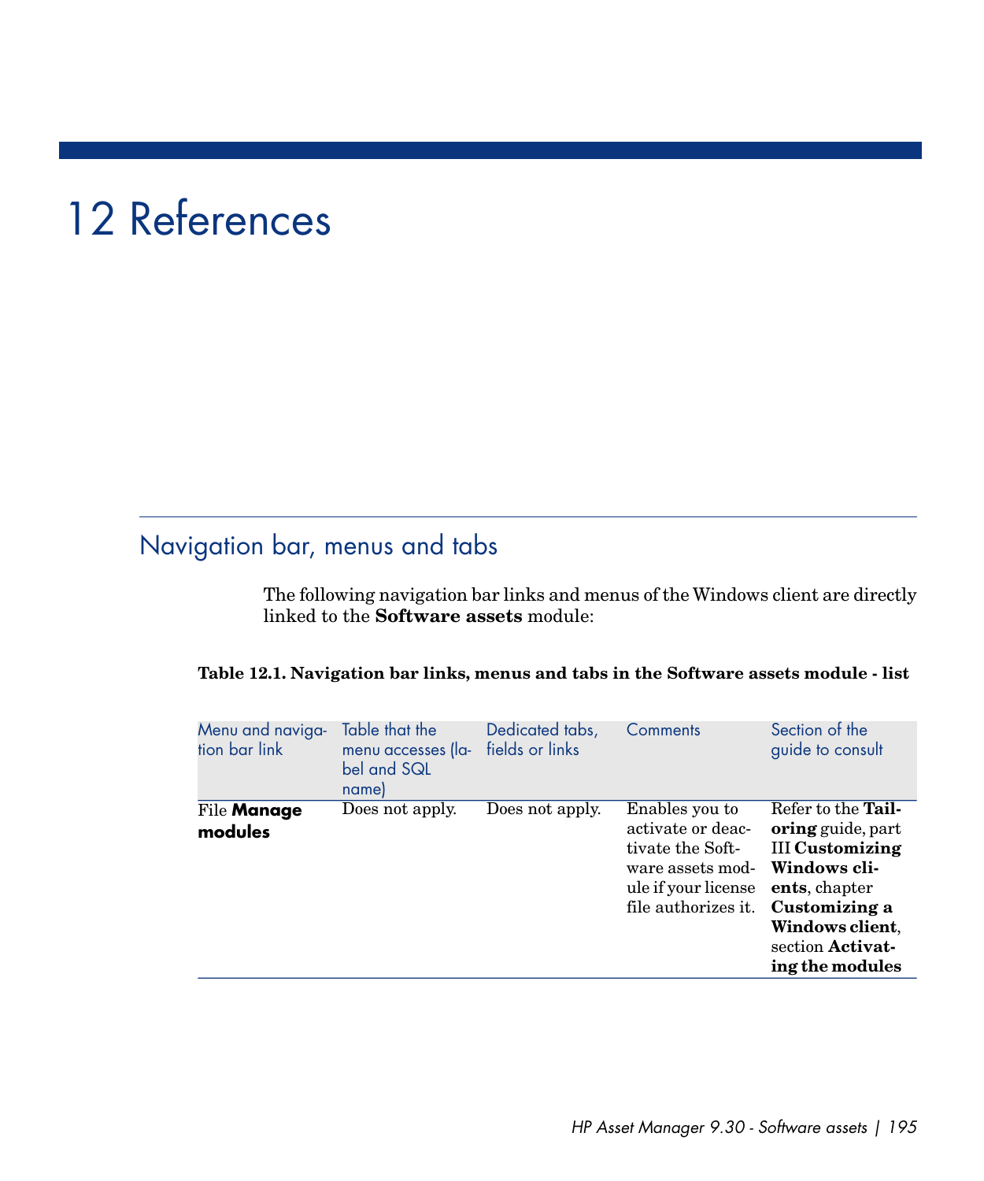# 12 References

## Navigation bar, menus and tabs

The following navigation bar links and menus of the Windows client are directly linked to the **Software assets** module:

**Table 12.1. Navigation bar links, menus and tabs in the Software assets module - list**

| Menu and navigation bar link | Table that the menu accesses (label and SQL name) | Dedicated tabs, fields or links | Comments | Section of the guide to consult |
| --- | --- | --- | --- | --- |
| File **Manage modules** | Does not apply. | Does not apply. | Enables you to activate or deactivate the Software assets module if your license file authorizes it. | Refer to the **Tailoring** guide, part III **Customizing Windows clients**, chapter **Customizing a Windows client**, section **Activating the modules** |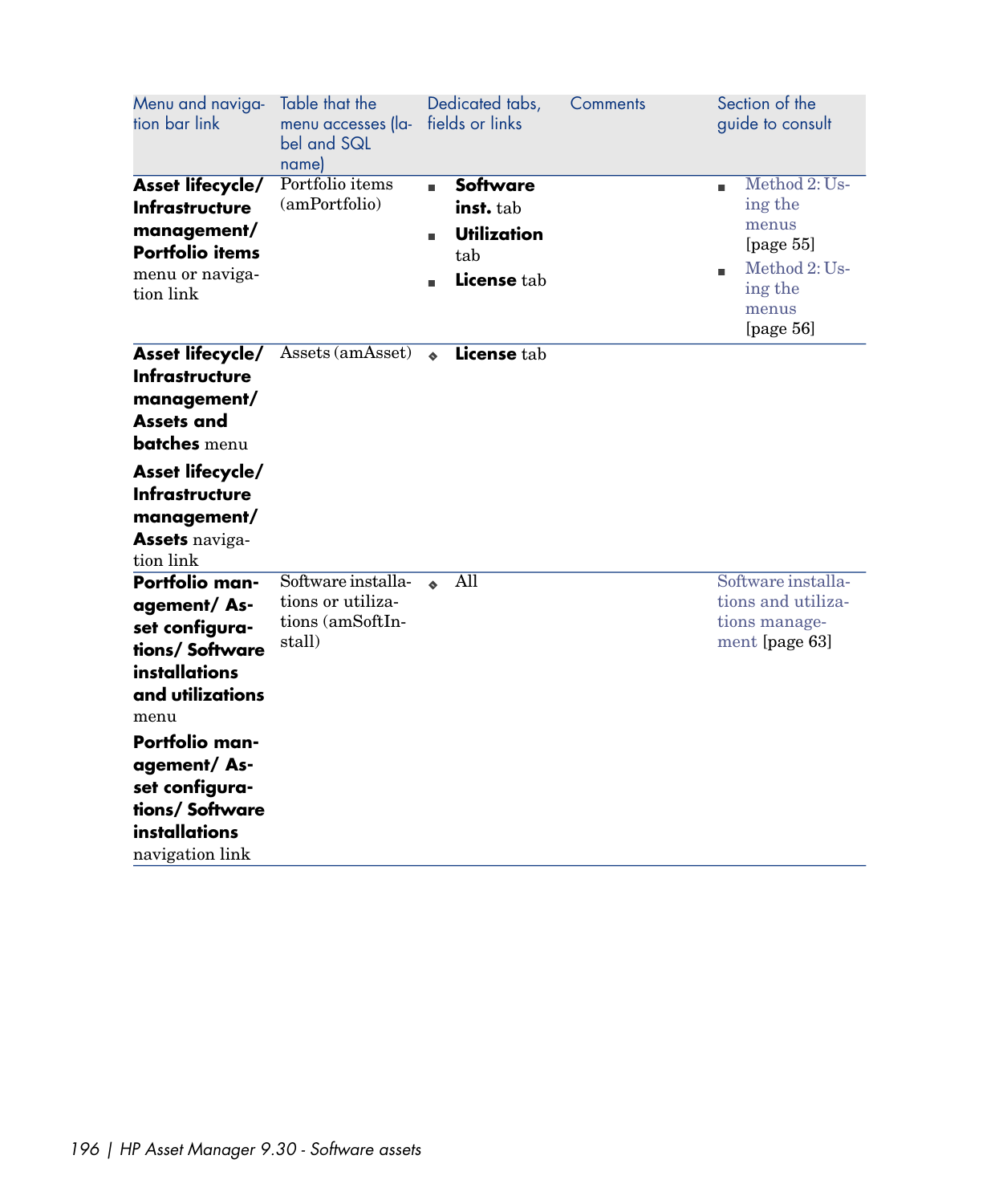| Menu and navigation bar link | Table that the menu accesses (label and SQL name) | Dedicated tabs, fields or links | Comments | Section of the guide to consult |
|---|---|---|---|---|
| **Asset lifecycle/ Infrastructure management/ Portfolio items** menu or navigation link | Portfolio items (amPortfolio) | ■ **Software inst.** tab<br>■ **Utilization** tab<br>■ **License** tab | | ■ Method 2: Using the menus [page 55]<br>■ Method 2: Using the menus [page 56] |
| **Asset lifecycle/ Infrastructure management/ Assets and batches** menu<br>**Asset lifecycle/ Infrastructure management/ Assets** navigation link | Assets (amAsset) | ◆ **License** tab | | |
| **Portfolio management/ Asset configurations/ Software installations and utilizations** menu<br>**Portfolio management/ Asset configurations/ Software installations** navigation link | Software installations or utilizations (amSoftInstall) | ◆ All | | Software installations and utilizations management [page 63] |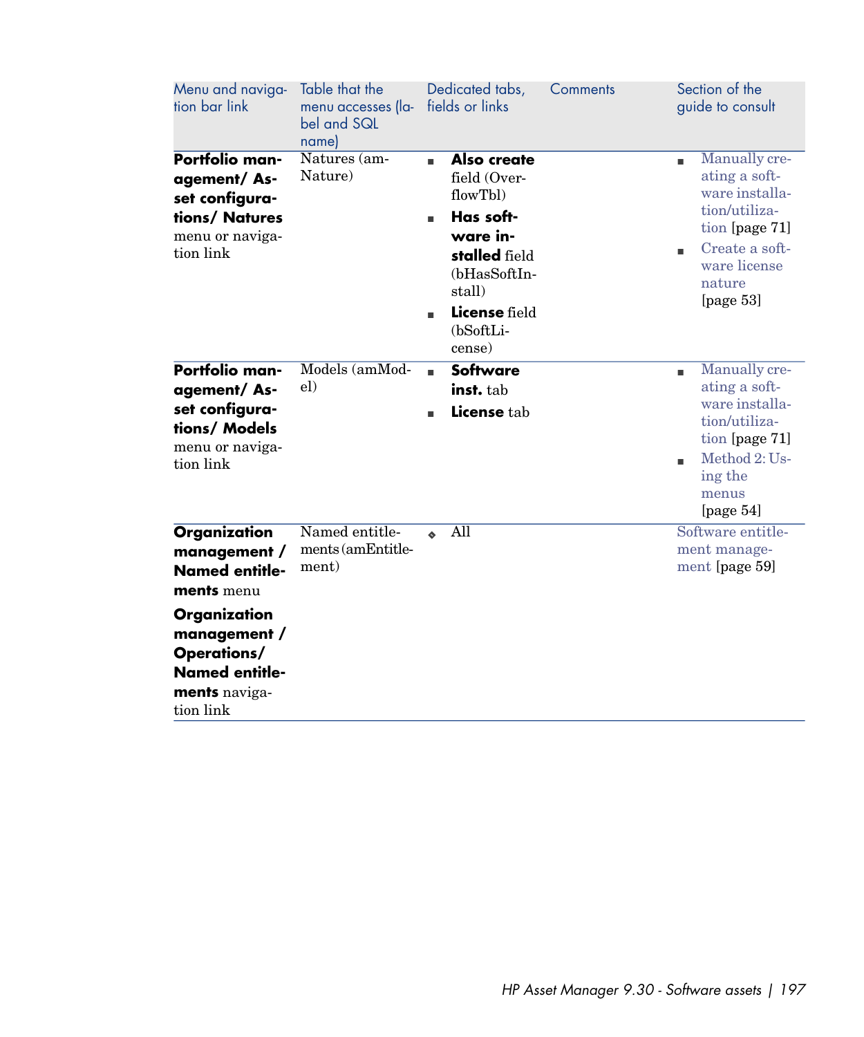| Menu and navigation bar link | Table that the menu accesses (label and SQL name) | Dedicated tabs, fields or links | Comments | Section of the guide to consult |
|---|---|---|---|---|
| **Portfolio management/ Asset configurations/ Natures** menu or navigation link | Natures (amNature) | ▪ **Also create** field (OverflowTbl)<br>▪ **Has software installed** field (bHasSoftInstall)<br>▪ **License** field (bSoftLicense) | | ▪ Manually creating a software installation/utilization [page 71]<br>▪ Create a software license nature [page 53] |
| **Portfolio management/ Asset configurations/ Models** menu or navigation link | Models (amModel) | ▪ **Software inst.** tab<br>▪ **License** tab | | ▪ Manually creating a software installation/utilization [page 71]<br>▪ Method 2: Using the menus [page 54] |
| **Organization management / Named entitlements** menu<br>**Organization management / Operations/ Named entitlements** navigation link | Named entitlements (amEntitlement) | ◆ All | | Software entitlement management [page 59] |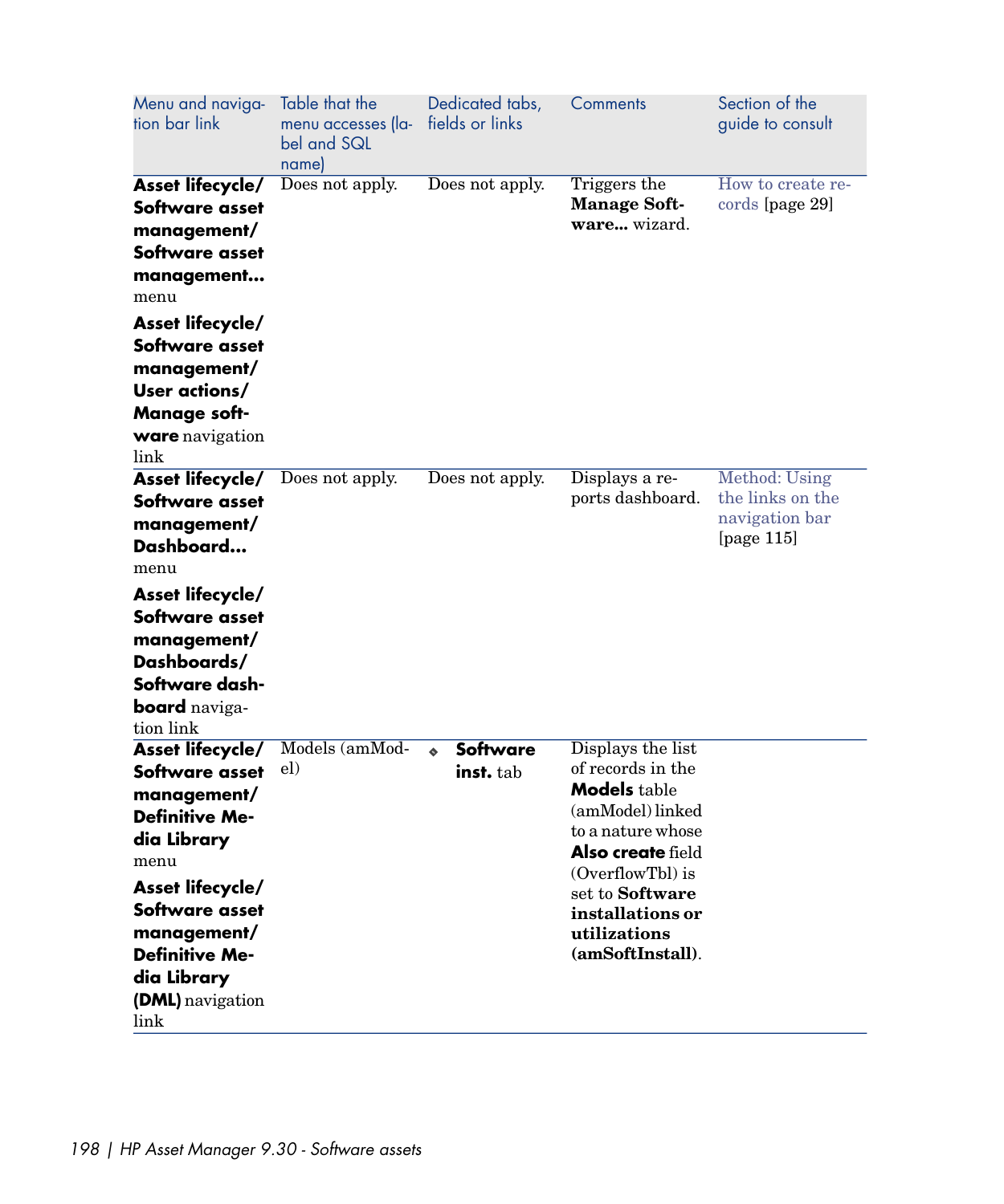| Menu and navigation bar link | Table that the menu accesses (label and SQL name) | Dedicated tabs, fields or links | Comments | Section of the guide to consult |
|---|---|---|---|---|
| **Asset lifecycle/ Software asset management/ Software asset management...** menu<br><br>**Asset lifecycle/ Software asset management/ User actions/ Manage software** navigation link | Does not apply. | Does not apply. | Triggers the **Manage Software...** wizard. | How to create records [page 29] |
| **Asset lifecycle/ Software asset management/ Dashboard...** menu<br><br>**Asset lifecycle/ Software asset management/ Dashboards/ Software dashboard** navigation link | Does not apply. | Does not apply. | Displays a reports dashboard. | Method: Using the links on the navigation bar [page 115] |
| **Asset lifecycle/ Software asset management/ Definitive Media Library** menu<br><br>**Asset lifecycle/ Software asset management/ Definitive Media Library (DML)** navigation link | Models (amModel) | ◆ **Software inst.** tab | Displays the list of records in the **Models** table (amModel) linked to a nature whose **Also create** field (OverflowTbl) is set to **Software installations or utilizations (amSoftInstall)**. | |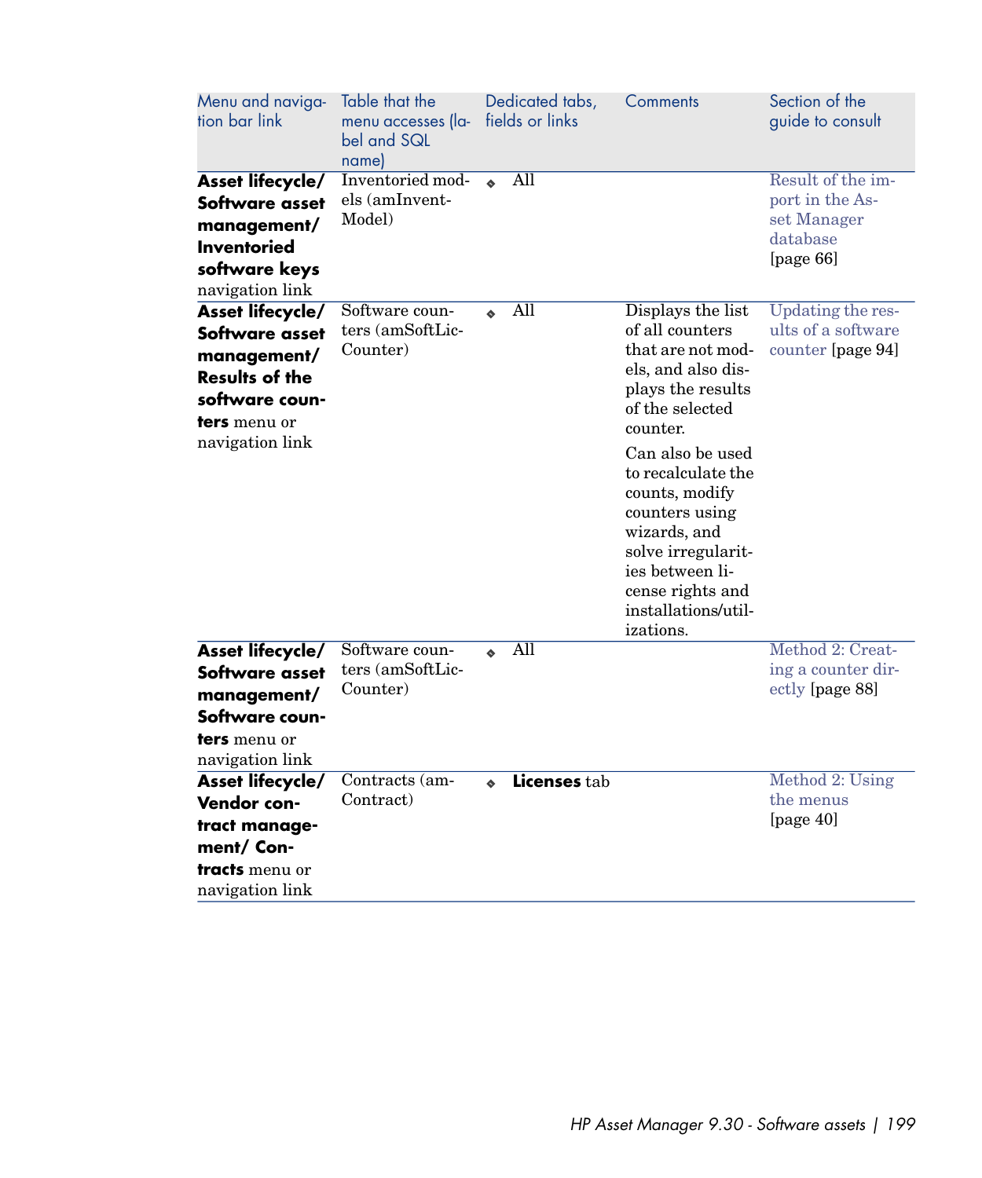| Menu and navigation bar link | Table that the menu accesses (label and SQL name) | Dedicated tabs, fields or links | Comments | Section of the guide to consult |
|---|---|---|---|---|
| **Asset lifecycle/ Software asset management/ Inventoried software keys** navigation link | Inventoried models (amInventModel) | ◆ All | | Result of the import in the Asset Manager database [page 66] |
| **Asset lifecycle/ Software asset management/ Results of the software counters** menu or navigation link | Software counters (amSoftLicCounter) | ◆ All | Displays the list of all counters that are not models, and also displays the results of the selected counter.<br><br>Can also be used to recalculate the counts, modify counters using wizards, and solve irregularities between license rights and installations/utilizations. | Updating the results of a software counter [page 94] |
| **Asset lifecycle/ Software asset management/ Software counters** menu or navigation link | Software counters (amSoftLicCounter) | ◆ All | | Method 2: Creating a counter directly [page 88] |
| **Asset lifecycle/ Vendor contract management/ Contracts** menu or navigation link | Contracts (amContract) | ◆ **Licenses** tab | | Method 2: Using the menus [page 40] |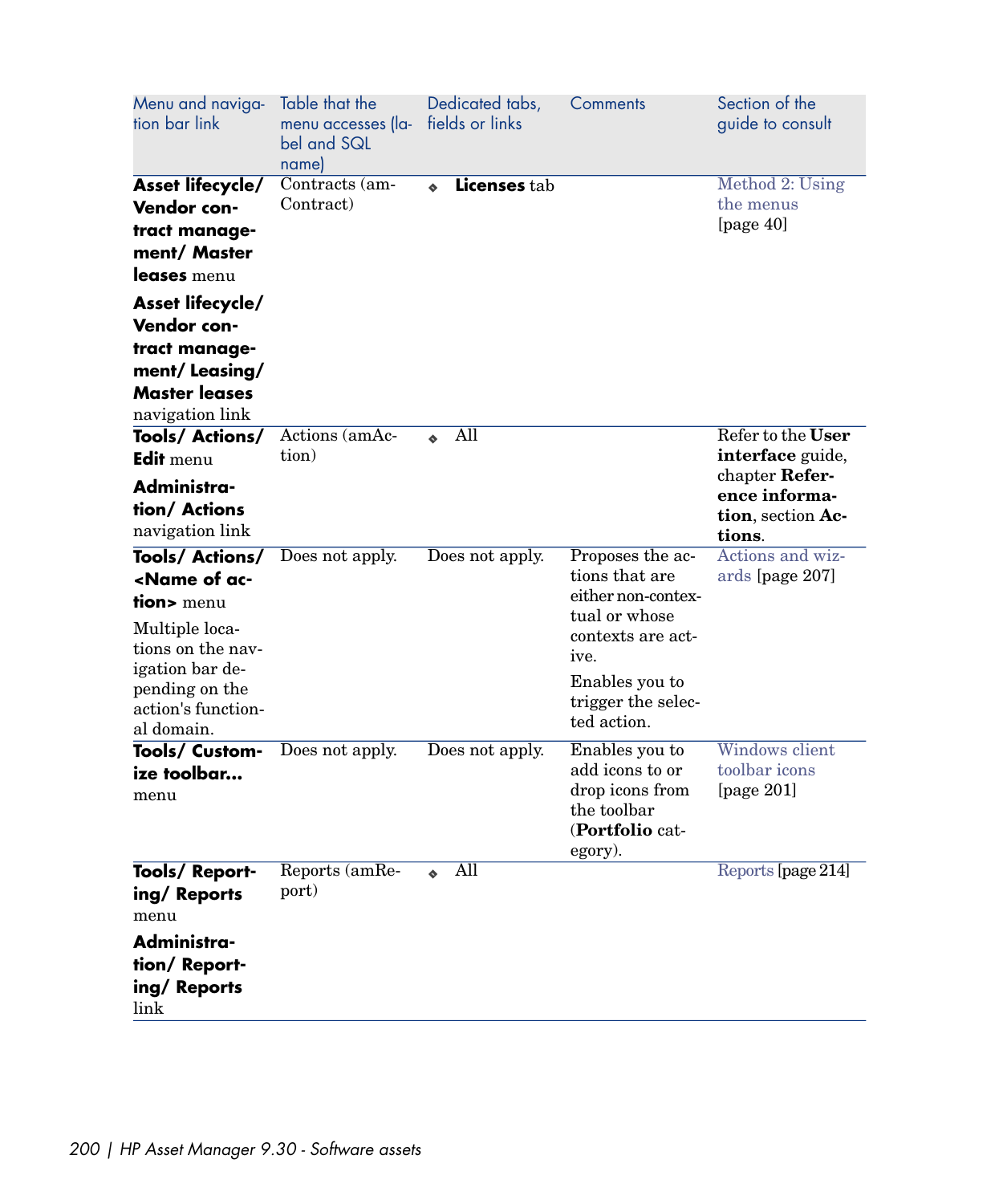| Menu and navigation bar link | Table that the menu accesses (label and SQL name) | Dedicated tabs, fields or links | Comments | Section of the guide to consult |
|---|---|---|---|---|
| **Asset lifecycle/ Vendor contract management/ Master leases** menu<br>**Asset lifecycle/ Vendor contract management/ Leasing/ Master leases** navigation link | Contracts (amContract) | ◆ **Licenses** tab | | Method 2: Using the menus [page 40] |
| **Tools/ Actions/ Edit** menu<br>**Administration/ Actions** navigation link | Actions (amAction) | ◆ All | | Refer to the **User interface** guide, chapter **Reference information**, section **Actions**. |
| **Tools/ Actions/ <Name of action>** menu<br>Multiple locations on the navigation bar depending on the action's functional domain. | Does not apply. | Does not apply. | Proposes the actions that are either non-contextual or whose contexts are active.<br>Enables you to trigger the selected action. | Actions and wizards [page 207] |
| **Tools/ Customize toolbar...** menu | Does not apply. | Does not apply. | Enables you to add icons to or drop icons from the toolbar (**Portfolio** category). | Windows client toolbar icons [page 201] |
| **Tools/ Reporting/ Reports** menu<br>**Administration/ Reporting/ Reports** link | Reports (amReport) | ◆ All | | Reports [page 214] |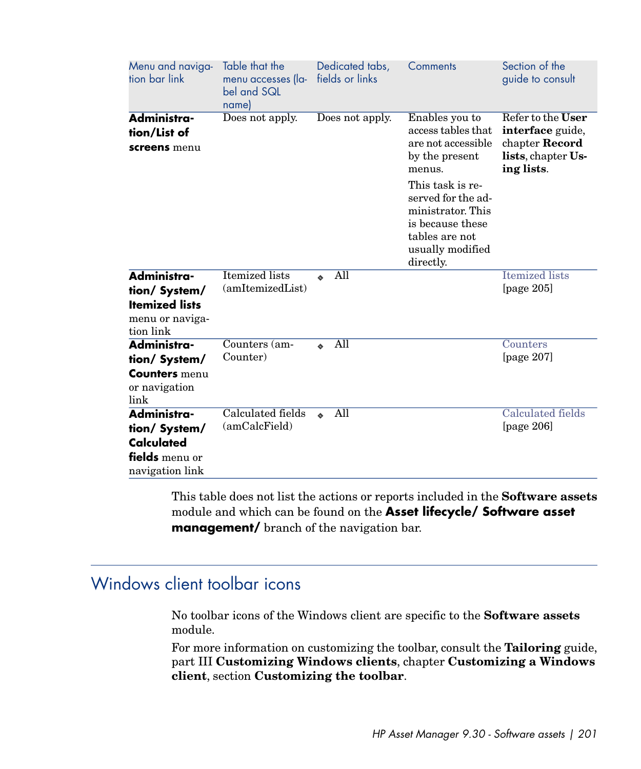| Menu and navigation bar link | Table that the menu accesses (label and SQL name) | Dedicated tabs, fields or links | Comments | Section of the guide to consult |
|---|---|---|---|---|
| **Administration/List of screens** menu | Does not apply. | Does not apply. | Enables you to access tables that are not accessible by the present menus.<br><br>This task is reserved for the administrator. This is because these tables are not usually modified directly. | Refer to the **User interface** guide, chapter **Record lists**, chapter **Using lists**. |
| **Administration/ System/ Itemized lists** menu or navigation link | Itemized lists (amItemizedList) | ◆ All | | Itemized lists [page 205] |
| **Administration/ System/ Counters** menu or navigation link | Counters (amCounter) | ◆ All | | Counters [page 207] |
| **Administration/ System/ Calculated fields** menu or navigation link | Calculated fields (amCalcField) | ◆ All | | Calculated fields [page 206] |

This table does not list the actions or reports included in the **Software assets** module and which can be found on the **Asset lifecycle/ Software asset management/** branch of the navigation bar.

## Windows client toolbar icons

No toolbar icons of the Windows client are specific to the **Software assets** module.

For more information on customizing the toolbar, consult the **Tailoring** guide, part III **Customizing Windows clients**, chapter **Customizing a Windows client**, section **Customizing the toolbar**.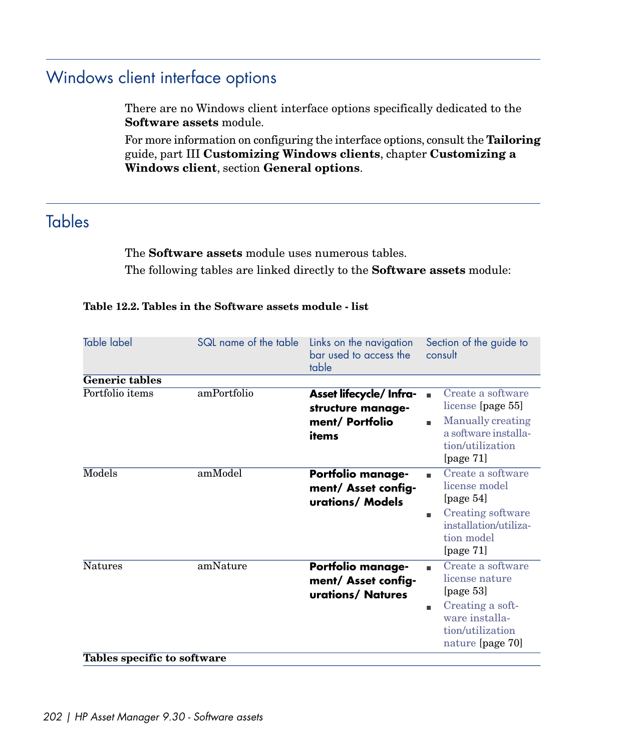## Windows client interface options

There are no Windows client interface options specifically dedicated to the **Software assets** module.

For more information on configuring the interface options, consult the **Tailoring** guide, part III **Customizing Windows clients**, chapter **Customizing a Windows client**, section **General options**.

## Tables

The **Software assets** module uses numerous tables.

The following tables are linked directly to the **Software assets** module:

**Table 12.2. Tables in the Software assets module - list**

| Table label | SQL name of the table | Links on the navigation bar used to access the table | Section of the guide to consult |
|---|---|---|---|
| **Generic tables** | | | |
| Portfolio items | amPortfolio | **Asset lifecycle/ Infrastructure management/ Portfolio items** | ▪ Create a software license [page 55]<br>▪ Manually creating a software installation/utilization [page 71] |
| Models | amModel | **Portfolio management/ Asset configurations/ Models** | ▪ Create a software license model [page 54]<br>▪ Creating software installation/utilization model [page 71] |
| Natures | amNature | **Portfolio management/ Asset configurations/ Natures** | ▪ Create a software license nature [page 53]<br>▪ Creating a software installation/utilization nature [page 70] |
| **Tables specific to software** | | | |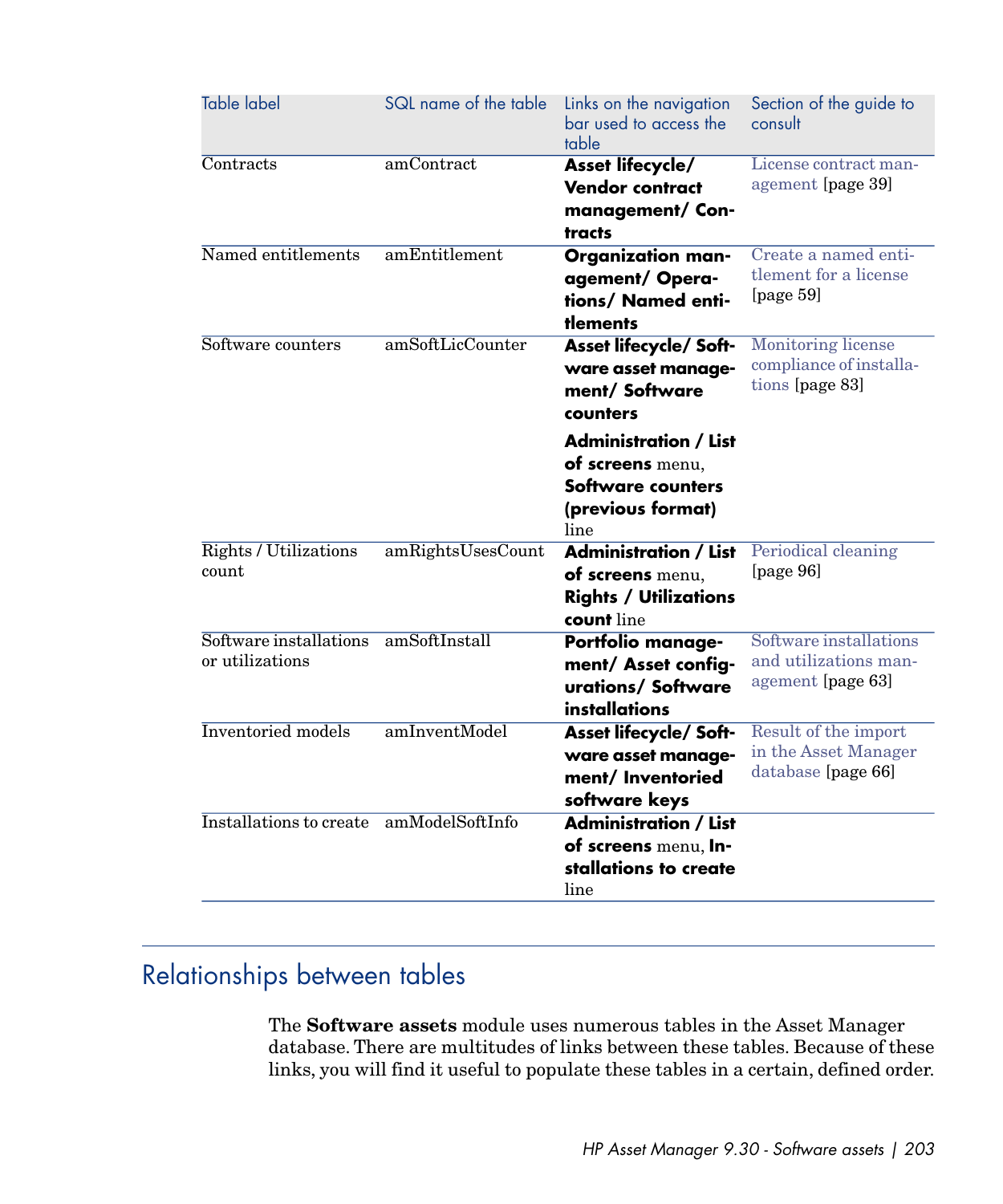| Table label | SQL name of the table | Links on the navigation bar used to access the table | Section of the guide to consult |
|---|---|---|---|
| Contracts | amContract | **Asset lifecycle/ Vendor contract management/ Contracts** | License contract management [page 39] |
| Named entitlements | amEntitlement | **Organization management/ Operations/ Named entitlements** | Create a named entitlement for a license [page 59] |
| Software counters | amSoftLicCounter | **Asset lifecycle/ Software asset management/ Software counters**<br>**Administration / List of screens** menu, **Software counters (previous format)** line | Monitoring license compliance of installations [page 83] |
| Rights / Utilizations count | amRightsUsesCount | **Administration / List of screens** menu, **Rights / Utilizations count** line | Periodical cleaning [page 96] |
| Software installations or utilizations | amSoftInstall | **Portfolio management/ Asset configurations/ Software installations** | Software installations and utilizations management [page 63] |
| Inventoried models | amInventModel | **Asset lifecycle/ Software asset management/ Inventoried software keys** | Result of the import in the Asset Manager database [page 66] |
| Installations to create | amModelSoftInfo | **Administration / List of screens** menu, **Installations to create** line | |

## Relationships between tables

The **Software assets** module uses numerous tables in the Asset Manager database. There are multitudes of links between these tables. Because of these links, you will find it useful to populate these tables in a certain, defined order.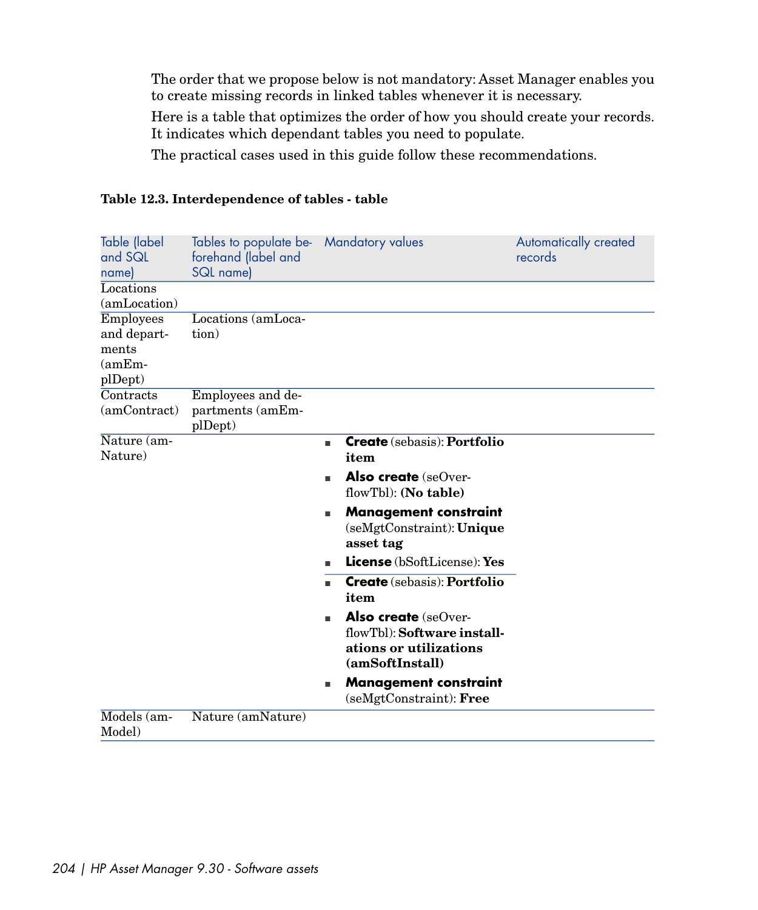The order that we propose below is not mandatory: Asset Manager enables you to create missing records in linked tables whenever it is necessary.

Here is a table that optimizes the order of how you should create your records. It indicates which dependant tables you need to populate.

The practical cases used in this guide follow these recommendations.

**Table 12.3. Interdependence of tables - table**

| Table (label and SQL name) | Tables to populate beforehand (label and SQL name) | Mandatory values | Automatically created records |
|---|---|---|---|
| Locations (amLocation) | | | |
| Employees and departments (amEmplDept) | Locations (amLocation) | | |
| Contracts (amContract) | Employees and departments (amEmplDept) | | |
| Nature (amNature) | | <ul><li>**Create** (sebasis): **Portfolio item**</li><li>**Also create** (seOverflowTbl): **(No table)**</li><li>**Management constraint** (seMgtConstraint): **Unique asset tag**</li><li>**License** (bSoftLicense): **Yes**</li></ul> | |
| | | <ul><li>**Create** (sebasis): **Portfolio item**</li><li>**Also create** (seOverflowTbl): **Software installations or utilizations (amSoftInstall)**</li><li>**Management constraint** (seMgtConstraint): **Free**</li></ul> | |
| Models (amModel) | Nature (amNature) | | |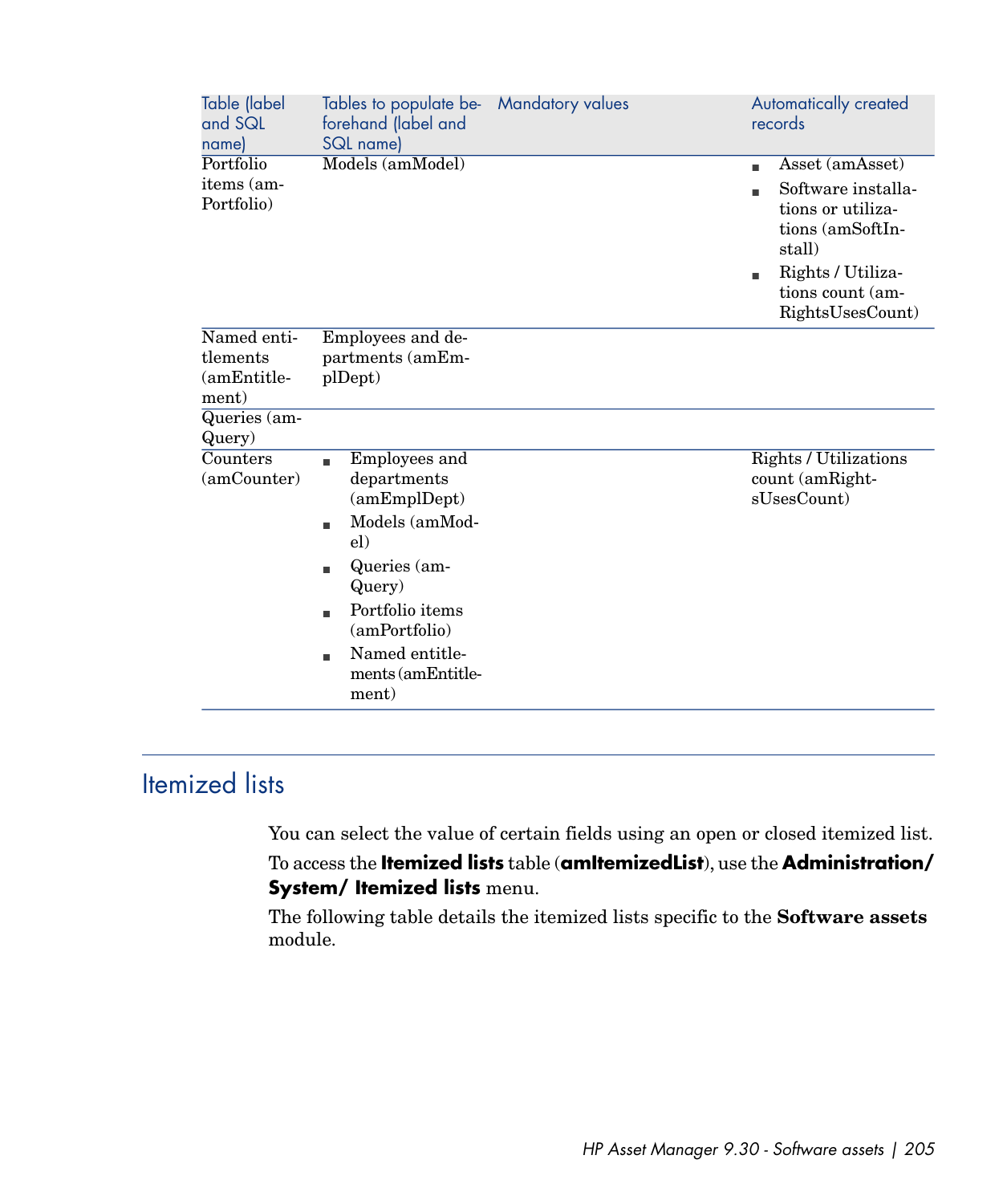| Table (label and SQL name) | Tables to populate beforehand (label and SQL name) | Mandatory values | Automatically created records |
|---|---|---|---|
| Portfolio items (amPortfolio) | Models (amModel) | | ▪ Asset (amAsset)<br>▪ Software installations or utilizations (amSoftInstall)<br>▪ Rights / Utilizations count (amRightsUsesCount) |
| Named entitlements (amEntitlement) | Employees and departments (amEmplDept) | | |
| Queries (amQuery) | | | |
| Counters (amCounter) | ▪ Employees and departments (amEmplDept)<br>▪ Models (amModel)<br>▪ Queries (amQuery)<br>▪ Portfolio items (amPortfolio)<br>▪ Named entitlements (amEntitlement) | | Rights / Utilizations count (amRightsUsesCount) |

## Itemized lists

You can select the value of certain fields using an open or closed itemized list.

To access the **Itemized lists** table (**amItemizedList**), use the **Administration/ System/ Itemized lists** menu.

The following table details the itemized lists specific to the **Software assets** module.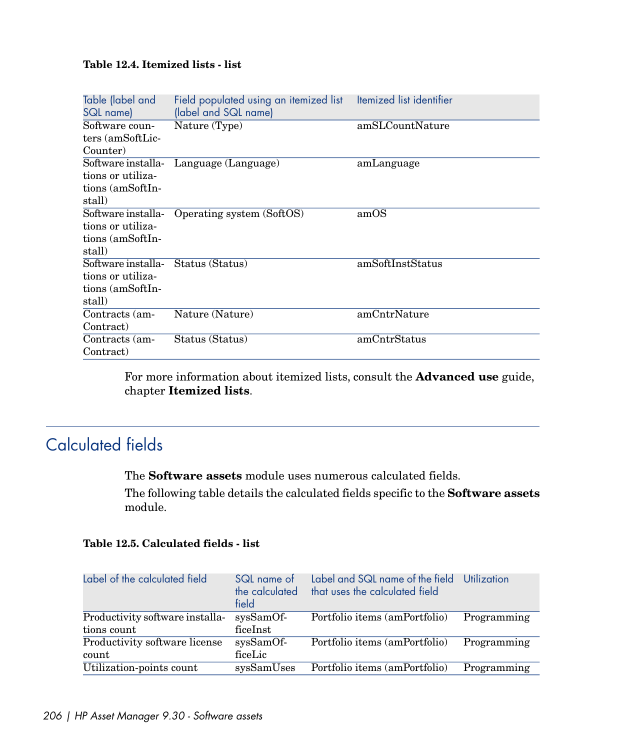**Table 12.4. Itemized lists - list**

| Table (label and SQL name) | Field populated using an itemized list (label and SQL name) | Itemized list identifier |
|---|---|---|
| Software counters (amSoftLicCounter) | Nature (Type) | amSLCountNature |
| Software installations or utilizations (amSoftInstall) | Language (Language) | amLanguage |
| Software installations or utilizations (amSoftInstall) | Operating system (SoftOS) | amOS |
| Software installations or utilizations (amSoftInstall) | Status (Status) | amSoftInstStatus |
| Contracts (amContract) | Nature (Nature) | amCntrNature |
| Contracts (amContract) | Status (Status) | amCntrStatus |

For more information about itemized lists, consult the **Advanced use** guide, chapter **Itemized lists**.

## Calculated fields

The **Software assets** module uses numerous calculated fields.

The following table details the calculated fields specific to the **Software assets** module.

**Table 12.5. Calculated fields - list**

| Label of the calculated field | SQL name of the calculated field | Label and SQL name of the field that uses the calculated field | Utilization |
|---|---|---|---|
| Productivity software installations count | sysSamOfficeInst | Portfolio items (amPortfolio) | Programming |
| Productivity software license count | sysSamOfficeLic | Portfolio items (amPortfolio) | Programming |
| Utilization-points count | sysSamUses | Portfolio items (amPortfolio) | Programming |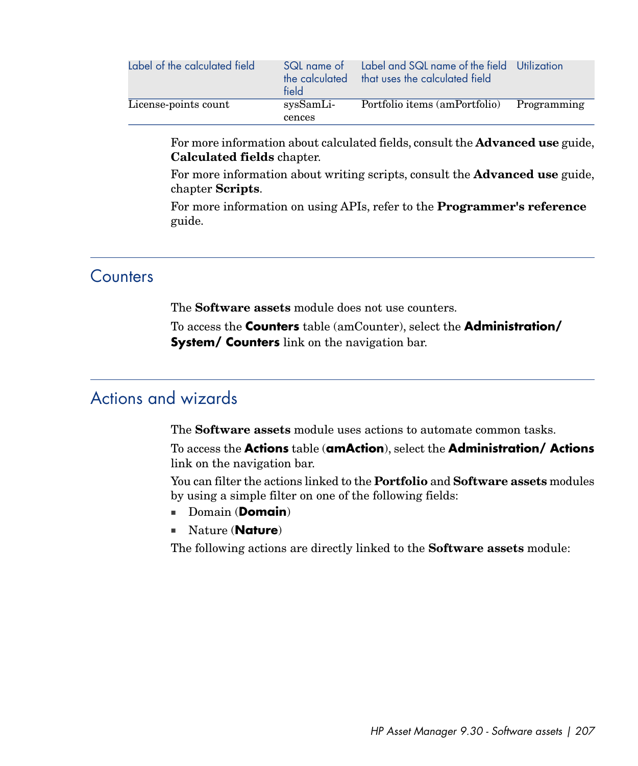| Label of the calculated field | SQL name of the calculated field | Label and SQL name of the field that uses the calculated field | Utilization |
| --- | --- | --- | --- |
| License-points count | sysSamLicences | Portfolio items (amPortfolio) | Programming |

For more information about calculated fields, consult the **Advanced use** guide, **Calculated fields** chapter.

For more information about writing scripts, consult the **Advanced use** guide, chapter **Scripts**.

For more information on using APIs, refer to the **Programmer's reference** guide.

## Counters

The **Software assets** module does not use counters.

To access the **Counters** table (amCounter), select the **Administration/ System/ Counters** link on the navigation bar.

## Actions and wizards

The **Software assets** module uses actions to automate common tasks.

To access the **Actions** table (**amAction**), select the **Administration/ Actions** link on the navigation bar.

You can filter the actions linked to the **Portfolio** and **Software assets** modules by using a simple filter on one of the following fields:

- Domain (**Domain**)
- Nature (**Nature**)

The following actions are directly linked to the **Software assets** module: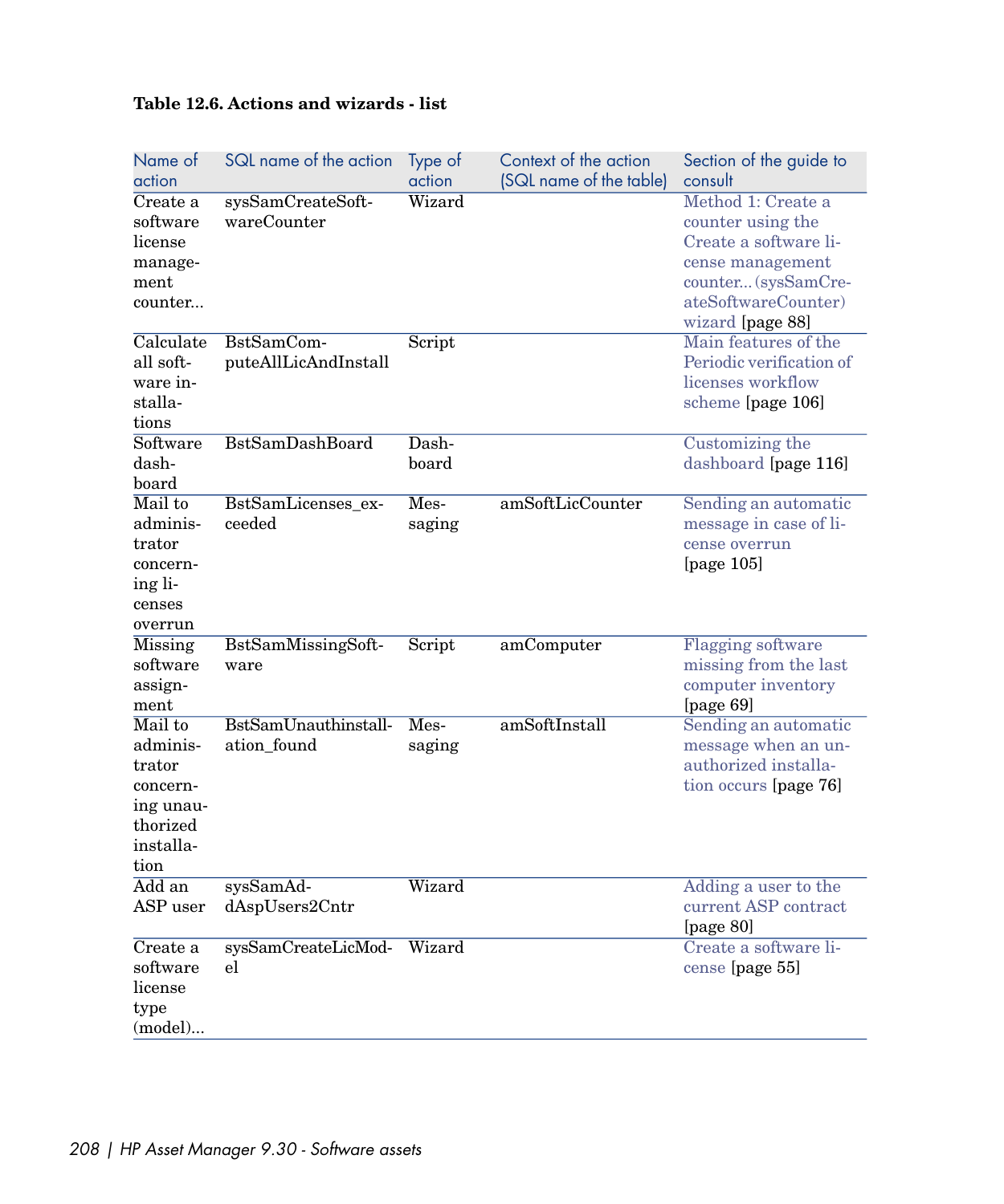**Table 12.6. Actions and wizards - list**

| Name of action | SQL name of the action | Type of action | Context of the action (SQL name of the table) | Section of the guide to consult |
| --- | --- | --- | --- | --- |
| Create a software license management counter... | sysSamCreateSoftwareCounter | Wizard | | Method 1: Create a counter using the Create a software license management counter... (sysSamCreateSoftwareCounter) wizard [page 88] |
| Calculate all software installations | BstSamComputeAllLicAndInstall | Script | | Main features of the Periodic verification of licenses workflow scheme [page 106] |
| Software dashboard | BstSamDashBoard | Dashboard | | Customizing the dashboard [page 116] |
| Mail to administrator concerning licenses overrun | BstSamLicenses_exceeded | Messaging | amSoftLicCounter | Sending an automatic message in case of license overrun [page 105] |
| Missing software assignment | BstSamMissingSoftware | Script | amComputer | Flagging software missing from the last computer inventory [page 69] |
| Mail to administrator concerning unauthorized installation | BstSamUnauthinstallation_found | Messaging | amSoftInstall | Sending an automatic message when an unauthorized installation occurs [page 76] |
| Add an ASP user | sysSamAddAspUsers2Cntr | Wizard | | Adding a user to the current ASP contract [page 80] |
| Create a software license type (model)... | sysSamCreateLicModel | Wizard | | Create a software license [page 55] |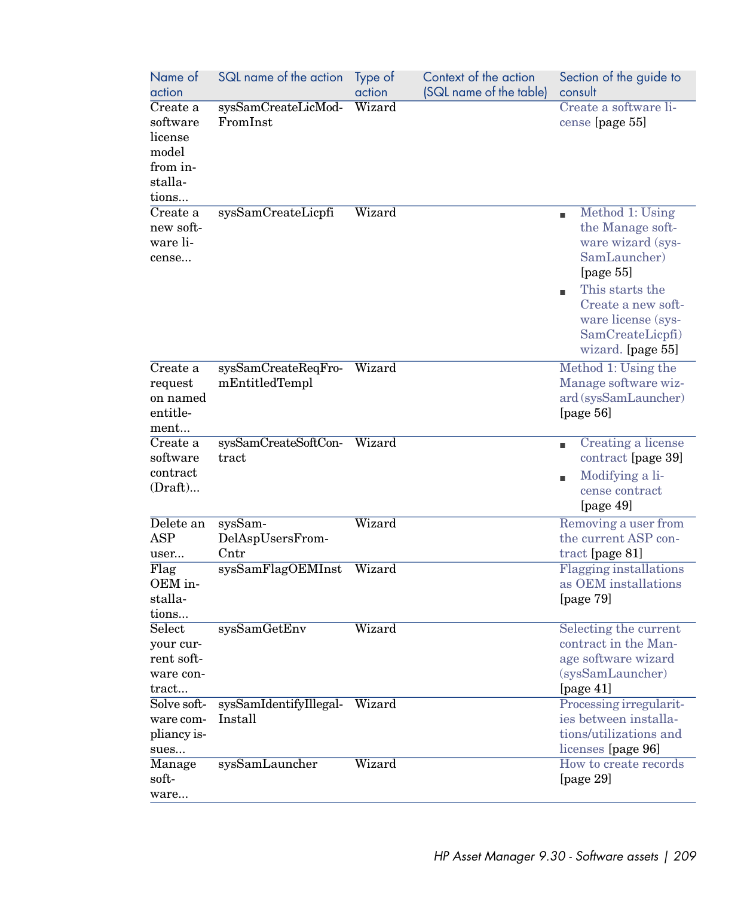| Name of action | SQL name of the action | Type of action | Context of the action (SQL name of the table) | Section of the guide to consult |
|---|---|---|---|---|
| Create a software license model from installations... | sysSamCreateLicModFromInst | Wizard | | Create a software license [page 55] |
| Create a new software license... | sysSamCreateLicpfi | Wizard | | ▪ Method 1: Using the Manage software wizard (sysSamLauncher) [page 55] ▪ This starts the Create a new software license (sysSamCreateLicpfi) wizard. [page 55] |
| Create a request on named entitlement... | sysSamCreateReqFromEntitledTempl | Wizard | | Method 1: Using the Manage software wizard (sysSamLauncher) [page 56] |
| Create a software contract (Draft)... | sysSamCreateSoftContract | Wizard | | ▪ Creating a license contract [page 39] ▪ Modifying a license contract [page 49] |
| Delete an ASP user... | sysSamDelAspUsersFromCntr | Wizard | | Removing a user from the current ASP contract [page 81] |
| Flag OEM installations... | sysSamFlagOEMInst | Wizard | | Flagging installations as OEM installations [page 79] |
| Select your current software contract... | sysSamGetEnv | Wizard | | Selecting the current contract in the Manage software wizard (sysSamLauncher) [page 41] |
| Solve software compliancy issues... | sysSamIdentifyIllegalInstall | Wizard | | Processing irregularities between installations/utilizations and licenses [page 96] |
| Manage software... | sysSamLauncher | Wizard | | How to create records [page 29] |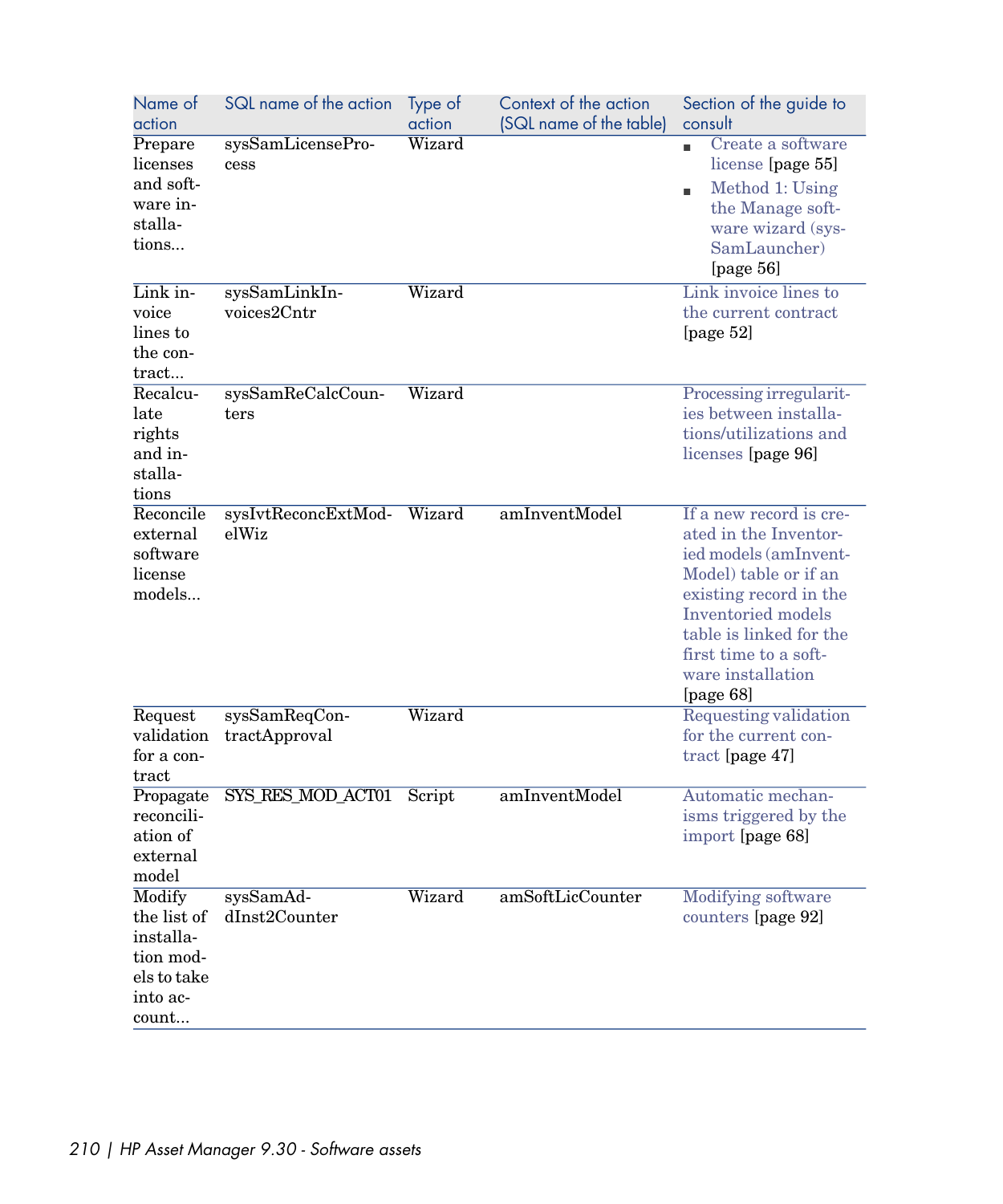| Name of action | SQL name of the action | Type of action | Context of the action (SQL name of the table) | Section of the guide to consult |
|---|---|---|---|---|
| Prepare licenses and software installations... | sysSamLicenseProcess | Wizard | | ■ Create a software license [page 55] ■ Method 1: Using the Manage software wizard (sysSamLauncher) [page 56] |
| Link invoice lines to the contract... | sysSamLinkInvoices2Cntr | Wizard | | Link invoice lines to the current contract [page 52] |
| Recalculate rights and installations | sysSamReCalcCounters | Wizard | | Processing irregularities between installations/utilizations and licenses [page 96] |
| Reconcile external software license models... | sysIvtReconcExtModelWiz | Wizard | amInventModel | If a new record is created in the Inventoried models (amInventModel) table or if an existing record in the Inventoried models table is linked for the first time to a software installation [page 68] |
| Request validation for a contract | sysSamReqContractApproval | Wizard | | Requesting validation for the current contract [page 47] |
| Propagate reconciliation of external model | SYS_RES_MOD_ACT01 | Script | amInventModel | Automatic mechanisms triggered by the import [page 68] |
| Modify the list of installation models to take into account... | sysSamAddInst2Counter | Wizard | amSoftLicCounter | Modifying software counters [page 92] |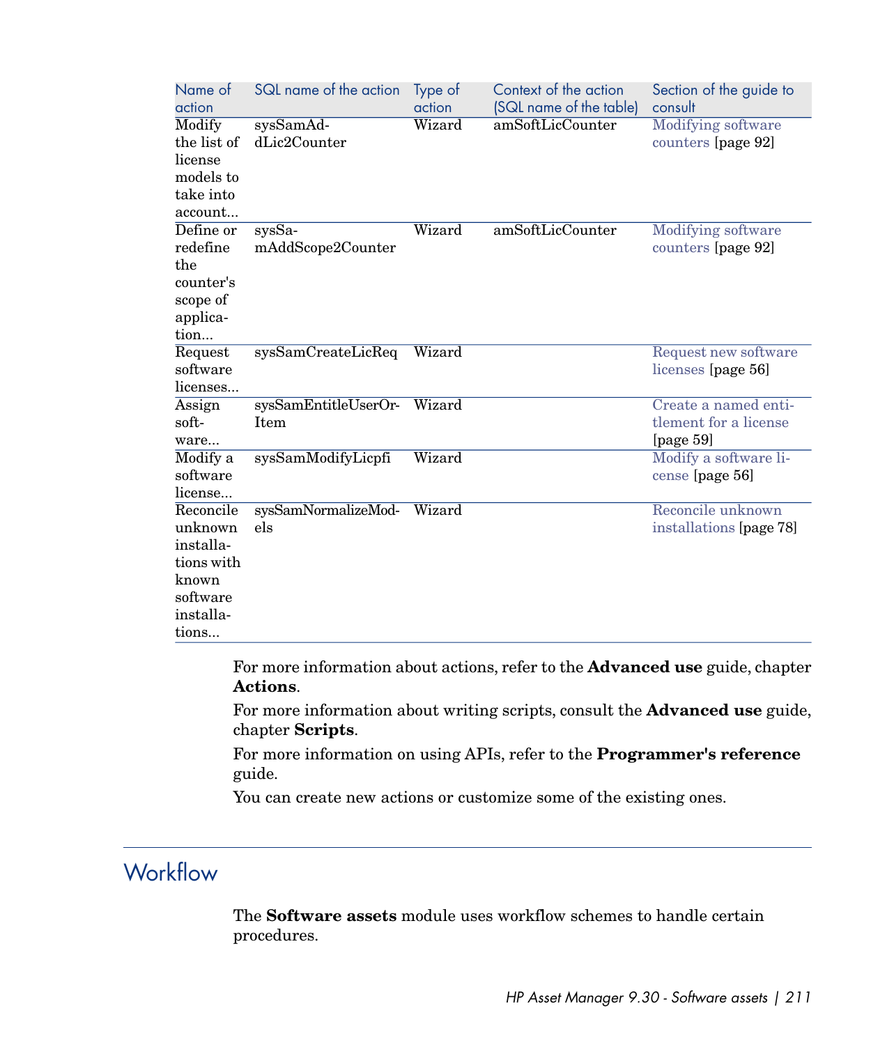| Name of action | SQL name of the action | Type of action | Context of the action (SQL name of the table) | Section of the guide to consult |
|---|---|---|---|---|
| Modify the list of license models to take into account... | sysSamAddLic2Counter | Wizard | amSoftLicCounter | Modifying software counters [page 92] |
| Define or redefine the counter's scope of application... | sysSamAddScope2Counter | Wizard | amSoftLicCounter | Modifying software counters [page 92] |
| Request software licenses... | sysSamCreateLicReq | Wizard | | Request new software licenses [page 56] |
| Assign software... | sysSamEntitleUserOrItem | Wizard | | Create a named entitlement for a license [page 59] |
| Modify a software license... | sysSamModifyLicpfi | Wizard | | Modify a software license [page 56] |
| Reconcile unknown installations with known software installations... | sysSamNormalizeModels | Wizard | | Reconcile unknown installations [page 78] |

For more information about actions, refer to the **Advanced use** guide, chapter **Actions**.

For more information about writing scripts, consult the **Advanced use** guide, chapter **Scripts**.

For more information on using APIs, refer to the **Programmer's reference** guide.

You can create new actions or customize some of the existing ones.

## Workflow

The **Software assets** module uses workflow schemes to handle certain procedures.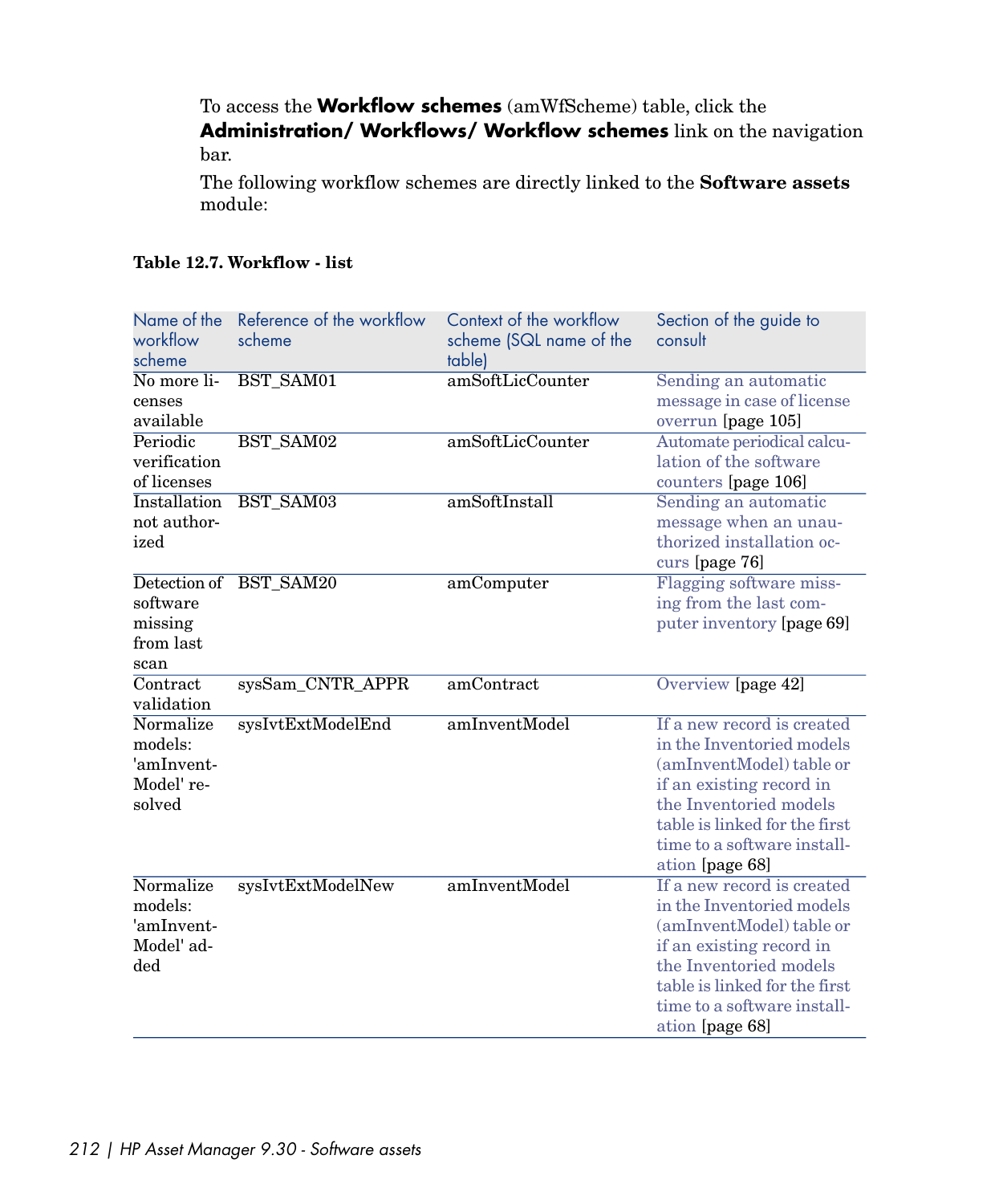To access the **Workflow schemes** (amWfScheme) table, click the **Administration/ Workflows/ Workflow schemes** link on the navigation bar.

The following workflow schemes are directly linked to the **Software assets** module:

**Table 12.7. Workflow - list**

| Name of the workflow scheme | Reference of the workflow scheme | Context of the workflow scheme (SQL name of the table) | Section of the guide to consult |
|---|---|---|---|
| No more licenses available | BST_SAM01 | amSoftLicCounter | Sending an automatic message in case of license overrun [page 105] |
| Periodic verification of licenses | BST_SAM02 | amSoftLicCounter | Automate periodical calculation of the software counters [page 106] |
| Installation not authorized | BST_SAM03 | amSoftInstall | Sending an automatic message when an unauthorized installation occurs [page 76] |
| Detection of software missing from last scan | BST_SAM20 | amComputer | Flagging software missing from the last computer inventory [page 69] |
| Contract validation | sysSam_CNTR_APPR | amContract | Overview [page 42] |
| Normalize models: 'amInventModel' resolved | sysIvtExtModelEnd | amInventModel | If a new record is created in the Inventoried models (amInventModel) table or if an existing record in the Inventoried models table is linked for the first time to a software installation [page 68] |
| Normalize models: 'amInventModel' added | sysIvtExtModelNew | amInventModel | If a new record is created in the Inventoried models (amInventModel) table or if an existing record in the Inventoried models table is linked for the first time to a software installation [page 68] |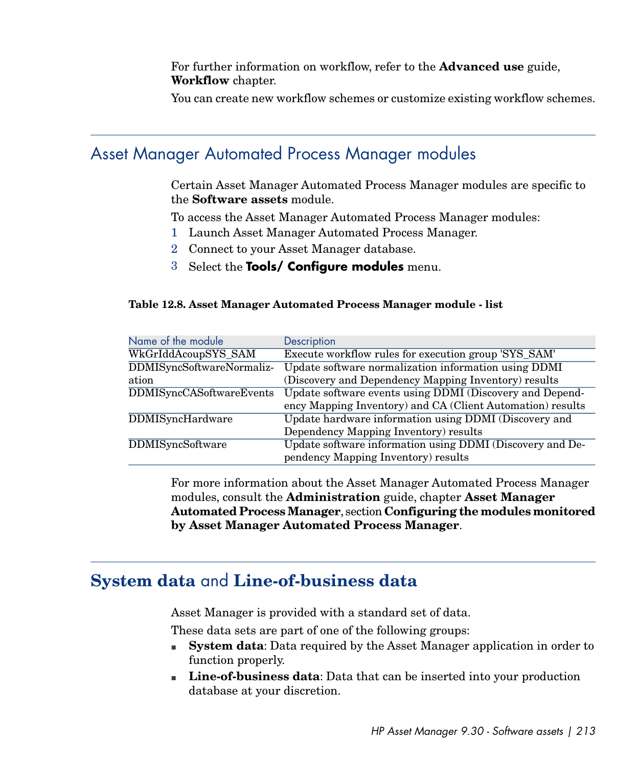For further information on workflow, refer to the **Advanced use** guide, **Workflow** chapter.

You can create new workflow schemes or customize existing workflow schemes.

## Asset Manager Automated Process Manager modules

Certain Asset Manager Automated Process Manager modules are specific to the **Software assets** module.

To access the Asset Manager Automated Process Manager modules:

1. Launch Asset Manager Automated Process Manager.
2. Connect to your Asset Manager database.
3. Select the **Tools/ Configure modules** menu.

**Table 12.8. Asset Manager Automated Process Manager module - list**

| Name of the module | Description |
| --- | --- |
| WkGrIddAcoupSYS_SAM | Execute workflow rules for execution group 'SYS_SAM' |
| DDMISyncSoftwareNormalization | Update software normalization information using DDMI (Discovery and Dependency Mapping Inventory) results |
| DDMISyncCASoftwareEvents | Update software events using DDMI (Discovery and Dependency Mapping Inventory) and CA (Client Automation) results |
| DDMISyncHardware | Update hardware information using DDMI (Discovery and Dependency Mapping Inventory) results |
| DDMISyncSoftware | Update software information using DDMI (Discovery and Dependency Mapping Inventory) results |

For more information about the Asset Manager Automated Process Manager modules, consult the **Administration** guide, chapter **Asset Manager Automated Process Manager**, section **Configuring the modules monitored by Asset Manager Automated Process Manager**.

## **System data** and **Line-of-business data**

Asset Manager is provided with a standard set of data.

These data sets are part of one of the following groups:

- **System data**: Data required by the Asset Manager application in order to function properly.
- **Line-of-business data**: Data that can be inserted into your production database at your discretion.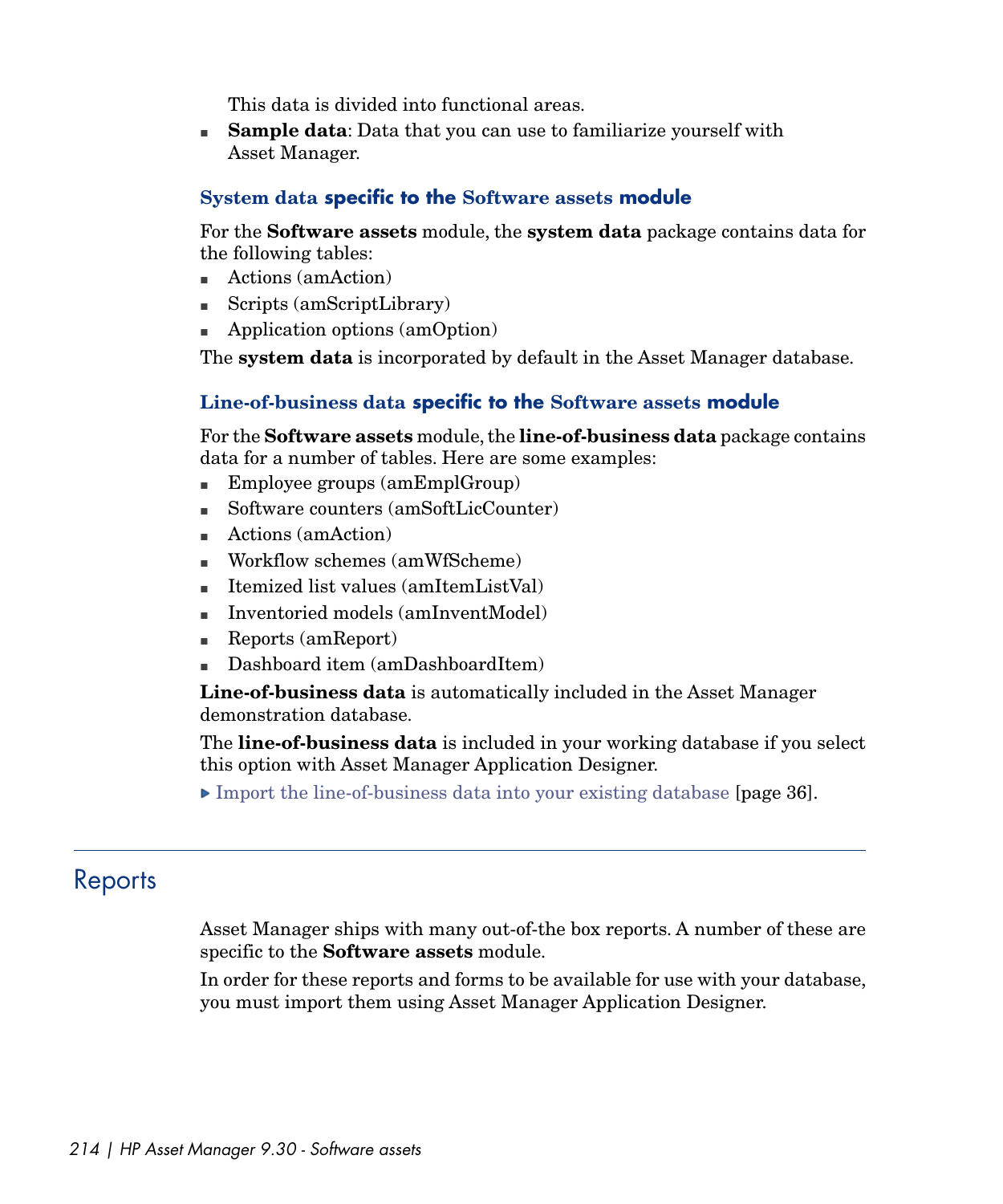This data is divided into functional areas.

- **Sample data**: Data that you can use to familiarize yourself with Asset Manager.

### System data specific to the Software assets module

For the **Software assets** module, the **system data** package contains data for the following tables:

- Actions (amAction)
- Scripts (amScriptLibrary)
- Application options (amOption)

The **system data** is incorporated by default in the Asset Manager database.

### Line-of-business data specific to the Software assets module

For the **Software assets** module, the **line-of-business data** package contains data for a number of tables. Here are some examples:

- Employee groups (amEmplGroup)
- Software counters (amSoftLicCounter)
- Actions (amAction)
- Workflow schemes (amWfScheme)
- Itemized list values (amItemListVal)
- Inventoried models (amInventModel)
- Reports (amReport)
- Dashboard item (amDashboardItem)

**Line-of-business data** is automatically included in the Asset Manager demonstration database.

The **line-of-business data** is included in your working database if you select this option with Asset Manager Application Designer.

▶ Import the line-of-business data into your existing database [page 36].

## Reports

Asset Manager ships with many out-of-the box reports. A number of these are specific to the **Software assets** module.

In order for these reports and forms to be available for use with your database, you must import them using Asset Manager Application Designer.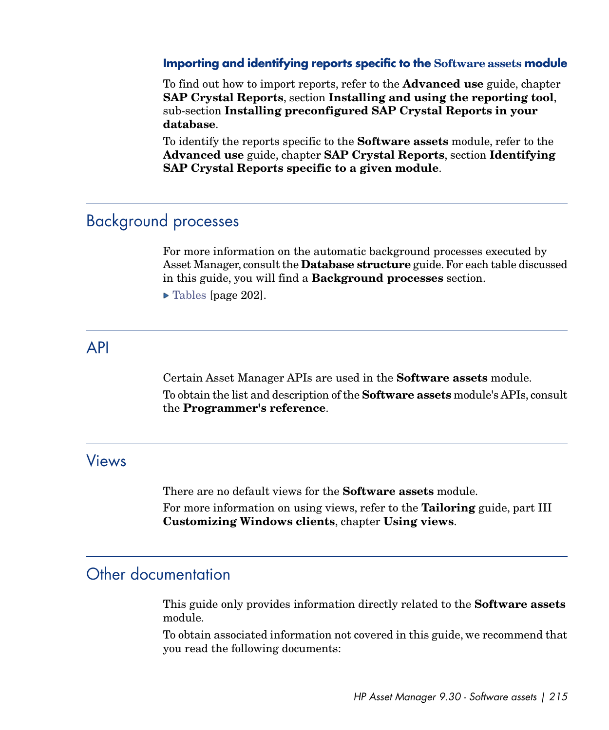### Importing and identifying reports specific to the Software assets module

To find out how to import reports, refer to the **Advanced use** guide, chapter **SAP Crystal Reports**, section **Installing and using the reporting tool**, sub-section **Installing preconfigured SAP Crystal Reports in your database**.

To identify the reports specific to the **Software assets** module, refer to the **Advanced use** guide, chapter **SAP Crystal Reports**, section **Identifying SAP Crystal Reports specific to a given module**.

## Background processes

For more information on the automatic background processes executed by Asset Manager, consult the **Database structure** guide. For each table discussed in this guide, you will find a **Background processes** section.

▶ Tables [page 202].

## API

Certain Asset Manager APIs are used in the **Software assets** module.

To obtain the list and description of the **Software assets** module's APIs, consult the **Programmer's reference**.

## Views

There are no default views for the **Software assets** module.

For more information on using views, refer to the **Tailoring** guide, part III **Customizing Windows clients**, chapter **Using views**.

## Other documentation

This guide only provides information directly related to the **Software assets** module.

To obtain associated information not covered in this guide, we recommend that you read the following documents: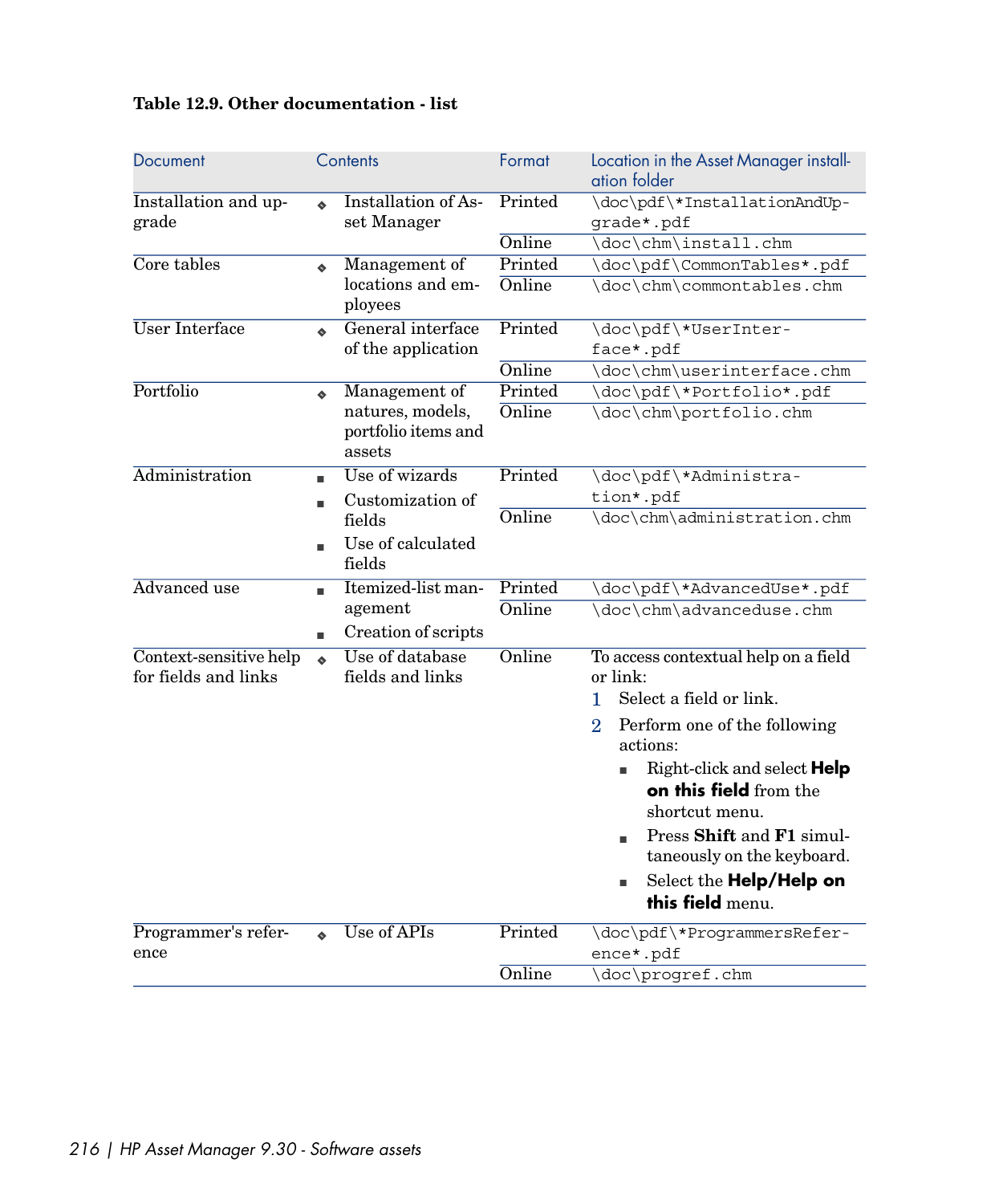**Table 12.9. Other documentation - list**

| Document | Contents | Format | Location in the Asset Manager installation folder |
|---|---|---|---|
| Installation and upgrade | Installation of Asset Manager | Printed | \doc\pdf\*InstallationAndUpgrade*.pdf |
| | | Online | \doc\chm\install.chm |
| Core tables | Management of locations and employees | Printed | \doc\pdf\CommonTables*.pdf |
| | | Online | \doc\chm\commontables.chm |
| User Interface | General interface of the application | Printed | \doc\pdf\*UserInterface*.pdf |
| | | Online | \doc\chm\userinterface.chm |
| Portfolio | Management of natures, models, portfolio items and assets | Printed | \doc\pdf\*Portfolio*.pdf |
| | | Online | \doc\chm\portfolio.chm |
| Administration | • Use of wizards<br>• Customization of fields<br>• Use of calculated fields | Printed | \doc\pdf\*Administration*.pdf |
| | | Online | \doc\chm\administration.chm |
| Advanced use | • Itemized-list management<br>• Creation of scripts | Printed | \doc\pdf\*AdvancedUse*.pdf |
| | | Online | \doc\chm\advanceduse.chm |
| Context-sensitive help for fields and links | Use of database fields and links | Online | To access contextual help on a field or link:<br>1. Select a field or link.<br>2. Perform one of the following actions:<br>• Right-click and select **Help on this field** from the shortcut menu.<br>• Press **Shift** and **F1** simultaneously on the keyboard.<br>• Select the **Help/Help on this field** menu. |
| Programmer's reference | Use of APIs | Printed | \doc\pdf\*ProgrammersReference*.pdf |
| | | Online | \doc\progref.chm |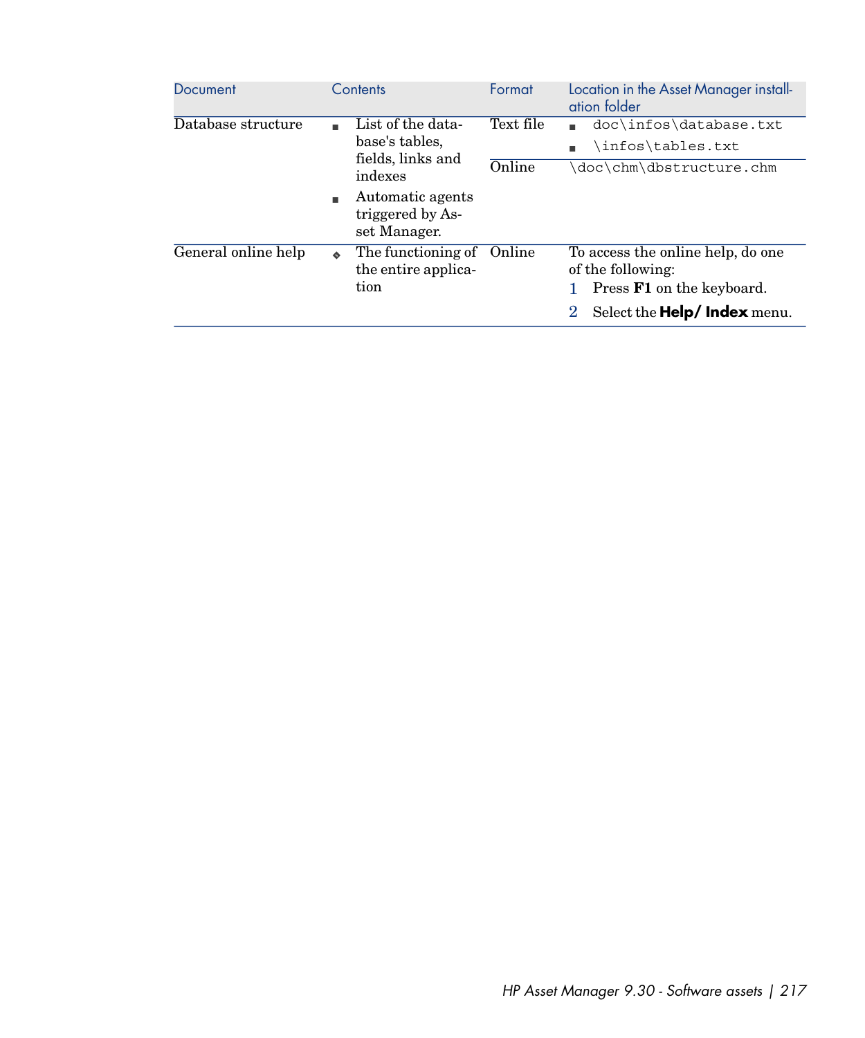| Document | Contents | Format | Location in the Asset Manager installation folder |
|---|---|---|---|
| Database structure | ■ List of the database's tables, fields, links and indexes<br>■ Automatic agents triggered by Asset Manager. | Text file | ■ `doc\infos\database.txt`<br>■ `\infos\tables.txt` |
| | | Online | `\doc\chm\dbstructure.chm` |
| General online help | ❖ The functioning of the entire application | Online | To access the online help, do one of the following:<br>1 Press **F1** on the keyboard.<br>2 Select the **Help/ Index** menu. |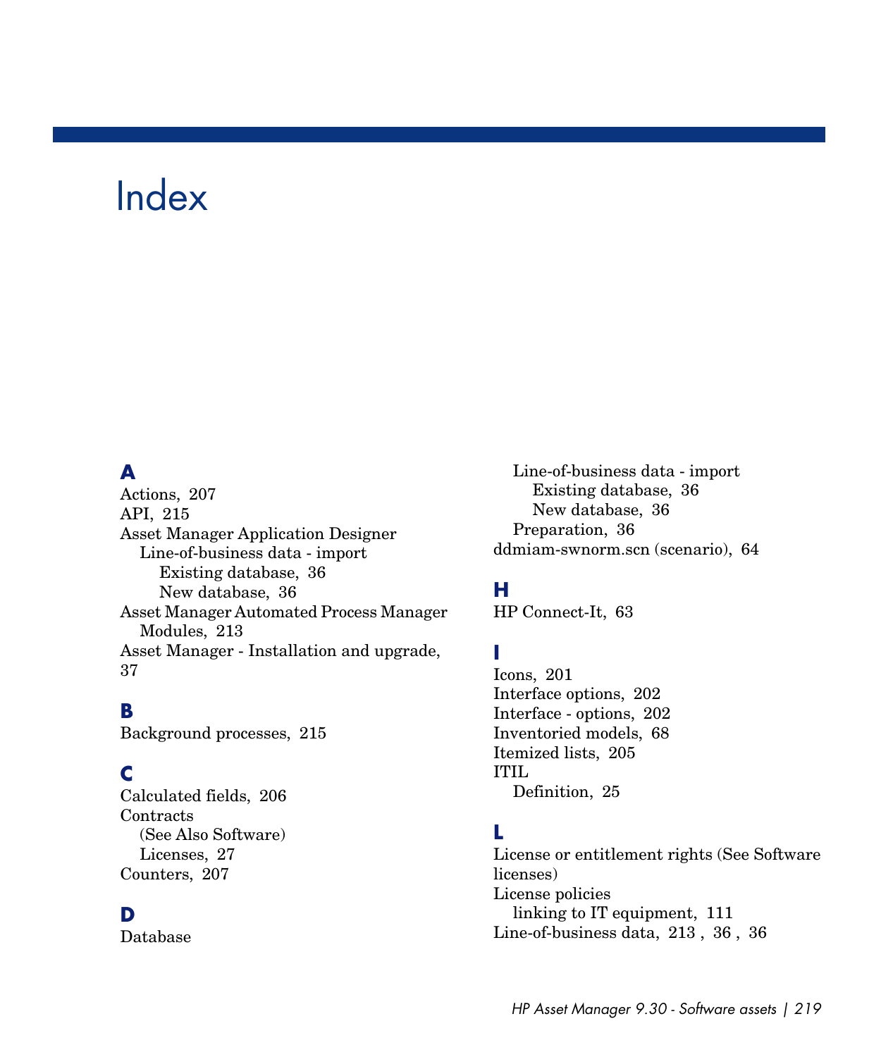# Index

## A

Actions, 207
API, 215
Asset Manager Application Designer
  Line-of-business data - import
    Existing database, 36
    New database, 36
Asset Manager Automated Process Manager
  Modules, 213
Asset Manager - Installation and upgrade, 37

## B

Background processes, 215

## C

Calculated fields, 206
Contracts
  (See Also Software)
  Licenses, 27
Counters, 207

## D

Database
  Line-of-business data - import
    Existing database, 36
    New database, 36
  Preparation, 36
ddmiam-swnorm.scn (scenario), 64

## H

HP Connect-It, 63

## I

Icons, 201
Interface options, 202
Interface - options, 202
Inventoried models, 68
Itemized lists, 205
ITIL
  Definition, 25

## L

License or entitlement rights (See Software licenses)
License policies
  linking to IT equipment, 111
Line-of-business data, 213 , 36 , 36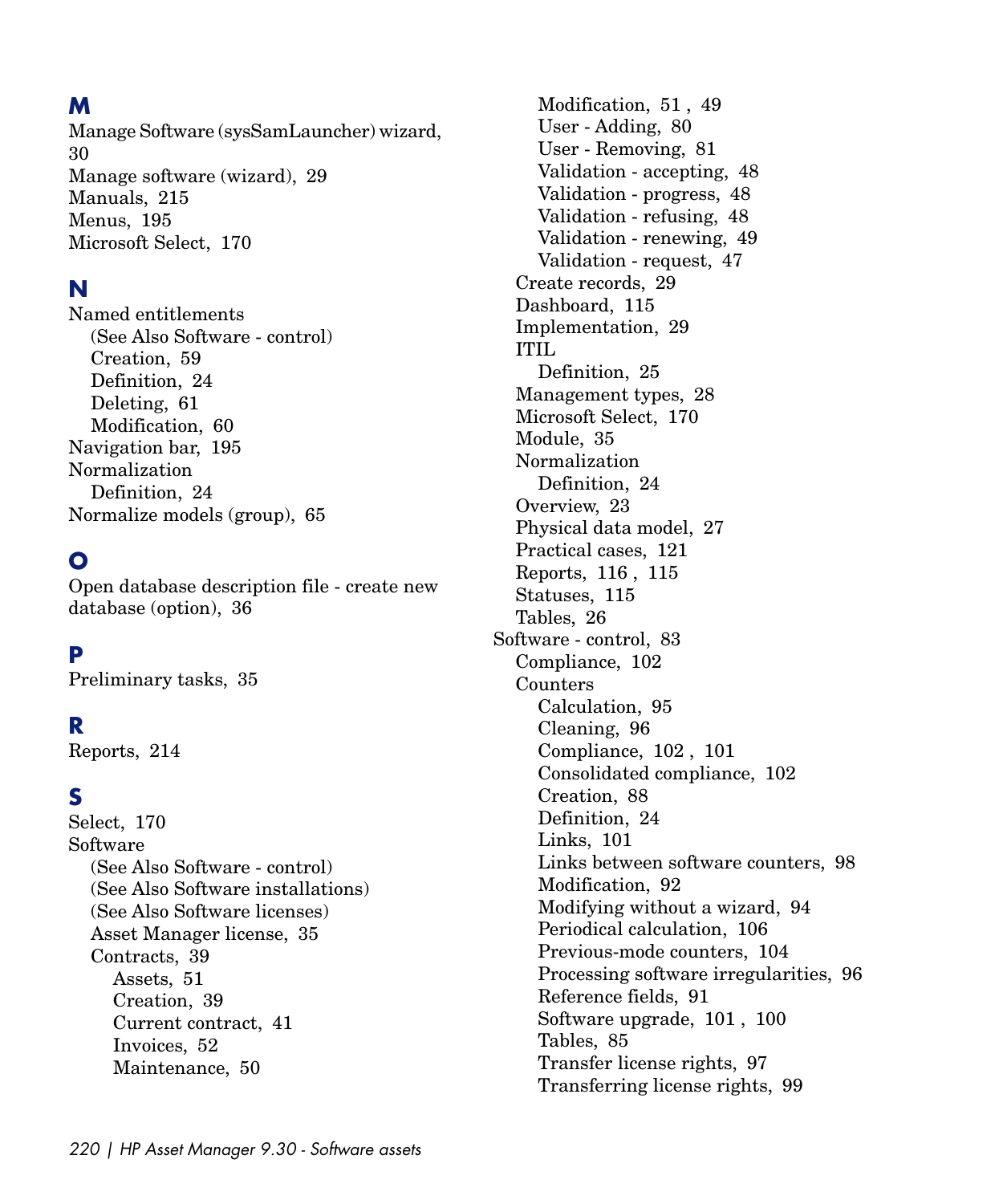## M

Manage Software (sysSamLauncher) wizard, 30
Manage software (wizard), 29
Manuals, 215
Menus, 195
Microsoft Select, 170

## N

Named entitlements
- (See Also Software - control)
- Creation, 59
- Definition, 24
- Deleting, 61
- Modification, 60

Navigation bar, 195
Normalization
- Definition, 24

Normalize models (group), 65

## O

Open database description file - create new database (option), 36

## P

Preliminary tasks, 35

## R

Reports, 214

## S

Select, 170
Software
- (See Also Software - control)
- (See Also Software installations)
- (See Also Software licenses)
- Asset Manager license, 35
- Contracts, 39
  - Assets, 51
  - Creation, 39
  - Current contract, 41
  - Invoices, 52
  - Maintenance, 50
  - Modification, 51 , 49
  - User - Adding, 80
  - User - Removing, 81
  - Validation - accepting, 48
  - Validation - progress, 48
  - Validation - refusing, 48
  - Validation - renewing, 49
  - Validation - request, 47
- Create records, 29
- Dashboard, 115
- Implementation, 29
- ITIL
  - Definition, 25
- Management types, 28
- Microsoft Select, 170
- Module, 35
- Normalization
  - Definition, 24
- Overview, 23
- Physical data model, 27
- Practical cases, 121
- Reports, 116 , 115
- Statuses, 115
- Tables, 26

Software - control, 83
- Compliance, 102
- Counters
  - Calculation, 95
  - Cleaning, 96
  - Compliance, 102 , 101
  - Consolidated compliance, 102
  - Creation, 88
  - Definition, 24
  - Links, 101
  - Links between software counters, 98
  - Modification, 92
  - Modifying without a wizard, 94
  - Periodical calculation, 106
  - Previous-mode counters, 104
  - Processing software irregularities, 96
  - Reference fields, 91
  - Software upgrade, 101 , 100
  - Tables, 85
  - Transfer license rights, 97
  - Transferring license rights, 99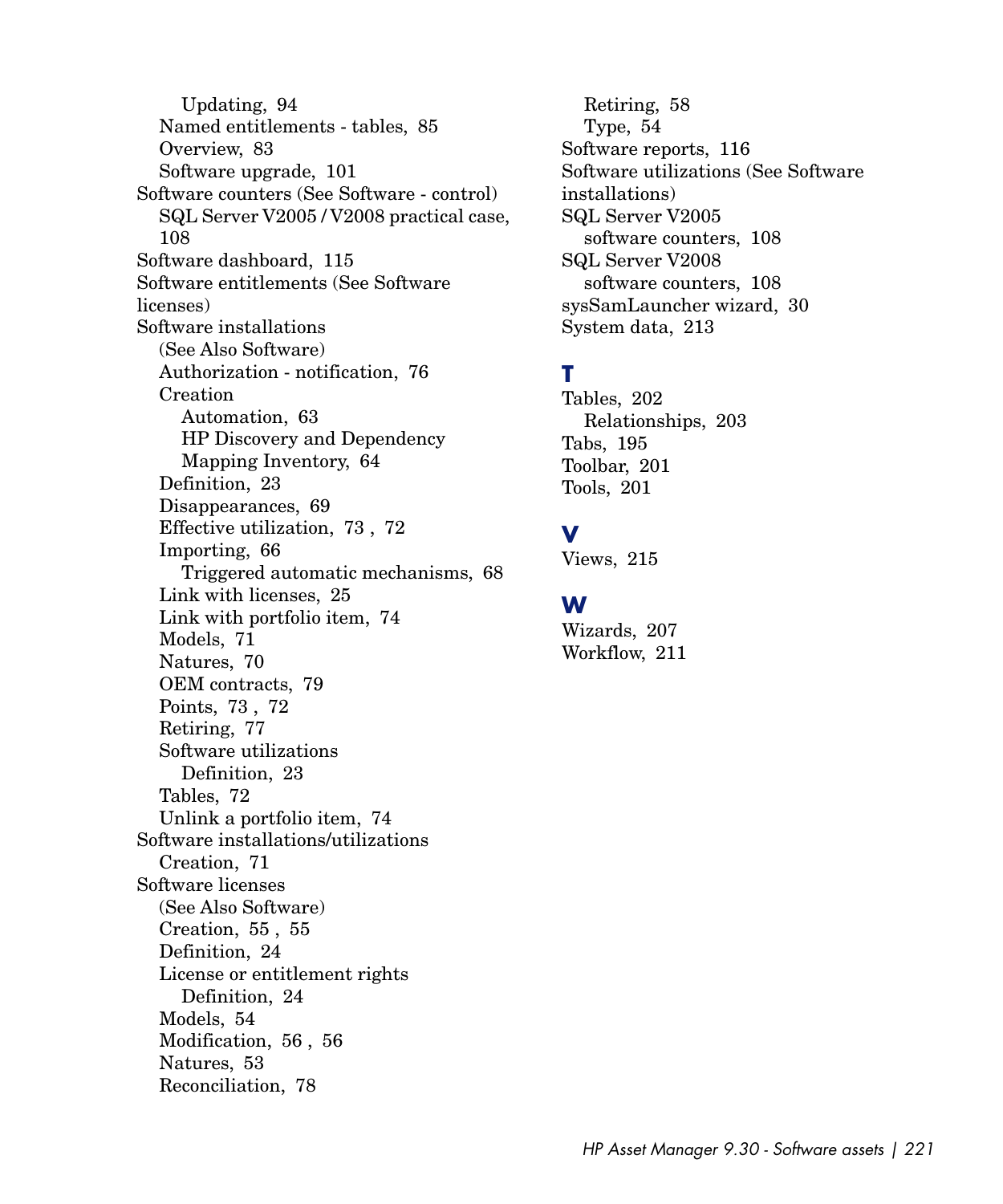Updating, 94
Named entitlements - tables, 85
Overview, 83
Software upgrade, 101
Software counters (See Software - control)
SQL Server V2005 / V2008 practical case, 108
Software dashboard, 115
Software entitlements (See Software licenses)
Software installations
(See Also Software)
Authorization - notification, 76
Creation
Automation, 63
HP Discovery and Dependency Mapping Inventory, 64
Definition, 23
Disappearances, 69
Effective utilization, 73 , 72
Importing, 66
Triggered automatic mechanisms, 68
Link with licenses, 25
Link with portfolio item, 74
Models, 71
Natures, 70
OEM contracts, 79
Points, 73 , 72
Retiring, 77
Software utilizations
Definition, 23
Tables, 72
Unlink a portfolio item, 74
Software installations/utilizations
Creation, 71
Software licenses
(See Also Software)
Creation, 55 , 55
Definition, 24
License or entitlement rights
Definition, 24
Models, 54
Modification, 56 , 56
Natures, 53
Reconciliation, 78
Retiring, 58
Type, 54
Software reports, 116
Software utilizations (See Software installations)
SQL Server V2005
software counters, 108
SQL Server V2008
software counters, 108
sysSamLauncher wizard, 30
System data, 213

## T

Tables, 202
Relationships, 203
Tabs, 195
Toolbar, 201
Tools, 201

## V

Views, 215

## W

Wizards, 207
Workflow, 211